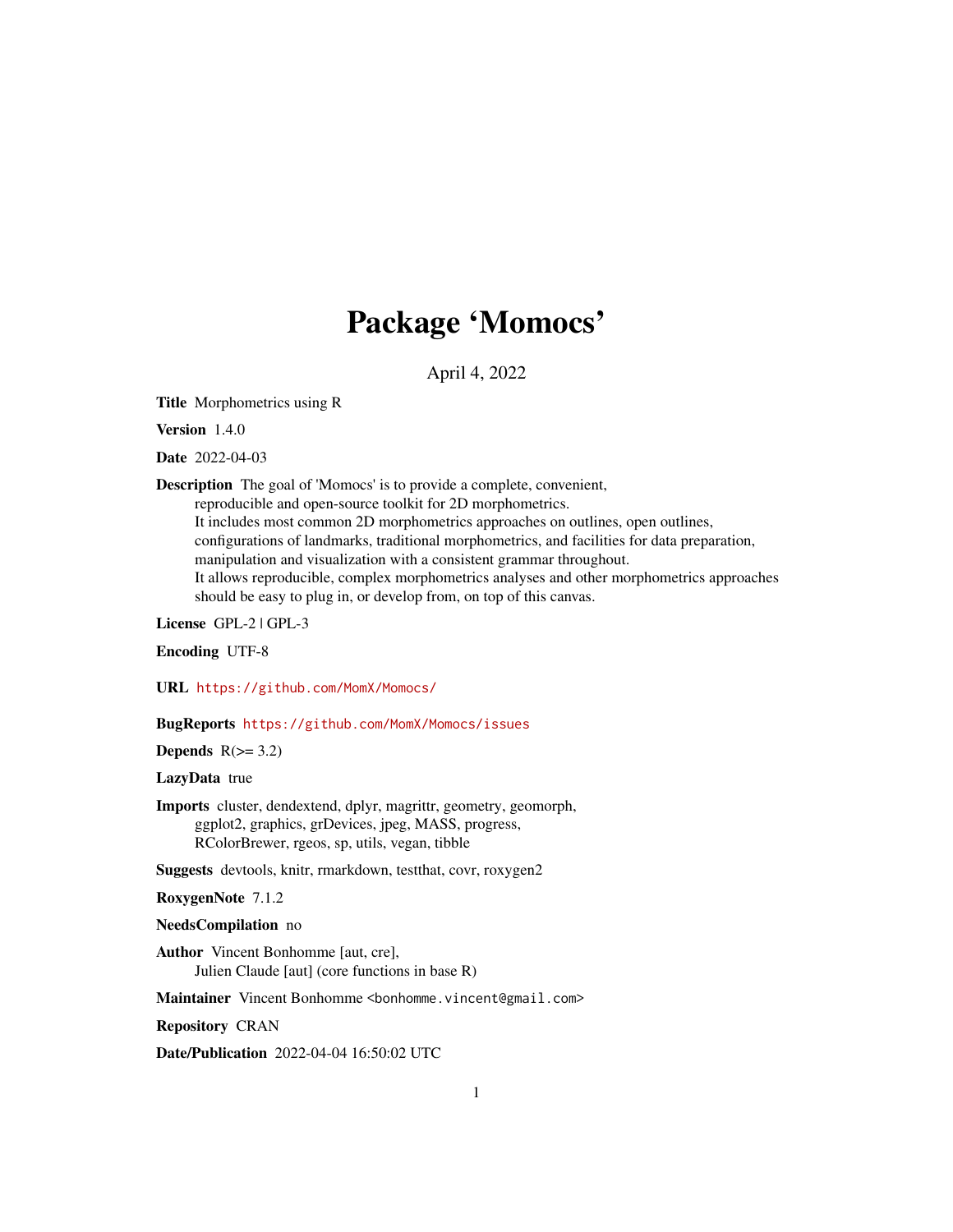# Package 'Momocs'

April 4, 2022

**Title** Morphometrics using R

**Version** 1.4.0

**Date** 2022-04-03

**Description** The goal of 'Momocs' is to provide a complete, convenient, reproducible and open-source toolkit for 2D morphometrics. It includes most common 2D morphometrics approaches on outlines, open outlines, configurations of landmarks, traditional morphometrics, and facilities for data preparation, manipulation and visualization with a consistent grammar throughout. It allows reproducible, complex morphometrics analyses and other morphometrics approaches should be easy to plug in, or develop from, on top of this canvas.

**License** GPL-2 | GPL-3

**Encoding** UTF-8

**URL** https://github.com/MomX/Momocs/

**BugReports** https://github.com/MomX/Momocs/issues

**Depends** R(>= 3.2)

**LazyData** true

**Imports** cluster, dendextend, dplyr, magrittr, geometry, geomorph, ggplot2, graphics, grDevices, jpeg, MASS, progress, RColorBrewer, rgeos, sp, utils, vegan, tibble

**Suggests** devtools, knitr, rmarkdown, testthat, covr, roxygen2

**RoxygenNote** 7.1.2

**NeedsCompilation** no

**Author** Vincent Bonhomme [aut, cre], Julien Claude [aut] (core functions in base R)

**Maintainer** Vincent Bonhomme <bonhomme.vincent@gmail.com>

**Repository** CRAN

**Date/Publication** 2022-04-04 16:50:02 UTC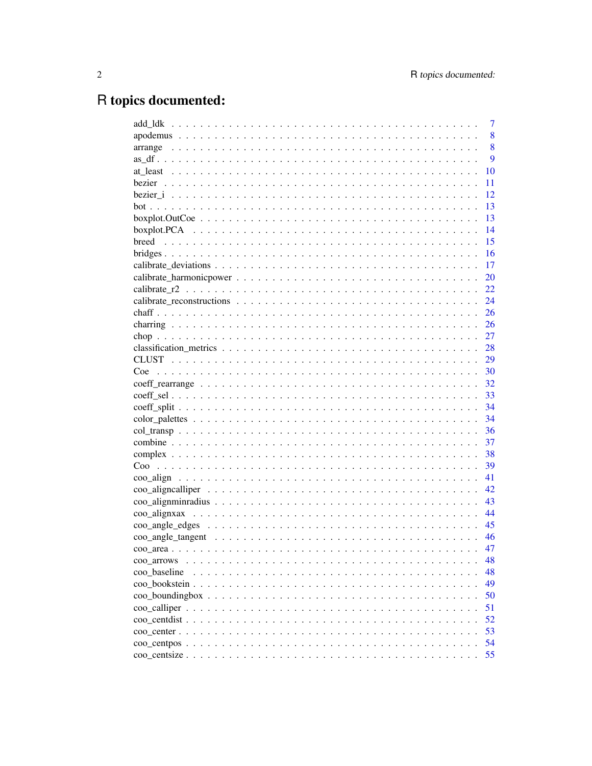# R topics documented:

| | |
|---|---|
| add_ldk | 7 |
| apodemus | 8 |
| arrange | 8 |
| as_df | 9 |
| at_least | 10 |
| bezier | 11 |
| bezier_i | 12 |
| bot | 13 |
| boxplot.OutCoe | 13 |
| boxplot.PCA | 14 |
| breed | 15 |
| bridges | 16 |
| calibrate_deviations | 17 |
| calibrate_harmonicpower | 20 |
| calibrate_r2 | 22 |
| calibrate_reconstructions | 24 |
| chaff | 26 |
| charring | 26 |
| chop | 27 |
| classification_metrics | 28 |
| CLUST | 29 |
| Coe | 30 |
| coeff_rearrange | 32 |
| coeff_sel | 33 |
| coeff_split | 34 |
| color_palettes | 34 |
| col_transp | 36 |
| combine | 37 |
| complex | 38 |
| Coo | 39 |
| coo_align | 41 |
| coo_aligncalliper | 42 |
| coo_alignminradius | 43 |
| coo_alignxax | 44 |
| coo_angle_edges | 45 |
| coo_angle_tangent | 46 |
| coo_area | 47 |
| coo_arrows | 48 |
| coo_baseline | 48 |
| coo_bookstein | 49 |
| coo_boundingbox | 50 |
| coo_calliper | 51 |
| coo_centdist | 52 |
| coo_center | 53 |
| coo_centpos | 54 |
| coo_centsize | 55 |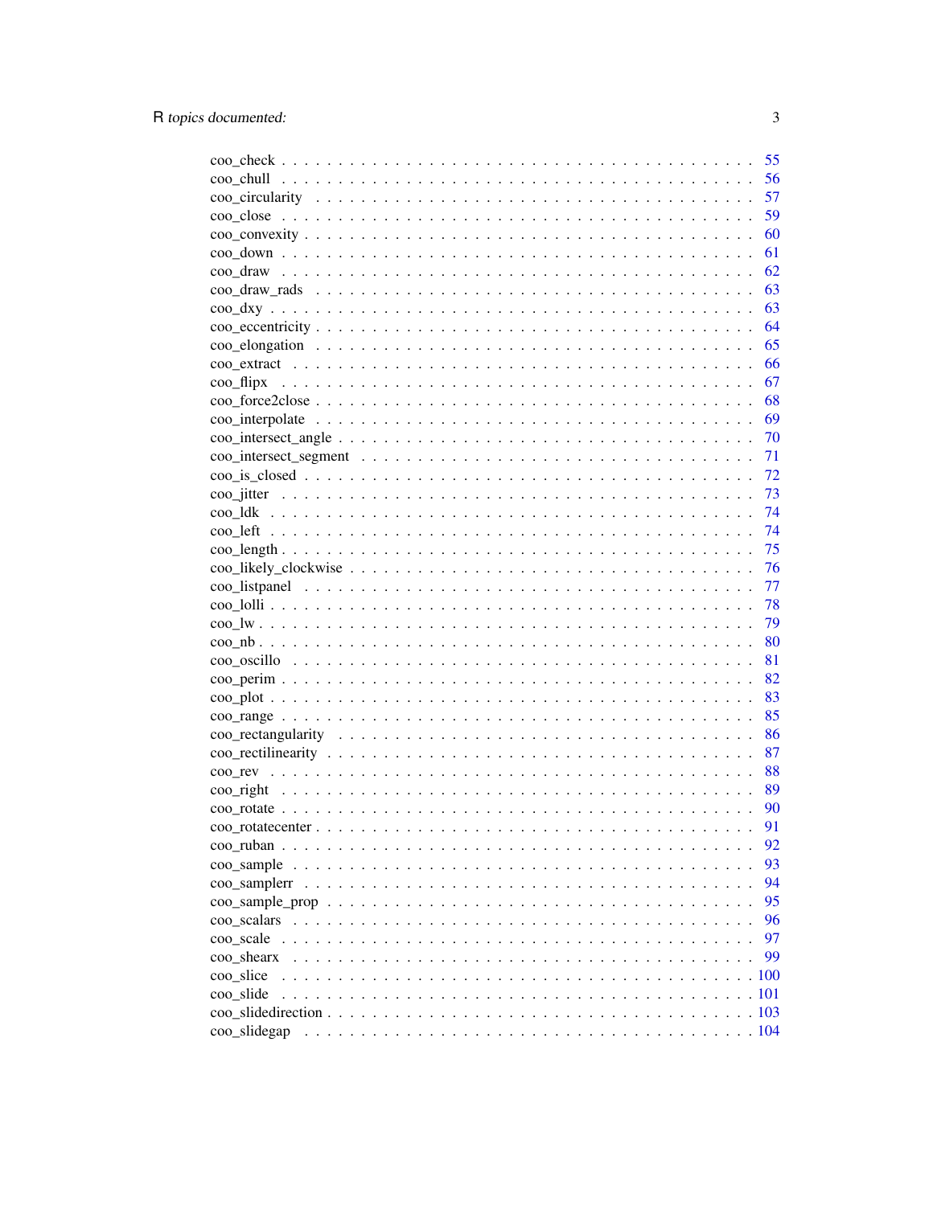coo_check . . . . . . . . . . . . . . . . . . . . . . . . . . . . . . . . . . . . . . 55
coo_chull . . . . . . . . . . . . . . . . . . . . . . . . . . . . . . . . . . . . . . 56
coo_circularity . . . . . . . . . . . . . . . . . . . . . . . . . . . . . . . . . . . 57
coo_close . . . . . . . . . . . . . . . . . . . . . . . . . . . . . . . . . . . . . . 59
coo_convexity . . . . . . . . . . . . . . . . . . . . . . . . . . . . . . . . . . . . 60
coo_down . . . . . . . . . . . . . . . . . . . . . . . . . . . . . . . . . . . . . . 61
coo_draw . . . . . . . . . . . . . . . . . . . . . . . . . . . . . . . . . . . . . . 62
coo_draw_rads . . . . . . . . . . . . . . . . . . . . . . . . . . . . . . . . . . . 63
coo_dxy . . . . . . . . . . . . . . . . . . . . . . . . . . . . . . . . . . . . . . . 63
coo_eccentricity . . . . . . . . . . . . . . . . . . . . . . . . . . . . . . . . . . 64
coo_elongation . . . . . . . . . . . . . . . . . . . . . . . . . . . . . . . . . . . 65
coo_extract . . . . . . . . . . . . . . . . . . . . . . . . . . . . . . . . . . . . . 66
coo_flipx . . . . . . . . . . . . . . . . . . . . . . . . . . . . . . . . . . . . . . 67
coo_force2close . . . . . . . . . . . . . . . . . . . . . . . . . . . . . . . . . . 68
coo_interpolate . . . . . . . . . . . . . . . . . . . . . . . . . . . . . . . . . . 69
coo_intersect_angle . . . . . . . . . . . . . . . . . . . . . . . . . . . . . . . . 70
coo_intersect_segment . . . . . . . . . . . . . . . . . . . . . . . . . . . . . . 71
coo_is_closed . . . . . . . . . . . . . . . . . . . . . . . . . . . . . . . . . . . 72
coo_jitter . . . . . . . . . . . . . . . . . . . . . . . . . . . . . . . . . . . . . 73
coo_ldk . . . . . . . . . . . . . . . . . . . . . . . . . . . . . . . . . . . . . . . 74
coo_left . . . . . . . . . . . . . . . . . . . . . . . . . . . . . . . . . . . . . . 74
coo_length . . . . . . . . . . . . . . . . . . . . . . . . . . . . . . . . . . . . . 75
coo_likely_clockwise . . . . . . . . . . . . . . . . . . . . . . . . . . . . . . . 76
coo_listpanel . . . . . . . . . . . . . . . . . . . . . . . . . . . . . . . . . . . 77
coo_lolli . . . . . . . . . . . . . . . . . . . . . . . . . . . . . . . . . . . . . . 78
coo_lw . . . . . . . . . . . . . . . . . . . . . . . . . . . . . . . . . . . . . . . 79
coo_nb . . . . . . . . . . . . . . . . . . . . . . . . . . . . . . . . . . . . . . . 80
coo_oscillo . . . . . . . . . . . . . . . . . . . . . . . . . . . . . . . . . . . . . 81
coo_perim . . . . . . . . . . . . . . . . . . . . . . . . . . . . . . . . . . . . . . 82
coo_plot . . . . . . . . . . . . . . . . . . . . . . . . . . . . . . . . . . . . . . 83
coo_range . . . . . . . . . . . . . . . . . . . . . . . . . . . . . . . . . . . . . . 85
coo_rectangularity . . . . . . . . . . . . . . . . . . . . . . . . . . . . . . . . 86
coo_rectilinearity . . . . . . . . . . . . . . . . . . . . . . . . . . . . . . . . . 87
coo_rev . . . . . . . . . . . . . . . . . . . . . . . . . . . . . . . . . . . . . . . 88
coo_right . . . . . . . . . . . . . . . . . . . . . . . . . . . . . . . . . . . . . . 89
coo_rotate . . . . . . . . . . . . . . . . . . . . . . . . . . . . . . . . . . . . . 90
coo_rotatecenter . . . . . . . . . . . . . . . . . . . . . . . . . . . . . . . . . . 91
coo_ruban . . . . . . . . . . . . . . . . . . . . . . . . . . . . . . . . . . . . . . 92
coo_sample . . . . . . . . . . . . . . . . . . . . . . . . . . . . . . . . . . . . . 93
coo_samplerr . . . . . . . . . . . . . . . . . . . . . . . . . . . . . . . . . . . . 94
coo_sample_prop . . . . . . . . . . . . . . . . . . . . . . . . . . . . . . . . . . 95
coo_scalars . . . . . . . . . . . . . . . . . . . . . . . . . . . . . . . . . . . . . 96
coo_scale . . . . . . . . . . . . . . . . . . . . . . . . . . . . . . . . . . . . . . 97
coo_shearx . . . . . . . . . . . . . . . . . . . . . . . . . . . . . . . . . . . . . 99
coo_slice . . . . . . . . . . . . . . . . . . . . . . . . . . . . . . . . . . . . . . 100
coo_slide . . . . . . . . . . . . . . . . . . . . . . . . . . . . . . . . . . . . . . 101
coo_slidedirection . . . . . . . . . . . . . . . . . . . . . . . . . . . . . . . . . 103
coo_slidegap . . . . . . . . . . . . . . . . . . . . . . . . . . . . . . . . . . . . 104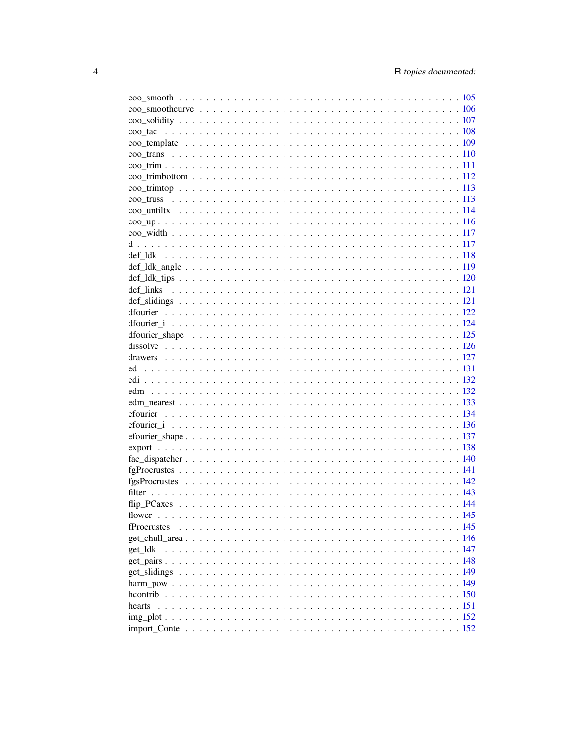coo_smooth . . . . . . . . . . . . . . . . . . . . . . . . . . . . . . . . . . . . . . . . 105
coo_smoothcurve . . . . . . . . . . . . . . . . . . . . . . . . . . . . . . . . . . . . . 106
coo_solidity . . . . . . . . . . . . . . . . . . . . . . . . . . . . . . . . . . . . . . . . 107
coo_tac . . . . . . . . . . . . . . . . . . . . . . . . . . . . . . . . . . . . . . . . . . 108
coo_template . . . . . . . . . . . . . . . . . . . . . . . . . . . . . . . . . . . . . . . 109
coo_trans . . . . . . . . . . . . . . . . . . . . . . . . . . . . . . . . . . . . . . . . . 110
coo_trim . . . . . . . . . . . . . . . . . . . . . . . . . . . . . . . . . . . . . . . . . . 111
coo_trimbottom . . . . . . . . . . . . . . . . . . . . . . . . . . . . . . . . . . . . . . 112
coo_trimtop . . . . . . . . . . . . . . . . . . . . . . . . . . . . . . . . . . . . . . . . 113
coo_truss . . . . . . . . . . . . . . . . . . . . . . . . . . . . . . . . . . . . . . . . . 113
coo_untiltx . . . . . . . . . . . . . . . . . . . . . . . . . . . . . . . . . . . . . . . . 114
coo_up . . . . . . . . . . . . . . . . . . . . . . . . . . . . . . . . . . . . . . . . . . . 116
coo_width . . . . . . . . . . . . . . . . . . . . . . . . . . . . . . . . . . . . . . . . . 117
d . . . . . . . . . . . . . . . . . . . . . . . . . . . . . . . . . . . . . . . . . . . . . 117
def_ldk . . . . . . . . . . . . . . . . . . . . . . . . . . . . . . . . . . . . . . . . . . 118
def_ldk_angle . . . . . . . . . . . . . . . . . . . . . . . . . . . . . . . . . . . . . . . 119
def_ldk_tips . . . . . . . . . . . . . . . . . . . . . . . . . . . . . . . . . . . . . . . . 120
def_links . . . . . . . . . . . . . . . . . . . . . . . . . . . . . . . . . . . . . . . . . 121
def_slidings . . . . . . . . . . . . . . . . . . . . . . . . . . . . . . . . . . . . . . . . 121
dfourier . . . . . . . . . . . . . . . . . . . . . . . . . . . . . . . . . . . . . . . . . . 122
dfourier_i . . . . . . . . . . . . . . . . . . . . . . . . . . . . . . . . . . . . . . . . . 124
dfourier_shape . . . . . . . . . . . . . . . . . . . . . . . . . . . . . . . . . . . . . . . 125
dissolve . . . . . . . . . . . . . . . . . . . . . . . . . . . . . . . . . . . . . . . . . . 126
drawers . . . . . . . . . . . . . . . . . . . . . . . . . . . . . . . . . . . . . . . . . . 127
ed . . . . . . . . . . . . . . . . . . . . . . . . . . . . . . . . . . . . . . . . . . . . . 131
edi . . . . . . . . . . . . . . . . . . . . . . . . . . . . . . . . . . . . . . . . . . . . 132
edm . . . . . . . . . . . . . . . . . . . . . . . . . . . . . . . . . . . . . . . . . . . . 132
edm_nearest . . . . . . . . . . . . . . . . . . . . . . . . . . . . . . . . . . . . . . . . 133
efourier . . . . . . . . . . . . . . . . . . . . . . . . . . . . . . . . . . . . . . . . . . 134
efourier_i . . . . . . . . . . . . . . . . . . . . . . . . . . . . . . . . . . . . . . . . . 136
efourier_shape . . . . . . . . . . . . . . . . . . . . . . . . . . . . . . . . . . . . . . . 137
export . . . . . . . . . . . . . . . . . . . . . . . . . . . . . . . . . . . . . . . . . . . 138
fac_dispatcher . . . . . . . . . . . . . . . . . . . . . . . . . . . . . . . . . . . . . . . 140
fgProcrustes . . . . . . . . . . . . . . . . . . . . . . . . . . . . . . . . . . . . . . . . 141
fgsProcrustes . . . . . . . . . . . . . . . . . . . . . . . . . . . . . . . . . . . . . . . . 142
filter . . . . . . . . . . . . . . . . . . . . . . . . . . . . . . . . . . . . . . . . . . . . 143
flip_PCaxes . . . . . . . . . . . . . . . . . . . . . . . . . . . . . . . . . . . . . . . . 144
flower . . . . . . . . . . . . . . . . . . . . . . . . . . . . . . . . . . . . . . . . . . . 145
fProcrustes . . . . . . . . . . . . . . . . . . . . . . . . . . . . . . . . . . . . . . . . . 145
get_chull_area . . . . . . . . . . . . . . . . . . . . . . . . . . . . . . . . . . . . . . . 146
get_ldk . . . . . . . . . . . . . . . . . . . . . . . . . . . . . . . . . . . . . . . . . . . 147
get_pairs . . . . . . . . . . . . . . . . . . . . . . . . . . . . . . . . . . . . . . . . . . 148
get_slidings . . . . . . . . . . . . . . . . . . . . . . . . . . . . . . . . . . . . . . . . 149
harm_pow . . . . . . . . . . . . . . . . . . . . . . . . . . . . . . . . . . . . . . . . . . 149
hcontrib . . . . . . . . . . . . . . . . . . . . . . . . . . . . . . . . . . . . . . . . . . 150
hearts . . . . . . . . . . . . . . . . . . . . . . . . . . . . . . . . . . . . . . . . . . . 151
img_plot . . . . . . . . . . . . . . . . . . . . . . . . . . . . . . . . . . . . . . . . . . 152
import_Conte . . . . . . . . . . . . . . . . . . . . . . . . . . . . . . . . . . . . . . . . 152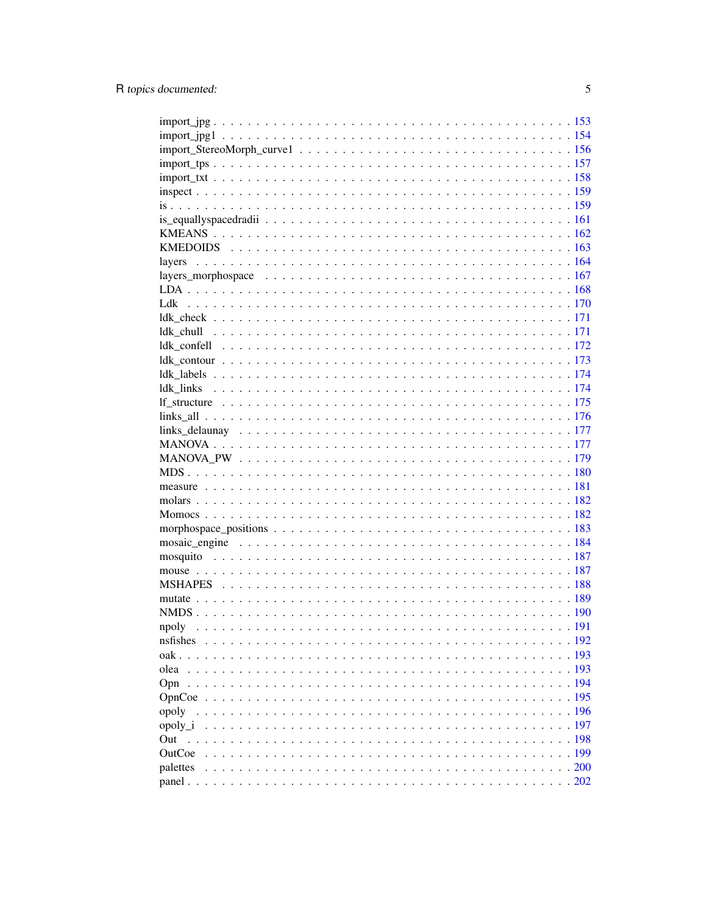import_jpg . . . . . . . . . . . . . . . . . . . . . . . . . . . . . . . . . . . . . 153
import_jpg1 . . . . . . . . . . . . . . . . . . . . . . . . . . . . . . . . . . . . . 154
import_StereoMorph_curve1 . . . . . . . . . . . . . . . . . . . . . . . . . . . . . 156
import_tps . . . . . . . . . . . . . . . . . . . . . . . . . . . . . . . . . . . . . . 157
import_txt . . . . . . . . . . . . . . . . . . . . . . . . . . . . . . . . . . . . . . 158
inspect . . . . . . . . . . . . . . . . . . . . . . . . . . . . . . . . . . . . . . . 159
is . . . . . . . . . . . . . . . . . . . . . . . . . . . . . . . . . . . . . . . . . 159
is_equallyspacedradii . . . . . . . . . . . . . . . . . . . . . . . . . . . . . . . . 161
KMEANS . . . . . . . . . . . . . . . . . . . . . . . . . . . . . . . . . . . . . . . 162
KMEDOIDS . . . . . . . . . . . . . . . . . . . . . . . . . . . . . . . . . . . . . . 163
layers . . . . . . . . . . . . . . . . . . . . . . . . . . . . . . . . . . . . . . . 164
layers_morphospace . . . . . . . . . . . . . . . . . . . . . . . . . . . . . . . . . 167
LDA . . . . . . . . . . . . . . . . . . . . . . . . . . . . . . . . . . . . . . . . 168
Ldk . . . . . . . . . . . . . . . . . . . . . . . . . . . . . . . . . . . . . . . . 170
ldk_check . . . . . . . . . . . . . . . . . . . . . . . . . . . . . . . . . . . . . 171
ldk_chull . . . . . . . . . . . . . . . . . . . . . . . . . . . . . . . . . . . . . 171
ldk_confell . . . . . . . . . . . . . . . . . . . . . . . . . . . . . . . . . . . . 172
ldk_contour . . . . . . . . . . . . . . . . . . . . . . . . . . . . . . . . . . . . 173
ldk_labels . . . . . . . . . . . . . . . . . . . . . . . . . . . . . . . . . . . . . 174
ldk_links . . . . . . . . . . . . . . . . . . . . . . . . . . . . . . . . . . . . . 174
lf_structure . . . . . . . . . . . . . . . . . . . . . . . . . . . . . . . . . . . . 175
links_all . . . . . . . . . . . . . . . . . . . . . . . . . . . . . . . . . . . . . 176
links_delaunay . . . . . . . . . . . . . . . . . . . . . . . . . . . . . . . . . . . 177
MANOVA . . . . . . . . . . . . . . . . . . . . . . . . . . . . . . . . . . . . . . 177
MANOVA_PW . . . . . . . . . . . . . . . . . . . . . . . . . . . . . . . . . . . . 179
MDS . . . . . . . . . . . . . . . . . . . . . . . . . . . . . . . . . . . . . . . . 180
measure . . . . . . . . . . . . . . . . . . . . . . . . . . . . . . . . . . . . . . 181
molars . . . . . . . . . . . . . . . . . . . . . . . . . . . . . . . . . . . . . . . 182
Momocs . . . . . . . . . . . . . . . . . . . . . . . . . . . . . . . . . . . . . . 182
morphospace_positions . . . . . . . . . . . . . . . . . . . . . . . . . . . . . . . 183
mosaic_engine . . . . . . . . . . . . . . . . . . . . . . . . . . . . . . . . . . . 184
mosquito . . . . . . . . . . . . . . . . . . . . . . . . . . . . . . . . . . . . . . 187
mouse . . . . . . . . . . . . . . . . . . . . . . . . . . . . . . . . . . . . . . . 187
MSHAPES . . . . . . . . . . . . . . . . . . . . . . . . . . . . . . . . . . . . . . 188
mutate . . . . . . . . . . . . . . . . . . . . . . . . . . . . . . . . . . . . . . . 189
NMDS . . . . . . . . . . . . . . . . . . . . . . . . . . . . . . . . . . . . . . . . 190
npoly . . . . . . . . . . . . . . . . . . . . . . . . . . . . . . . . . . . . . . . 191
nsfishes . . . . . . . . . . . . . . . . . . . . . . . . . . . . . . . . . . . . . . 192
oak . . . . . . . . . . . . . . . . . . . . . . . . . . . . . . . . . . . . . . . . 193
olea . . . . . . . . . . . . . . . . . . . . . . . . . . . . . . . . . . . . . . . . 193
Opn . . . . . . . . . . . . . . . . . . . . . . . . . . . . . . . . . . . . . . . . 194
OpnCoe . . . . . . . . . . . . . . . . . . . . . . . . . . . . . . . . . . . . . . 195
opoly . . . . . . . . . . . . . . . . . . . . . . . . . . . . . . . . . . . . . . . 196
opoly_i . . . . . . . . . . . . . . . . . . . . . . . . . . . . . . . . . . . . . . 197
Out . . . . . . . . . . . . . . . . . . . . . . . . . . . . . . . . . . . . . . . . 198
OutCoe . . . . . . . . . . . . . . . . . . . . . . . . . . . . . . . . . . . . . . 199
palettes . . . . . . . . . . . . . . . . . . . . . . . . . . . . . . . . . . . . . . 200
panel . . . . . . . . . . . . . . . . . . . . . . . . . . . . . . . . . . . . . . . 202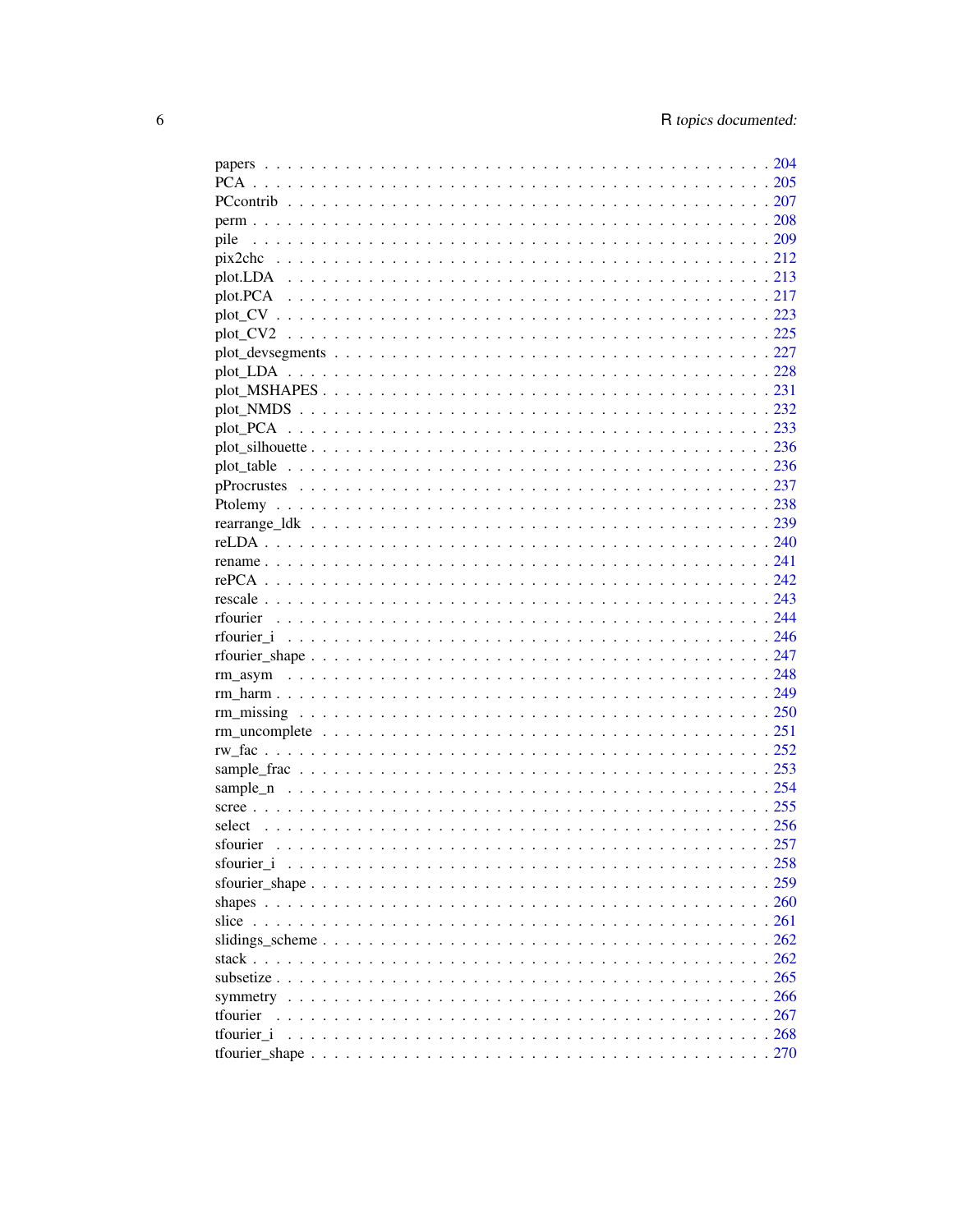papers . . . . . . . . . . . . . . . . . . . . . . . . . . . . . . . . . . . . . . . . . . 204
PCA . . . . . . . . . . . . . . . . . . . . . . . . . . . . . . . . . . . . . . . . . . . 205
PCcontrib . . . . . . . . . . . . . . . . . . . . . . . . . . . . . . . . . . . . . . . . 207
perm . . . . . . . . . . . . . . . . . . . . . . . . . . . . . . . . . . . . . . . . . . . 208
pile . . . . . . . . . . . . . . . . . . . . . . . . . . . . . . . . . . . . . . . . . . . 209
pix2chc . . . . . . . . . . . . . . . . . . . . . . . . . . . . . . . . . . . . . . . . . 212
plot.LDA . . . . . . . . . . . . . . . . . . . . . . . . . . . . . . . . . . . . . . . . 213
plot.PCA . . . . . . . . . . . . . . . . . . . . . . . . . . . . . . . . . . . . . . . . 217
plot_CV . . . . . . . . . . . . . . . . . . . . . . . . . . . . . . . . . . . . . . . . . 223
plot_CV2 . . . . . . . . . . . . . . . . . . . . . . . . . . . . . . . . . . . . . . . . 225
plot_devsegments . . . . . . . . . . . . . . . . . . . . . . . . . . . . . . . . . . . . 227
plot_LDA . . . . . . . . . . . . . . . . . . . . . . . . . . . . . . . . . . . . . . . . 228
plot_MSHAPES . . . . . . . . . . . . . . . . . . . . . . . . . . . . . . . . . . . . . 231
plot_NMDS . . . . . . . . . . . . . . . . . . . . . . . . . . . . . . . . . . . . . . . 232
plot_PCA . . . . . . . . . . . . . . . . . . . . . . . . . . . . . . . . . . . . . . . . 233
plot_silhouette . . . . . . . . . . . . . . . . . . . . . . . . . . . . . . . . . . . . . 236
plot_table . . . . . . . . . . . . . . . . . . . . . . . . . . . . . . . . . . . . . . . 236
pProcrustes . . . . . . . . . . . . . . . . . . . . . . . . . . . . . . . . . . . . . . . 237
Ptolemy . . . . . . . . . . . . . . . . . . . . . . . . . . . . . . . . . . . . . . . . . 238
rearrange_ldk . . . . . . . . . . . . . . . . . . . . . . . . . . . . . . . . . . . . . . 239
reLDA . . . . . . . . . . . . . . . . . . . . . . . . . . . . . . . . . . . . . . . . . . 240
rename . . . . . . . . . . . . . . . . . . . . . . . . . . . . . . . . . . . . . . . . . . 241
rePCA . . . . . . . . . . . . . . . . . . . . . . . . . . . . . . . . . . . . . . . . . . 242
rescale . . . . . . . . . . . . . . . . . . . . . . . . . . . . . . . . . . . . . . . . . . 243
rfourier . . . . . . . . . . . . . . . . . . . . . . . . . . . . . . . . . . . . . . . . . 244
rfourier_i . . . . . . . . . . . . . . . . . . . . . . . . . . . . . . . . . . . . . . . . 246
rfourier_shape . . . . . . . . . . . . . . . . . . . . . . . . . . . . . . . . . . . . . . 247
rm_asym . . . . . . . . . . . . . . . . . . . . . . . . . . . . . . . . . . . . . . . . . 248
rm_harm . . . . . . . . . . . . . . . . . . . . . . . . . . . . . . . . . . . . . . . . . 249
rm_missing . . . . . . . . . . . . . . . . . . . . . . . . . . . . . . . . . . . . . . . . 250
rm_uncomplete . . . . . . . . . . . . . . . . . . . . . . . . . . . . . . . . . . . . . . 251
rw_fac . . . . . . . . . . . . . . . . . . . . . . . . . . . . . . . . . . . . . . . . . . 252
sample_frac . . . . . . . . . . . . . . . . . . . . . . . . . . . . . . . . . . . . . . . 253
sample_n . . . . . . . . . . . . . . . . . . . . . . . . . . . . . . . . . . . . . . . . 254
scree . . . . . . . . . . . . . . . . . . . . . . . . . . . . . . . . . . . . . . . . . . 255
select . . . . . . . . . . . . . . . . . . . . . . . . . . . . . . . . . . . . . . . . . . 256
sfourier . . . . . . . . . . . . . . . . . . . . . . . . . . . . . . . . . . . . . . . . . 257
sfourier_i . . . . . . . . . . . . . . . . . . . . . . . . . . . . . . . . . . . . . . . . 258
sfourier_shape . . . . . . . . . . . . . . . . . . . . . . . . . . . . . . . . . . . . . . 259
shapes . . . . . . . . . . . . . . . . . . . . . . . . . . . . . . . . . . . . . . . . . . 260
slice . . . . . . . . . . . . . . . . . . . . . . . . . . . . . . . . . . . . . . . . . . . 261
slidings_scheme . . . . . . . . . . . . . . . . . . . . . . . . . . . . . . . . . . . . . 262
stack . . . . . . . . . . . . . . . . . . . . . . . . . . . . . . . . . . . . . . . . . . . 262
subsetize . . . . . . . . . . . . . . . . . . . . . . . . . . . . . . . . . . . . . . . . . 265
symmetry . . . . . . . . . . . . . . . . . . . . . . . . . . . . . . . . . . . . . . . . . 266
tfourier . . . . . . . . . . . . . . . . . . . . . . . . . . . . . . . . . . . . . . . . . 267
tfourier_i . . . . . . . . . . . . . . . . . . . . . . . . . . . . . . . . . . . . . . . . 268
tfourier_shape . . . . . . . . . . . . . . . . . . . . . . . . . . . . . . . . . . . . . . 270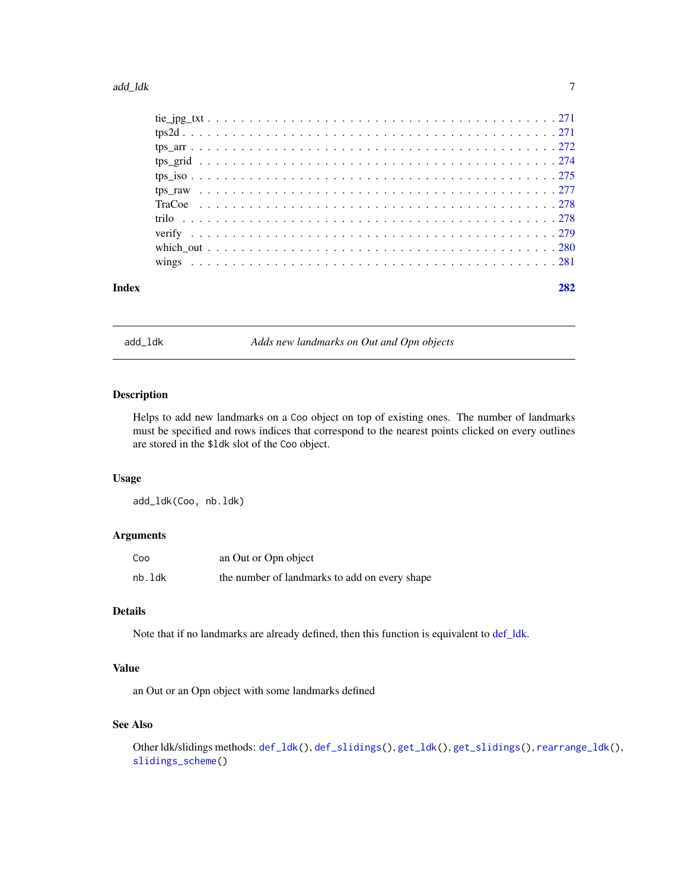tie_jpg_txt . . . . . . . . . . . . . . . . . . . . . . . . . . . . . . . . . . . . . . . 271
tps2d . . . . . . . . . . . . . . . . . . . . . . . . . . . . . . . . . . . . . . . . . . . 271
tps_arr . . . . . . . . . . . . . . . . . . . . . . . . . . . . . . . . . . . . . . . . . . 272
tps_grid . . . . . . . . . . . . . . . . . . . . . . . . . . . . . . . . . . . . . . . . . 274
tps_iso . . . . . . . . . . . . . . . . . . . . . . . . . . . . . . . . . . . . . . . . . . 275
tps_raw . . . . . . . . . . . . . . . . . . . . . . . . . . . . . . . . . . . . . . . . . . 277
TraCoe . . . . . . . . . . . . . . . . . . . . . . . . . . . . . . . . . . . . . . . . . . 278
trilo . . . . . . . . . . . . . . . . . . . . . . . . . . . . . . . . . . . . . . . . . . . 278
verify . . . . . . . . . . . . . . . . . . . . . . . . . . . . . . . . . . . . . . . . . . 279
which_out . . . . . . . . . . . . . . . . . . . . . . . . . . . . . . . . . . . . . . . . 280
wings . . . . . . . . . . . . . . . . . . . . . . . . . . . . . . . . . . . . . . . . . . . 281

**Index** **282**

---

## add_ldk — *Adds new landmarks on Out and Opn objects*

---

### Description

Helps to add new landmarks on a `Coo` object on top of existing ones. The number of landmarks must be specified and rows indices that correspond to the nearest points clicked on every outlines are stored in the `$ldk` slot of the `Coo` object.

### Usage

```
add_ldk(Coo, nb.ldk)
```

### Arguments

| | |
|---|---|
| `Coo` | an Out or Opn object |
| `nb.ldk` | the number of landmarks to add on every shape |

### Details

Note that if no landmarks are already defined, then this function is equivalent to def_ldk.

### Value

an Out or an Opn object with some landmarks defined

### See Also

Other ldk/slidings methods: `def_ldk()`, `def_slidings()`, `get_ldk()`, `get_slidings()`, `rearrange_ldk()`, `slidings_scheme()`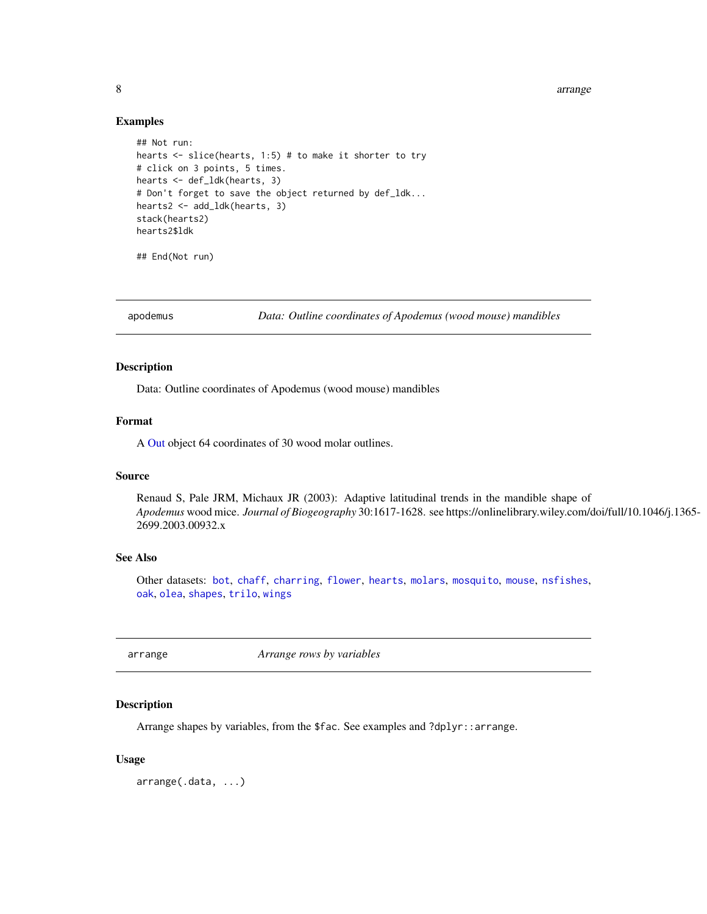### Examples

```
## Not run:
hearts <- slice(hearts, 1:5) # to make it shorter to try
# click on 3 points, 5 times.
hearts <- def_ldk(hearts, 3)
# Don't forget to save the object returned by def_ldk...
hearts2 <- add_ldk(hearts, 3)
stack(hearts2)
hearts2$ldk

## End(Not run)
```

---

## apodemus — *Data: Outline coordinates of Apodemus (wood mouse) mandibles*

### Description

Data: Outline coordinates of Apodemus (wood mouse) mandibles

### Format

A Out object 64 coordinates of 30 wood molar outlines.

### Source

Renaud S, Pale JRM, Michaux JR (2003): Adaptive latitudinal trends in the mandible shape of *Apodemus* wood mice. *Journal of Biogeography* 30:1617-1628. see https://onlinelibrary.wiley.com/doi/full/10.1046/j.1365-2699.2003.00932.x

### See Also

Other datasets: bot, chaff, charring, flower, hearts, molars, mosquito, mouse, nsfishes, oak, olea, shapes, trilo, wings

---

## arrange — *Arrange rows by variables*

### Description

Arrange shapes by variables, from the $fac. See examples and ?dplyr::arrange.

### Usage

```
arrange(.data, ...)
```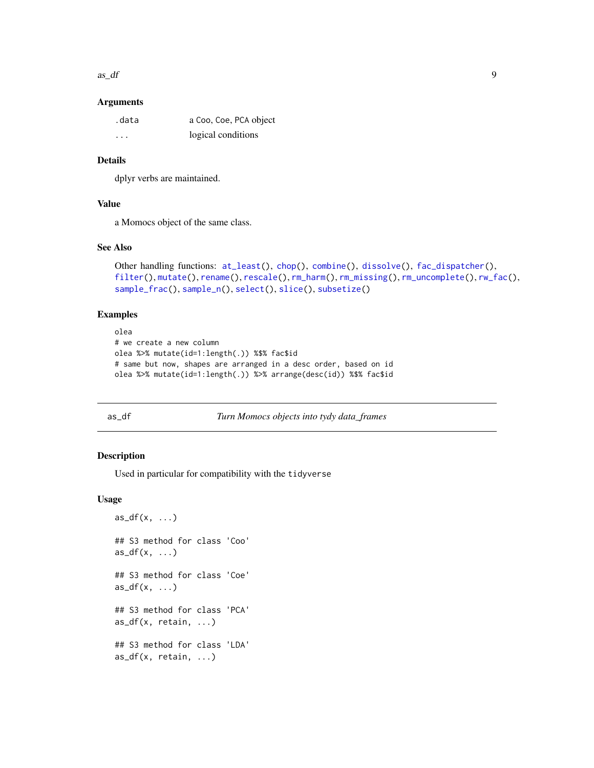### Arguments

| | |
|---|---|
| .data | a Coo, Coe, PCA object |
| ... | logical conditions |

### Details

dplyr verbs are maintained.

### Value

a Momocs object of the same class.

### See Also

Other handling functions: at_least(), chop(), combine(), dissolve(), fac_dispatcher(), filter(), mutate(), rename(), rescale(), rm_harm(), rm_missing(), rm_uncomplete(), rw_fac(), sample_frac(), sample_n(), select(), slice(), subsetize()

### Examples

```
olea
# we create a new column
olea %>% mutate(id=1:length(.)) %$% fac$id
# same but now, shapes are arranged in a desc order, based on id
olea %>% mutate(id=1:length(.)) %>% arrange(desc(id)) %$% fac$id
```

---

## as_df — *Turn Momocs objects into tydy data_frames*

### Description

Used in particular for compatibility with the tidyverse

### Usage

```
as_df(x, ...)

## S3 method for class 'Coo'
as_df(x, ...)

## S3 method for class 'Coe'
as_df(x, ...)

## S3 method for class 'PCA'
as_df(x, retain, ...)

## S3 method for class 'LDA'
as_df(x, retain, ...)
```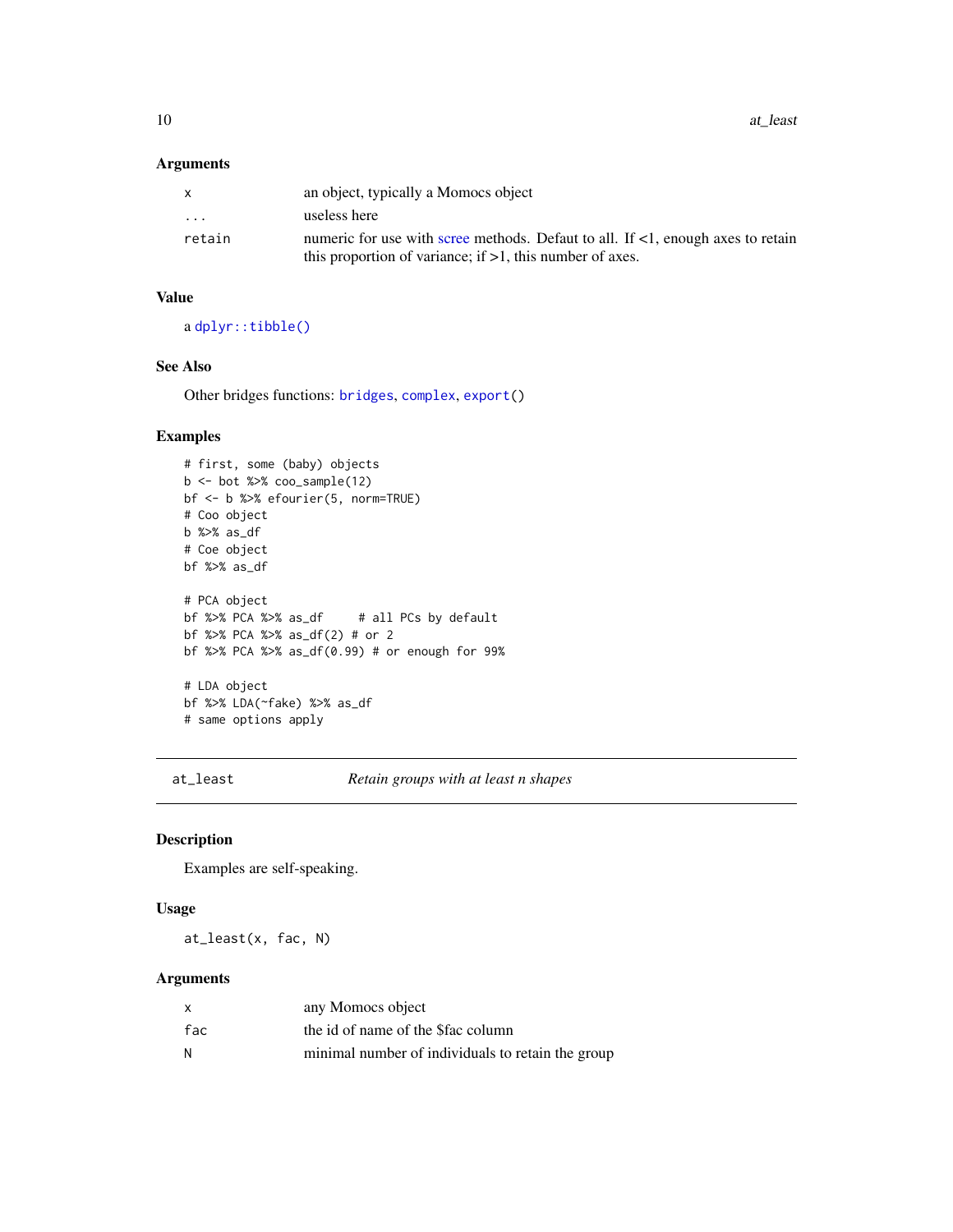### Arguments

| | |
|---|---|
| x | an object, typically a Momocs object |
| ... | useless here |
| retain | numeric for use with scree methods. Defaut to all. If <1, enough axes to retain this proportion of variance; if >1, this number of axes. |

### Value

a `dplyr::tibble()`

### See Also

Other bridges functions: `bridges`, `complex`, `export()`

### Examples

```
# first, some (baby) objects
b <- bot %>% coo_sample(12)
bf <- b %>% efourier(5, norm=TRUE)
# Coo object
b %>% as_df
# Coe object
bf %>% as_df

# PCA object
bf %>% PCA %>% as_df     # all PCs by default
bf %>% PCA %>% as_df(2) # or 2
bf %>% PCA %>% as_df(0.99) # or enough for 99%

# LDA object
bf %>% LDA(~fake) %>% as_df
# same options apply
```

---

## at_least — *Retain groups with at least n shapes*

### Description

Examples are self-speaking.

### Usage

```
at_least(x, fac, N)
```

### Arguments

| | |
|---|---|
| x | any Momocs object |
| fac | the id of name of the $fac column |
| N | minimal number of individuals to retain the group |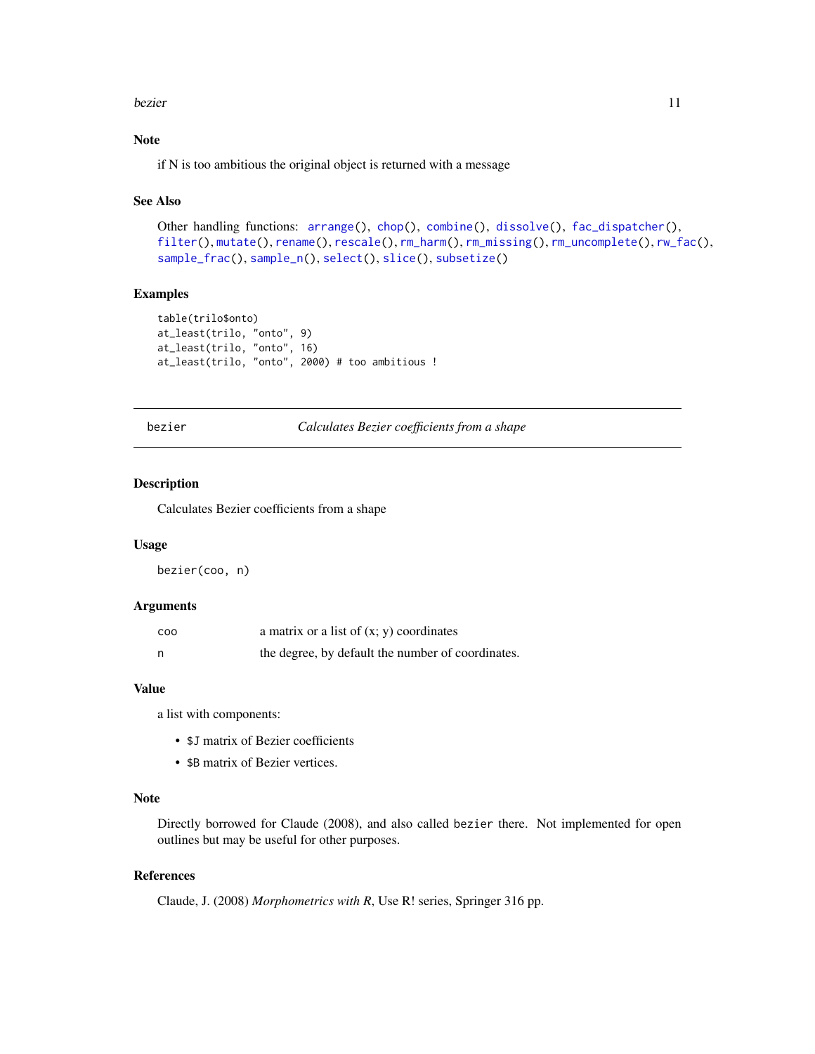## Note

if N is too ambitious the original object is returned with a message

## See Also

Other handling functions: `arrange()`, `chop()`, `combine()`, `dissolve()`, `fac_dispatcher()`, `filter()`, `mutate()`, `rename()`, `rescale()`, `rm_harm()`, `rm_missing()`, `rm_uncomplete()`, `rw_fac()`, `sample_frac()`, `sample_n()`, `select()`, `slice()`, `subsetize()`

## Examples

```
table(trilo$onto)
at_least(trilo, "onto", 9)
at_least(trilo, "onto", 16)
at_least(trilo, "onto", 2000) # too ambitious !
```

---

# bezier — *Calculates Bezier coefficients from a shape*

## Description

Calculates Bezier coefficients from a shape

## Usage

```
bezier(coo, n)
```

## Arguments

| | |
|---|---|
| coo | a matrix or a list of (x; y) coordinates |
| n | the degree, by default the number of coordinates. |

## Value

a list with components:

- `$J` matrix of Bezier coefficients
- `$B` matrix of Bezier vertices.

## Note

Directly borrowed for Claude (2008), and also called `bezier` there. Not implemented for open outlines but may be useful for other purposes.

## References

Claude, J. (2008) *Morphometrics with R*, Use R! series, Springer 316 pp.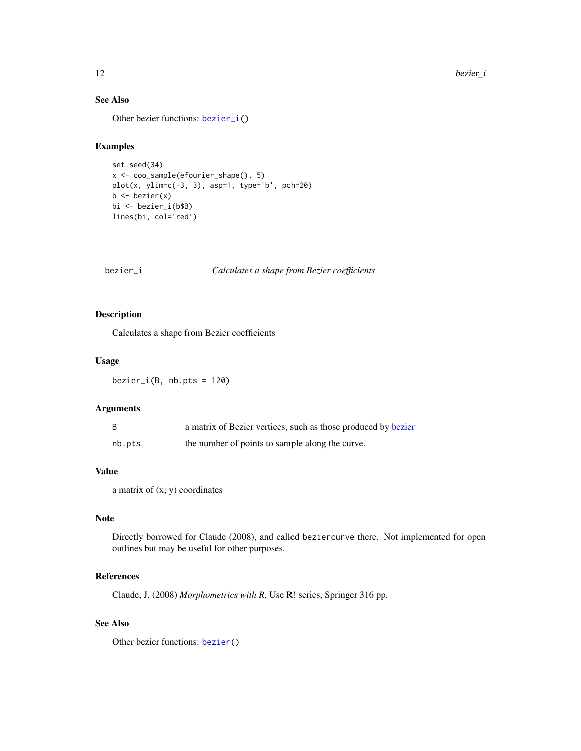## See Also

Other bezier functions: bezier_i()

## Examples

```
set.seed(34)
x <- coo_sample(efourier_shape(), 5)
plot(x, ylim=c(-3, 3), asp=1, type='b', pch=20)
b <- bezier(x)
bi <- bezier_i(b$B)
lines(bi, col='red')
```

---

# bezier_i    *Calculates a shape from Bezier coefficients*

---

## Description

Calculates a shape from Bezier coefficients

## Usage

```
bezier_i(B, nb.pts = 120)
```

## Arguments

| | |
|---|---|
| B | a matrix of Bezier vertices, such as those produced by bezier |
| nb.pts | the number of points to sample along the curve. |

## Value

a matrix of (x; y) coordinates

## Note

Directly borrowed for Claude (2008), and called beziercurve there. Not implemented for open outlines but may be useful for other purposes.

## References

Claude, J. (2008) *Morphometrics with R*, Use R! series, Springer 316 pp.

## See Also

Other bezier functions: bezier()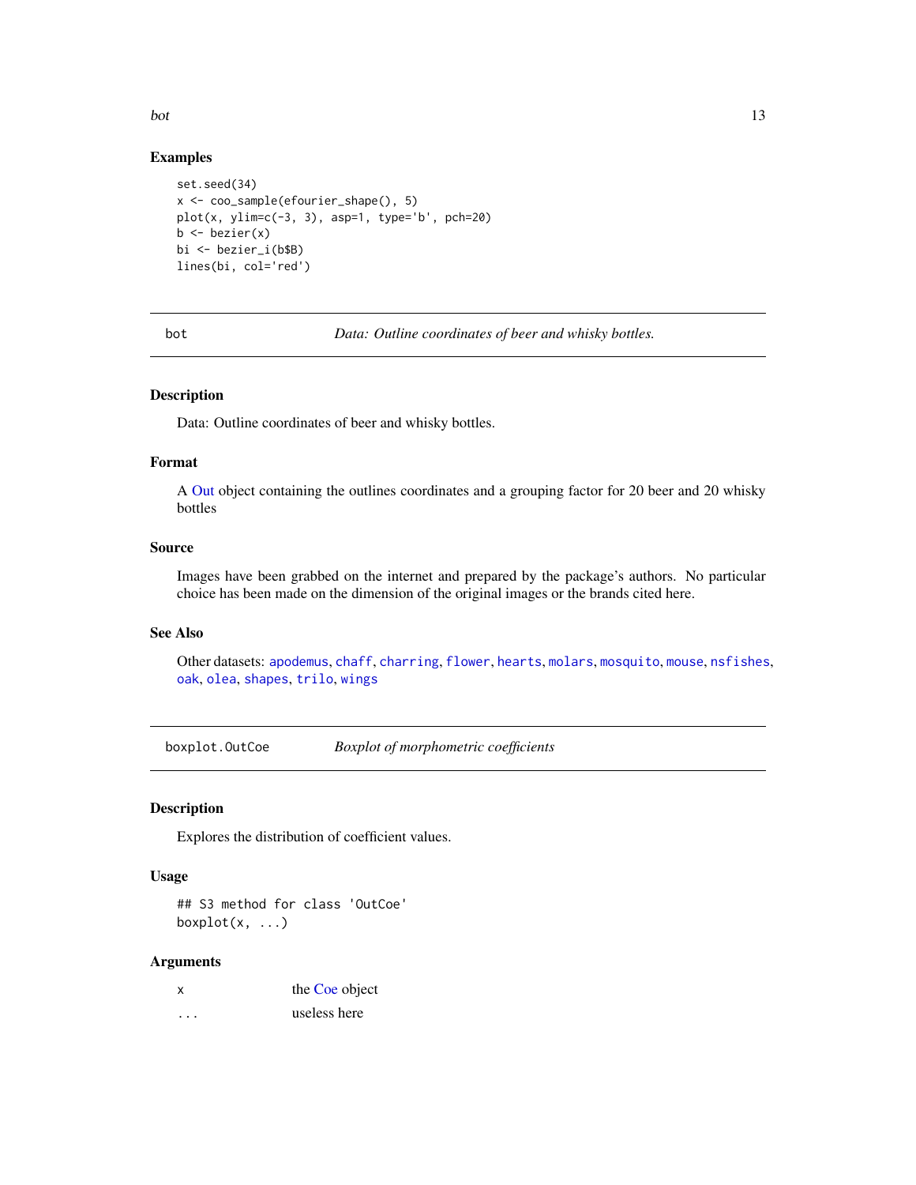### Examples

```
set.seed(34)
x <- coo_sample(efourier_shape(), 5)
plot(x, ylim=c(-3, 3), asp=1, type='b', pch=20)
b <- bezier(x)
bi <- bezier_i(b$B)
lines(bi, col='red')
```

---

## bot — *Data: Outline coordinates of beer and whisky bottles.*

### Description

Data: Outline coordinates of beer and whisky bottles.

### Format

A Out object containing the outlines coordinates and a grouping factor for 20 beer and 20 whisky bottles

### Source

Images have been grabbed on the internet and prepared by the package's authors. No particular choice has been made on the dimension of the original images or the brands cited here.

### See Also

Other datasets: `apodemus`, `chaff`, `charring`, `flower`, `hearts`, `molars`, `mosquito`, `mouse`, `nsfishes`, `oak`, `olea`, `shapes`, `trilo`, `wings`

---

## boxplot.OutCoe — *Boxplot of morphometric coefficients*

### Description

Explores the distribution of coefficient values.

### Usage

```
## S3 method for class 'OutCoe'
boxplot(x, ...)
```

### Arguments

| | |
|---|---|
| x | the Coe object |
| ... | useless here |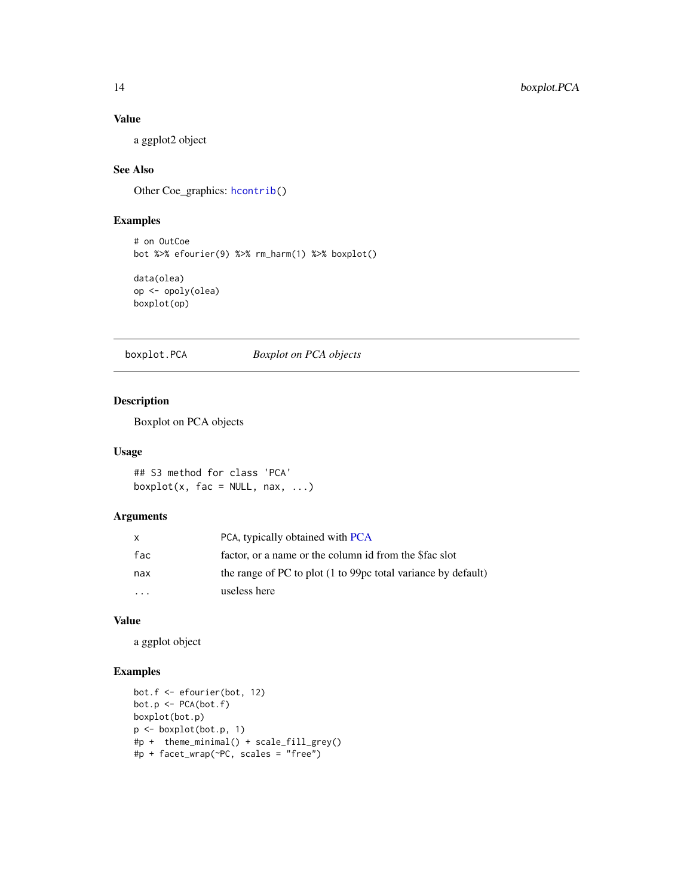### Value

a ggplot2 object

### See Also

Other Coe_graphics: `hcontrib()`

### Examples

```
# on OutCoe
bot %>% efourier(9) %>% rm_harm(1) %>% boxplot()

data(olea)
op <- opoly(olea)
boxplot(op)
```

---

## boxplot.PCA    *Boxplot on PCA objects*

### Description

Boxplot on PCA objects

### Usage

```
## S3 method for class 'PCA'
boxplot(x, fac = NULL, nax, ...)
```

### Arguments

| | |
|---|---|
| `x` | `PCA`, typically obtained with PCA |
| `fac` | factor, or a name or the column id from the $fac slot |
| `nax` | the range of PC to plot (1 to 99pc total variance by default) |
| `...` | useless here |

### Value

a ggplot object

### Examples

```
bot.f <- efourier(bot, 12)
bot.p <- PCA(bot.f)
boxplot(bot.p)
p <- boxplot(bot.p, 1)
#p +  theme_minimal() + scale_fill_grey()
#p + facet_wrap(~PC, scales = "free")
```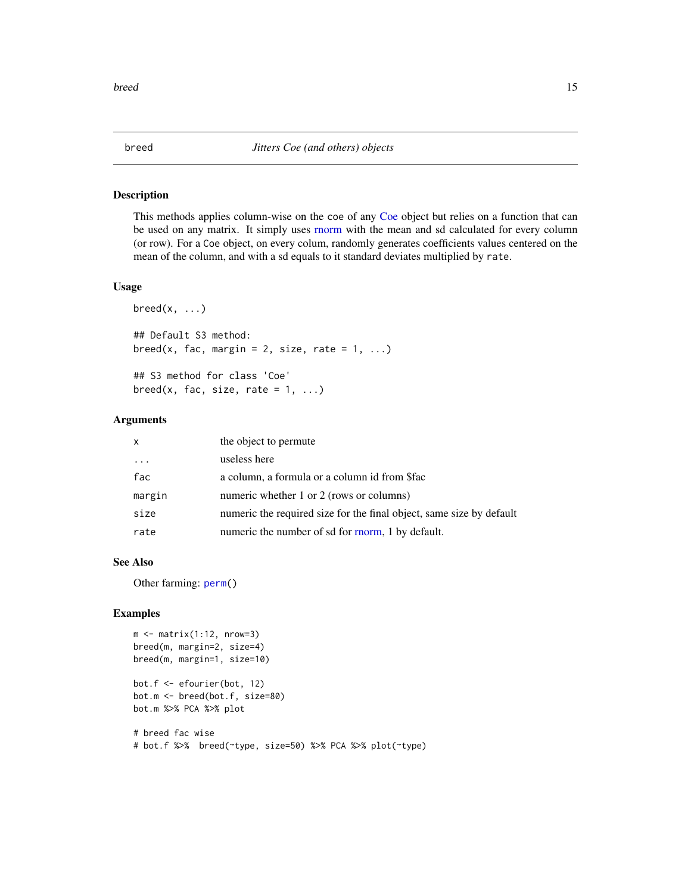# breed — *Jitters Coe (and others) objects*

## Description

This methods applies column-wise on the coe of any Coe object but relies on a function that can be used on any matrix. It simply uses rnorm with the mean and sd calculated for every column (or row). For a Coe object, on every colum, randomly generates coefficients values centered on the mean of the column, and with a sd equals to it standard deviates multiplied by `rate`.

## Usage

```
breed(x, ...)

## Default S3 method:
breed(x, fac, margin = 2, size, rate = 1, ...)

## S3 method for class 'Coe'
breed(x, fac, size, rate = 1, ...)
```

## Arguments

| | |
|---|---|
| `x` | the object to permute |
| `...` | useless here |
| `fac` | a column, a formula or a column id from $fac |
| `margin` | numeric whether 1 or 2 (rows or columns) |
| `size` | numeric the required size for the final object, same size by default |
| `rate` | numeric the number of sd for rnorm, 1 by default. |

## See Also

Other farming: `perm()`

## Examples

```
m <- matrix(1:12, nrow=3)
breed(m, margin=2, size=4)
breed(m, margin=1, size=10)

bot.f <- efourier(bot, 12)
bot.m <- breed(bot.f, size=80)
bot.m %>% PCA %>% plot

# breed fac wise
# bot.f %>%  breed(~type, size=50) %>% PCA %>% plot(~type)
```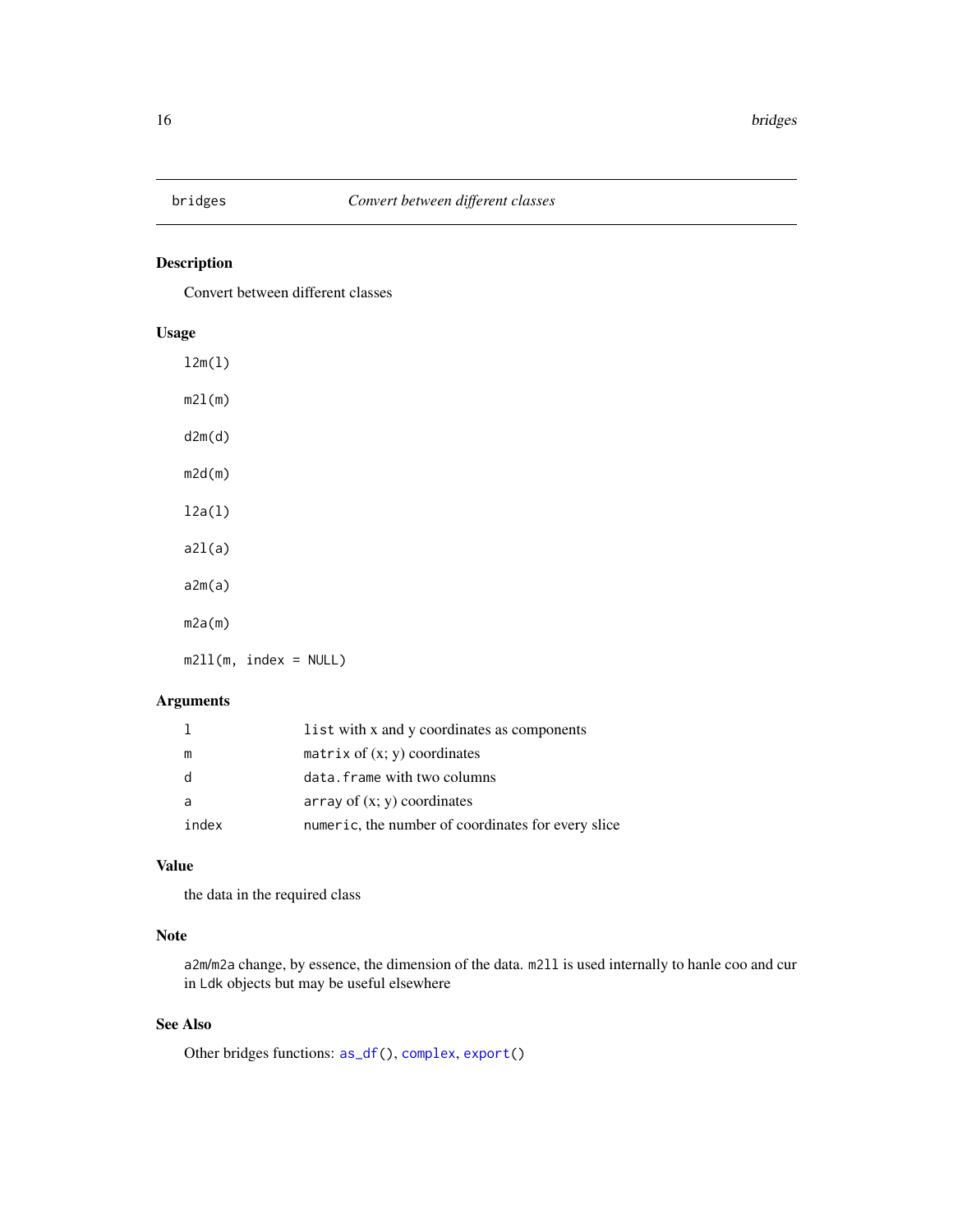## bridges — *Convert between different classes*

### Description

Convert between different classes

### Usage

```
l2m(l)

m2l(m)

d2m(d)

m2d(m)

l2a(l)

a2l(a)

a2m(a)

m2a(m)

m2ll(m, index = NULL)
```

### Arguments

| | |
|---|---|
| l | `list` with x and y coordinates as components |
| m | `matrix` of (x; y) coordinates |
| d | `data.frame` with two columns |
| a | `array` of (x; y) coordinates |
| index | `numeric`, the number of coordinates for every slice |

### Value

the data in the required class

### Note

`a2m`/`m2a` change, by essence, the dimension of the data. `m2ll` is used internally to hanle coo and cur in `Ldk` objects but may be useful elsewhere

### See Also

Other bridges functions: `as_df()`, `complex`, `export()`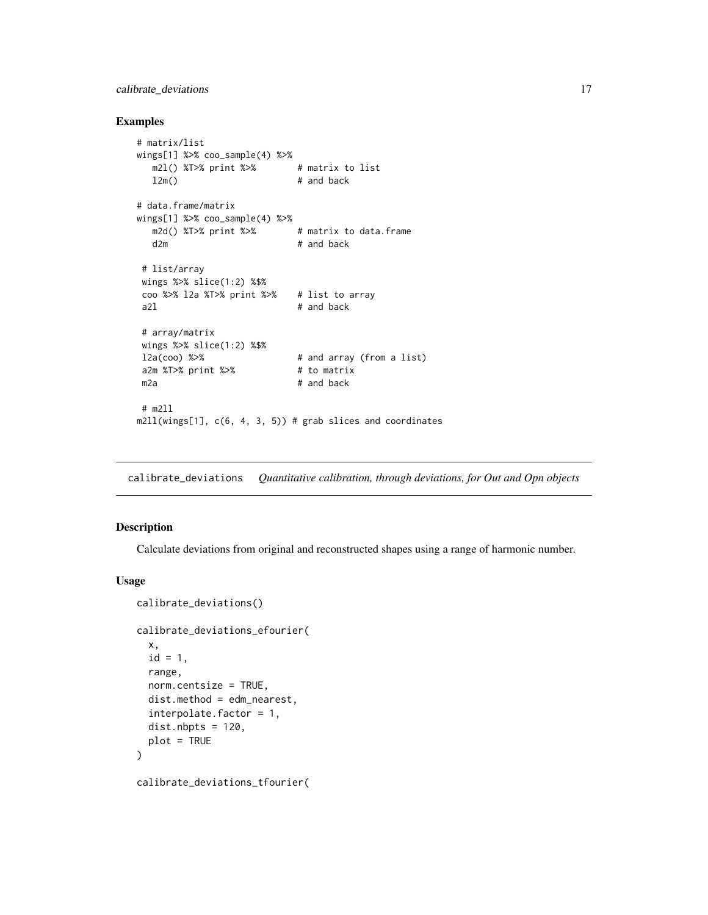### Examples

```
# matrix/list
wings[1] %>% coo_sample(4) %>%
   m2l() %T>% print %>%       # matrix to list
   l2m()                      # and back

# data.frame/matrix
wings[1] %>% coo_sample(4) %>%
   m2d() %T>% print %>%       # matrix to data.frame
   d2m                        # and back

 # list/array
 wings %>% slice(1:2) %$%
 coo %>% l2a %T>% print %>%   # list to array
 a2l                          # and back

 # array/matrix
 wings %>% slice(1:2) %$%
 l2a(coo) %>%                 # and array (from a list)
 a2m %T>% print %>%           # to matrix
 m2a                          # and back

 # m2ll
m2ll(wings[1], c(6, 4, 3, 5)) # grab slices and coordinates
```

---

## calibrate_deviations    *Quantitative calibration, through deviations, for Out and Opn objects*

### Description

Calculate deviations from original and reconstructed shapes using a range of harmonic number.

### Usage

```
calibrate_deviations()

calibrate_deviations_efourier(
  x,
  id = 1,
  range,
  norm.centsize = TRUE,
  dist.method = edm_nearest,
  interpolate.factor = 1,
  dist.nbpts = 120,
  plot = TRUE
)

calibrate_deviations_tfourier(
```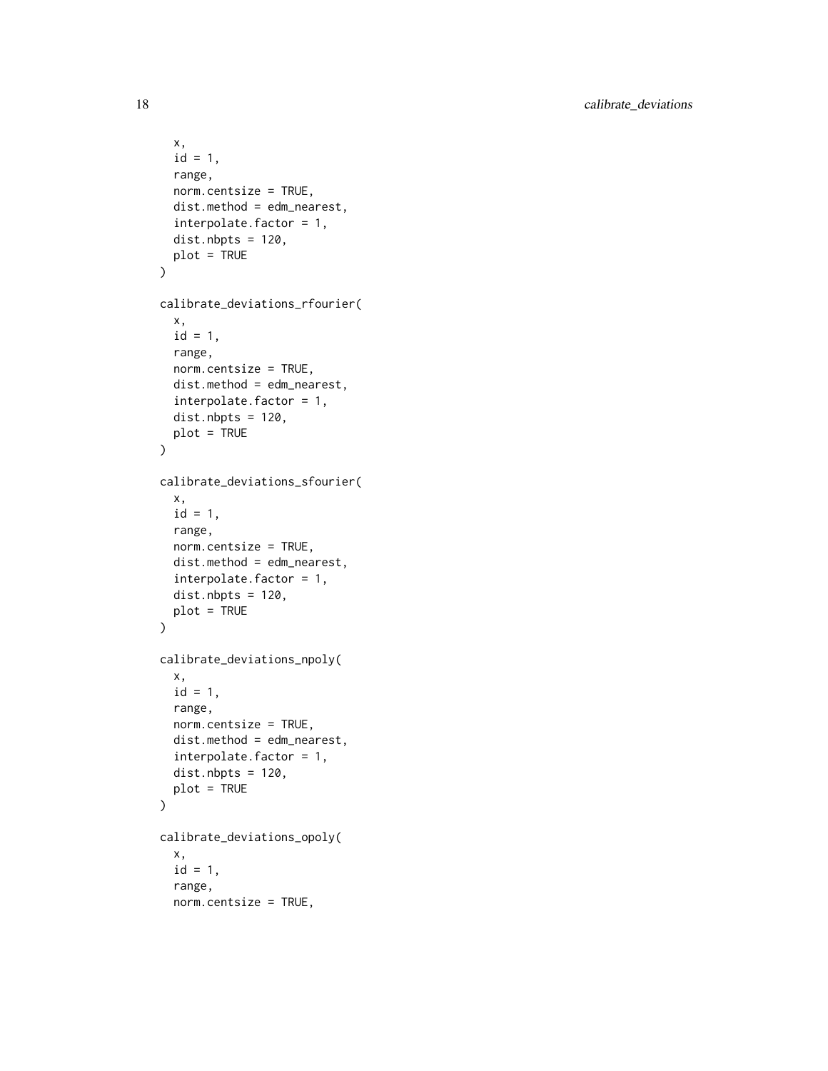```
  x,
  id = 1,
  range,
  norm.centsize = TRUE,
  dist.method = edm_nearest,
  interpolate.factor = 1,
  dist.nbpts = 120,
  plot = TRUE
)

calibrate_deviations_rfourier(
  x,
  id = 1,
  range,
  norm.centsize = TRUE,
  dist.method = edm_nearest,
  interpolate.factor = 1,
  dist.nbpts = 120,
  plot = TRUE
)

calibrate_deviations_sfourier(
  x,
  id = 1,
  range,
  norm.centsize = TRUE,
  dist.method = edm_nearest,
  interpolate.factor = 1,
  dist.nbpts = 120,
  plot = TRUE
)

calibrate_deviations_npoly(
  x,
  id = 1,
  range,
  norm.centsize = TRUE,
  dist.method = edm_nearest,
  interpolate.factor = 1,
  dist.nbpts = 120,
  plot = TRUE
)

calibrate_deviations_opoly(
  x,
  id = 1,
  range,
  norm.centsize = TRUE,
```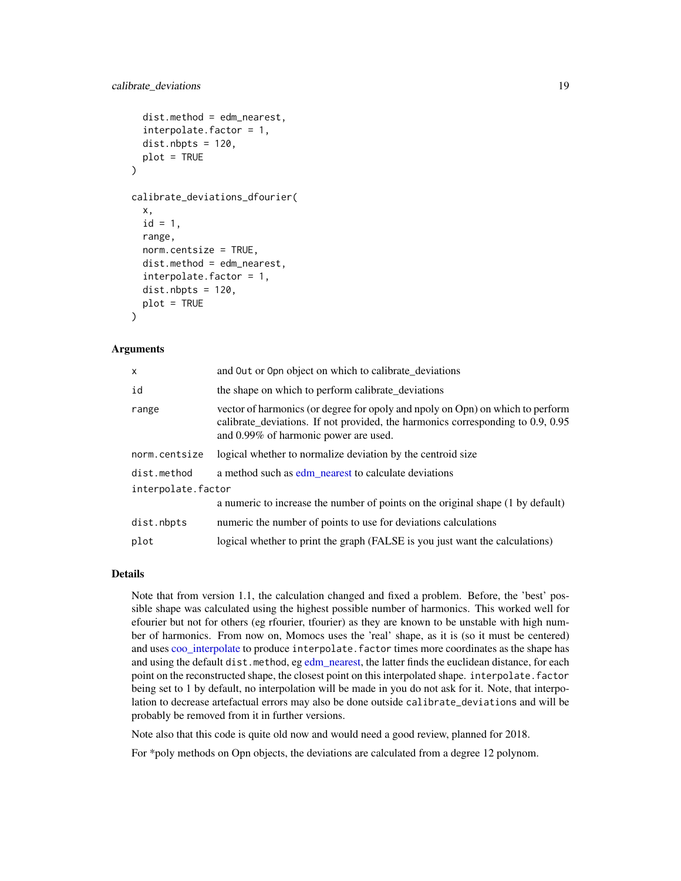```
  dist.method = edm_nearest,
  interpolate.factor = 1,
  dist.nbpts = 120,
  plot = TRUE
)

calibrate_deviations_dfourier(
  x,
  id = 1,
  range,
  norm.centsize = TRUE,
  dist.method = edm_nearest,
  interpolate.factor = 1,
  dist.nbpts = 120,
  plot = TRUE
)
```

### Arguments

| | |
|---|---|
| x | and Out or Opn object on which to calibrate_deviations |
| id | the shape on which to perform calibrate_deviations |
| range | vector of harmonics (or degree for opoly and npoly on Opn) on which to perform calibrate_deviations. If not provided, the harmonics corresponding to 0.9, 0.95 and 0.99% of harmonic power are used. |
| norm.centsize | logical whether to normalize deviation by the centroid size |
| dist.method | a method such as edm_nearest to calculate deviations |
| interpolate.factor | a numeric to increase the number of points on the original shape (1 by default) |
| dist.nbpts | numeric the number of points to use for deviations calculations |
| plot | logical whether to print the graph (FALSE is you just want the calculations) |

### Details

Note that from version 1.1, the calculation changed and fixed a problem. Before, the 'best' possible shape was calculated using the highest possible number of harmonics. This worked well for efourier but not for others (eg rfourier, tfourier) as they are known to be unstable with high number of harmonics. From now on, Momocs uses the 'real' shape, as it is (so it must be centered) and uses coo_interpolate to produce `interpolate.factor` times more coordinates as the shape has and using the default `dist.method`, eg edm_nearest, the latter finds the euclidean distance, for each point on the reconstructed shape, the closest point on this interpolated shape. `interpolate.factor` being set to 1 by default, no interpolation will be made in you do not ask for it. Note, that interpolation to decrease artefactual errors may also be done outside `calibrate_deviations` and will be probably be removed from it in further versions.

Note also that this code is quite old now and would need a good review, planned for 2018.

For *poly methods on Opn objects, the deviations are calculated from a degree 12 polynom.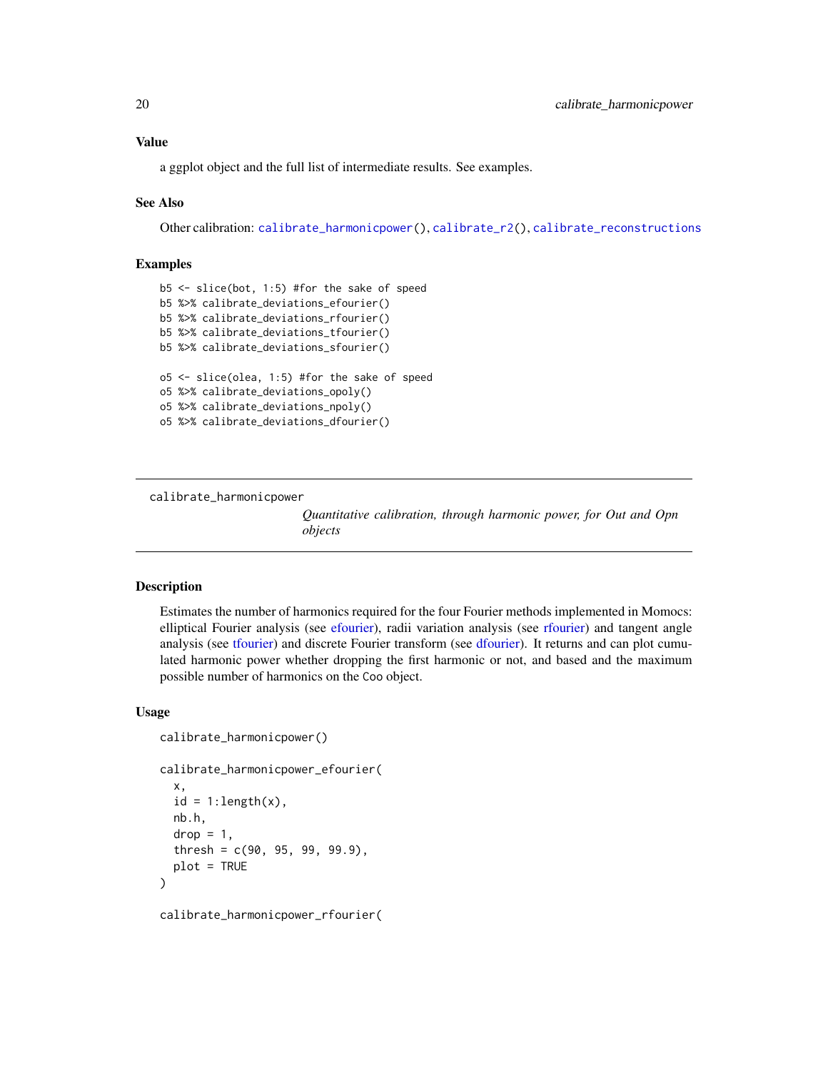### Value

a ggplot object and the full list of intermediate results. See examples.

### See Also

Other calibration: `calibrate_harmonicpower()`, `calibrate_r2()`, `calibrate_reconstructions`

### Examples

```
b5 <- slice(bot, 1:5) #for the sake of speed
b5 %>% calibrate_deviations_efourier()
b5 %>% calibrate_deviations_rfourier()
b5 %>% calibrate_deviations_tfourier()
b5 %>% calibrate_deviations_sfourier()

o5 <- slice(olea, 1:5) #for the sake of speed
o5 %>% calibrate_deviations_opoly()
o5 %>% calibrate_deviations_npoly()
o5 %>% calibrate_deviations_dfourier()
```

---

## calibrate_harmonicpower

*Quantitative calibration, through harmonic power, for Out and Opn objects*

---

### Description

Estimates the number of harmonics required for the four Fourier methods implemented in Momocs: elliptical Fourier analysis (see efourier), radii variation analysis (see rfourier) and tangent angle analysis (see tfourier) and discrete Fourier transform (see dfourier). It returns and can plot cumulated harmonic power whether dropping the first harmonic or not, and based and the maximum possible number of harmonics on the `Coo` object.

### Usage

```
calibrate_harmonicpower()

calibrate_harmonicpower_efourier(
  x,
  id = 1:length(x),
  nb.h,
  drop = 1,
  thresh = c(90, 95, 99, 99.9),
  plot = TRUE
)

calibrate_harmonicpower_rfourier(
```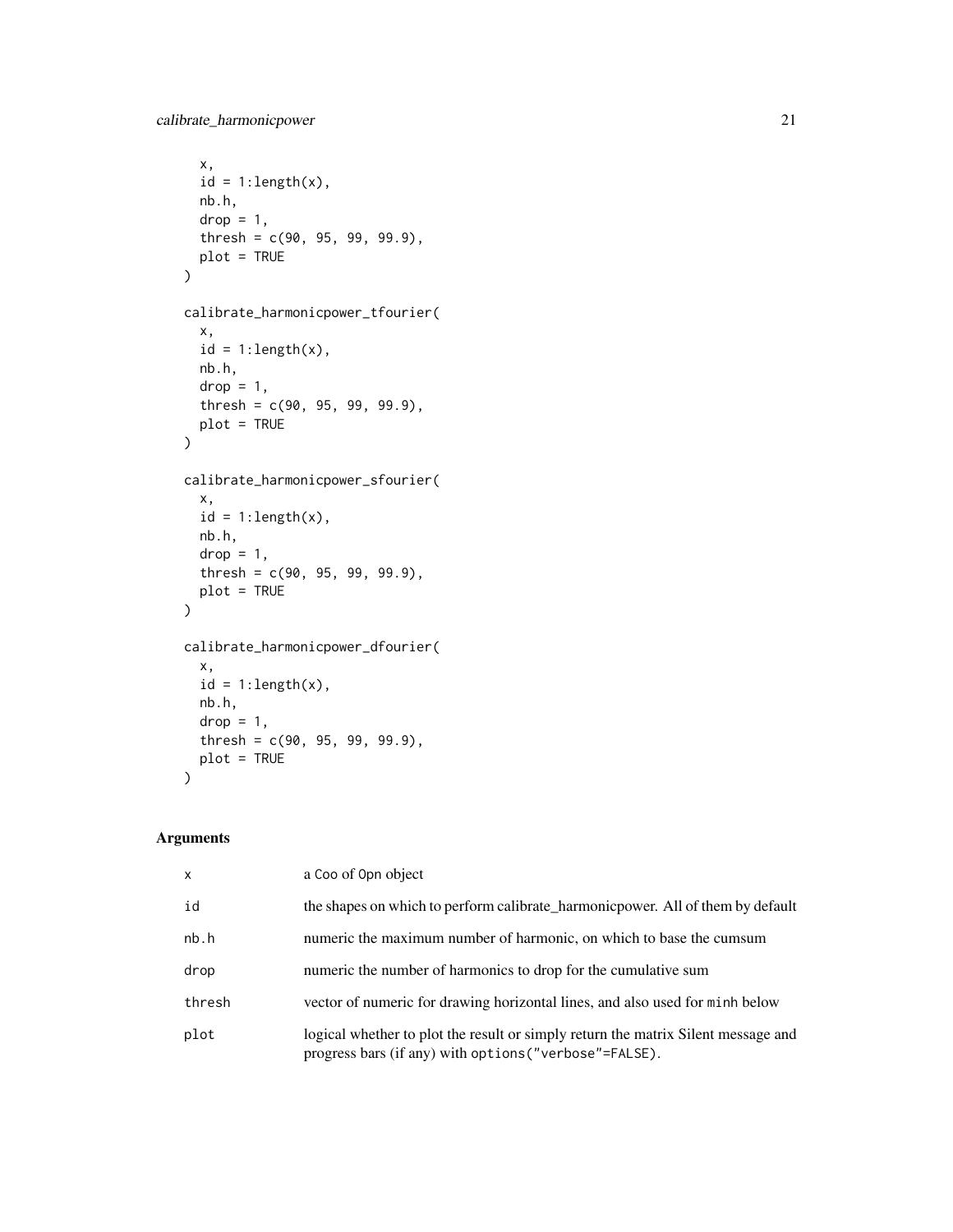```
  x,
  id = 1:length(x),
  nb.h,
  drop = 1,
  thresh = c(90, 95, 99, 99.9),
  plot = TRUE
)

calibrate_harmonicpower_tfourier(
  x,
  id = 1:length(x),
  nb.h,
  drop = 1,
  thresh = c(90, 95, 99, 99.9),
  plot = TRUE
)

calibrate_harmonicpower_sfourier(
  x,
  id = 1:length(x),
  nb.h,
  drop = 1,
  thresh = c(90, 95, 99, 99.9),
  plot = TRUE
)

calibrate_harmonicpower_dfourier(
  x,
  id = 1:length(x),
  nb.h,
  drop = 1,
  thresh = c(90, 95, 99, 99.9),
  plot = TRUE
)
```

## Arguments

| | |
|---|---|
| x | a Coo of Opn object |
| id | the shapes on which to perform calibrate_harmonicpower. All of them by default |
| nb.h | numeric the maximum number of harmonic, on which to base the cumsum |
| drop | numeric the number of harmonics to drop for the cumulative sum |
| thresh | vector of numeric for drawing horizontal lines, and also used for minh below |
| plot | logical whether to plot the result or simply return the matrix Silent message and progress bars (if any) with options("verbose"=FALSE). |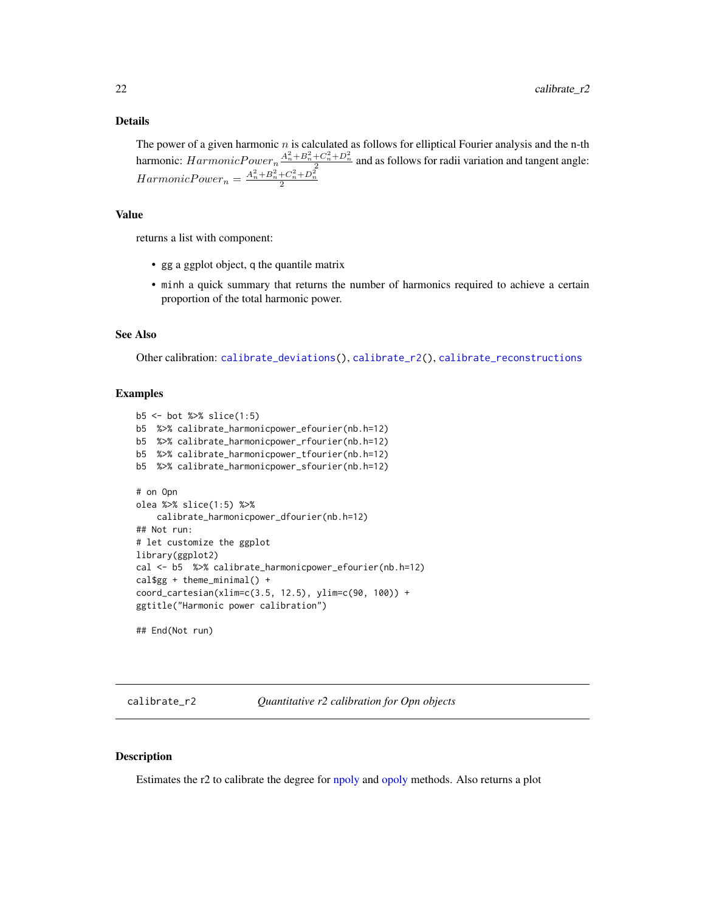### Details

The power of a given harmonic $n$ is calculated as follows for elliptical Fourier analysis and the n-th harmonic: $HarmonicPower_n \frac{A_n^2+B_n^2+C_n^2+D_n^2}{2}$ and as follows for radii variation and tangent angle: $HarmonicPower_n = \frac{A_n^2+B_n^2+C_n^2+D_n^2}{2}$

### Value

returns a list with component:

- gg a ggplot object, q the quantile matrix
- minh a quick summary that returns the number of harmonics required to achieve a certain proportion of the total harmonic power.

### See Also

Other calibration: calibrate_deviations(), calibrate_r2(), calibrate_reconstructions

### Examples

```
b5 <- bot %>% slice(1:5)
b5  %>% calibrate_harmonicpower_efourier(nb.h=12)
b5  %>% calibrate_harmonicpower_rfourier(nb.h=12)
b5  %>% calibrate_harmonicpower_tfourier(nb.h=12)
b5  %>% calibrate_harmonicpower_sfourier(nb.h=12)

# on Opn
olea %>% slice(1:5) %>%
    calibrate_harmonicpower_dfourier(nb.h=12)
## Not run:
# let customize the ggplot
library(ggplot2)
cal <- b5  %>% calibrate_harmonicpower_efourier(nb.h=12)
cal$gg + theme_minimal() +
coord_cartesian(xlim=c(3.5, 12.5), ylim=c(90, 100)) +
ggtitle("Harmonic power calibration")

## End(Not run)
```

---

## calibrate_r2 — *Quantitative r2 calibration for Opn objects*

### Description

Estimates the r2 to calibrate the degree for npoly and opoly methods. Also returns a plot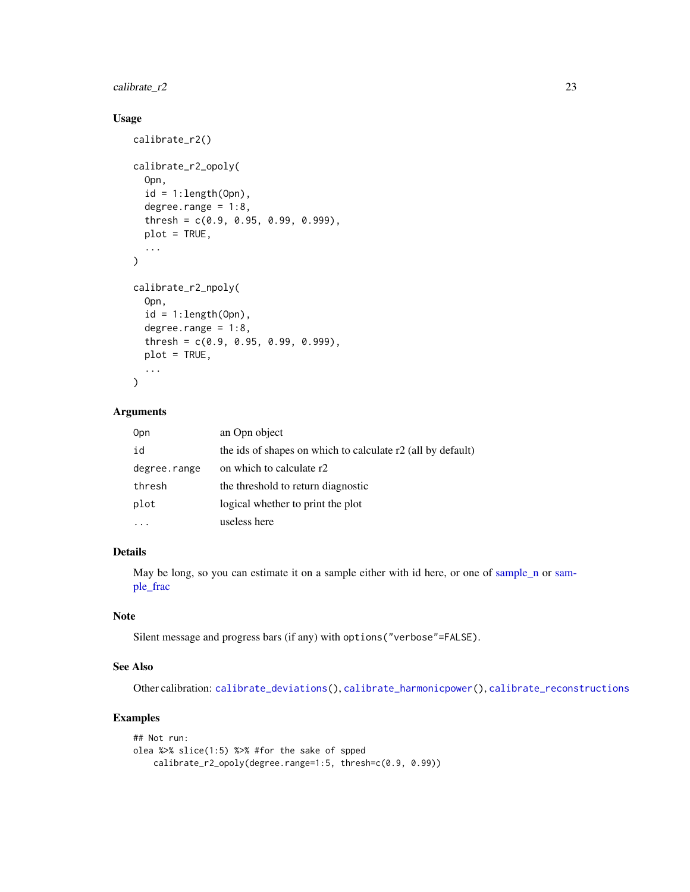### Usage

```
calibrate_r2()

calibrate_r2_opoly(
  Opn,
  id = 1:length(Opn),
  degree.range = 1:8,
  thresh = c(0.9, 0.95, 0.99, 0.999),
  plot = TRUE,
  ...
)

calibrate_r2_npoly(
  Opn,
  id = 1:length(Opn),
  degree.range = 1:8,
  thresh = c(0.9, 0.95, 0.99, 0.999),
  plot = TRUE,
  ...
)
```

### Arguments

| | |
|---|---|
| `Opn` | an Opn object |
| `id` | the ids of shapes on which to calculate r2 (all by default) |
| `degree.range` | on which to calculate r2 |
| `thresh` | the threshold to return diagnostic |
| `plot` | logical whether to print the plot |
| `...` | useless here |

### Details

May be long, so you can estimate it on a sample either with id here, or one of sample_n or sample_frac

### Note

Silent message and progress bars (if any) with `options("verbose"=FALSE)`.

### See Also

Other calibration: `calibrate_deviations()`, `calibrate_harmonicpower()`, `calibrate_reconstructions`

### Examples

```
## Not run:
olea %>% slice(1:5) %>% #for the sake of spped
    calibrate_r2_opoly(degree.range=1:5, thresh=c(0.9, 0.99))
```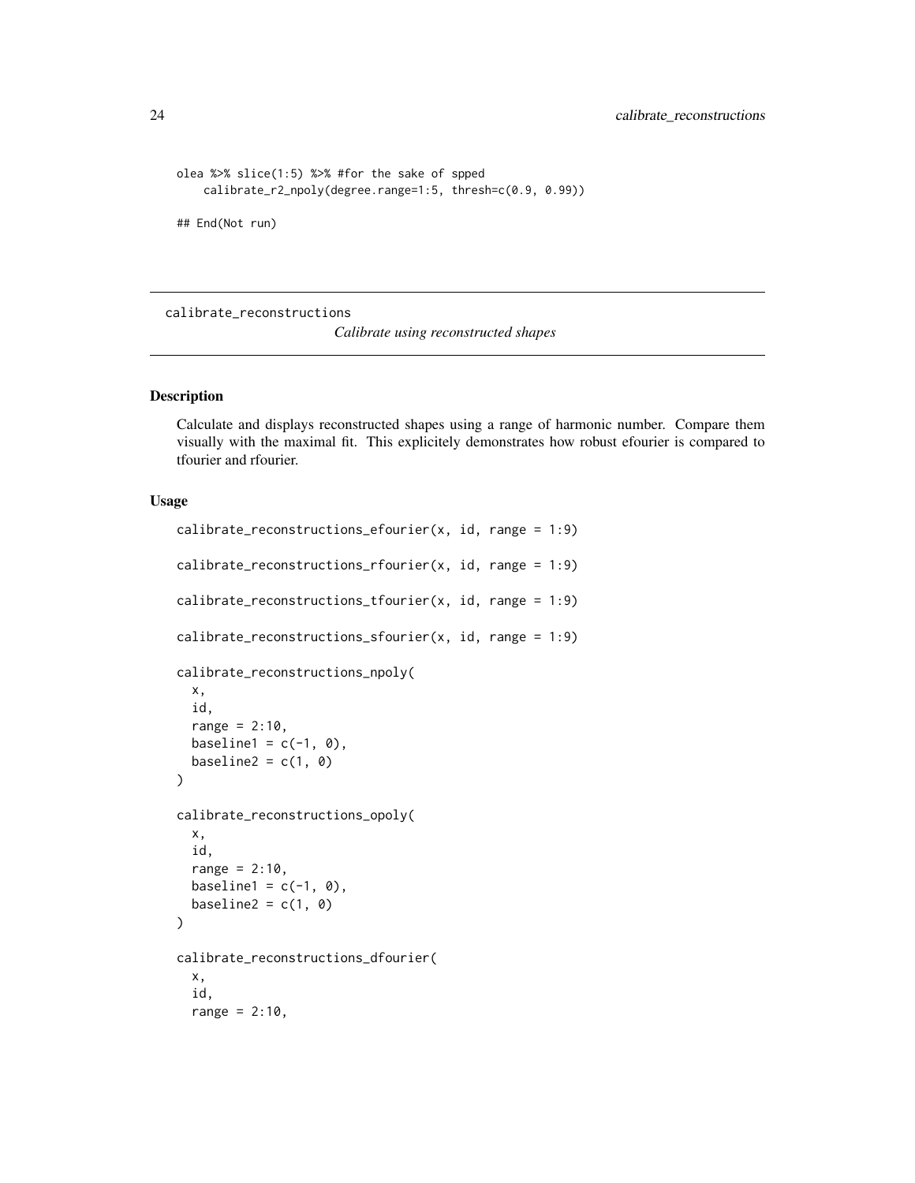```
olea %>% slice(1:5) %>% #for the sake of spped
    calibrate_r2_npoly(degree.range=1:5, thresh=c(0.9, 0.99))

## End(Not run)
```

---

calibrate_reconstructions    *Calibrate using reconstructed shapes*

---

### Description

Calculate and displays reconstructed shapes using a range of harmonic number. Compare them visually with the maximal fit. This explicitely demonstrates how robust efourier is compared to tfourier and rfourier.

### Usage

```
calibrate_reconstructions_efourier(x, id, range = 1:9)

calibrate_reconstructions_rfourier(x, id, range = 1:9)

calibrate_reconstructions_tfourier(x, id, range = 1:9)

calibrate_reconstructions_sfourier(x, id, range = 1:9)

calibrate_reconstructions_npoly(
  x,
  id,
  range = 2:10,
  baseline1 = c(-1, 0),
  baseline2 = c(1, 0)
)

calibrate_reconstructions_opoly(
  x,
  id,
  range = 2:10,
  baseline1 = c(-1, 0),
  baseline2 = c(1, 0)
)

calibrate_reconstructions_dfourier(
  x,
  id,
  range = 2:10,
```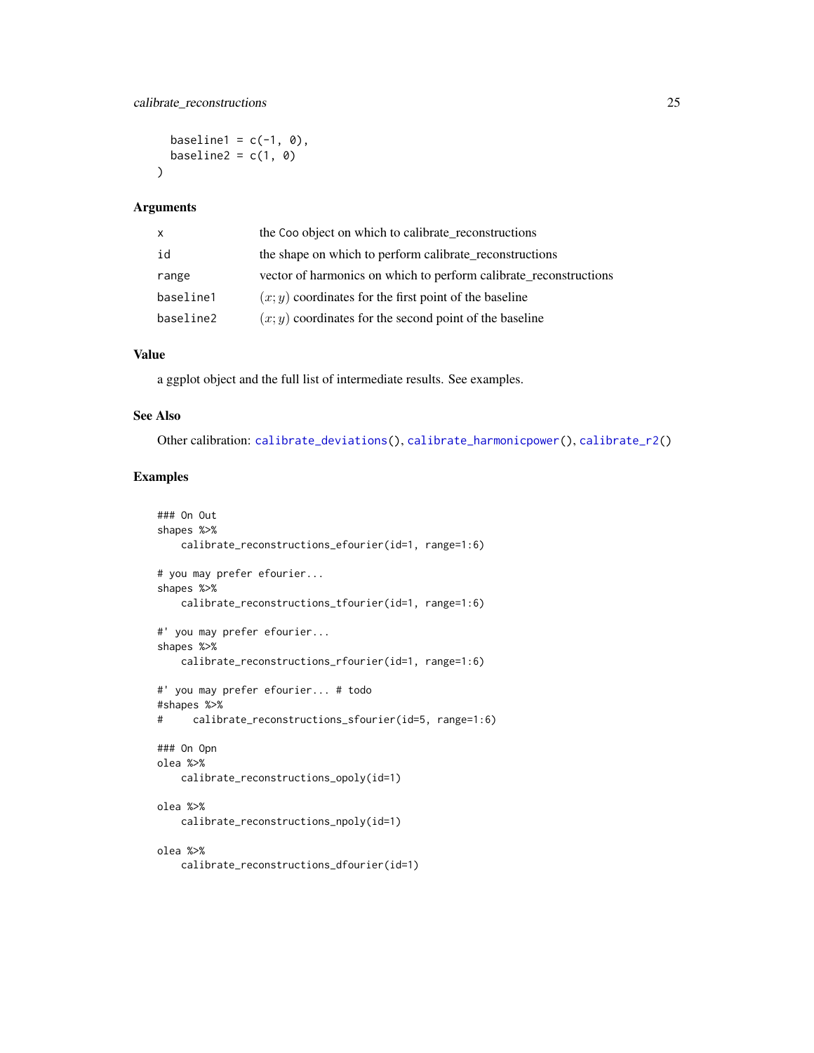```
  baseline1 = c(-1, 0),
  baseline2 = c(1, 0)
)
```

### Arguments

| | |
|---|---|
| x | the Coo object on which to calibrate_reconstructions |
| id | the shape on which to perform calibrate_reconstructions |
| range | vector of harmonics on which to perform calibrate_reconstructions |
| baseline1 | $(x; y)$ coordinates for the first point of the baseline |
| baseline2 | $(x; y)$ coordinates for the second point of the baseline |

### Value

a ggplot object and the full list of intermediate results. See examples.

### See Also

Other calibration: calibrate_deviations(), calibrate_harmonicpower(), calibrate_r2()

### Examples

```
### On Out
shapes %>%
    calibrate_reconstructions_efourier(id=1, range=1:6)

# you may prefer efourier...
shapes %>%
    calibrate_reconstructions_tfourier(id=1, range=1:6)

#' you may prefer efourier...
shapes %>%
    calibrate_reconstructions_rfourier(id=1, range=1:6)

#' you may prefer efourier... # todo
#shapes %>%
#     calibrate_reconstructions_sfourier(id=5, range=1:6)

### On Opn
olea %>%
    calibrate_reconstructions_opoly(id=1)

olea %>%
    calibrate_reconstructions_npoly(id=1)

olea %>%
    calibrate_reconstructions_dfourier(id=1)
```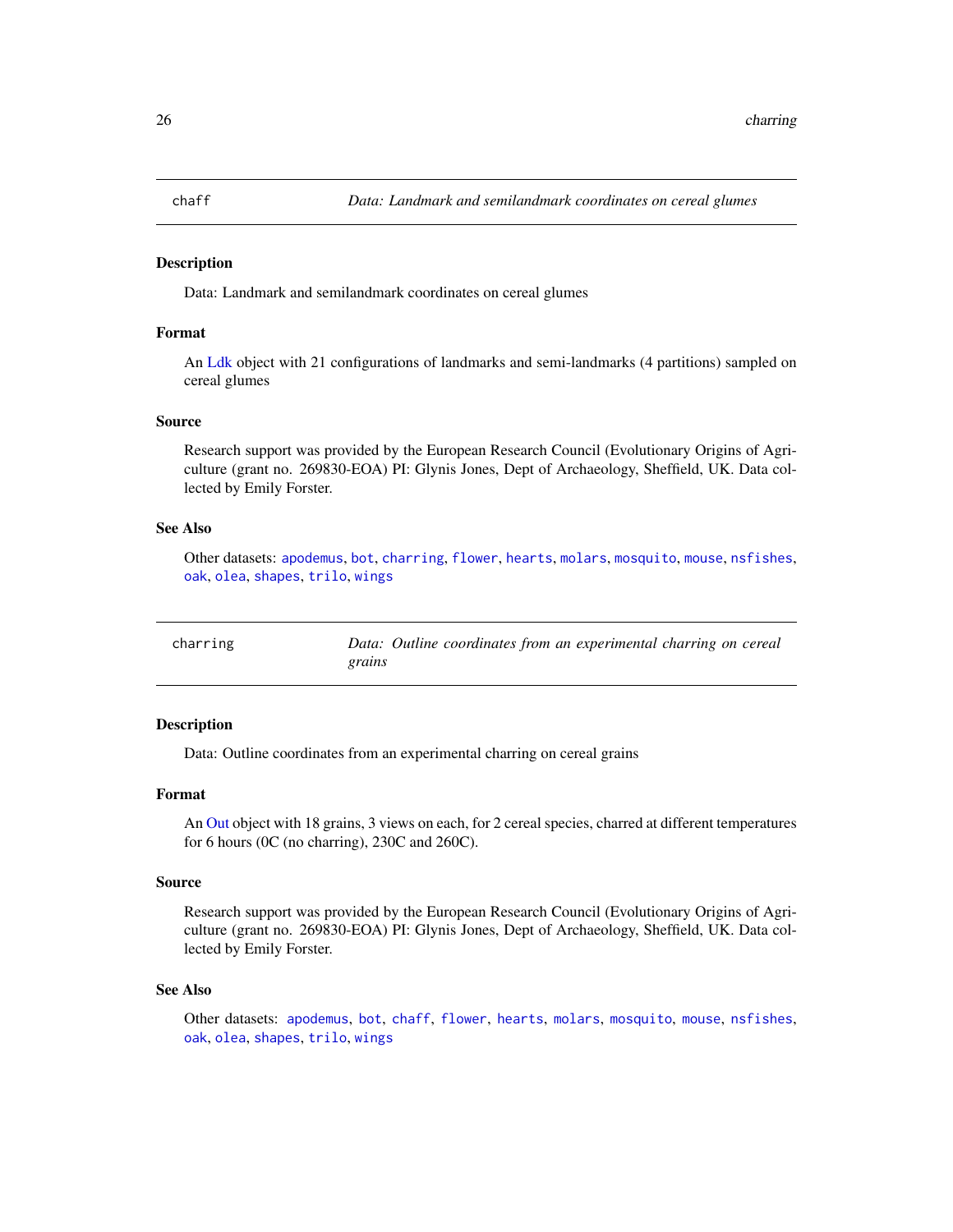## chaff — *Data: Landmark and semilandmark coordinates on cereal glumes*

### Description

Data: Landmark and semilandmark coordinates on cereal glumes

### Format

An Ldk object with 21 configurations of landmarks and semi-landmarks (4 partitions) sampled on cereal glumes

### Source

Research support was provided by the European Research Council (Evolutionary Origins of Agriculture (grant no. 269830-EOA) PI: Glynis Jones, Dept of Archaeology, Sheffield, UK. Data collected by Emily Forster.

### See Also

Other datasets: `apodemus`, `bot`, `charring`, `flower`, `hearts`, `molars`, `mosquito`, `mouse`, `nsfishes`, `oak`, `olea`, `shapes`, `trilo`, `wings`

## charring — *Data: Outline coordinates from an experimental charring on cereal grains*

### Description

Data: Outline coordinates from an experimental charring on cereal grains

### Format

An Out object with 18 grains, 3 views on each, for 2 cereal species, charred at different temperatures for 6 hours (0C (no charring), 230C and 260C).

### Source

Research support was provided by the European Research Council (Evolutionary Origins of Agriculture (grant no. 269830-EOA) PI: Glynis Jones, Dept of Archaeology, Sheffield, UK. Data collected by Emily Forster.

### See Also

Other datasets: `apodemus`, `bot`, `chaff`, `flower`, `hearts`, `molars`, `mosquito`, `mouse`, `nsfishes`, `oak`, `olea`, `shapes`, `trilo`, `wings`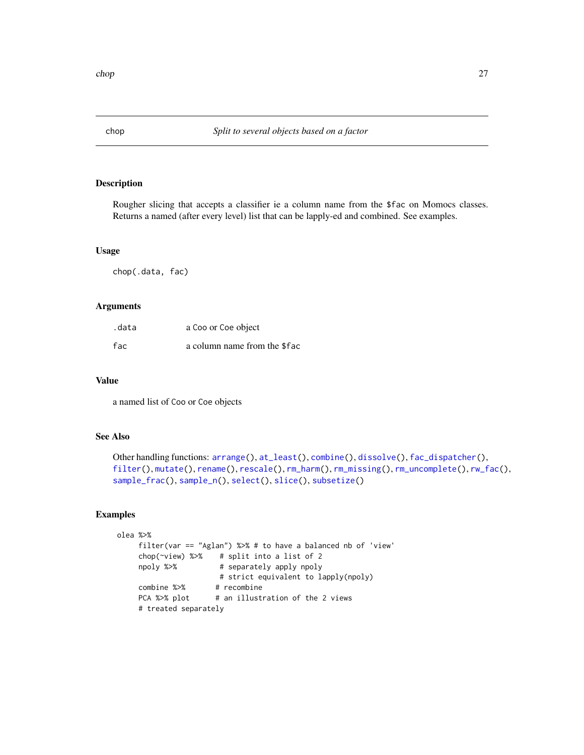## chop — *Split to several objects based on a factor*

### Description

Rougher slicing that accepts a classifier ie a column name from the `$fac` on Momocs classes. Returns a named (after every level) list that can be lapply-ed and combined. See examples.

### Usage

```
chop(.data, fac)
```

### Arguments

| | |
|---|---|
| `.data` | a Coo or Coe object |
| `fac` | a column name from the `$fac` |

### Value

a named list of `Coo` or `Coe` objects

### See Also

Other handling functions: `arrange()`, `at_least()`, `combine()`, `dissolve()`, `fac_dispatcher()`, `filter()`, `mutate()`, `rename()`, `rescale()`, `rm_harm()`, `rm_missing()`, `rm_uncomplete()`, `rw_fac()`, `sample_frac()`, `sample_n()`, `select()`, `slice()`, `subsetize()`

### Examples

```
olea %>%
     filter(var == "Aglan") %>% # to have a balanced nb of 'view'
     chop(~view) %>%    # split into a list of 2
     npoly %>%          # separately apply npoly
                        # strict equivalent to lapply(npoly)
     combine %>%       # recombine
     PCA %>% plot      # an illustration of the 2 views
     # treated separately
```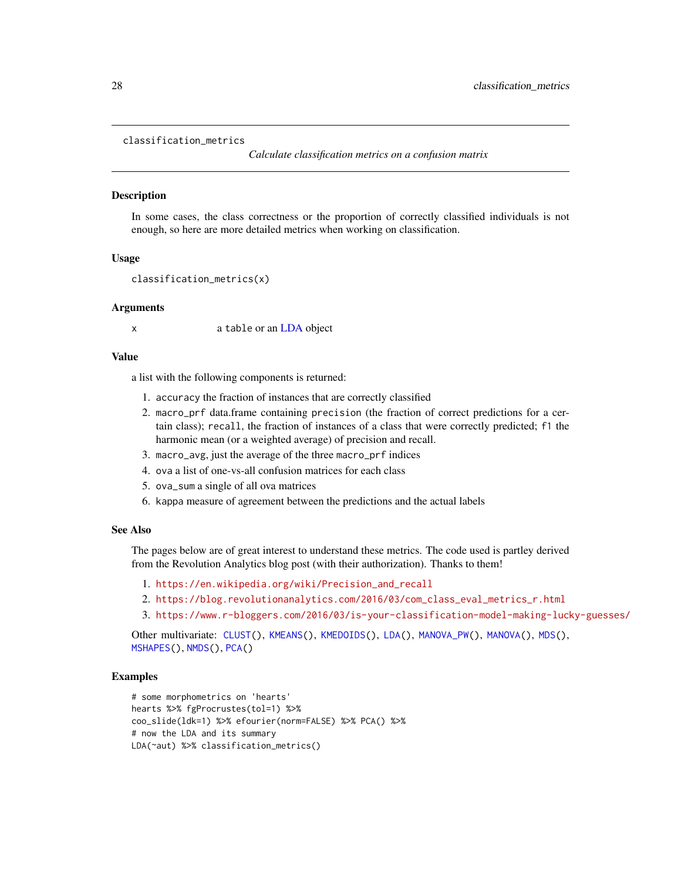classification_metrics

*Calculate classification metrics on a confusion matrix*

## Description

In some cases, the class correctness or the proportion of correctly classified individuals is not enough, so here are more detailed metrics when working on classification.

## Usage

```
classification_metrics(x)
```

## Arguments

| | |
|---|---|
| x | a `table` or an LDA object |

## Value

a list with the following components is returned:

1. `accuracy` the fraction of instances that are correctly classified
2. `macro_prf` data.frame containing `precision` (the fraction of correct predictions for a certain class); `recall`, the fraction of instances of a class that were correctly predicted; `f1` the harmonic mean (or a weighted average) of precision and recall.
3. `macro_avg`, just the average of the three `macro_prf` indices
4. `ova` a list of one-vs-all confusion matrices for each class
5. `ova_sum` a single of all ova matrices
6. `kappa` measure of agreement between the predictions and the actual labels

## See Also

The pages below are of great interest to understand these metrics. The code used is partley derived from the Revolution Analytics blog post (with their authorization). Thanks to them!

1. https://en.wikipedia.org/wiki/Precision_and_recall
2. https://blog.revolutionanalytics.com/2016/03/com_class_eval_metrics_r.html
3. https://www.r-bloggers.com/2016/03/is-your-classification-model-making-lucky-guesses/

Other multivariate: `CLUST()`, `KMEANS()`, `KMEDOIDS()`, `LDA()`, `MANOVA_PW()`, `MANOVA()`, `MDS()`, `MSHAPES()`, `NMDS()`, `PCA()`

## Examples

```
# some morphometrics on 'hearts'
hearts %>% fgProcrustes(tol=1) %>%
coo_slide(ldk=1) %>% efourier(norm=FALSE) %>% PCA() %>%
# now the LDA and its summary
LDA(~aut) %>% classification_metrics()
```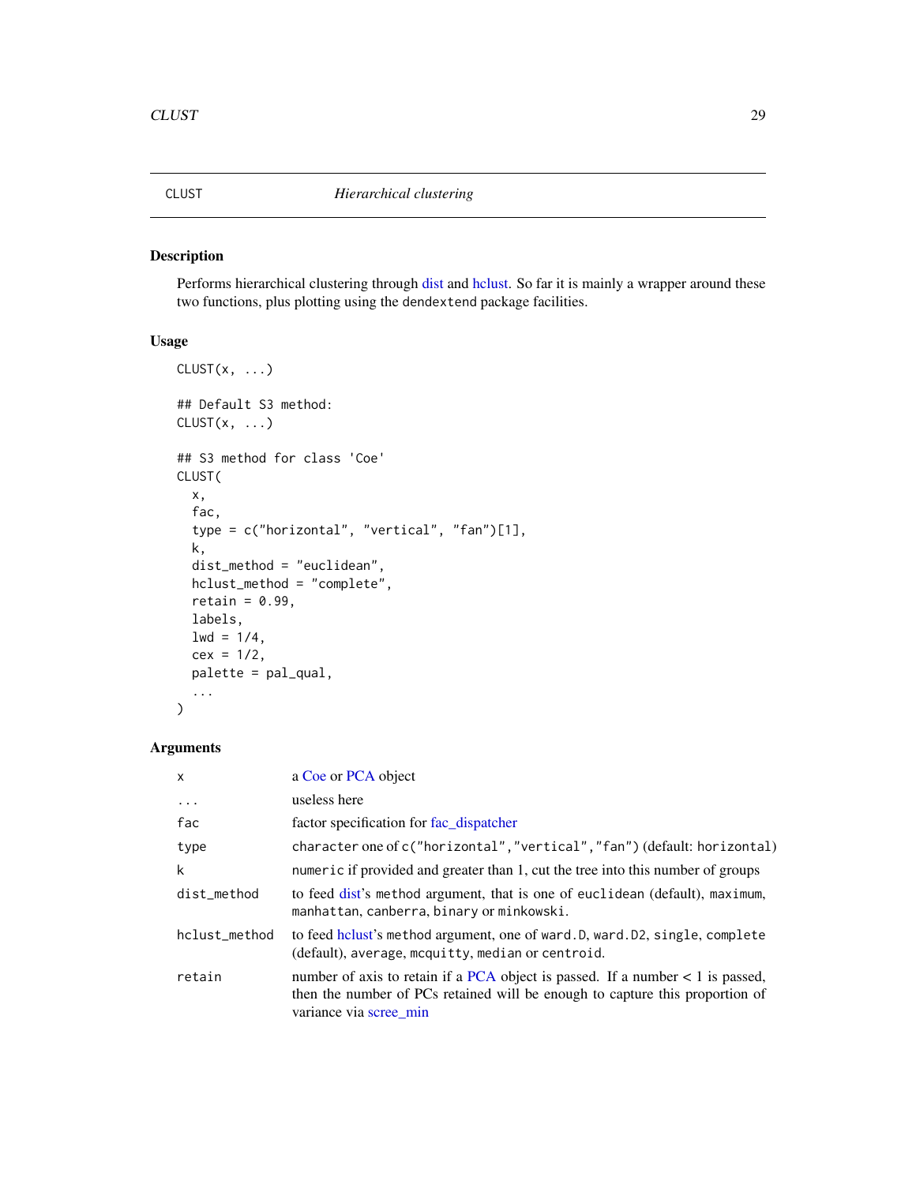CLUST *Hierarchical clustering*

## Description

Performs hierarchical clustering through dist and hclust. So far it is mainly a wrapper around these two functions, plus plotting using the dendextend package facilities.

## Usage

```
CLUST(x, ...)

## Default S3 method:
CLUST(x, ...)

## S3 method for class 'Coe'
CLUST(
  x,
  fac,
  type = c("horizontal", "vertical", "fan")[1],
  k,
  dist_method = "euclidean",
  hclust_method = "complete",
  retain = 0.99,
  labels,
  lwd = 1/4,
  cex = 1/2,
  palette = pal_qual,
  ...
)
```

## Arguments

| | |
|---|---|
| x | a Coe or PCA object |
| ... | useless here |
| fac | factor specification for fac_dispatcher |
| type | character one of c("horizontal","vertical","fan") (default: horizontal) |
| k | numeric if provided and greater than 1, cut the tree into this number of groups |
| dist_method | to feed dist's method argument, that is one of euclidean (default), maximum, manhattan, canberra, binary or minkowski. |
| hclust_method | to feed hclust's method argument, one of ward.D, ward.D2, single, complete (default), average, mcquitty, median or centroid. |
| retain | number of axis to retain if a PCA object is passed. If a number < 1 is passed, then the number of PCs retained will be enough to capture this proportion of variance via scree_min |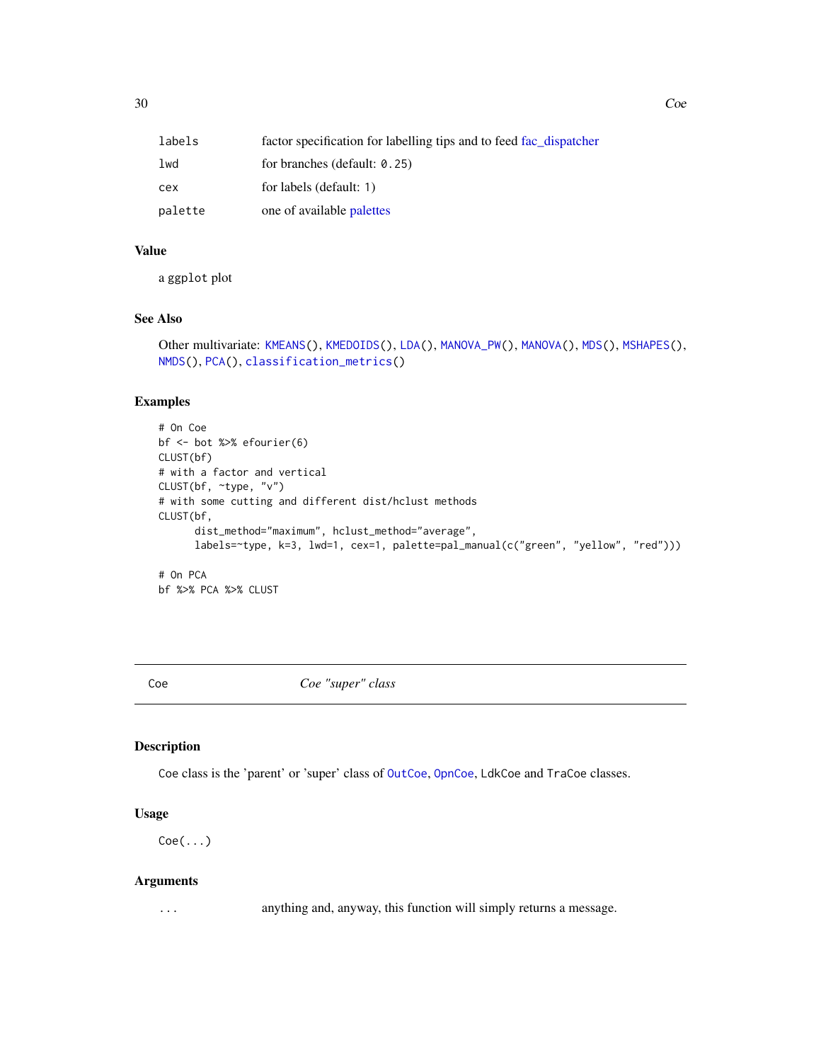| | |
|---|---|
| labels | factor specification for labelling tips and to feed fac_dispatcher |
| lwd | for branches (default: 0.25) |
| cex | for labels (default: 1) |
| palette | one of available palettes |

## Value

a ggplot plot

## See Also

Other multivariate: KMEANS(), KMEDOIDS(), LDA(), MANOVA_PW(), MANOVA(), MDS(), MSHAPES(), NMDS(), PCA(), classification_metrics()

## Examples

```
# On Coe
bf <- bot %>% efourier(6)
CLUST(bf)
# with a factor and vertical
CLUST(bf, ~type, "v")
# with some cutting and different dist/hclust methods
CLUST(bf,
      dist_method="maximum", hclust_method="average",
      labels=~type, k=3, lwd=1, cex=1, palette=pal_manual(c("green", "yellow", "red")))

# On PCA
bf %>% PCA %>% CLUST
```

---

# Coe — *Coe "super" class*

## Description

Coe class is the 'parent' or 'super' class of OutCoe, OpnCoe, LdkCoe and TraCoe classes.

## Usage

```
Coe(...)
```

## Arguments

| | |
|---|---|
| ... | anything and, anyway, this function will simply returns a message. |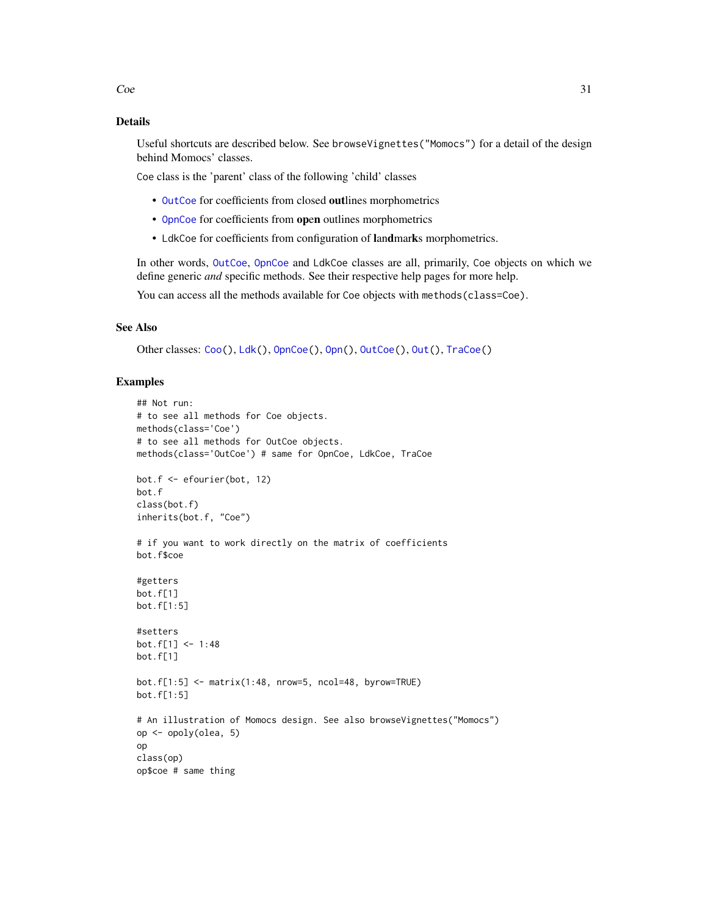## Details

Useful shortcuts are described below. See `browseVignettes("Momocs")` for a detail of the design behind Momocs' classes.

`Coe` class is the 'parent' class of the following 'child' classes

- `OutCoe` for coefficients from closed **out**lines morphometrics
- `OpnCoe` for coefficients from **open** outlines morphometrics
- `LdkCoe` for coefficients from configuration of **l**an**d**mar**k**s morphometrics.

In other words, `OutCoe`, `OpnCoe` and `LdkCoe` classes are all, primarily, `Coe` objects on which we define generic *and* specific methods. See their respective help pages for more help.

You can access all the methods available for `Coe` objects with `methods(class=Coe)`.

## See Also

Other classes: `Coo()`, `Ldk()`, `OpnCoe()`, `Opn()`, `OutCoe()`, `Out()`, `TraCoe()`

## Examples

```
## Not run:
# to see all methods for Coe objects.
methods(class='Coe')
# to see all methods for OutCoe objects.
methods(class='OutCoe') # same for OpnCoe, LdkCoe, TraCoe

bot.f <- efourier(bot, 12)
bot.f
class(bot.f)
inherits(bot.f, "Coe")

# if you want to work directly on the matrix of coefficients
bot.f$coe

#getters
bot.f[1]
bot.f[1:5]

#setters
bot.f[1] <- 1:48
bot.f[1]

bot.f[1:5] <- matrix(1:48, nrow=5, ncol=48, byrow=TRUE)
bot.f[1:5]

# An illustration of Momocs design. See also browseVignettes("Momocs")
op <- opoly(olea, 5)
op
class(op)
op$coe # same thing
```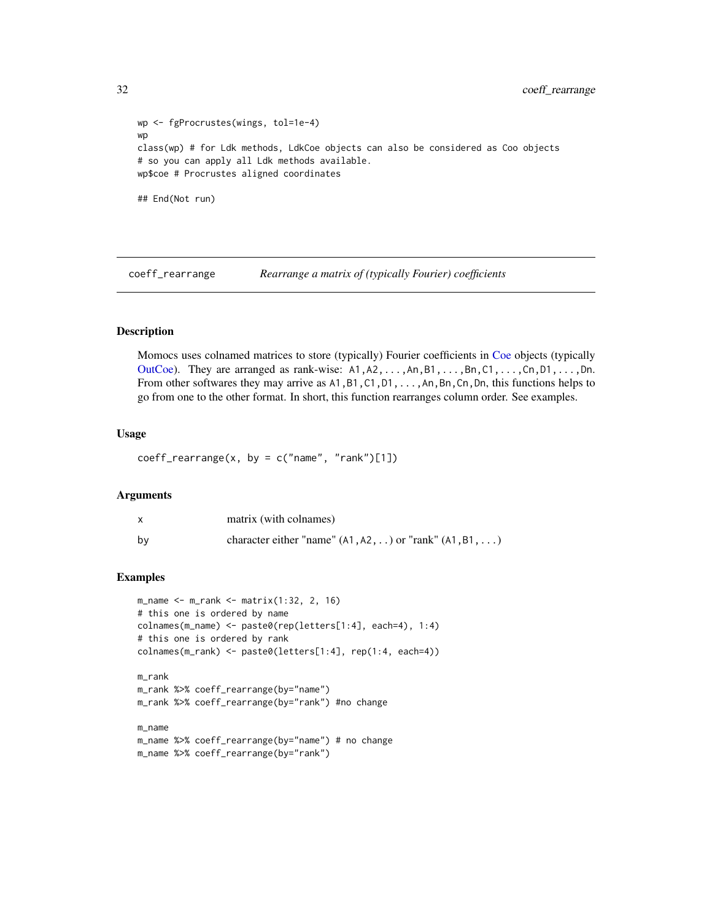```
wp <- fgProcrustes(wings, tol=1e-4)
wp
class(wp) # for Ldk methods, LdkCoe objects can also be considered as Coo objects
# so you can apply all Ldk methods available.
wp$coe # Procrustes aligned coordinates

## End(Not run)
```

## coeff_rearrange — *Rearrange a matrix of (typically Fourier) coefficients*

### Description

Momocs uses colnamed matrices to store (typically) Fourier coefficients in Coe objects (typically OutCoe). They are arranged as rank-wise: `A1,A2,...,An,B1,...,Bn,C1,...,Cn,D1,...,Dn`. From other softwares they may arrive as `A1,B1,C1,D1,...,An,Bn,Cn,Dn`, this functions helps to go from one to the other format. In short, this function rearranges column order. See examples.

### Usage

```
coeff_rearrange(x, by = c("name", "rank")[1])
```

### Arguments

| | |
|---|---|
| x | matrix (with colnames) |
| by | character either "name" (`A1,A2,..`) or "rank" (`A1,B1,...`) |

### Examples

```
m_name <- m_rank <- matrix(1:32, 2, 16)
# this one is ordered by name
colnames(m_name) <- paste0(rep(letters[1:4], each=4), 1:4)
# this one is ordered by rank
colnames(m_rank) <- paste0(letters[1:4], rep(1:4, each=4))

m_rank
m_rank %>% coeff_rearrange(by="name")
m_rank %>% coeff_rearrange(by="rank") #no change

m_name
m_name %>% coeff_rearrange(by="name") # no change
m_name %>% coeff_rearrange(by="rank")
```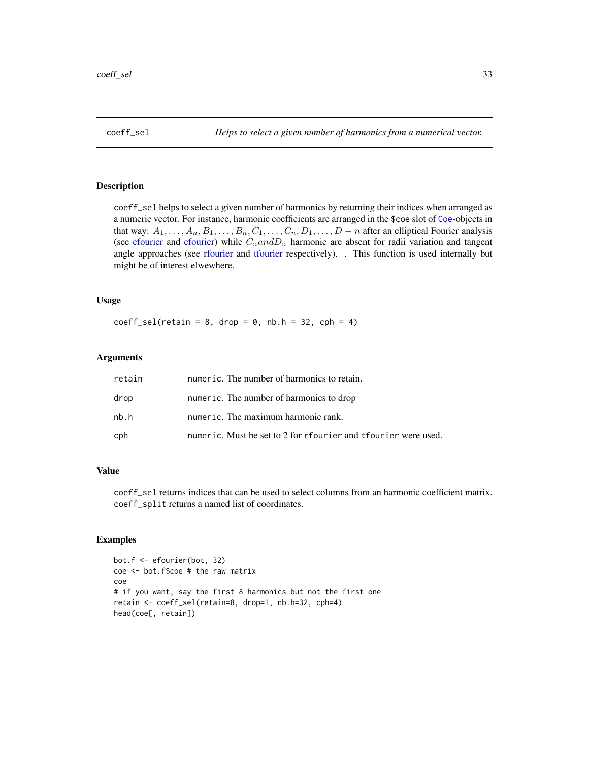# coeff_sel

*Helps to select a given number of harmonics from a numerical vector.*

## Description

`coeff_sel` helps to select a given number of harmonics by returning their indices when arranged as a numeric vector. For instance, harmonic coefficients are arranged in the `$coe` slot of Coe-objects in that way: $A_1, \ldots, A_n, B_1, \ldots, B_n, C_1, \ldots, C_n, D_1, \ldots, D-n$ after an elliptical Fourier analysis (see efourier and efourier) while $C_n and D_n$ harmonic are absent for radii variation and tangent angle approaches (see rfourier and tfourier respectively). . This function is used internally but might be of interest elwewhere.

## Usage

```
coeff_sel(retain = 8, drop = 0, nb.h = 32, cph = 4)
```

## Arguments

| | |
|---|---|
| `retain` | `numeric`. The number of harmonics to retain. |
| `drop` | `numeric`. The number of harmonics to drop |
| `nb.h` | `numeric`. The maximum harmonic rank. |
| `cph` | `numeric`. Must be set to 2 for `rfourier` and `tfourier` were used. |

## Value

`coeff_sel` returns indices that can be used to select columns from an harmonic coefficient matrix. `coeff_split` returns a named list of coordinates.

## Examples

```
bot.f <- efourier(bot, 32)
coe <- bot.f$coe # the raw matrix
coe
# if you want, say the first 8 harmonics but not the first one
retain <- coeff_sel(retain=8, drop=1, nb.h=32, cph=4)
head(coe[, retain])
```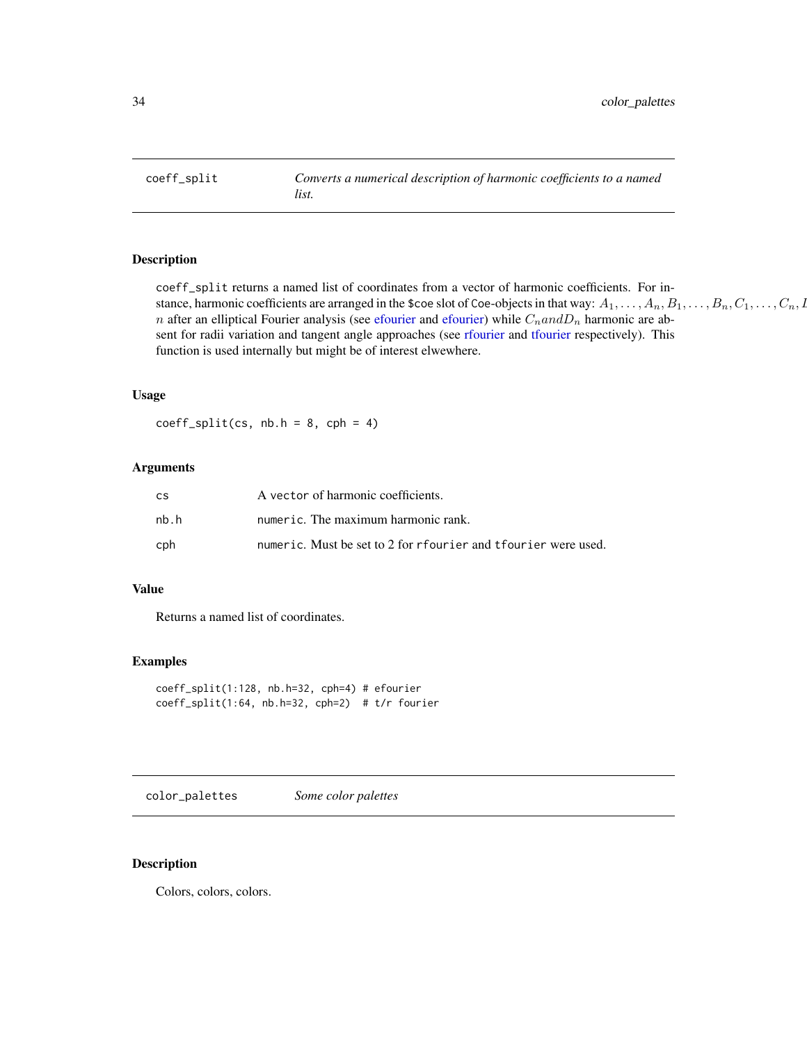## coeff_split

*Converts a numerical description of harmonic coefficients to a named list.*

### Description

coeff_split returns a named list of coordinates from a vector of harmonic coefficients. For instance, harmonic coefficients are arranged in the $coe slot of Coe-objects in that way: $A_1, \ldots, A_n, B_1, \ldots, B_n, C_1, \ldots, C_n, D_1, \ldots, D_n$ after an elliptical Fourier analysis (see efourier and efourier) while $C_n and D_n$ harmonic are absent for radii variation and tangent angle approaches (see rfourier and tfourier respectively). This function is used internally but might be of interest elwewhere.

### Usage

```
coeff_split(cs, nb.h = 8, cph = 4)
```

### Arguments

| | |
|---|---|
| cs | A vector of harmonic coefficients. |
| nb.h | numeric. The maximum harmonic rank. |
| cph | numeric. Must be set to 2 for rfourier and tfourier were used. |

### Value

Returns a named list of coordinates.

### Examples

```
coeff_split(1:128, nb.h=32, cph=4) # efourier
coeff_split(1:64, nb.h=32, cph=2)  # t/r fourier
```

## color_palettes

*Some color palettes*

### Description

Colors, colors, colors.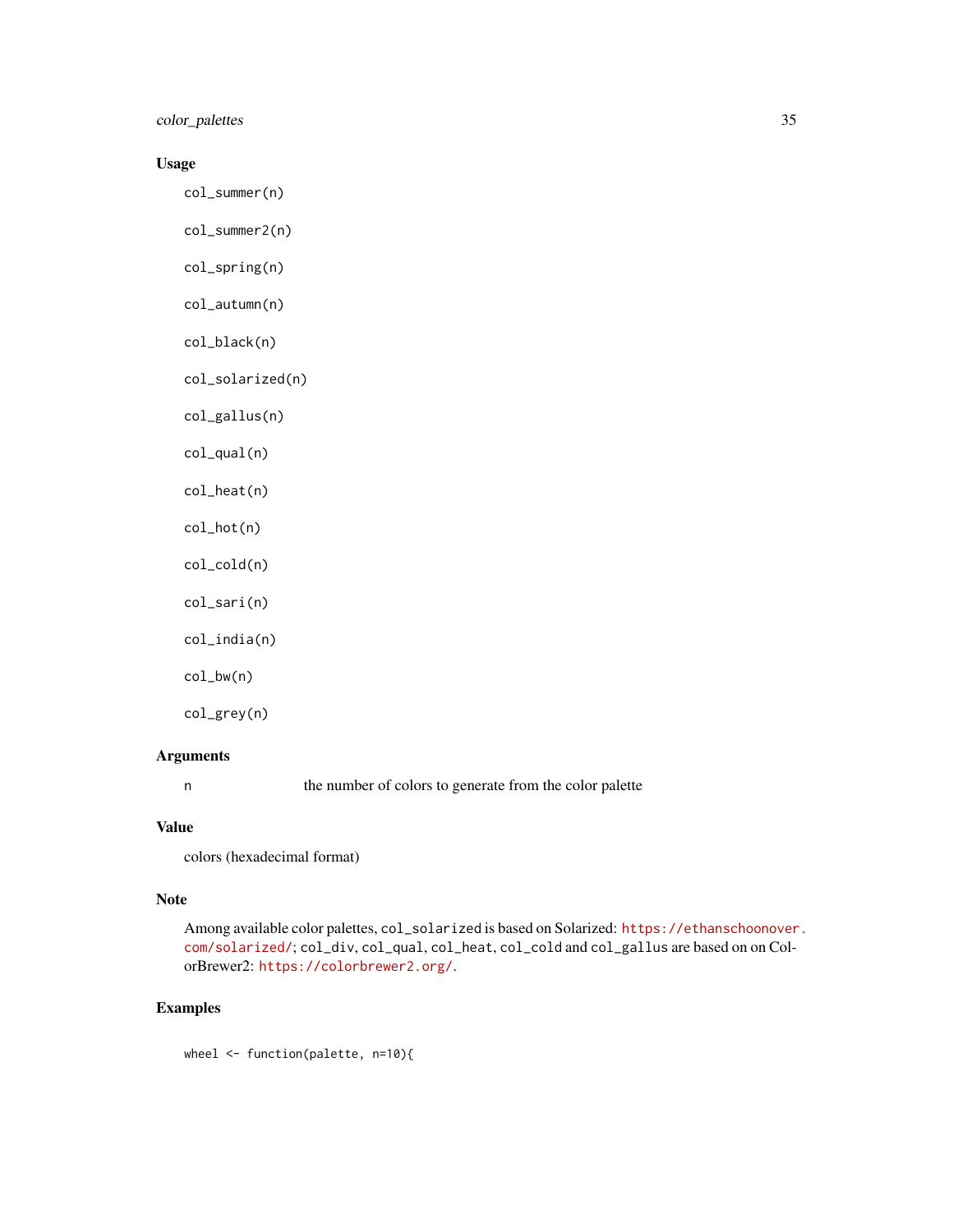## Usage

```
col_summer(n)

col_summer2(n)

col_spring(n)

col_autumn(n)

col_black(n)

col_solarized(n)

col_gallus(n)

col_qual(n)

col_heat(n)

col_hot(n)

col_cold(n)

col_sari(n)

col_india(n)

col_bw(n)

col_grey(n)
```

## Arguments

| | |
|---|---|
| n | the number of colors to generate from the color palette |

## Value

colors (hexadecimal format)

## Note

Among available color palettes, `col_solarized` is based on Solarized: https://ethanschoonover.com/solarized/; `col_div`, `col_qual`, `col_heat`, `col_cold` and `col_gallus` are based on on ColorBrewer2: https://colorbrewer2.org/.

## Examples

```
wheel <- function(palette, n=10){
```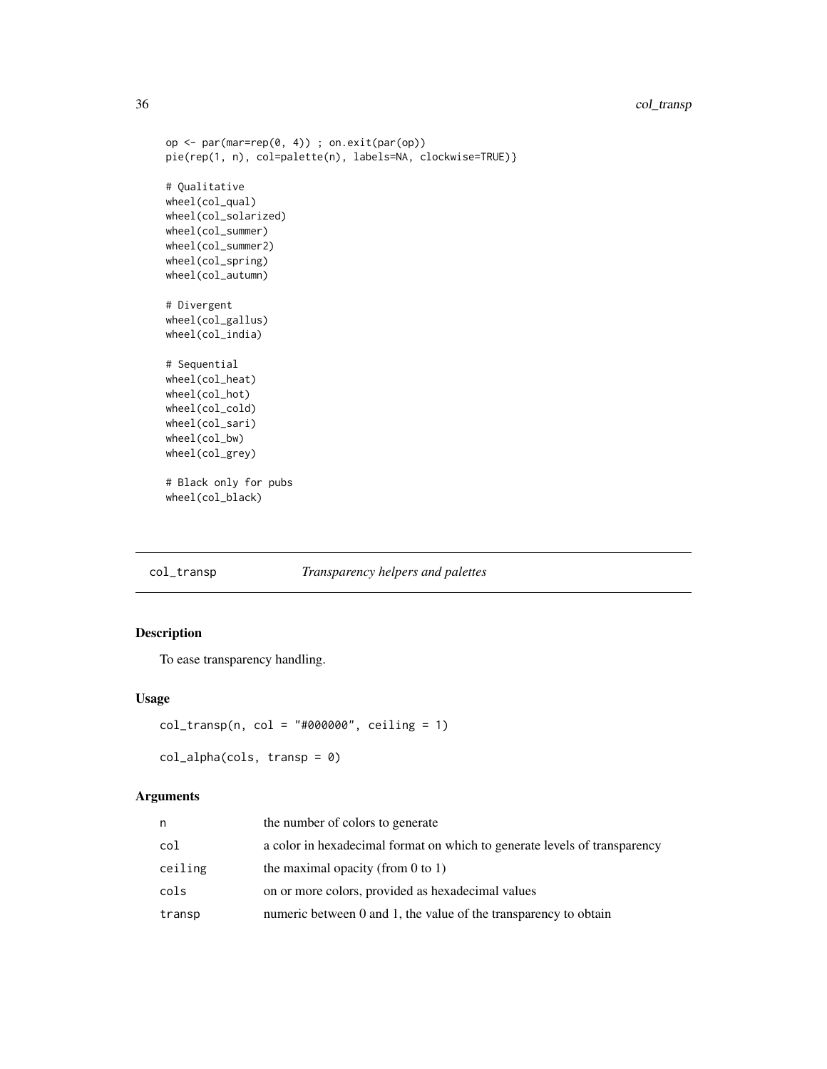```
op <- par(mar=rep(0, 4)) ; on.exit(par(op))
pie(rep(1, n), col=palette(n), labels=NA, clockwise=TRUE)}

# Qualitative
wheel(col_qual)
wheel(col_solarized)
wheel(col_summer)
wheel(col_summer2)
wheel(col_spring)
wheel(col_autumn)

# Divergent
wheel(col_gallus)
wheel(col_india)

# Sequential
wheel(col_heat)
wheel(col_hot)
wheel(col_cold)
wheel(col_sari)
wheel(col_bw)
wheel(col_grey)

# Black only for pubs
wheel(col_black)
```

## col_transp — *Transparency helpers and palettes*

### Description

To ease transparency handling.

### Usage

```
col_transp(n, col = "#000000", ceiling = 1)

col_alpha(cols, transp = 0)
```

### Arguments

| | |
|---|---|
| n | the number of colors to generate |
| col | a color in hexadecimal format on which to generate levels of transparency |
| ceiling | the maximal opacity (from 0 to 1) |
| cols | on or more colors, provided as hexadecimal values |
| transp | numeric between 0 and 1, the value of the transparency to obtain |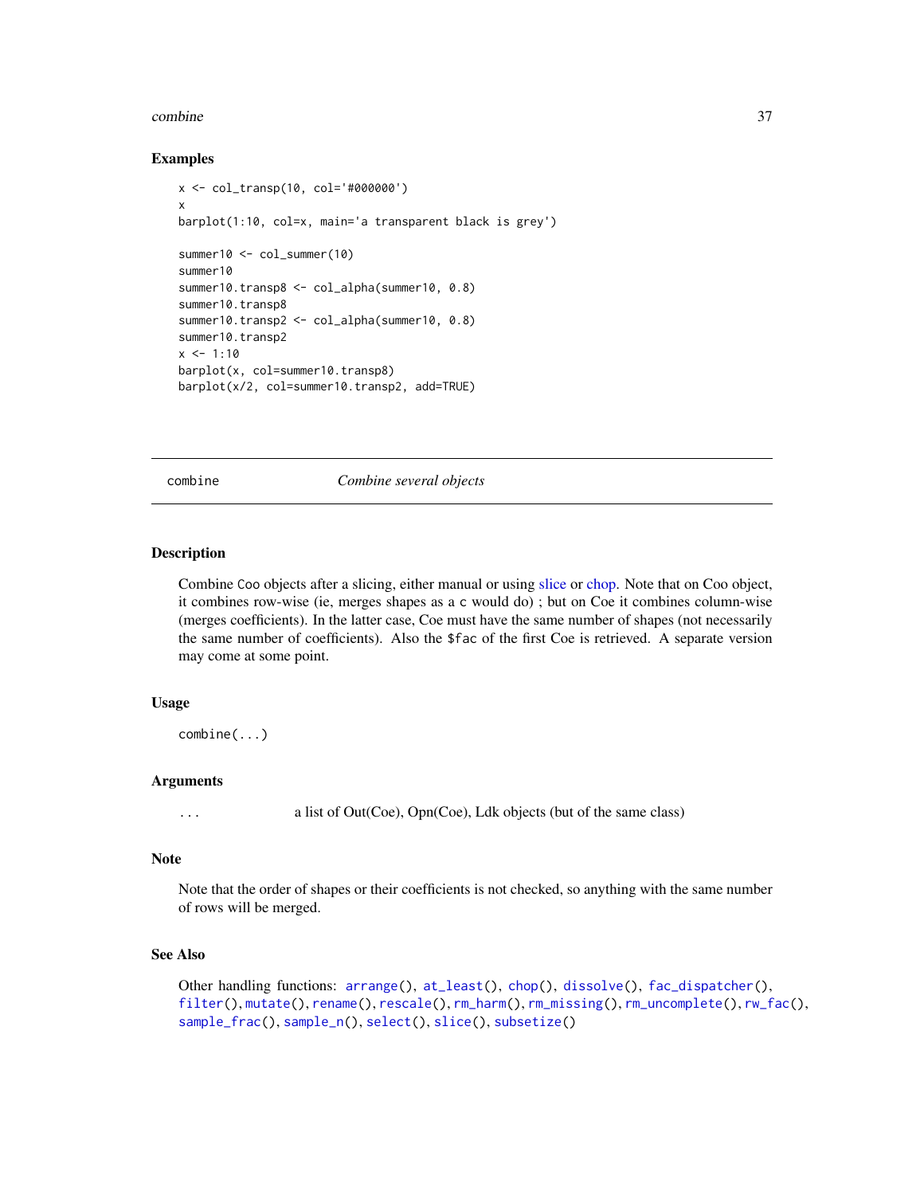## Examples

```
x <- col_transp(10, col='#000000')
x
barplot(1:10, col=x, main='a transparent black is grey')

summer10 <- col_summer(10)
summer10
summer10.transp8 <- col_alpha(summer10, 0.8)
summer10.transp8
summer10.transp2 <- col_alpha(summer10, 0.8)
summer10.transp2
x <- 1:10
barplot(x, col=summer10.transp8)
barplot(x/2, col=summer10.transp2, add=TRUE)
```

---

# combine    *Combine several objects*

---

## Description

Combine Coo objects after a slicing, either manual or using slice or chop. Note that on Coo object, it combines row-wise (ie, merges shapes as a c would do) ; but on Coe it combines column-wise (merges coefficients). In the latter case, Coe must have the same number of shapes (not necessarily the same number of coefficients). Also the $fac of the first Coe is retrieved. A separate version may come at some point.

## Usage

```
combine(...)
```

## Arguments

| | |
|---|---|
| ... | a list of Out(Coe), Opn(Coe), Ldk objects (but of the same class) |

## Note

Note that the order of shapes or their coefficients is not checked, so anything with the same number of rows will be merged.

## See Also

Other handling functions: arrange(), at_least(), chop(), dissolve(), fac_dispatcher(), filter(), mutate(), rename(), rescale(), rm_harm(), rm_missing(), rm_uncomplete(), rw_fac(), sample_frac(), sample_n(), select(), slice(), subsetize()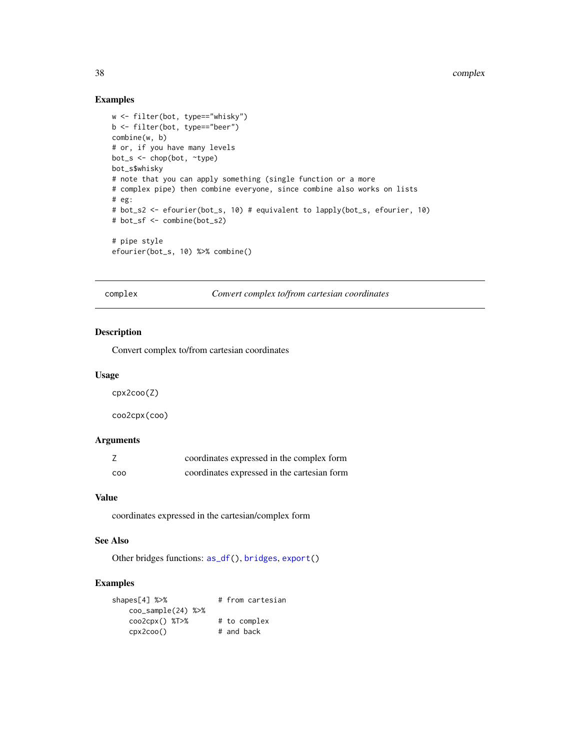## Examples

```
w <- filter(bot, type=="whisky")
b <- filter(bot, type=="beer")
combine(w, b)
# or, if you have many levels
bot_s <- chop(bot, ~type)
bot_s$whisky
# note that you can apply something (single function or a more
# complex pipe) then combine everyone, since combine also works on lists
# eg:
# bot_s2 <- efourier(bot_s, 10) # equivalent to lapply(bot_s, efourier, 10)
# bot_sf <- combine(bot_s2)

# pipe style
efourier(bot_s, 10) %>% combine()
```

---

# complex — *Convert complex to/from cartesian coordinates*

### Description

Convert complex to/from cartesian coordinates

### Usage

```
cpx2coo(Z)

coo2cpx(coo)
```

### Arguments

| | |
|---|---|
| Z | coordinates expressed in the complex form |
| coo | coordinates expressed in the cartesian form |

### Value

coordinates expressed in the cartesian/complex form

### See Also

Other bridges functions: as_df(), bridges, export()

### Examples

```
shapes[4] %>%           # from cartesian
    coo_sample(24) %>%
    coo2cpx() %T>%      # to complex
    cpx2coo()           # and back
```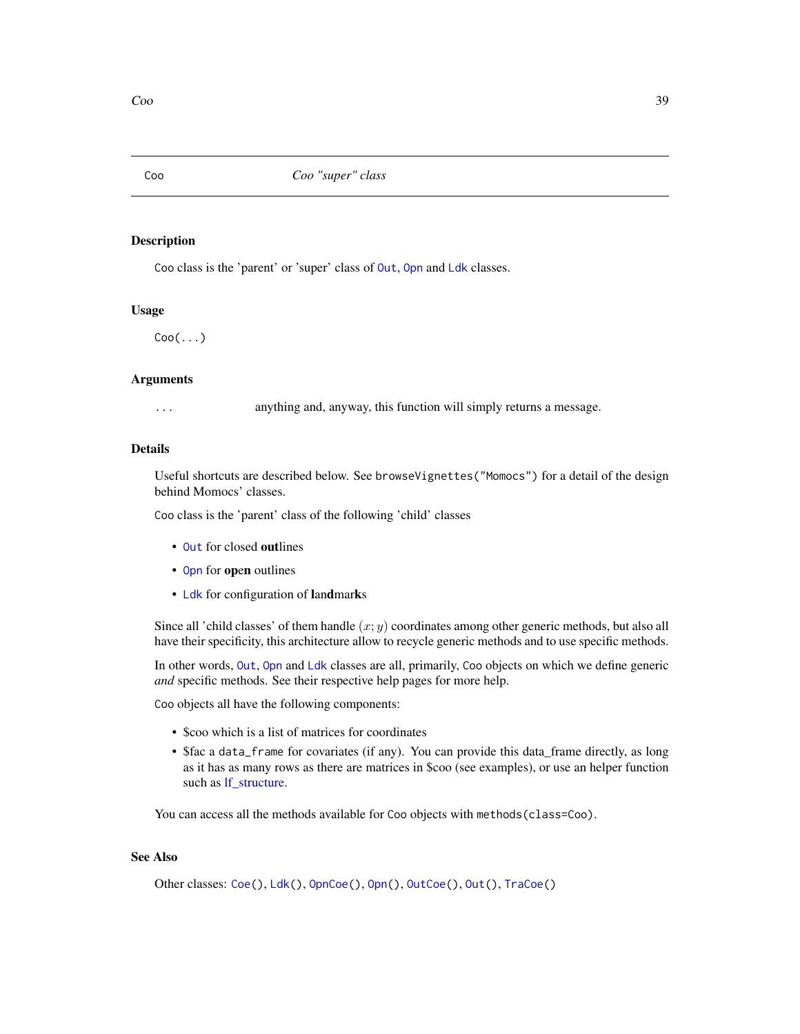# Coo — Coo "super" class

## Description

`Coo` class is the 'parent' or 'super' class of `Out`, `Opn` and `Ldk` classes.

## Usage

```
Coo(...)
```

## Arguments

| | |
|---|---|
| `...` | anything and, anyway, this function will simply returns a message. |

## Details

Useful shortcuts are described below. See `browseVignettes("Momocs")` for a detail of the design behind Momocs' classes.

`Coo` class is the 'parent' class of the following 'child' classes

- `Out` for closed **out**lines
- `Opn` for **open** outlines
- `Ldk` for configuration of **l**an**d**mar**k**s

Since all 'child classes' of them handle $(x; y)$ coordinates among other generic methods, but also all have their specificity, this architecture allow to recycle generic methods and to use specific methods.

In other words, `Out`, `Opn` and `Ldk` classes are all, primarily, `Coo` objects on which we define generic *and* specific methods. See their respective help pages for more help.

`Coo` objects all have the following components:

- $coo which is a list of matrices for coordinates
- $fac a `data_frame` for covariates (if any). You can provide this data_frame directly, as long as it has as many rows as there are matrices in $coo (see examples), or use an helper function such as lf_structure.

You can access all the methods available for `Coo` objects with `methods(class=Coo)`.

## See Also

Other classes: `Coe()`, `Ldk()`, `OpnCoe()`, `Opn()`, `OutCoe()`, `Out()`, `TraCoe()`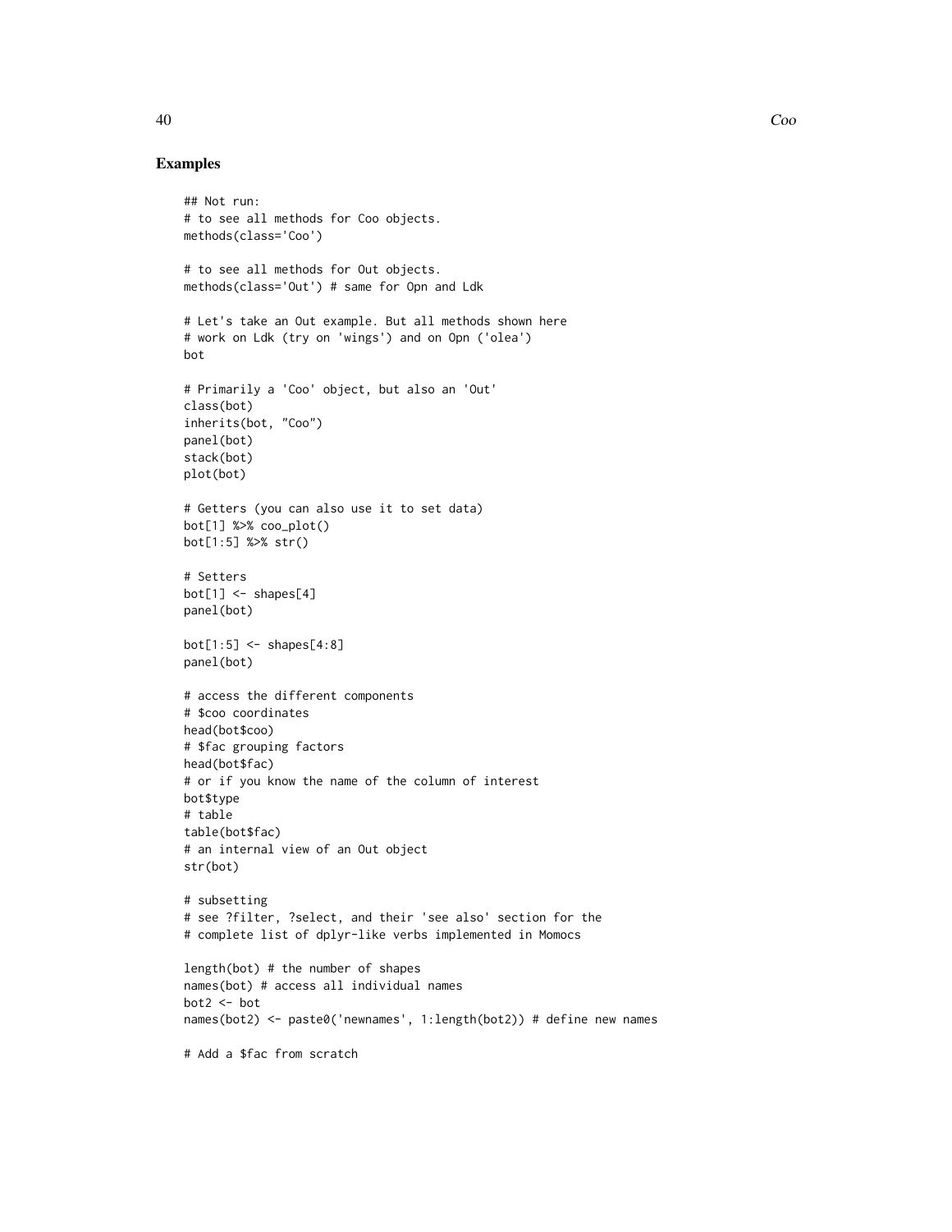## Examples

```
## Not run:
# to see all methods for Coo objects.
methods(class='Coo')

# to see all methods for Out objects.
methods(class='Out') # same for Opn and Ldk

# Let's take an Out example. But all methods shown here
# work on Ldk (try on 'wings') and on Opn ('olea')
bot

# Primarily a 'Coo' object, but also an 'Out'
class(bot)
inherits(bot, "Coo")
panel(bot)
stack(bot)
plot(bot)

# Getters (you can also use it to set data)
bot[1] %>% coo_plot()
bot[1:5] %>% str()

# Setters
bot[1] <- shapes[4]
panel(bot)

bot[1:5] <- shapes[4:8]
panel(bot)

# access the different components
# $coo coordinates
head(bot$coo)
# $fac grouping factors
head(bot$fac)
# or if you know the name of the column of interest
bot$type
# table
table(bot$fac)
# an internal view of an Out object
str(bot)

# subsetting
# see ?filter, ?select, and their 'see also' section for the
# complete list of dplyr-like verbs implemented in Momocs

length(bot) # the number of shapes
names(bot) # access all individual names
bot2 <- bot
names(bot2) <- paste0('newnames', 1:length(bot2)) # define new names

# Add a $fac from scratch
```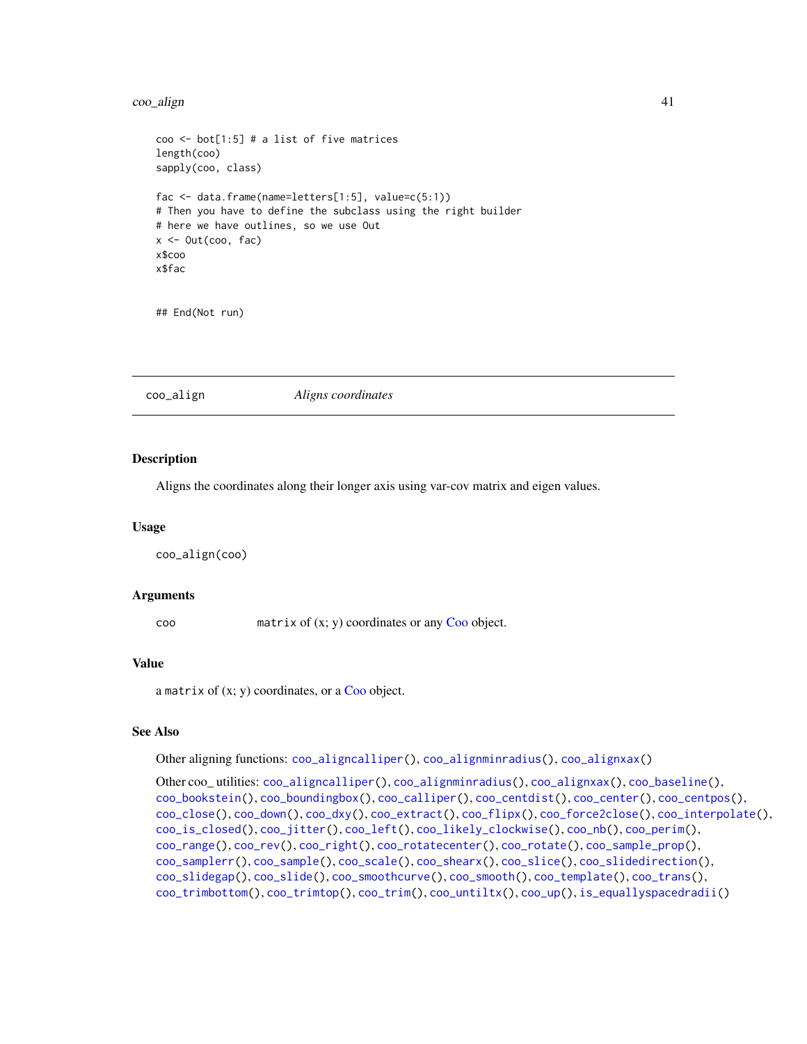```
coo <- bot[1:5] # a list of five matrices
length(coo)
sapply(coo, class)

fac <- data.frame(name=letters[1:5], value=c(5:1))
# Then you have to define the subclass using the right builder
# here we have outlines, so we use Out
x <- Out(coo, fac)
x$coo
x$fac


## End(Not run)
```

---

coo_align *Aligns coordinates*

---

### Description

Aligns the coordinates along their longer axis using var-cov matrix and eigen values.

### Usage

```
coo_align(coo)
```

### Arguments

| | |
|---|---|
| coo | matrix of (x; y) coordinates or any Coo object. |

### Value

a matrix of (x; y) coordinates, or a Coo object.

### See Also

Other aligning functions: coo_aligncalliper(), coo_alignminradius(), coo_alignxax()

Other coo_ utilities: coo_aligncalliper(), coo_alignminradius(), coo_alignxax(), coo_baseline(), coo_bookstein(), coo_boundingbox(), coo_calliper(), coo_centdist(), coo_center(), coo_centpos(), coo_close(), coo_down(), coo_dxy(), coo_extract(), coo_flipx(), coo_force2close(), coo_interpolate(), coo_is_closed(), coo_jitter(), coo_left(), coo_likely_clockwise(), coo_nb(), coo_perim(), coo_range(), coo_rev(), coo_right(), coo_rotatecenter(), coo_rotate(), coo_sample_prop(), coo_samplerr(), coo_sample(), coo_scale(), coo_shearx(), coo_slice(), coo_slidedirection(), coo_slidegap(), coo_slide(), coo_smoothcurve(), coo_smooth(), coo_template(), coo_trans(), coo_trimbottom(), coo_trimtop(), coo_trim(), coo_untiltx(), coo_up(), is_equallyspacedradii()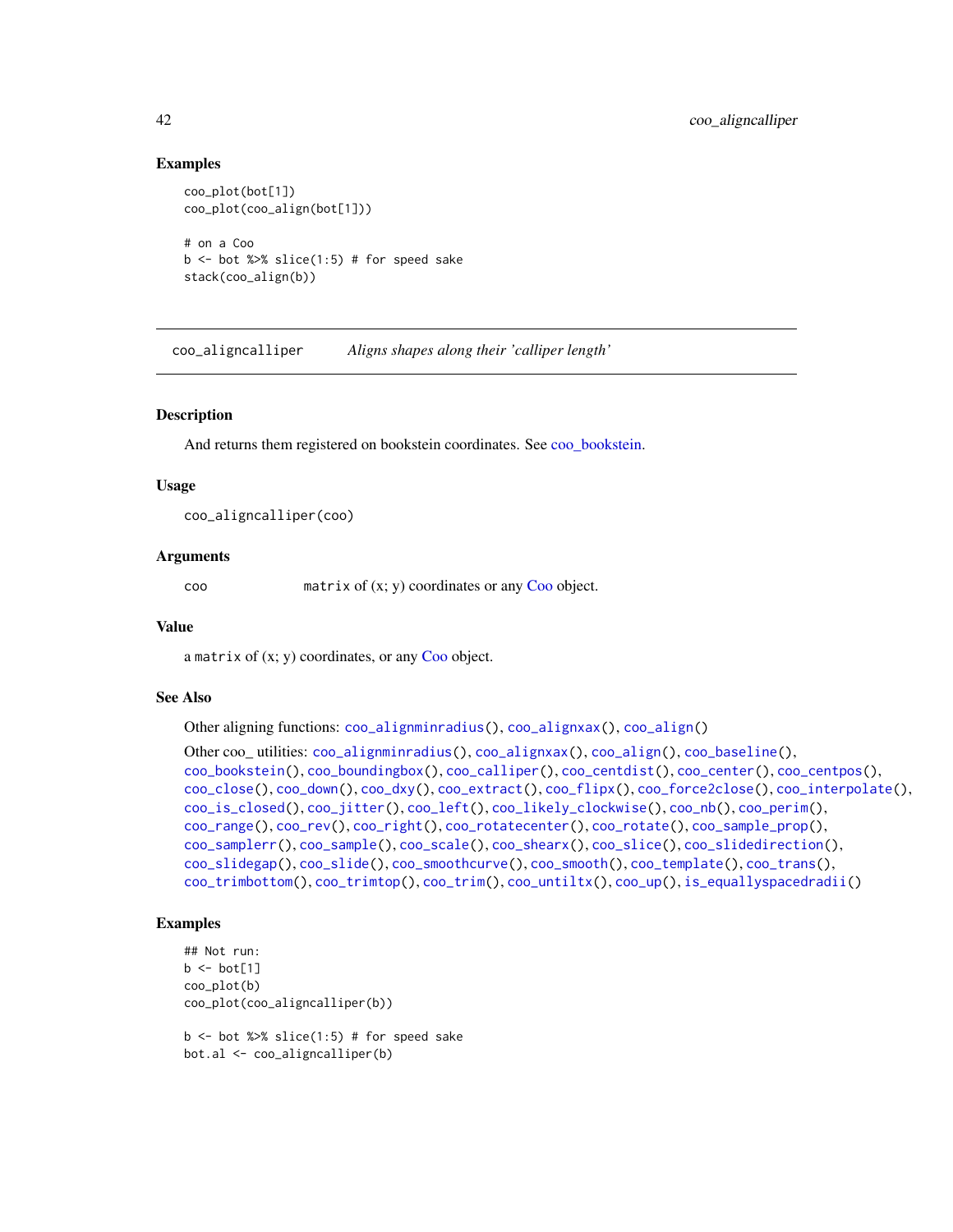### Examples

```
coo_plot(bot[1])
coo_plot(coo_align(bot[1]))

# on a Coo
b <- bot %>% slice(1:5) # for speed sake
stack(coo_align(b))
```

---

## coo_aligncalliper — *Aligns shapes along their 'calliper length'*

---

### Description

And returns them registered on bookstein coordinates. See coo_bookstein.

### Usage

```
coo_aligncalliper(coo)
```

### Arguments

coo — `matrix` of (x; y) coordinates or any Coo object.

### Value

a `matrix` of (x; y) coordinates, or any Coo object.

### See Also

Other aligning functions: `coo_alignminradius()`, `coo_alignxax()`, `coo_align()`

Other coo_ utilities: `coo_alignminradius()`, `coo_alignxax()`, `coo_align()`, `coo_baseline()`, `coo_bookstein()`, `coo_boundingbox()`, `coo_calliper()`, `coo_centdist()`, `coo_center()`, `coo_centpos()`, `coo_close()`, `coo_down()`, `coo_dxy()`, `coo_extract()`, `coo_flipx()`, `coo_force2close()`, `coo_interpolate()`, `coo_is_closed()`, `coo_jitter()`, `coo_left()`, `coo_likely_clockwise()`, `coo_nb()`, `coo_perim()`, `coo_range()`, `coo_rev()`, `coo_right()`, `coo_rotatecenter()`, `coo_rotate()`, `coo_sample_prop()`, `coo_samplerr()`, `coo_sample()`, `coo_scale()`, `coo_shearx()`, `coo_slice()`, `coo_slidedirection()`, `coo_slidegap()`, `coo_slide()`, `coo_smoothcurve()`, `coo_smooth()`, `coo_template()`, `coo_trans()`, `coo_trimbottom()`, `coo_trimtop()`, `coo_trim()`, `coo_untiltx()`, `coo_up()`, `is_equallyspacedradii()`

### Examples

```
## Not run:
b <- bot[1]
coo_plot(b)
coo_plot(coo_aligncalliper(b))

b <- bot %>% slice(1:5) # for speed sake
bot.al <- coo_aligncalliper(b)
```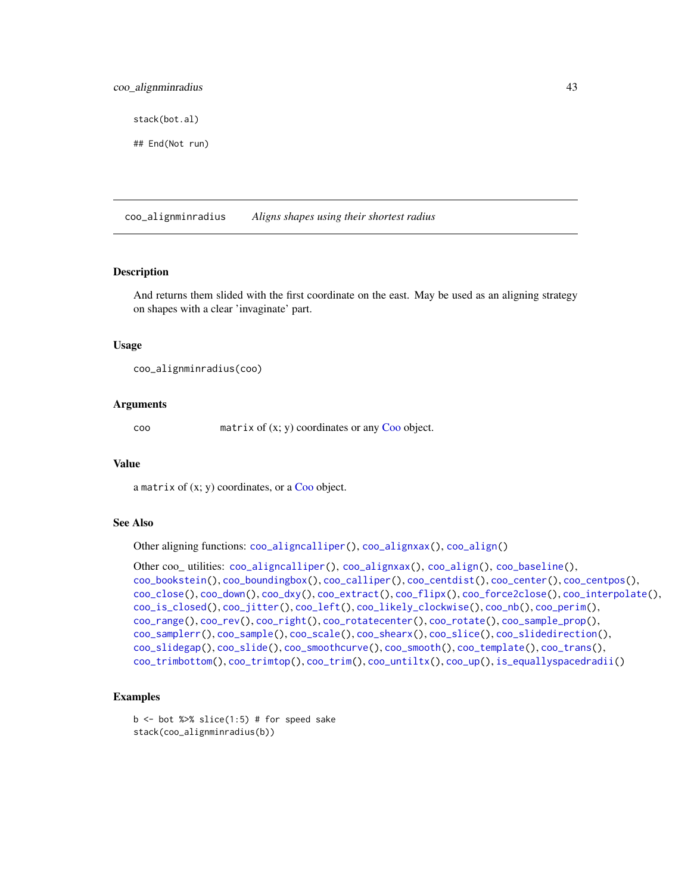```
stack(bot.al)

## End(Not run)
```

## coo_alignminradius — *Aligns shapes using their shortest radius*

### Description

And returns them slided with the first coordinate on the east. May be used as an aligning strategy on shapes with a clear 'invaginate' part.

### Usage

```
coo_alignminradius(coo)
```

### Arguments

| | |
|---|---|
| coo | `matrix` of (x; y) coordinates or any Coo object. |

### Value

a `matrix` of (x; y) coordinates, or a Coo object.

### See Also

Other aligning functions: coo_aligncalliper(), coo_alignxax(), coo_align()

Other coo_ utilities: coo_aligncalliper(), coo_alignxax(), coo_align(), coo_baseline(), coo_bookstein(), coo_boundingbox(), coo_calliper(), coo_centdist(), coo_center(), coo_centpos(), coo_close(), coo_down(), coo_dxy(), coo_extract(), coo_flipx(), coo_force2close(), coo_interpolate(), coo_is_closed(), coo_jitter(), coo_left(), coo_likely_clockwise(), coo_nb(), coo_perim(), coo_range(), coo_rev(), coo_right(), coo_rotatecenter(), coo_rotate(), coo_sample_prop(), coo_samplerr(), coo_sample(), coo_scale(), coo_shearx(), coo_slice(), coo_slidedirection(), coo_slidegap(), coo_slide(), coo_smoothcurve(), coo_smooth(), coo_template(), coo_trans(), coo_trimbottom(), coo_trimtop(), coo_trim(), coo_untiltx(), coo_up(), is_equallyspacedradii()

### Examples

```
b <- bot %>% slice(1:5) # for speed sake
stack(coo_alignminradius(b))
```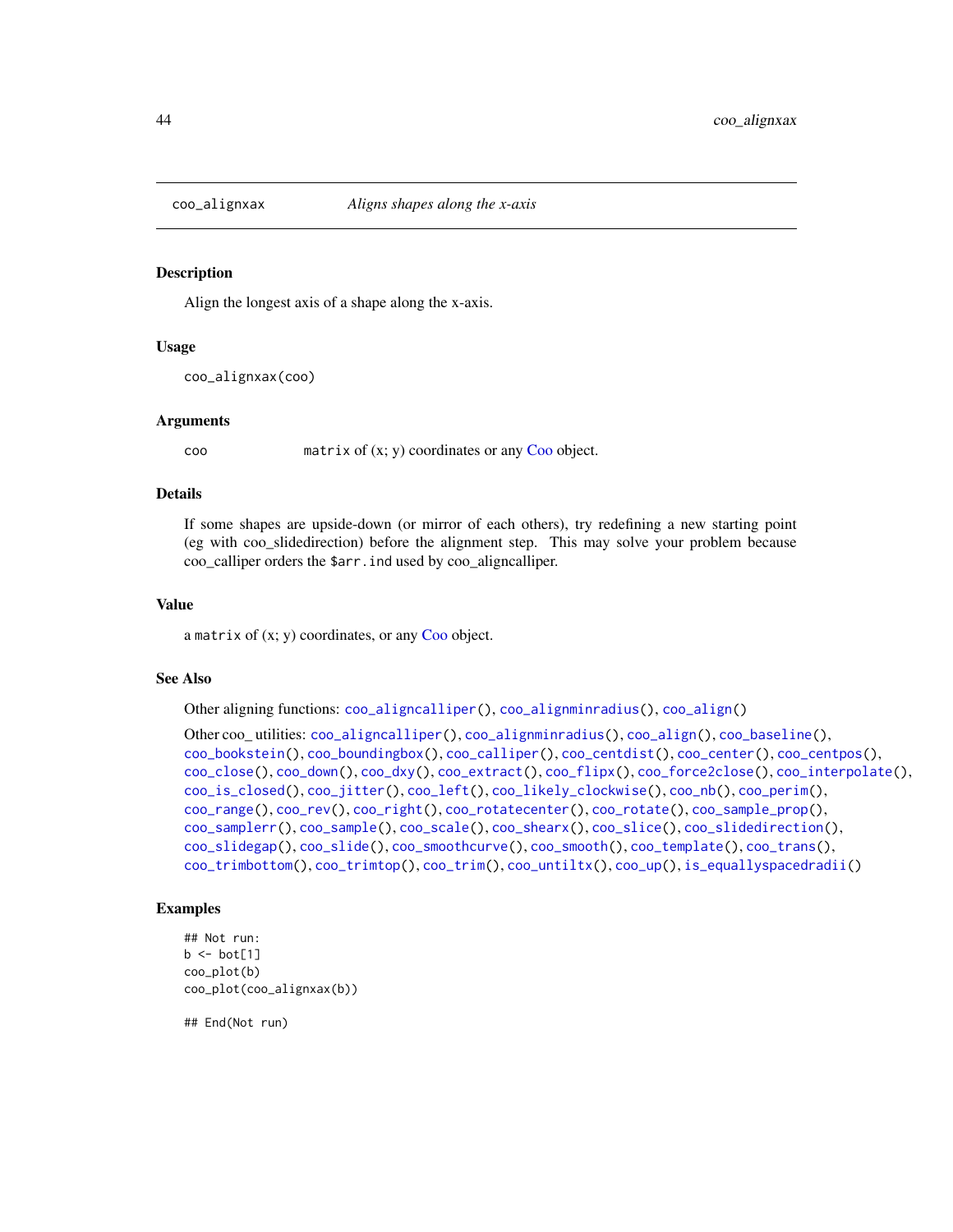# coo_alignxax — *Aligns shapes along the x-axis*

## Description

Align the longest axis of a shape along the x-axis.

## Usage

```
coo_alignxax(coo)
```

## Arguments

| | |
|---|---|
| coo | `matrix` of (x; y) coordinates or any Coo object. |

## Details

If some shapes are upside-down (or mirror of each others), try redefining a new starting point (eg with coo_slidedirection) before the alignment step. This may solve your problem because coo_calliper orders the `$arr.ind` used by coo_aligncalliper.

## Value

a `matrix` of (x; y) coordinates, or any Coo object.

## See Also

Other aligning functions: `coo_aligncalliper()`, `coo_alignminradius()`, `coo_align()`

Other coo_ utilities: `coo_aligncalliper()`, `coo_alignminradius()`, `coo_align()`, `coo_baseline()`, `coo_bookstein()`, `coo_boundingbox()`, `coo_calliper()`, `coo_centdist()`, `coo_center()`, `coo_centpos()`, `coo_close()`, `coo_down()`, `coo_dxy()`, `coo_extract()`, `coo_flipx()`, `coo_force2close()`, `coo_interpolate()`, `coo_is_closed()`, `coo_jitter()`, `coo_left()`, `coo_likely_clockwise()`, `coo_nb()`, `coo_perim()`, `coo_range()`, `coo_rev()`, `coo_right()`, `coo_rotatecenter()`, `coo_rotate()`, `coo_sample_prop()`, `coo_samplerr()`, `coo_sample()`, `coo_scale()`, `coo_shearx()`, `coo_slice()`, `coo_slidedirection()`, `coo_slidegap()`, `coo_slide()`, `coo_smoothcurve()`, `coo_smooth()`, `coo_template()`, `coo_trans()`, `coo_trimbottom()`, `coo_trimtop()`, `coo_trim()`, `coo_untiltx()`, `coo_up()`, `is_equallyspacedradii()`

## Examples

```
## Not run:
b <- bot[1]
coo_plot(b)
coo_plot(coo_alignxax(b))

## End(Not run)
```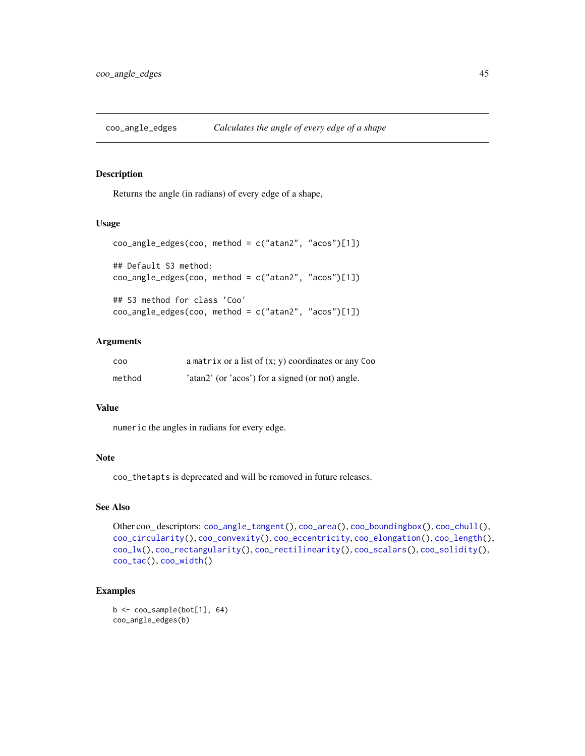## coo_angle_edges — *Calculates the angle of every edge of a shape*

### Description

Returns the angle (in radians) of every edge of a shape,

### Usage

```
coo_angle_edges(coo, method = c("atan2", "acos")[1])

## Default S3 method:
coo_angle_edges(coo, method = c("atan2", "acos")[1])

## S3 method for class 'Coo'
coo_angle_edges(coo, method = c("atan2", "acos")[1])
```

### Arguments

| | |
|---|---|
| `coo` | a `matrix` or a list of (x; y) coordinates or any `Coo` |
| `method` | 'atan2' (or 'acos') for a signed (or not) angle. |

### Value

`numeric` the angles in radians for every edge.

### Note

`coo_thetapts` is deprecated and will be removed in future releases.

### See Also

Other coo_ descriptors: `coo_angle_tangent()`, `coo_area()`, `coo_boundingbox()`, `coo_chull()`, `coo_circularity()`, `coo_convexity()`, `coo_eccentricity`, `coo_elongation()`, `coo_length()`, `coo_lw()`, `coo_rectangularity()`, `coo_rectilinearity()`, `coo_scalars()`, `coo_solidity()`, `coo_tac()`, `coo_width()`

### Examples

```
b <- coo_sample(bot[1], 64)
coo_angle_edges(b)
```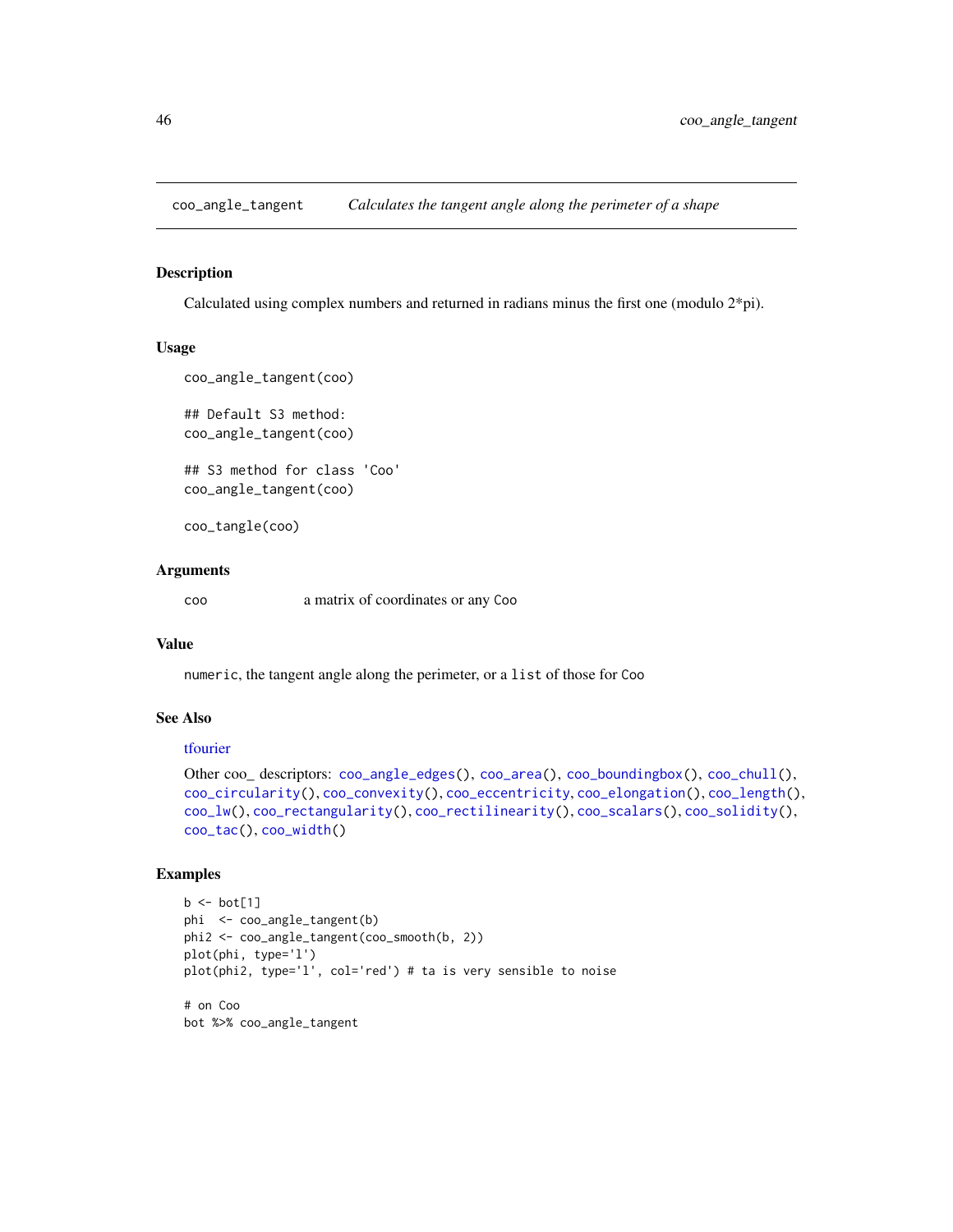## coo_angle_tangent *Calculates the tangent angle along the perimeter of a shape*

### Description

Calculated using complex numbers and returned in radians minus the first one (modulo 2*pi).

### Usage

```
coo_angle_tangent(coo)

## Default S3 method:
coo_angle_tangent(coo)

## S3 method for class 'Coo'
coo_angle_tangent(coo)

coo_tangle(coo)
```

### Arguments

| | |
|---|---|
| coo | a matrix of coordinates or any Coo |

### Value

numeric, the tangent angle along the perimeter, or a list of those for Coo

### See Also

tfourier

Other coo_ descriptors: coo_angle_edges(), coo_area(), coo_boundingbox(), coo_chull(), coo_circularity(), coo_convexity(), coo_eccentricity, coo_elongation(), coo_length(), coo_lw(), coo_rectangularity(), coo_rectilinearity(), coo_scalars(), coo_solidity(), coo_tac(), coo_width()

### Examples

```
b <- bot[1]
phi  <- coo_angle_tangent(b)
phi2 <- coo_angle_tangent(coo_smooth(b, 2))
plot(phi, type='l')
plot(phi2, type='l', col='red') # ta is very sensible to noise

# on Coo
bot %>% coo_angle_tangent
```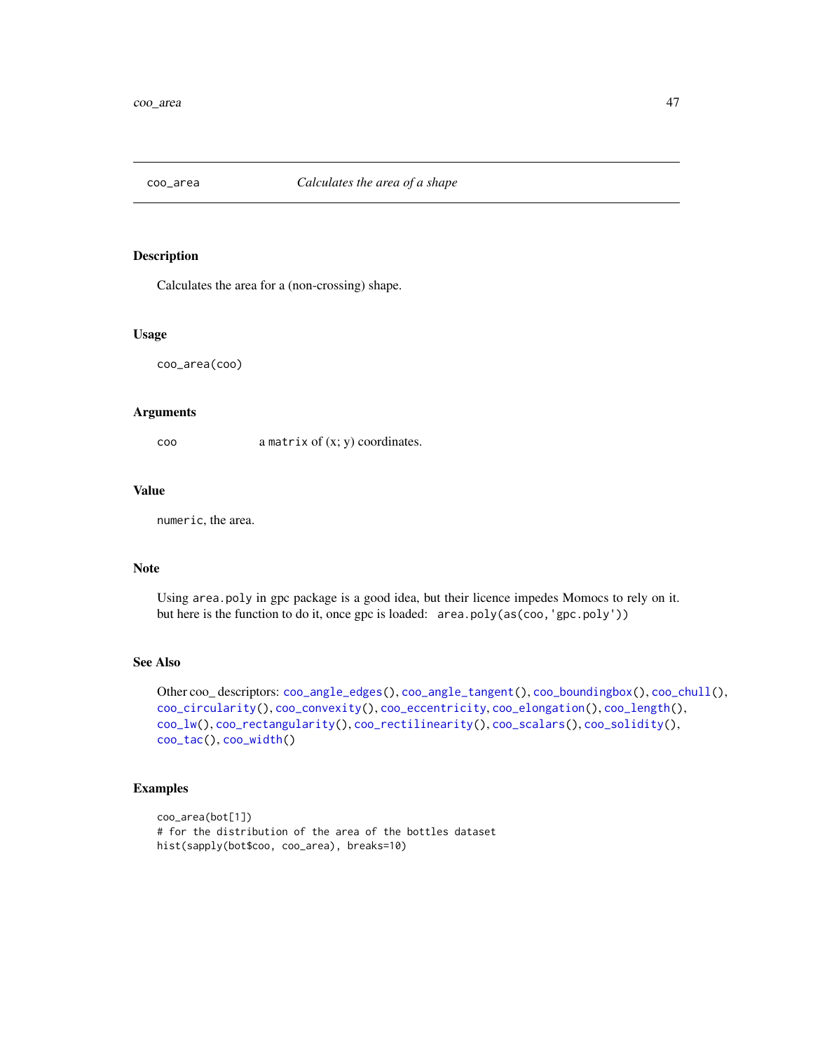# coo_area — *Calculates the area of a shape*

## Description

Calculates the area for a (non-crossing) shape.

## Usage

```
coo_area(coo)
```

## Arguments

| | |
|---|---|
| coo | a `matrix` of (x; y) coordinates. |

## Value

`numeric`, the area.

## Note

Using `area.poly` in gpc package is a good idea, but their licence impedes Momocs to rely on it. but here is the function to do it, once gpc is loaded: `area.poly(as(coo,'gpc.poly'))`

## See Also

Other coo_ descriptors: `coo_angle_edges()`, `coo_angle_tangent()`, `coo_boundingbox()`, `coo_chull()`, `coo_circularity()`, `coo_convexity()`, `coo_eccentricity`, `coo_elongation()`, `coo_length()`, `coo_lw()`, `coo_rectangularity()`, `coo_rectilinearity()`, `coo_scalars()`, `coo_solidity()`, `coo_tac()`, `coo_width()`

## Examples

```
coo_area(bot[1])
# for the distribution of the area of the bottles dataset
hist(sapply(bot$coo, coo_area), breaks=10)
```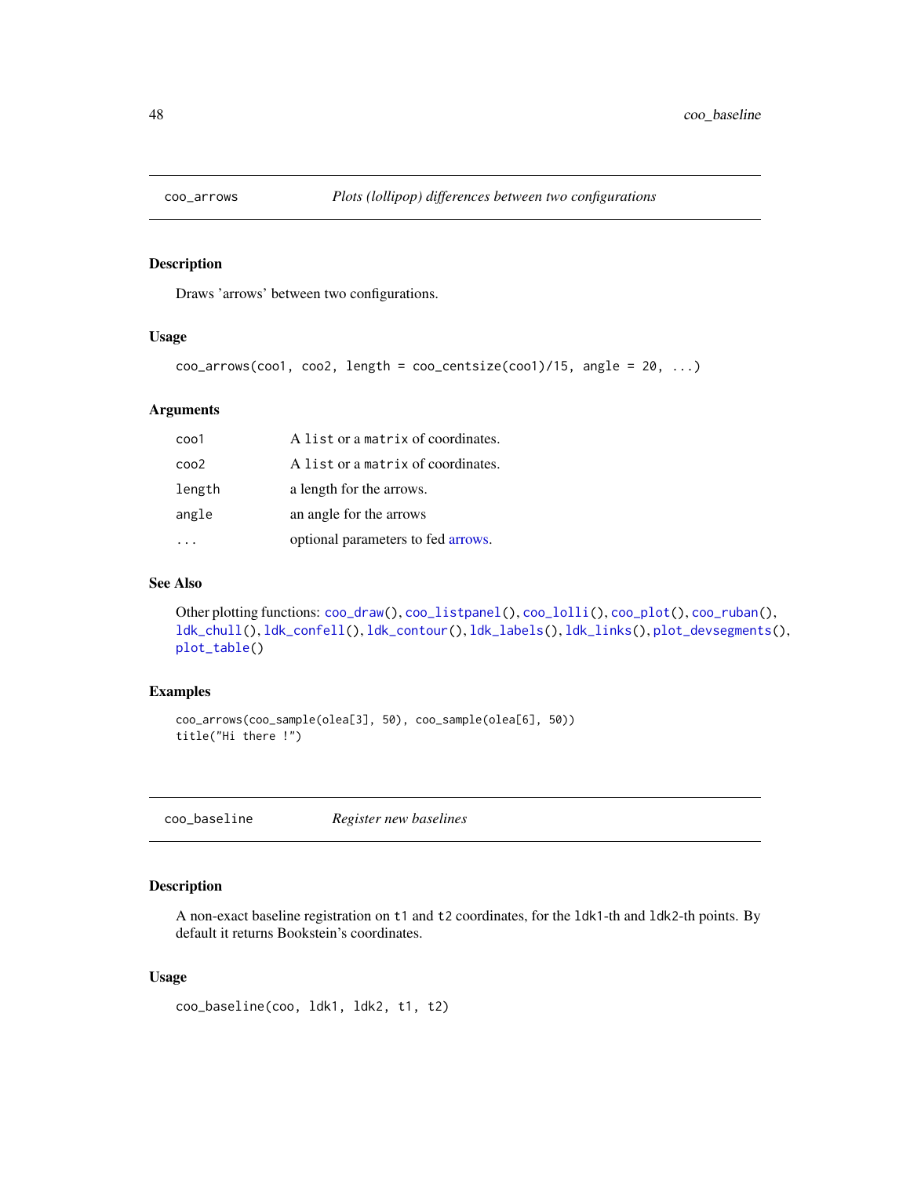## coo_arrows — *Plots (lollipop) differences between two configurations*

### Description

Draws 'arrows' between two configurations.

### Usage

```
coo_arrows(coo1, coo2, length = coo_centsize(coo1)/15, angle = 20, ...)
```

### Arguments

| | |
|---|---|
| coo1 | A list or a matrix of coordinates. |
| coo2 | A list or a matrix of coordinates. |
| length | a length for the arrows. |
| angle | an angle for the arrows |
| ... | optional parameters to fed arrows. |

### See Also

Other plotting functions: coo_draw(), coo_listpanel(), coo_lolli(), coo_plot(), coo_ruban(), ldk_chull(), ldk_confell(), ldk_contour(), ldk_labels(), ldk_links(), plot_devsegments(), plot_table()

### Examples

```
coo_arrows(coo_sample(olea[3], 50), coo_sample(olea[6], 50))
title("Hi there !")
```

## coo_baseline — *Register new baselines*

### Description

A non-exact baseline registration on t1 and t2 coordinates, for the ldk1-th and ldk2-th points. By default it returns Bookstein's coordinates.

### Usage

```
coo_baseline(coo, ldk1, ldk2, t1, t2)
```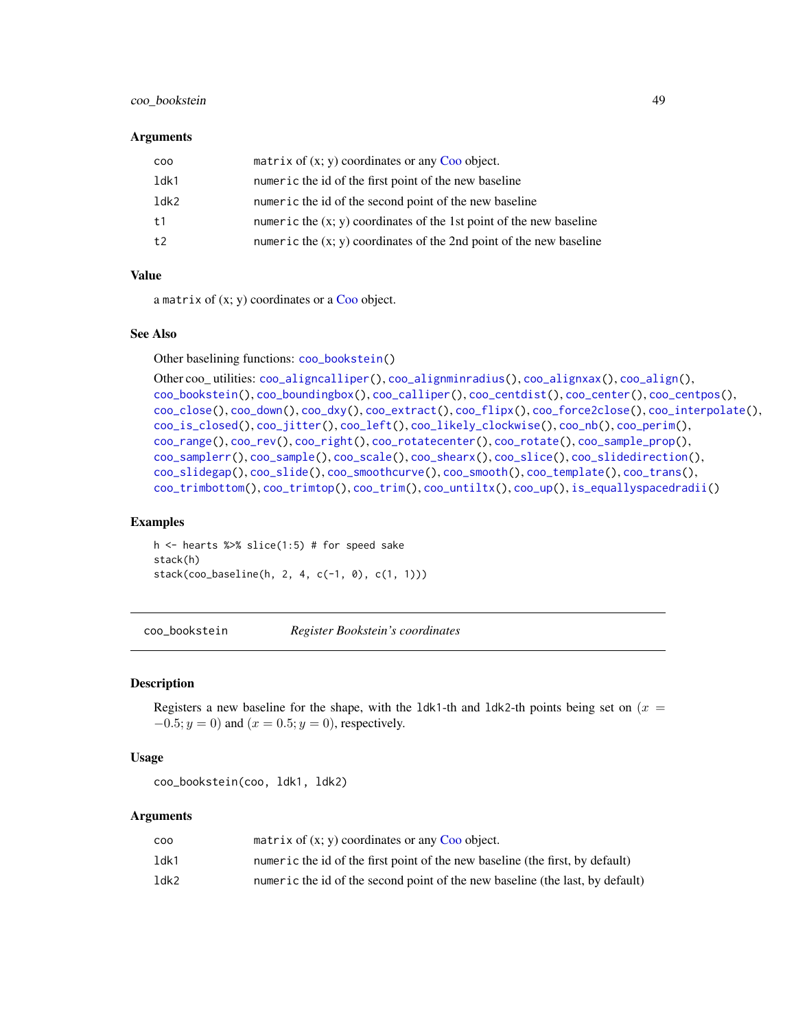### Arguments

| | |
|---|---|
| coo | matrix of (x; y) coordinates or any Coo object. |
| ldk1 | numeric the id of the first point of the new baseline |
| ldk2 | numeric the id of the second point of the new baseline |
| t1 | numeric the (x; y) coordinates of the 1st point of the new baseline |
| t2 | numeric the (x; y) coordinates of the 2nd point of the new baseline |

### Value

a matrix of (x; y) coordinates or a Coo object.

### See Also

Other baselining functions: coo_bookstein()

Other coo_ utilities: coo_aligncalliper(), coo_alignminradius(), coo_alignxax(), coo_align(), coo_bookstein(), coo_boundingbox(), coo_calliper(), coo_centdist(), coo_center(), coo_centpos(), coo_close(), coo_down(), coo_dxy(), coo_extract(), coo_flipx(), coo_force2close(), coo_interpolate(), coo_is_closed(), coo_jitter(), coo_left(), coo_likely_clockwise(), coo_nb(), coo_perim(), coo_range(), coo_rev(), coo_right(), coo_rotatecenter(), coo_rotate(), coo_sample_prop(), coo_samplerr(), coo_sample(), coo_scale(), coo_shearx(), coo_slice(), coo_slidedirection(), coo_slidegap(), coo_slide(), coo_smoothcurve(), coo_smooth(), coo_template(), coo_trans(), coo_trimbottom(), coo_trimtop(), coo_trim(), coo_untiltx(), coo_up(), is_equallyspacedradii()

### Examples

```
h <- hearts %>% slice(1:5) # for speed sake
stack(h)
stack(coo_baseline(h, 2, 4, c(-1, 0), c(1, 1)))
```

---

## coo_bookstein — *Register Bookstein's coordinates*

### Description

Registers a new baseline for the shape, with the ldk1-th and ldk2-th points being set on $(x = -0.5; y = 0)$ and $(x = 0.5; y = 0)$, respectively.

### Usage

```
coo_bookstein(coo, ldk1, ldk2)
```

### Arguments

| | |
|---|---|
| coo | matrix of (x; y) coordinates or any Coo object. |
| ldk1 | numeric the id of the first point of the new baseline (the first, by default) |
| ldk2 | numeric the id of the second point of the new baseline (the last, by default) |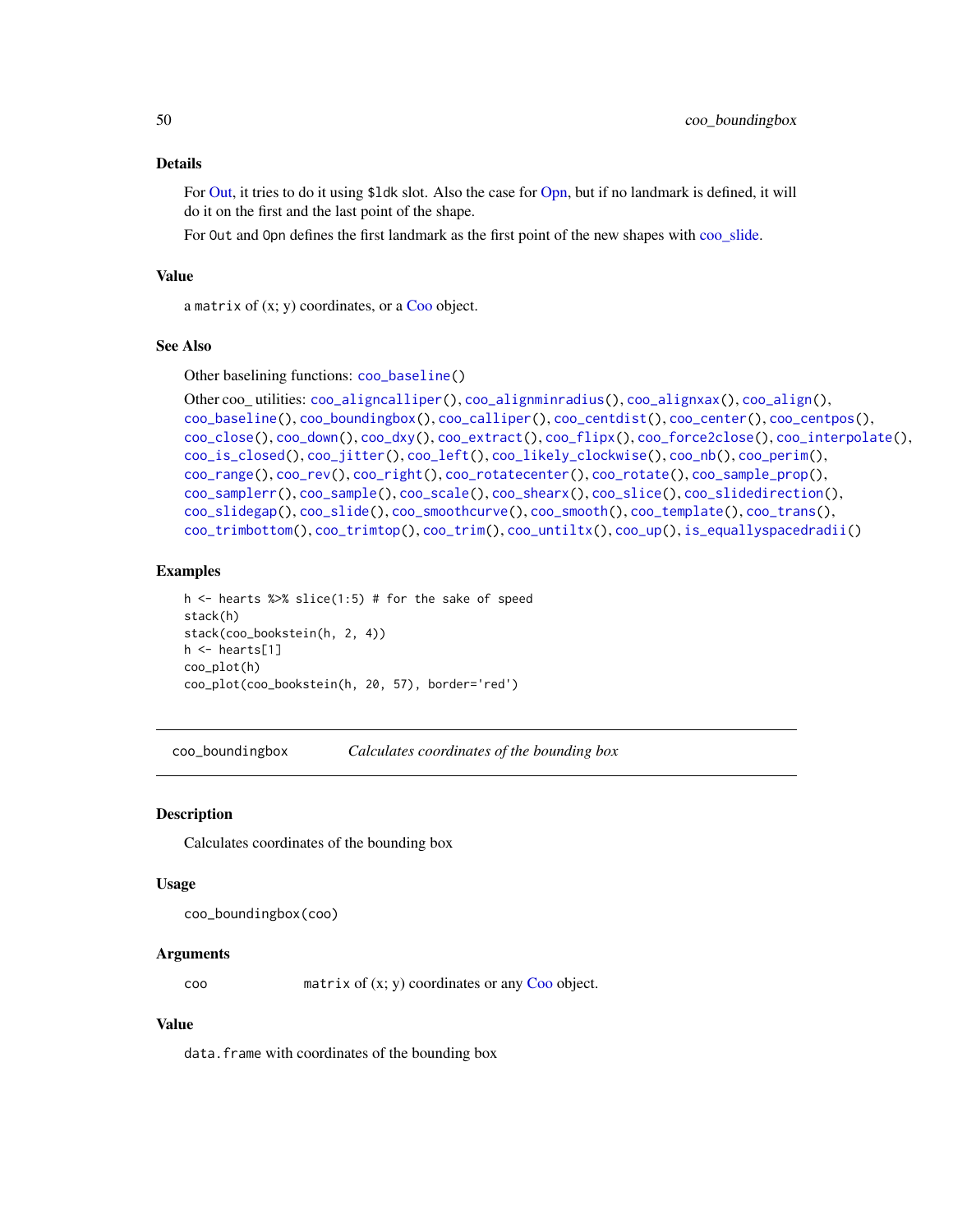### Details

For Out, it tries to do it using $ldk slot. Also the case for Opn, but if no landmark is defined, it will do it on the first and the last point of the shape.

For Out and Opn defines the first landmark as the first point of the new shapes with coo_slide.

### Value

a matrix of (x; y) coordinates, or a Coo object.

### See Also

Other baselining functions: coo_baseline()

Other coo_ utilities: coo_aligncalliper(), coo_alignminradius(), coo_alignxax(), coo_align(), coo_baseline(), coo_boundingbox(), coo_calliper(), coo_centdist(), coo_center(), coo_centpos(), coo_close(), coo_down(), coo_dxy(), coo_extract(), coo_flipx(), coo_force2close(), coo_interpolate(), coo_is_closed(), coo_jitter(), coo_left(), coo_likely_clockwise(), coo_nb(), coo_perim(), coo_range(), coo_rev(), coo_right(), coo_rotatecenter(), coo_rotate(), coo_sample_prop(), coo_samplerr(), coo_sample(), coo_scale(), coo_shearx(), coo_slice(), coo_slidedirection(), coo_slidegap(), coo_slide(), coo_smoothcurve(), coo_smooth(), coo_template(), coo_trans(), coo_trimbottom(), coo_trimtop(), coo_trim(), coo_untiltx(), coo_up(), is_equallyspacedradii()

### Examples

```
h <- hearts %>% slice(1:5) # for the sake of speed
stack(h)
stack(coo_bookstein(h, 2, 4))
h <- hearts[1]
coo_plot(h)
coo_plot(coo_bookstein(h, 20, 57), border='red')
```

---

## coo_boundingbox — *Calculates coordinates of the bounding box*

### Description

Calculates coordinates of the bounding box

### Usage

```
coo_boundingbox(coo)
```

### Arguments

| | |
|---|---|
| coo | matrix of (x; y) coordinates or any Coo object. |

### Value

data.frame with coordinates of the bounding box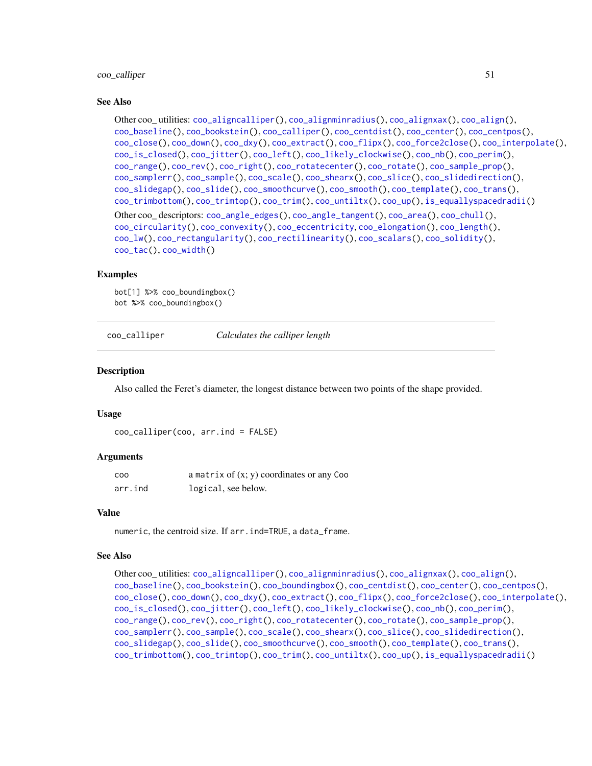### See Also

Other coo_ utilities: coo_aligncalliper(), coo_alignminradius(), coo_alignxax(), coo_align(), coo_baseline(), coo_bookstein(), coo_calliper(), coo_centdist(), coo_center(), coo_centpos(), coo_close(), coo_down(), coo_dxy(), coo_extract(), coo_flipx(), coo_force2close(), coo_interpolate(), coo_is_closed(), coo_jitter(), coo_left(), coo_likely_clockwise(), coo_nb(), coo_perim(), coo_range(), coo_rev(), coo_right(), coo_rotatecenter(), coo_rotate(), coo_sample_prop(), coo_samplerr(), coo_sample(), coo_scale(), coo_shearx(), coo_slice(), coo_slidedirection(), coo_slidegap(), coo_slide(), coo_smoothcurve(), coo_smooth(), coo_template(), coo_trans(), coo_trimbottom(), coo_trimtop(), coo_trim(), coo_untiltx(), coo_up(), is_equallyspacedradii()

Other coo_ descriptors: coo_angle_edges(), coo_angle_tangent(), coo_area(), coo_chull(), coo_circularity(), coo_convexity(), coo_eccentricity, coo_elongation(), coo_length(), coo_lw(), coo_rectangularity(), coo_rectilinearity(), coo_scalars(), coo_solidity(), coo_tac(), coo_width()

### Examples

```
bot[1] %>% coo_boundingbox()
bot %>% coo_boundingbox()
```

---

## coo_calliper *Calculates the calliper length*

### Description

Also called the Feret's diameter, the longest distance between two points of the shape provided.

### Usage

```
coo_calliper(coo, arr.ind = FALSE)
```

### Arguments

| | |
|---|---|
| coo | a matrix of (x; y) coordinates or any Coo |
| arr.ind | logical, see below. |

### Value

numeric, the centroid size. If arr.ind=TRUE, a data_frame.

### See Also

Other coo_ utilities: coo_aligncalliper(), coo_alignminradius(), coo_alignxax(), coo_align(), coo_baseline(), coo_bookstein(), coo_boundingbox(), coo_centdist(), coo_center(), coo_centpos(), coo_close(), coo_down(), coo_dxy(), coo_extract(), coo_flipx(), coo_force2close(), coo_interpolate(), coo_is_closed(), coo_jitter(), coo_left(), coo_likely_clockwise(), coo_nb(), coo_perim(), coo_range(), coo_rev(), coo_right(), coo_rotatecenter(), coo_rotate(), coo_sample_prop(), coo_samplerr(), coo_sample(), coo_scale(), coo_shearx(), coo_slice(), coo_slidedirection(), coo_slidegap(), coo_slide(), coo_smoothcurve(), coo_smooth(), coo_template(), coo_trans(), coo_trimbottom(), coo_trimtop(), coo_trim(), coo_untiltx(), coo_up(), is_equallyspacedradii()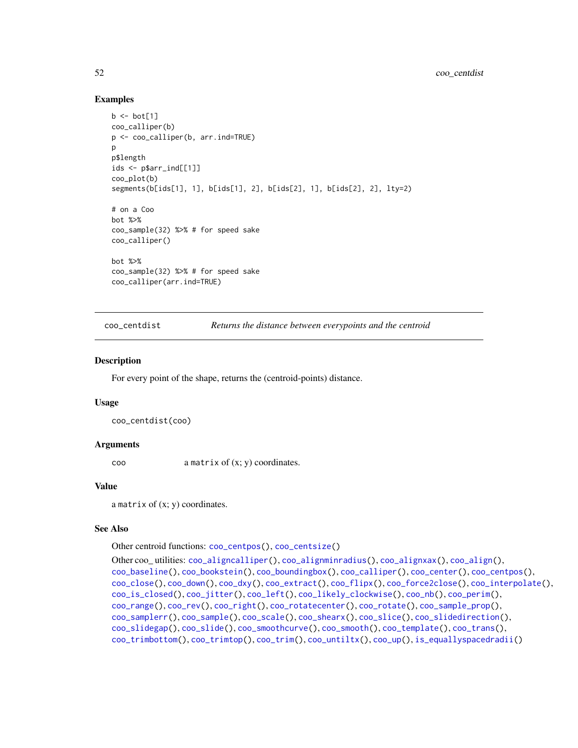## Examples

```
b <- bot[1]
coo_calliper(b)
p <- coo_calliper(b, arr.ind=TRUE)
p
p$length
ids <- p$arr_ind[[1]]
coo_plot(b)
segments(b[ids[1], 1], b[ids[1], 2], b[ids[2], 1], b[ids[2], 2], lty=2)

# on a Coo
bot %>%
coo_sample(32) %>% # for speed sake
coo_calliper()

bot %>%
coo_sample(32) %>% # for speed sake
coo_calliper(arr.ind=TRUE)
```

---

# coo_centdist — *Returns the distance between everypoints and the centroid*

## Description

For every point of the shape, returns the (centroid-points) distance.

## Usage

```
coo_centdist(coo)
```

## Arguments

| | |
|---|---|
| coo | a matrix of (x; y) coordinates. |

## Value

a matrix of (x; y) coordinates.

## See Also

Other centroid functions: coo_centpos(), coo_centsize()

Other coo_ utilities: coo_aligncalliper(), coo_alignminradius(), coo_alignxax(), coo_align(), coo_baseline(), coo_bookstein(), coo_boundingbox(), coo_calliper(), coo_center(), coo_centpos(), coo_close(), coo_down(), coo_dxy(), coo_extract(), coo_flipx(), coo_force2close(), coo_interpolate(), coo_is_closed(), coo_jitter(), coo_left(), coo_likely_clockwise(), coo_nb(), coo_perim(), coo_range(), coo_rev(), coo_right(), coo_rotatecenter(), coo_rotate(), coo_sample_prop(), coo_samplerr(), coo_sample(), coo_scale(), coo_shearx(), coo_slice(), coo_slidedirection(), coo_slidegap(), coo_slide(), coo_smoothcurve(), coo_smooth(), coo_template(), coo_trans(), coo_trimbottom(), coo_trimtop(), coo_trim(), coo_untiltx(), coo_up(), is_equallyspacedradii()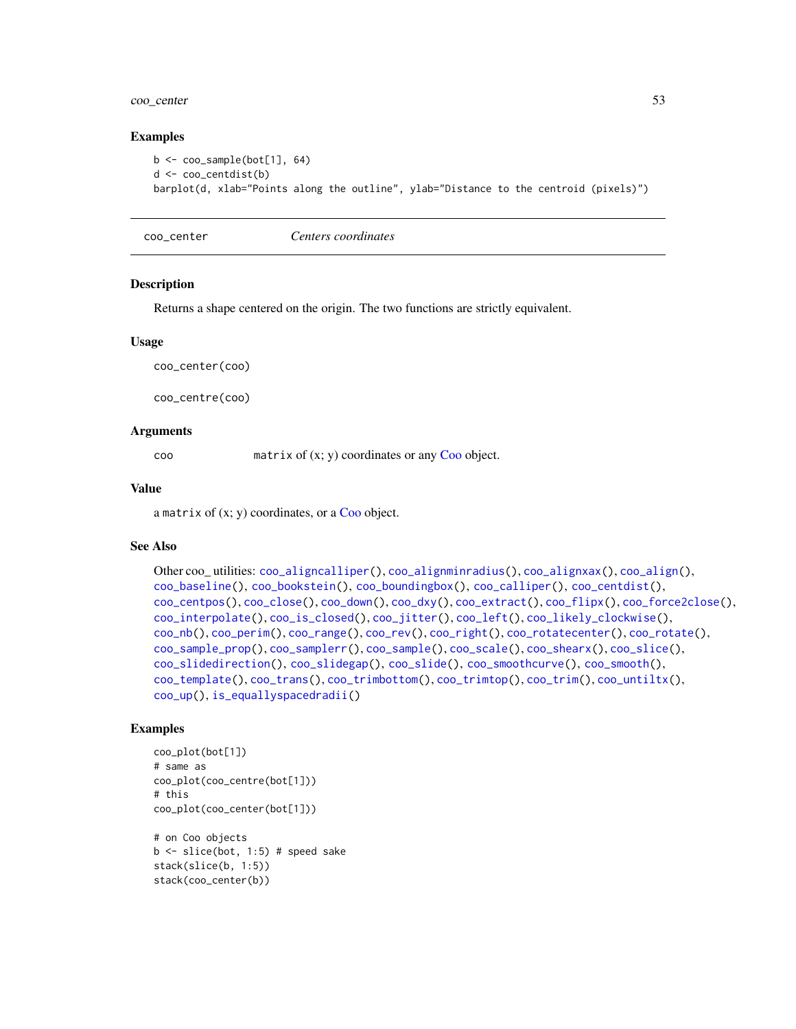## Examples

```
b <- coo_sample(bot[1], 64)
d <- coo_centdist(b)
barplot(d, xlab="Points along the outline", ylab="Distance to the centroid (pixels)")
```

---

# coo_center *Centers coordinates*

---

## Description

Returns a shape centered on the origin. The two functions are strictly equivalent.

## Usage

```
coo_center(coo)

coo_centre(coo)
```

## Arguments

| | |
|---|---|
| coo | `matrix` of (x; y) coordinates or any Coo object. |

## Value

a `matrix` of (x; y) coordinates, or a Coo object.

## See Also

Other coo_ utilities: `coo_aligncalliper()`, `coo_alignminradius()`, `coo_alignxax()`, `coo_align()`, `coo_baseline()`, `coo_bookstein()`, `coo_boundingbox()`, `coo_calliper()`, `coo_centdist()`, `coo_centpos()`, `coo_close()`, `coo_down()`, `coo_dxy()`, `coo_extract()`, `coo_flipx()`, `coo_force2close()`, `coo_interpolate()`, `coo_is_closed()`, `coo_jitter()`, `coo_left()`, `coo_likely_clockwise()`, `coo_nb()`, `coo_perim()`, `coo_range()`, `coo_rev()`, `coo_right()`, `coo_rotatecenter()`, `coo_rotate()`, `coo_sample_prop()`, `coo_samplerr()`, `coo_sample()`, `coo_scale()`, `coo_shearx()`, `coo_slice()`, `coo_slidedirection()`, `coo_slidegap()`, `coo_slide()`, `coo_smoothcurve()`, `coo_smooth()`, `coo_template()`, `coo_trans()`, `coo_trimbottom()`, `coo_trimtop()`, `coo_trim()`, `coo_untiltx()`, `coo_up()`, `is_equallyspacedradii()`

## Examples

```
coo_plot(bot[1])
# same as
coo_plot(coo_centre(bot[1]))
# this
coo_plot(coo_center(bot[1]))

# on Coo objects
b <- slice(bot, 1:5) # speed sake
stack(slice(b, 1:5))
stack(coo_center(b))
```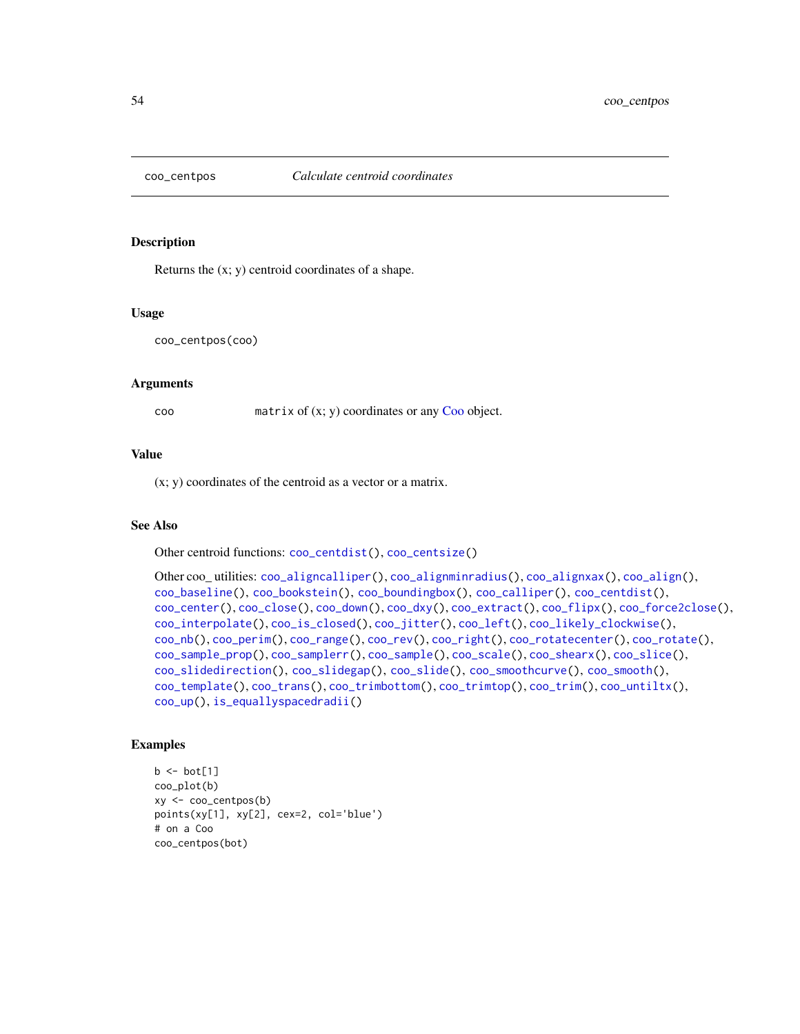## coo_centpos — *Calculate centroid coordinates*

### Description

Returns the (x; y) centroid coordinates of a shape.

### Usage

```
coo_centpos(coo)
```

### Arguments

| | |
|---|---|
| coo | `matrix` of (x; y) coordinates or any Coo object. |

### Value

(x; y) coordinates of the centroid as a vector or a matrix.

### See Also

Other centroid functions: `coo_centdist()`, `coo_centsize()`

Other coo_ utilities: `coo_aligncalliper()`, `coo_alignminradius()`, `coo_alignxax()`, `coo_align()`, `coo_baseline()`, `coo_bookstein()`, `coo_boundingbox()`, `coo_calliper()`, `coo_centdist()`, `coo_center()`, `coo_close()`, `coo_down()`, `coo_dxy()`, `coo_extract()`, `coo_flipx()`, `coo_force2close()`, `coo_interpolate()`, `coo_is_closed()`, `coo_jitter()`, `coo_left()`, `coo_likely_clockwise()`, `coo_nb()`, `coo_perim()`, `coo_range()`, `coo_rev()`, `coo_right()`, `coo_rotatecenter()`, `coo_rotate()`, `coo_sample_prop()`, `coo_samplerr()`, `coo_sample()`, `coo_scale()`, `coo_shearx()`, `coo_slice()`, `coo_slidedirection()`, `coo_slidegap()`, `coo_slide()`, `coo_smoothcurve()`, `coo_smooth()`, `coo_template()`, `coo_trans()`, `coo_trimbottom()`, `coo_trimtop()`, `coo_trim()`, `coo_untiltx()`, `coo_up()`, `is_equallyspacedradii()`

### Examples

```
b <- bot[1]
coo_plot(b)
xy <- coo_centpos(b)
points(xy[1], xy[2], cex=2, col='blue')
# on a Coo
coo_centpos(bot)
```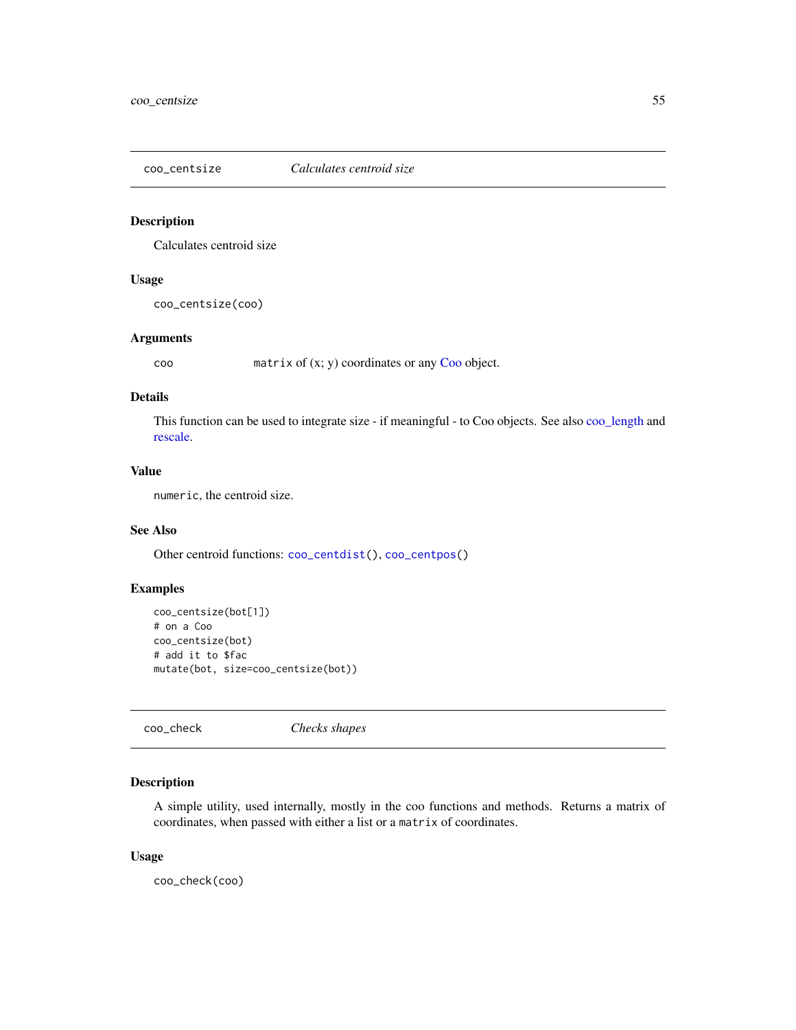## coo_centsize — *Calculates centroid size*

### Description

Calculates centroid size

### Usage

```
coo_centsize(coo)
```

### Arguments

| | |
|---|---|
| coo | `matrix` of (x; y) coordinates or any Coo object. |

### Details

This function can be used to integrate size - if meaningful - to Coo objects. See also coo_length and rescale.

### Value

`numeric`, the centroid size.

### See Also

Other centroid functions: `coo_centdist()`, `coo_centpos()`

### Examples

```
coo_centsize(bot[1])
# on a Coo
coo_centsize(bot)
# add it to $fac
mutate(bot, size=coo_centsize(bot))
```

## coo_check — *Checks shapes*

### Description

A simple utility, used internally, mostly in the coo functions and methods. Returns a matrix of coordinates, when passed with either a list or a `matrix` of coordinates.

### Usage

```
coo_check(coo)
```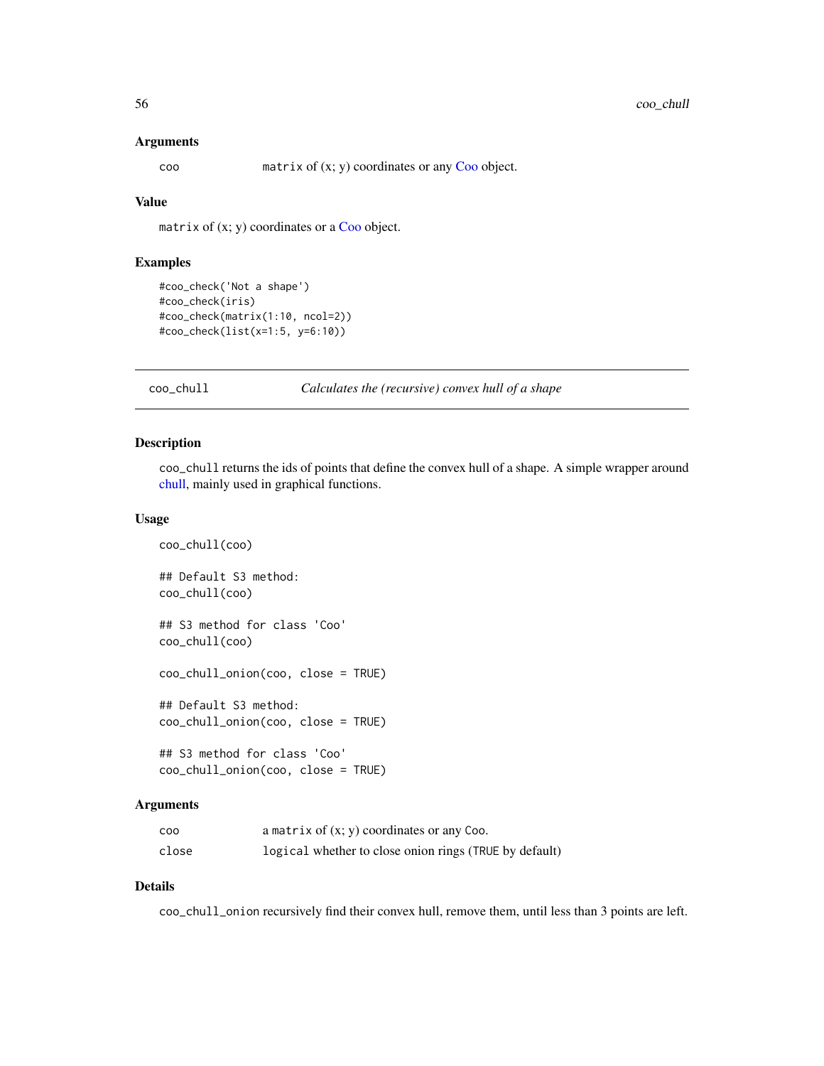### Arguments

| | |
|---|---|
| coo | `matrix` of (x; y) coordinates or any Coo object. |

### Value

`matrix` of (x; y) coordinates or a Coo object.

### Examples

```
#coo_check('Not a shape')
#coo_check(iris)
#coo_check(matrix(1:10, ncol=2))
#coo_check(list(x=1:5, y=6:10))
```

---

## coo_chull — *Calculates the (recursive) convex hull of a shape*

### Description

`coo_chull` returns the ids of points that define the convex hull of a shape. A simple wrapper around chull, mainly used in graphical functions.

### Usage

```
coo_chull(coo)

## Default S3 method:
coo_chull(coo)

## S3 method for class 'Coo'
coo_chull(coo)

coo_chull_onion(coo, close = TRUE)

## Default S3 method:
coo_chull_onion(coo, close = TRUE)

## S3 method for class 'Coo'
coo_chull_onion(coo, close = TRUE)
```

### Arguments

| | |
|---|---|
| coo | a `matrix` of (x; y) coordinates or any `Coo`. |
| close | `logical` whether to close onion rings (`TRUE` by default) |

### Details

`coo_chull_onion` recursively find their convex hull, remove them, until less than 3 points are left.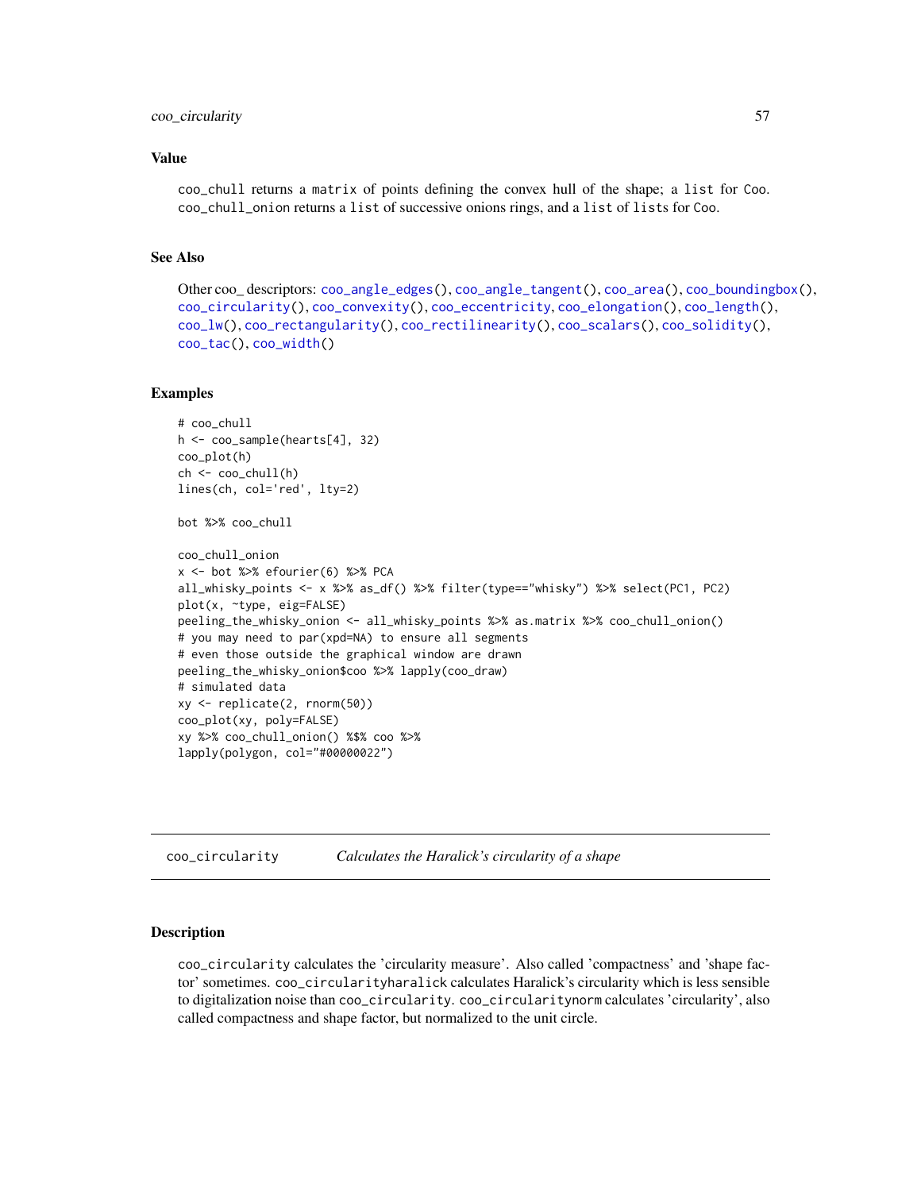### Value

coo_chull returns a matrix of points defining the convex hull of the shape; a list for Coo. coo_chull_onion returns a list of successive onions rings, and a list of lists for Coo.

### See Also

Other coo_ descriptors: coo_angle_edges(), coo_angle_tangent(), coo_area(), coo_boundingbox(), coo_circularity(), coo_convexity(), coo_eccentricity, coo_elongation(), coo_length(), coo_lw(), coo_rectangularity(), coo_rectilinearity(), coo_scalars(), coo_solidity(), coo_tac(), coo_width()

### Examples

```
# coo_chull
h <- coo_sample(hearts[4], 32)
coo_plot(h)
ch <- coo_chull(h)
lines(ch, col='red', lty=2)

bot %>% coo_chull

coo_chull_onion
x <- bot %>% efourier(6) %>% PCA
all_whisky_points <- x %>% as_df() %>% filter(type=="whisky") %>% select(PC1, PC2)
plot(x, ~type, eig=FALSE)
peeling_the_whisky_onion <- all_whisky_points %>% as.matrix %>% coo_chull_onion()
# you may need to par(xpd=NA) to ensure all segments
# even those outside the graphical window are drawn
peeling_the_whisky_onion$coo %>% lapply(coo_draw)
# simulated data
xy <- replicate(2, rnorm(50))
coo_plot(xy, poly=FALSE)
xy %>% coo_chull_onion() %$% coo %>%
lapply(polygon, col="#00000022")
```

---

## coo_circularity    *Calculates the Haralick's circularity of a shape*

### Description

coo_circularity calculates the 'circularity measure'. Also called 'compactness' and 'shape factor' sometimes. coo_circularityharalick calculates Haralick's circularity which is less sensible to digitalization noise than coo_circularity. coo_circularitynorm calculates 'circularity', also called compactness and shape factor, but normalized to the unit circle.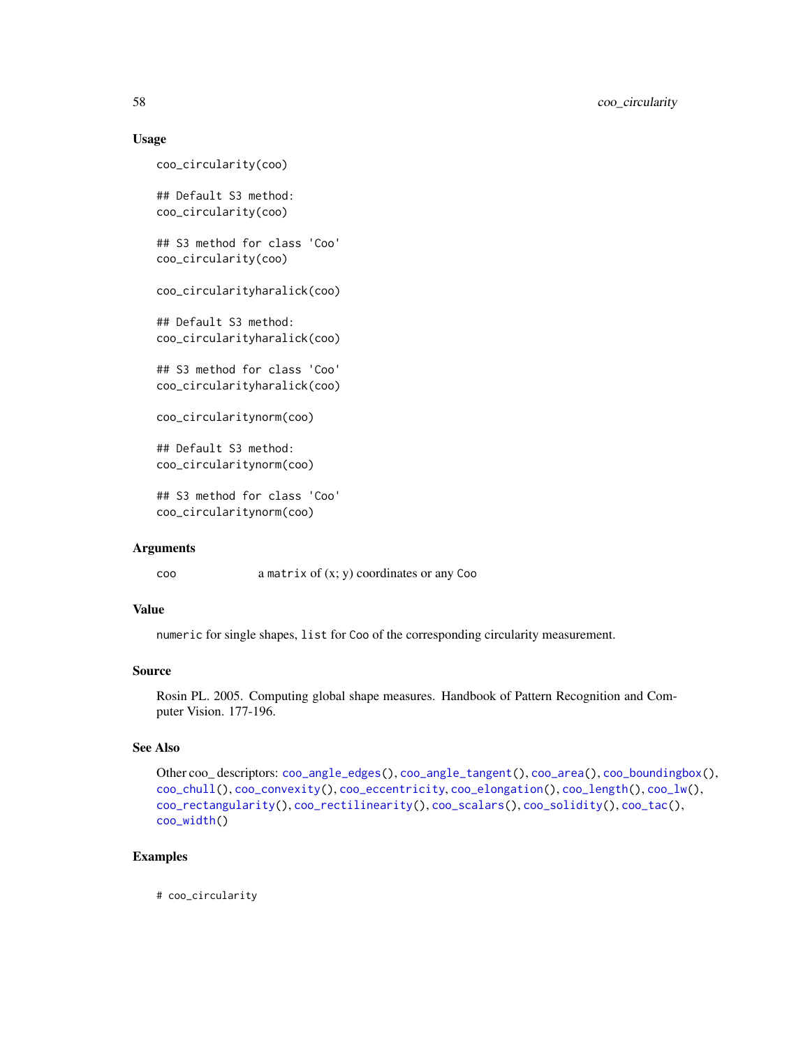### Usage

```
coo_circularity(coo)

## Default S3 method:
coo_circularity(coo)

## S3 method for class 'Coo'
coo_circularity(coo)

coo_circularityharalick(coo)

## Default S3 method:
coo_circularityharalick(coo)

## S3 method for class 'Coo'
coo_circularityharalick(coo)

coo_circularitynorm(coo)

## Default S3 method:
coo_circularitynorm(coo)

## S3 method for class 'Coo'
coo_circularitynorm(coo)
```

### Arguments

| | |
|---|---|
| coo | a `matrix` of (x; y) coordinates or any `Coo` |

### Value

`numeric` for single shapes, `list` for `Coo` of the corresponding circularity measurement.

### Source

Rosin PL. 2005. Computing global shape measures. Handbook of Pattern Recognition and Computer Vision. 177-196.

### See Also

Other coo_ descriptors: `coo_angle_edges()`, `coo_angle_tangent()`, `coo_area()`, `coo_boundingbox()`, `coo_chull()`, `coo_convexity()`, `coo_eccentricity`, `coo_elongation()`, `coo_length()`, `coo_lw()`, `coo_rectangularity()`, `coo_rectilinearity()`, `coo_scalars()`, `coo_solidity()`, `coo_tac()`, `coo_width()`

### Examples

```
# coo_circularity
```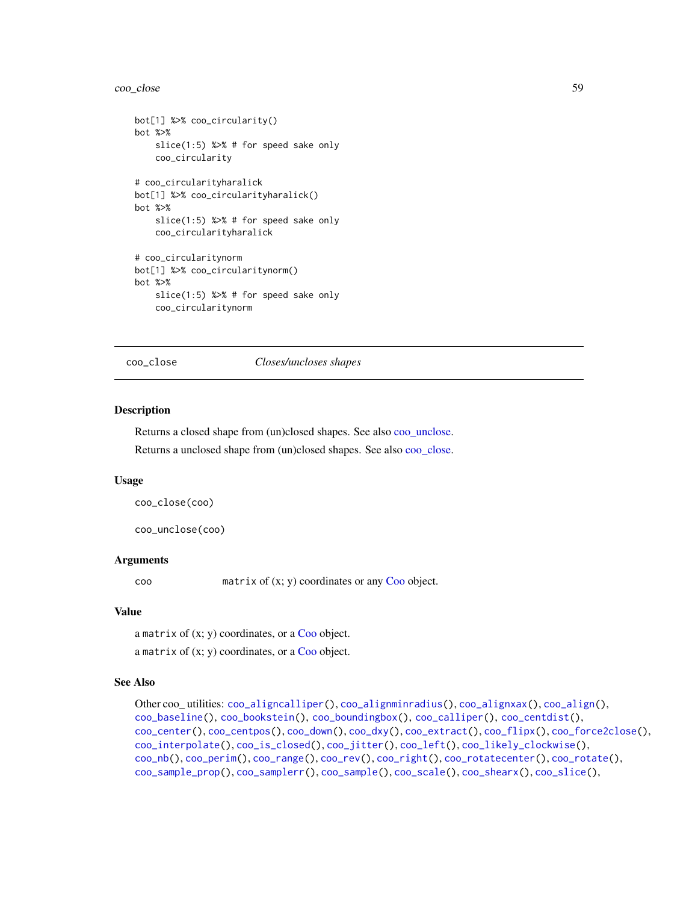```
bot[1] %>% coo_circularity()
bot %>%
    slice(1:5) %>% # for speed sake only
    coo_circularity

# coo_circularityharalick
bot[1] %>% coo_circularityharalick()
bot %>%
    slice(1:5) %>% # for speed sake only
    coo_circularityharalick

# coo_circularitynorm
bot[1] %>% coo_circularitynorm()
bot %>%
    slice(1:5) %>% # for speed sake only
    coo_circularitynorm
```

---

## coo_close    *Closes/uncloses shapes*

---

### Description

Returns a closed shape from (un)closed shapes. See also coo_unclose.

Returns a unclosed shape from (un)closed shapes. See also coo_close.

### Usage

```
coo_close(coo)

coo_unclose(coo)
```

### Arguments

| | |
|---|---|
| coo | `matrix` of (x; y) coordinates or any Coo object. |

### Value

a `matrix` of (x; y) coordinates, or a Coo object.

a `matrix` of (x; y) coordinates, or a Coo object.

### See Also

Other coo_ utilities: `coo_aligncalliper()`, `coo_alignminradius()`, `coo_alignxax()`, `coo_align()`, `coo_baseline()`, `coo_bookstein()`, `coo_boundingbox()`, `coo_calliper()`, `coo_centdist()`, `coo_center()`, `coo_centpos()`, `coo_down()`, `coo_dxy()`, `coo_extract()`, `coo_flipx()`, `coo_force2close()`, `coo_interpolate()`, `coo_is_closed()`, `coo_jitter()`, `coo_left()`, `coo_likely_clockwise()`, `coo_nb()`, `coo_perim()`, `coo_range()`, `coo_rev()`, `coo_right()`, `coo_rotatecenter()`, `coo_rotate()`, `coo_sample_prop()`, `coo_samplerr()`, `coo_sample()`, `coo_scale()`, `coo_shearx()`, `coo_slice()`,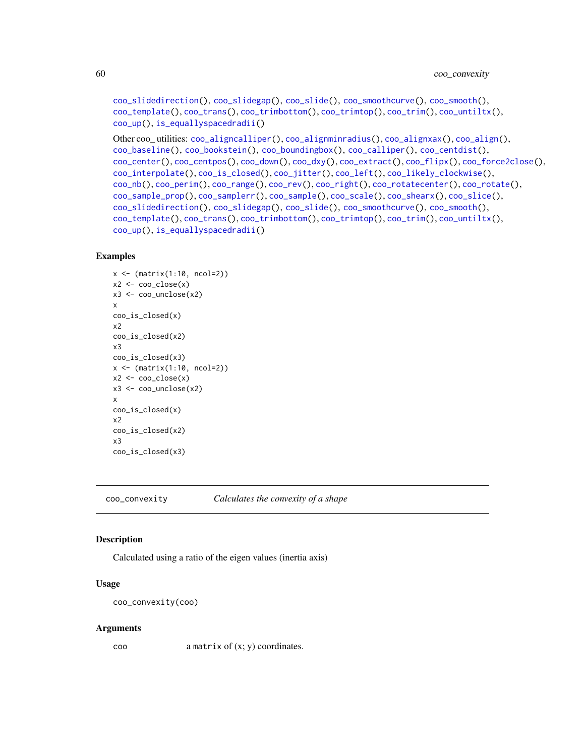coo_slidedirection(), coo_slidegap(), coo_slide(), coo_smoothcurve(), coo_smooth(), coo_template(), coo_trans(), coo_trimbottom(), coo_trimtop(), coo_trim(), coo_untiltx(), coo_up(), is_equallyspacedradii()

Other coo_ utilities: coo_aligncalliper(), coo_alignminradius(), coo_alignxax(), coo_align(), coo_baseline(), coo_bookstein(), coo_boundingbox(), coo_calliper(), coo_centdist(), coo_center(), coo_centpos(), coo_down(), coo_dxy(), coo_extract(), coo_flipx(), coo_force2close(), coo_interpolate(), coo_is_closed(), coo_jitter(), coo_left(), coo_likely_clockwise(), coo_nb(), coo_perim(), coo_range(), coo_rev(), coo_right(), coo_rotatecenter(), coo_rotate(), coo_sample_prop(), coo_samplerr(), coo_sample(), coo_scale(), coo_shearx(), coo_slice(), coo_slidedirection(), coo_slidegap(), coo_slide(), coo_smoothcurve(), coo_smooth(), coo_template(), coo_trans(), coo_trimbottom(), coo_trimtop(), coo_trim(), coo_untiltx(), coo_up(), is_equallyspacedradii()

### Examples

```
x <- (matrix(1:10, ncol=2))
x2 <- coo_close(x)
x3 <- coo_unclose(x2)
x
coo_is_closed(x)
x2
coo_is_closed(x2)
x3
coo_is_closed(x3)
x <- (matrix(1:10, ncol=2))
x2 <- coo_close(x)
x3 <- coo_unclose(x2)
x
coo_is_closed(x)
x2
coo_is_closed(x2)
x3
coo_is_closed(x3)
```

---

## coo_convexity — *Calculates the convexity of a shape*

### Description

Calculated using a ratio of the eigen values (inertia axis)

### Usage

```
coo_convexity(coo)
```

### Arguments

| | |
|---|---|
| coo | a matrix of (x; y) coordinates. |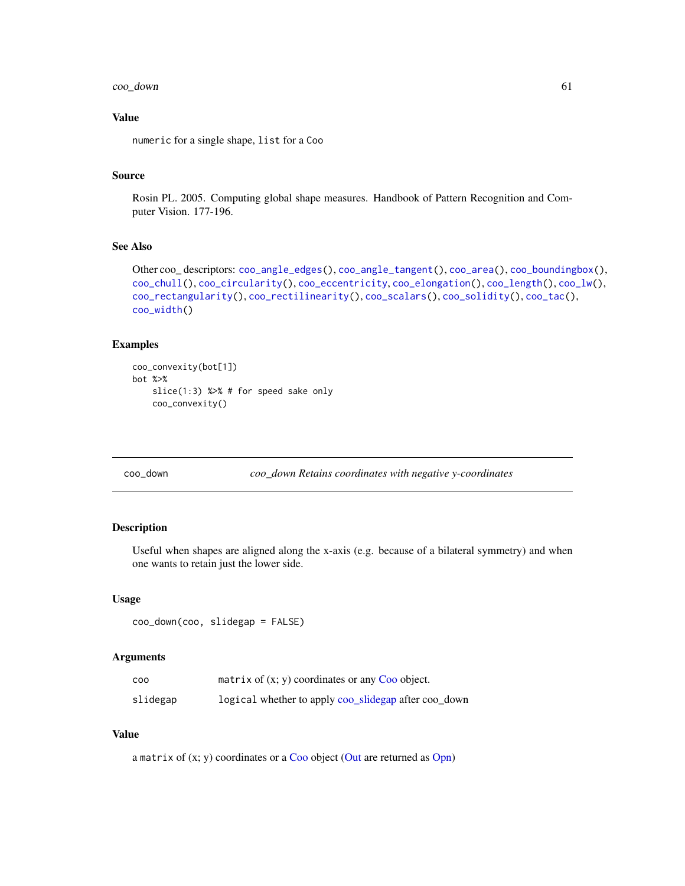### Value

numeric for a single shape, list for a Coo

### Source

Rosin PL. 2005. Computing global shape measures. Handbook of Pattern Recognition and Computer Vision. 177-196.

### See Also

Other coo_ descriptors: coo_angle_edges(), coo_angle_tangent(), coo_area(), coo_boundingbox(), coo_chull(), coo_circularity(), coo_eccentricity, coo_elongation(), coo_length(), coo_lw(), coo_rectangularity(), coo_rectilinearity(), coo_scalars(), coo_solidity(), coo_tac(), coo_width()

### Examples

```
coo_convexity(bot[1])
bot %>%
    slice(1:3) %>% # for speed sake only
    coo_convexity()
```

---

## coo_down — *coo_down Retains coordinates with negative y-coordinates*

### Description

Useful when shapes are aligned along the x-axis (e.g. because of a bilateral symmetry) and when one wants to retain just the lower side.

### Usage

```
coo_down(coo, slidegap = FALSE)
```

### Arguments

| | |
|---|---|
| coo | matrix of (x; y) coordinates or any Coo object. |
| slidegap | logical whether to apply coo_slidegap after coo_down |

### Value

a matrix of (x; y) coordinates or a Coo object (Out are returned as Opn)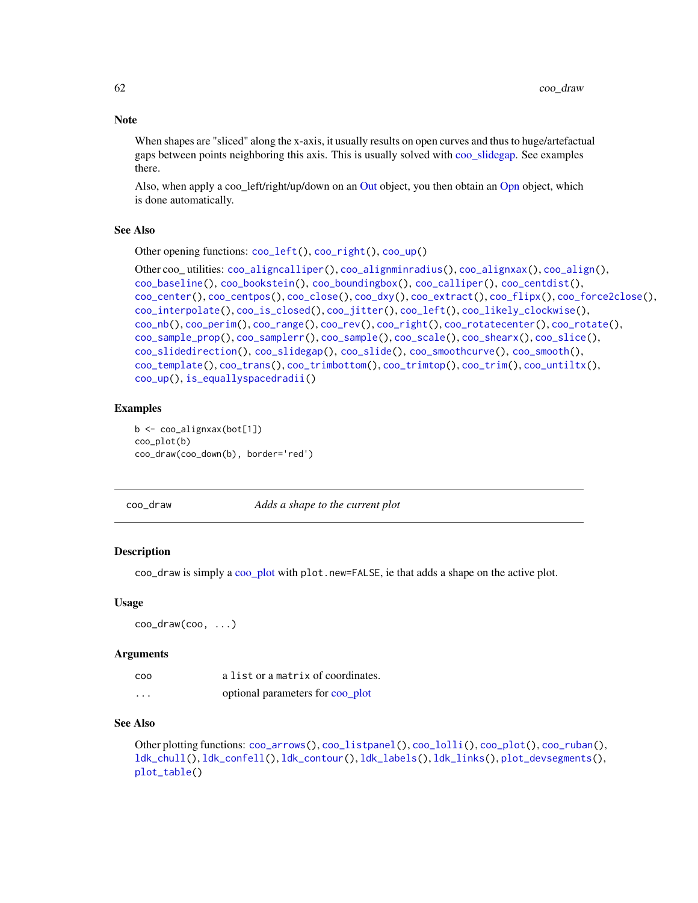### Note

When shapes are "sliced" along the x-axis, it usually results on open curves and thus to huge/artefactual gaps between points neighboring this axis. This is usually solved with coo_slidegap. See examples there.

Also, when apply a coo_left/right/up/down on an Out object, you then obtain an Opn object, which is done automatically.

### See Also

Other opening functions: `coo_left()`, `coo_right()`, `coo_up()`

Other coo_ utilities: `coo_aligncalliper()`, `coo_alignminradius()`, `coo_alignxax()`, `coo_align()`, `coo_baseline()`, `coo_bookstein()`, `coo_boundingbox()`, `coo_calliper()`, `coo_centdist()`, `coo_center()`, `coo_centpos()`, `coo_close()`, `coo_dxy()`, `coo_extract()`, `coo_flipx()`, `coo_force2close()`, `coo_interpolate()`, `coo_is_closed()`, `coo_jitter()`, `coo_left()`, `coo_likely_clockwise()`, `coo_nb()`, `coo_perim()`, `coo_range()`, `coo_rev()`, `coo_right()`, `coo_rotatecenter()`, `coo_rotate()`, `coo_sample_prop()`, `coo_samplerr()`, `coo_sample()`, `coo_scale()`, `coo_shearx()`, `coo_slice()`, `coo_slidedirection()`, `coo_slidegap()`, `coo_slide()`, `coo_smoothcurve()`, `coo_smooth()`, `coo_template()`, `coo_trans()`, `coo_trimbottom()`, `coo_trimtop()`, `coo_trim()`, `coo_untiltx()`, `coo_up()`, `is_equallyspacedradii()`

### Examples

```
b <- coo_alignxax(bot[1])
coo_plot(b)
coo_draw(coo_down(b), border='red')
```

---

## coo_draw — *Adds a shape to the current plot*

### Description

coo_draw is simply a coo_plot with `plot.new=FALSE`, ie that adds a shape on the active plot.

### Usage

```
coo_draw(coo, ...)
```

### Arguments

| | |
|---|---|
| `coo` | a `list` or a `matrix` of coordinates. |
| `...` | optional parameters for coo_plot |

### See Also

Other plotting functions: `coo_arrows()`, `coo_listpanel()`, `coo_lolli()`, `coo_plot()`, `coo_ruban()`, `ldk_chull()`, `ldk_confell()`, `ldk_contour()`, `ldk_labels()`, `ldk_links()`, `plot_devsegments()`, `plot_table()`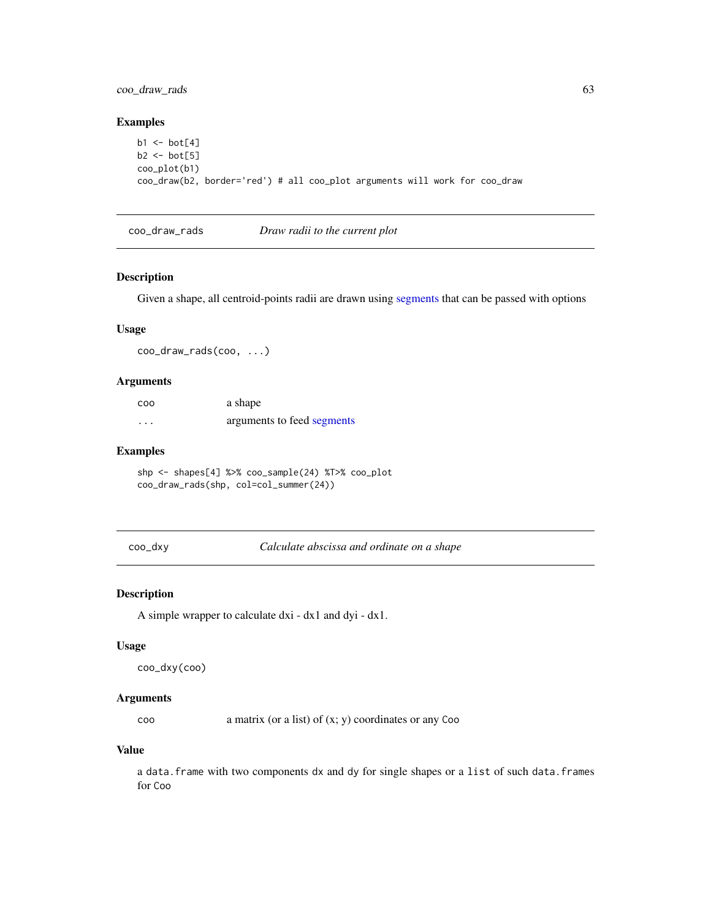## Examples

```
b1 <- bot[4]
b2 <- bot[5]
coo_plot(b1)
coo_draw(b2, border='red') # all coo_plot arguments will work for coo_draw
```

---

## coo_draw_rads — *Draw radii to the current plot*

### Description

Given a shape, all centroid-points radii are drawn using segments that can be passed with options

### Usage

```
coo_draw_rads(coo, ...)
```

### Arguments

| | |
|---|---|
| coo | a shape |
| ... | arguments to feed segments |

### Examples

```
shp <- shapes[4] %>% coo_sample(24) %T>% coo_plot
coo_draw_rads(shp, col=col_summer(24))
```

---

## coo_dxy — *Calculate abscissa and ordinate on a shape*

### Description

A simple wrapper to calculate dxi - dx1 and dyi - dx1.

### Usage

```
coo_dxy(coo)
```

### Arguments

| | |
|---|---|
| coo | a matrix (or a list) of (x; y) coordinates or any Coo |

### Value

a `data.frame` with two components `dx` and `dy` for single shapes or a `list` of such `data.frames` for `Coo`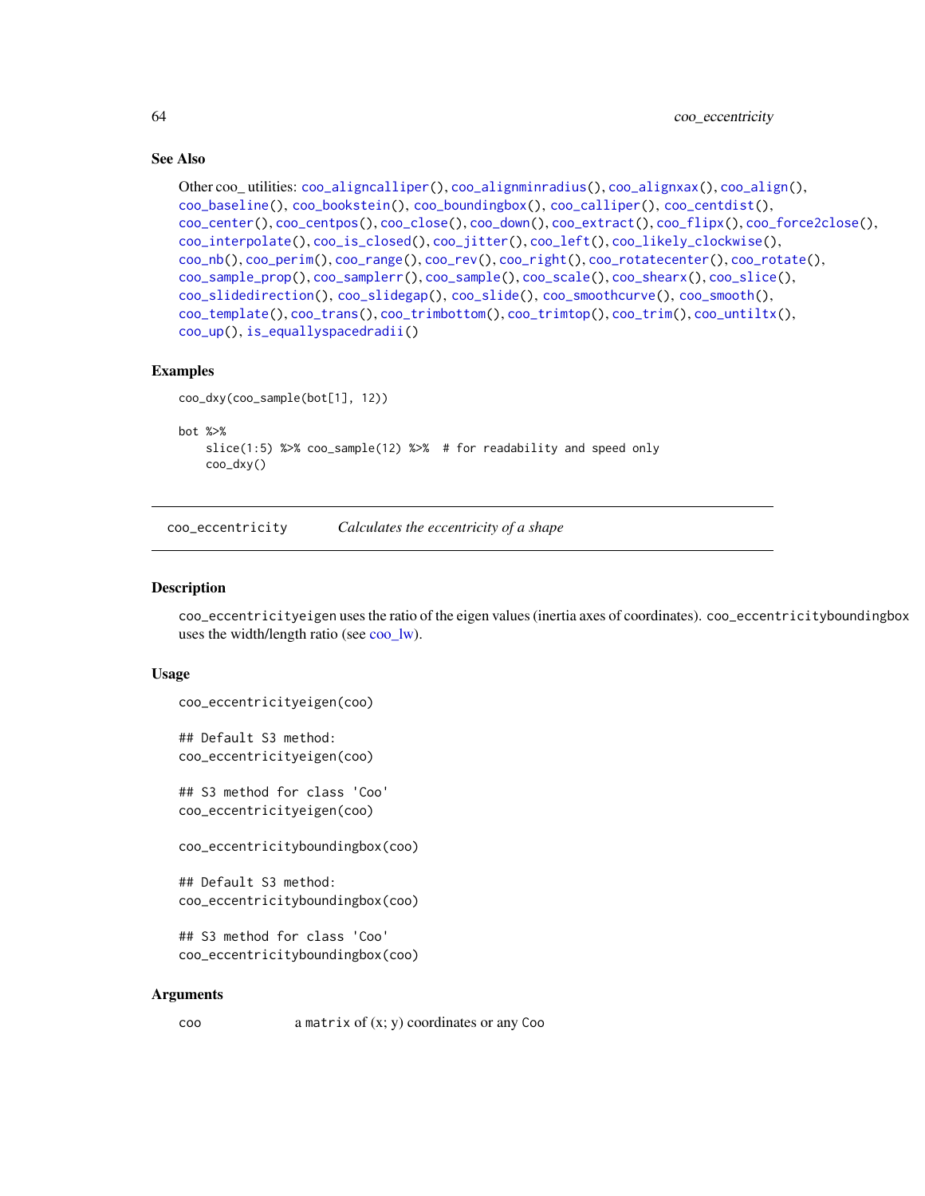## See Also

Other coo_ utilities: coo_aligncalliper(), coo_alignminradius(), coo_alignxax(), coo_align(), coo_baseline(), coo_bookstein(), coo_boundingbox(), coo_calliper(), coo_centdist(), coo_center(), coo_centpos(), coo_close(), coo_down(), coo_extract(), coo_flipx(), coo_force2close(), coo_interpolate(), coo_is_closed(), coo_jitter(), coo_left(), coo_likely_clockwise(), coo_nb(), coo_perim(), coo_range(), coo_rev(), coo_right(), coo_rotatecenter(), coo_rotate(), coo_sample_prop(), coo_samplerr(), coo_sample(), coo_scale(), coo_shearx(), coo_slice(), coo_slidedirection(), coo_slidegap(), coo_slide(), coo_smoothcurve(), coo_smooth(), coo_template(), coo_trans(), coo_trimbottom(), coo_trimtop(), coo_trim(), coo_untiltx(), coo_up(), is_equallyspacedradii()

## Examples

```
coo_dxy(coo_sample(bot[1], 12))

bot %>%
    slice(1:5) %>% coo_sample(12) %>%  # for readability and speed only
    coo_dxy()
```

---

# coo_eccentricity — *Calculates the eccentricity of a shape*

## Description

coo_eccentricityeigen uses the ratio of the eigen values (inertia axes of coordinates). coo_eccentricityboundingbox uses the width/length ratio (see coo_lw).

## Usage

```
coo_eccentricityeigen(coo)

## Default S3 method:
coo_eccentricityeigen(coo)

## S3 method for class 'Coo'
coo_eccentricityeigen(coo)

coo_eccentricityboundingbox(coo)

## Default S3 method:
coo_eccentricityboundingbox(coo)

## S3 method for class 'Coo'
coo_eccentricityboundingbox(coo)
```

## Arguments

| | |
|---|---|
| coo | a matrix of (x; y) coordinates or any Coo |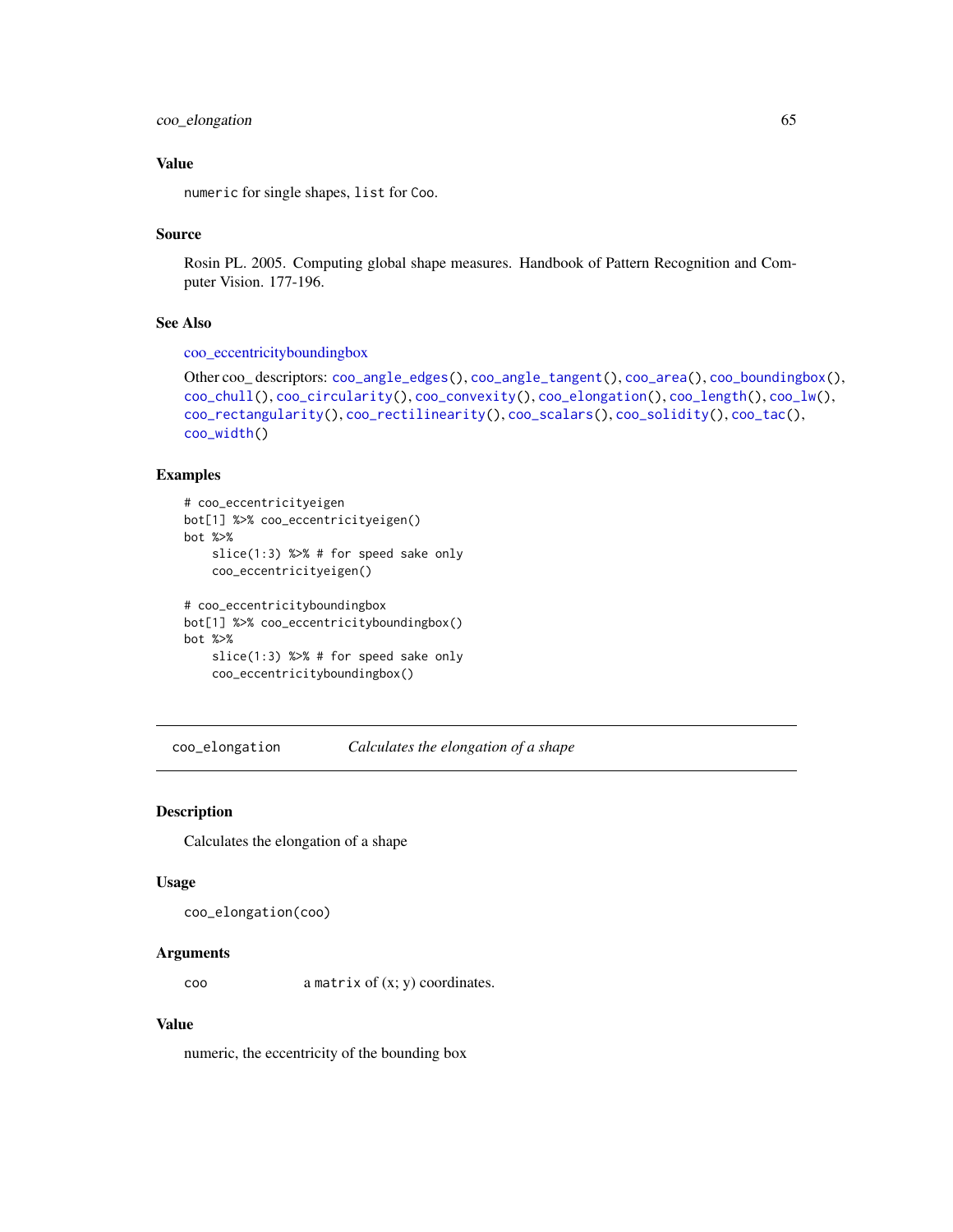## Value

`numeric` for single shapes, `list` for `Coo`.

## Source

Rosin PL. 2005. Computing global shape measures. Handbook of Pattern Recognition and Computer Vision. 177-196.

## See Also

coo_eccentricityboundingbox

Other coo_ descriptors: `coo_angle_edges()`, `coo_angle_tangent()`, `coo_area()`, `coo_boundingbox()`, `coo_chull()`, `coo_circularity()`, `coo_convexity()`, `coo_elongation()`, `coo_length()`, `coo_lw()`, `coo_rectangularity()`, `coo_rectilinearity()`, `coo_scalars()`, `coo_solidity()`, `coo_tac()`, `coo_width()`

## Examples

```
# coo_eccentricityeigen
bot[1] %>% coo_eccentricityeigen()
bot %>%
    slice(1:3) %>% # for speed sake only
    coo_eccentricityeigen()

# coo_eccentricityboundingbox
bot[1] %>% coo_eccentricityboundingbox()
bot %>%
    slice(1:3) %>% # for speed sake only
    coo_eccentricityboundingbox()
```

---

# coo_elongation — *Calculates the elongation of a shape*

## Description

Calculates the elongation of a shape

## Usage

```
coo_elongation(coo)
```

## Arguments

| | |
|---|---|
| coo | a `matrix` of (x; y) coordinates. |

## Value

numeric, the eccentricity of the bounding box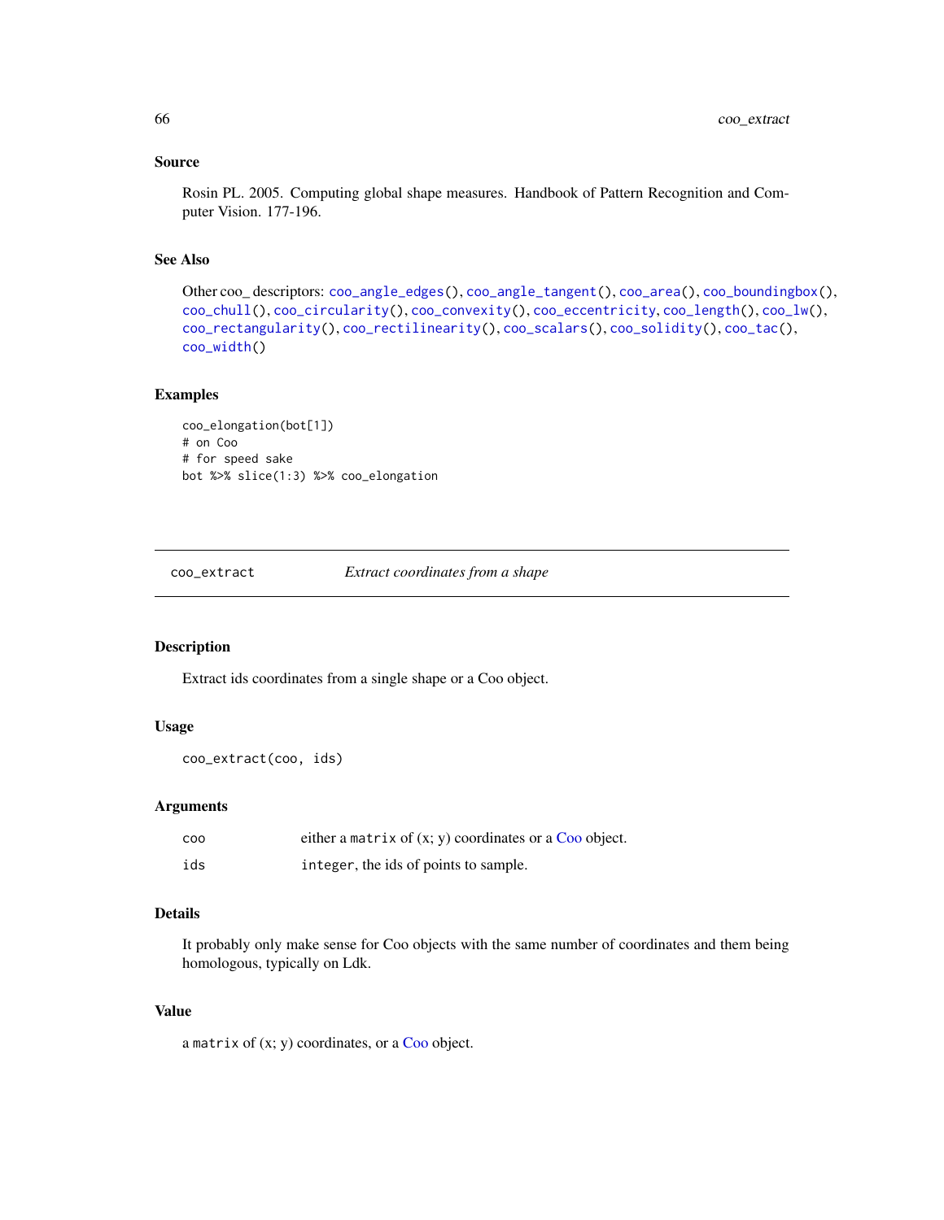## Source

Rosin PL. 2005. Computing global shape measures. Handbook of Pattern Recognition and Computer Vision. 177-196.

## See Also

Other coo_ descriptors: coo_angle_edges(), coo_angle_tangent(), coo_area(), coo_boundingbox(), coo_chull(), coo_circularity(), coo_convexity(), coo_eccentricity, coo_length(), coo_lw(), coo_rectangularity(), coo_rectilinearity(), coo_scalars(), coo_solidity(), coo_tac(), coo_width()

## Examples

```
coo_elongation(bot[1])
# on Coo
# for speed sake
bot %>% slice(1:3) %>% coo_elongation
```

---

# coo_extract — *Extract coordinates from a shape*

## Description

Extract ids coordinates from a single shape or a Coo object.

## Usage

```
coo_extract(coo, ids)
```

## Arguments

| | |
|---|---|
| coo | either a `matrix` of (x; y) coordinates or a Coo object. |
| ids | `integer`, the ids of points to sample. |

## Details

It probably only make sense for Coo objects with the same number of coordinates and them being homologous, typically on Ldk.

## Value

a `matrix` of (x; y) coordinates, or a Coo object.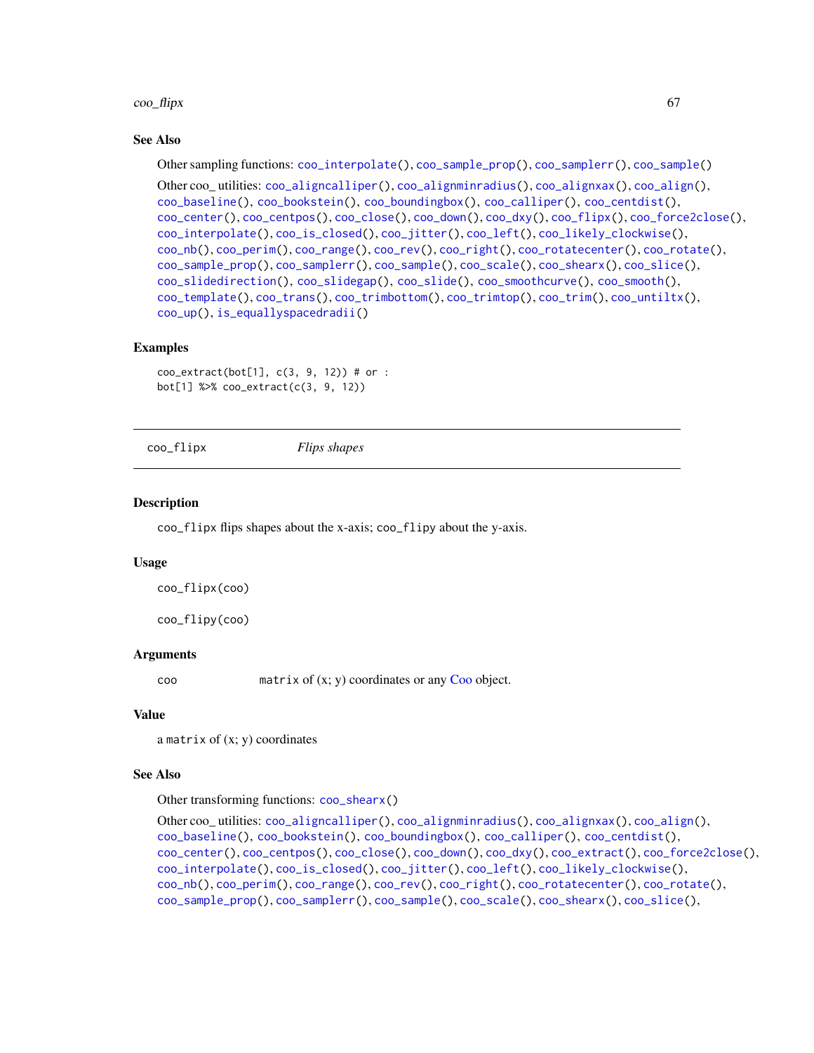### See Also

Other sampling functions: `coo_interpolate()`, `coo_sample_prop()`, `coo_samplerr()`, `coo_sample()`

Other coo_ utilities: `coo_aligncalliper()`, `coo_alignminradius()`, `coo_alignxax()`, `coo_align()`, `coo_baseline()`, `coo_bookstein()`, `coo_boundingbox()`, `coo_calliper()`, `coo_centdist()`, `coo_center()`, `coo_centpos()`, `coo_close()`, `coo_down()`, `coo_dxy()`, `coo_flipx()`, `coo_force2close()`, `coo_interpolate()`, `coo_is_closed()`, `coo_jitter()`, `coo_left()`, `coo_likely_clockwise()`, `coo_nb()`, `coo_perim()`, `coo_range()`, `coo_rev()`, `coo_right()`, `coo_rotatecenter()`, `coo_rotate()`, `coo_sample_prop()`, `coo_samplerr()`, `coo_sample()`, `coo_scale()`, `coo_shearx()`, `coo_slice()`, `coo_slidedirection()`, `coo_slidegap()`, `coo_slide()`, `coo_smoothcurve()`, `coo_smooth()`, `coo_template()`, `coo_trans()`, `coo_trimbottom()`, `coo_trimtop()`, `coo_trim()`, `coo_untiltx()`, `coo_up()`, `is_equallyspacedradii()`

### Examples

```
coo_extract(bot[1], c(3, 9, 12)) # or :
bot[1] %>% coo_extract(c(3, 9, 12))
```

---

## coo_flipx — *Flips shapes*

### Description

coo_flipx flips shapes about the x-axis; coo_flipy about the y-axis.

### Usage

```
coo_flipx(coo)

coo_flipy(coo)
```

### Arguments

| | |
|---|---|
| coo | matrix of (x; y) coordinates or any Coo object. |

### Value

a matrix of (x; y) coordinates

### See Also

Other transforming functions: `coo_shearx()`

Other coo_ utilities: `coo_aligncalliper()`, `coo_alignminradius()`, `coo_alignxax()`, `coo_align()`, `coo_baseline()`, `coo_bookstein()`, `coo_boundingbox()`, `coo_calliper()`, `coo_centdist()`, `coo_center()`, `coo_centpos()`, `coo_close()`, `coo_down()`, `coo_dxy()`, `coo_extract()`, `coo_force2close()`, `coo_interpolate()`, `coo_is_closed()`, `coo_jitter()`, `coo_left()`, `coo_likely_clockwise()`, `coo_nb()`, `coo_perim()`, `coo_range()`, `coo_rev()`, `coo_right()`, `coo_rotatecenter()`, `coo_rotate()`, `coo_sample_prop()`, `coo_samplerr()`, `coo_sample()`, `coo_scale()`, `coo_shearx()`, `coo_slice()`,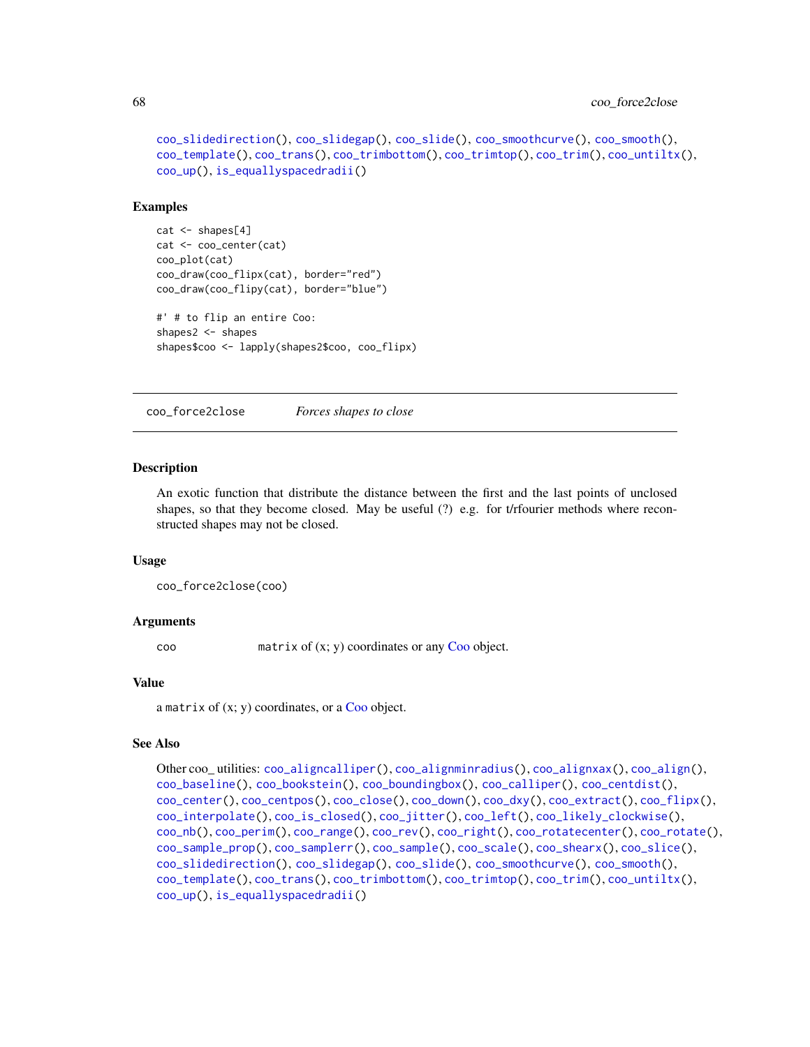coo_slidedirection(), coo_slidegap(), coo_slide(), coo_smoothcurve(), coo_smooth(), coo_template(), coo_trans(), coo_trimbottom(), coo_trimtop(), coo_trim(), coo_untiltx(), coo_up(), is_equallyspacedradii()

### Examples

```
cat <- shapes[4]
cat <- coo_center(cat)
coo_plot(cat)
coo_draw(coo_flipx(cat), border="red")
coo_draw(coo_flipy(cat), border="blue")

#' # to flip an entire Coo:
shapes2 <- shapes
shapes$coo <- lapply(shapes2$coo, coo_flipx)
```

---

## coo_force2close — *Forces shapes to close*

---

### Description

An exotic function that distribute the distance between the first and the last points of unclosed shapes, so that they become closed. May be useful (?) e.g. for t/rfourier methods where reconstructed shapes may not be closed.

### Usage

```
coo_force2close(coo)
```

### Arguments

| | |
|---|---|
| coo | matrix of (x; y) coordinates or any Coo object. |

### Value

a matrix of (x; y) coordinates, or a Coo object.

### See Also

Other coo_ utilities: coo_aligncalliper(), coo_alignminradius(), coo_alignxax(), coo_align(), coo_baseline(), coo_bookstein(), coo_boundingbox(), coo_calliper(), coo_centdist(), coo_center(), coo_centpos(), coo_close(), coo_down(), coo_dxy(), coo_extract(), coo_flipx(), coo_interpolate(), coo_is_closed(), coo_jitter(), coo_left(), coo_likely_clockwise(), coo_nb(), coo_perim(), coo_range(), coo_rev(), coo_right(), coo_rotatecenter(), coo_rotate(), coo_sample_prop(), coo_samplerr(), coo_sample(), coo_scale(), coo_shearx(), coo_slice(), coo_slidedirection(), coo_slidegap(), coo_slide(), coo_smoothcurve(), coo_smooth(), coo_template(), coo_trans(), coo_trimbottom(), coo_trimtop(), coo_trim(), coo_untiltx(), coo_up(), is_equallyspacedradii()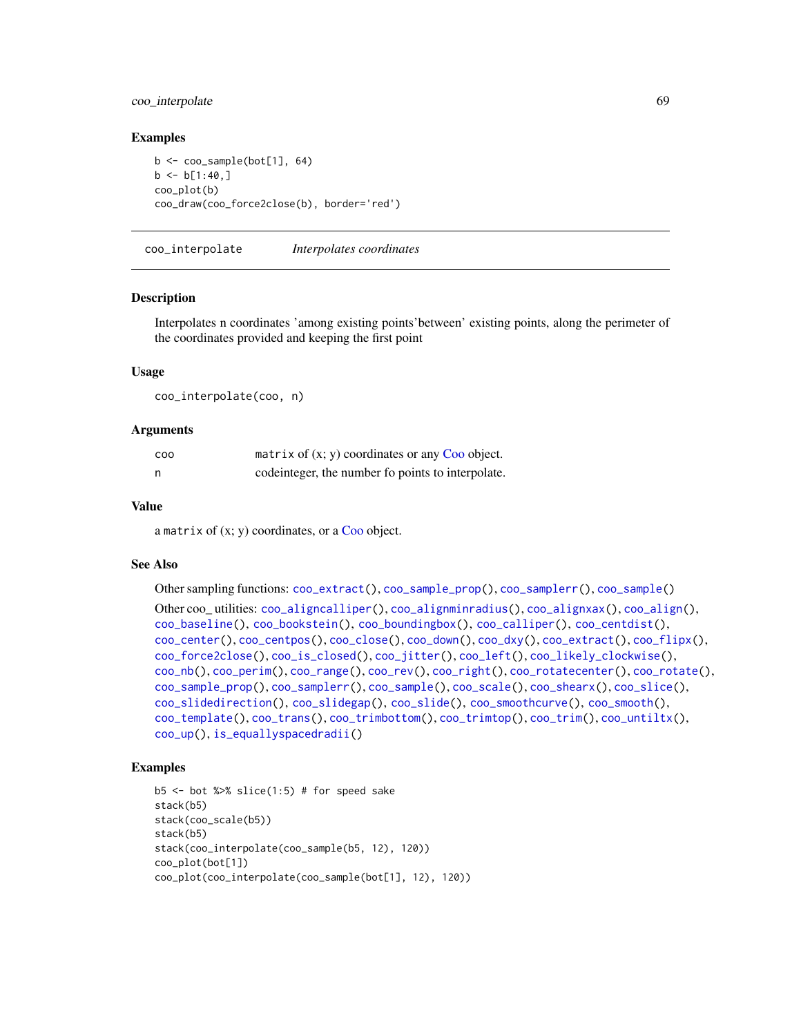### Examples

```
b <- coo_sample(bot[1], 64)
b <- b[1:40,]
coo_plot(b)
coo_draw(coo_force2close(b), border='red')
```

---

## coo_interpolate *Interpolates coordinates*

---

### Description

Interpolates n coordinates 'among existing points'between' existing points, along the perimeter of the coordinates provided and keeping the first point

### Usage

```
coo_interpolate(coo, n)
```

### Arguments

| | |
|---|---|
| coo | `matrix` of (x; y) coordinates or any Coo object. |
| n | codeinteger, the number fo points to interpolate. |

### Value

a `matrix` of (x; y) coordinates, or a Coo object.

### See Also

Other sampling functions: `coo_extract()`, `coo_sample_prop()`, `coo_samplerr()`, `coo_sample()`

Other coo_ utilities: `coo_aligncalliper()`, `coo_alignminradius()`, `coo_alignxax()`, `coo_align()`, `coo_baseline()`, `coo_bookstein()`, `coo_boundingbox()`, `coo_calliper()`, `coo_centdist()`, `coo_center()`, `coo_centpos()`, `coo_close()`, `coo_down()`, `coo_dxy()`, `coo_extract()`, `coo_flipx()`, `coo_force2close()`, `coo_is_closed()`, `coo_jitter()`, `coo_left()`, `coo_likely_clockwise()`, `coo_nb()`, `coo_perim()`, `coo_range()`, `coo_rev()`, `coo_right()`, `coo_rotatecenter()`, `coo_rotate()`, `coo_sample_prop()`, `coo_samplerr()`, `coo_sample()`, `coo_scale()`, `coo_shearx()`, `coo_slice()`, `coo_slidedirection()`, `coo_slidegap()`, `coo_slide()`, `coo_smoothcurve()`, `coo_smooth()`, `coo_template()`, `coo_trans()`, `coo_trimbottom()`, `coo_trimtop()`, `coo_trim()`, `coo_untiltx()`, `coo_up()`, `is_equallyspacedradii()`

### Examples

```
b5 <- bot %>% slice(1:5) # for speed sake
stack(b5)
stack(coo_scale(b5))
stack(b5)
stack(coo_interpolate(coo_sample(b5, 12), 120))
coo_plot(bot[1])
coo_plot(coo_interpolate(coo_sample(bot[1], 12), 120))
```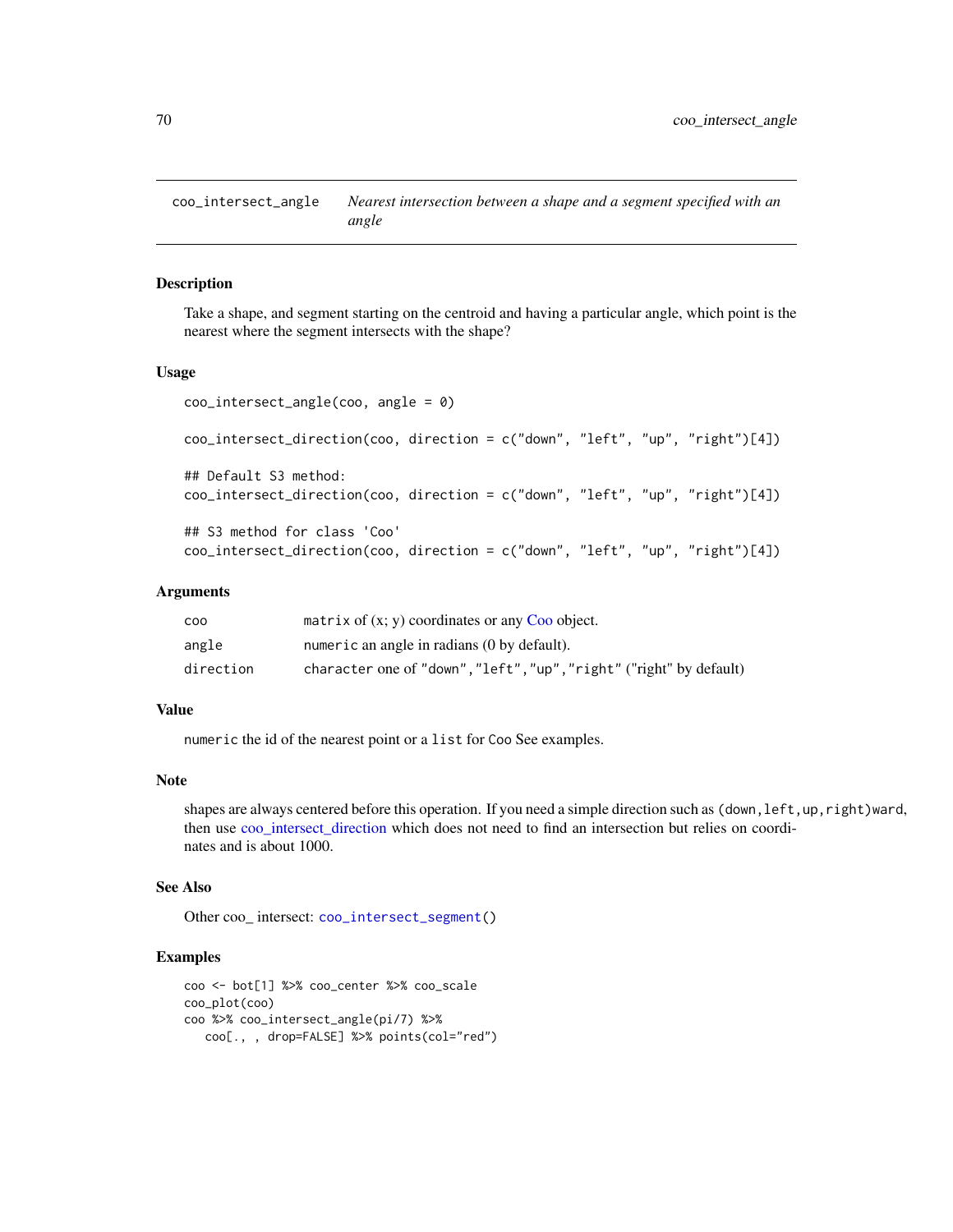# coo_intersect_angle — *Nearest intersection between a shape and a segment specified with an angle*

## Description

Take a shape, and segment starting on the centroid and having a particular angle, which point is the nearest where the segment intersects with the shape?

## Usage

```
coo_intersect_angle(coo, angle = 0)

coo_intersect_direction(coo, direction = c("down", "left", "up", "right")[4])

## Default S3 method:
coo_intersect_direction(coo, direction = c("down", "left", "up", "right")[4])

## S3 method for class 'Coo'
coo_intersect_direction(coo, direction = c("down", "left", "up", "right")[4])
```

## Arguments

| | |
|---|---|
| `coo` | `matrix` of (x; y) coordinates or any Coo object. |
| `angle` | `numeric` an angle in radians (0 by default). |
| `direction` | `character` one of `"down","left","up","right"` ("right" by default) |

## Value

`numeric` the id of the nearest point or a `list` for `Coo` See examples.

## Note

shapes are always centered before this operation. If you need a simple direction such as `(down,left,up,right)ward`, then use coo_intersect_direction which does not need to find an intersection but relies on coordinates and is about 1000.

## See Also

Other coo_ intersect: `coo_intersect_segment()`

## Examples

```
coo <- bot[1] %>% coo_center %>% coo_scale
coo_plot(coo)
coo %>% coo_intersect_angle(pi/7) %>%
   coo[., , drop=FALSE] %>% points(col="red")
```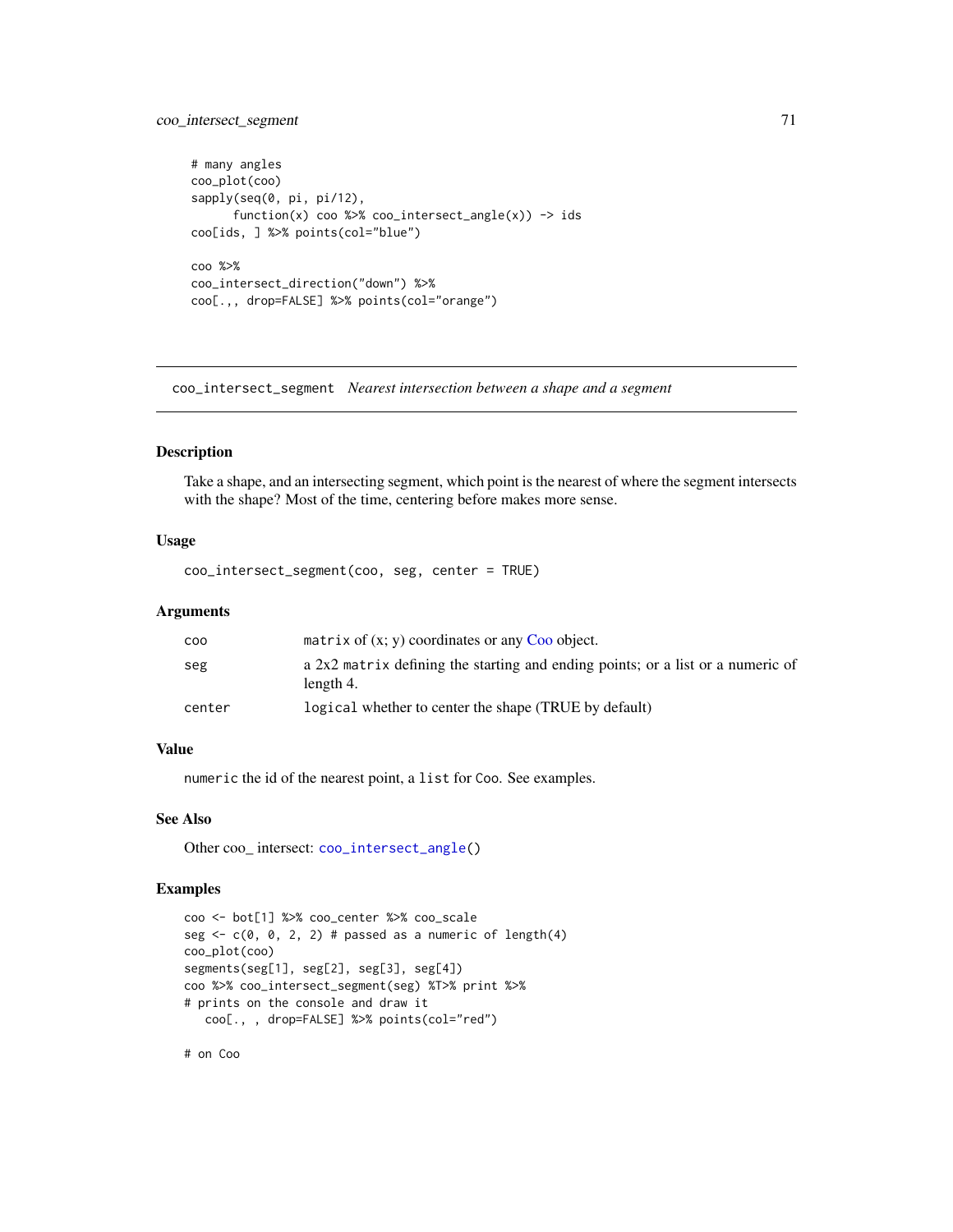```
# many angles
coo_plot(coo)
sapply(seq(0, pi, pi/12),
      function(x) coo %>% coo_intersect_angle(x)) -> ids
coo[ids, ] %>% points(col="blue")

coo %>%
coo_intersect_direction("down") %>%
coo[.,, drop=FALSE] %>% points(col="orange")
```

## coo_intersect_segment *Nearest intersection between a shape and a segment*

### Description

Take a shape, and an intersecting segment, which point is the nearest of where the segment intersects with the shape? Most of the time, centering before makes more sense.

### Usage

```
coo_intersect_segment(coo, seg, center = TRUE)
```

### Arguments

| | |
|---|---|
| coo | `matrix` of (x; y) coordinates or any Coo object. |
| seg | a 2x2 `matrix` defining the starting and ending points; or a list or a numeric of length 4. |
| center | `logical` whether to center the shape (TRUE by default) |

### Value

`numeric` the id of the nearest point, a `list` for `Coo`. See examples.

### See Also

Other coo_ intersect: `coo_intersect_angle()`

### Examples

```
coo <- bot[1] %>% coo_center %>% coo_scale
seg <- c(0, 0, 2, 2) # passed as a numeric of length(4)
coo_plot(coo)
segments(seg[1], seg[2], seg[3], seg[4])
coo %>% coo_intersect_segment(seg) %T>% print %>%
# prints on the console and draw it
   coo[., , drop=FALSE] %>% points(col="red")

# on Coo
```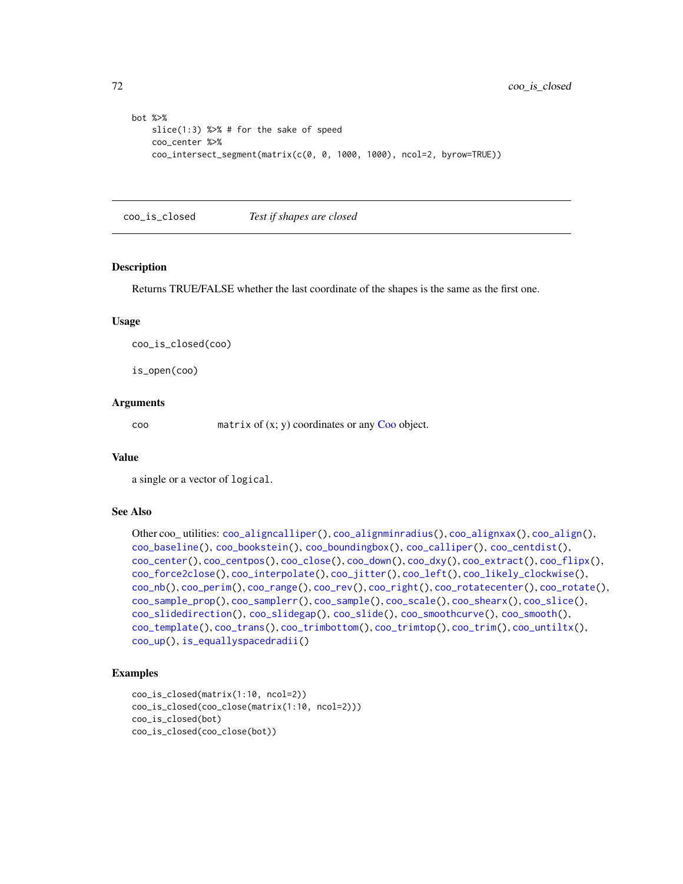```
bot %>%
    slice(1:3) %>% # for the sake of speed
    coo_center %>%
    coo_intersect_segment(matrix(c(0, 0, 1000, 1000), ncol=2, byrow=TRUE))
```

---

## coo_is_closed *Test if shapes are closed*

### Description

Returns TRUE/FALSE whether the last coordinate of the shapes is the same as the first one.

### Usage

```
coo_is_closed(coo)

is_open(coo)
```

### Arguments

| | |
|---|---|
| coo | `matrix` of (x; y) coordinates or any Coo object. |

### Value

a single or a vector of `logical`.

### See Also

Other coo_ utilities: coo_aligncalliper(), coo_alignminradius(), coo_alignxax(), coo_align(), coo_baseline(), coo_bookstein(), coo_boundingbox(), coo_calliper(), coo_centdist(), coo_center(), coo_centpos(), coo_close(), coo_down(), coo_dxy(), coo_extract(), coo_flipx(), coo_force2close(), coo_interpolate(), coo_jitter(), coo_left(), coo_likely_clockwise(), coo_nb(), coo_perim(), coo_range(), coo_rev(), coo_right(), coo_rotatecenter(), coo_rotate(), coo_sample_prop(), coo_samplerr(), coo_sample(), coo_scale(), coo_shearx(), coo_slice(), coo_slidedirection(), coo_slidegap(), coo_slide(), coo_smoothcurve(), coo_smooth(), coo_template(), coo_trans(), coo_trimbottom(), coo_trimtop(), coo_trim(), coo_untiltx(), coo_up(), is_equallyspacedradii()

### Examples

```
coo_is_closed(matrix(1:10, ncol=2))
coo_is_closed(coo_close(matrix(1:10, ncol=2)))
coo_is_closed(bot)
coo_is_closed(coo_close(bot))
```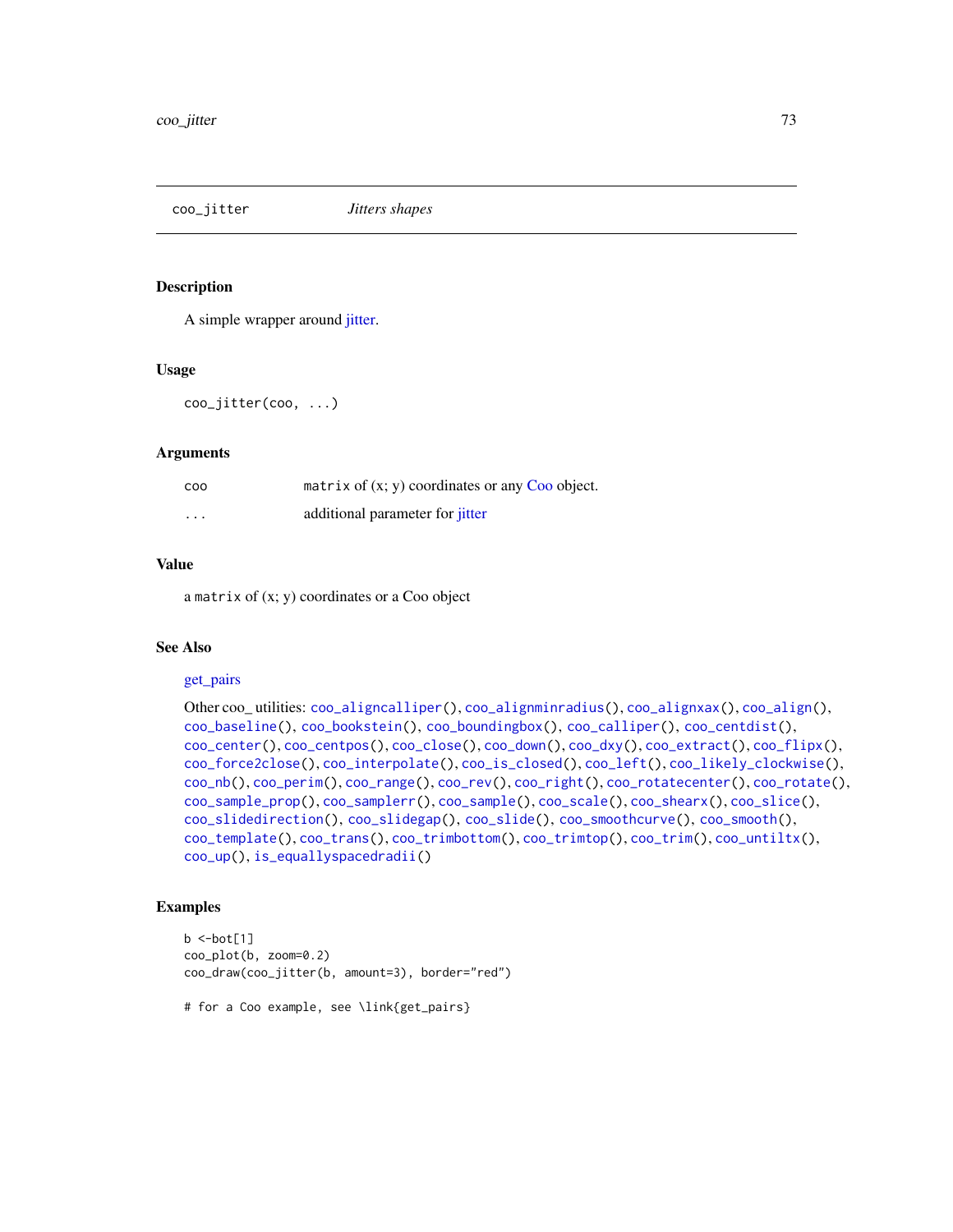## coo_jitter *Jitters shapes*

### Description

A simple wrapper around jitter.

### Usage

```
coo_jitter(coo, ...)
```

### Arguments

| | |
|---|---|
| coo | `matrix` of (x; y) coordinates or any Coo object. |
| ... | additional parameter for jitter |

### Value

a `matrix` of (x; y) coordinates or a Coo object

### See Also

get_pairs

Other coo_ utilities: `coo_aligncalliper()`, `coo_alignminradius()`, `coo_alignxax()`, `coo_align()`, `coo_baseline()`, `coo_bookstein()`, `coo_boundingbox()`, `coo_calliper()`, `coo_centdist()`, `coo_center()`, `coo_centpos()`, `coo_close()`, `coo_down()`, `coo_dxy()`, `coo_extract()`, `coo_flipx()`, `coo_force2close()`, `coo_interpolate()`, `coo_is_closed()`, `coo_left()`, `coo_likely_clockwise()`, `coo_nb()`, `coo_perim()`, `coo_range()`, `coo_rev()`, `coo_right()`, `coo_rotatecenter()`, `coo_rotate()`, `coo_sample_prop()`, `coo_samplerr()`, `coo_sample()`, `coo_scale()`, `coo_shearx()`, `coo_slice()`, `coo_slidedirection()`, `coo_slidegap()`, `coo_slide()`, `coo_smoothcurve()`, `coo_smooth()`, `coo_template()`, `coo_trans()`, `coo_trimbottom()`, `coo_trimtop()`, `coo_trim()`, `coo_untiltx()`, `coo_up()`, `is_equallyspacedradii()`

### Examples

```
b <-bot[1]
coo_plot(b, zoom=0.2)
coo_draw(coo_jitter(b, amount=3), border="red")

# for a Coo example, see \link{get_pairs}
```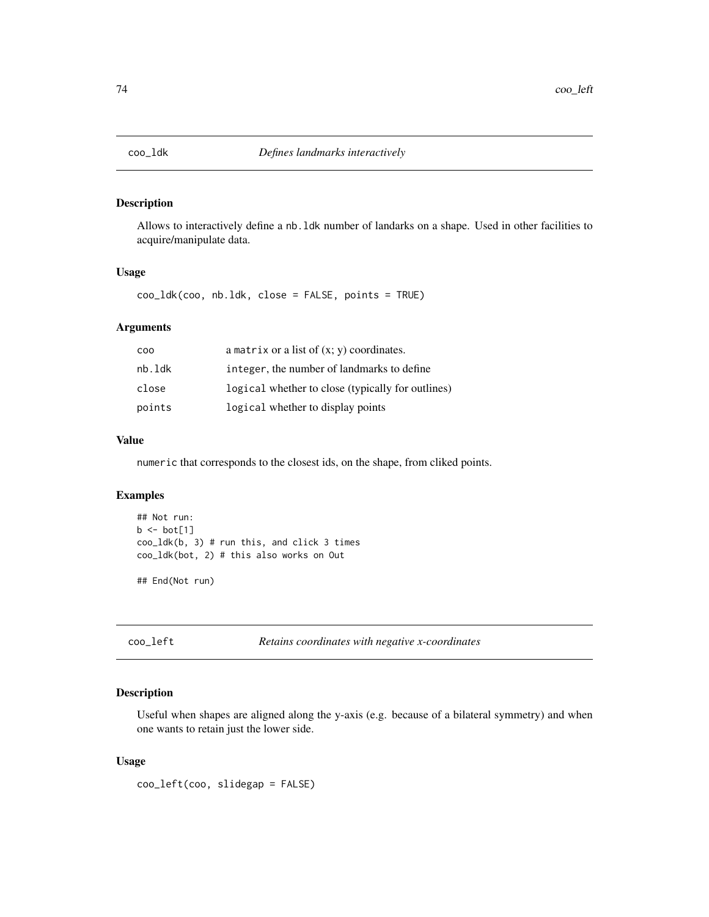## coo_ldk *Defines landmarks interactively*

### Description

Allows to interactively define a nb.ldk number of landarks on a shape. Used in other facilities to acquire/manipulate data.

### Usage

```
coo_ldk(coo, nb.ldk, close = FALSE, points = TRUE)
```

### Arguments

| | |
|---|---|
| coo | a matrix or a list of (x; y) coordinates. |
| nb.ldk | integer, the number of landmarks to define |
| close | logical whether to close (typically for outlines) |
| points | logical whether to display points |

### Value

numeric that corresponds to the closest ids, on the shape, from cliked points.

### Examples

```
## Not run:
b <- bot[1]
coo_ldk(b, 3) # run this, and click 3 times
coo_ldk(bot, 2) # this also works on Out

## End(Not run)
```

## coo_left *Retains coordinates with negative x-coordinates*

### Description

Useful when shapes are aligned along the y-axis (e.g. because of a bilateral symmetry) and when one wants to retain just the lower side.

### Usage

```
coo_left(coo, slidegap = FALSE)
```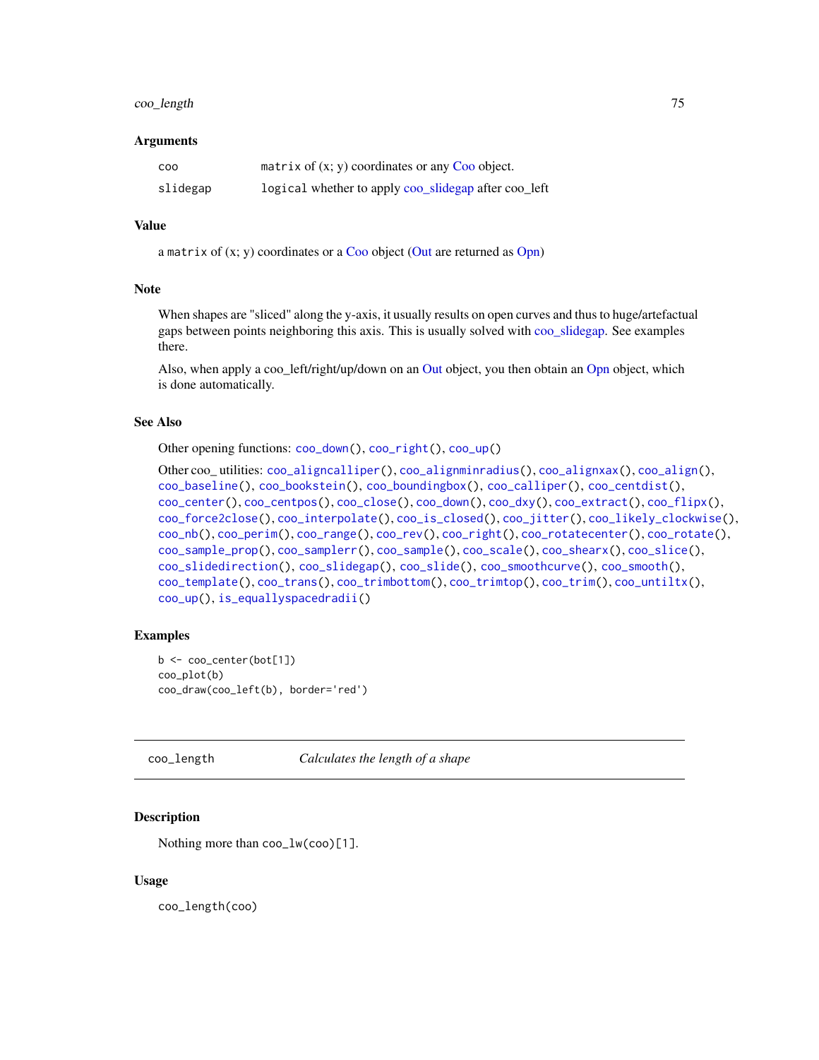### Arguments

| | |
|---|---|
| coo | matrix of (x; y) coordinates or any Coo object. |
| slidegap | logical whether to apply coo_slidegap after coo_left |

### Value

a matrix of (x; y) coordinates or a Coo object (Out are returned as Opn)

### Note

When shapes are "sliced" along the y-axis, it usually results on open curves and thus to huge/artefactual gaps between points neighboring this axis. This is usually solved with coo_slidegap. See examples there.

Also, when apply a coo_left/right/up/down on an Out object, you then obtain an Opn object, which is done automatically.

### See Also

Other opening functions: coo_down(), coo_right(), coo_up()

Other coo_ utilities: coo_aligncalliper(), coo_alignminradius(), coo_alignxax(), coo_align(), coo_baseline(), coo_bookstein(), coo_boundingbox(), coo_calliper(), coo_centdist(), coo_center(), coo_centpos(), coo_close(), coo_down(), coo_dxy(), coo_extract(), coo_flipx(), coo_force2close(), coo_interpolate(), coo_is_closed(), coo_jitter(), coo_likely_clockwise(), coo_nb(), coo_perim(), coo_range(), coo_rev(), coo_right(), coo_rotatecenter(), coo_rotate(), coo_sample_prop(), coo_samplerr(), coo_sample(), coo_scale(), coo_shearx(), coo_slice(), coo_slidedirection(), coo_slidegap(), coo_slide(), coo_smoothcurve(), coo_smooth(), coo_template(), coo_trans(), coo_trimbottom(), coo_trimtop(), coo_trim(), coo_untiltx(), coo_up(), is_equallyspacedradii()

### Examples

```
b <- coo_center(bot[1])
coo_plot(b)
coo_draw(coo_left(b), border='red')
```

---

## coo_length    *Calculates the length of a shape*

### Description

Nothing more than coo_lw(coo)[1].

### Usage

```
coo_length(coo)
```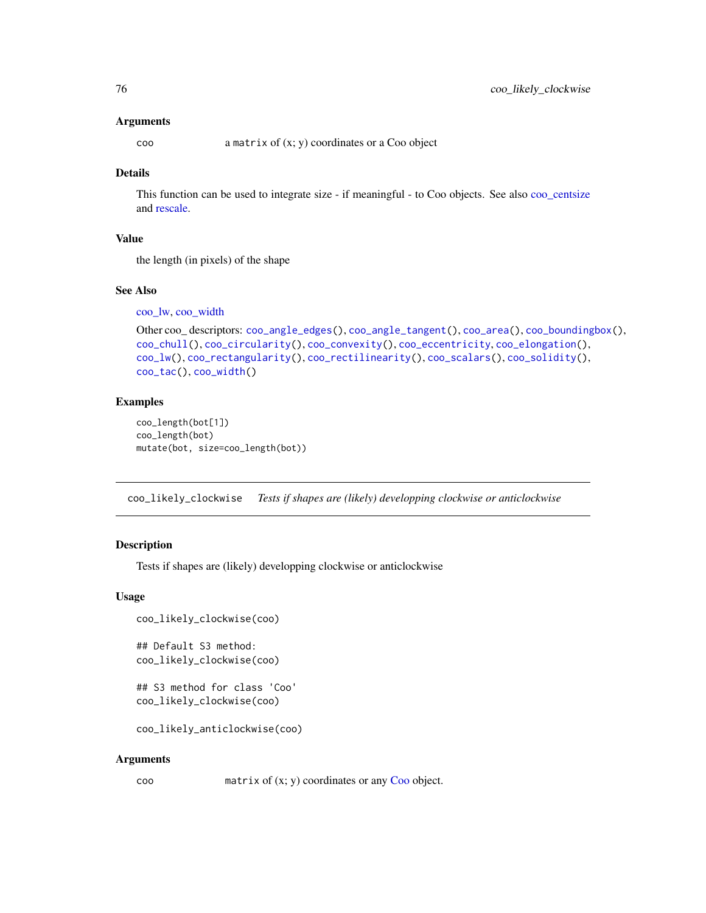### Arguments

coo a matrix of (x; y) coordinates or a Coo object

### Details

This function can be used to integrate size - if meaningful - to Coo objects. See also coo_centsize and rescale.

### Value

the length (in pixels) of the shape

### See Also

coo_lw, coo_width

Other coo_ descriptors: coo_angle_edges(), coo_angle_tangent(), coo_area(), coo_boundingbox(), coo_chull(), coo_circularity(), coo_convexity(), coo_eccentricity, coo_elongation(), coo_lw(), coo_rectangularity(), coo_rectilinearity(), coo_scalars(), coo_solidity(), coo_tac(), coo_width()

### Examples

```
coo_length(bot[1])
coo_length(bot)
mutate(bot, size=coo_length(bot))
```

---

## coo_likely_clockwise *Tests if shapes are (likely) developping clockwise or anticlockwise*

---

### Description

Tests if shapes are (likely) developping clockwise or anticlockwise

### Usage

```
coo_likely_clockwise(coo)

## Default S3 method:
coo_likely_clockwise(coo)

## S3 method for class 'Coo'
coo_likely_clockwise(coo)

coo_likely_anticlockwise(coo)
```

### Arguments

coo matrix of (x; y) coordinates or any Coo object.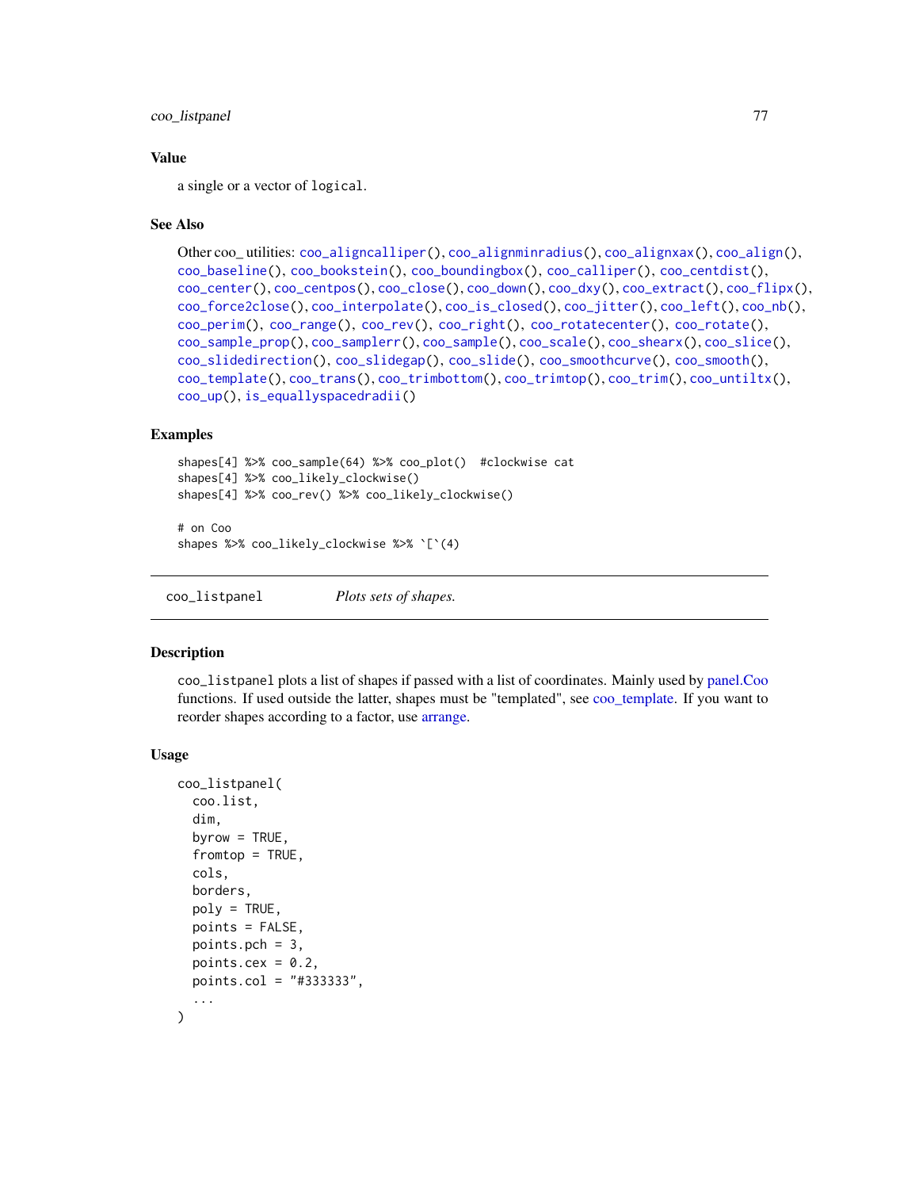## Value

a single or a vector of logical.

## See Also

Other coo_ utilities: coo_aligncalliper(), coo_alignminradius(), coo_alignxax(), coo_align(), coo_baseline(), coo_bookstein(), coo_boundingbox(), coo_calliper(), coo_centdist(), coo_center(), coo_centpos(), coo_close(), coo_down(), coo_dxy(), coo_extract(), coo_flipx(), coo_force2close(), coo_interpolate(), coo_is_closed(), coo_jitter(), coo_left(), coo_nb(), coo_perim(), coo_range(), coo_rev(), coo_right(), coo_rotatecenter(), coo_rotate(), coo_sample_prop(), coo_samplerr(), coo_sample(), coo_scale(), coo_shearx(), coo_slice(), coo_slidedirection(), coo_slidegap(), coo_slide(), coo_smoothcurve(), coo_smooth(), coo_template(), coo_trans(), coo_trimbottom(), coo_trimtop(), coo_trim(), coo_untiltx(), coo_up(), is_equallyspacedradii()

## Examples

```
shapes[4] %>% coo_sample(64) %>% coo_plot()  #clockwise cat
shapes[4] %>% coo_likely_clockwise()
shapes[4] %>% coo_rev() %>% coo_likely_clockwise()

# on Coo
shapes %>% coo_likely_clockwise %>% `[`(4)
```

---

# coo_listpanel — *Plots sets of shapes.*

## Description

coo_listpanel plots a list of shapes if passed with a list of coordinates. Mainly used by panel.Coo functions. If used outside the latter, shapes must be "templated", see coo_template. If you want to reorder shapes according to a factor, use arrange.

## Usage

```
coo_listpanel(
  coo.list,
  dim,
  byrow = TRUE,
  fromtop = TRUE,
  cols,
  borders,
  poly = TRUE,
  points = FALSE,
  points.pch = 3,
  points.cex = 0.2,
  points.col = "#333333",
  ...
)
```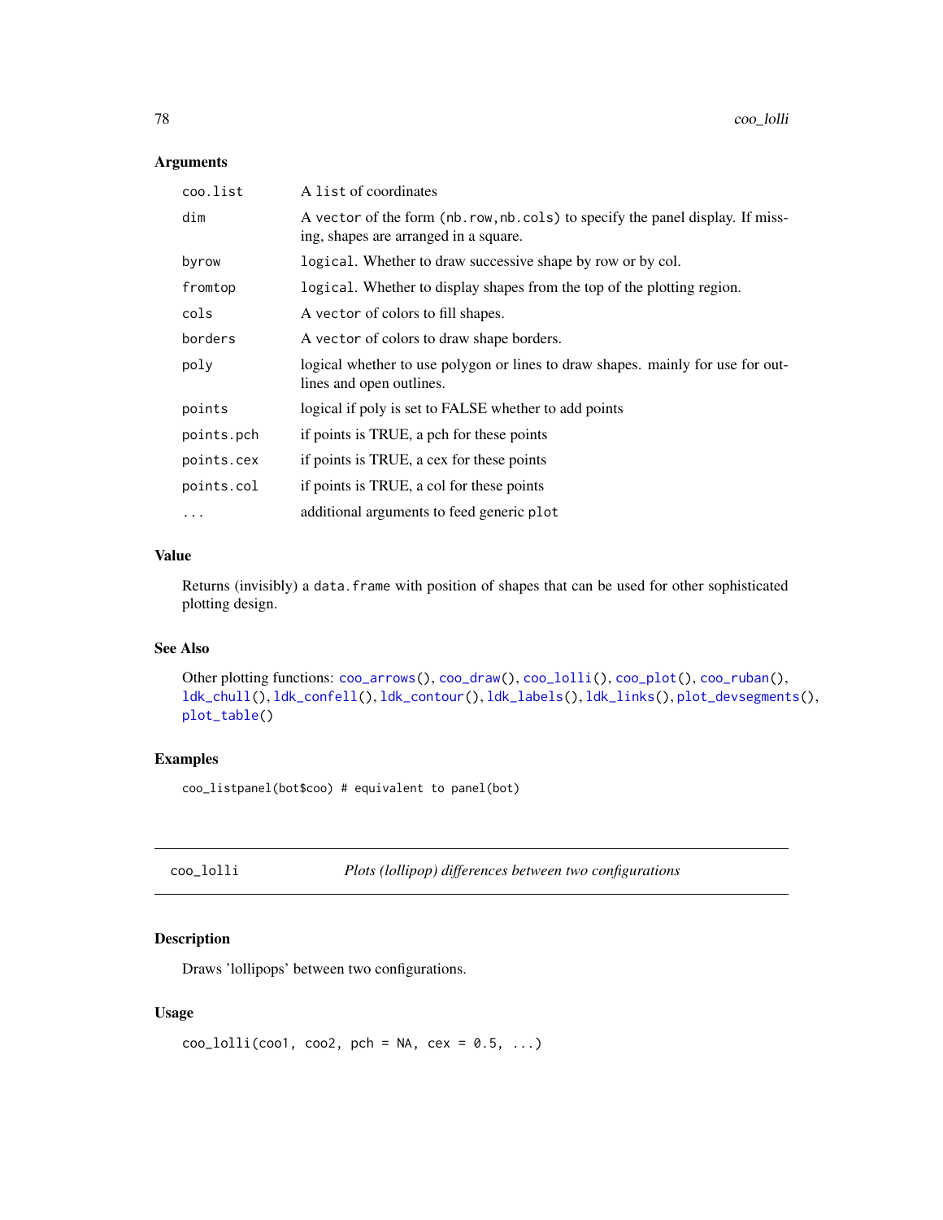### Arguments

| | |
|---|---|
| coo.list | A list of coordinates |
| dim | A vector of the form (nb.row,nb.cols) to specify the panel display. If missing, shapes are arranged in a square. |
| byrow | logical. Whether to draw successive shape by row or by col. |
| fromtop | logical. Whether to display shapes from the top of the plotting region. |
| cols | A vector of colors to fill shapes. |
| borders | A vector of colors to draw shape borders. |
| poly | logical whether to use polygon or lines to draw shapes. mainly for use for outlines and open outlines. |
| points | logical if poly is set to FALSE whether to add points |
| points.pch | if points is TRUE, a pch for these points |
| points.cex | if points is TRUE, a cex for these points |
| points.col | if points is TRUE, a col for these points |
| ... | additional arguments to feed generic plot |

### Value

Returns (invisibly) a data.frame with position of shapes that can be used for other sophisticated plotting design.

### See Also

Other plotting functions: coo_arrows(), coo_draw(), coo_lolli(), coo_plot(), coo_ruban(), ldk_chull(), ldk_confell(), ldk_contour(), ldk_labels(), ldk_links(), plot_devsegments(), plot_table()

### Examples

```
coo_listpanel(bot$coo) # equivalent to panel(bot)
```

---

## coo_lolli *Plots (lollipop) differences between two configurations*

### Description

Draws 'lollipops' between two configurations.

### Usage

```
coo_lolli(coo1, coo2, pch = NA, cex = 0.5, ...)
```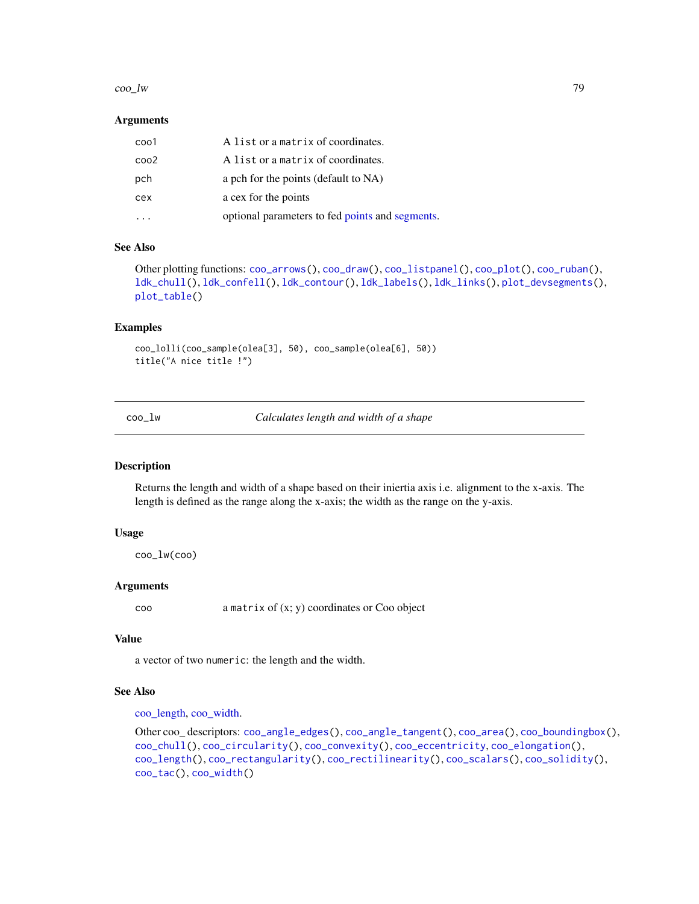### Arguments

| | |
|---|---|
| coo1 | A list or a matrix of coordinates. |
| coo2 | A list or a matrix of coordinates. |
| pch | a pch for the points (default to NA) |
| cex | a cex for the points |
| ... | optional parameters to fed points and segments. |

### See Also

Other plotting functions: coo_arrows(), coo_draw(), coo_listpanel(), coo_plot(), coo_ruban(), ldk_chull(), ldk_confell(), ldk_contour(), ldk_labels(), ldk_links(), plot_devsegments(), plot_table()

### Examples

```
coo_lolli(coo_sample(olea[3], 50), coo_sample(olea[6], 50))
title("A nice title !")
```

---

## coo_lw — *Calculates length and width of a shape*

### Description

Returns the length and width of a shape based on their iniertia axis i.e. alignment to the x-axis. The length is defined as the range along the x-axis; the width as the range on the y-axis.

### Usage

```
coo_lw(coo)
```

### Arguments

| | |
|---|---|
| coo | a matrix of (x; y) coordinates or Coo object |

### Value

a vector of two numeric: the length and the width.

### See Also

coo_length, coo_width.

Other coo_ descriptors: coo_angle_edges(), coo_angle_tangent(), coo_area(), coo_boundingbox(), coo_chull(), coo_circularity(), coo_convexity(), coo_eccentricity, coo_elongation(), coo_length(), coo_rectangularity(), coo_rectilinearity(), coo_scalars(), coo_solidity(), coo_tac(), coo_width()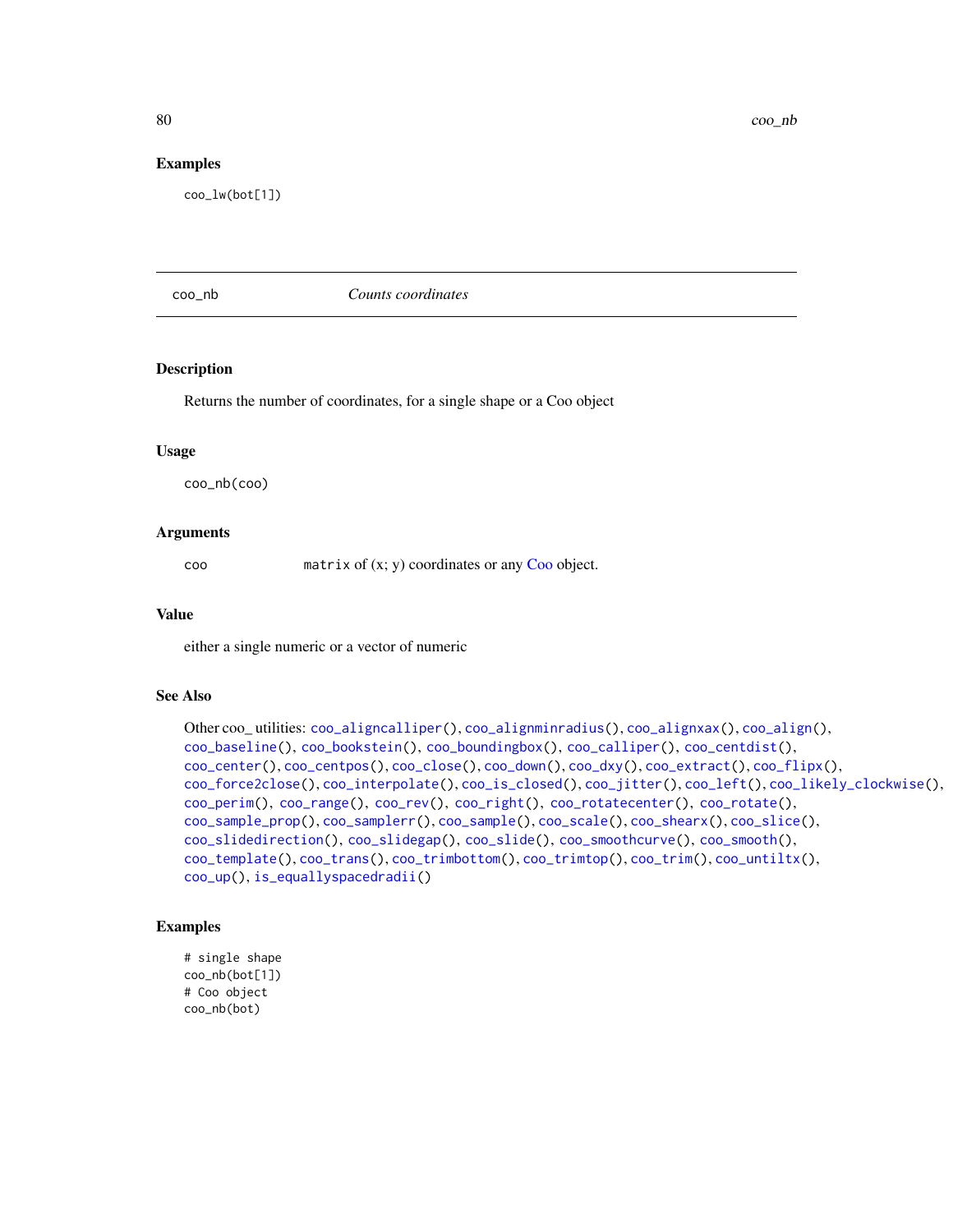### Examples

```
coo_lw(bot[1])
```

## coo_nb — *Counts coordinates*

### Description

Returns the number of coordinates, for a single shape or a Coo object

### Usage

```
coo_nb(coo)
```

### Arguments

| | |
|---|---|
| coo | `matrix` of (x; y) coordinates or any Coo object. |

### Value

either a single numeric or a vector of numeric

### See Also

Other coo_ utilities: `coo_aligncalliper()`, `coo_alignminradius()`, `coo_alignxax()`, `coo_align()`, `coo_baseline()`, `coo_bookstein()`, `coo_boundingbox()`, `coo_calliper()`, `coo_centdist()`, `coo_center()`, `coo_centpos()`, `coo_close()`, `coo_down()`, `coo_dxy()`, `coo_extract()`, `coo_flipx()`, `coo_force2close()`, `coo_interpolate()`, `coo_is_closed()`, `coo_jitter()`, `coo_left()`, `coo_likely_clockwise()`, `coo_perim()`, `coo_range()`, `coo_rev()`, `coo_right()`, `coo_rotatecenter()`, `coo_rotate()`, `coo_sample_prop()`, `coo_samplerr()`, `coo_sample()`, `coo_scale()`, `coo_shearx()`, `coo_slice()`, `coo_slidedirection()`, `coo_slidegap()`, `coo_slide()`, `coo_smoothcurve()`, `coo_smooth()`, `coo_template()`, `coo_trans()`, `coo_trimbottom()`, `coo_trimtop()`, `coo_trim()`, `coo_untiltx()`, `coo_up()`, `is_equallyspacedradii()`

### Examples

```
# single shape
coo_nb(bot[1])
# Coo object
coo_nb(bot)
```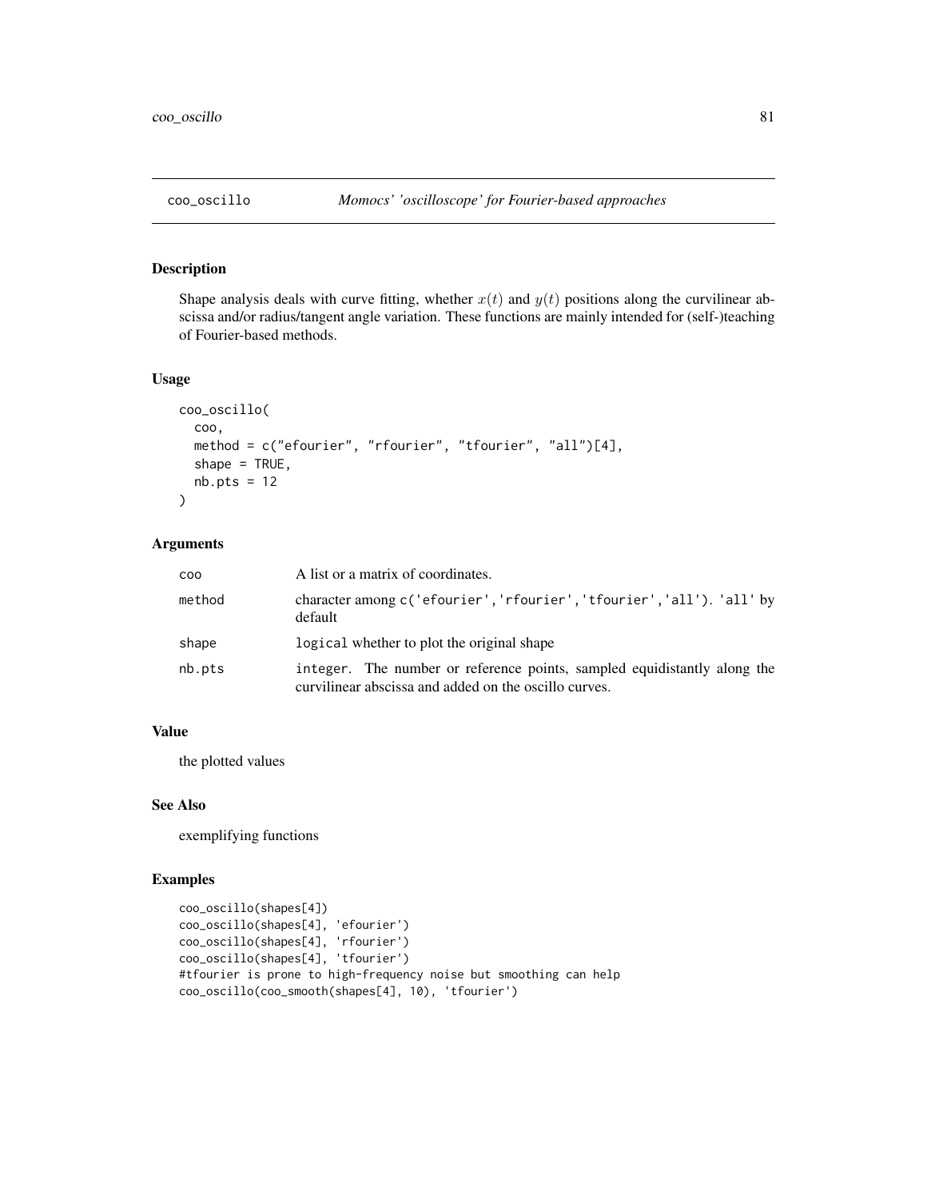## coo_oscillo *Momocs' 'oscilloscope' for Fourier-based approaches*

### Description

Shape analysis deals with curve fitting, whether $x(t)$ and $y(t)$ positions along the curvilinear abscissa and/or radius/tangent angle variation. These functions are mainly intended for (self-)teaching of Fourier-based methods.

### Usage

```
coo_oscillo(
  coo,
  method = c("efourier", "rfourier", "tfourier", "all")[4],
  shape = TRUE,
  nb.pts = 12
)
```

### Arguments

| | |
|---|---|
| coo | A list or a matrix of coordinates. |
| method | character among c('efourier','rfourier','tfourier','all'). 'all' by default |
| shape | logical whether to plot the original shape |
| nb.pts | integer. The number or reference points, sampled equidistantly along the curvilinear abscissa and added on the oscillo curves. |

### Value

the plotted values

### See Also

exemplifying functions

### Examples

```
coo_oscillo(shapes[4])
coo_oscillo(shapes[4], 'efourier')
coo_oscillo(shapes[4], 'rfourier')
coo_oscillo(shapes[4], 'tfourier')
#tfourier is prone to high-frequency noise but smoothing can help
coo_oscillo(coo_smooth(shapes[4], 10), 'tfourier')
```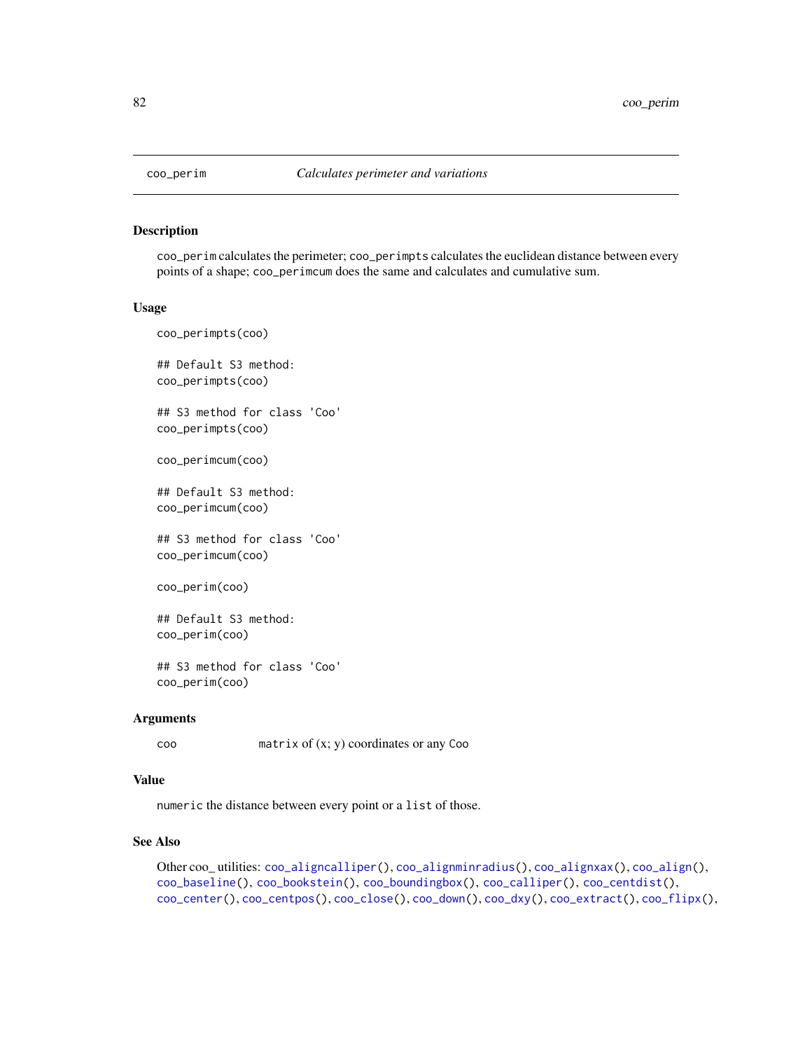# coo_perim *Calculates perimeter and variations*

## Description

coo_perim calculates the perimeter; coo_perimpts calculates the euclidean distance between every points of a shape; coo_perimcum does the same and calculates and cumulative sum.

## Usage

```
coo_perimpts(coo)

## Default S3 method:
coo_perimpts(coo)

## S3 method for class 'Coo'
coo_perimpts(coo)

coo_perimcum(coo)

## Default S3 method:
coo_perimcum(coo)

## S3 method for class 'Coo'
coo_perimcum(coo)

coo_perim(coo)

## Default S3 method:
coo_perim(coo)

## S3 method for class 'Coo'
coo_perim(coo)
```

## Arguments

| | |
|---|---|
| coo | matrix of (x; y) coordinates or any Coo |

## Value

numeric the distance between every point or a list of those.

## See Also

Other coo_ utilities: coo_aligncalliper(), coo_alignminradius(), coo_alignxax(), coo_align(), coo_baseline(), coo_bookstein(), coo_boundingbox(), coo_calliper(), coo_centdist(), coo_center(), coo_centpos(), coo_close(), coo_down(), coo_dxy(), coo_extract(), coo_flipx(),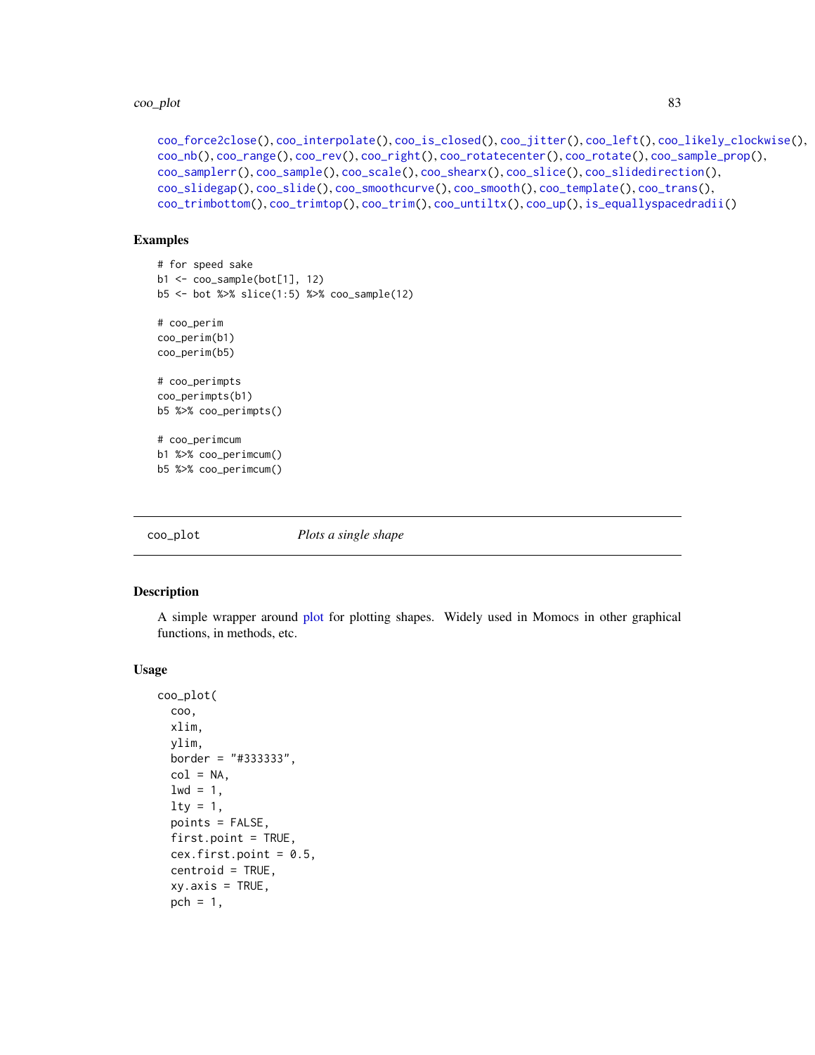coo_force2close(), coo_interpolate(), coo_is_closed(), coo_jitter(), coo_left(), coo_likely_clockwise(), coo_nb(), coo_range(), coo_rev(), coo_right(), coo_rotatecenter(), coo_rotate(), coo_sample_prop(), coo_samplerr(), coo_sample(), coo_scale(), coo_shearx(), coo_slice(), coo_slidedirection(), coo_slidegap(), coo_slide(), coo_smoothcurve(), coo_smooth(), coo_template(), coo_trans(), coo_trimbottom(), coo_trimtop(), coo_trim(), coo_untiltx(), coo_up(), is_equallyspacedradii()

## Examples

```
# for speed sake
b1 <- coo_sample(bot[1], 12)
b5 <- bot %>% slice(1:5) %>% coo_sample(12)

# coo_perim
coo_perim(b1)
coo_perim(b5)

# coo_perimpts
coo_perimpts(b1)
b5 %>% coo_perimpts()

# coo_perimcum
b1 %>% coo_perimcum()
b5 %>% coo_perimcum()
```

---

# coo_plot — *Plots a single shape*

## Description

A simple wrapper around plot for plotting shapes. Widely used in Momocs in other graphical functions, in methods, etc.

## Usage

```
coo_plot(
  coo,
  xlim,
  ylim,
  border = "#333333",
  col = NA,
  lwd = 1,
  lty = 1,
  points = FALSE,
  first.point = TRUE,
  cex.first.point = 0.5,
  centroid = TRUE,
  xy.axis = TRUE,
  pch = 1,
```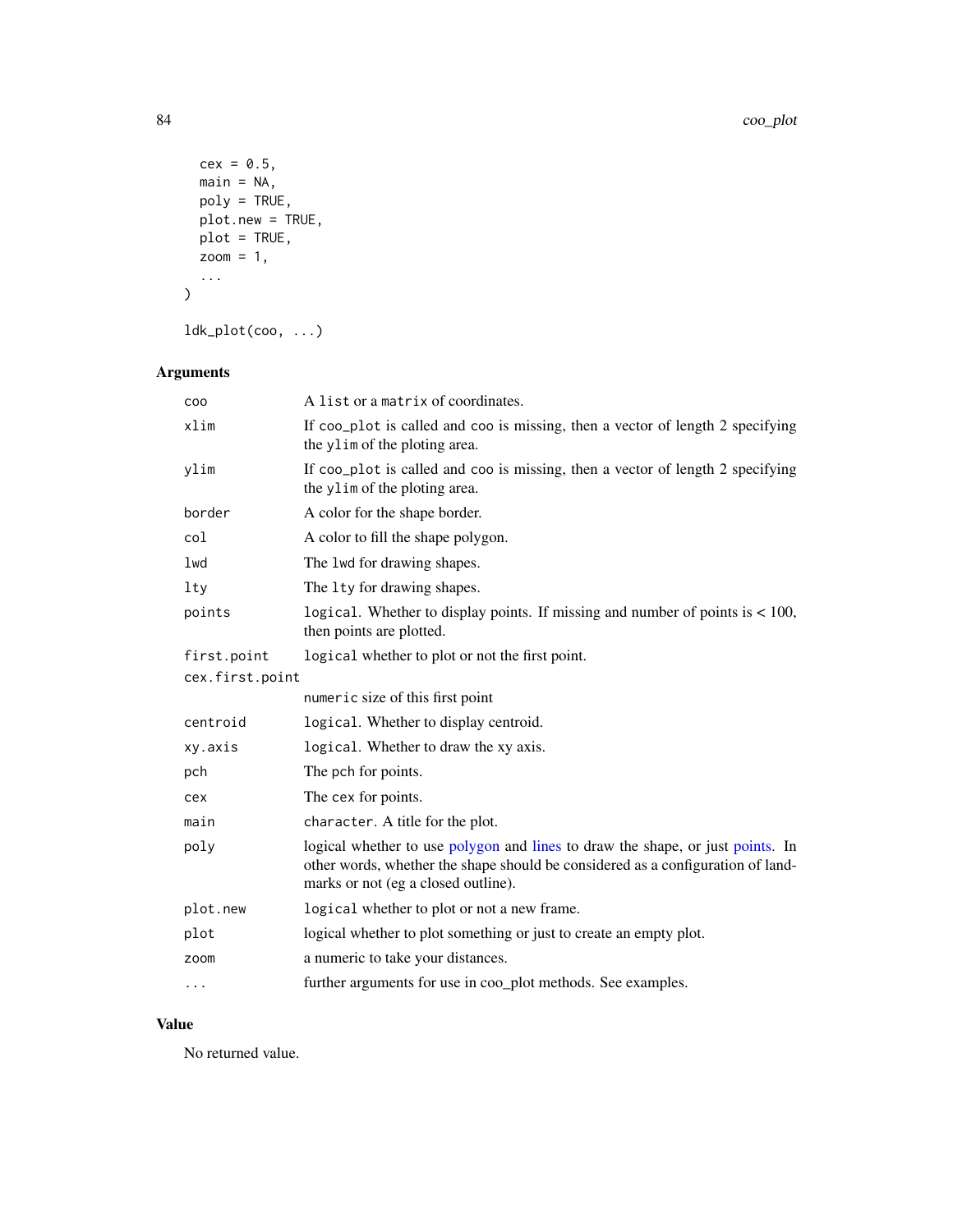```
  cex = 0.5,
  main = NA,
  poly = TRUE,
  plot.new = TRUE,
  plot = TRUE,
  zoom = 1,
  ...
)

ldk_plot(coo, ...)
```

## Arguments

| | |
|---|---|
| `coo` | A `list` or a `matrix` of coordinates. |
| `xlim` | If `coo_plot` is called and `coo` is missing, then a vector of length 2 specifying the `ylim` of the ploting area. |
| `ylim` | If `coo_plot` is called and `coo` is missing, then a vector of length 2 specifying the `ylim` of the ploting area. |
| `border` | A color for the shape border. |
| `col` | A color to fill the shape polygon. |
| `lwd` | The `lwd` for drawing shapes. |
| `lty` | The `lty` for drawing shapes. |
| `points` | `logical`. Whether to display points. If missing and number of points is < 100, then points are plotted. |
| `first.point` | `logical` whether to plot or not the first point. |
| `cex.first.point` | `numeric` size of this first point |
| `centroid` | `logical`. Whether to display centroid. |
| `xy.axis` | `logical`. Whether to draw the xy axis. |
| `pch` | The `pch` for points. |
| `cex` | The `cex` for points. |
| `main` | `character`. A title for the plot. |
| `poly` | logical whether to use polygon and lines to draw the shape, or just points. In other words, whether the shape should be considered as a configuration of landmarks or not (eg a closed outline). |
| `plot.new` | `logical` whether to plot or not a new frame. |
| `plot` | logical whether to plot something or just to create an empty plot. |
| `zoom` | a numeric to take your distances. |
| `...` | further arguments for use in coo_plot methods. See examples. |

## Value

No returned value.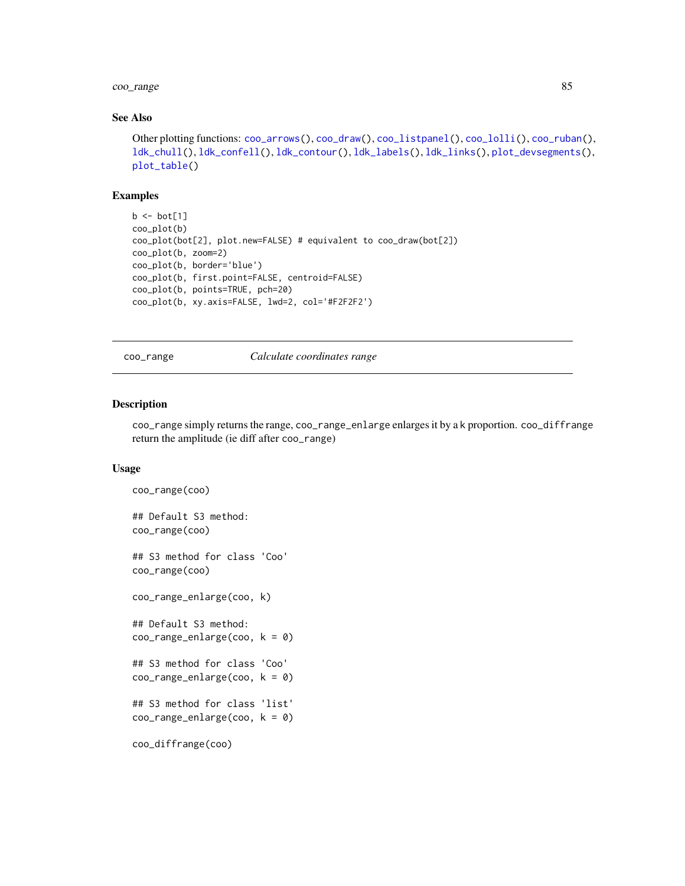## See Also

Other plotting functions: coo_arrows(), coo_draw(), coo_listpanel(), coo_lolli(), coo_ruban(), ldk_chull(), ldk_confell(), ldk_contour(), ldk_labels(), ldk_links(), plot_devsegments(), plot_table()

## Examples

```
b <- bot[1]
coo_plot(b)
coo_plot(bot[2], plot.new=FALSE) # equivalent to coo_draw(bot[2])
coo_plot(b, zoom=2)
coo_plot(b, border='blue')
coo_plot(b, first.point=FALSE, centroid=FALSE)
coo_plot(b, points=TRUE, pch=20)
coo_plot(b, xy.axis=FALSE, lwd=2, col='#F2F2F2')
```

---

# coo_range — *Calculate coordinates range*

## Description

coo_range simply returns the range, coo_range_enlarge enlarges it by a k proportion. coo_diffrange return the amplitude (ie diff after coo_range)

## Usage

```
coo_range(coo)

## Default S3 method:
coo_range(coo)

## S3 method for class 'Coo'
coo_range(coo)

coo_range_enlarge(coo, k)

## Default S3 method:
coo_range_enlarge(coo, k = 0)

## S3 method for class 'Coo'
coo_range_enlarge(coo, k = 0)

## S3 method for class 'list'
coo_range_enlarge(coo, k = 0)

coo_diffrange(coo)
```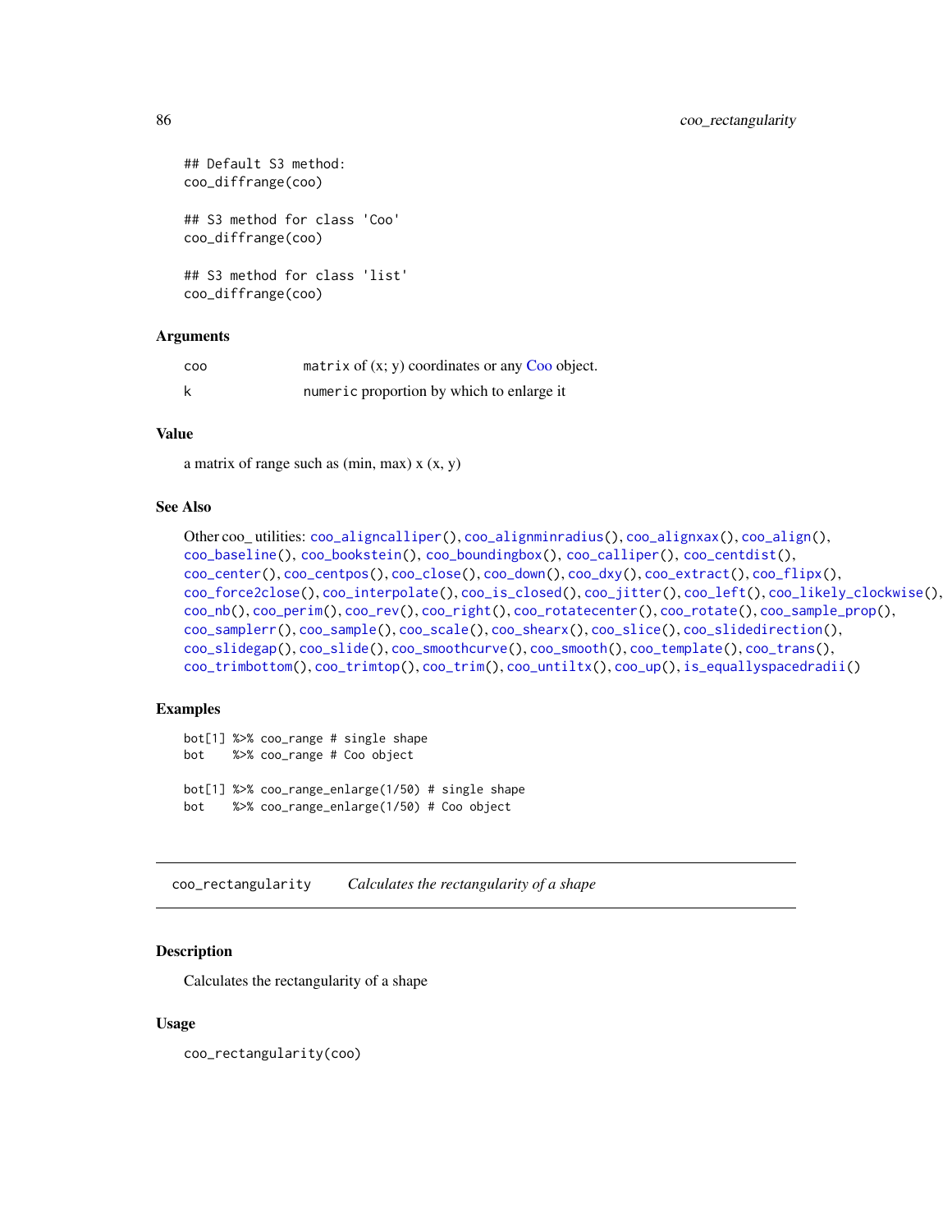```
## Default S3 method:
coo_diffrange(coo)

## S3 method for class 'Coo'
coo_diffrange(coo)

## S3 method for class 'list'
coo_diffrange(coo)
```

### Arguments

| | |
|---|---|
| coo | matrix of (x; y) coordinates or any Coo object. |
| k | numeric proportion by which to enlarge it |

### Value

a matrix of range such as (min, max) x (x, y)

### See Also

Other coo_ utilities: coo_aligncalliper(), coo_alignminradius(), coo_alignxax(), coo_align(), coo_baseline(), coo_bookstein(), coo_boundingbox(), coo_calliper(), coo_centdist(), coo_center(), coo_centpos(), coo_close(), coo_down(), coo_dxy(), coo_extract(), coo_flipx(), coo_force2close(), coo_interpolate(), coo_is_closed(), coo_jitter(), coo_left(), coo_likely_clockwise(), coo_nb(), coo_perim(), coo_rev(), coo_right(), coo_rotatecenter(), coo_rotate(), coo_sample_prop(), coo_samplerr(), coo_sample(), coo_scale(), coo_shearx(), coo_slice(), coo_slidedirection(), coo_slidegap(), coo_slide(), coo_smoothcurve(), coo_smooth(), coo_template(), coo_trans(), coo_trimbottom(), coo_trimtop(), coo_trim(), coo_untiltx(), coo_up(), is_equallyspacedradii()

### Examples

```
bot[1] %>% coo_range # single shape
bot    %>% coo_range # Coo object

bot[1] %>% coo_range_enlarge(1/50) # single shape
bot    %>% coo_range_enlarge(1/50) # Coo object
```

---

## coo_rectangularity — *Calculates the rectangularity of a shape*

### Description

Calculates the rectangularity of a shape

### Usage

```
coo_rectangularity(coo)
```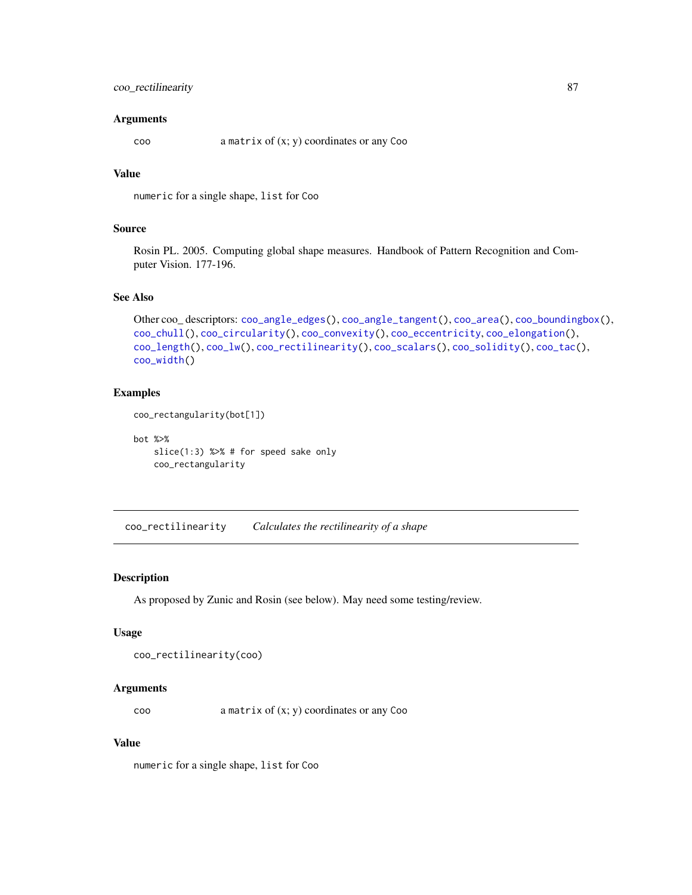### Arguments

coo a `matrix` of (x; y) coordinates or any `Coo`

### Value

`numeric` for a single shape, `list` for `Coo`

### Source

Rosin PL. 2005. Computing global shape measures. Handbook of Pattern Recognition and Computer Vision. 177-196.

### See Also

Other coo_ descriptors: `coo_angle_edges()`, `coo_angle_tangent()`, `coo_area()`, `coo_boundingbox()`, `coo_chull()`, `coo_circularity()`, `coo_convexity()`, `coo_eccentricity`, `coo_elongation()`, `coo_length()`, `coo_lw()`, `coo_rectilinearity()`, `coo_scalars()`, `coo_solidity()`, `coo_tac()`, `coo_width()`

### Examples

```
coo_rectangularity(bot[1])

bot %>%
    slice(1:3) %>% # for speed sake only
    coo_rectangularity
```

---

## coo_rectilinearity    *Calculates the rectilinearity of a shape*

---

### Description

As proposed by Zunic and Rosin (see below). May need some testing/review.

### Usage

```
coo_rectilinearity(coo)
```

### Arguments

coo a `matrix` of (x; y) coordinates or any `Coo`

### Value

`numeric` for a single shape, `list` for `Coo`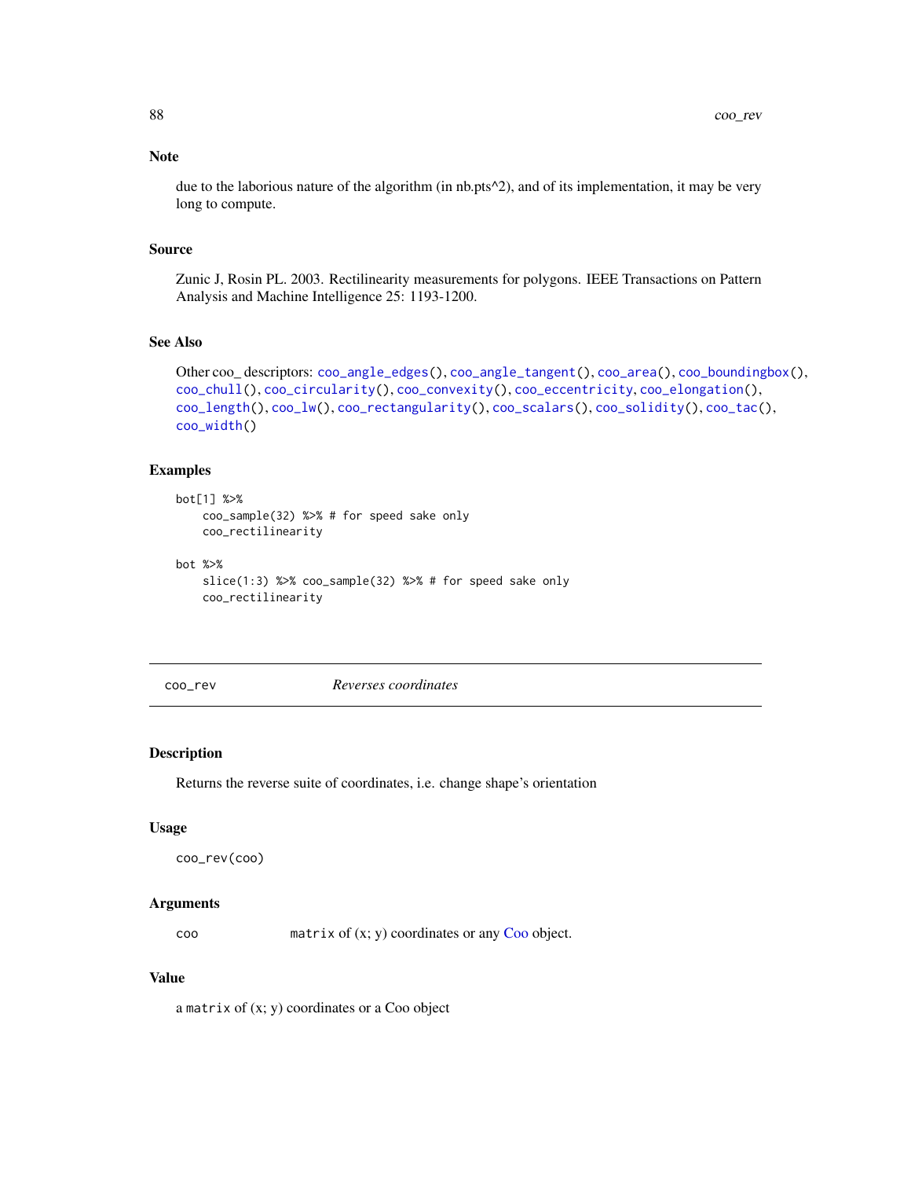## Note

due to the laborious nature of the algorithm (in nb.pts^2), and of its implementation, it may be very long to compute.

## Source

Zunic J, Rosin PL. 2003. Rectilinearity measurements for polygons. IEEE Transactions on Pattern Analysis and Machine Intelligence 25: 1193-1200.

## See Also

Other coo_ descriptors: coo_angle_edges(), coo_angle_tangent(), coo_area(), coo_boundingbox(), coo_chull(), coo_circularity(), coo_convexity(), coo_eccentricity, coo_elongation(), coo_length(), coo_lw(), coo_rectangularity(), coo_scalars(), coo_solidity(), coo_tac(), coo_width()

## Examples

```
bot[1] %>%
    coo_sample(32) %>% # for speed sake only
    coo_rectilinearity

bot %>%
    slice(1:3) %>% coo_sample(32) %>% # for speed sake only
    coo_rectilinearity
```

---

# coo_rev    *Reverses coordinates*

## Description

Returns the reverse suite of coordinates, i.e. change shape's orientation

## Usage

```
coo_rev(coo)
```

## Arguments

| | |
|---|---|
| coo | matrix of (x; y) coordinates or any Coo object. |

## Value

a matrix of (x; y) coordinates or a Coo object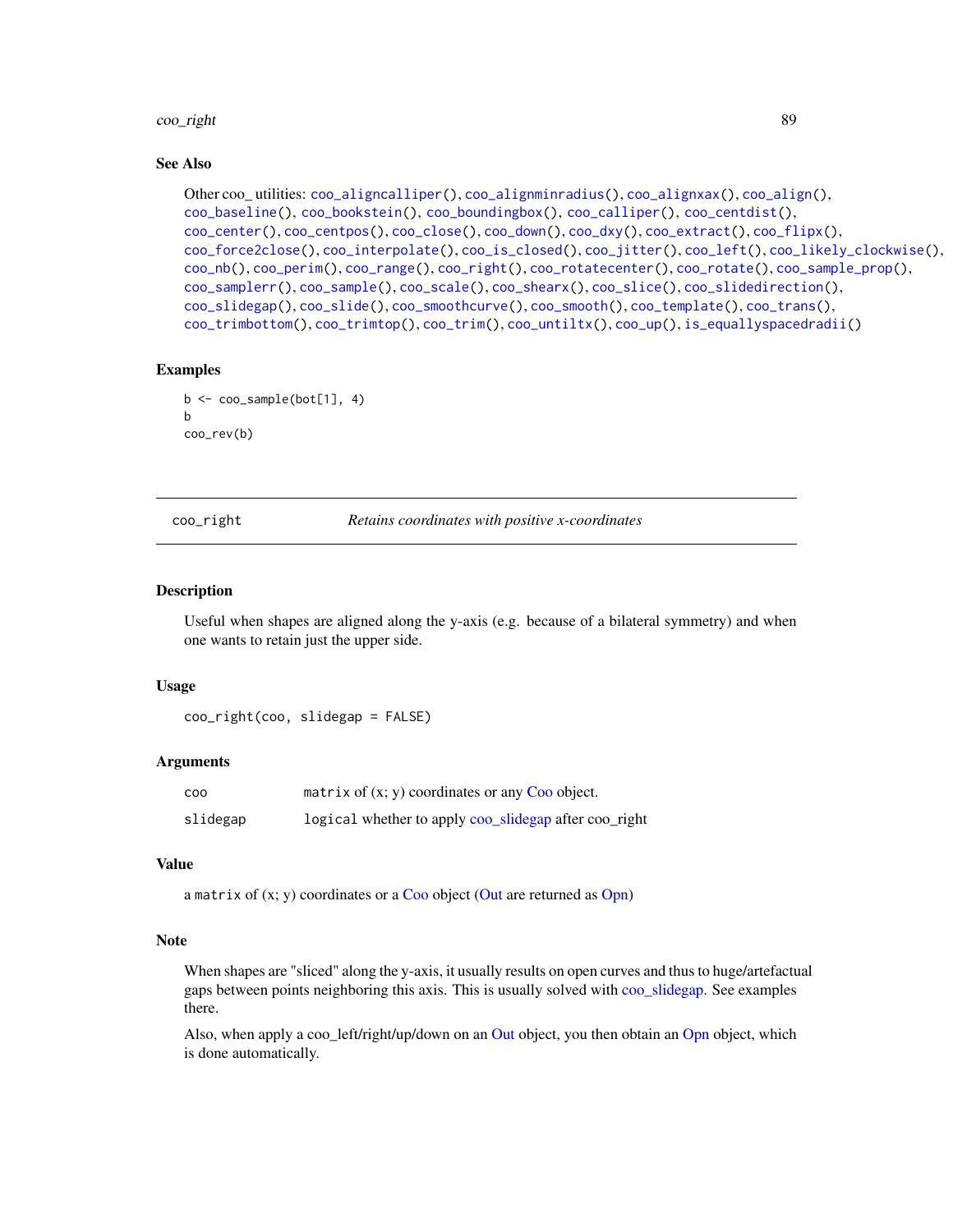### See Also

Other coo_ utilities: coo_aligncalliper(), coo_alignminradius(), coo_alignxax(), coo_align(), coo_baseline(), coo_bookstein(), coo_boundingbox(), coo_calliper(), coo_centdist(), coo_center(), coo_centpos(), coo_close(), coo_down(), coo_dxy(), coo_extract(), coo_flipx(), coo_force2close(), coo_interpolate(), coo_is_closed(), coo_jitter(), coo_left(), coo_likely_clockwise(), coo_nb(), coo_perim(), coo_range(), coo_right(), coo_rotatecenter(), coo_rotate(), coo_sample_prop(), coo_samplerr(), coo_sample(), coo_scale(), coo_shearx(), coo_slice(), coo_slidedirection(), coo_slidegap(), coo_slide(), coo_smoothcurve(), coo_smooth(), coo_template(), coo_trans(), coo_trimbottom(), coo_trimtop(), coo_trim(), coo_untiltx(), coo_up(), is_equallyspacedradii()

### Examples

```
b <- coo_sample(bot[1], 4)
b
coo_rev(b)
```

---

## coo_right — *Retains coordinates with positive x-coordinates*

### Description

Useful when shapes are aligned along the y-axis (e.g. because of a bilateral symmetry) and when one wants to retain just the upper side.

### Usage

```
coo_right(coo, slidegap = FALSE)
```

### Arguments

| | |
|---|---|
| coo | matrix of (x; y) coordinates or any Coo object. |
| slidegap | logical whether to apply coo_slidegap after coo_right |

### Value

a matrix of (x; y) coordinates or a Coo object (Out are returned as Opn)

### Note

When shapes are "sliced" along the y-axis, it usually results on open curves and thus to huge/artefactual gaps between points neighboring this axis. This is usually solved with coo_slidegap. See examples there.

Also, when apply a coo_left/right/up/down on an Out object, you then obtain an Opn object, which is done automatically.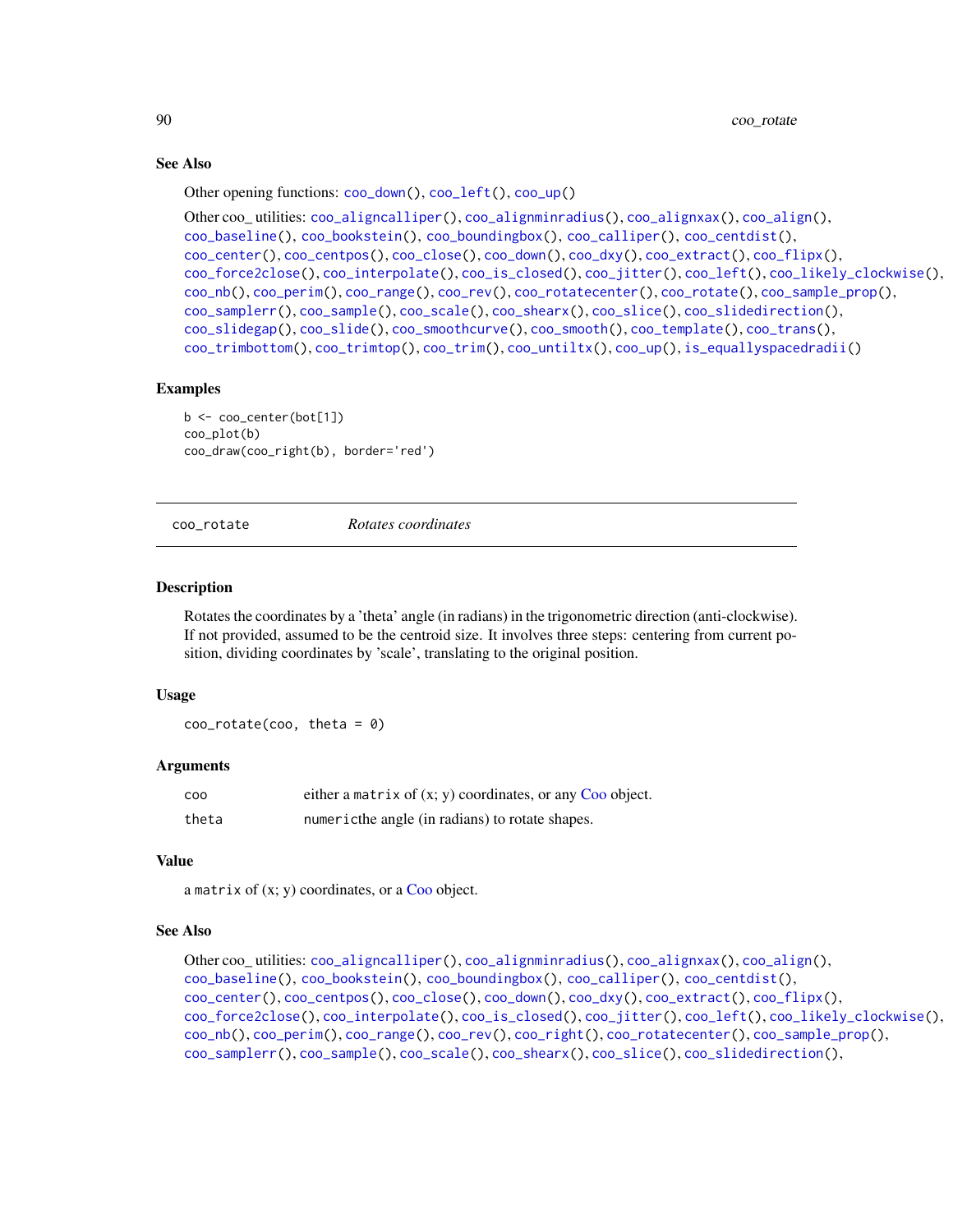### See Also

Other opening functions: coo_down(), coo_left(), coo_up()

Other coo_ utilities: coo_aligncalliper(), coo_alignminradius(), coo_alignxax(), coo_align(), coo_baseline(), coo_bookstein(), coo_boundingbox(), coo_calliper(), coo_centdist(), coo_center(), coo_centpos(), coo_close(), coo_down(), coo_dxy(), coo_extract(), coo_flipx(), coo_force2close(), coo_interpolate(), coo_is_closed(), coo_jitter(), coo_left(), coo_likely_clockwise(), coo_nb(), coo_perim(), coo_range(), coo_rev(), coo_rotatecenter(), coo_rotate(), coo_sample_prop(), coo_samplerr(), coo_sample(), coo_scale(), coo_shearx(), coo_slice(), coo_slidedirection(), coo_slidegap(), coo_slide(), coo_smoothcurve(), coo_smooth(), coo_template(), coo_trans(), coo_trimbottom(), coo_trimtop(), coo_trim(), coo_untiltx(), coo_up(), is_equallyspacedradii()

### Examples

```
b <- coo_center(bot[1])
coo_plot(b)
coo_draw(coo_right(b), border='red')
```

---

## coo_rotate — *Rotates coordinates*

### Description

Rotates the coordinates by a 'theta' angle (in radians) in the trigonometric direction (anti-clockwise). If not provided, assumed to be the centroid size. It involves three steps: centering from current position, dividing coordinates by 'scale', translating to the original position.

### Usage

```
coo_rotate(coo, theta = 0)
```

### Arguments

| | |
|---|---|
| coo | either a `matrix` of (x; y) coordinates, or any Coo object. |
| theta | `numeric`the angle (in radians) to rotate shapes. |

### Value

a `matrix` of (x; y) coordinates, or a Coo object.

### See Also

Other coo_ utilities: coo_aligncalliper(), coo_alignminradius(), coo_alignxax(), coo_align(), coo_baseline(), coo_bookstein(), coo_boundingbox(), coo_calliper(), coo_centdist(), coo_center(), coo_centpos(), coo_close(), coo_down(), coo_dxy(), coo_extract(), coo_flipx(), coo_force2close(), coo_interpolate(), coo_is_closed(), coo_jitter(), coo_left(), coo_likely_clockwise(), coo_nb(), coo_perim(), coo_range(), coo_rev(), coo_right(), coo_rotatecenter(), coo_sample_prop(), coo_samplerr(), coo_sample(), coo_scale(), coo_shearx(), coo_slice(), coo_slidedirection(),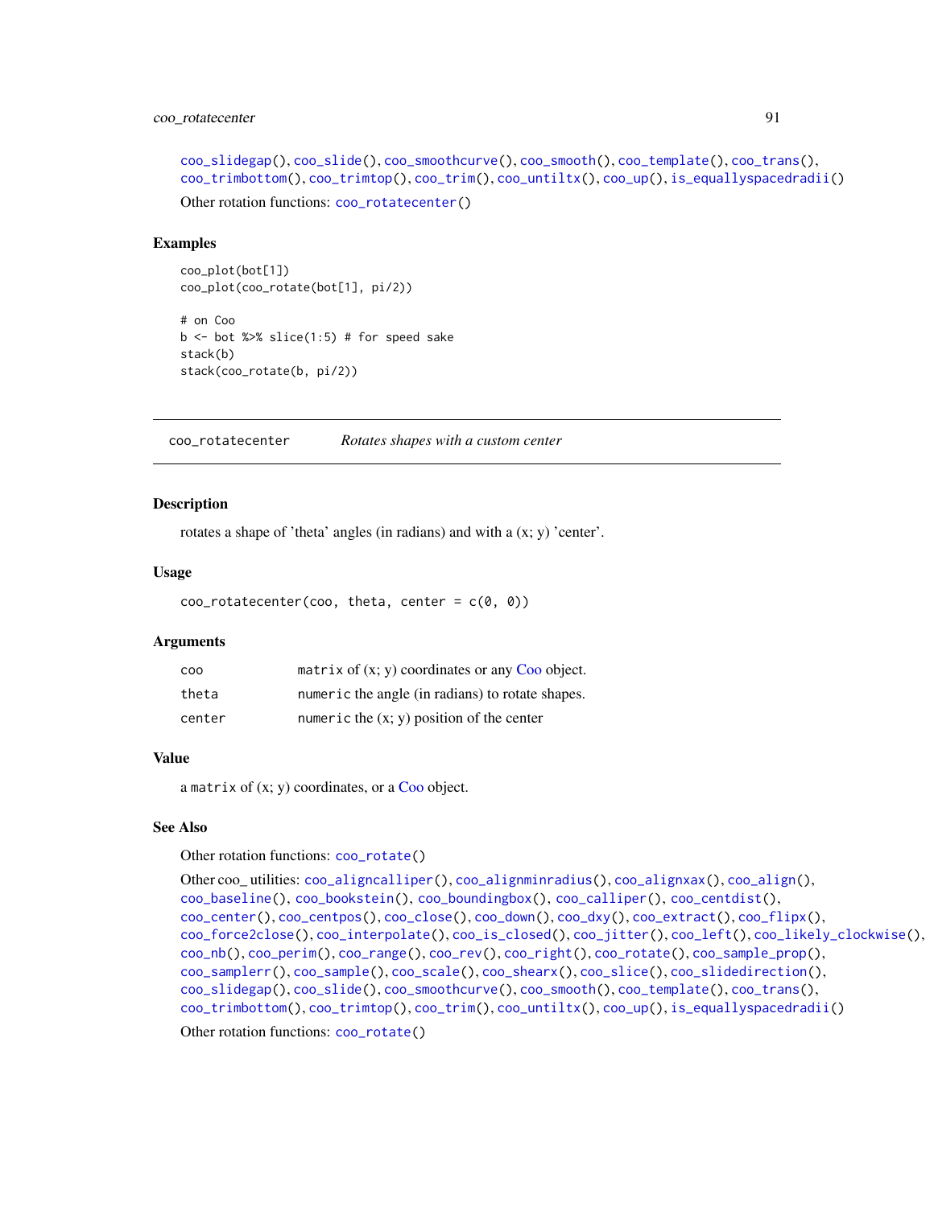coo_slidegap(), coo_slide(), coo_smoothcurve(), coo_smooth(), coo_template(), coo_trans(), coo_trimbottom(), coo_trimtop(), coo_trim(), coo_untiltx(), coo_up(), is_equallyspacedradii()

Other rotation functions: coo_rotatecenter()

## Examples

```
coo_plot(bot[1])
coo_plot(coo_rotate(bot[1], pi/2))

# on Coo
b <- bot %>% slice(1:5) # for speed sake
stack(b)
stack(coo_rotate(b, pi/2))
```

---

## coo_rotatecenter *Rotates shapes with a custom center*

### Description

rotates a shape of 'theta' angles (in radians) and with a (x; y) 'center'.

### Usage

```
coo_rotatecenter(coo, theta, center = c(0, 0))
```

### Arguments

| | |
|---|---|
| coo | matrix of (x; y) coordinates or any Coo object. |
| theta | numeric the angle (in radians) to rotate shapes. |
| center | numeric the (x; y) position of the center |

### Value

a matrix of (x; y) coordinates, or a Coo object.

### See Also

Other rotation functions: coo_rotate()

Other coo_ utilities: coo_aligncalliper(), coo_alignminradius(), coo_alignxax(), coo_align(), coo_baseline(), coo_bookstein(), coo_boundingbox(), coo_calliper(), coo_centdist(), coo_center(), coo_centpos(), coo_close(), coo_down(), coo_dxy(), coo_extract(), coo_flipx(), coo_force2close(), coo_interpolate(), coo_is_closed(), coo_jitter(), coo_left(), coo_likely_clockwise(), coo_nb(), coo_perim(), coo_range(), coo_rev(), coo_right(), coo_rotate(), coo_sample_prop(), coo_samplerr(), coo_sample(), coo_scale(), coo_shearx(), coo_slice(), coo_slidedirection(), coo_slidegap(), coo_slide(), coo_smoothcurve(), coo_smooth(), coo_template(), coo_trans(), coo_trimbottom(), coo_trimtop(), coo_trim(), coo_untiltx(), coo_up(), is_equallyspacedradii()

Other rotation functions: coo_rotate()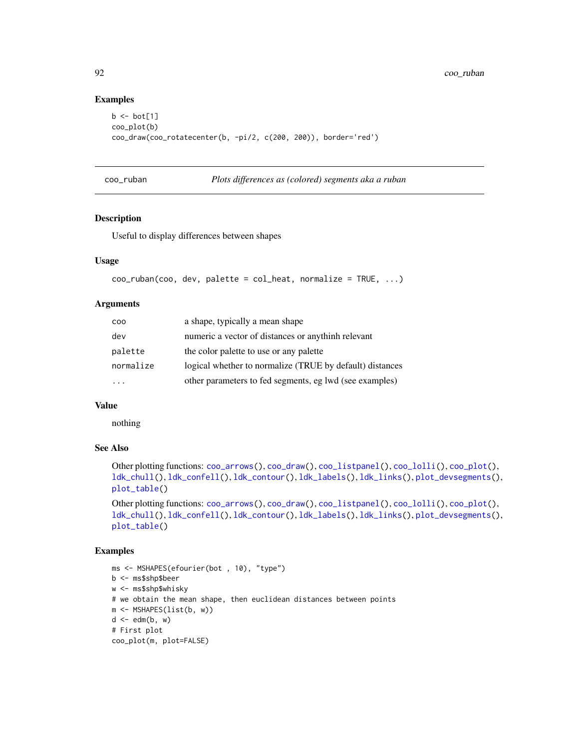### Examples

```
b <- bot[1]
coo_plot(b)
coo_draw(coo_rotatecenter(b, -pi/2, c(200, 200)), border='red')
```

## coo_ruban *Plots differences as (colored) segments aka a ruban*

### Description

Useful to display differences between shapes

### Usage

```
coo_ruban(coo, dev, palette = col_heat, normalize = TRUE, ...)
```

### Arguments

| | |
|---|---|
| coo | a shape, typically a mean shape |
| dev | numeric a vector of distances or anythinh relevant |
| palette | the color palette to use or any palette |
| normalize | logical whether to normalize (TRUE by default) distances |
| ... | other parameters to fed segments, eg lwd (see examples) |

### Value

nothing

### See Also

Other plotting functions: coo_arrows(), coo_draw(), coo_listpanel(), coo_lolli(), coo_plot(), ldk_chull(), ldk_confell(), ldk_contour(), ldk_labels(), ldk_links(), plot_devsegments(), plot_table()

Other plotting functions: coo_arrows(), coo_draw(), coo_listpanel(), coo_lolli(), coo_plot(), ldk_chull(), ldk_confell(), ldk_contour(), ldk_labels(), ldk_links(), plot_devsegments(), plot_table()

### Examples

```
ms <- MSHAPES(efourier(bot , 10), "type")
b <- ms$shp$beer
w <- ms$shp$whisky
# we obtain the mean shape, then euclidean distances between points
m <- MSHAPES(list(b, w))
d <- edm(b, w)
# First plot
coo_plot(m, plot=FALSE)
```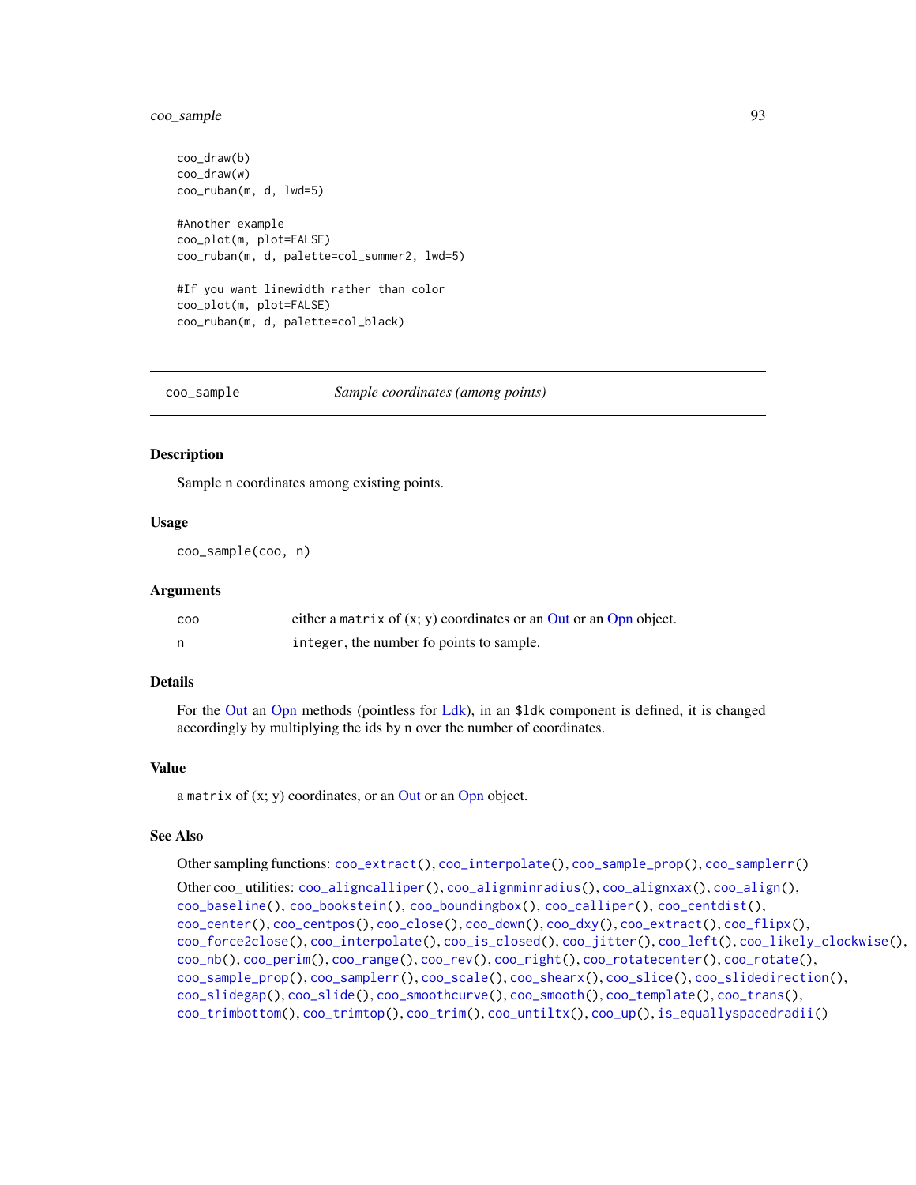```
coo_draw(b)
coo_draw(w)
coo_ruban(m, d, lwd=5)

#Another example
coo_plot(m, plot=FALSE)
coo_ruban(m, d, palette=col_summer2, lwd=5)

#If you want linewidth rather than color
coo_plot(m, plot=FALSE)
coo_ruban(m, d, palette=col_black)
```

---

## coo_sample *Sample coordinates (among points)*

---

### Description

Sample n coordinates among existing points.

### Usage

```
coo_sample(coo, n)
```

### Arguments

| | |
|---|---|
| coo | either a matrix of (x; y) coordinates or an Out or an Opn object. |
| n | integer, the number fo points to sample. |

### Details

For the Out an Opn methods (pointless for Ldk), in an $ldk component is defined, it is changed accordingly by multiplying the ids by n over the number of coordinates.

### Value

a matrix of (x; y) coordinates, or an Out or an Opn object.

### See Also

Other sampling functions: coo_extract(), coo_interpolate(), coo_sample_prop(), coo_samplerr()

Other coo_ utilities: coo_aligncalliper(), coo_alignminradius(), coo_alignxax(), coo_align(), coo_baseline(), coo_bookstein(), coo_boundingbox(), coo_calliper(), coo_centdist(), coo_center(), coo_centpos(), coo_close(), coo_down(), coo_dxy(), coo_extract(), coo_flipx(), coo_force2close(), coo_interpolate(), coo_is_closed(), coo_jitter(), coo_left(), coo_likely_clockwise(), coo_nb(), coo_perim(), coo_range(), coo_rev(), coo_right(), coo_rotatecenter(), coo_rotate(), coo_sample_prop(), coo_samplerr(), coo_scale(), coo_shearx(), coo_slice(), coo_slidedirection(), coo_slidegap(), coo_slide(), coo_smoothcurve(), coo_smooth(), coo_template(), coo_trans(), coo_trimbottom(), coo_trimtop(), coo_trim(), coo_untiltx(), coo_up(), is_equallyspacedradii()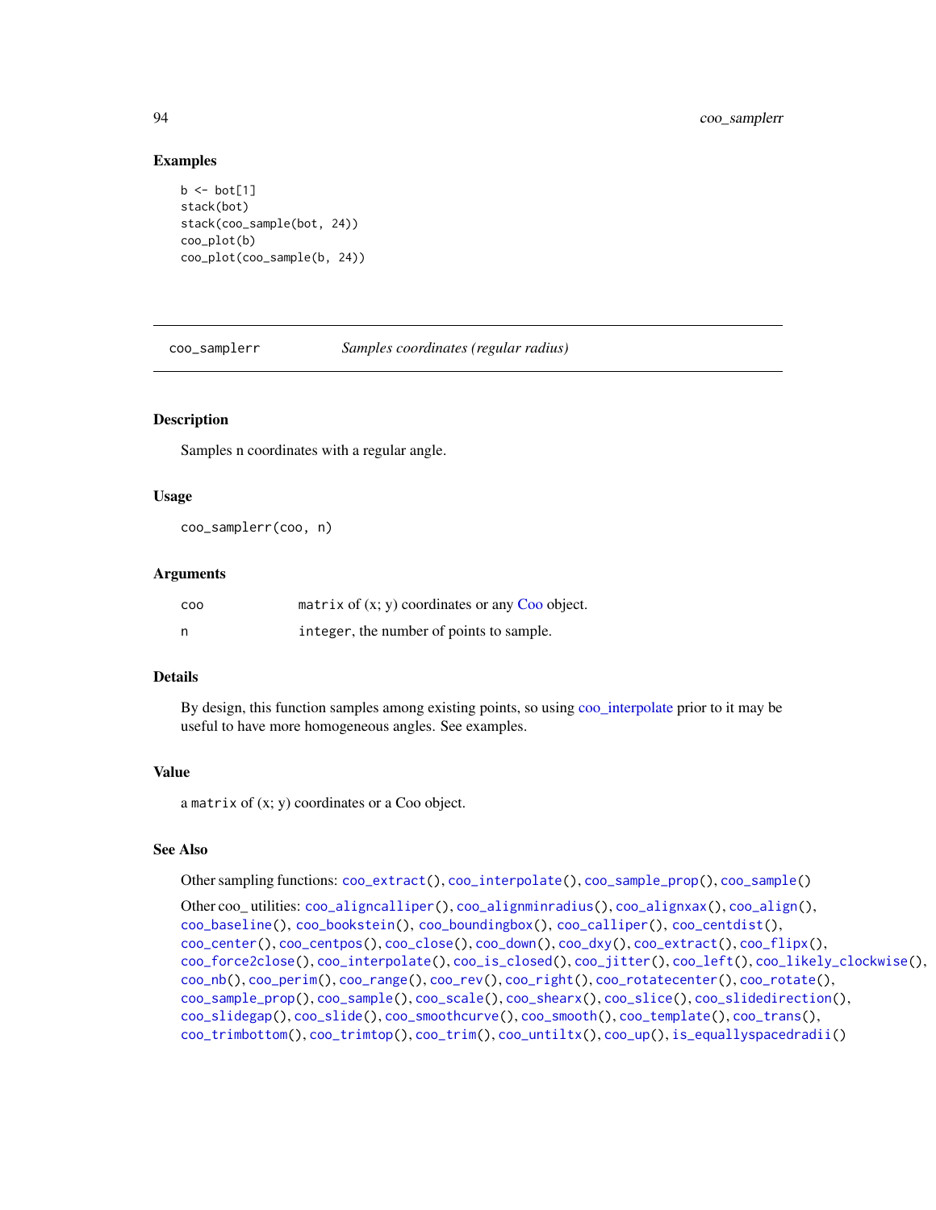### Examples

```
b <- bot[1]
stack(bot)
stack(coo_sample(bot, 24))
coo_plot(b)
coo_plot(coo_sample(b, 24))
```

---

## coo_samplerr — *Samples coordinates (regular radius)*

---

### Description

Samples n coordinates with a regular angle.

### Usage

```
coo_samplerr(coo, n)
```

### Arguments

| | |
|---|---|
| coo | `matrix` of (x; y) coordinates or any Coo object. |
| n | `integer`, the number of points to sample. |

### Details

By design, this function samples among existing points, so using coo_interpolate prior to it may be useful to have more homogeneous angles. See examples.

### Value

a `matrix` of (x; y) coordinates or a Coo object.

### See Also

Other sampling functions: `coo_extract()`, `coo_interpolate()`, `coo_sample_prop()`, `coo_sample()`

Other coo_ utilities: `coo_aligncalliper()`, `coo_alignminradius()`, `coo_alignxax()`, `coo_align()`, `coo_baseline()`, `coo_bookstein()`, `coo_boundingbox()`, `coo_calliper()`, `coo_centdist()`, `coo_center()`, `coo_centpos()`, `coo_close()`, `coo_down()`, `coo_dxy()`, `coo_extract()`, `coo_flipx()`, `coo_force2close()`, `coo_interpolate()`, `coo_is_closed()`, `coo_jitter()`, `coo_left()`, `coo_likely_clockwise()`, `coo_nb()`, `coo_perim()`, `coo_range()`, `coo_rev()`, `coo_right()`, `coo_rotatecenter()`, `coo_rotate()`, `coo_sample_prop()`, `coo_sample()`, `coo_scale()`, `coo_shearx()`, `coo_slice()`, `coo_slidedirection()`, `coo_slidegap()`, `coo_slide()`, `coo_smoothcurve()`, `coo_smooth()`, `coo_template()`, `coo_trans()`, `coo_trimbottom()`, `coo_trimtop()`, `coo_trim()`, `coo_untiltx()`, `coo_up()`, `is_equallyspacedradii()`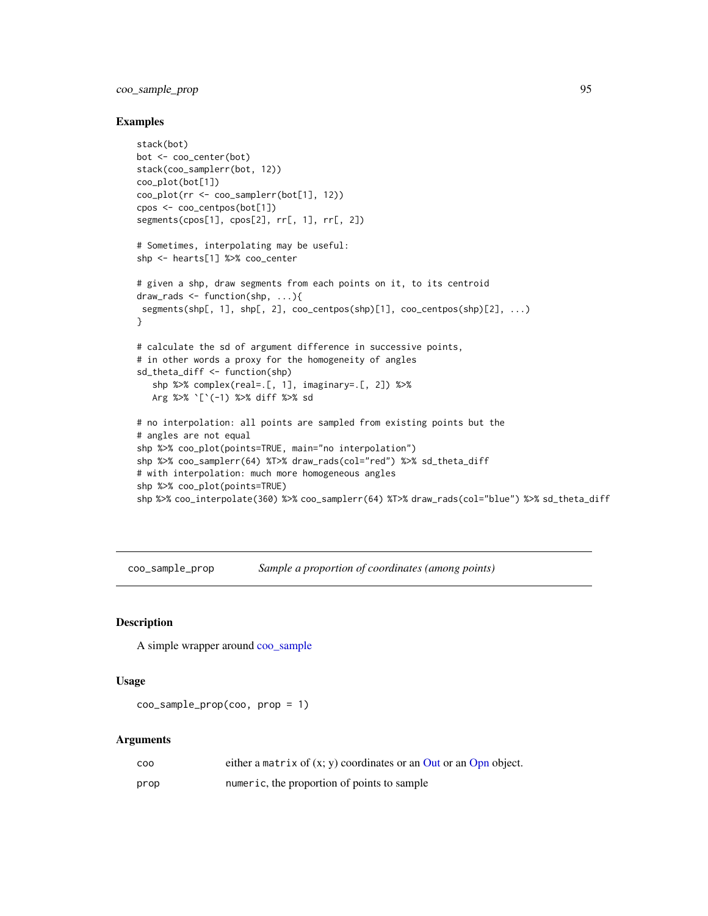## Examples

```
stack(bot)
bot <- coo_center(bot)
stack(coo_samplerr(bot, 12))
coo_plot(bot[1])
coo_plot(rr <- coo_samplerr(bot[1], 12))
cpos <- coo_centpos(bot[1])
segments(cpos[1], cpos[2], rr[, 1], rr[, 2])

# Sometimes, interpolating may be useful:
shp <- hearts[1] %>% coo_center

# given a shp, draw segments from each points on it, to its centroid
draw_rads <- function(shp, ...){
 segments(shp[, 1], shp[, 2], coo_centpos(shp)[1], coo_centpos(shp)[2], ...)
}

# calculate the sd of argument difference in successive points,
# in other words a proxy for the homogeneity of angles
sd_theta_diff <- function(shp)
   shp %>% complex(real=.[, 1], imaginary=.[, 2]) %>%
   Arg %>% `[`(-1) %>% diff %>% sd

# no interpolation: all points are sampled from existing points but the
# angles are not equal
shp %>% coo_plot(points=TRUE, main="no interpolation")
shp %>% coo_samplerr(64) %T>% draw_rads(col="red") %>% sd_theta_diff
# with interpolation: much more homogeneous angles
shp %>% coo_plot(points=TRUE)
shp %>% coo_interpolate(360) %>% coo_samplerr(64) %T>% draw_rads(col="blue") %>% sd_theta_diff
```

---

# coo_sample_prop    *Sample a proportion of coordinates (among points)*

## Description

A simple wrapper around coo_sample

## Usage

```
coo_sample_prop(coo, prop = 1)
```

## Arguments

| | |
|---|---|
| coo | either a `matrix` of (x; y) coordinates or an Out or an Opn object. |
| prop | `numeric`, the proportion of points to sample |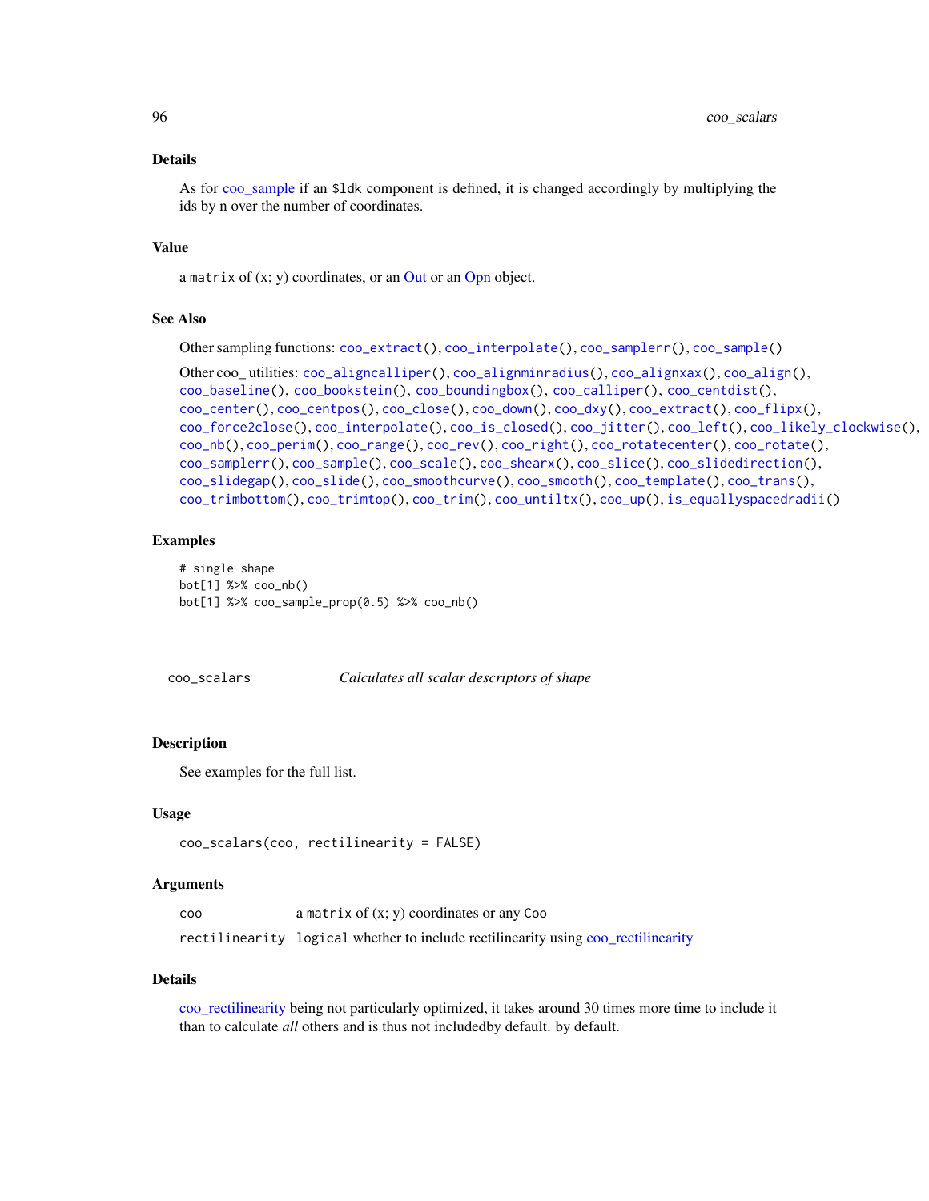### Details

As for coo_sample if an $ldk component is defined, it is changed accordingly by multiplying the ids by n over the number of coordinates.

### Value

a matrix of (x; y) coordinates, or an Out or an Opn object.

### See Also

Other sampling functions: coo_extract(), coo_interpolate(), coo_samplerr(), coo_sample()

Other coo_ utilities: coo_aligncalliper(), coo_alignminradius(), coo_alignxax(), coo_align(), coo_baseline(), coo_bookstein(), coo_boundingbox(), coo_calliper(), coo_centdist(), coo_center(), coo_centpos(), coo_close(), coo_down(), coo_dxy(), coo_extract(), coo_flipx(), coo_force2close(), coo_interpolate(), coo_is_closed(), coo_jitter(), coo_left(), coo_likely_clockwise(), coo_nb(), coo_perim(), coo_range(), coo_rev(), coo_right(), coo_rotatecenter(), coo_rotate(), coo_samplerr(), coo_sample(), coo_scale(), coo_shearx(), coo_slice(), coo_slidedirection(), coo_slidegap(), coo_slide(), coo_smoothcurve(), coo_smooth(), coo_template(), coo_trans(), coo_trimbottom(), coo_trimtop(), coo_trim(), coo_untiltx(), coo_up(), is_equallyspacedradii()

### Examples

```
# single shape
bot[1] %>% coo_nb()
bot[1] %>% coo_sample_prop(0.5) %>% coo_nb()
```

---

## coo_scalars — *Calculates all scalar descriptors of shape*

### Description

See examples for the full list.

### Usage

```
coo_scalars(coo, rectilinearity = FALSE)
```

### Arguments

| | |
|---|---|
| coo | a matrix of (x; y) coordinates or any Coo |
| rectilinearity | logical whether to include rectilinearity using coo_rectilinearity |

### Details

coo_rectilinearity being not particularly optimized, it takes around 30 times more time to include it than to calculate *all* others and is thus not includedby default. by default.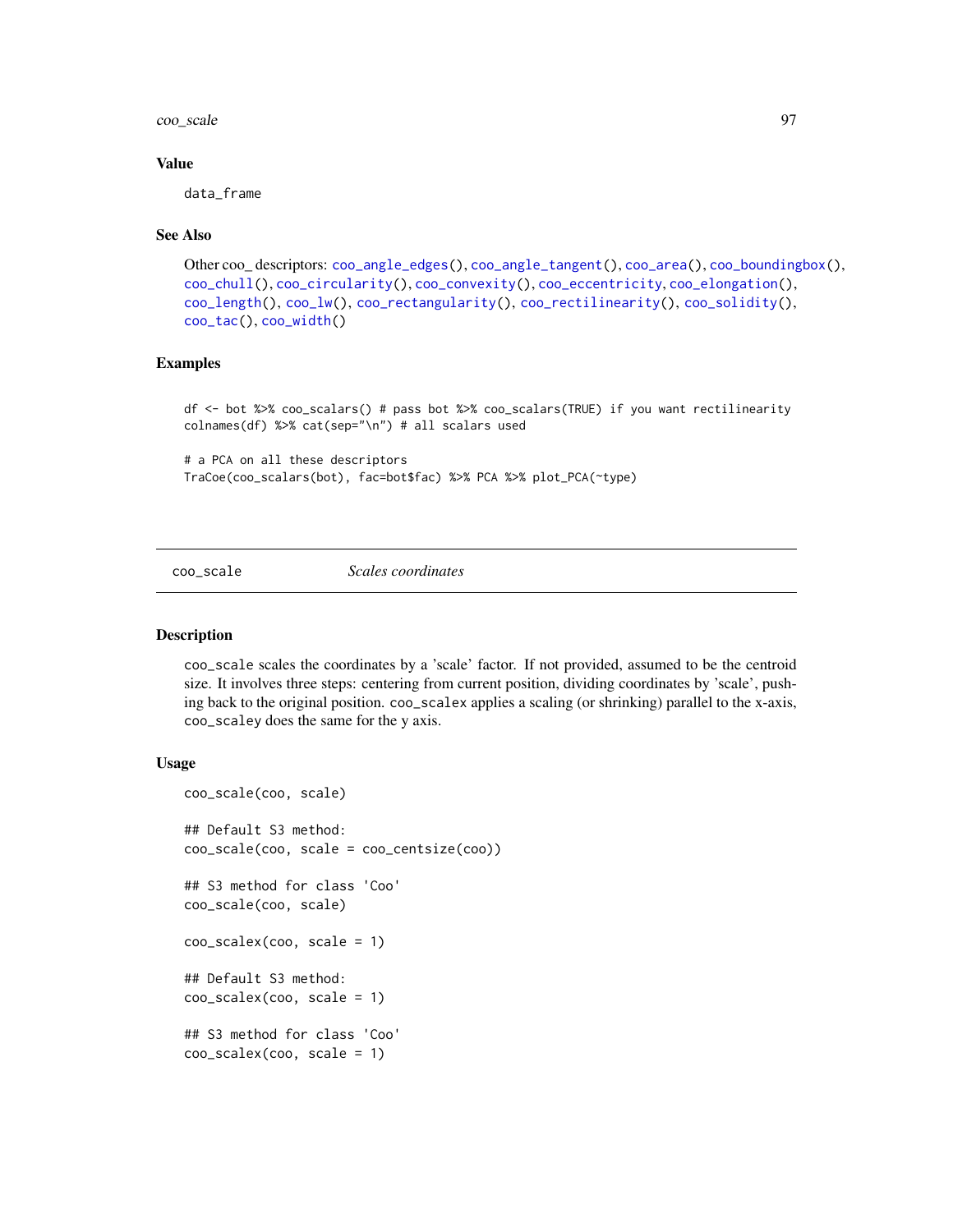## Value

data_frame

## See Also

Other coo_ descriptors: coo_angle_edges(), coo_angle_tangent(), coo_area(), coo_boundingbox(), coo_chull(), coo_circularity(), coo_convexity(), coo_eccentricity, coo_elongation(), coo_length(), coo_lw(), coo_rectangularity(), coo_rectilinearity(), coo_solidity(), coo_tac(), coo_width()

## Examples

```
df <- bot %>% coo_scalars() # pass bot %>% coo_scalars(TRUE) if you want rectilinearity
colnames(df) %>% cat(sep="\n") # all scalars used

# a PCA on all these descriptors
TraCoe(coo_scalars(bot), fac=bot$fac) %>% PCA %>% plot_PCA(~type)
```

---

# coo_scale *Scales coordinates*

## Description

coo_scale scales the coordinates by a 'scale' factor. If not provided, assumed to be the centroid size. It involves three steps: centering from current position, dividing coordinates by 'scale', pushing back to the original position. coo_scalex applies a scaling (or shrinking) parallel to the x-axis, coo_scaley does the same for the y axis.

## Usage

```
coo_scale(coo, scale)

## Default S3 method:
coo_scale(coo, scale = coo_centsize(coo))

## S3 method for class 'Coo'
coo_scale(coo, scale)

coo_scalex(coo, scale = 1)

## Default S3 method:
coo_scalex(coo, scale = 1)

## S3 method for class 'Coo'
coo_scalex(coo, scale = 1)
```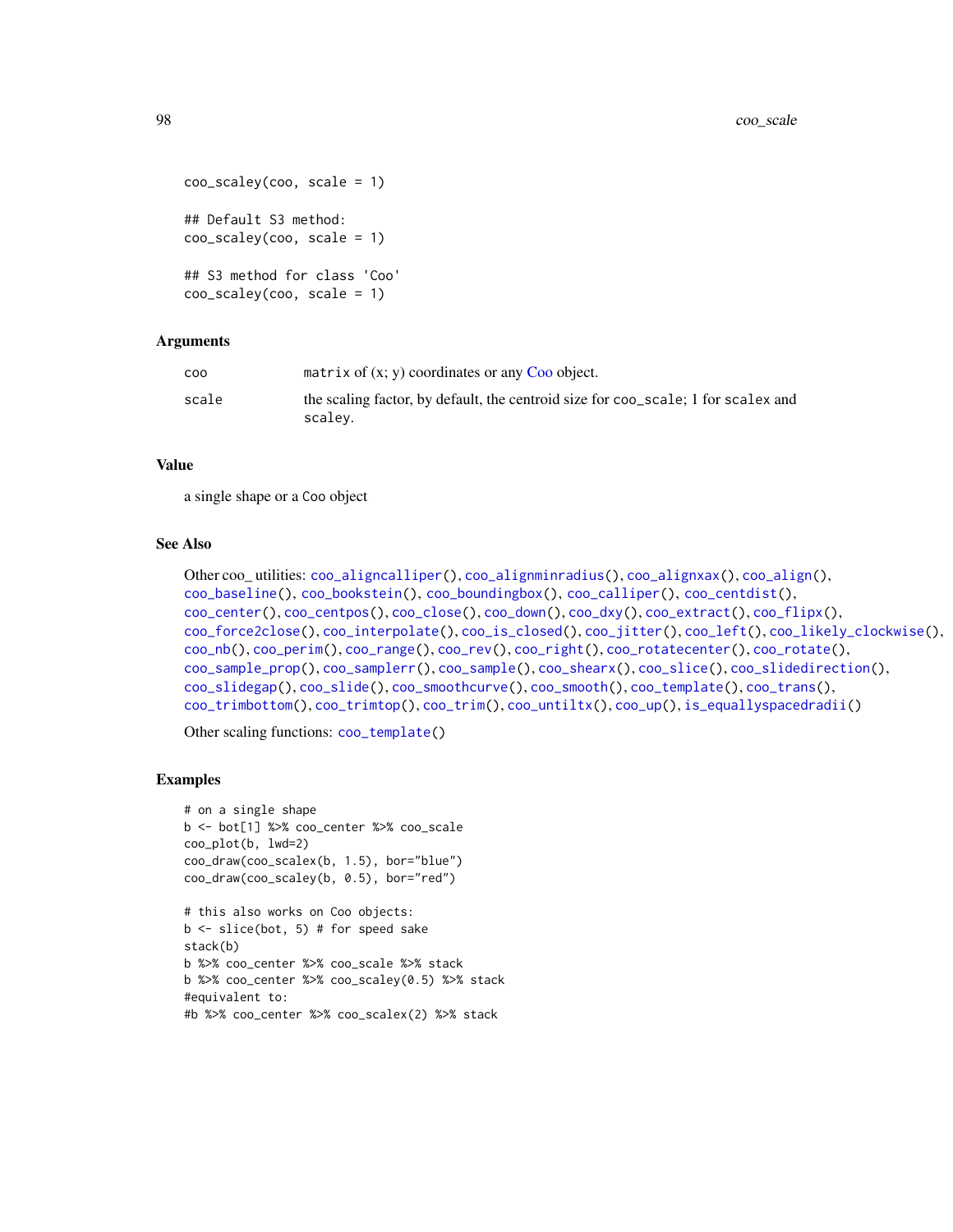```
coo_scaley(coo, scale = 1)

## Default S3 method:
coo_scaley(coo, scale = 1)

## S3 method for class 'Coo'
coo_scaley(coo, scale = 1)
```

## Arguments

| | |
|---|---|
| coo | matrix of (x; y) coordinates or any Coo object. |
| scale | the scaling factor, by default, the centroid size for coo_scale; 1 for scalex and scaley. |

## Value

a single shape or a Coo object

## See Also

Other coo_ utilities: coo_aligncalliper(), coo_alignminradius(), coo_alignxax(), coo_align(), coo_baseline(), coo_bookstein(), coo_boundingbox(), coo_calliper(), coo_centdist(), coo_center(), coo_centpos(), coo_close(), coo_down(), coo_dxy(), coo_extract(), coo_flipx(), coo_force2close(), coo_interpolate(), coo_is_closed(), coo_jitter(), coo_left(), coo_likely_clockwise(), coo_nb(), coo_perim(), coo_range(), coo_rev(), coo_right(), coo_rotatecenter(), coo_rotate(), coo_sample_prop(), coo_samplerr(), coo_sample(), coo_shearx(), coo_slice(), coo_slidedirection(), coo_slidegap(), coo_slide(), coo_smoothcurve(), coo_smooth(), coo_template(), coo_trans(), coo_trimbottom(), coo_trimtop(), coo_trim(), coo_untiltx(), coo_up(), is_equallyspacedradii()

Other scaling functions: coo_template()

## Examples

```
# on a single shape
b <- bot[1] %>% coo_center %>% coo_scale
coo_plot(b, lwd=2)
coo_draw(coo_scalex(b, 1.5), bor="blue")
coo_draw(coo_scaley(b, 0.5), bor="red")

# this also works on Coo objects:
b <- slice(bot, 5) # for speed sake
stack(b)
b %>% coo_center %>% coo_scale %>% stack
b %>% coo_center %>% coo_scaley(0.5) %>% stack
#equivalent to:
#b %>% coo_center %>% coo_scalex(2) %>% stack
```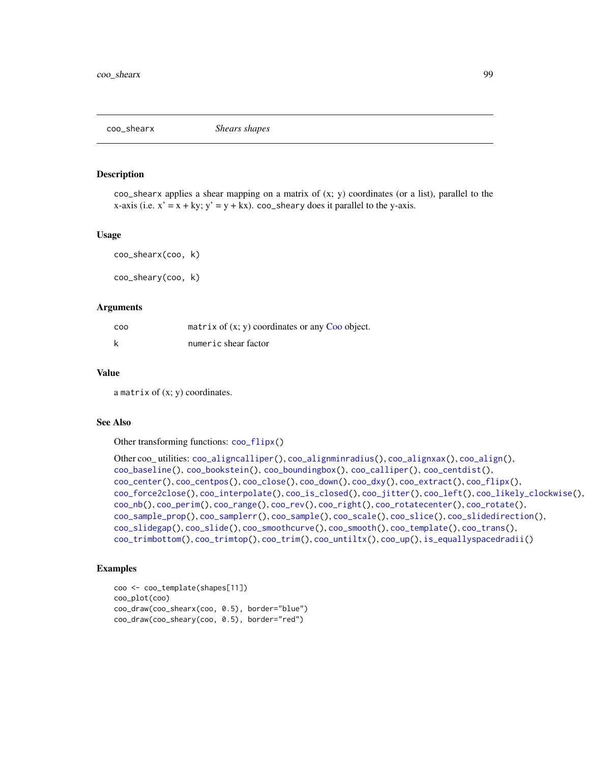# coo_shearx    *Shears shapes*

## Description

coo_shearx applies a shear mapping on a matrix of (x; y) coordinates (or a list), parallel to the x-axis (i.e. x' = x + ky; y' = y + kx). coo_sheary does it parallel to the y-axis.

## Usage

```
coo_shearx(coo, k)

coo_sheary(coo, k)
```

## Arguments

| | |
|---|---|
| coo | matrix of (x; y) coordinates or any Coo object. |
| k | numeric shear factor |

## Value

a matrix of (x; y) coordinates.

## See Also

Other transforming functions: coo_flipx()

Other coo_ utilities: coo_aligncalliper(), coo_alignminradius(), coo_alignxax(), coo_align(), coo_baseline(), coo_bookstein(), coo_boundingbox(), coo_calliper(), coo_centdist(), coo_center(), coo_centpos(), coo_close(), coo_down(), coo_dxy(), coo_extract(), coo_flipx(), coo_force2close(), coo_interpolate(), coo_is_closed(), coo_jitter(), coo_left(), coo_likely_clockwise(), coo_nb(), coo_perim(), coo_range(), coo_rev(), coo_right(), coo_rotatecenter(), coo_rotate(), coo_sample_prop(), coo_samplerr(), coo_sample(), coo_scale(), coo_slice(), coo_slidedirection(), coo_slidegap(), coo_slide(), coo_smoothcurve(), coo_smooth(), coo_template(), coo_trans(), coo_trimbottom(), coo_trimtop(), coo_trim(), coo_untiltx(), coo_up(), is_equallyspacedradii()

## Examples

```
coo <- coo_template(shapes[11])
coo_plot(coo)
coo_draw(coo_shearx(coo, 0.5), border="blue")
coo_draw(coo_sheary(coo, 0.5), border="red")
```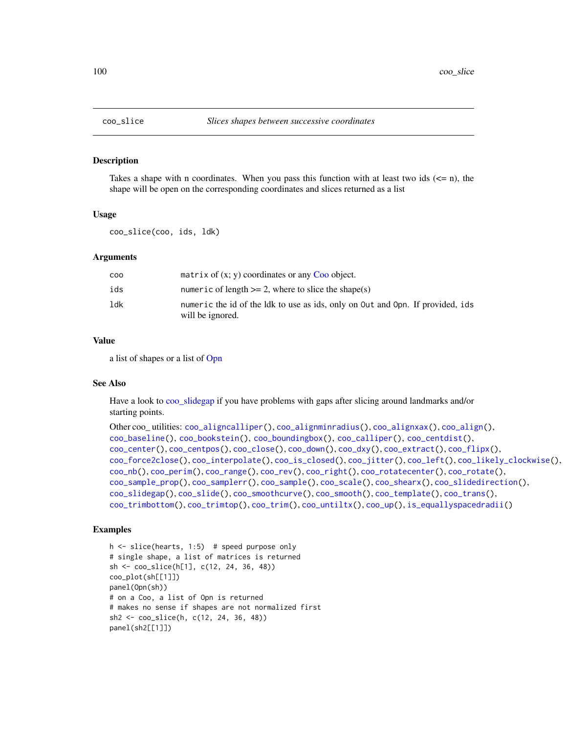# coo_slice — *Slices shapes between successive coordinates*

## Description

Takes a shape with n coordinates. When you pass this function with at least two ids (<= n), the shape will be open on the corresponding coordinates and slices returned as a list

## Usage

```
coo_slice(coo, ids, ldk)
```

## Arguments

| | |
|---|---|
| coo | matrix of (x; y) coordinates or any Coo object. |
| ids | numeric of length >= 2, where to slice the shape(s) |
| ldk | numeric the id of the ldk to use as ids, only on Out and Opn. If provided, ids will be ignored. |

## Value

a list of shapes or a list of Opn

## See Also

Have a look to coo_slidegap if you have problems with gaps after slicing around landmarks and/or starting points.

Other coo_ utilities: coo_aligncalliper(), coo_alignminradius(), coo_alignxax(), coo_align(), coo_baseline(), coo_bookstein(), coo_boundingbox(), coo_calliper(), coo_centdist(), coo_center(), coo_centpos(), coo_close(), coo_down(), coo_dxy(), coo_extract(), coo_flipx(), coo_force2close(), coo_interpolate(), coo_is_closed(), coo_jitter(), coo_left(), coo_likely_clockwise(), coo_nb(), coo_perim(), coo_range(), coo_rev(), coo_right(), coo_rotatecenter(), coo_rotate(), coo_sample_prop(), coo_samplerr(), coo_sample(), coo_scale(), coo_shearx(), coo_slidedirection(), coo_slidegap(), coo_slide(), coo_smoothcurve(), coo_smooth(), coo_template(), coo_trans(), coo_trimbottom(), coo_trimtop(), coo_trim(), coo_untiltx(), coo_up(), is_equallyspacedradii()

## Examples

```
h <- slice(hearts, 1:5)  # speed purpose only
# single shape, a list of matrices is returned
sh <- coo_slice(h[1], c(12, 24, 36, 48))
coo_plot(sh[[1]])
panel(Opn(sh))
# on a Coo, a list of Opn is returned
# makes no sense if shapes are not normalized first
sh2 <- coo_slice(h, c(12, 24, 36, 48))
panel(sh2[[1]])
```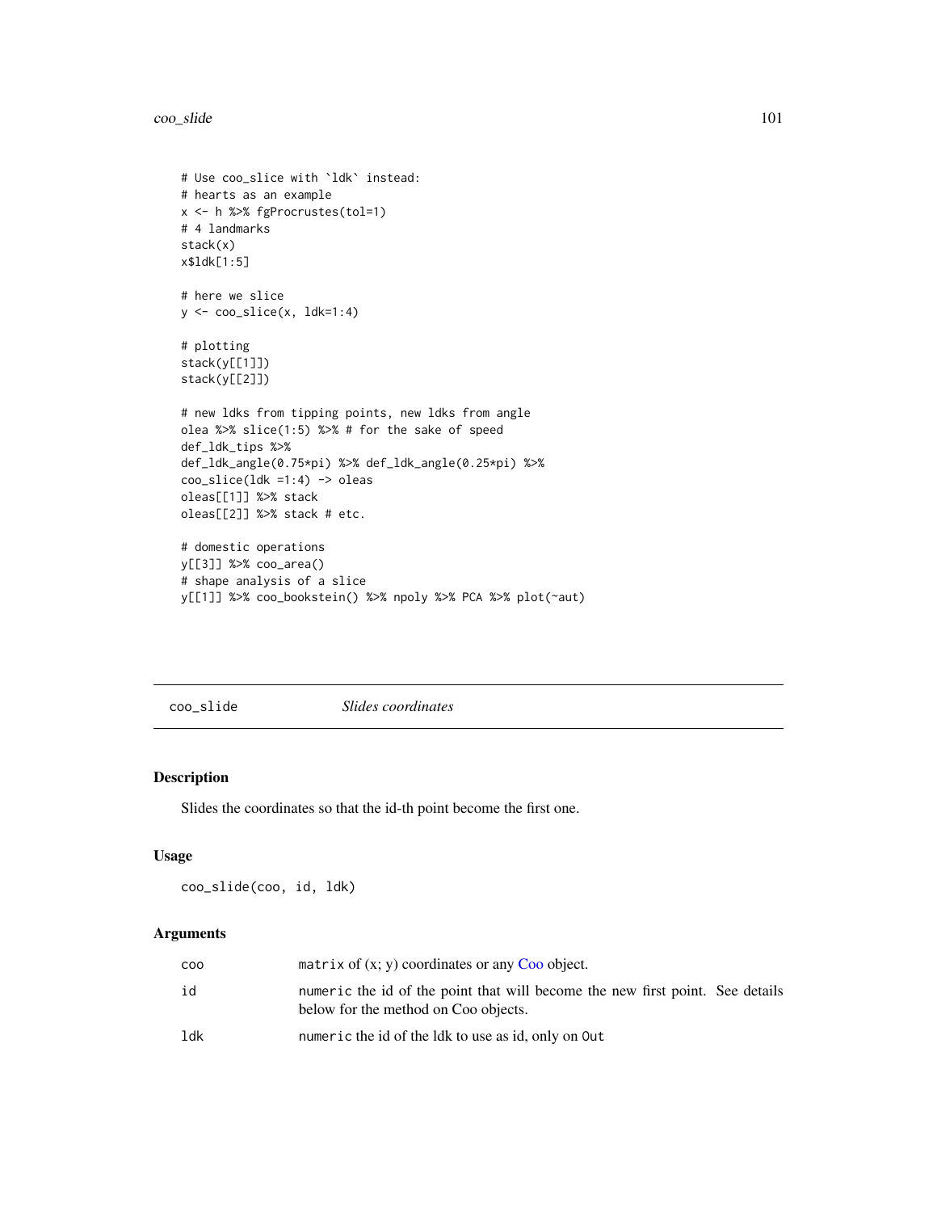```
# Use coo_slice with `ldk` instead:
# hearts as an example
x <- h %>% fgProcrustes(tol=1)
# 4 landmarks
stack(x)
x$ldk[1:5]

# here we slice
y <- coo_slice(x, ldk=1:4)

# plotting
stack(y[[1]])
stack(y[[2]])

# new ldks from tipping points, new ldks from angle
olea %>% slice(1:5) %>% # for the sake of speed
def_ldk_tips %>%
def_ldk_angle(0.75*pi) %>% def_ldk_angle(0.25*pi) %>%
coo_slice(ldk =1:4) -> oleas
oleas[[1]] %>% stack
oleas[[2]] %>% stack # etc.

# domestic operations
y[[3]] %>% coo_area()
# shape analysis of a slice
y[[1]] %>% coo_bookstein() %>% npoly %>% PCA %>% plot(~aut)
```

## coo_slide *Slides coordinates*

### Description

Slides the coordinates so that the id-th point become the first one.

### Usage

```
coo_slide(coo, id, ldk)
```

### Arguments

| | |
|---|---|
| coo | `matrix` of (x; y) coordinates or any Coo object. |
| id | `numeric` the id of the point that will become the new first point. See details below for the method on Coo objects. |
| ldk | `numeric` the id of the ldk to use as id, only on `Out` |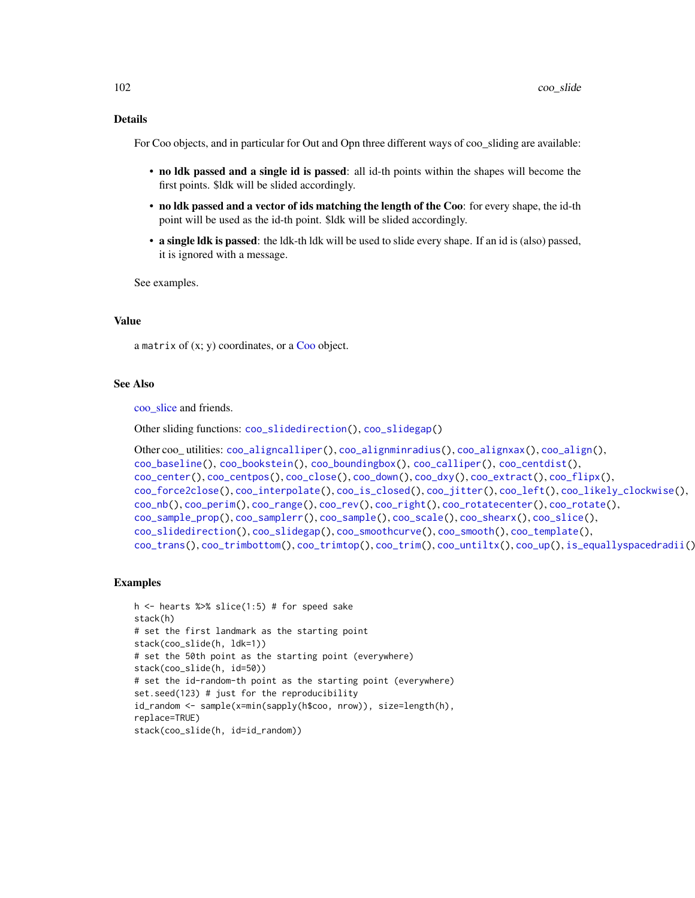## Details

For Coo objects, and in particular for Out and Opn three different ways of coo_sliding are available:

- **no ldk passed and a single id is passed**: all id-th points within the shapes will become the first points. $ldk will be slided accordingly.
- **no ldk passed and a vector of ids matching the length of the Coo**: for every shape, the id-th point will be used as the id-th point. $ldk will be slided accordingly.
- **a single ldk is passed**: the ldk-th ldk will be used to slide every shape. If an id is (also) passed, it is ignored with a message.

See examples.

## Value

a `matrix` of (x; y) coordinates, or a Coo object.

## See Also

coo_slice and friends.

Other sliding functions: `coo_slidedirection()`, `coo_slidegap()`

Other coo_ utilities: `coo_aligncalliper()`, `coo_alignminradius()`, `coo_alignxax()`, `coo_align()`, `coo_baseline()`, `coo_bookstein()`, `coo_boundingbox()`, `coo_calliper()`, `coo_centdist()`, `coo_center()`, `coo_centpos()`, `coo_close()`, `coo_down()`, `coo_dxy()`, `coo_extract()`, `coo_flipx()`, `coo_force2close()`, `coo_interpolate()`, `coo_is_closed()`, `coo_jitter()`, `coo_left()`, `coo_likely_clockwise()`, `coo_nb()`, `coo_perim()`, `coo_range()`, `coo_rev()`, `coo_right()`, `coo_rotatecenter()`, `coo_rotate()`, `coo_sample_prop()`, `coo_samplerr()`, `coo_sample()`, `coo_scale()`, `coo_shearx()`, `coo_slice()`, `coo_slidedirection()`, `coo_slidegap()`, `coo_smoothcurve()`, `coo_smooth()`, `coo_template()`, `coo_trans()`, `coo_trimbottom()`, `coo_trimtop()`, `coo_trim()`, `coo_untiltx()`, `coo_up()`, `is_equallyspacedradii()`

## Examples

```
h <- hearts %>% slice(1:5) # for speed sake
stack(h)
# set the first landmark as the starting point
stack(coo_slide(h, ldk=1))
# set the 50th point as the starting point (everywhere)
stack(coo_slide(h, id=50))
# set the id-random-th point as the starting point (everywhere)
set.seed(123) # just for the reproducibility
id_random <- sample(x=min(sapply(h$coo, nrow)), size=length(h),
replace=TRUE)
stack(coo_slide(h, id=id_random))
```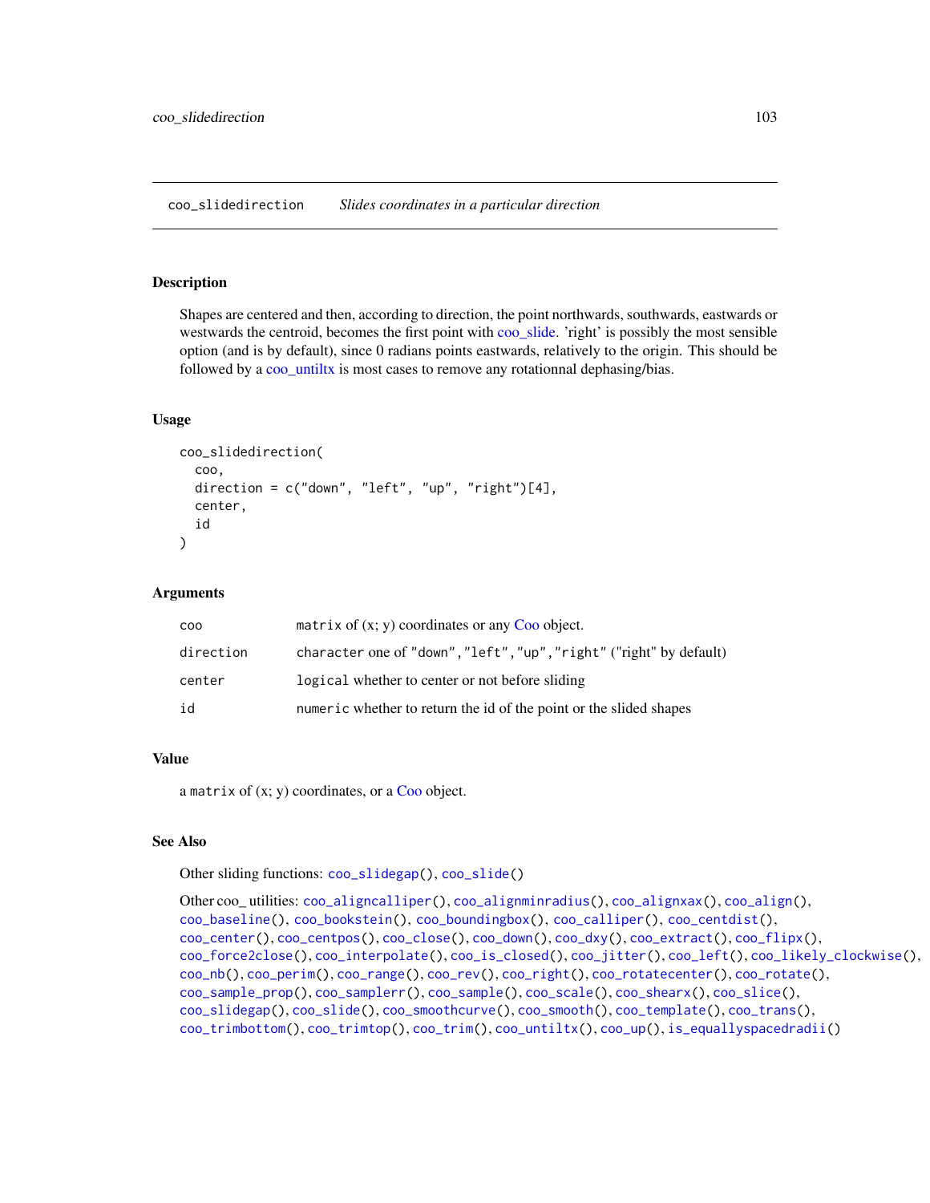## coo_slidedirection *Slides coordinates in a particular direction*

### Description

Shapes are centered and then, according to direction, the point northwards, southwards, eastwards or westwards the centroid, becomes the first point with coo_slide. 'right' is possibly the most sensible option (and is by default), since 0 radians points eastwards, relatively to the origin. This should be followed by a coo_untiltx is most cases to remove any rotationnal dephasing/bias.

### Usage

```
coo_slidedirection(
  coo,
  direction = c("down", "left", "up", "right")[4],
  center,
  id
)
```

### Arguments

| | |
|---|---|
| coo | `matrix` of (x; y) coordinates or any Coo object. |
| direction | `character` one of `"down"`,`"left"`,`"up"`,`"right"` ("right" by default) |
| center | `logical` whether to center or not before sliding |
| id | `numeric` whether to return the id of the point or the slided shapes |

### Value

a `matrix` of (x; y) coordinates, or a Coo object.

### See Also

Other sliding functions: `coo_slidegap()`, `coo_slide()`

Other coo_ utilities: `coo_aligncalliper()`, `coo_alignminradius()`, `coo_alignxax()`, `coo_align()`, `coo_baseline()`, `coo_bookstein()`, `coo_boundingbox()`, `coo_calliper()`, `coo_centdist()`, `coo_center()`, `coo_centpos()`, `coo_close()`, `coo_down()`, `coo_dxy()`, `coo_extract()`, `coo_flipx()`, `coo_force2close()`, `coo_interpolate()`, `coo_is_closed()`, `coo_jitter()`, `coo_left()`, `coo_likely_clockwise()`, `coo_nb()`, `coo_perim()`, `coo_range()`, `coo_rev()`, `coo_right()`, `coo_rotatecenter()`, `coo_rotate()`, `coo_sample_prop()`, `coo_samplerr()`, `coo_sample()`, `coo_scale()`, `coo_shearx()`, `coo_slice()`, `coo_slidegap()`, `coo_slide()`, `coo_smoothcurve()`, `coo_smooth()`, `coo_template()`, `coo_trans()`, `coo_trimbottom()`, `coo_trimtop()`, `coo_trim()`, `coo_untiltx()`, `coo_up()`, `is_equallyspacedradii()`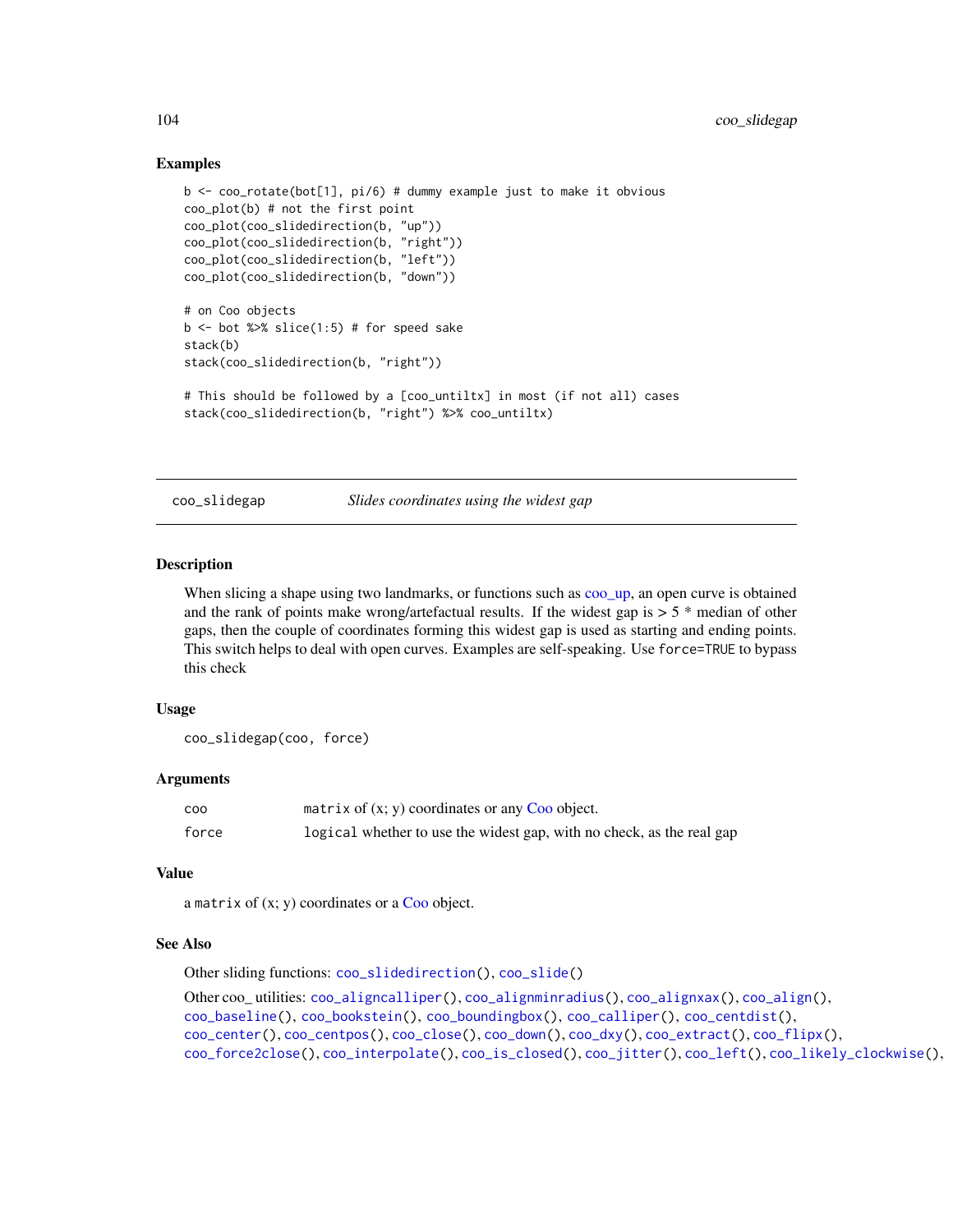## Examples

```
b <- coo_rotate(bot[1], pi/6) # dummy example just to make it obvious
coo_plot(b) # not the first point
coo_plot(coo_slidedirection(b, "up"))
coo_plot(coo_slidedirection(b, "right"))
coo_plot(coo_slidedirection(b, "left"))
coo_plot(coo_slidedirection(b, "down"))

# on Coo objects
b <- bot %>% slice(1:5) # for speed sake
stack(b)
stack(coo_slidedirection(b, "right"))

# This should be followed by a [coo_untiltx] in most (if not all) cases
stack(coo_slidedirection(b, "right") %>% coo_untiltx)
```

---

# coo_slidegap *Slides coordinates using the widest gap*

## Description

When slicing a shape using two landmarks, or functions such as coo_up, an open curve is obtained and the rank of points make wrong/artefactual results. If the widest gap is > 5 * median of other gaps, then the couple of coordinates forming this widest gap is used as starting and ending points. This switch helps to deal with open curves. Examples are self-speaking. Use `force=TRUE` to bypass this check

## Usage

```
coo_slidegap(coo, force)
```

## Arguments

| | |
|---|---|
| coo | `matrix` of (x; y) coordinates or any Coo object. |
| force | `logical` whether to use the widest gap, with no check, as the real gap |

## Value

a `matrix` of (x; y) coordinates or a Coo object.

## See Also

Other sliding functions: `coo_slidedirection()`, `coo_slide()`

Other coo_ utilities: `coo_aligncalliper()`, `coo_alignminradius()`, `coo_alignxax()`, `coo_align()`, `coo_baseline()`, `coo_bookstein()`, `coo_boundingbox()`, `coo_calliper()`, `coo_centdist()`, `coo_center()`, `coo_centpos()`, `coo_close()`, `coo_down()`, `coo_dxy()`, `coo_extract()`, `coo_flipx()`, `coo_force2close()`, `coo_interpolate()`, `coo_is_closed()`, `coo_jitter()`, `coo_left()`, `coo_likely_clockwise()`,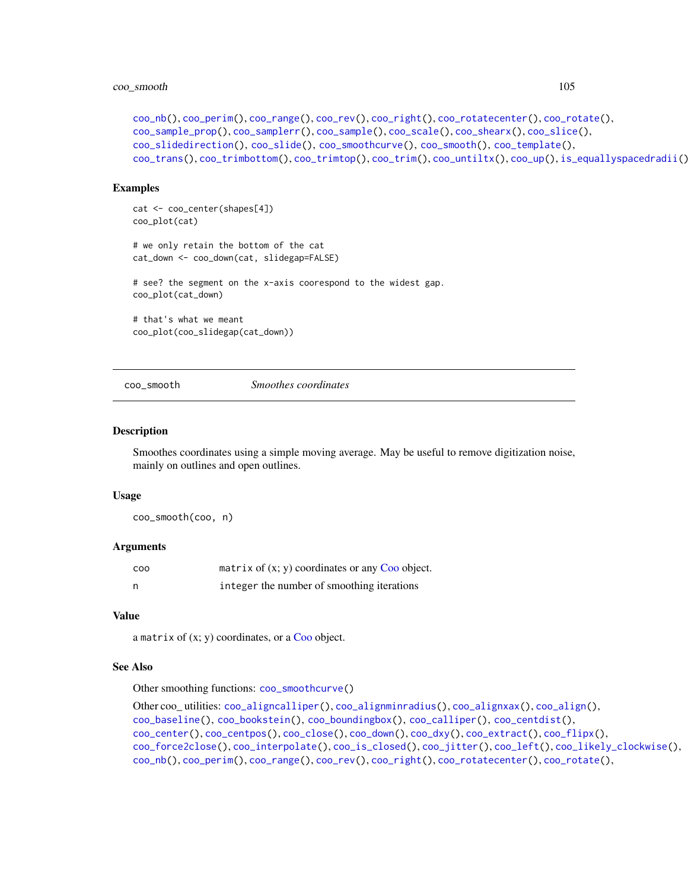coo_nb(), coo_perim(), coo_range(), coo_rev(), coo_right(), coo_rotatecenter(), coo_rotate(), coo_sample_prop(), coo_samplerr(), coo_sample(), coo_scale(), coo_shearx(), coo_slice(), coo_slidedirection(), coo_slide(), coo_smoothcurve(), coo_smooth(), coo_template(), coo_trans(), coo_trimbottom(), coo_trimtop(), coo_trim(), coo_untiltx(), coo_up(), is_equallyspacedradii()

### Examples

```
cat <- coo_center(shapes[4])
coo_plot(cat)

# we only retain the bottom of the cat
cat_down <- coo_down(cat, slidegap=FALSE)

# see? the segment on the x-axis coorespond to the widest gap.
coo_plot(cat_down)

# that's what we meant
coo_plot(coo_slidegap(cat_down))
```

---

## coo_smooth — *Smoothes coordinates*

### Description

Smoothes coordinates using a simple moving average. May be useful to remove digitization noise, mainly on outlines and open outlines.

### Usage

```
coo_smooth(coo, n)
```

### Arguments

| | |
|---|---|
| coo | matrix of (x; y) coordinates or any Coo object. |
| n | integer the number of smoothing iterations |

### Value

a matrix of (x; y) coordinates, or a Coo object.

### See Also

Other smoothing functions: coo_smoothcurve()

Other coo_ utilities: coo_aligncalliper(), coo_alignminradius(), coo_alignxax(), coo_align(), coo_baseline(), coo_bookstein(), coo_boundingbox(), coo_calliper(), coo_centdist(), coo_center(), coo_centpos(), coo_close(), coo_down(), coo_dxy(), coo_extract(), coo_flipx(), coo_force2close(), coo_interpolate(), coo_is_closed(), coo_jitter(), coo_left(), coo_likely_clockwise(), coo_nb(), coo_perim(), coo_range(), coo_rev(), coo_right(), coo_rotatecenter(), coo_rotate(),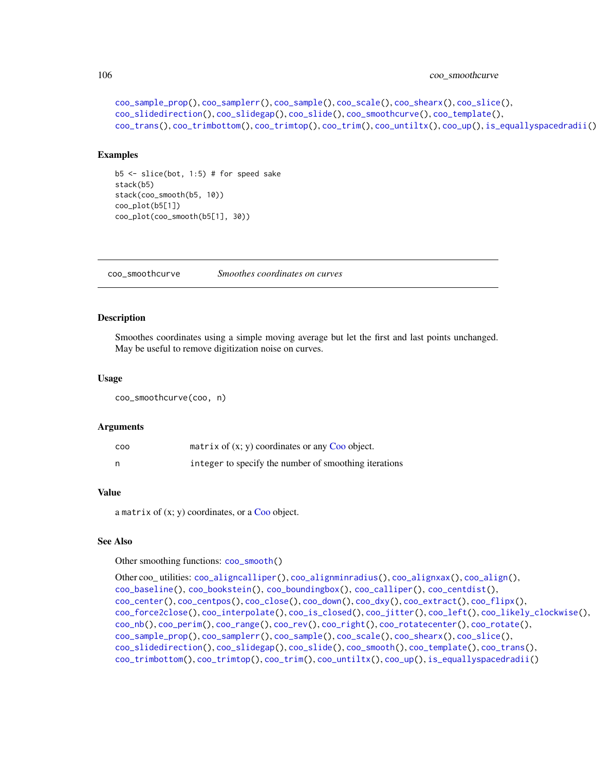coo_sample_prop(), coo_samplerr(), coo_sample(), coo_scale(), coo_shearx(), coo_slice(), coo_slidedirection(), coo_slidegap(), coo_slide(), coo_smoothcurve(), coo_template(), coo_trans(), coo_trimbottom(), coo_trimtop(), coo_trim(), coo_untiltx(), coo_up(), is_equallyspacedradii()

## Examples

```
b5 <- slice(bot, 1:5) # for speed sake
stack(b5)
stack(coo_smooth(b5, 10))
coo_plot(b5[1])
coo_plot(coo_smooth(b5[1], 30))
```

---

# coo_smoothcurve    *Smoothes coordinates on curves*

---

## Description

Smoothes coordinates using a simple moving average but let the first and last points unchanged. May be useful to remove digitization noise on curves.

## Usage

```
coo_smoothcurve(coo, n)
```

## Arguments

| | |
|---|---|
| coo | matrix of (x; y) coordinates or any Coo object. |
| n | integer to specify the number of smoothing iterations |

## Value

a matrix of (x; y) coordinates, or a Coo object.

## See Also

Other smoothing functions: coo_smooth()

Other coo_ utilities: coo_aligncalliper(), coo_alignminradius(), coo_alignxax(), coo_align(), coo_baseline(), coo_bookstein(), coo_boundingbox(), coo_calliper(), coo_centdist(), coo_center(), coo_centpos(), coo_close(), coo_down(), coo_dxy(), coo_extract(), coo_flipx(), coo_force2close(), coo_interpolate(), coo_is_closed(), coo_jitter(), coo_left(), coo_likely_clockwise(), coo_nb(), coo_perim(), coo_range(), coo_rev(), coo_right(), coo_rotatecenter(), coo_rotate(), coo_sample_prop(), coo_samplerr(), coo_sample(), coo_scale(), coo_shearx(), coo_slice(), coo_slidedirection(), coo_slidegap(), coo_slide(), coo_smooth(), coo_template(), coo_trans(), coo_trimbottom(), coo_trimtop(), coo_trim(), coo_untiltx(), coo_up(), is_equallyspacedradii()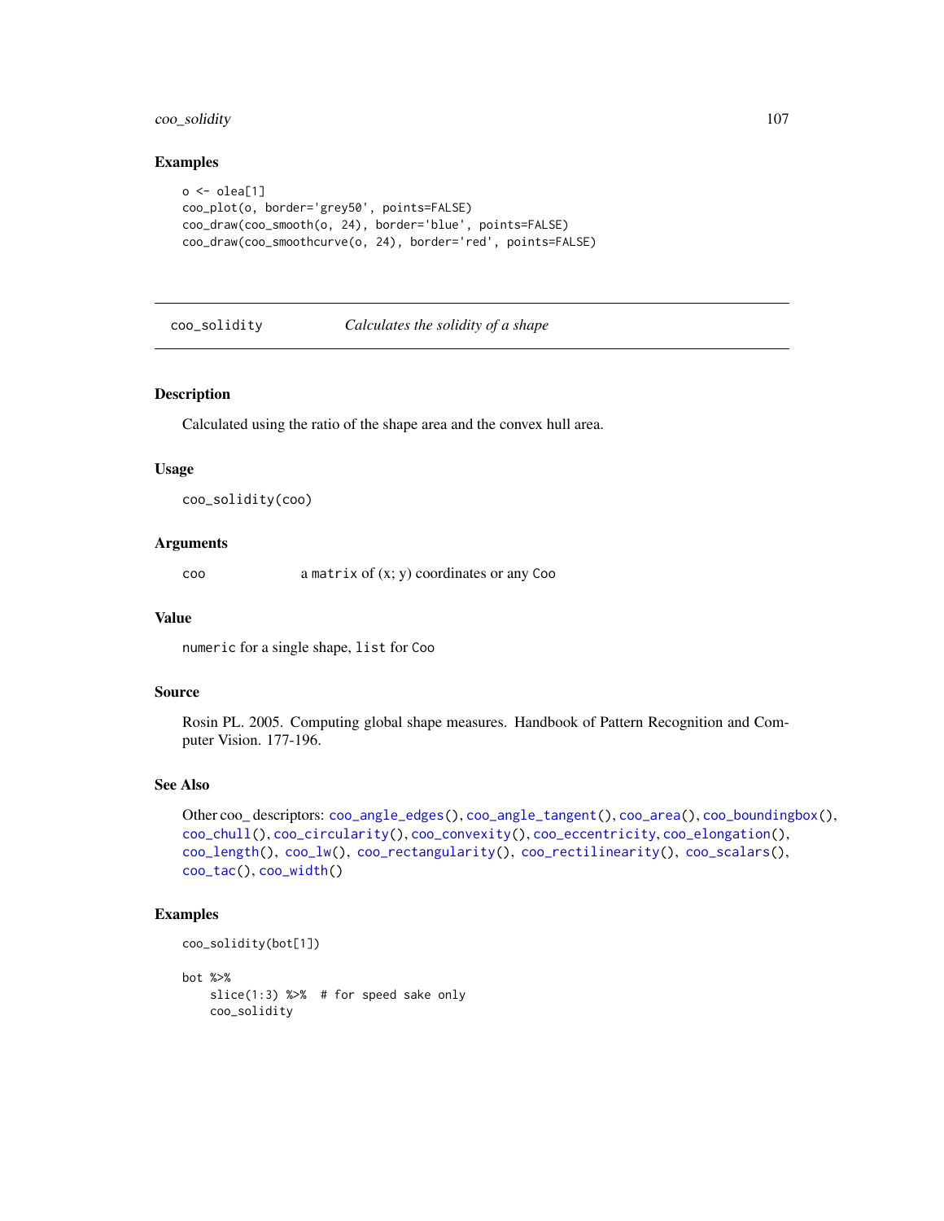### Examples

```
o <- olea[1]
coo_plot(o, border='grey50', points=FALSE)
coo_draw(coo_smooth(o, 24), border='blue', points=FALSE)
coo_draw(coo_smoothcurve(o, 24), border='red', points=FALSE)
```

---

## coo_solidity — *Calculates the solidity of a shape*

---

### Description

Calculated using the ratio of the shape area and the convex hull area.

### Usage

```
coo_solidity(coo)
```

### Arguments

| | |
|---|---|
| coo | a `matrix` of (x; y) coordinates or any `Coo` |

### Value

`numeric` for a single shape, `list` for `Coo`

### Source

Rosin PL. 2005. Computing global shape measures. Handbook of Pattern Recognition and Computer Vision. 177-196.

### See Also

Other coo_ descriptors: `coo_angle_edges()`, `coo_angle_tangent()`, `coo_area()`, `coo_boundingbox()`, `coo_chull()`, `coo_circularity()`, `coo_convexity()`, `coo_eccentricity`, `coo_elongation()`, `coo_length()`, `coo_lw()`, `coo_rectangularity()`, `coo_rectilinearity()`, `coo_scalars()`, `coo_tac()`, `coo_width()`

### Examples

```
coo_solidity(bot[1])

bot %>%
    slice(1:3) %>%  # for speed sake only
    coo_solidity
```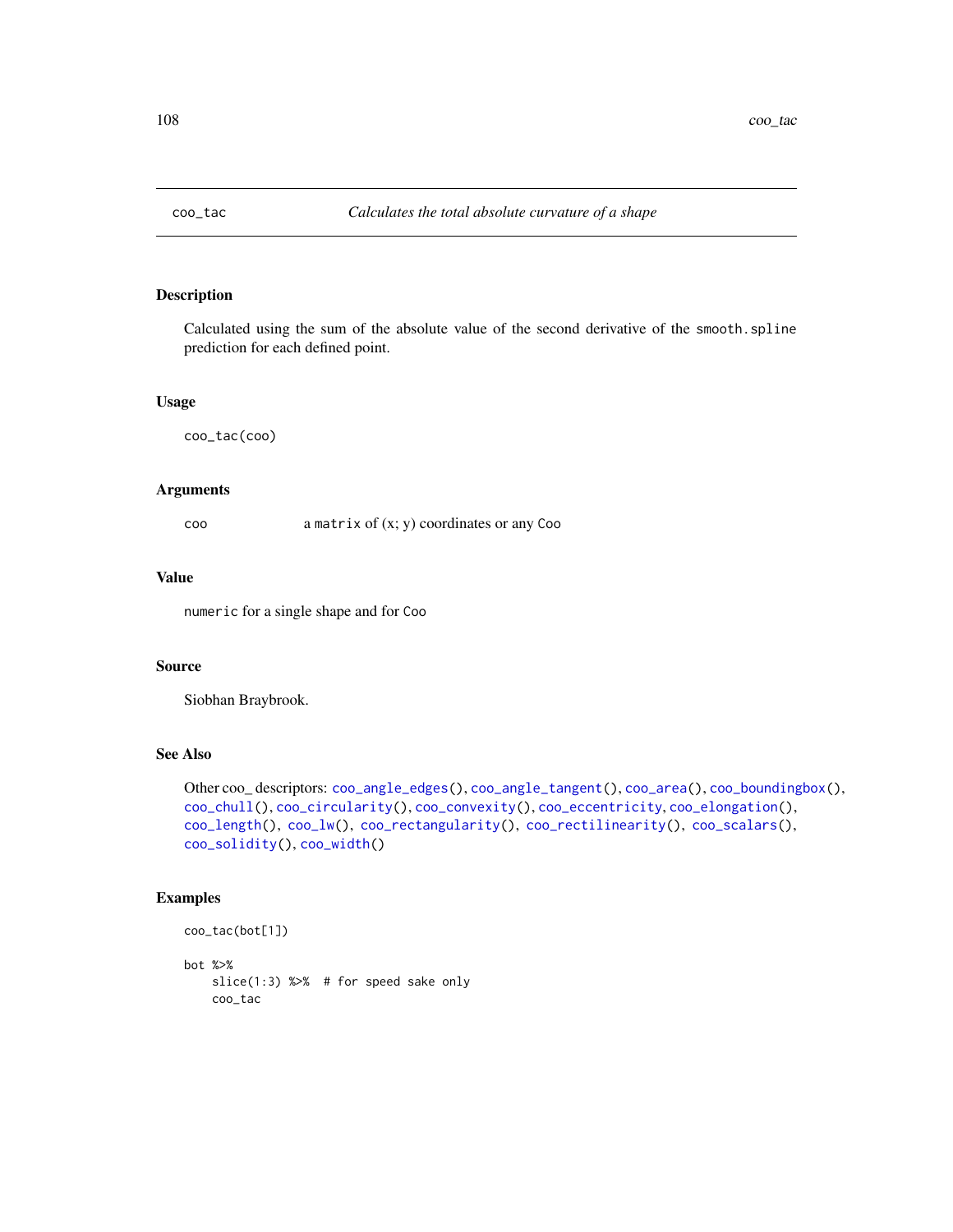# coo_tac — *Calculates the total absolute curvature of a shape*

## Description

Calculated using the sum of the absolute value of the second derivative of the smooth.spline prediction for each defined point.

## Usage

```
coo_tac(coo)
```

## Arguments

| | |
|---|---|
| coo | a matrix of (x; y) coordinates or any Coo |

## Value

numeric for a single shape and for Coo

## Source

Siobhan Braybrook.

## See Also

Other coo_ descriptors: coo_angle_edges(), coo_angle_tangent(), coo_area(), coo_boundingbox(), coo_chull(), coo_circularity(), coo_convexity(), coo_eccentricity, coo_elongation(), coo_length(), coo_lw(), coo_rectangularity(), coo_rectilinearity(), coo_scalars(), coo_solidity(), coo_width()

## Examples

```
coo_tac(bot[1])

bot %>%
    slice(1:3) %>%  # for speed sake only
    coo_tac
```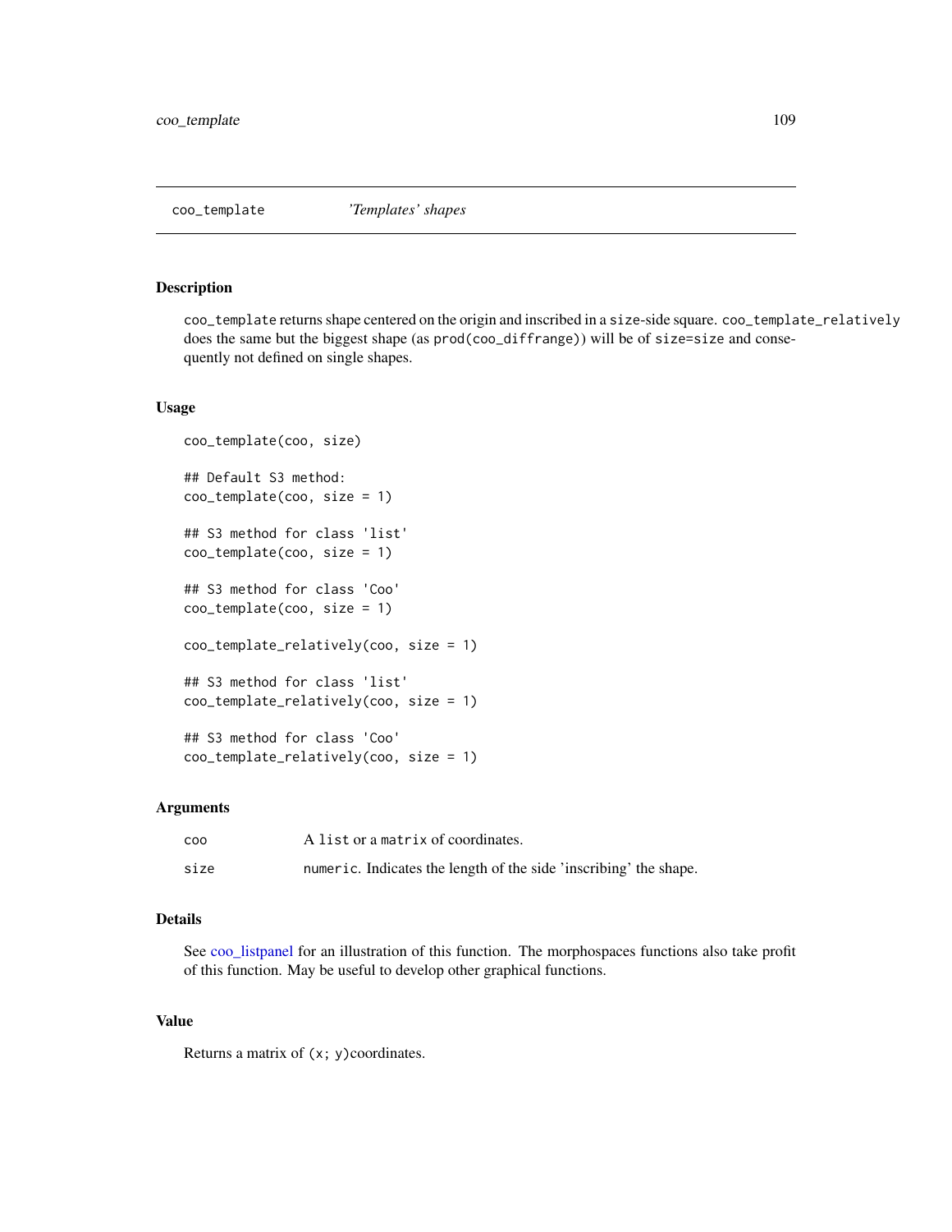## coo_template — *'Templates' shapes*

### Description

`coo_template` returns shape centered on the origin and inscribed in a `size`-side square. `coo_template_relatively` does the same but the biggest shape (as `prod(coo_diffrange)`) will be of `size=size` and consequently not defined on single shapes.

### Usage

```
coo_template(coo, size)

## Default S3 method:
coo_template(coo, size = 1)

## S3 method for class 'list'
coo_template(coo, size = 1)

## S3 method for class 'Coo'
coo_template(coo, size = 1)

coo_template_relatively(coo, size = 1)

## S3 method for class 'list'
coo_template_relatively(coo, size = 1)

## S3 method for class 'Coo'
coo_template_relatively(coo, size = 1)
```

### Arguments

| | |
|---|---|
| `coo` | A `list` or a `matrix` of coordinates. |
| `size` | `numeric`. Indicates the length of the side 'inscribing' the shape. |

### Details

See coo_listpanel for an illustration of this function. The morphospaces functions also take profit of this function. May be useful to develop other graphical functions.

### Value

Returns a matrix of `(x; y)`coordinates.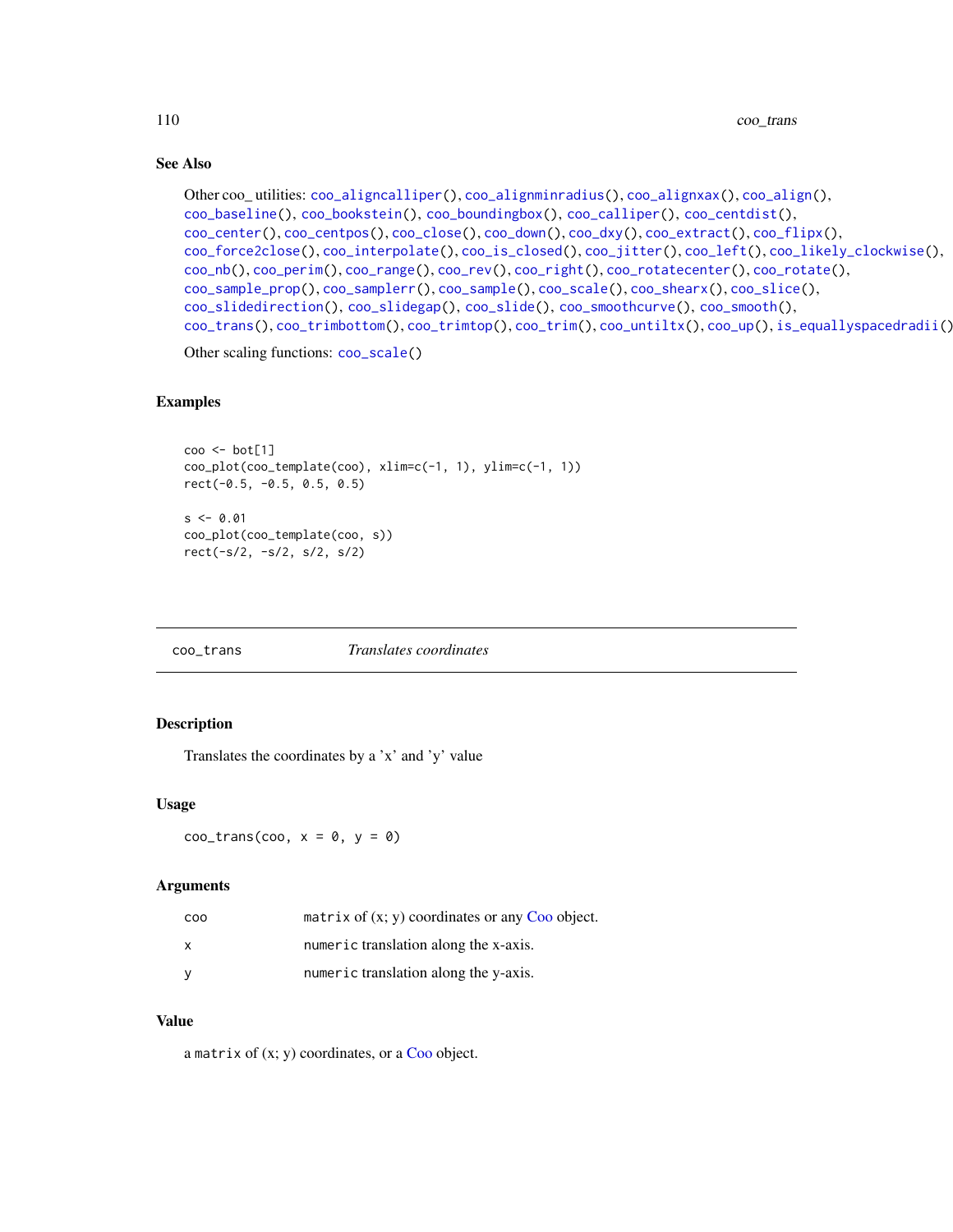## See Also

Other coo_ utilities: `coo_aligncalliper()`, `coo_alignminradius()`, `coo_alignxax()`, `coo_align()`, `coo_baseline()`, `coo_bookstein()`, `coo_boundingbox()`, `coo_calliper()`, `coo_centdist()`, `coo_center()`, `coo_centpos()`, `coo_close()`, `coo_down()`, `coo_dxy()`, `coo_extract()`, `coo_flipx()`, `coo_force2close()`, `coo_interpolate()`, `coo_is_closed()`, `coo_jitter()`, `coo_left()`, `coo_likely_clockwise()`, `coo_nb()`, `coo_perim()`, `coo_range()`, `coo_rev()`, `coo_right()`, `coo_rotatecenter()`, `coo_rotate()`, `coo_sample_prop()`, `coo_samplerr()`, `coo_sample()`, `coo_scale()`, `coo_shearx()`, `coo_slice()`, `coo_slidedirection()`, `coo_slidegap()`, `coo_slide()`, `coo_smoothcurve()`, `coo_smooth()`, `coo_trans()`, `coo_trimbottom()`, `coo_trimtop()`, `coo_trim()`, `coo_untiltx()`, `coo_up()`, `is_equallyspacedradii()`

Other scaling functions: `coo_scale()`

## Examples

```
coo <- bot[1]
coo_plot(coo_template(coo), xlim=c(-1, 1), ylim=c(-1, 1))
rect(-0.5, -0.5, 0.5, 0.5)

s <- 0.01
coo_plot(coo_template(coo, s))
rect(-s/2, -s/2, s/2, s/2)
```

---

# coo_trans — *Translates coordinates*

## Description

Translates the coordinates by a 'x' and 'y' value

## Usage

```
coo_trans(coo, x = 0, y = 0)
```

## Arguments

| | |
|---|---|
| coo | `matrix` of (x; y) coordinates or any Coo object. |
| x | `numeric` translation along the x-axis. |
| y | `numeric` translation along the y-axis. |

## Value

a `matrix` of (x; y) coordinates, or a Coo object.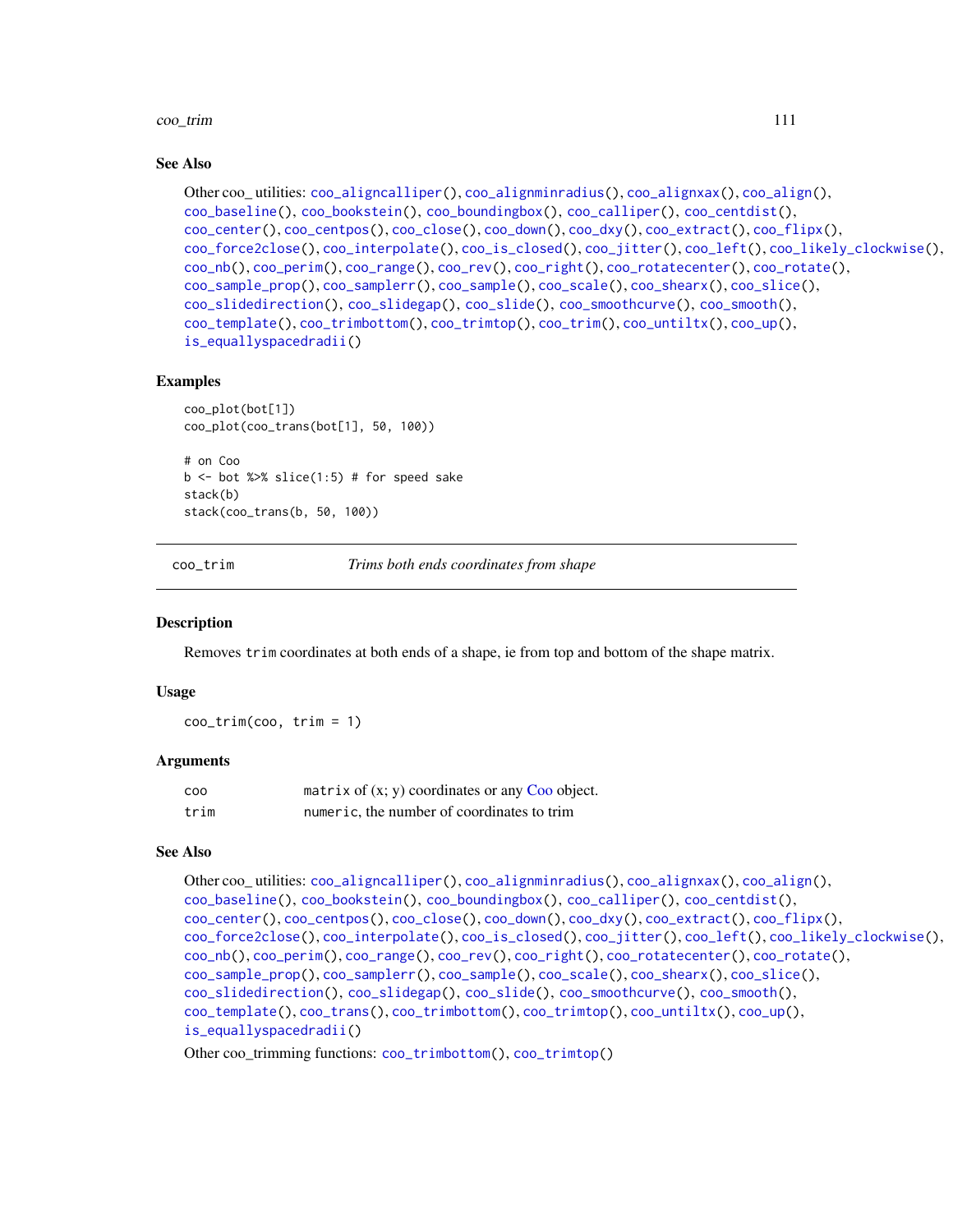## See Also

Other coo_ utilities: coo_aligncalliper(), coo_alignminradius(), coo_alignxax(), coo_align(), coo_baseline(), coo_bookstein(), coo_boundingbox(), coo_calliper(), coo_centdist(), coo_center(), coo_centpos(), coo_close(), coo_down(), coo_dxy(), coo_extract(), coo_flipx(), coo_force2close(), coo_interpolate(), coo_is_closed(), coo_jitter(), coo_left(), coo_likely_clockwise(), coo_nb(), coo_perim(), coo_range(), coo_rev(), coo_right(), coo_rotatecenter(), coo_rotate(), coo_sample_prop(), coo_samplerr(), coo_sample(), coo_scale(), coo_shearx(), coo_slice(), coo_slidedirection(), coo_slidegap(), coo_slide(), coo_smoothcurve(), coo_smooth(), coo_template(), coo_trimbottom(), coo_trimtop(), coo_trim(), coo_untiltx(), coo_up(), is_equallyspacedradii()

## Examples

```
coo_plot(bot[1])
coo_plot(coo_trans(bot[1], 50, 100))

# on Coo
b <- bot %>% slice(1:5) # for speed sake
stack(b)
stack(coo_trans(b, 50, 100))
```

---

# coo_trim — *Trims both ends coordinates from shape*

## Description

Removes `trim` coordinates at both ends of a shape, ie from top and bottom of the shape matrix.

## Usage

```
coo_trim(coo, trim = 1)
```

## Arguments

| | |
|---|---|
| coo | `matrix` of (x; y) coordinates or any Coo object. |
| trim | `numeric`, the number of coordinates to trim |

## See Also

Other coo_ utilities: coo_aligncalliper(), coo_alignminradius(), coo_alignxax(), coo_align(), coo_baseline(), coo_bookstein(), coo_boundingbox(), coo_calliper(), coo_centdist(), coo_center(), coo_centpos(), coo_close(), coo_down(), coo_dxy(), coo_extract(), coo_flipx(), coo_force2close(), coo_interpolate(), coo_is_closed(), coo_jitter(), coo_left(), coo_likely_clockwise(), coo_nb(), coo_perim(), coo_range(), coo_rev(), coo_right(), coo_rotatecenter(), coo_rotate(), coo_sample_prop(), coo_samplerr(), coo_sample(), coo_scale(), coo_shearx(), coo_slice(), coo_slidedirection(), coo_slidegap(), coo_slide(), coo_smoothcurve(), coo_smooth(), coo_template(), coo_trans(), coo_trimbottom(), coo_trimtop(), coo_untiltx(), coo_up(), is_equallyspacedradii()

Other coo_trimming functions: coo_trimbottom(), coo_trimtop()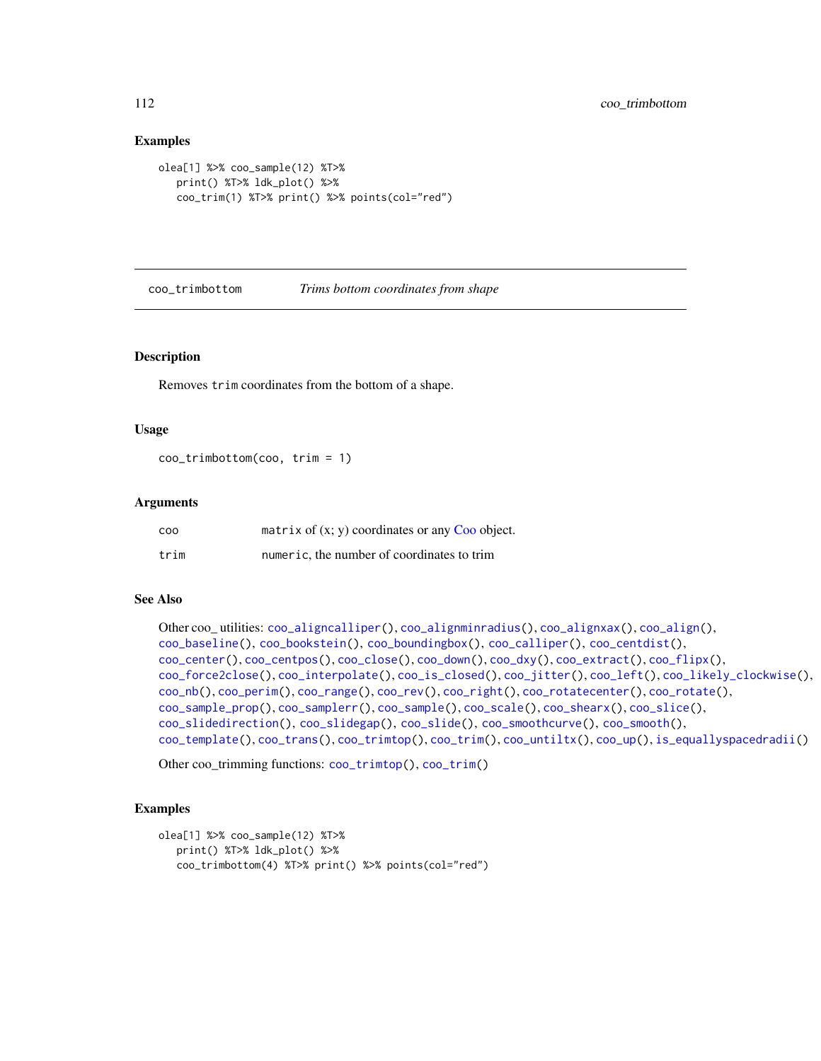## Examples

```
olea[1] %>% coo_sample(12) %T>%
   print() %T>% ldk_plot() %>%
   coo_trim(1) %T>% print() %>% points(col="red")
```

# coo_trimbottom *Trims bottom coordinates from shape*

## Description

Removes trim coordinates from the bottom of a shape.

## Usage

```
coo_trimbottom(coo, trim = 1)
```

## Arguments

| | |
|---|---|
| coo | matrix of (x; y) coordinates or any Coo object. |
| trim | numeric, the number of coordinates to trim |

## See Also

Other coo_ utilities: coo_aligncalliper(), coo_alignminradius(), coo_alignxax(), coo_align(), coo_baseline(), coo_bookstein(), coo_boundingbox(), coo_calliper(), coo_centdist(), coo_center(), coo_centpos(), coo_close(), coo_down(), coo_dxy(), coo_extract(), coo_flipx(), coo_force2close(), coo_interpolate(), coo_is_closed(), coo_jitter(), coo_left(), coo_likely_clockwise(), coo_nb(), coo_perim(), coo_range(), coo_rev(), coo_right(), coo_rotatecenter(), coo_rotate(), coo_sample_prop(), coo_samplerr(), coo_sample(), coo_scale(), coo_shearx(), coo_slice(), coo_slidedirection(), coo_slidegap(), coo_slide(), coo_smoothcurve(), coo_smooth(), coo_template(), coo_trans(), coo_trimtop(), coo_trim(), coo_untiltx(), coo_up(), is_equallyspacedradii()

Other coo_trimming functions: coo_trimtop(), coo_trim()

## Examples

```
olea[1] %>% coo_sample(12) %T>%
   print() %T>% ldk_plot() %>%
   coo_trimbottom(4) %T>% print() %>% points(col="red")
```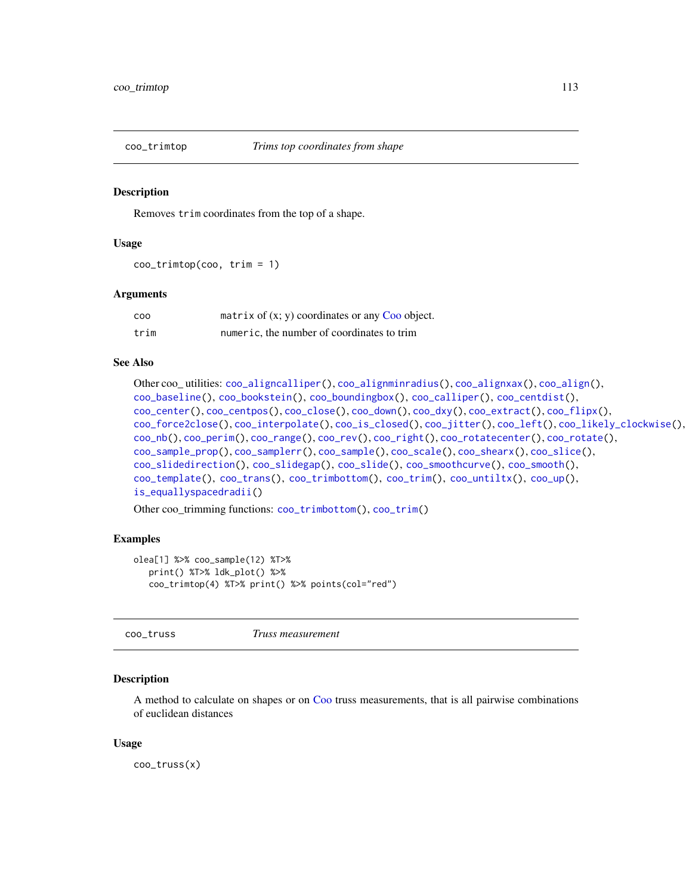## coo_trimtop — *Trims top coordinates from shape*

### Description

Removes `trim` coordinates from the top of a shape.

### Usage

```
coo_trimtop(coo, trim = 1)
```

### Arguments

| | |
|---|---|
| `coo` | `matrix` of (x; y) coordinates or any Coo object. |
| `trim` | `numeric`, the number of coordinates to trim |

### See Also

Other coo_ utilities: `coo_aligncalliper()`, `coo_alignminradius()`, `coo_alignxax()`, `coo_align()`, `coo_baseline()`, `coo_bookstein()`, `coo_boundingbox()`, `coo_calliper()`, `coo_centdist()`, `coo_center()`, `coo_centpos()`, `coo_close()`, `coo_down()`, `coo_dxy()`, `coo_extract()`, `coo_flipx()`, `coo_force2close()`, `coo_interpolate()`, `coo_is_closed()`, `coo_jitter()`, `coo_left()`, `coo_likely_clockwise()`, `coo_nb()`, `coo_perim()`, `coo_range()`, `coo_rev()`, `coo_right()`, `coo_rotatecenter()`, `coo_rotate()`, `coo_sample_prop()`, `coo_samplerr()`, `coo_sample()`, `coo_scale()`, `coo_shearx()`, `coo_slice()`, `coo_slidedirection()`, `coo_slidegap()`, `coo_slide()`, `coo_smoothcurve()`, `coo_smooth()`, `coo_template()`, `coo_trans()`, `coo_trimbottom()`, `coo_trim()`, `coo_untiltx()`, `coo_up()`, `is_equallyspacedradii()`

Other coo_trimming functions: `coo_trimbottom()`, `coo_trim()`

### Examples

```
olea[1] %>% coo_sample(12) %T>%
   print() %T>% ldk_plot() %>%
   coo_trimtop(4) %T>% print() %>% points(col="red")
```

## coo_truss — *Truss measurement*

### Description

A method to calculate on shapes or on Coo truss measurements, that is all pairwise combinations of euclidean distances

### Usage

```
coo_truss(x)
```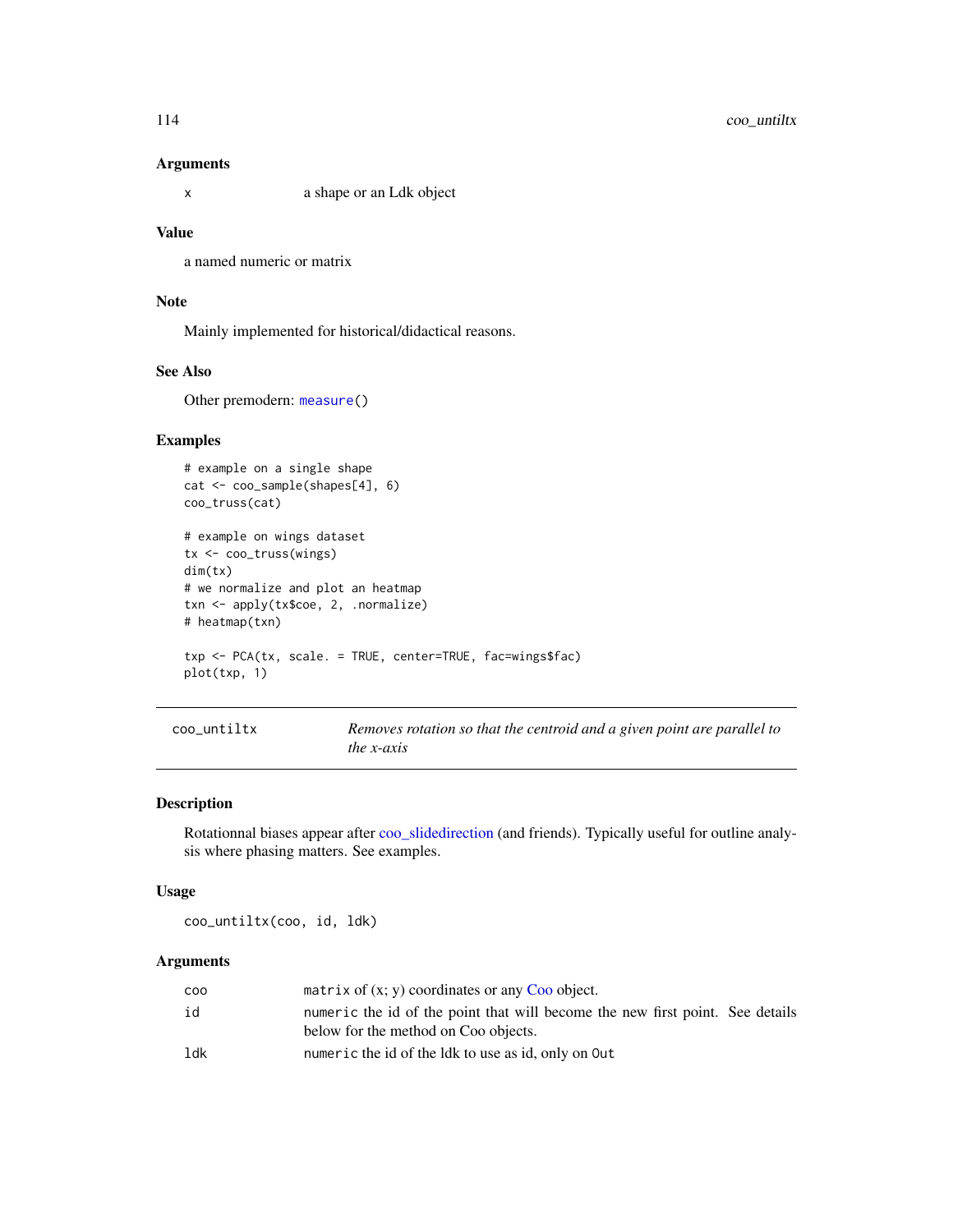### Arguments

x a shape or an Ldk object

### Value

a named numeric or matrix

### Note

Mainly implemented for historical/didactical reasons.

### See Also

Other premodern: measure()

### Examples

```
# example on a single shape
cat <- coo_sample(shapes[4], 6)
coo_truss(cat)

# example on wings dataset
tx <- coo_truss(wings)
dim(tx)
# we normalize and plot an heatmap
txn <- apply(tx$coe, 2, .normalize)
# heatmap(txn)

txp <- PCA(tx, scale. = TRUE, center=TRUE, fac=wings$fac)
plot(txp, 1)
```

---

## coo_untiltx — *Removes rotation so that the centroid and a given point are parallel to the x-axis*

### Description

Rotationnal biases appear after coo_slidedirection (and friends). Typically useful for outline analysis where phasing matters. See examples.

### Usage

```
coo_untiltx(coo, id, ldk)
```

### Arguments

| | |
|---|---|
| coo | matrix of (x; y) coordinates or any Coo object. |
| id | numeric the id of the point that will become the new first point. See details below for the method on Coo objects. |
| ldk | numeric the id of the ldk to use as id, only on Out |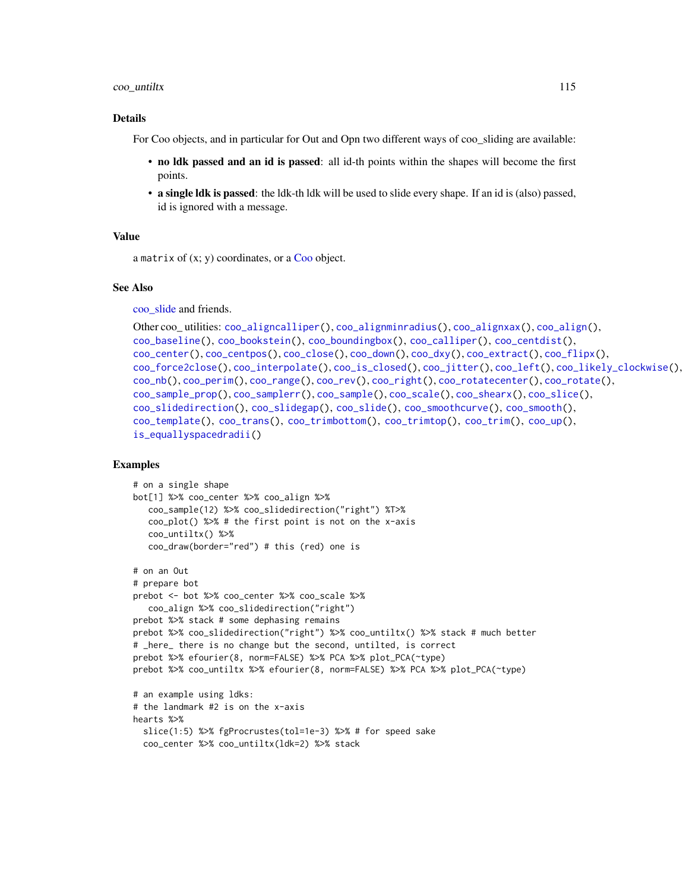## Details

For Coo objects, and in particular for Out and Opn two different ways of coo_sliding are available:

- **no ldk passed and an id is passed**: all id-th points within the shapes will become the first points.
- **a single ldk is passed**: the ldk-th ldk will be used to slide every shape. If an id is (also) passed, id is ignored with a message.

## Value

a matrix of (x; y) coordinates, or a Coo object.

## See Also

coo_slide and friends.

Other coo_ utilities: coo_aligncalliper(), coo_alignminradius(), coo_alignxax(), coo_align(), coo_baseline(), coo_bookstein(), coo_boundingbox(), coo_calliper(), coo_centdist(), coo_center(), coo_centpos(), coo_close(), coo_down(), coo_dxy(), coo_extract(), coo_flipx(), coo_force2close(), coo_interpolate(), coo_is_closed(), coo_jitter(), coo_left(), coo_likely_clockwise(), coo_nb(), coo_perim(), coo_range(), coo_rev(), coo_right(), coo_rotatecenter(), coo_rotate(), coo_sample_prop(), coo_samplerr(), coo_sample(), coo_scale(), coo_shearx(), coo_slice(), coo_slidedirection(), coo_slidegap(), coo_slide(), coo_smoothcurve(), coo_smooth(), coo_template(), coo_trans(), coo_trimbottom(), coo_trimtop(), coo_trim(), coo_up(), is_equallyspacedradii()

## Examples

```
# on a single shape
bot[1] %>% coo_center %>% coo_align %>%
   coo_sample(12) %>% coo_slidedirection("right") %T>%
   coo_plot() %>% # the first point is not on the x-axis
   coo_untiltx() %>%
   coo_draw(border="red") # this (red) one is

# on an Out
# prepare bot
prebot <- bot %>% coo_center %>% coo_scale %>%
   coo_align %>% coo_slidedirection("right")
prebot %>% stack # some dephasing remains
prebot %>% coo_slidedirection("right") %>% coo_untiltx() %>% stack # much better
# _here_ there is no change but the second, untilted, is correct
prebot %>% efourier(8, norm=FALSE) %>% PCA %>% plot_PCA(~type)
prebot %>% coo_untiltx %>% efourier(8, norm=FALSE) %>% PCA %>% plot_PCA(~type)

# an example using ldks:
# the landmark #2 is on the x-axis
hearts %>%
  slice(1:5) %>% fgProcrustes(tol=1e-3) %>% # for speed sake
  coo_center %>% coo_untiltx(ldk=2) %>% stack
```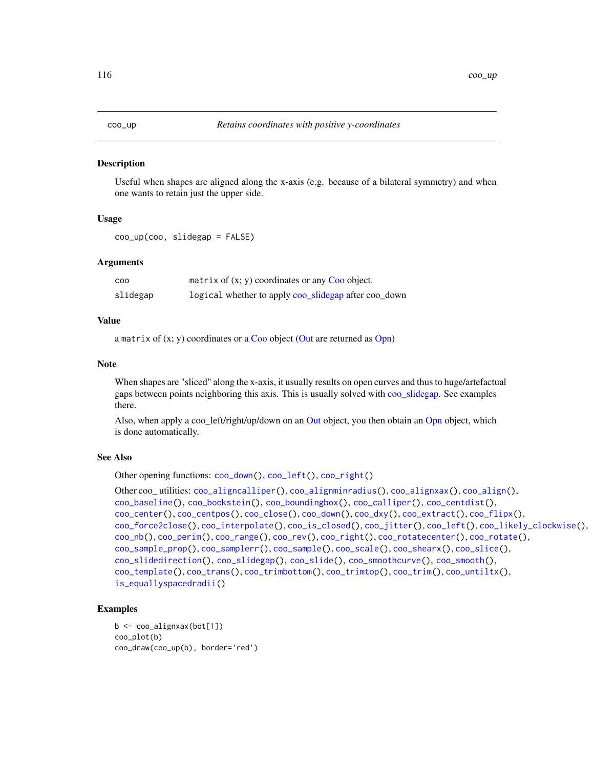## coo_up — *Retains coordinates with positive y-coordinates*

### Description

Useful when shapes are aligned along the x-axis (e.g. because of a bilateral symmetry) and when one wants to retain just the upper side.

### Usage

```
coo_up(coo, slidegap = FALSE)
```

### Arguments

| | |
|---|---|
| coo | matrix of (x; y) coordinates or any Coo object. |
| slidegap | logical whether to apply coo_slidegap after coo_down |

### Value

a matrix of (x; y) coordinates or a Coo object (Out are returned as Opn)

### Note

When shapes are "sliced" along the x-axis, it usually results on open curves and thus to huge/artefactual gaps between points neighboring this axis. This is usually solved with coo_slidegap. See examples there.

Also, when apply a coo_left/right/up/down on an Out object, you then obtain an Opn object, which is done automatically.

### See Also

Other opening functions: coo_down(), coo_left(), coo_right()

Other coo_ utilities: coo_aligncalliper(), coo_alignminradius(), coo_alignxax(), coo_align(), coo_baseline(), coo_bookstein(), coo_boundingbox(), coo_calliper(), coo_centdist(), coo_center(), coo_centpos(), coo_close(), coo_down(), coo_dxy(), coo_extract(), coo_flipx(), coo_force2close(), coo_interpolate(), coo_is_closed(), coo_jitter(), coo_left(), coo_likely_clockwise(), coo_nb(), coo_perim(), coo_range(), coo_rev(), coo_right(), coo_rotatecenter(), coo_rotate(), coo_sample_prop(), coo_samplerr(), coo_sample(), coo_scale(), coo_shearx(), coo_slice(), coo_slidedirection(), coo_slidegap(), coo_slide(), coo_smoothcurve(), coo_smooth(), coo_template(), coo_trans(), coo_trimbottom(), coo_trimtop(), coo_trim(), coo_untiltx(), is_equallyspacedradii()

### Examples

```
b <- coo_alignxax(bot[1])
coo_plot(b)
coo_draw(coo_up(b), border='red')
```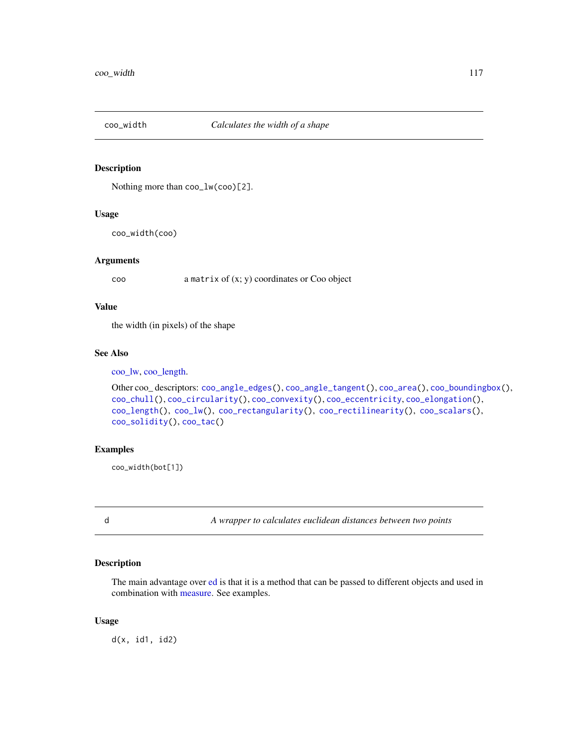## coo_width — *Calculates the width of a shape*

### Description

Nothing more than `coo_lw(coo)[2]`.

### Usage

```
coo_width(coo)
```

### Arguments

| | |
|---|---|
| coo | a `matrix` of (x; y) coordinates or Coo object |

### Value

the width (in pixels) of the shape

### See Also

coo_lw, coo_length.

Other coo_ descriptors: `coo_angle_edges()`, `coo_angle_tangent()`, `coo_area()`, `coo_boundingbox()`, `coo_chull()`, `coo_circularity()`, `coo_convexity()`, `coo_eccentricity`, `coo_elongation()`, `coo_length()`, `coo_lw()`, `coo_rectangularity()`, `coo_rectilinearity()`, `coo_scalars()`, `coo_solidity()`, `coo_tac()`

### Examples

```
coo_width(bot[1])
```

## d — *A wrapper to calculates euclidean distances between two points*

### Description

The main advantage over ed is that it is a method that can be passed to different objects and used in combination with measure. See examples.

### Usage

```
d(x, id1, id2)
```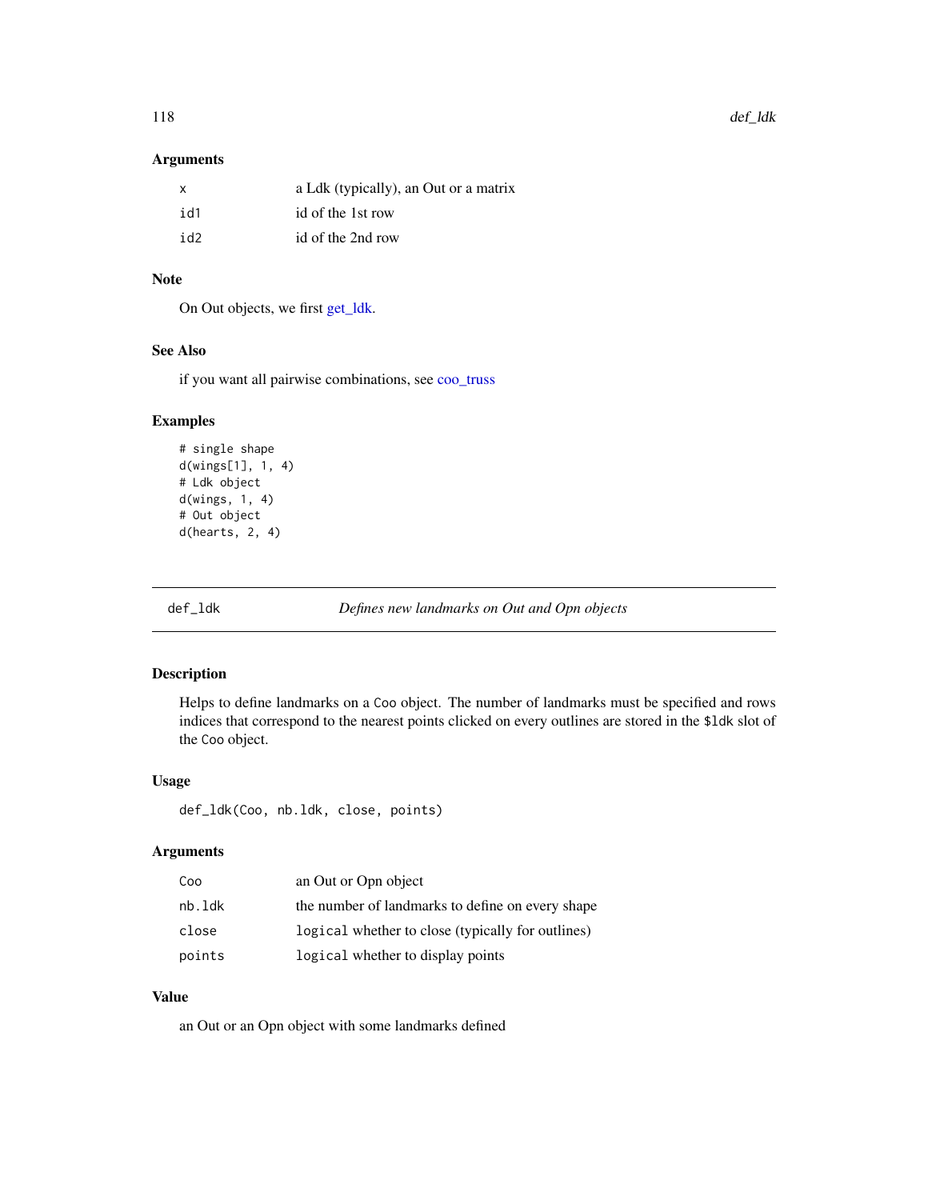### Arguments

| | |
|---|---|
| x | a Ldk (typically), an Out or a matrix |
| id1 | id of the 1st row |
| id2 | id of the 2nd row |

### Note

On Out objects, we first get_ldk.

### See Also

if you want all pairwise combinations, see coo_truss

### Examples

```
# single shape
d(wings[1], 1, 4)
# Ldk object
d(wings, 1, 4)
# Out object
d(hearts, 2, 4)
```

---

## def_ldk — *Defines new landmarks on Out and Opn objects*

---

### Description

Helps to define landmarks on a Coo object. The number of landmarks must be specified and rows indices that correspond to the nearest points clicked on every outlines are stored in the $ldk slot of the Coo object.

### Usage

```
def_ldk(Coo, nb.ldk, close, points)
```

### Arguments

| | |
|---|---|
| Coo | an Out or Opn object |
| nb.ldk | the number of landmarks to define on every shape |
| close | logical whether to close (typically for outlines) |
| points | logical whether to display points |

### Value

an Out or an Opn object with some landmarks defined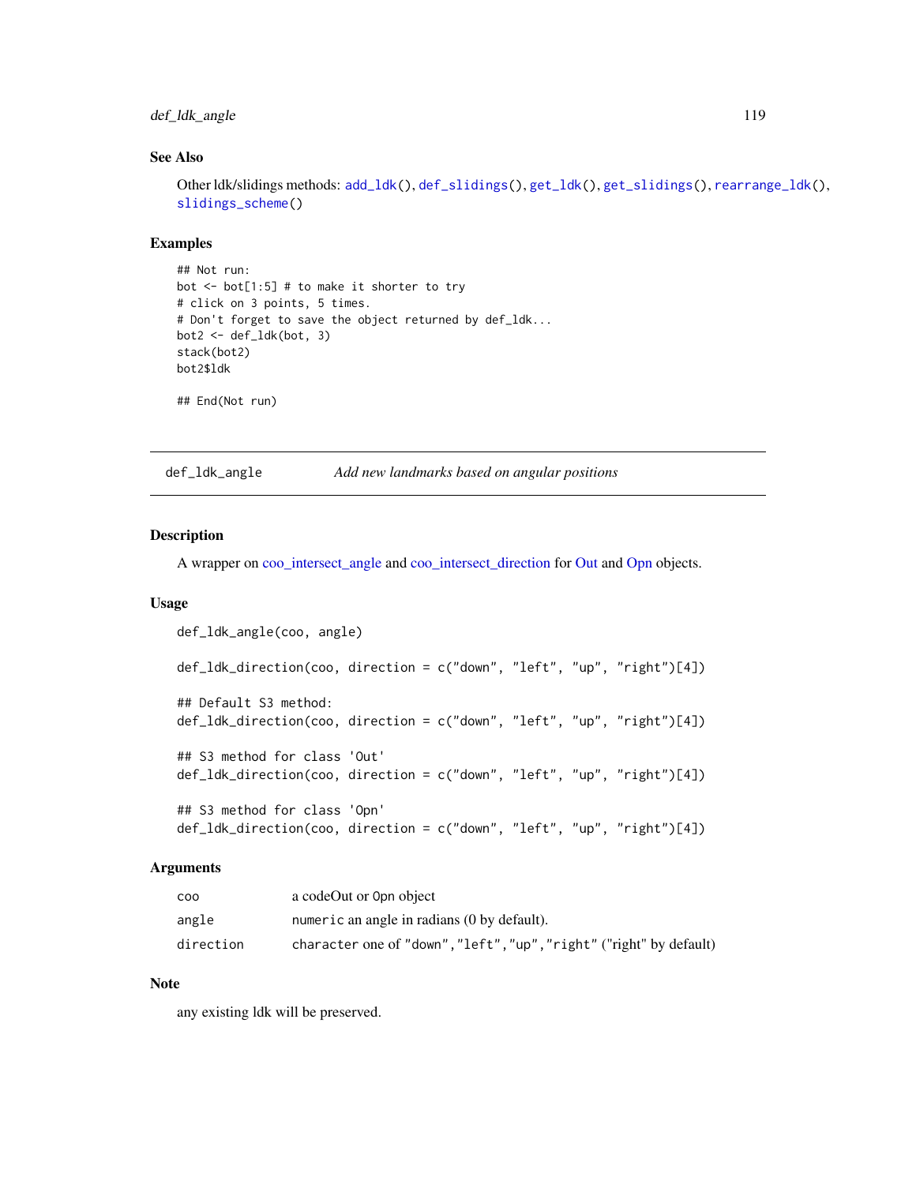### See Also

Other ldk/slidings methods: `add_ldk()`, `def_slidings()`, `get_ldk()`, `get_slidings()`, `rearrange_ldk()`, `slidings_scheme()`

### Examples

```
## Not run:
bot <- bot[1:5] # to make it shorter to try
# click on 3 points, 5 times.
# Don't forget to save the object returned by def_ldk...
bot2 <- def_ldk(bot, 3)
stack(bot2)
bot2$ldk

## End(Not run)
```

---

## def_ldk_angle — *Add new landmarks based on angular positions*

---

### Description

A wrapper on coo_intersect_angle and coo_intersect_direction for Out and Opn objects.

### Usage

```
def_ldk_angle(coo, angle)

def_ldk_direction(coo, direction = c("down", "left", "up", "right")[4])

## Default S3 method:
def_ldk_direction(coo, direction = c("down", "left", "up", "right")[4])

## S3 method for class 'Out'
def_ldk_direction(coo, direction = c("down", "left", "up", "right")[4])

## S3 method for class 'Opn'
def_ldk_direction(coo, direction = c("down", "left", "up", "right")[4])
```

### Arguments

| | |
|---|---|
| `coo` | a codeOut or `Opn` object |
| `angle` | `numeric` an angle in radians (0 by default). |
| `direction` | `character` one of `"down"`,`"left"`,`"up"`,`"right"` ("right" by default) |

### Note

any existing ldk will be preserved.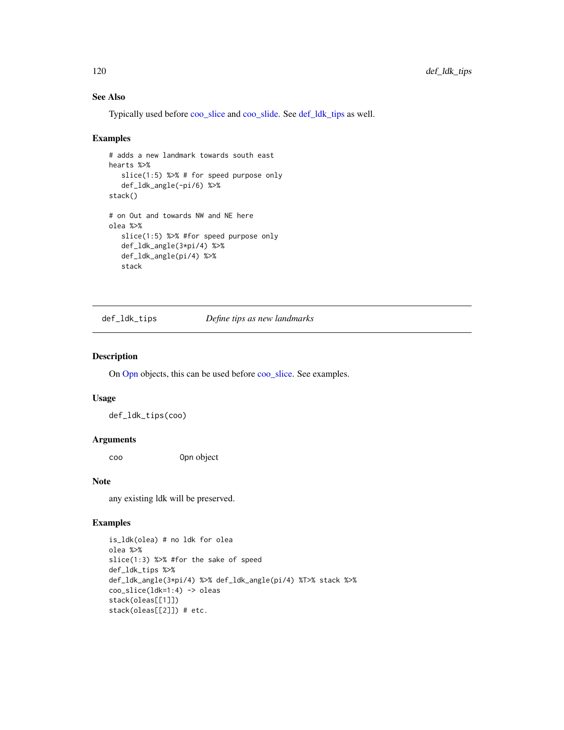## See Also

Typically used before coo_slice and coo_slide. See def_ldk_tips as well.

## Examples

```
# adds a new landmark towards south east
hearts %>%
   slice(1:5) %>% # for speed purpose only
   def_ldk_angle(-pi/6) %>%
stack()

# on Out and towards NW and NE here
olea %>%
   slice(1:5) %>% #for speed purpose only
   def_ldk_angle(3*pi/4) %>%
   def_ldk_angle(pi/4) %>%
   stack
```

---

# def_ldk_tips    *Define tips as new landmarks*

## Description

On Opn objects, this can be used before coo_slice. See examples.

## Usage

```
def_ldk_tips(coo)
```

## Arguments

| | |
|---|---|
| coo | Opn object |

## Note

any existing ldk will be preserved.

## Examples

```
is_ldk(olea) # no ldk for olea
olea %>%
slice(1:3) %>% #for the sake of speed
def_ldk_tips %>%
def_ldk_angle(3*pi/4) %>% def_ldk_angle(pi/4) %T>% stack %>%
coo_slice(ldk=1:4) -> oleas
stack(oleas[[1]])
stack(oleas[[2]]) # etc.
```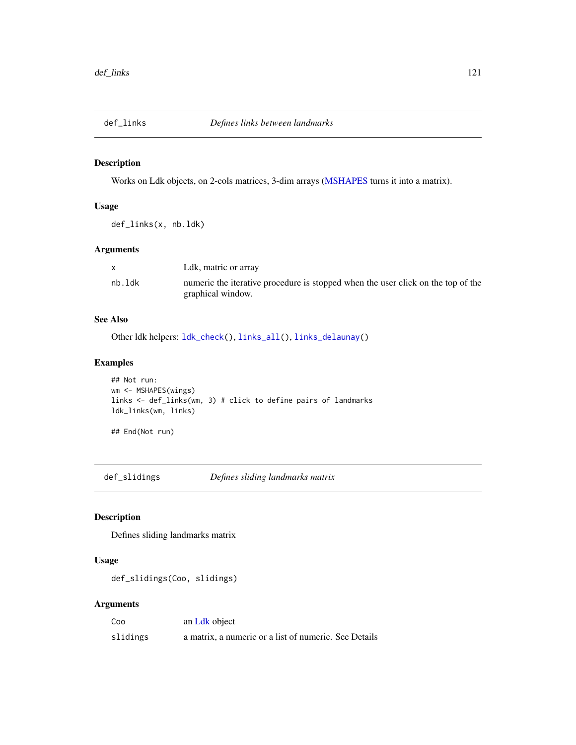## def_links — *Defines links between landmarks*

### Description

Works on Ldk objects, on 2-cols matrices, 3-dim arrays (MSHAPES turns it into a matrix).

### Usage

```
def_links(x, nb.ldk)
```

### Arguments

| | |
|---|---|
| x | Ldk, matric or array |
| nb.ldk | numeric the iterative procedure is stopped when the user click on the top of the graphical window. |

### See Also

Other ldk helpers: `ldk_check()`, `links_all()`, `links_delaunay()`

### Examples

```
## Not run:
wm <- MSHAPES(wings)
links <- def_links(wm, 3) # click to define pairs of landmarks
ldk_links(wm, links)

## End(Not run)
```

## def_slidings — *Defines sliding landmarks matrix*

### Description

Defines sliding landmarks matrix

### Usage

```
def_slidings(Coo, slidings)
```

### Arguments

| | |
|---|---|
| Coo | an Ldk object |
| slidings | a matrix, a numeric or a list of numeric. See Details |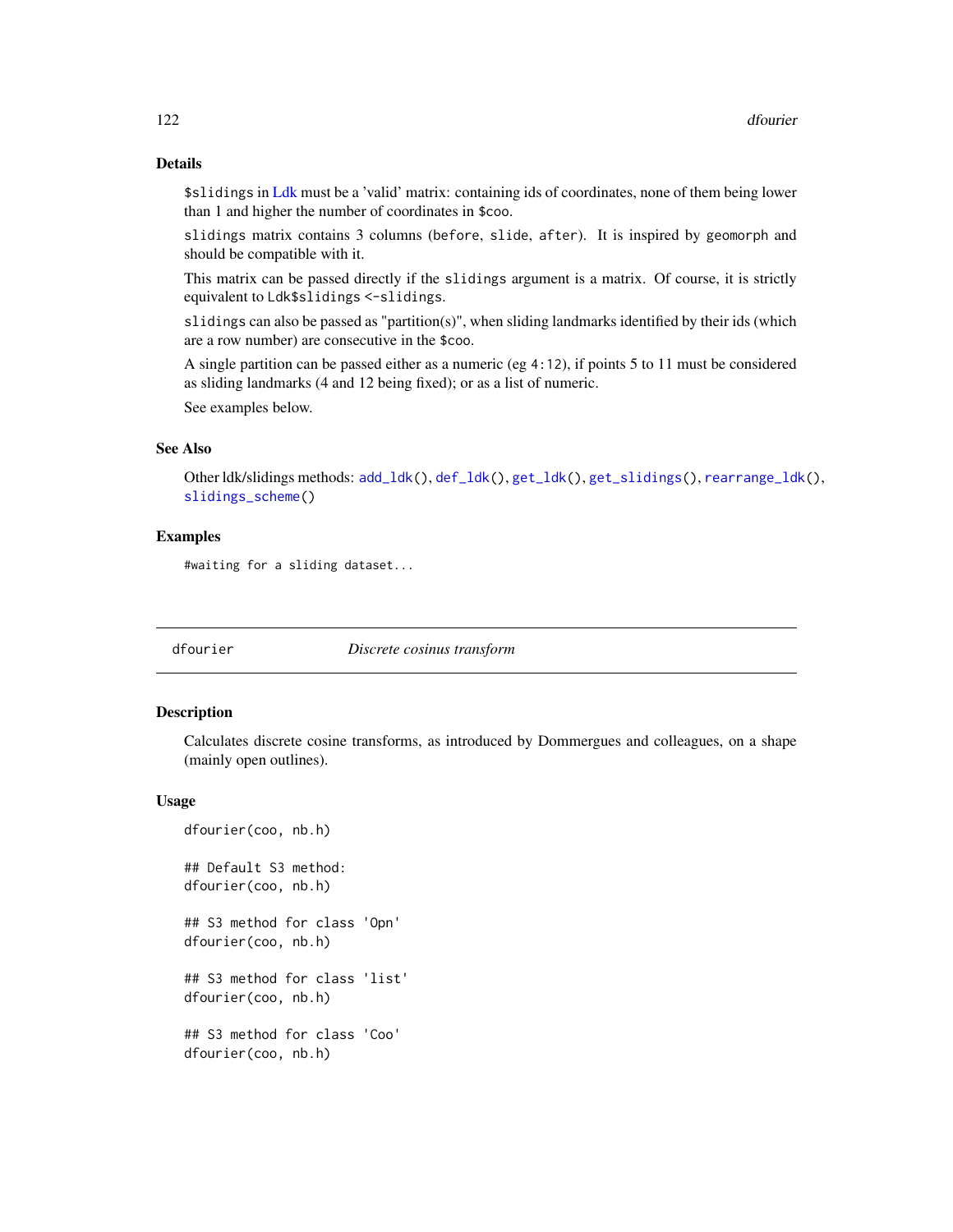### Details

`$slidings` in Ldk must be a 'valid' matrix: containing ids of coordinates, none of them being lower than 1 and higher the number of coordinates in `$coo`.

`slidings` matrix contains 3 columns (`before`, `slide`, `after`). It is inspired by `geomorph` and should be compatible with it.

This matrix can be passed directly if the `slidings` argument is a matrix. Of course, it is strictly equivalent to `Ldk$slidings <-slidings`.

`slidings` can also be passed as "partition(s)", when sliding landmarks identified by their ids (which are a row number) are consecutive in the `$coo`.

A single partition can be passed either as a numeric (eg `4:12`), if points 5 to 11 must be considered as sliding landmarks (4 and 12 being fixed); or as a list of numeric.

See examples below.

### See Also

Other ldk/slidings methods: `add_ldk()`, `def_ldk()`, `get_ldk()`, `get_slidings()`, `rearrange_ldk()`, `slidings_scheme()`

### Examples

```
#waiting for a sliding dataset...
```

---

## dfourier — *Discrete cosinus transform*

---

### Description

Calculates discrete cosine transforms, as introduced by Dommergues and colleagues, on a shape (mainly open outlines).

### Usage

```
dfourier(coo, nb.h)

## Default S3 method:
dfourier(coo, nb.h)

## S3 method for class 'Opn'
dfourier(coo, nb.h)

## S3 method for class 'list'
dfourier(coo, nb.h)

## S3 method for class 'Coo'
dfourier(coo, nb.h)
```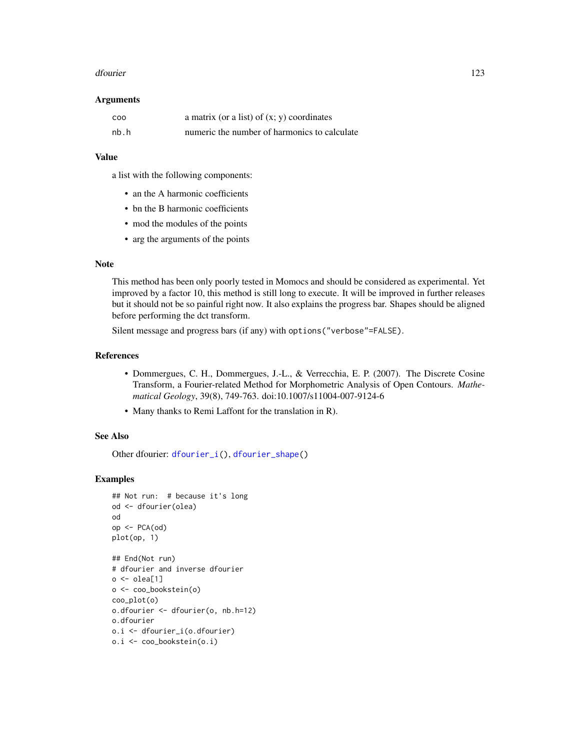## Arguments

| | |
|---|---|
| coo | a matrix (or a list) of (x; y) coordinates |
| nb.h | numeric the number of harmonics to calculate |

## Value

a list with the following components:

- an the A harmonic coefficients
- bn the B harmonic coefficients
- mod the modules of the points
- arg the arguments of the points

## Note

This method has been only poorly tested in Momocs and should be considered as experimental. Yet improved by a factor 10, this method is still long to execute. It will be improved in further releases but it should not be so painful right now. It also explains the progress bar. Shapes should be aligned before performing the dct transform.

Silent message and progress bars (if any) with `options("verbose"=FALSE)`.

## References

- Dommergues, C. H., Dommergues, J.-L., & Verrecchia, E. P. (2007). The Discrete Cosine Transform, a Fourier-related Method for Morphometric Analysis of Open Contours. *Mathematical Geology*, 39(8), 749-763. doi:10.1007/s11004-007-9124-6
- Many thanks to Remi Laffont for the translation in R).

## See Also

Other dfourier: `dfourier_i()`, `dfourier_shape()`

## Examples

```
## Not run:  # because it's long
od <- dfourier(olea)
od
op <- PCA(od)
plot(op, 1)

## End(Not run)
# dfourier and inverse dfourier
o <- olea[1]
o <- coo_bookstein(o)
coo_plot(o)
o.dfourier <- dfourier(o, nb.h=12)
o.dfourier
o.i <- dfourier_i(o.dfourier)
o.i <- coo_bookstein(o.i)
```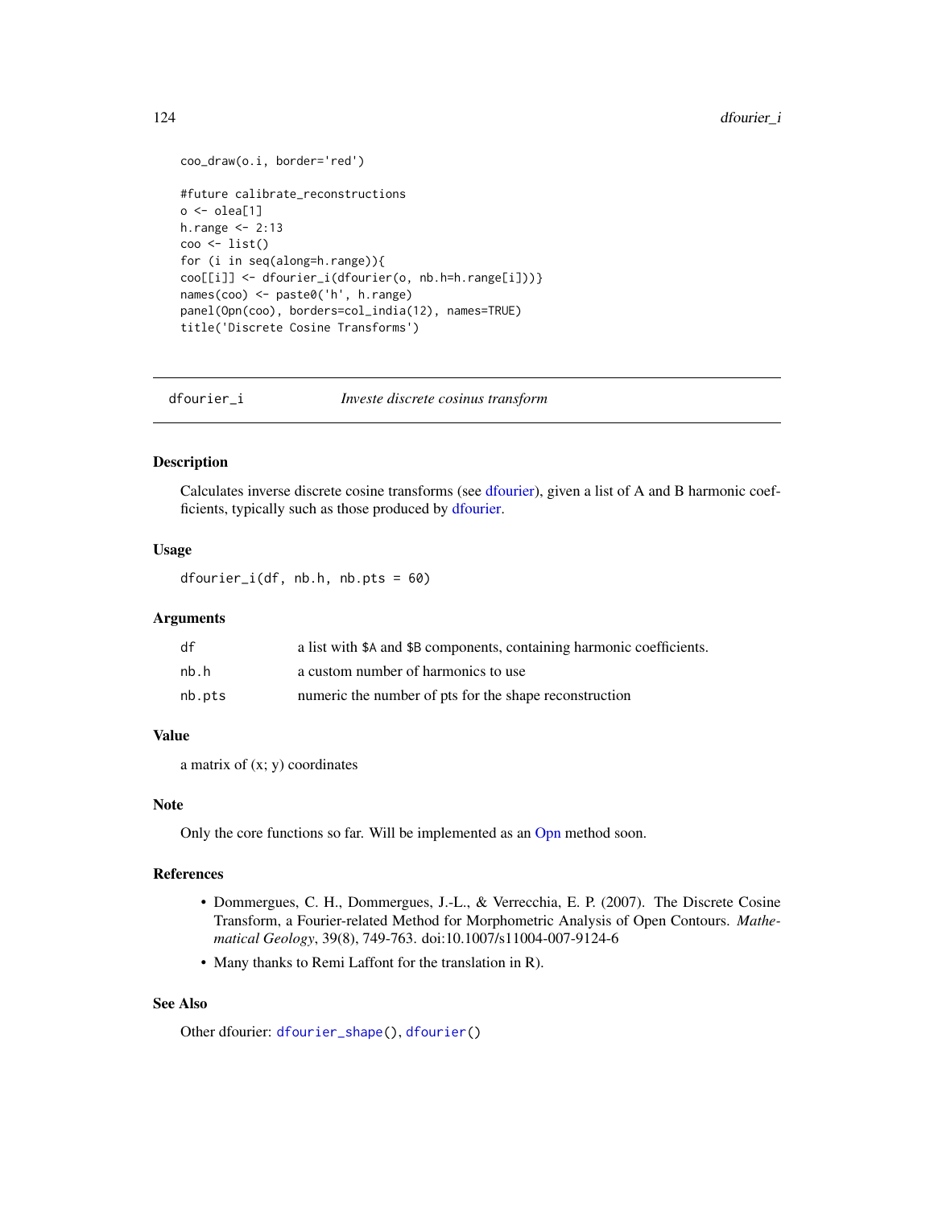```
coo_draw(o.i, border='red')

#future calibrate_reconstructions
o <- olea[1]
h.range <- 2:13
coo <- list()
for (i in seq(along=h.range)){
coo[[i]] <- dfourier_i(dfourier(o, nb.h=h.range[i]))}
names(coo) <- paste0('h', h.range)
panel(Opn(coo), borders=col_india(12), names=TRUE)
title('Discrete Cosine Transforms')
```

## dfourier_i — *Investe discrete cosinus transform*

### Description

Calculates inverse discrete cosine transforms (see dfourier), given a list of A and B harmonic coefficients, typically such as those produced by dfourier.

### Usage

```
dfourier_i(df, nb.h, nb.pts = 60)
```

### Arguments

| | |
|---|---|
| df | a list with $A and $B components, containing harmonic coefficients. |
| nb.h | a custom number of harmonics to use |
| nb.pts | numeric the number of pts for the shape reconstruction |

### Value

a matrix of (x; y) coordinates

### Note

Only the core functions so far. Will be implemented as an Opn method soon.

### References

- Dommergues, C. H., Dommergues, J.-L., & Verrecchia, E. P. (2007). The Discrete Cosine Transform, a Fourier-related Method for Morphometric Analysis of Open Contours. *Mathematical Geology*, 39(8), 749-763. doi:10.1007/s11004-007-9124-6
- Many thanks to Remi Laffont for the translation in R).

### See Also

Other dfourier: `dfourier_shape()`, `dfourier()`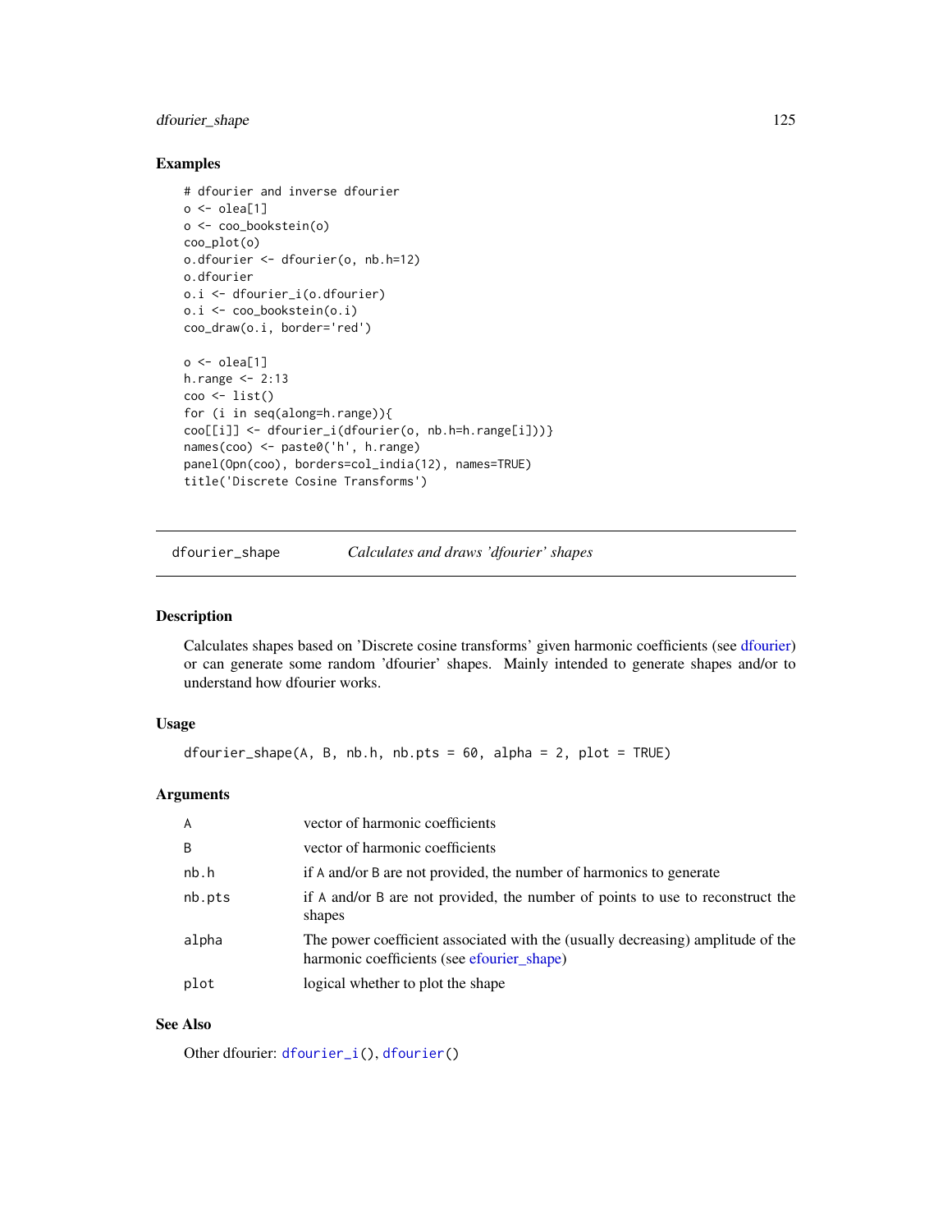### Examples

```
# dfourier and inverse dfourier
o <- olea[1]
o <- coo_bookstein(o)
coo_plot(o)
o.dfourier <- dfourier(o, nb.h=12)
o.dfourier
o.i <- dfourier_i(o.dfourier)
o.i <- coo_bookstein(o.i)
coo_draw(o.i, border='red')

o <- olea[1]
h.range <- 2:13
coo <- list()
for (i in seq(along=h.range)){
coo[[i]] <- dfourier_i(dfourier(o, nb.h=h.range[i]))}
names(coo) <- paste0('h', h.range)
panel(Opn(coo), borders=col_india(12), names=TRUE)
title('Discrete Cosine Transforms')
```

---

## dfourier_shape *Calculates and draws 'dfourier' shapes*

### Description

Calculates shapes based on 'Discrete cosine transforms' given harmonic coefficients (see dfourier) or can generate some random 'dfourier' shapes. Mainly intended to generate shapes and/or to understand how dfourier works.

### Usage

```
dfourier_shape(A, B, nb.h, nb.pts = 60, alpha = 2, plot = TRUE)
```

### Arguments

| | |
|---|---|
| A | vector of harmonic coefficients |
| B | vector of harmonic coefficients |
| nb.h | if A and/or B are not provided, the number of harmonics to generate |
| nb.pts | if A and/or B are not provided, the number of points to use to reconstruct the shapes |
| alpha | The power coefficient associated with the (usually decreasing) amplitude of the harmonic coefficients (see efourier_shape) |
| plot | logical whether to plot the shape |

### See Also

Other dfourier: `dfourier_i()`, `dfourier()`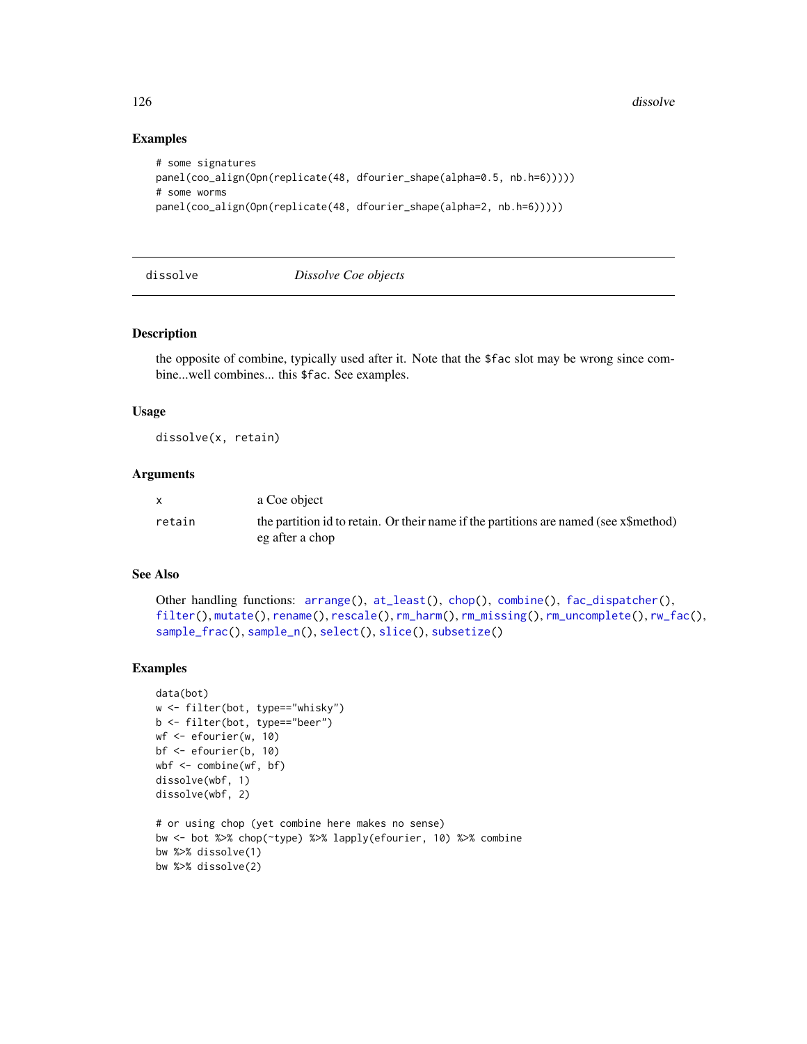## Examples

```
# some signatures
panel(coo_align(Opn(replicate(48, dfourier_shape(alpha=0.5, nb.h=6)))))
# some worms
panel(coo_align(Opn(replicate(48, dfourier_shape(alpha=2, nb.h=6)))))
```

---

# dissolve — *Dissolve Coe objects*

---

## Description

the opposite of combine, typically used after it. Note that the $fac slot may be wrong since combine...well combines... this $fac. See examples.

## Usage

```
dissolve(x, retain)
```

## Arguments

| | |
|---|---|
| x | a Coe object |
| retain | the partition id to retain. Or their name if the partitions are named (see x$method) eg after a chop |

## See Also

Other handling functions: arrange(), at_least(), chop(), combine(), fac_dispatcher(), filter(), mutate(), rename(), rescale(), rm_harm(), rm_missing(), rm_uncomplete(), rw_fac(), sample_frac(), sample_n(), select(), slice(), subsetize()

## Examples

```
data(bot)
w <- filter(bot, type=="whisky")
b <- filter(bot, type=="beer")
wf <- efourier(w, 10)
bf <- efourier(b, 10)
wbf <- combine(wf, bf)
dissolve(wbf, 1)
dissolve(wbf, 2)

# or using chop (yet combine here makes no sense)
bw <- bot %>% chop(~type) %>% lapply(efourier, 10) %>% combine
bw %>% dissolve(1)
bw %>% dissolve(2)
```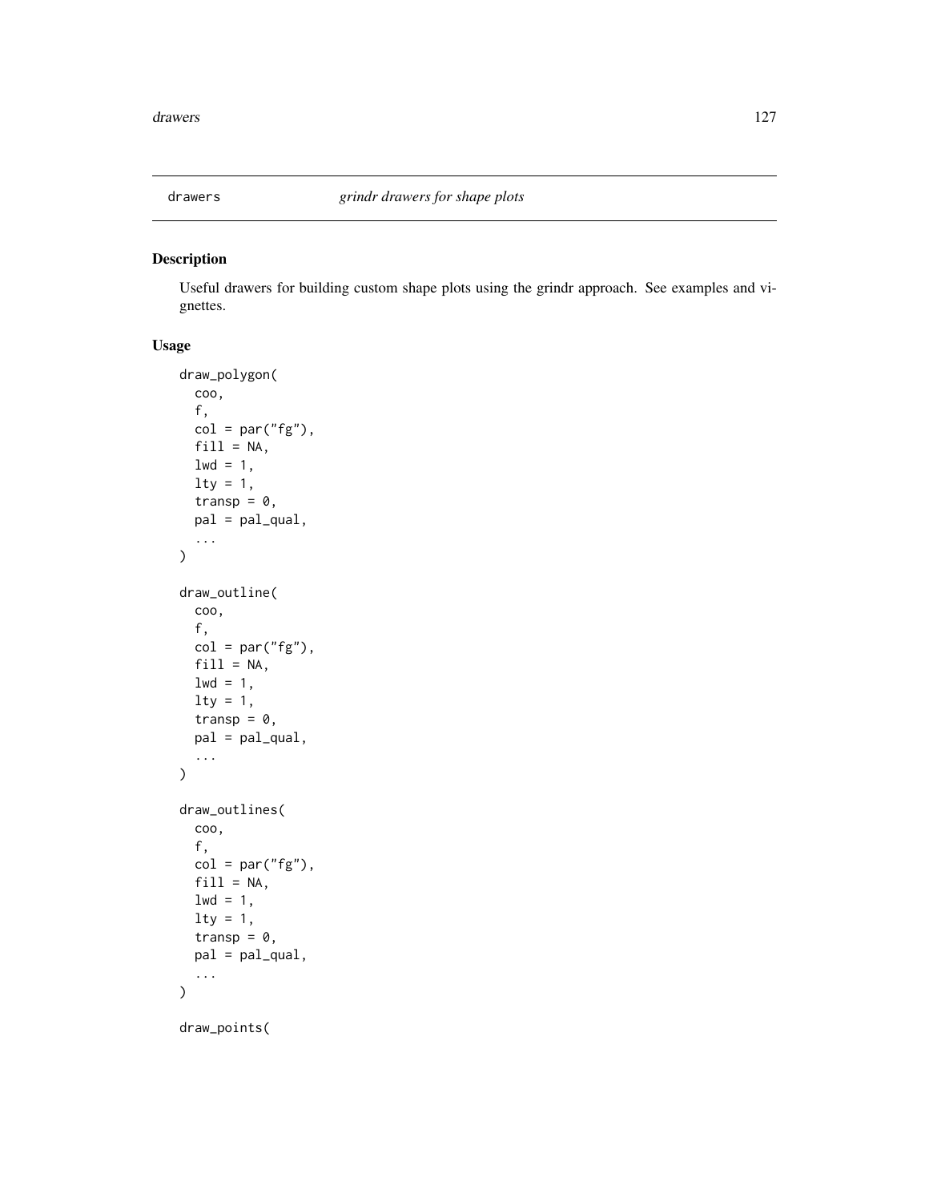# drawers — *grindr drawers for shape plots*

## Description

Useful drawers for building custom shape plots using the grindr approach. See examples and vignettes.

## Usage

```
draw_polygon(
  coo,
  f,
  col = par("fg"),
  fill = NA,
  lwd = 1,
  lty = 1,
  transp = 0,
  pal = pal_qual,
  ...
)

draw_outline(
  coo,
  f,
  col = par("fg"),
  fill = NA,
  lwd = 1,
  lty = 1,
  transp = 0,
  pal = pal_qual,
  ...
)

draw_outlines(
  coo,
  f,
  col = par("fg"),
  fill = NA,
  lwd = 1,
  lty = 1,
  transp = 0,
  pal = pal_qual,
  ...
)

draw_points(
```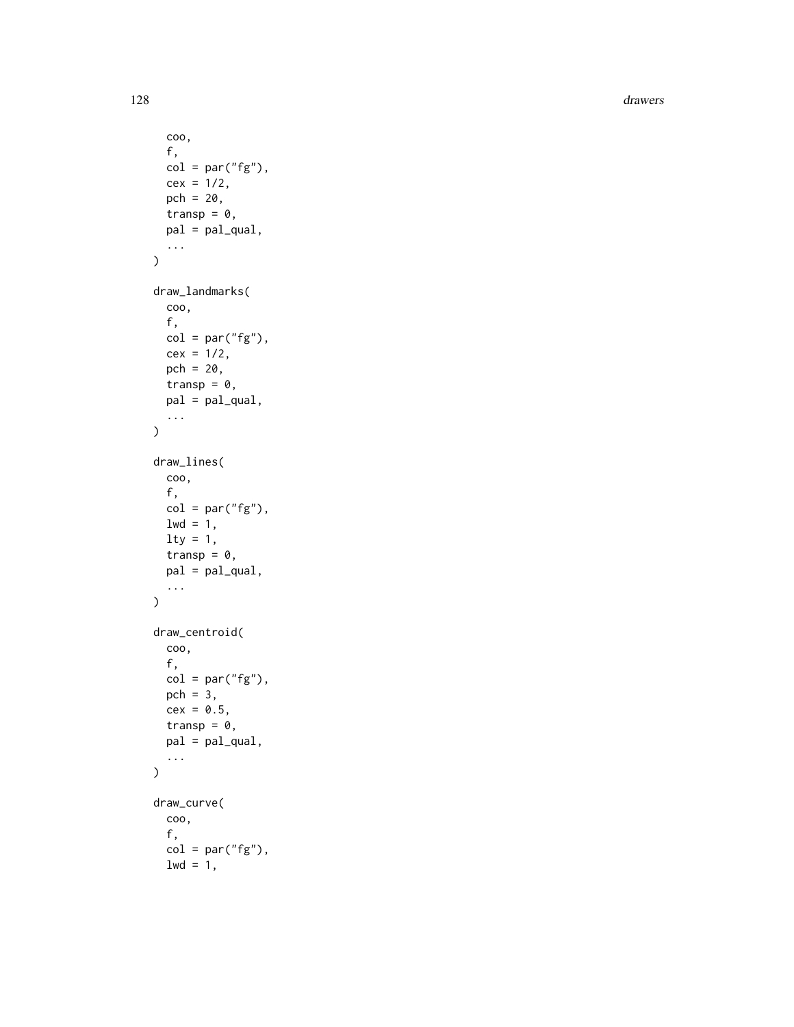```
  coo,
  f,
  col = par("fg"),
  cex = 1/2,
  pch = 20,
  transp = 0,
  pal = pal_qual,
  ...
)

draw_landmarks(
  coo,
  f,
  col = par("fg"),
  cex = 1/2,
  pch = 20,
  transp = 0,
  pal = pal_qual,
  ...
)

draw_lines(
  coo,
  f,
  col = par("fg"),
  lwd = 1,
  lty = 1,
  transp = 0,
  pal = pal_qual,
  ...
)

draw_centroid(
  coo,
  f,
  col = par("fg"),
  pch = 3,
  cex = 0.5,
  transp = 0,
  pal = pal_qual,
  ...
)

draw_curve(
  coo,
  f,
  col = par("fg"),
  lwd = 1,
```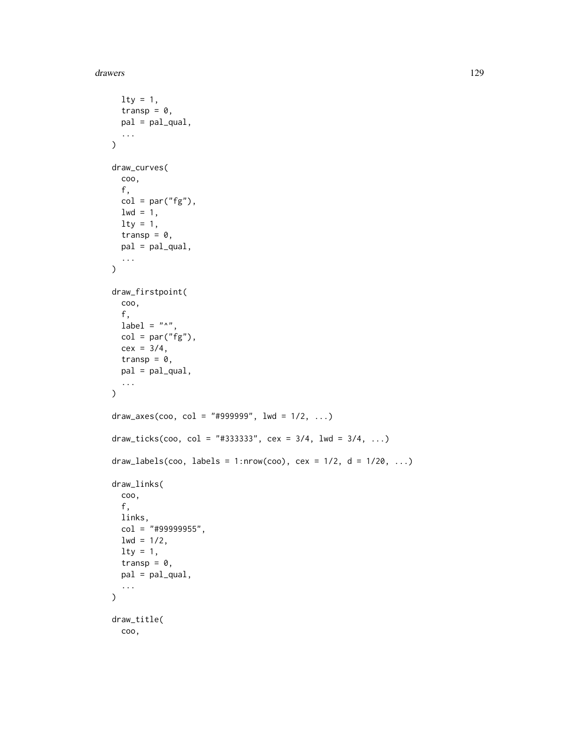```
  lty = 1,
  transp = 0,
  pal = pal_qual,
  ...
)

draw_curves(
  coo,
  f,
  col = par("fg"),
  lwd = 1,
  lty = 1,
  transp = 0,
  pal = pal_qual,
  ...
)

draw_firstpoint(
  coo,
  f,
  label = "^",
  col = par("fg"),
  cex = 3/4,
  transp = 0,
  pal = pal_qual,
  ...
)

draw_axes(coo, col = "#999999", lwd = 1/2, ...)

draw_ticks(coo, col = "#333333", cex = 3/4, lwd = 3/4, ...)

draw_labels(coo, labels = 1:nrow(coo), cex = 1/2, d = 1/20, ...)

draw_links(
  coo,
  f,
  links,
  col = "#99999955",
  lwd = 1/2,
  lty = 1,
  transp = 0,
  pal = pal_qual,
  ...
)

draw_title(
  coo,
```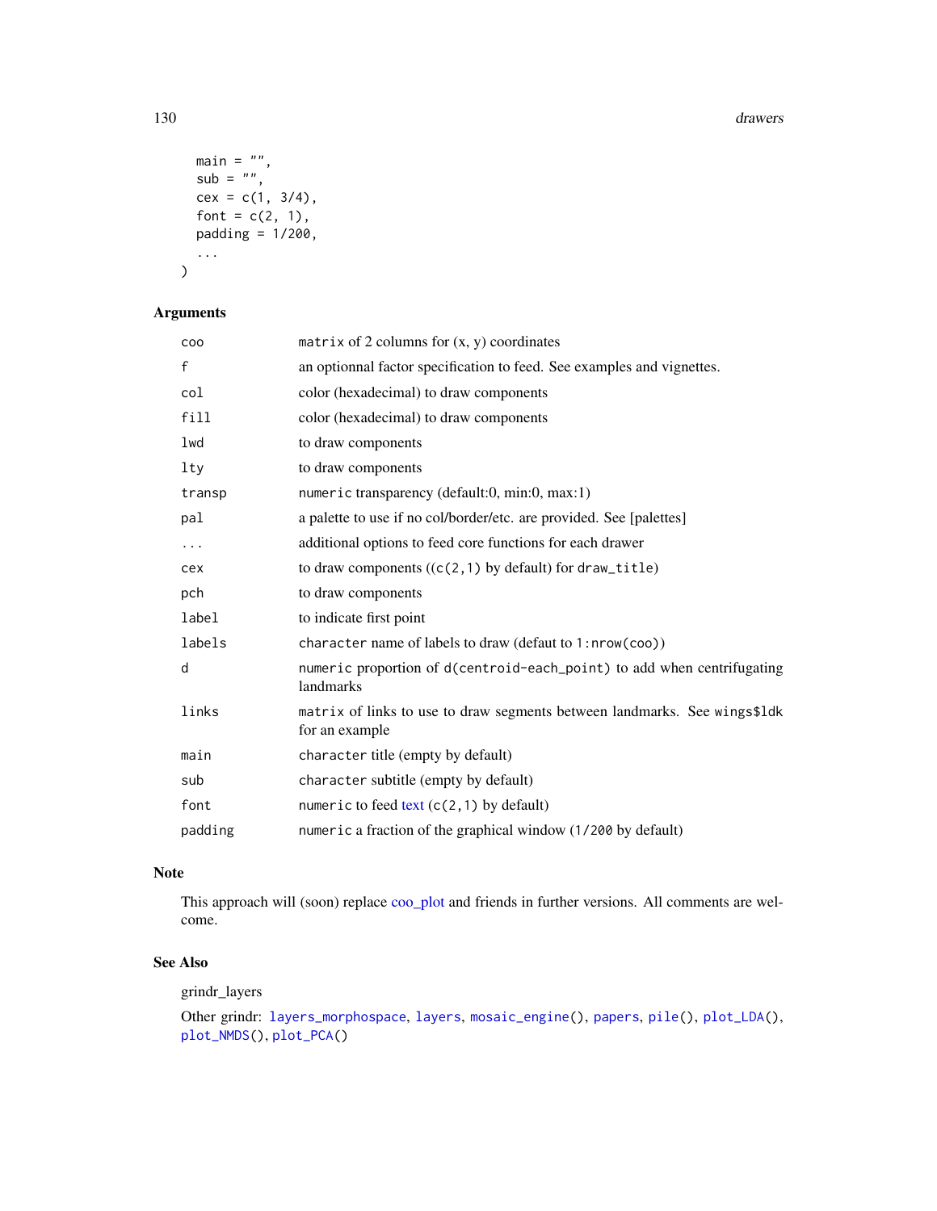```
  main = "",
  sub = "",
  cex = c(1, 3/4),
  font = c(2, 1),
  padding = 1/200,
  ...
)
```

## Arguments

| | |
|---|---|
| coo | matrix of 2 columns for (x, y) coordinates |
| f | an optionnal factor specification to feed. See examples and vignettes. |
| col | color (hexadecimal) to draw components |
| fill | color (hexadecimal) to draw components |
| lwd | to draw components |
| lty | to draw components |
| transp | numeric transparency (default:0, min:0, max:1) |
| pal | a palette to use if no col/border/etc. are provided. See [palettes] |
| ... | additional options to feed core functions for each drawer |
| cex | to draw components ((c(2,1) by default) for draw_title) |
| pch | to draw components |
| label | to indicate first point |
| labels | character name of labels to draw (defaut to 1:nrow(coo)) |
| d | numeric proportion of d(centroid-each_point) to add when centrifugating landmarks |
| links | matrix of links to use to draw segments between landmarks. See wings$ldk for an example |
| main | character title (empty by default) |
| sub | character subtitle (empty by default) |
| font | numeric to feed text (c(2,1) by default) |
| padding | numeric a fraction of the graphical window (1/200 by default) |

## Note

This approach will (soon) replace coo_plot and friends in further versions. All comments are welcome.

## See Also

grindr_layers

Other grindr: layers_morphospace, layers, mosaic_engine(), papers, pile(), plot_LDA(), plot_NMDS(), plot_PCA()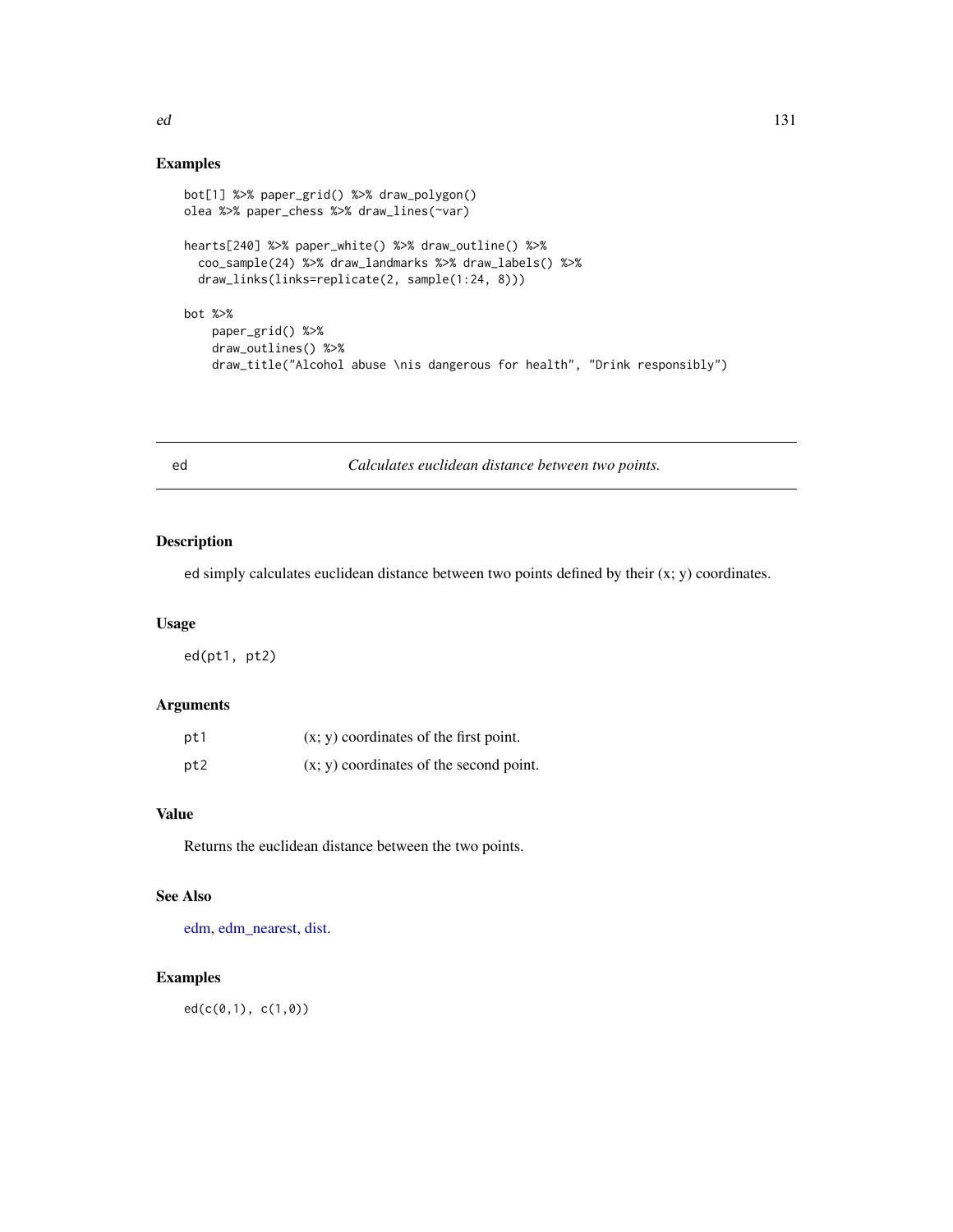## Examples

```
bot[1] %>% paper_grid() %>% draw_polygon()
olea %>% paper_chess %>% draw_lines(~var)

hearts[240] %>% paper_white() %>% draw_outline() %>%
  coo_sample(24) %>% draw_landmarks %>% draw_labels() %>%
  draw_links(links=replicate(2, sample(1:24, 8)))

bot %>%
    paper_grid() %>%
    draw_outlines() %>%
    draw_title("Alcohol abuse \nis dangerous for health", "Drink responsibly")
```

---

`ed` *Calculates euclidean distance between two points.*

---

## Description

`ed` simply calculates euclidean distance between two points defined by their (x; y) coordinates.

## Usage

```
ed(pt1, pt2)
```

## Arguments

| | |
|---|---|
| `pt1` | (x; y) coordinates of the first point. |
| `pt2` | (x; y) coordinates of the second point. |

## Value

Returns the euclidean distance between the two points.

## See Also

edm, edm_nearest, dist.

## Examples

```
ed(c(0,1), c(1,0))
```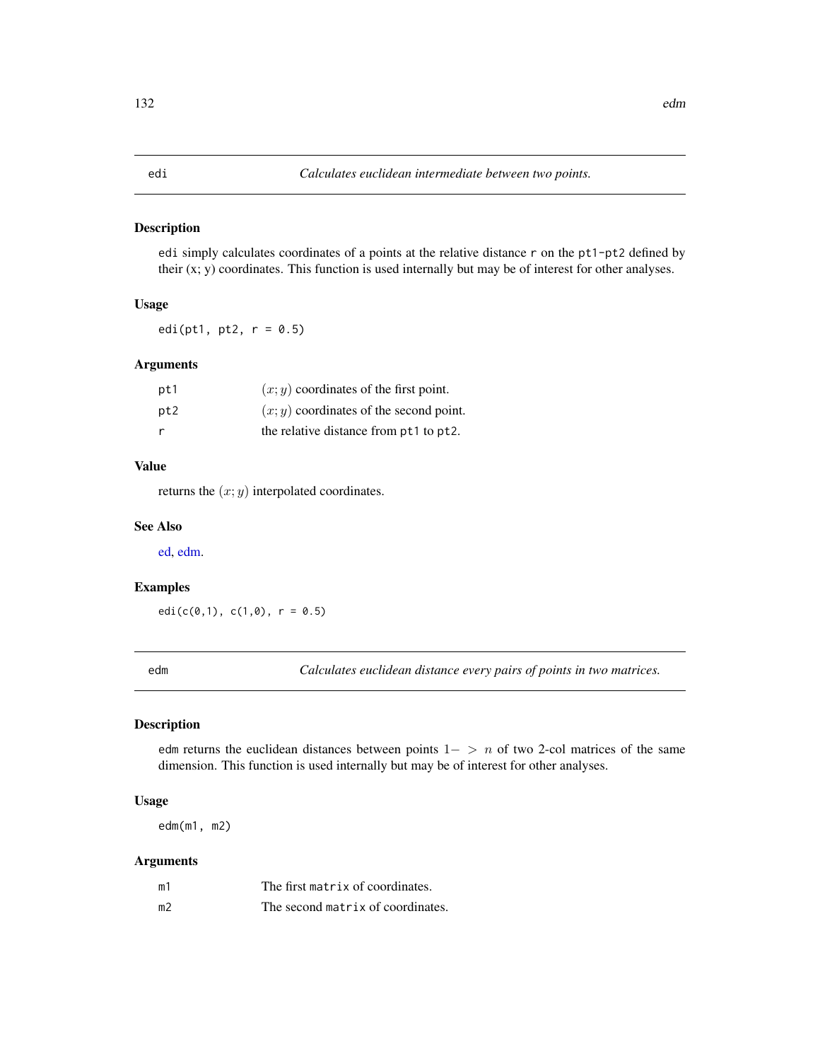## edi — *Calculates euclidean intermediate between two points.*

### Description

edi simply calculates coordinates of a points at the relative distance r on the pt1-pt2 defined by their (x; y) coordinates. This function is used internally but may be of interest for other analyses.

### Usage

```
edi(pt1, pt2, r = 0.5)
```

### Arguments

| | |
|---|---|
| pt1 | $(x; y)$ coordinates of the first point. |
| pt2 | $(x; y)$ coordinates of the second point. |
| r | the relative distance from pt1 to pt2. |

### Value

returns the $(x; y)$ interpolated coordinates.

### See Also

ed, edm.

### Examples

```
edi(c(0,1), c(1,0), r = 0.5)
```

## edm — *Calculates euclidean distance every pairs of points in two matrices.*

### Description

edm returns the euclidean distances between points $1- > n$ of two 2-col matrices of the same dimension. This function is used internally but may be of interest for other analyses.

### Usage

```
edm(m1, m2)
```

### Arguments

| | |
|---|---|
| m1 | The first matrix of coordinates. |
| m2 | The second matrix of coordinates. |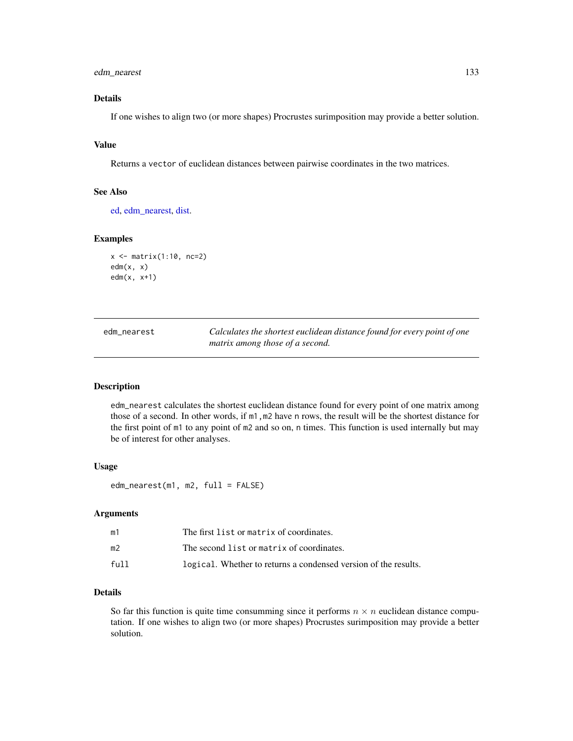### Details

If one wishes to align two (or more shapes) Procrustes surimposition may provide a better solution.

### Value

Returns a `vector` of euclidean distances between pairwise coordinates in the two matrices.

### See Also

ed, edm_nearest, dist.

### Examples

```
x <- matrix(1:10, nc=2)
edm(x, x)
edm(x, x+1)
```

---

## edm_nearest — *Calculates the shortest euclidean distance found for every point of one matrix among those of a second.*

---

### Description

`edm_nearest` calculates the shortest euclidean distance found for every point of one matrix among those of a second. In other words, if `m1,m2` have `n` rows, the result will be the shortest distance for the first point of `m1` to any point of `m2` and so on, `n` times. This function is used internally but may be of interest for other analyses.

### Usage

```
edm_nearest(m1, m2, full = FALSE)
```

### Arguments

| | |
|---|---|
| `m1` | The first `list` or `matrix` of coordinates. |
| `m2` | The second `list` or `matrix` of coordinates. |
| `full` | `logical`. Whether to returns a condensed version of the results. |

### Details

So far this function is quite time consumming since it performs $n \times n$ euclidean distance computation. If one wishes to align two (or more shapes) Procrustes surimposition may provide a better solution.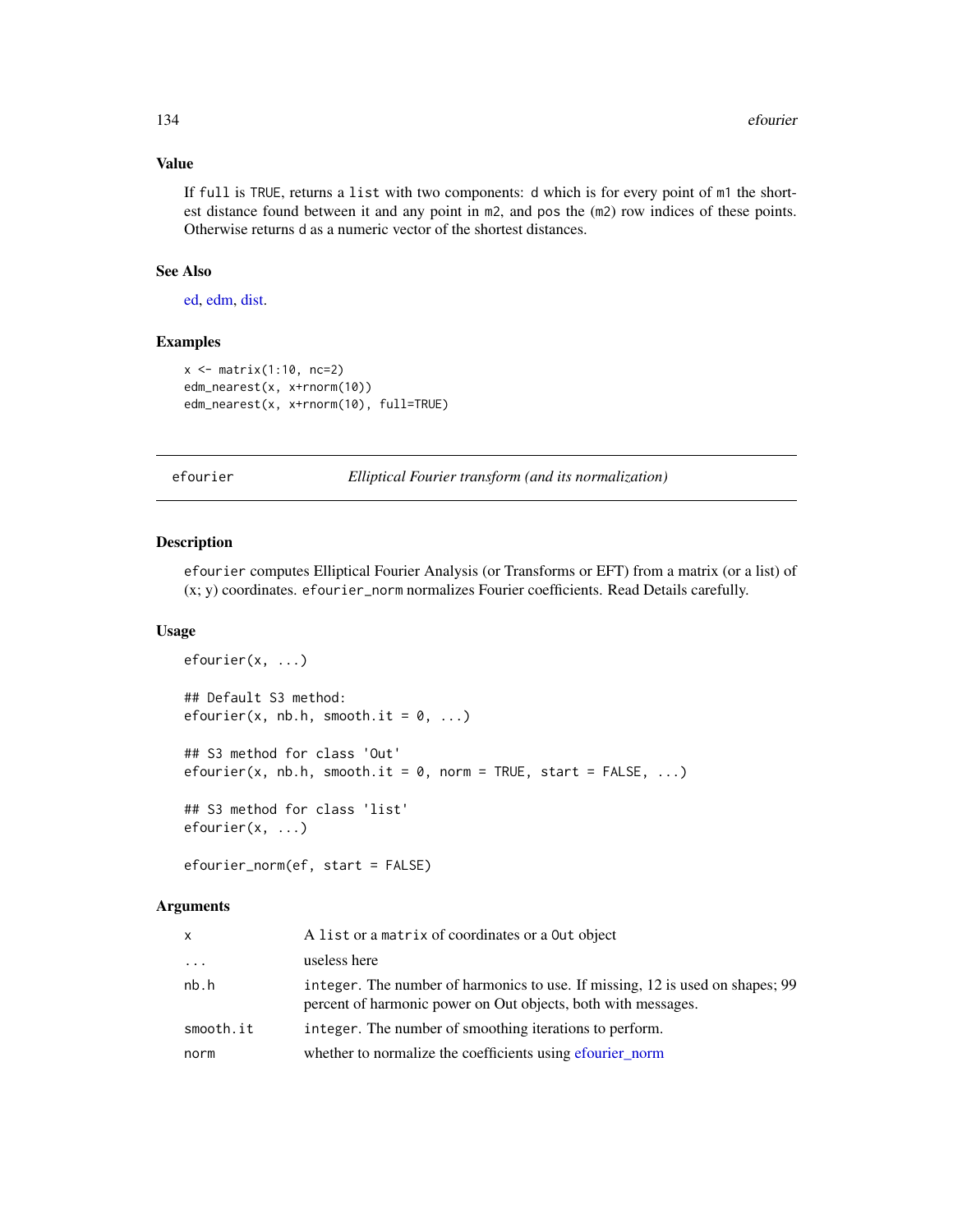## Value

If `full` is `TRUE`, returns a `list` with two components: `d` which is for every point of `m1` the shortest distance found between it and any point in `m2`, and `pos` the (`m2`) row indices of these points. Otherwise returns d as a numeric vector of the shortest distances.

## See Also

ed, edm, dist.

## Examples

```
x <- matrix(1:10, nc=2)
edm_nearest(x, x+rnorm(10))
edm_nearest(x, x+rnorm(10), full=TRUE)
```

---

# efourier — *Elliptical Fourier transform (and its normalization)*

## Description

`efourier` computes Elliptical Fourier Analysis (or Transforms or EFT) from a matrix (or a list) of (x; y) coordinates. `efourier_norm` normalizes Fourier coefficients. Read Details carefully.

## Usage

```
efourier(x, ...)

## Default S3 method:
efourier(x, nb.h, smooth.it = 0, ...)

## S3 method for class 'Out'
efourier(x, nb.h, smooth.it = 0, norm = TRUE, start = FALSE, ...)

## S3 method for class 'list'
efourier(x, ...)

efourier_norm(ef, start = FALSE)
```

## Arguments

| | |
|---|---|
| x | A `list` or a `matrix` of coordinates or a `Out` object |
| ... | useless here |
| nb.h | `integer`. The number of harmonics to use. If missing, 12 is used on shapes; 99 percent of harmonic power on Out objects, both with messages. |
| smooth.it | `integer`. The number of smoothing iterations to perform. |
| norm | whether to normalize the coefficients using efourier_norm |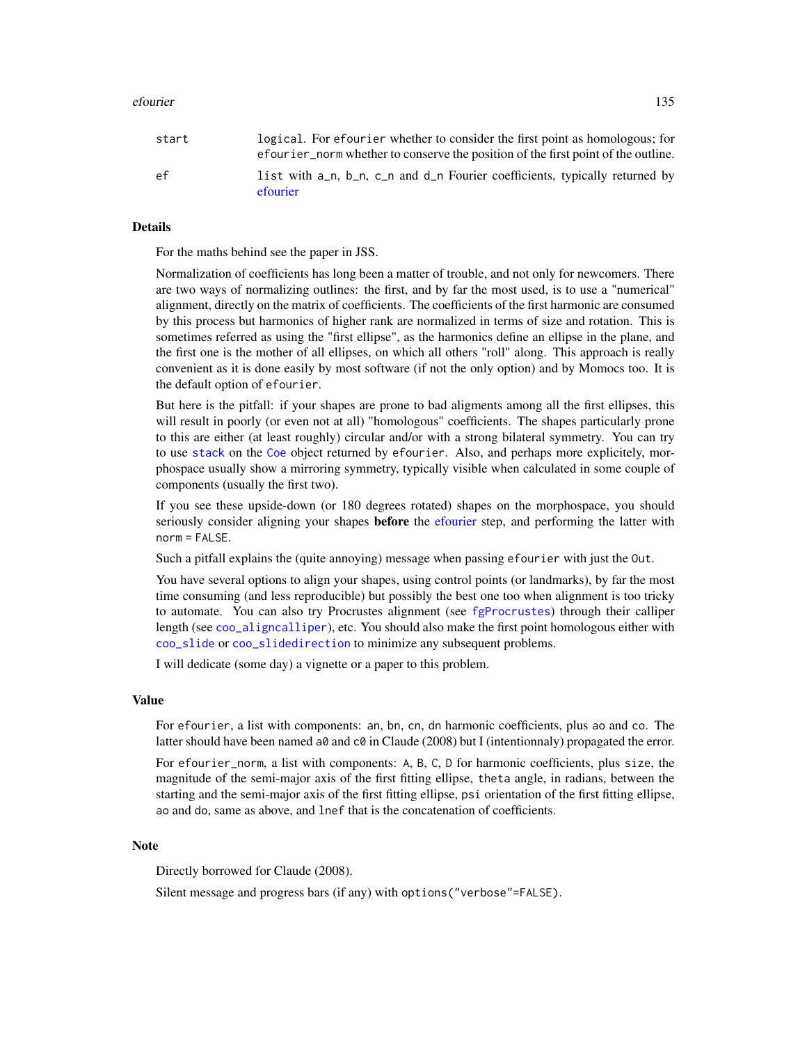| | |
|---|---|
| start | logical. For efourier whether to consider the first point as homologous; for efourier_norm whether to conserve the position of the first point of the outline. |
| ef | list with a_n, b_n, c_n and d_n Fourier coefficients, typically returned by efourier |

## Details

For the maths behind see the paper in JSS.

Normalization of coefficients has long been a matter of trouble, and not only for newcomers. There are two ways of normalizing outlines: the first, and by far the most used, is to use a "numerical" alignment, directly on the matrix of coefficients. The coefficients of the first harmonic are consumed by this process but harmonics of higher rank are normalized in terms of size and rotation. This is sometimes referred as using the "first ellipse", as the harmonics define an ellipse in the plane, and the first one is the mother of all ellipses, on which all others "roll" along. This approach is really convenient as it is done easily by most software (if not the only option) and by Momocs too. It is the default option of efourier.

But here is the pitfall: if your shapes are prone to bad aligments among all the first ellipses, this will result in poorly (or even not at all) "homologous" coefficients. The shapes particularly prone to this are either (at least roughly) circular and/or with a strong bilateral symmetry. You can try to use stack on the Coe object returned by efourier. Also, and perhaps more explicitely, morphospace usually show a mirroring symmetry, typically visible when calculated in some couple of components (usually the first two).

If you see these upside-down (or 180 degrees rotated) shapes on the morphospace, you should seriously consider aligning your shapes **before** the efourier step, and performing the latter with norm = FALSE.

Such a pitfall explains the (quite annoying) message when passing efourier with just the Out.

You have several options to align your shapes, using control points (or landmarks), by far the most time consuming (and less reproducible) but possibly the best one too when alignment is too tricky to automate. You can also try Procrustes alignment (see fgProcrustes) through their calliper length (see coo_aligncalliper), etc. You should also make the first point homologous either with coo_slide or coo_slidedirection to minimize any subsequent problems.

I will dedicate (some day) a vignette or a paper to this problem.

## Value

For efourier, a list with components: an, bn, cn, dn harmonic coefficients, plus ao and co. The latter should have been named a0 and c0 in Claude (2008) but I (intentionnaly) propagated the error.

For efourier_norm, a list with components: A, B, C, D for harmonic coefficients, plus size, the magnitude of the semi-major axis of the first fitting ellipse, theta angle, in radians, between the starting and the semi-major axis of the first fitting ellipse, psi orientation of the first fitting ellipse, ao and do, same as above, and lnef that is the concatenation of coefficients.

## Note

Directly borrowed for Claude (2008).

Silent message and progress bars (if any) with options("verbose"=FALSE).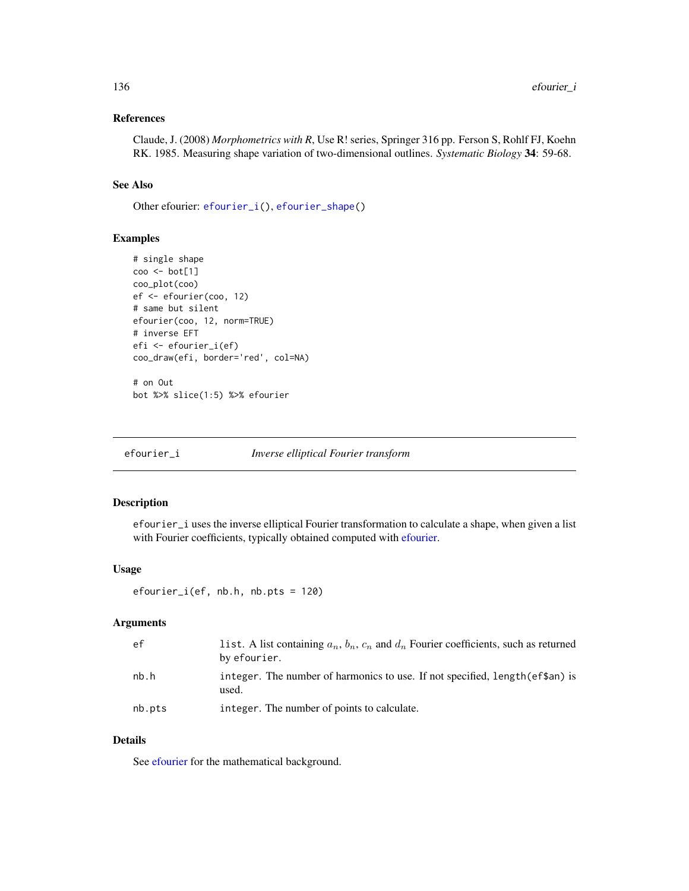### References

Claude, J. (2008) *Morphometrics with R*, Use R! series, Springer 316 pp. Ferson S, Rohlf FJ, Koehn RK. 1985. Measuring shape variation of two-dimensional outlines. *Systematic Biology* **34**: 59-68.

### See Also

Other efourier: efourier_i(), efourier_shape()

### Examples

```
# single shape
coo <- bot[1]
coo_plot(coo)
ef <- efourier(coo, 12)
# same but silent
efourier(coo, 12, norm=TRUE)
# inverse EFT
efi <- efourier_i(ef)
coo_draw(efi, border='red', col=NA)

# on Out
bot %>% slice(1:5) %>% efourier
```

---

## efourier_i    *Inverse elliptical Fourier transform*

### Description

efourier_i uses the inverse elliptical Fourier transformation to calculate a shape, when given a list with Fourier coefficients, typically obtained computed with efourier.

### Usage

```
efourier_i(ef, nb.h, nb.pts = 120)
```

### Arguments

| | |
|---|---|
| ef | list. A list containing $a_n$, $b_n$, $c_n$ and $d_n$ Fourier coefficients, such as returned by efourier. |
| nb.h | integer. The number of harmonics to use. If not specified, length(ef$an) is used. |
| nb.pts | integer. The number of points to calculate. |

### Details

See efourier for the mathematical background.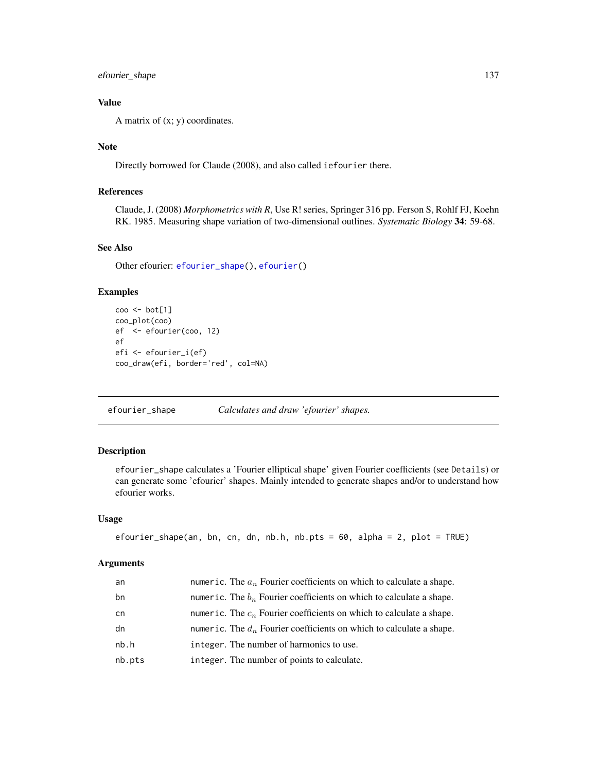## Value

A matrix of (x; y) coordinates.

## Note

Directly borrowed for Claude (2008), and also called `iefourier` there.

## References

Claude, J. (2008) *Morphometrics with R*, Use R! series, Springer 316 pp. Ferson S, Rohlf FJ, Koehn RK. 1985. Measuring shape variation of two-dimensional outlines. *Systematic Biology* **34**: 59-68.

## See Also

Other efourier: `efourier_shape()`, `efourier()`

## Examples

```
coo <- bot[1]
coo_plot(coo)
ef  <- efourier(coo, 12)
ef
efi <- efourier_i(ef)
coo_draw(efi, border='red', col=NA)
```

---

# efourier_shape — *Calculates and draw 'efourier' shapes.*

## Description

`efourier_shape` calculates a 'Fourier elliptical shape' given Fourier coefficients (see `Details`) or can generate some 'efourier' shapes. Mainly intended to generate shapes and/or to understand how efourier works.

## Usage

```
efourier_shape(an, bn, cn, dn, nb.h, nb.pts = 60, alpha = 2, plot = TRUE)
```

## Arguments

| | |
|---|---|
| an | `numeric`. The $a_n$ Fourier coefficients on which to calculate a shape. |
| bn | `numeric`. The $b_n$ Fourier coefficients on which to calculate a shape. |
| cn | `numeric`. The $c_n$ Fourier coefficients on which to calculate a shape. |
| dn | `numeric`. The $d_n$ Fourier coefficients on which to calculate a shape. |
| nb.h | `integer`. The number of harmonics to use. |
| nb.pts | `integer`. The number of points to calculate. |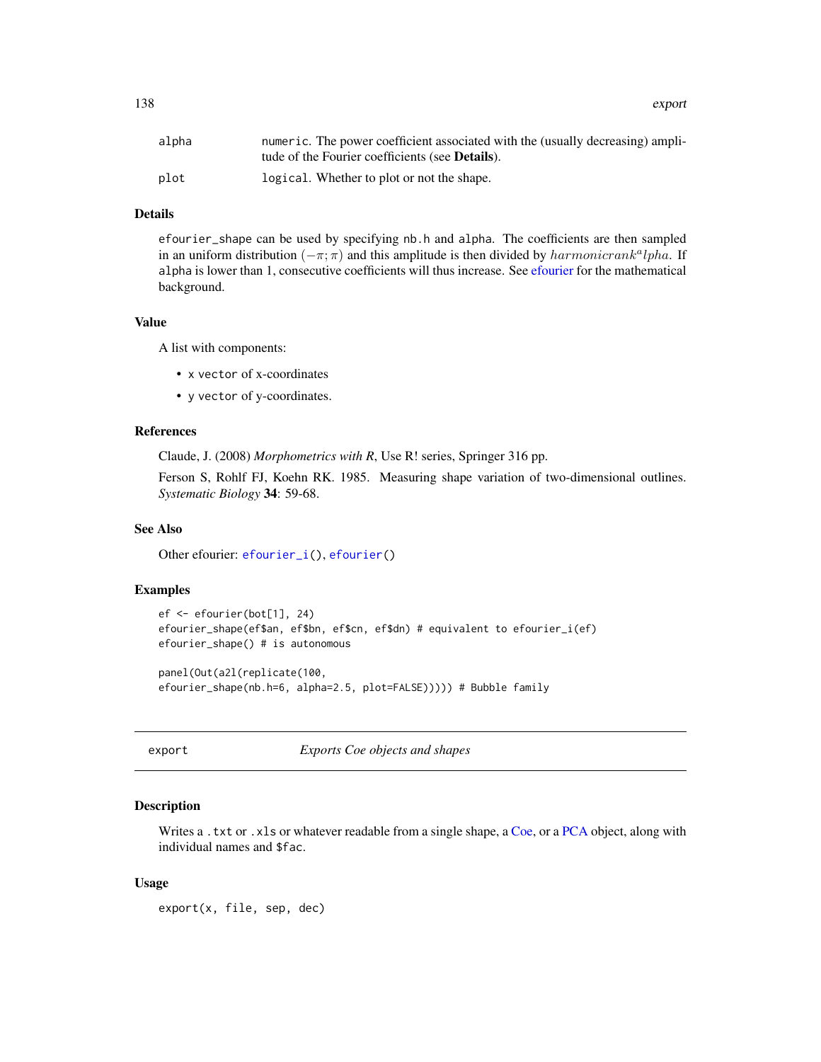| | |
|---|---|
| alpha | numeric. The power coefficient associated with the (usually decreasing) amplitude of the Fourier coefficients (see **Details**). |
| plot | logical. Whether to plot or not the shape. |

### Details

efourier_shape can be used by specifying nb.h and alpha. The coefficients are then sampled in an uniform distribution $(-\pi;\pi)$ and this amplitude is then divided by $harmonicrank^alpha$. If alpha is lower than 1, consecutive coefficients will thus increase. See efourier for the mathematical background.

### Value

A list with components:

- x vector of x-coordinates
- y vector of y-coordinates.

### References

Claude, J. (2008) *Morphometrics with R*, Use R! series, Springer 316 pp.

Ferson S, Rohlf FJ, Koehn RK. 1985. Measuring shape variation of two-dimensional outlines. *Systematic Biology* **34**: 59-68.

### See Also

Other efourier: efourier_i(), efourier()

### Examples

```
ef <- efourier(bot[1], 24)
efourier_shape(ef$an, ef$bn, ef$cn, ef$dn) # equivalent to efourier_i(ef)
efourier_shape() # is autonomous

panel(Out(a2l(replicate(100,
efourier_shape(nb.h=6, alpha=2.5, plot=FALSE))))) # Bubble family
```

---

## export — *Exports Coe objects and shapes*

### Description

Writes a .txt or .xls or whatever readable from a single shape, a Coe, or a PCA object, along with individual names and $fac.

### Usage

```
export(x, file, sep, dec)
```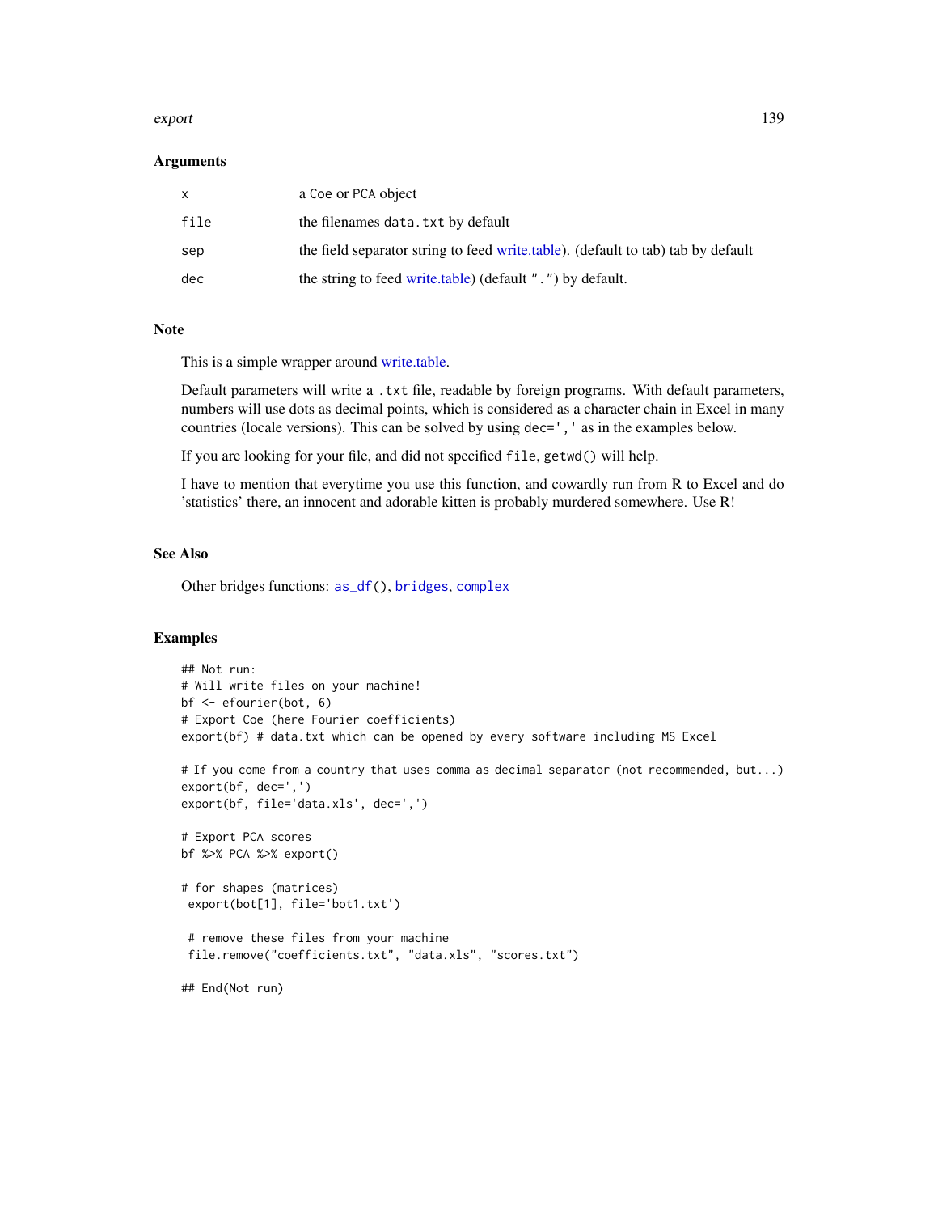## Arguments

| | |
|---|---|
| x | a Coe or PCA object |
| file | the filenames data.txt by default |
| sep | the field separator string to feed write.table). (default to tab) tab by default |
| dec | the string to feed write.table) (default ".") by default. |

## Note

This is a simple wrapper around write.table.

Default parameters will write a .txt file, readable by foreign programs. With default parameters, numbers will use dots as decimal points, which is considered as a character chain in Excel in many countries (locale versions). This can be solved by using dec=',' as in the examples below.

If you are looking for your file, and did not specified file, getwd() will help.

I have to mention that everytime you use this function, and cowardly run from R to Excel and do 'statistics' there, an innocent and adorable kitten is probably murdered somewhere. Use R!

## See Also

Other bridges functions: as_df(), bridges, complex

## Examples

```
## Not run:
# Will write files on your machine!
bf <- efourier(bot, 6)
# Export Coe (here Fourier coefficients)
export(bf) # data.txt which can be opened by every software including MS Excel

# If you come from a country that uses comma as decimal separator (not recommended, but...)
export(bf, dec=',')
export(bf, file='data.xls', dec=',')

# Export PCA scores
bf %>% PCA %>% export()

# for shapes (matrices)
 export(bot[1], file='bot1.txt')

 # remove these files from your machine
 file.remove("coefficients.txt", "data.xls", "scores.txt")

## End(Not run)
```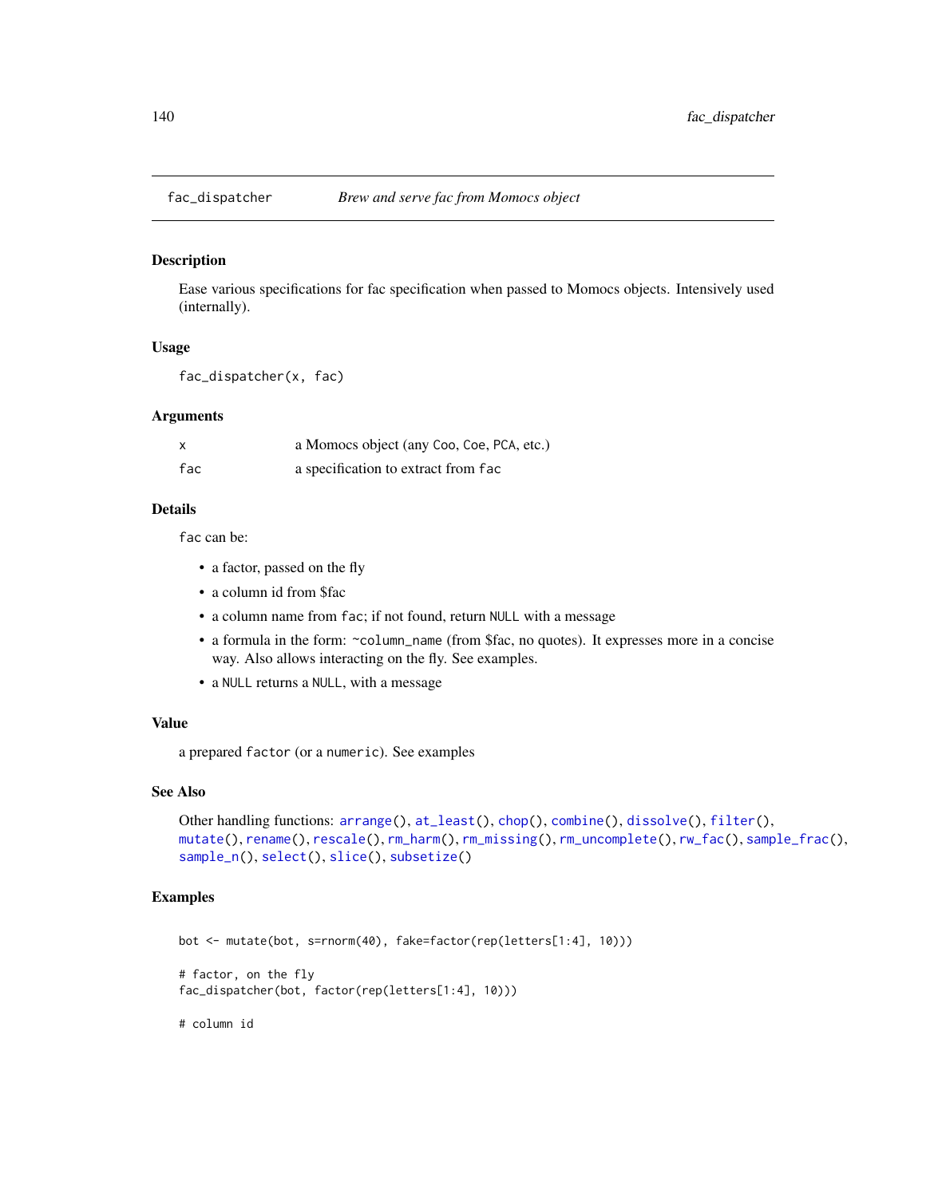# fac_dispatcher — *Brew and serve fac from Momocs object*

## Description

Ease various specifications for fac specification when passed to Momocs objects. Intensively used (internally).

## Usage

```
fac_dispatcher(x, fac)
```

## Arguments

| | |
|---|---|
| x | a Momocs object (any Coo, Coe, PCA, etc.) |
| fac | a specification to extract from fac |

## Details

fac can be:

- a factor, passed on the fly
- a column id from $fac
- a column name from fac; if not found, return NULL with a message
- a formula in the form: ~column_name (from $fac, no quotes). It expresses more in a concise way. Also allows interacting on the fly. See examples.
- a NULL returns a NULL, with a message

## Value

a prepared factor (or a numeric). See examples

## See Also

Other handling functions: arrange(), at_least(), chop(), combine(), dissolve(), filter(), mutate(), rename(), rescale(), rm_harm(), rm_missing(), rm_uncomplete(), rw_fac(), sample_frac(), sample_n(), select(), slice(), subsetize()

## Examples

```
bot <- mutate(bot, s=rnorm(40), fake=factor(rep(letters[1:4], 10)))

# factor, on the fly
fac_dispatcher(bot, factor(rep(letters[1:4], 10)))

# column id
```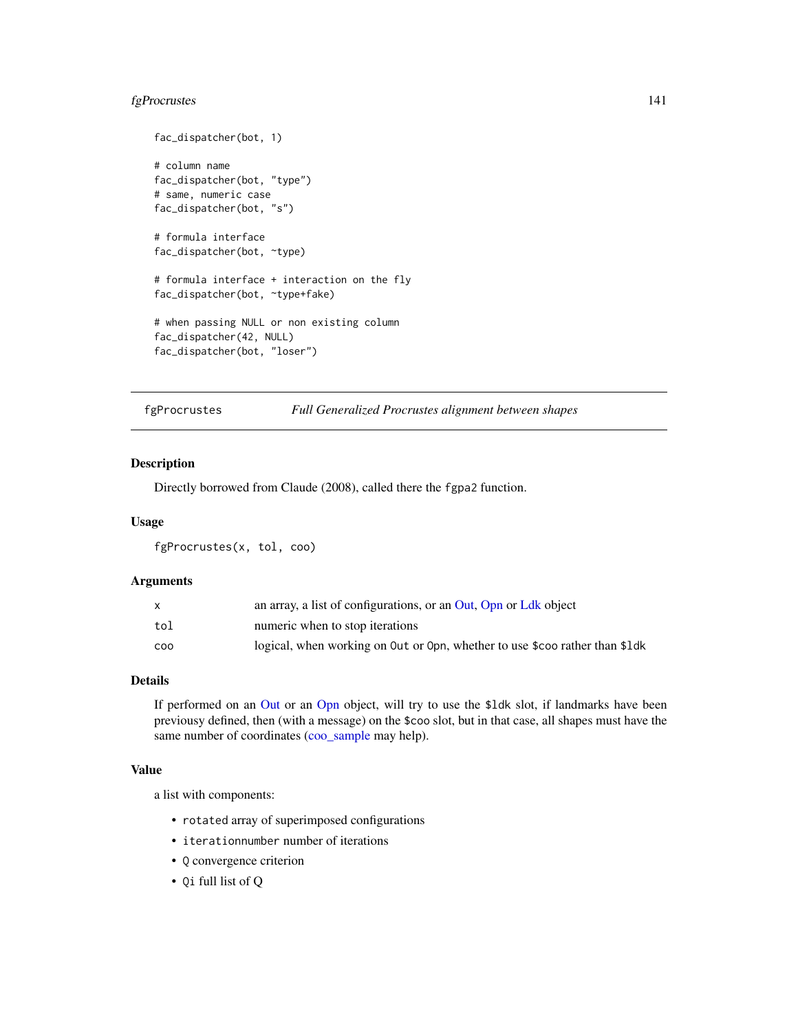```
fac_dispatcher(bot, 1)

# column name
fac_dispatcher(bot, "type")
# same, numeric case
fac_dispatcher(bot, "s")

# formula interface
fac_dispatcher(bot, ~type)

# formula interface + interaction on the fly
fac_dispatcher(bot, ~type+fake)

# when passing NULL or non existing column
fac_dispatcher(42, NULL)
fac_dispatcher(bot, "loser")
```

## fgProcrustes — *Full Generalized Procrustes alignment between shapes*

### Description

Directly borrowed from Claude (2008), called there the `fgpa2` function.

### Usage

```
fgProcrustes(x, tol, coo)
```

### Arguments

| | |
|---|---|
| `x` | an array, a list of configurations, or an Out, Opn or Ldk object |
| `tol` | numeric when to stop iterations |
| `coo` | logical, when working on `Out` or `Opn`, whether to use `$coo` rather than `$ldk` |

### Details

If performed on an Out or an Opn object, will try to use the `$ldk` slot, if landmarks have been previousy defined, then (with a message) on the `$coo` slot, but in that case, all shapes must have the same number of coordinates (coo_sample may help).

### Value

a list with components:

- `rotated` array of superimposed configurations
- `iterationnumber` number of iterations
- `Q` convergence criterion
- `Qi` full list of Q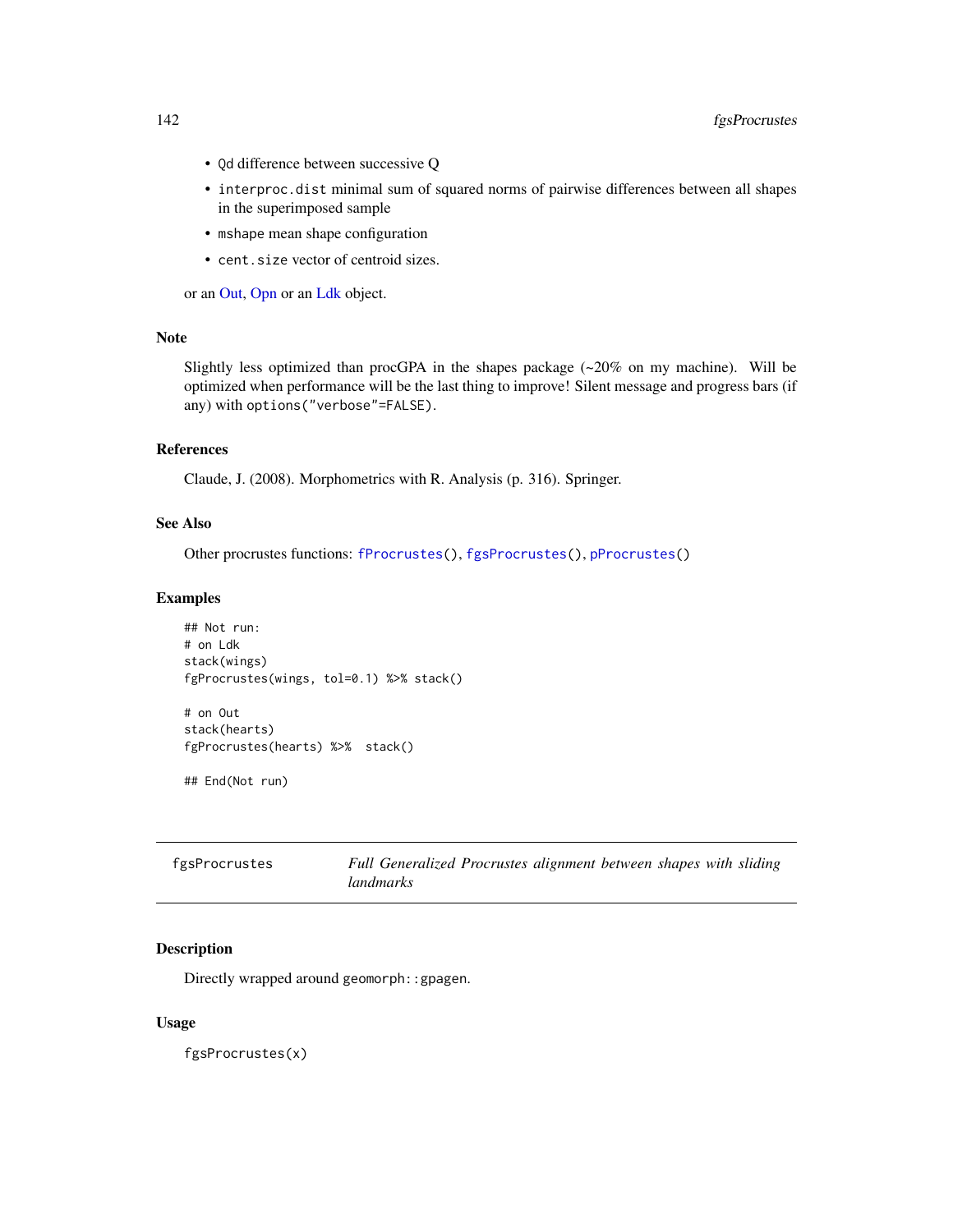- `Qd` difference between successive Q
- `interproc.dist` minimal sum of squared norms of pairwise differences between all shapes in the superimposed sample
- `mshape` mean shape configuration
- `cent.size` vector of centroid sizes.

or an Out, Opn or an Ldk object.

### Note

Slightly less optimized than procGPA in the shapes package (~20% on my machine). Will be optimized when performance will be the last thing to improve! Silent message and progress bars (if any) with `options("verbose"=FALSE)`.

### References

Claude, J. (2008). Morphometrics with R. Analysis (p. 316). Springer.

### See Also

Other procrustes functions: `fProcrustes()`, `fgsProcrustes()`, `pProcrustes()`

### Examples

```
## Not run:
# on Ldk
stack(wings)
fgProcrustes(wings, tol=0.1) %>% stack()

# on Out
stack(hearts)
fgProcrustes(hearts) %>%  stack()

## End(Not run)
```

---

## fgsProcrustes — *Full Generalized Procrustes alignment between shapes with sliding landmarks*

### Description

Directly wrapped around `geomorph::gpagen`.

### Usage

```
fgsProcrustes(x)
```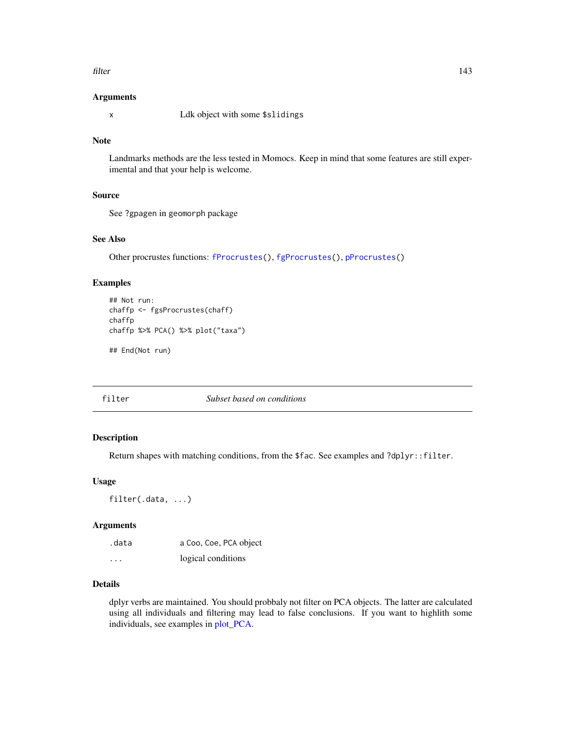### Arguments

| | |
|---|---|
| x | Ldk object with some `$slidings` |

### Note

Landmarks methods are the less tested in Momocs. Keep in mind that some features are still experimental and that your help is welcome.

### Source

See `?gpagen` in `geomorph` package

### See Also

Other procrustes functions: `fProcrustes()`, `fgProcrustes()`, `pProcrustes()`

### Examples

```
## Not run:
chaffp <- fgsProcrustes(chaff)
chaffp
chaffp %>% PCA() %>% plot("taxa")

## End(Not run)
```

---

## filter — *Subset based on conditions*

---

### Description

Return shapes with matching conditions, from the `$fac`. See examples and `?dplyr::filter`.

### Usage

```
filter(.data, ...)
```

### Arguments

| | |
|---|---|
| .data | a `Coo`, `Coe`, `PCA` object |
| ... | logical conditions |

### Details

dplyr verbs are maintained. You should probbaly not filter on PCA objects. The latter are calculated using all individuals and filtering may lead to false conclusions. If you want to highlith some individuals, see examples in plot_PCA.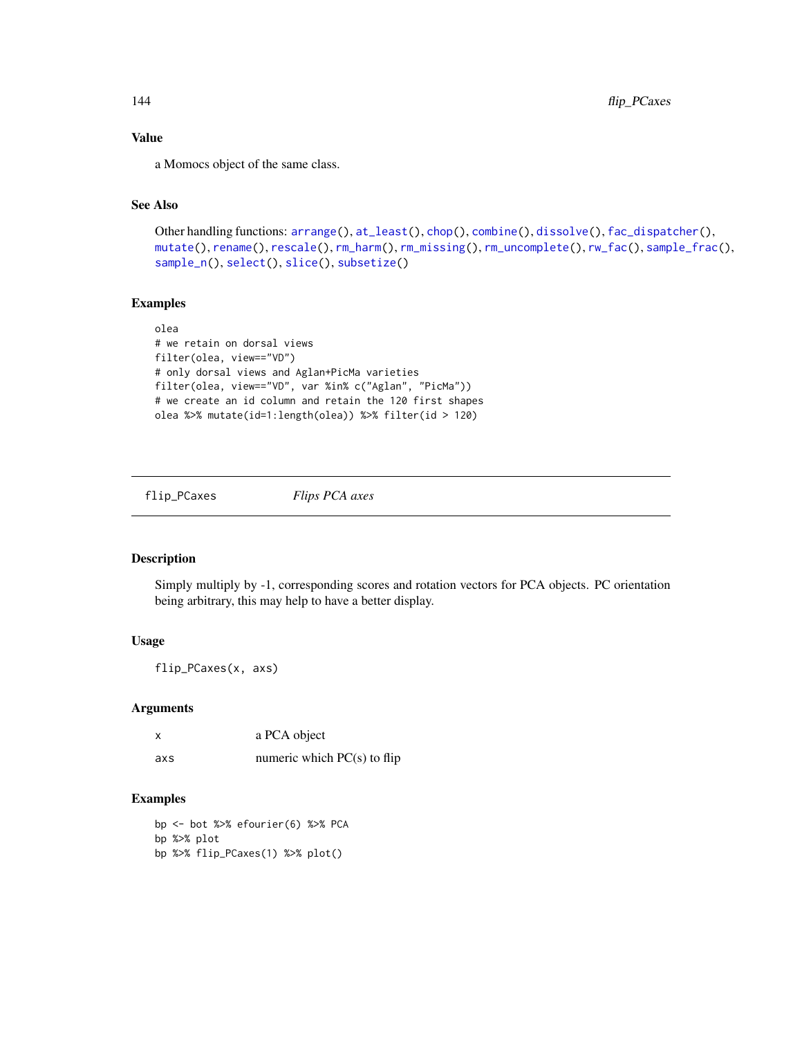### Value

a Momocs object of the same class.

### See Also

Other handling functions: arrange(), at_least(), chop(), combine(), dissolve(), fac_dispatcher(), mutate(), rename(), rescale(), rm_harm(), rm_missing(), rm_uncomplete(), rw_fac(), sample_frac(), sample_n(), select(), slice(), subsetize()

### Examples

```
olea
# we retain on dorsal views
filter(olea, view=="VD")
# only dorsal views and Aglan+PicMa varieties
filter(olea, view=="VD", var %in% c("Aglan", "PicMa"))
# we create an id column and retain the 120 first shapes
olea %>% mutate(id=1:length(olea)) %>% filter(id > 120)
```

---

## flip_PCaxes *Flips PCA axes*

---

### Description

Simply multiply by -1, corresponding scores and rotation vectors for PCA objects. PC orientation being arbitrary, this may help to have a better display.

### Usage

```
flip_PCaxes(x, axs)
```

### Arguments

| | |
|---|---|
| x | a PCA object |
| axs | numeric which PC(s) to flip |

### Examples

```
bp <- bot %>% efourier(6) %>% PCA
bp %>% plot
bp %>% flip_PCaxes(1) %>% plot()
```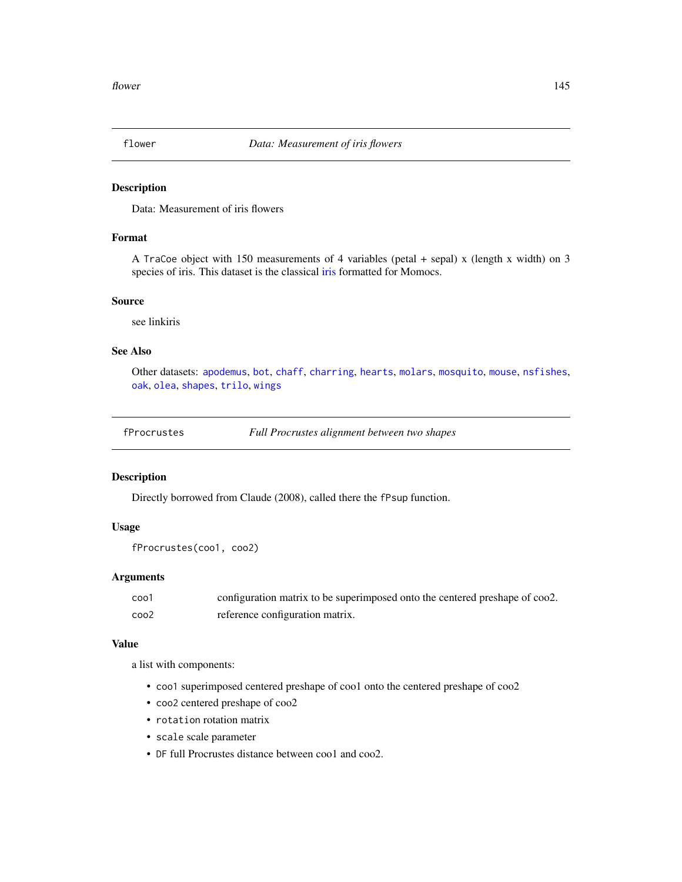## flower — *Data: Measurement of iris flowers*

### Description

Data: Measurement of iris flowers

### Format

A `TraCoe` object with 150 measurements of 4 variables (petal + sepal) x (length x width) on 3 species of iris. This dataset is the classical iris formatted for Momocs.

### Source

see linkiris

### See Also

Other datasets: `apodemus`, `bot`, `chaff`, `charring`, `hearts`, `molars`, `mosquito`, `mouse`, `nsfishes`, `oak`, `olea`, `shapes`, `trilo`, `wings`

## fProcrustes — *Full Procrustes alignment between two shapes*

### Description

Directly borrowed from Claude (2008), called there the `fPsup` function.

### Usage

```
fProcrustes(coo1, coo2)
```

### Arguments

| | |
|---|---|
| `coo1` | configuration matrix to be superimposed onto the centered preshape of coo2. |
| `coo2` | reference configuration matrix. |

### Value

a list with components:

- `coo1` superimposed centered preshape of coo1 onto the centered preshape of coo2
- `coo2` centered preshape of coo2
- `rotation` rotation matrix
- `scale` scale parameter
- `DF` full Procrustes distance between coo1 and coo2.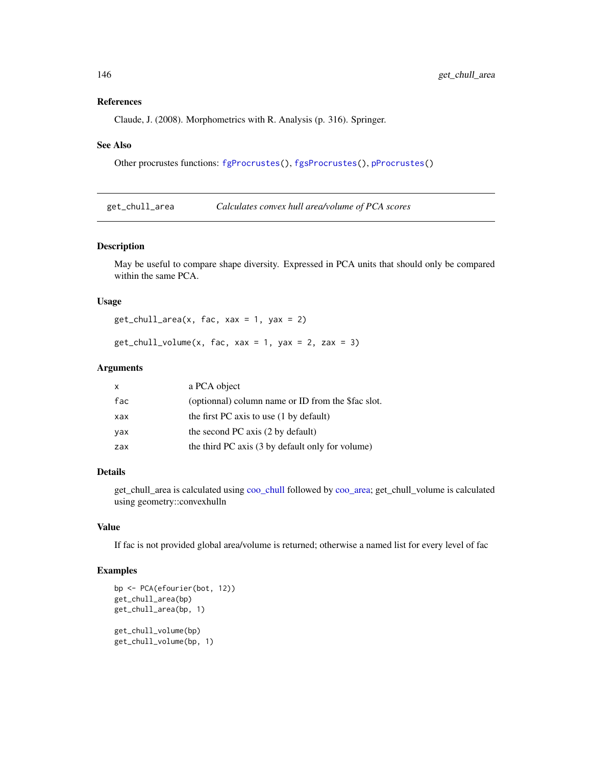### References

Claude, J. (2008). Morphometrics with R. Analysis (p. 316). Springer.

### See Also

Other procrustes functions: `fgProcrustes()`, `fgsProcrustes()`, `pProcrustes()`

---

## get_chull_area — *Calculates convex hull area/volume of PCA scores*

### Description

May be useful to compare shape diversity. Expressed in PCA units that should only be compared within the same PCA.

### Usage

```
get_chull_area(x, fac, xax = 1, yax = 2)

get_chull_volume(x, fac, xax = 1, yax = 2, zax = 3)
```

### Arguments

| Argument | Description |
|---|---|
| `x` | a PCA object |
| `fac` | (optionnal) column name or ID from the $fac slot. |
| `xax` | the first PC axis to use (1 by default) |
| `yax` | the second PC axis (2 by default) |
| `zax` | the third PC axis (3 by default only for volume) |

### Details

get_chull_area is calculated using coo_chull followed by coo_area; get_chull_volume is calculated using geometry::convexhulln

### Value

If fac is not provided global area/volume is returned; otherwise a named list for every level of fac

### Examples

```
bp <- PCA(efourier(bot, 12))
get_chull_area(bp)
get_chull_area(bp, 1)

get_chull_volume(bp)
get_chull_volume(bp, 1)
```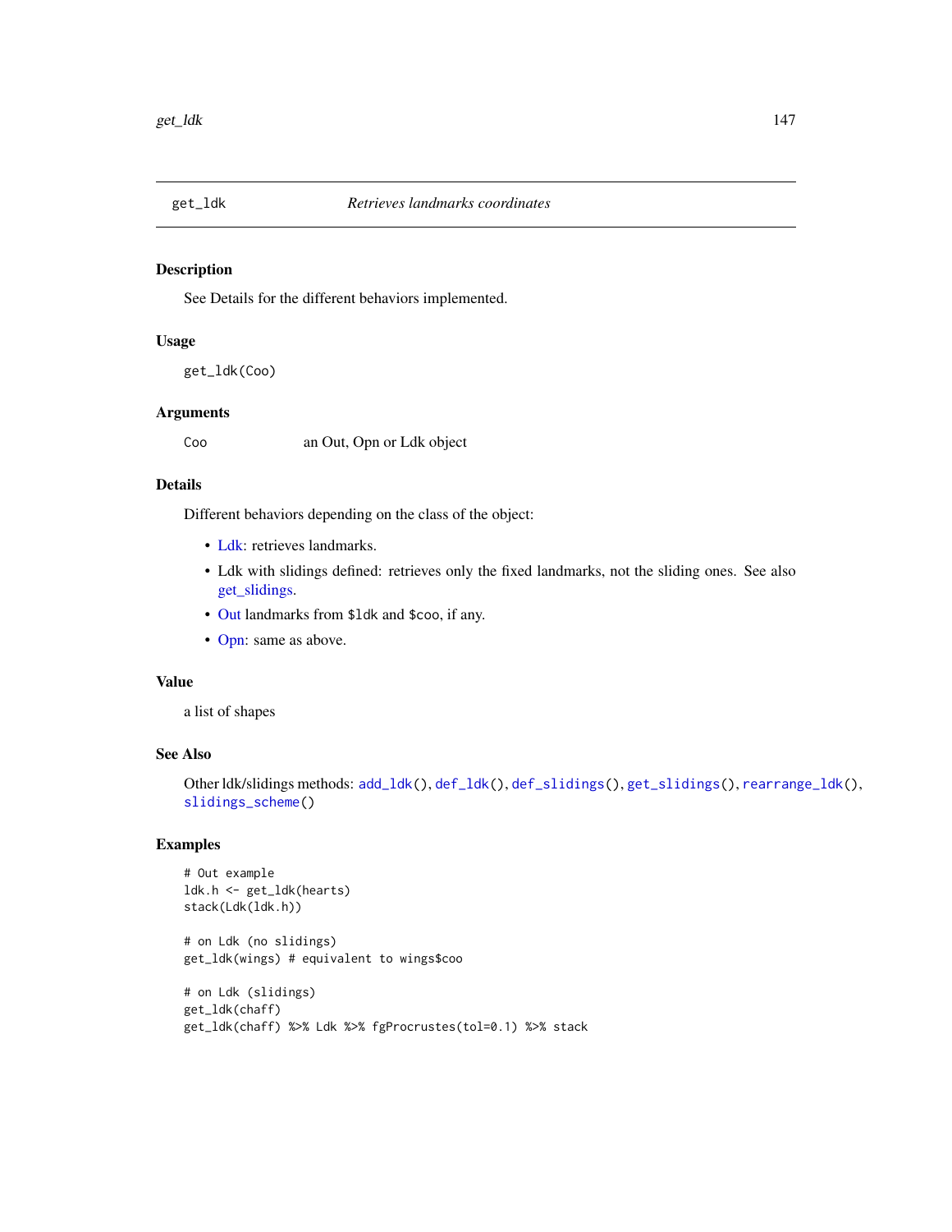# get_ldk *Retrieves landmarks coordinates*

## Description

See Details for the different behaviors implemented.

## Usage

```
get_ldk(Coo)
```

## Arguments

| | |
|---|---|
| Coo | an Out, Opn or Ldk object |

## Details

Different behaviors depending on the class of the object:

- Ldk: retrieves landmarks.
- Ldk with slidings defined: retrieves only the fixed landmarks, not the sliding ones. See also get_slidings.
- Out landmarks from `$ldk` and `$coo`, if any.
- Opn: same as above.

## Value

a list of shapes

## See Also

Other ldk/slidings methods: `add_ldk()`, `def_ldk()`, `def_slidings()`, `get_slidings()`, `rearrange_ldk()`, `slidings_scheme()`

## Examples

```
# Out example
ldk.h <- get_ldk(hearts)
stack(Ldk(ldk.h))

# on Ldk (no slidings)
get_ldk(wings) # equivalent to wings$coo

# on Ldk (slidings)
get_ldk(chaff)
get_ldk(chaff) %>% Ldk %>% fgProcrustes(tol=0.1) %>% stack
```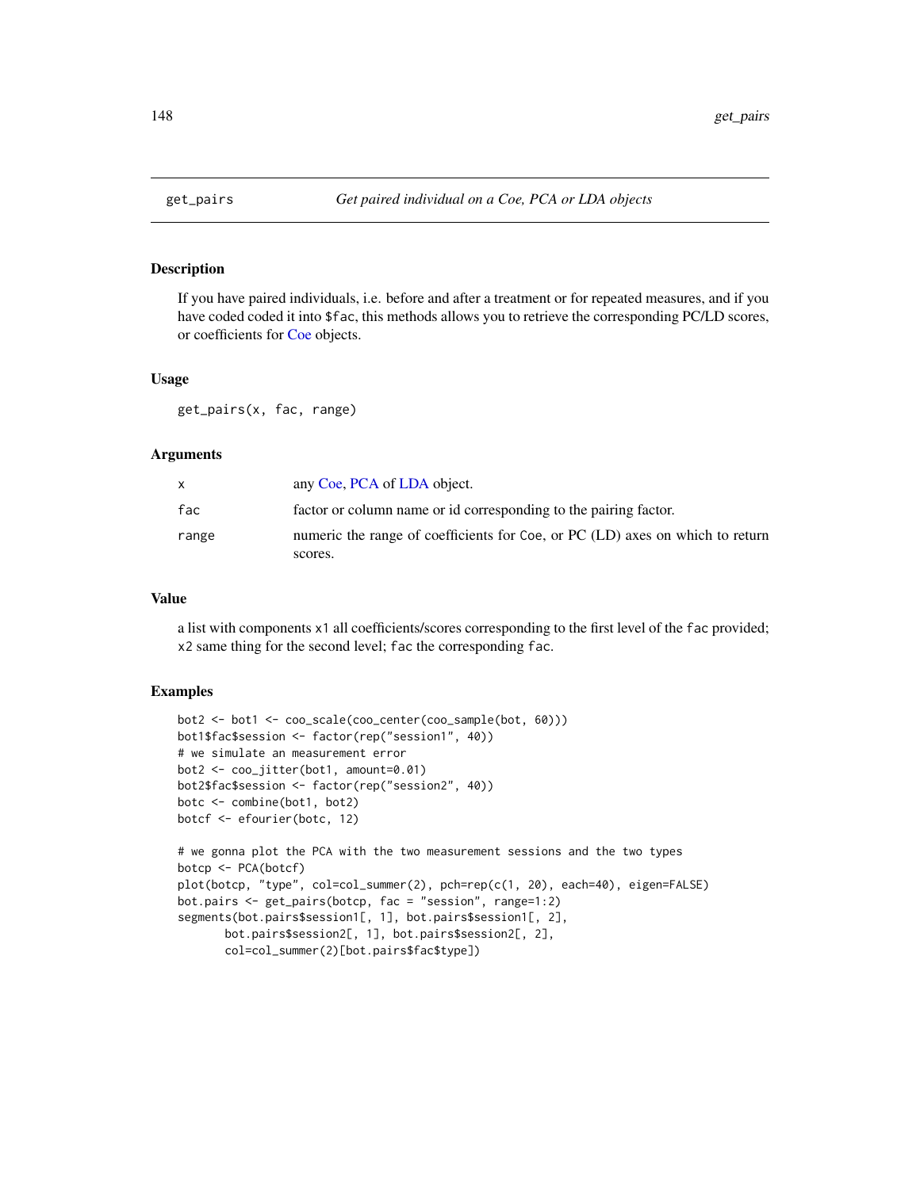# get_pairs

*Get paired individual on a Coe, PCA or LDA objects*

## Description

If you have paired individuals, i.e. before and after a treatment or for repeated measures, and if you have coded coded it into `$fac`, this methods allows you to retrieve the corresponding PC/LD scores, or coefficients for Coe objects.

## Usage

```
get_pairs(x, fac, range)
```

## Arguments

| | |
|---|---|
| `x` | any Coe, PCA of LDA object. |
| `fac` | factor or column name or id corresponding to the pairing factor. |
| `range` | numeric the range of coefficients for `Coe`, or PC (LD) axes on which to return scores. |

## Value

a list with components `x1` all coefficients/scores corresponding to the first level of the `fac` provided; `x2` same thing for the second level; `fac` the corresponding `fac`.

## Examples

```
bot2 <- bot1 <- coo_scale(coo_center(coo_sample(bot, 60)))
bot1$fac$session <- factor(rep("session1", 40))
# we simulate an measurement error
bot2 <- coo_jitter(bot1, amount=0.01)
bot2$fac$session <- factor(rep("session2", 40))
botc <- combine(bot1, bot2)
botcf <- efourier(botc, 12)

# we gonna plot the PCA with the two measurement sessions and the two types
botcp <- PCA(botcf)
plot(botcp, "type", col=col_summer(2), pch=rep(c(1, 20), each=40), eigen=FALSE)
bot.pairs <- get_pairs(botcp, fac = "session", range=1:2)
segments(bot.pairs$session1[, 1], bot.pairs$session1[, 2],
       bot.pairs$session2[, 1], bot.pairs$session2[, 2],
       col=col_summer(2)[bot.pairs$fac$type])
```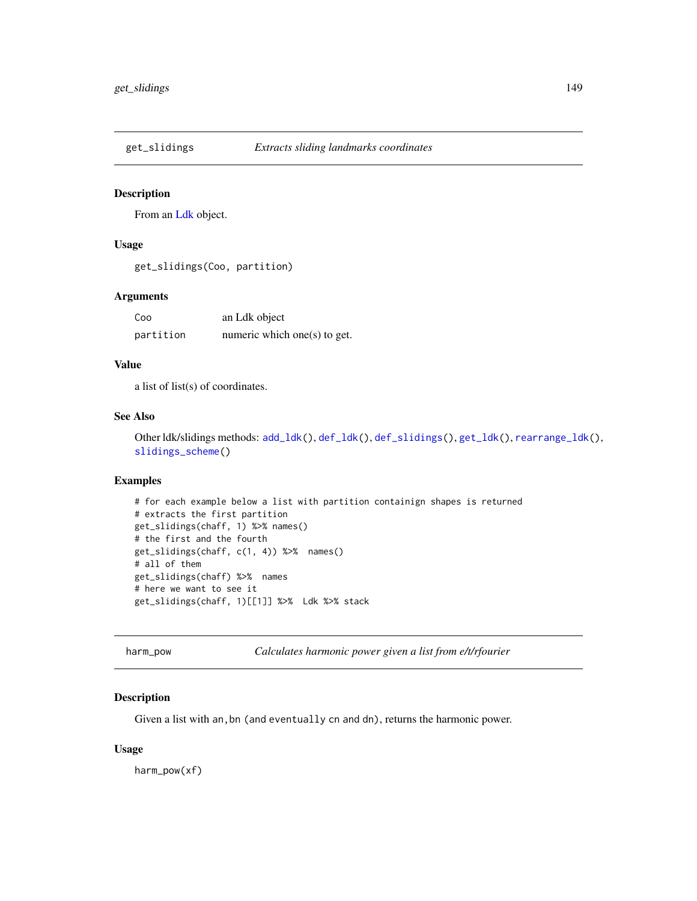## get_slidings — *Extracts sliding landmarks coordinates*

### Description

From an Ldk object.

### Usage

```
get_slidings(Coo, partition)
```

### Arguments

| | |
|---|---|
| `Coo` | an Ldk object |
| `partition` | numeric which one(s) to get. |

### Value

a list of list(s) of coordinates.

### See Also

Other ldk/slidings methods: `add_ldk()`, `def_ldk()`, `def_slidings()`, `get_ldk()`, `rearrange_ldk()`, `slidings_scheme()`

### Examples

```
# for each example below a list with partition containign shapes is returned
# extracts the first partition
get_slidings(chaff, 1) %>% names()
# the first and the fourth
get_slidings(chaff, c(1, 4)) %>%  names()
# all of them
get_slidings(chaff) %>%  names
# here we want to see it
get_slidings(chaff, 1)[[1]] %>%  Ldk %>% stack
```

## harm_pow — *Calculates harmonic power given a list from e/t/rfourier*

### Description

Given a list with `an`, `bn` (and `eventually` `cn` and `dn`), returns the harmonic power.

### Usage

```
harm_pow(xf)
```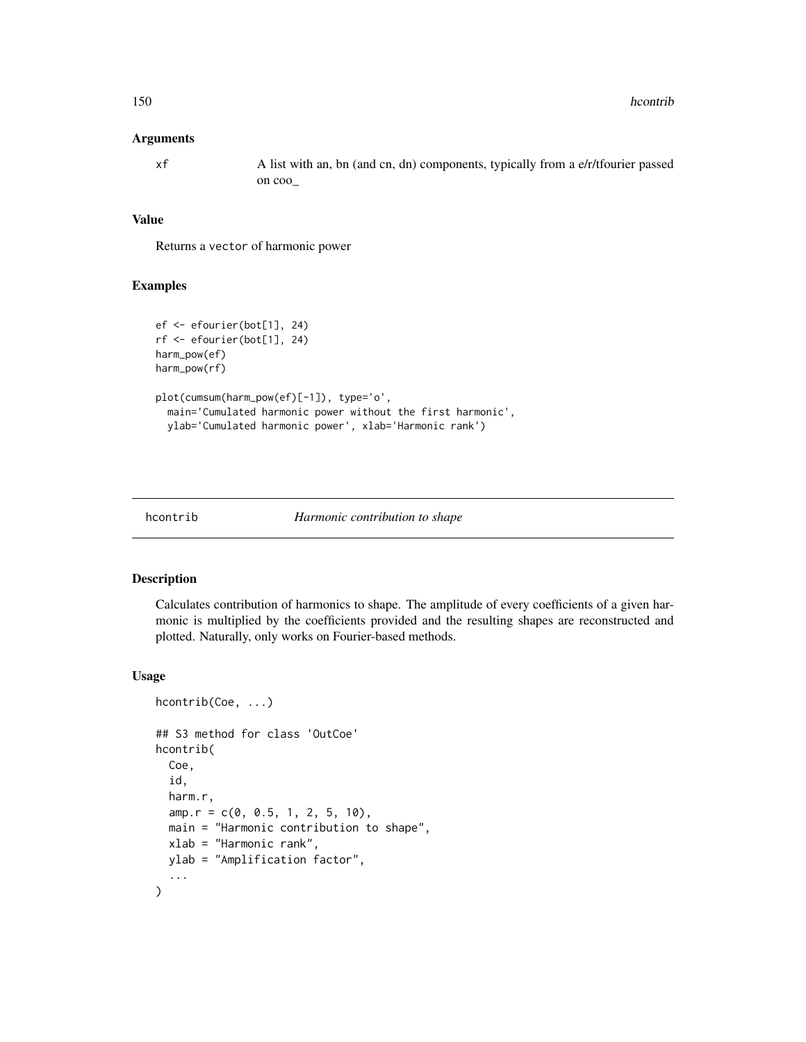#### Arguments

xf A list with an, bn (and cn, dn) components, typically from a e/r/tfourier passed on coo_

#### Value

Returns a vector of harmonic power

#### Examples

```
ef <- efourier(bot[1], 24)
rf <- efourier(bot[1], 24)
harm_pow(ef)
harm_pow(rf)

plot(cumsum(harm_pow(ef)[-1]), type='o',
  main='Cumulated harmonic power without the first harmonic',
  ylab='Cumulated harmonic power', xlab='Harmonic rank')
```

---

## hcontrib *Harmonic contribution to shape*

#### Description

Calculates contribution of harmonics to shape. The amplitude of every coefficients of a given harmonic is multiplied by the coefficients provided and the resulting shapes are reconstructed and plotted. Naturally, only works on Fourier-based methods.

#### Usage

```
hcontrib(Coe, ...)

## S3 method for class 'OutCoe'
hcontrib(
  Coe,
  id,
  harm.r,
  amp.r = c(0, 0.5, 1, 2, 5, 10),
  main = "Harmonic contribution to shape",
  xlab = "Harmonic rank",
  ylab = "Amplification factor",
  ...
)
```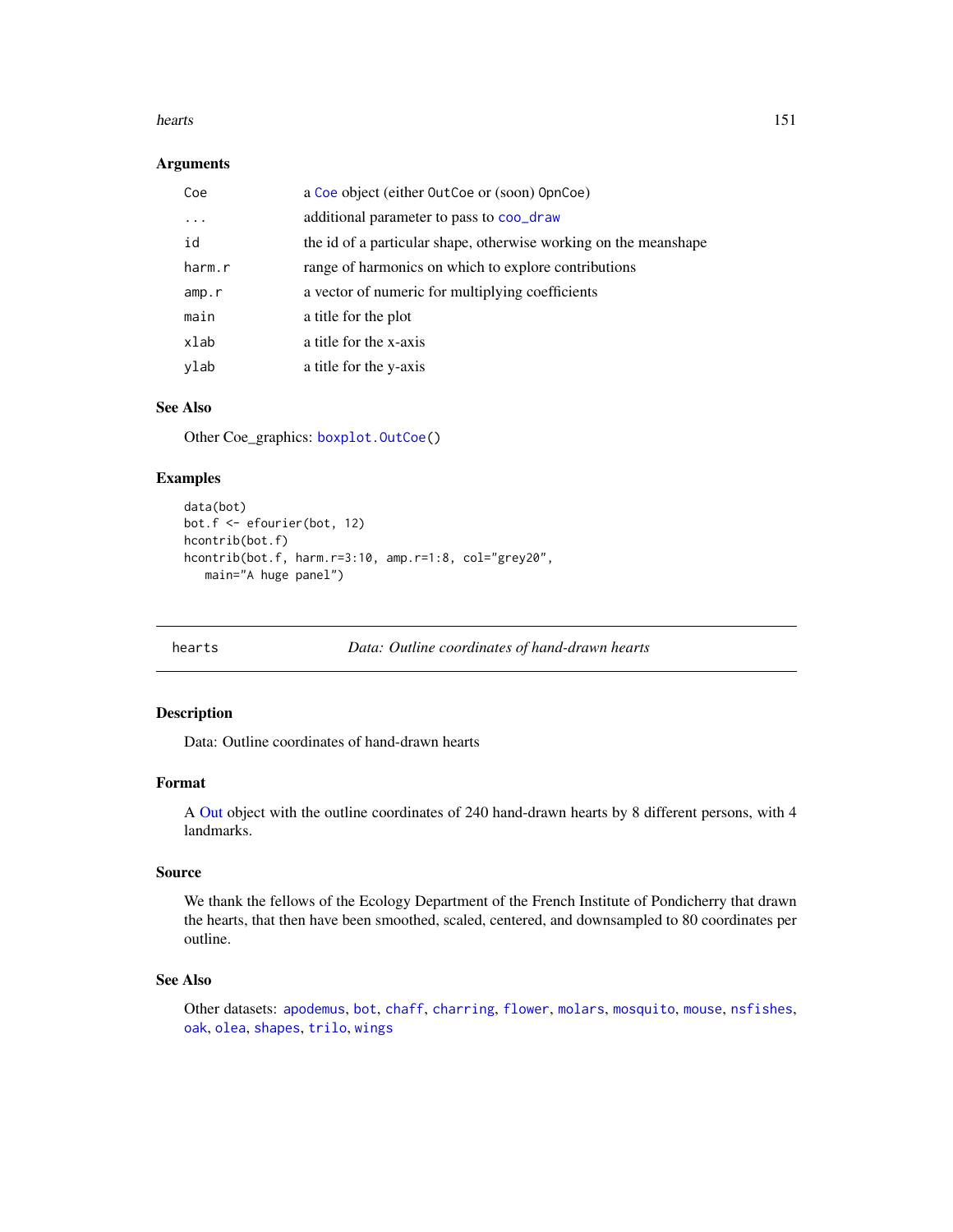### Arguments

| | |
|---|---|
| Coe | a Coe object (either OutCoe or (soon) OpnCoe) |
| ... | additional parameter to pass to coo_draw |
| id | the id of a particular shape, otherwise working on the meanshape |
| harm.r | range of harmonics on which to explore contributions |
| amp.r | a vector of numeric for multiplying coefficients |
| main | a title for the plot |
| xlab | a title for the x-axis |
| ylab | a title for the y-axis |

### See Also

Other Coe_graphics: boxplot.OutCoe()

### Examples

```
data(bot)
bot.f <- efourier(bot, 12)
hcontrib(bot.f)
hcontrib(bot.f, harm.r=3:10, amp.r=1:8, col="grey20",
   main="A huge panel")
```

---

## hearts — *Data: Outline coordinates of hand-drawn hearts*

### Description

Data: Outline coordinates of hand-drawn hearts

### Format

A Out object with the outline coordinates of 240 hand-drawn hearts by 8 different persons, with 4 landmarks.

### Source

We thank the fellows of the Ecology Department of the French Institute of Pondicherry that drawn the hearts, that then have been smoothed, scaled, centered, and downsampled to 80 coordinates per outline.

### See Also

Other datasets: apodemus, bot, chaff, charring, flower, molars, mosquito, mouse, nsfishes, oak, olea, shapes, trilo, wings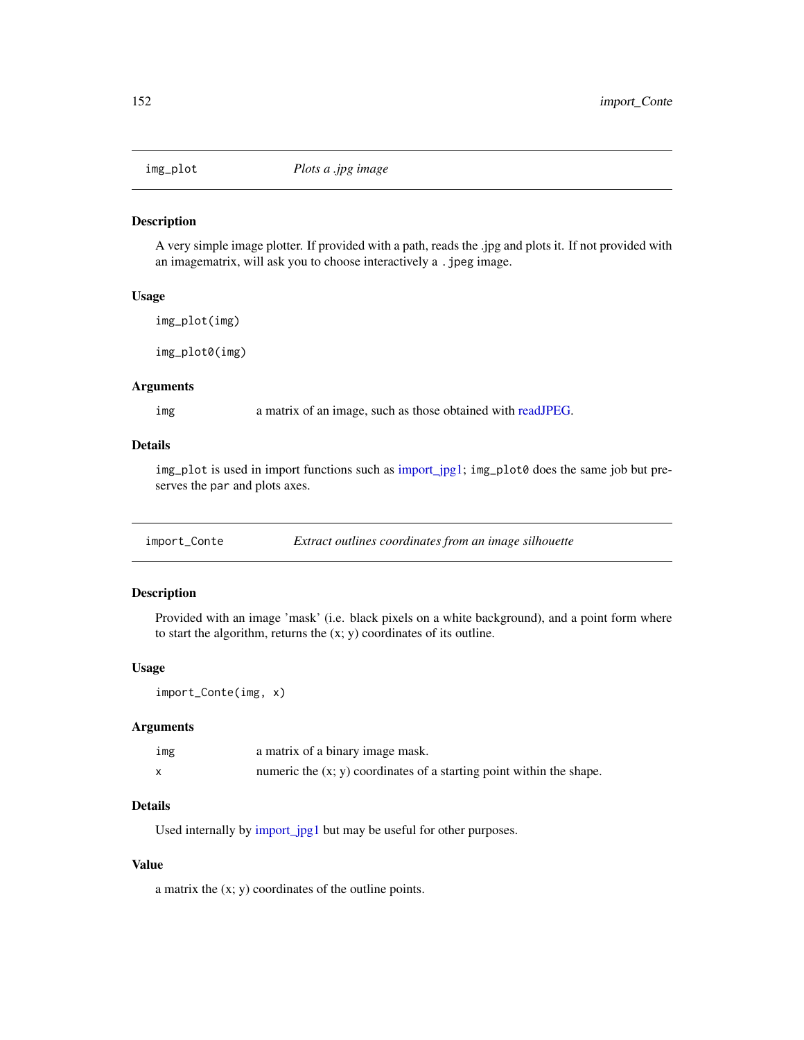## img_plot — *Plots a .jpg image*

### Description

A very simple image plotter. If provided with a path, reads the .jpg and plots it. If not provided with an imagematrix, will ask you to choose interactively a `.jpeg` image.

### Usage

```
img_plot(img)

img_plot0(img)
```

### Arguments

| | |
|---|---|
| `img` | a matrix of an image, such as those obtained with readJPEG. |

### Details

`img_plot` is used in import functions such as import_jpg1; `img_plot0` does the same job but preserves the `par` and plots axes.

## import_Conte — *Extract outlines coordinates from an image silhouette*

### Description

Provided with an image 'mask' (i.e. black pixels on a white background), and a point form where to start the algorithm, returns the (x; y) coordinates of its outline.

### Usage

```
import_Conte(img, x)
```

### Arguments

| | |
|---|---|
| `img` | a matrix of a binary image mask. |
| `x` | numeric the (x; y) coordinates of a starting point within the shape. |

### Details

Used internally by import_jpg1 but may be useful for other purposes.

### Value

a matrix the (x; y) coordinates of the outline points.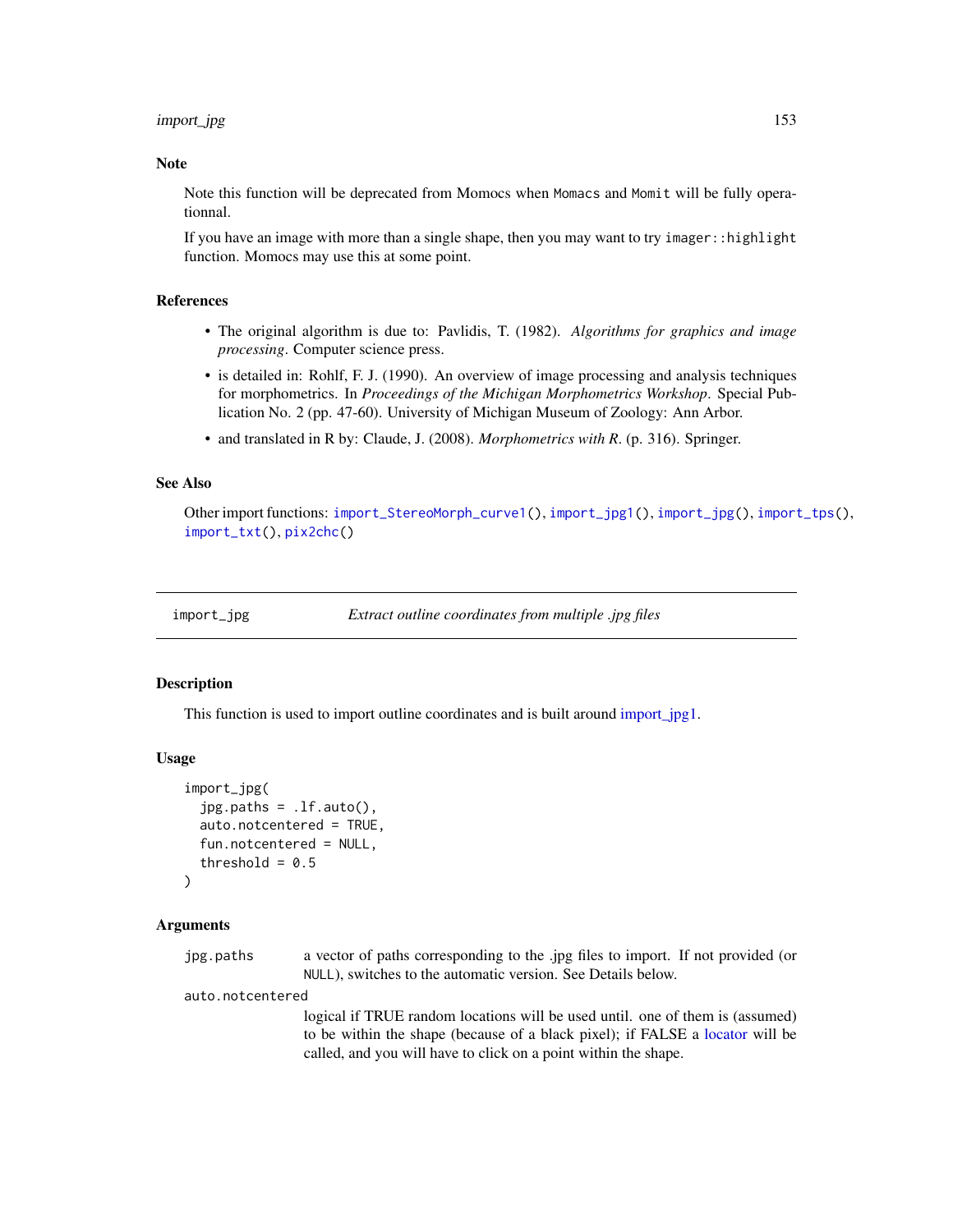## Note

Note this function will be deprecated from Momocs when Momacs and Momit will be fully operationnal.

If you have an image with more than a single shape, then you may want to try imager::highlight function. Momocs may use this at some point.

## References

- The original algorithm is due to: Pavlidis, T. (1982). *Algorithms for graphics and image processing*. Computer science press.
- is detailed in: Rohlf, F. J. (1990). An overview of image processing and analysis techniques for morphometrics. In *Proceedings of the Michigan Morphometrics Workshop*. Special Publication No. 2 (pp. 47-60). University of Michigan Museum of Zoology: Ann Arbor.
- and translated in R by: Claude, J. (2008). *Morphometrics with R*. (p. 316). Springer.

## See Also

Other import functions: import_StereoMorph_curve1(), import_jpg1(), import_jpg(), import_tps(), import_txt(), pix2chc()

---

# import_jpg — *Extract outline coordinates from multiple .jpg files*

## Description

This function is used to import outline coordinates and is built around import_jpg1.

## Usage

```
import_jpg(
  jpg.paths = .lf.auto(),
  auto.notcentered = TRUE,
  fun.notcentered = NULL,
  threshold = 0.5
)
```

## Arguments

| | |
|---|---|
| jpg.paths | a vector of paths corresponding to the .jpg files to import. If not provided (or NULL), switches to the automatic version. See Details below. |
| auto.notcentered | logical if TRUE random locations will be used until. one of them is (assumed) to be within the shape (because of a black pixel); if FALSE a locator will be called, and you will have to click on a point within the shape. |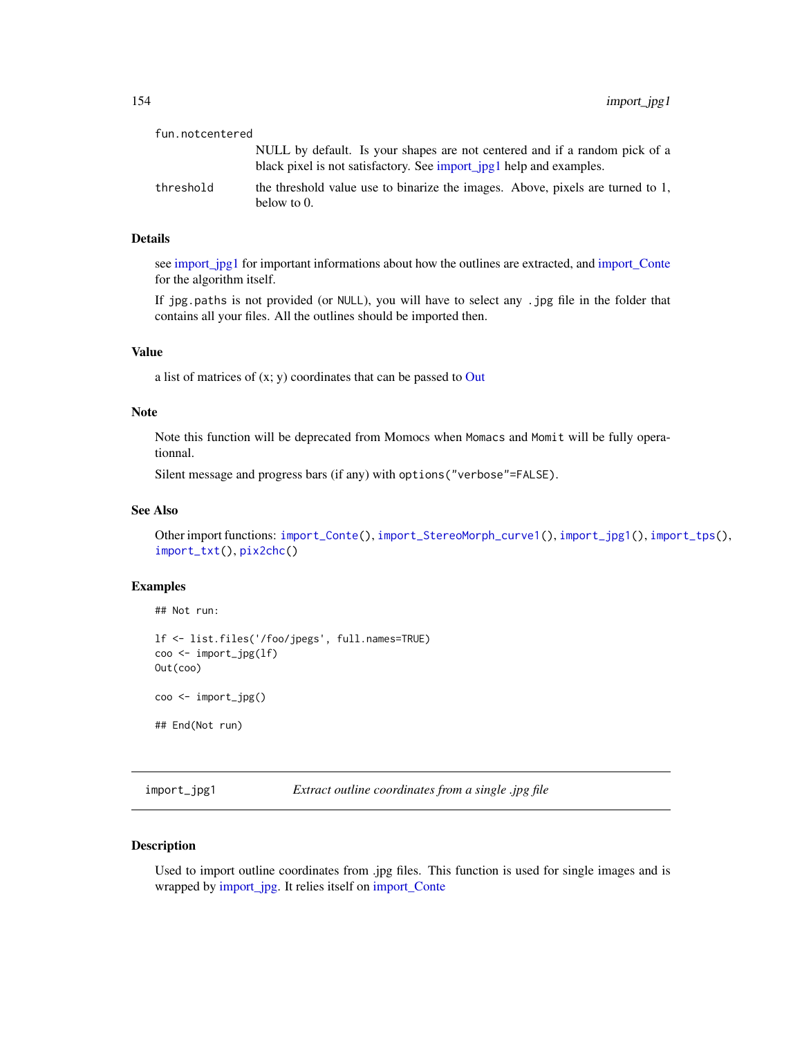fun.notcentered
: NULL by default. Is your shapes are not centered and if a random pick of a black pixel is not satisfactory. See import_jpg1 help and examples.

threshold
: the threshold value use to binarize the images. Above, pixels are turned to 1, below to 0.

### Details

see import_jpg1 for important informations about how the outlines are extracted, and import_Conte for the algorithm itself.

If jpg.paths is not provided (or NULL), you will have to select any .jpg file in the folder that contains all your files. All the outlines should be imported then.

### Value

a list of matrices of (x; y) coordinates that can be passed to Out

### Note

Note this function will be deprecated from Momocs when Momacs and Momit will be fully operationnal.

Silent message and progress bars (if any) with options("verbose"=FALSE).

### See Also

Other import functions: import_Conte(), import_StereoMorph_curve1(), import_jpg1(), import_tps(), import_txt(), pix2chc()

### Examples

```
## Not run:

lf <- list.files('/foo/jpegs', full.names=TRUE)
coo <- import_jpg(lf)
Out(coo)

coo <- import_jpg()

## End(Not run)
```

---

## import_jpg1 *Extract outline coordinates from a single .jpg file*

### Description

Used to import outline coordinates from .jpg files. This function is used for single images and is wrapped by import_jpg. It relies itself on import_Conte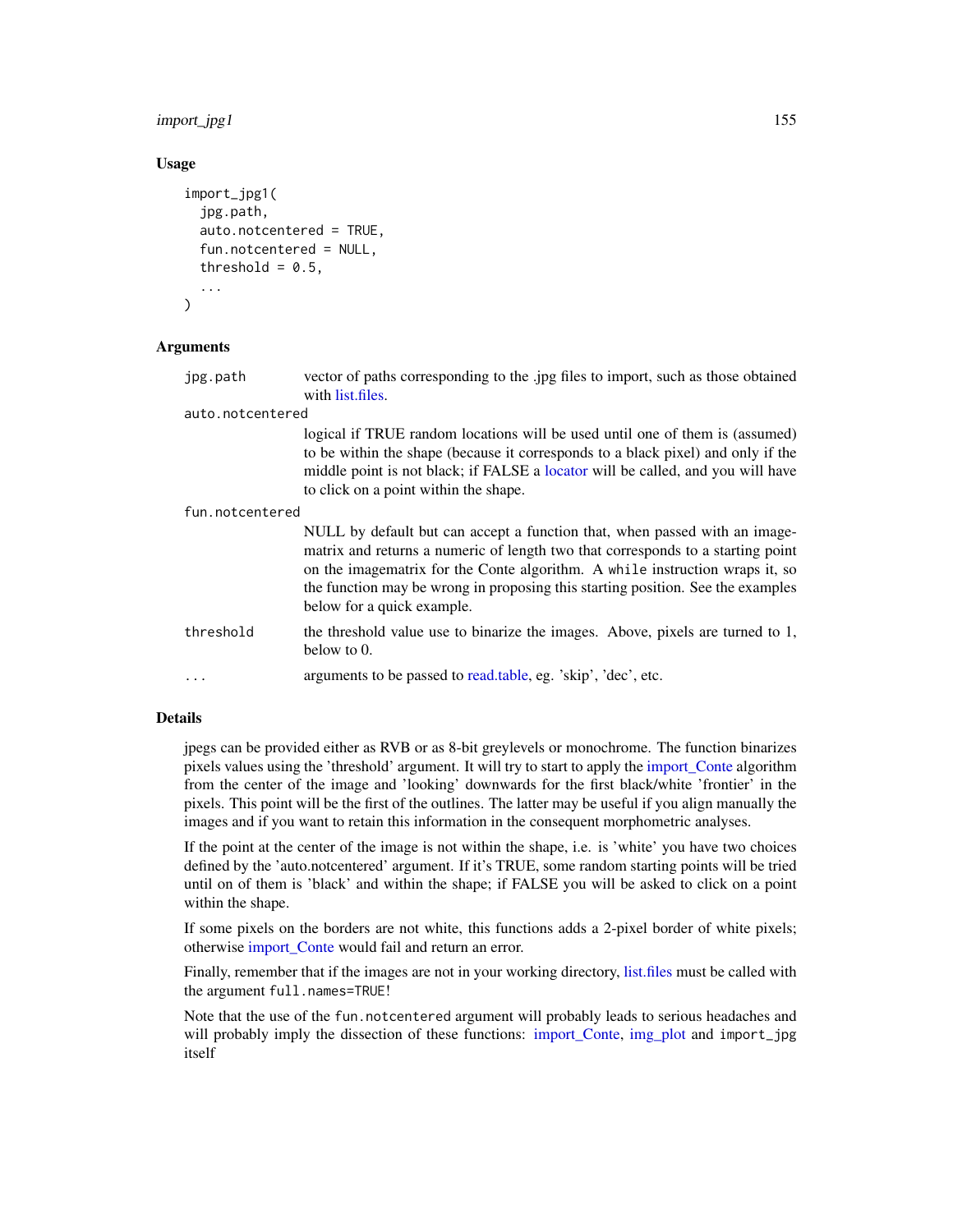## Usage

```
import_jpg1(
  jpg.path,
  auto.notcentered = TRUE,
  fun.notcentered = NULL,
  threshold = 0.5,
  ...
)
```

## Arguments

| | |
|---|---|
| `jpg.path` | vector of paths corresponding to the .jpg files to import, such as those obtained with list.files. |
| `auto.notcentered` | logical if TRUE random locations will be used until one of them is (assumed) to be within the shape (because it corresponds to a black pixel) and only if the middle point is not black; if FALSE a locator will be called, and you will have to click on a point within the shape. |
| `fun.notcentered` | NULL by default but can accept a function that, when passed with an imagematrix and returns a numeric of length two that corresponds to a starting point on the imagematrix for the Conte algorithm. A `while` instruction wraps it, so the function may be wrong in proposing this starting position. See the examples below for a quick example. |
| `threshold` | the threshold value use to binarize the images. Above, pixels are turned to 1, below to 0. |
| `...` | arguments to be passed to read.table, eg. 'skip', 'dec', etc. |

## Details

jpegs can be provided either as RVB or as 8-bit greylevels or monochrome. The function binarizes pixels values using the 'threshold' argument. It will try to start to apply the import_Conte algorithm from the center of the image and 'looking' downwards for the first black/white 'frontier' in the pixels. This point will be the first of the outlines. The latter may be useful if you align manually the images and if you want to retain this information in the consequent morphometric analyses.

If the point at the center of the image is not within the shape, i.e. is 'white' you have two choices defined by the 'auto.notcentered' argument. If it's TRUE, some random starting points will be tried until on of them is 'black' and within the shape; if FALSE you will be asked to click on a point within the shape.

If some pixels on the borders are not white, this functions adds a 2-pixel border of white pixels; otherwise import_Conte would fail and return an error.

Finally, remember that if the images are not in your working directory, list.files must be called with the argument `full.names=TRUE`!

Note that the use of the `fun.notcentered` argument will probably leads to serious headaches and will probably imply the dissection of these functions: import_Conte, img_plot and `import_jpg` itself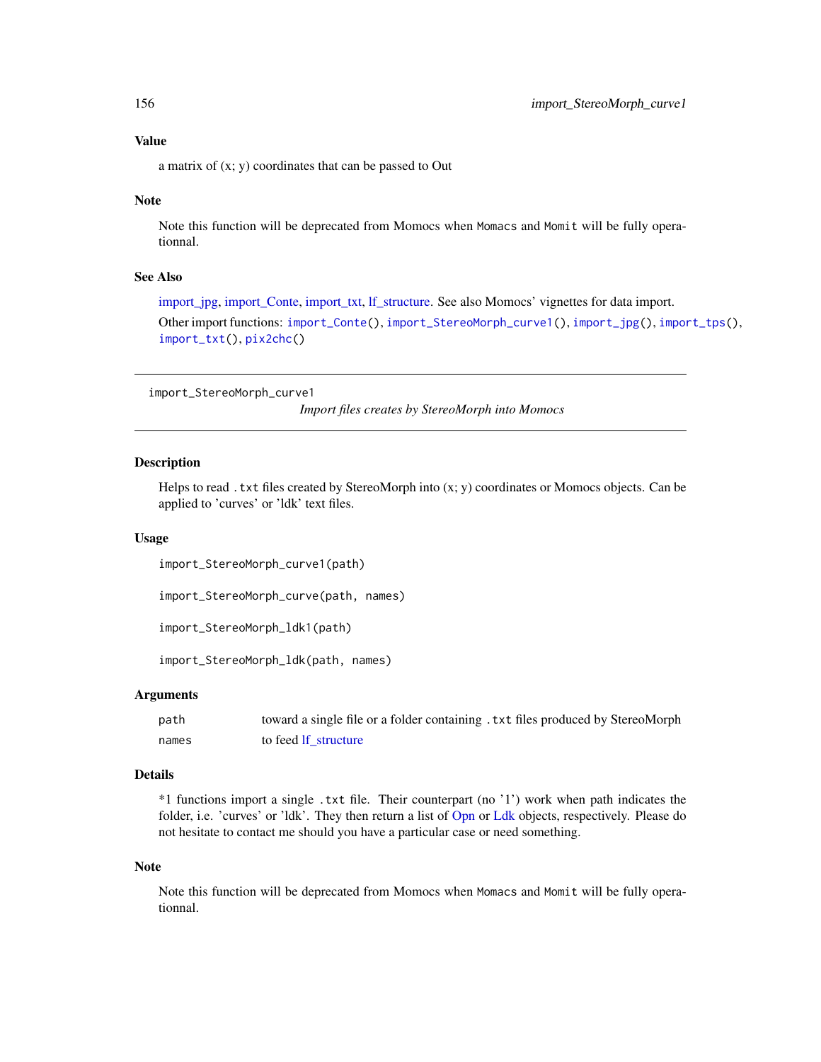### Value

a matrix of (x; y) coordinates that can be passed to Out

### Note

Note this function will be deprecated from Momocs when `Momacs` and `Momit` will be fully operationnal.

### See Also

import_jpg, import_Conte, import_txt, lf_structure. See also Momocs' vignettes for data import.

Other import functions: `import_Conte()`, `import_StereoMorph_curve1()`, `import_jpg()`, `import_tps()`, `import_txt()`, `pix2chc()`

---

## import_StereoMorph_curve1

*Import files creates by StereoMorph into Momocs*

---

### Description

Helps to read `.txt` files created by StereoMorph into (x; y) coordinates or Momocs objects. Can be applied to 'curves' or 'ldk' text files.

### Usage

```
import_StereoMorph_curve1(path)

import_StereoMorph_curve(path, names)

import_StereoMorph_ldk1(path)

import_StereoMorph_ldk(path, names)
```

### Arguments

| | |
|---|---|
| `path` | toward a single file or a folder containing `.txt` files produced by StereoMorph |
| `names` | to feed lf_structure |

### Details

*1 functions import a single `.txt` file. Their counterpart (no '1') work when path indicates the folder, i.e. 'curves' or 'ldk'. They then return a list of Opn or Ldk objects, respectively. Please do not hesitate to contact me should you have a particular case or need something.

### Note

Note this function will be deprecated from Momocs when `Momacs` and `Momit` will be fully operationnal.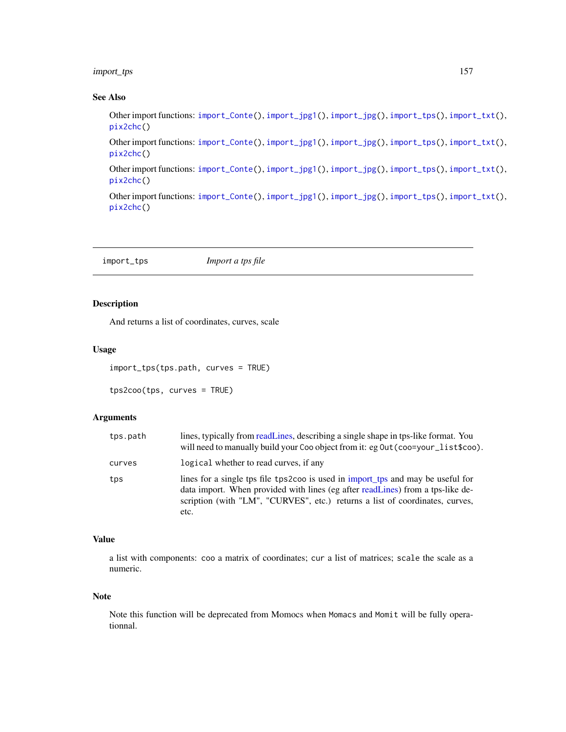## See Also

Other import functions: `import_Conte()`, `import_jpg1()`, `import_jpg()`, `import_tps()`, `import_txt()`, `pix2chc()`

Other import functions: `import_Conte()`, `import_jpg1()`, `import_jpg()`, `import_tps()`, `import_txt()`, `pix2chc()`

Other import functions: `import_Conte()`, `import_jpg1()`, `import_jpg()`, `import_tps()`, `import_txt()`, `pix2chc()`

Other import functions: `import_Conte()`, `import_jpg1()`, `import_jpg()`, `import_tps()`, `import_txt()`, `pix2chc()`

---

# import_tps — *Import a tps file*

## Description

And returns a list of coordinates, curves, scale

## Usage

```
import_tps(tps.path, curves = TRUE)

tps2coo(tps, curves = TRUE)
```

## Arguments

| | |
|---|---|
| `tps.path` | lines, typically from readLines, describing a single shape in tps-like format. You will need to manually build your `Coo` object from it: eg `Out(coo=your_list$coo)`. |
| `curves` | `logical` whether to read curves, if any |
| `tps` | lines for a single tps file `tps2coo` is used in import_tps and may be useful for data import. When provided with lines (eg after readLines) from a tps-like description (with "LM", "CURVES", etc.) returns a list of coordinates, curves, etc. |

## Value

a list with components: `coo` a matrix of coordinates; `cur` a list of matrices; `scale` the scale as a numeric.

## Note

Note this function will be deprecated from Momocs when `Momacs` and `Momit` will be fully operationnal.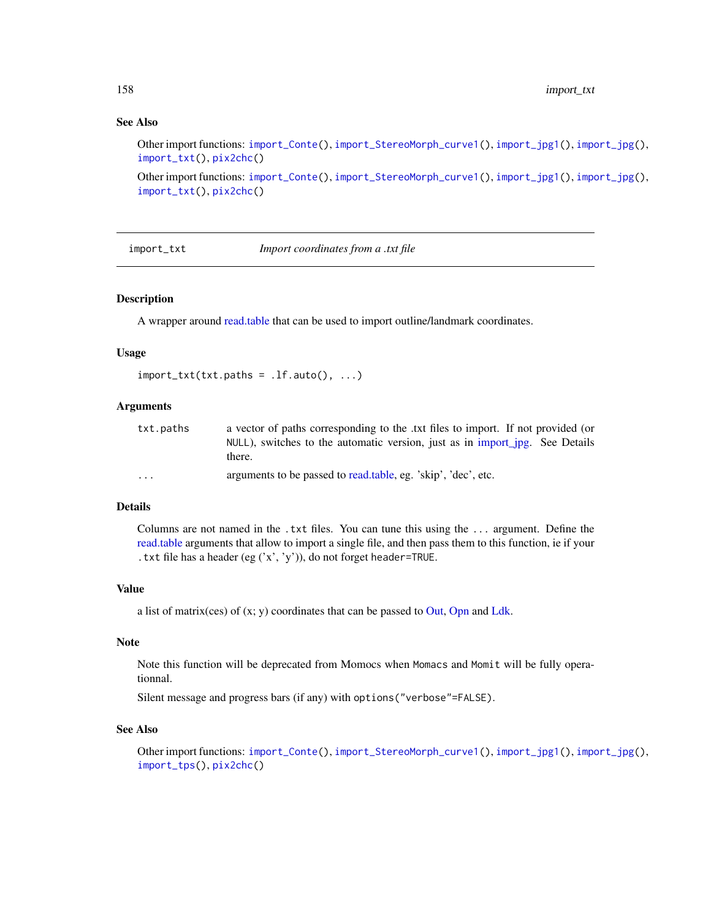## See Also

Other import functions: `import_Conte()`, `import_StereoMorph_curve1()`, `import_jpg1()`, `import_jpg()`, `import_txt()`, `pix2chc()`

Other import functions: `import_Conte()`, `import_StereoMorph_curve1()`, `import_jpg1()`, `import_jpg()`, `import_txt()`, `pix2chc()`

---

# import_txt — *Import coordinates from a .txt file*

---

## Description

A wrapper around read.table that can be used to import outline/landmark coordinates.

## Usage

```
import_txt(txt.paths = .lf.auto(), ...)
```

## Arguments

| | |
|---|---|
| `txt.paths` | a vector of paths corresponding to the .txt files to import. If not provided (or `NULL`), switches to the automatic version, just as in import_jpg. See Details there. |
| `...` | arguments to be passed to read.table, eg. 'skip', 'dec', etc. |

## Details

Columns are not named in the `.txt` files. You can tune this using the `...` argument. Define the read.table arguments that allow to import a single file, and then pass them to this function, ie if your `.txt` file has a header (eg ('x', 'y')), do not forget `header=TRUE`.

## Value

a list of matrix(ces) of (x; y) coordinates that can be passed to Out, Opn and Ldk.

## Note

Note this function will be deprecated from Momocs when `Momacs` and `Momit` will be fully operationnal.

Silent message and progress bars (if any) with `options("verbose"=FALSE)`.

## See Also

Other import functions: `import_Conte()`, `import_StereoMorph_curve1()`, `import_jpg1()`, `import_jpg()`, `import_tps()`, `pix2chc()`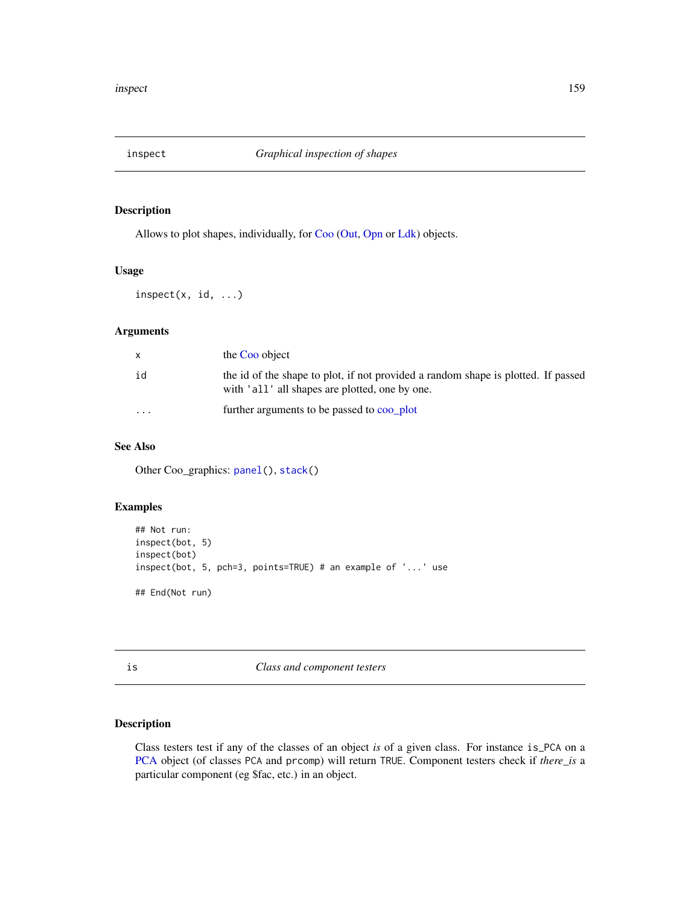## inspect *Graphical inspection of shapes*

### Description

Allows to plot shapes, individually, for Coo (Out, Opn or Ldk) objects.

### Usage

```
inspect(x, id, ...)
```

### Arguments

| | |
|---|---|
| x | the Coo object |
| id | the id of the shape to plot, if not provided a random shape is plotted. If passed with 'all' all shapes are plotted, one by one. |
| ... | further arguments to be passed to coo_plot |

### See Also

Other Coo_graphics: `panel()`, `stack()`

### Examples

```
## Not run:
inspect(bot, 5)
inspect(bot)
inspect(bot, 5, pch=3, points=TRUE) # an example of '...' use

## End(Not run)
```

## is *Class and component testers*

### Description

Class testers test if any of the classes of an object *is* of a given class. For instance `is_PCA` on a PCA object (of classes `PCA` and `prcomp`) will return `TRUE`. Component testers check if *there_is* a particular component (eg $fac, etc.) in an object.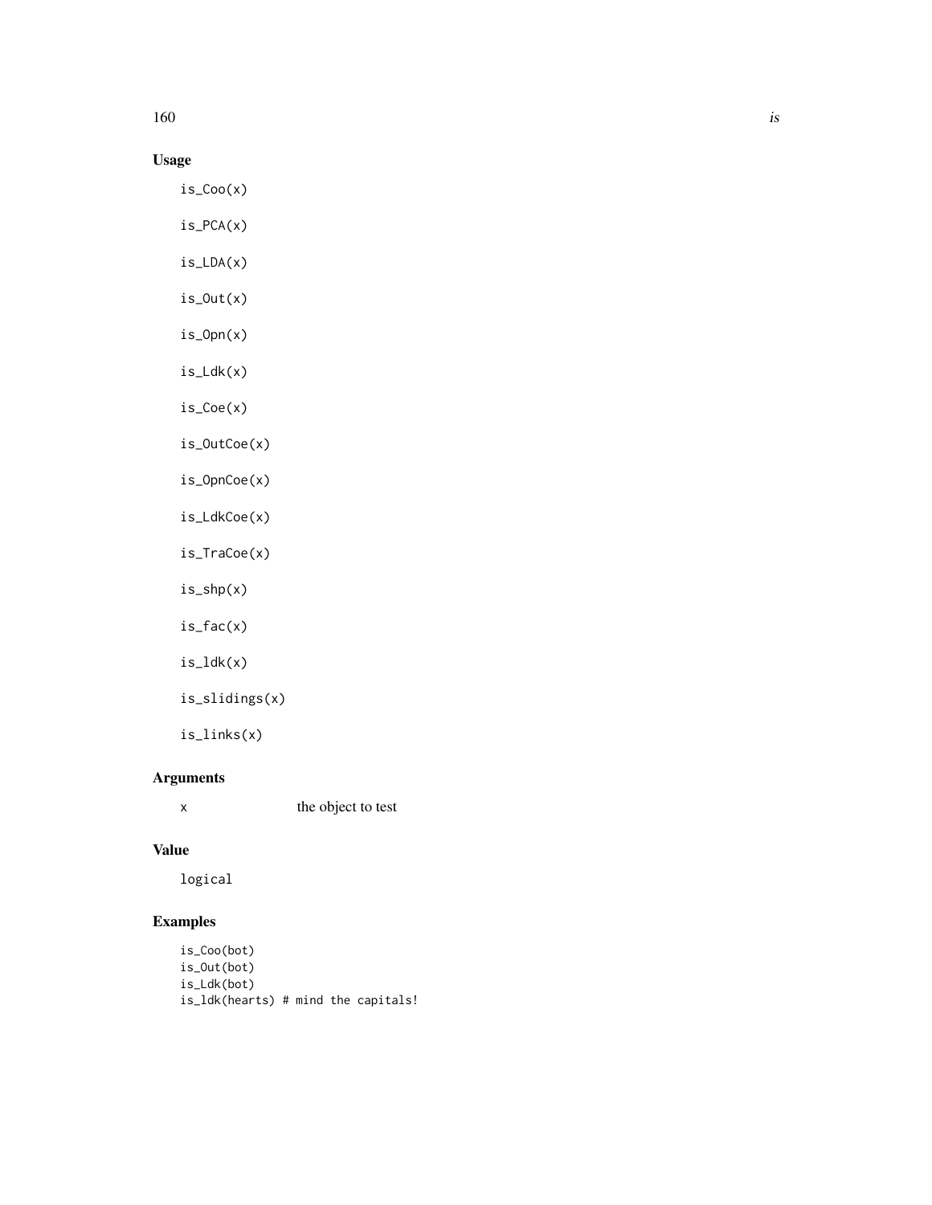## Usage

```
is_Coo(x)

is_PCA(x)

is_LDA(x)

is_Out(x)

is_Opn(x)

is_Ldk(x)

is_Coe(x)

is_OutCoe(x)

is_OpnCoe(x)

is_LdkCoe(x)

is_TraCoe(x)

is_shp(x)

is_fac(x)

is_ldk(x)

is_slidings(x)

is_links(x)
```

## Arguments

| | |
|---|---|
| x | the object to test |

## Value

logical

## Examples

```
is_Coo(bot)
is_Out(bot)
is_Ldk(bot)
is_ldk(hearts) # mind the capitals!
```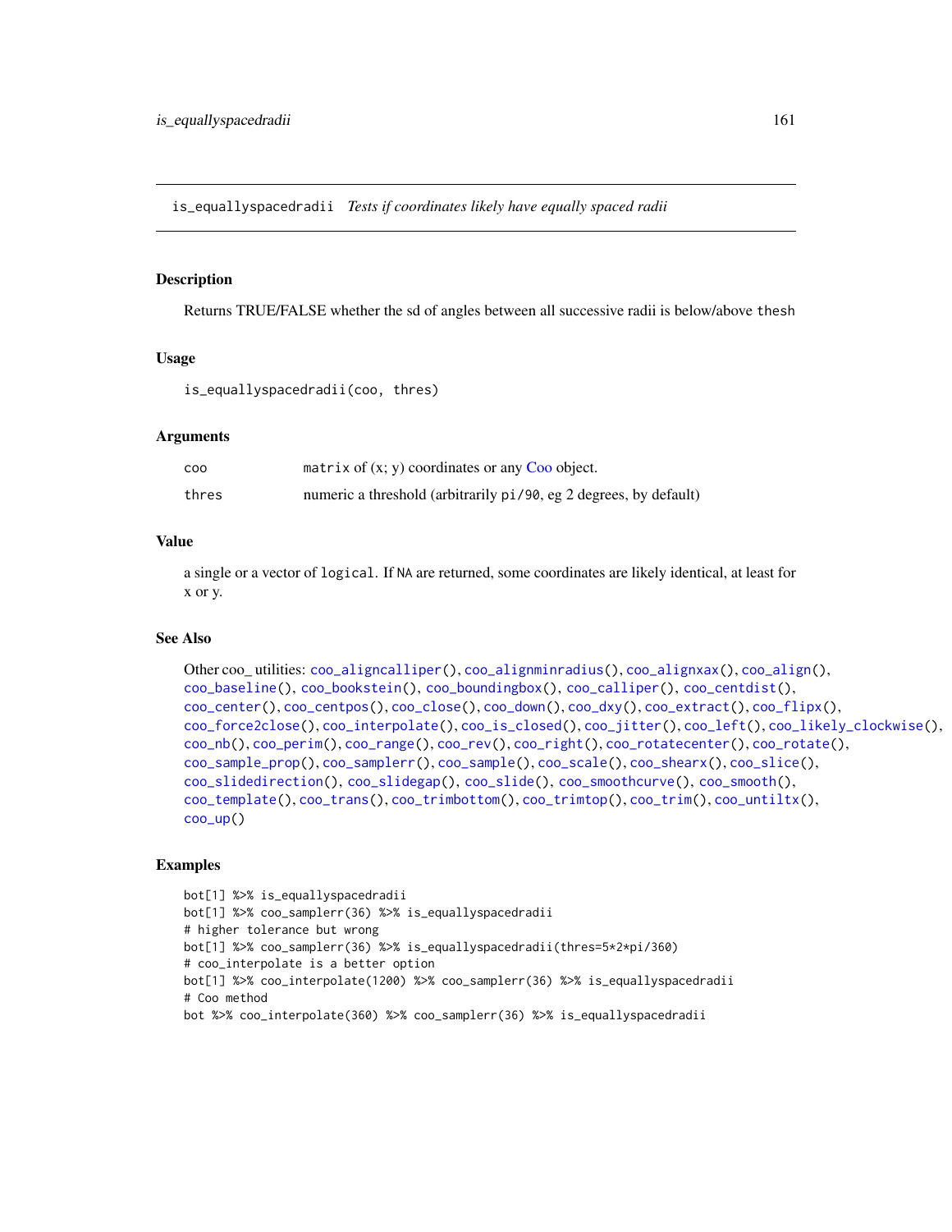## is_equallyspacedradii *Tests if coordinates likely have equally spaced radii*

### Description

Returns TRUE/FALSE whether the sd of angles between all successive radii is below/above `thesh`

### Usage

```
is_equallyspacedradii(coo, thres)
```

### Arguments

| | |
|---|---|
| `coo` | `matrix` of (x; y) coordinates or any Coo object. |
| `thres` | numeric a threshold (arbitrarily `pi/90`, eg 2 degrees, by default) |

### Value

a single or a vector of `logical`. If `NA` are returned, some coordinates are likely identical, at least for x or y.

### See Also

Other coo_ utilities: `coo_aligncalliper()`, `coo_alignminradius()`, `coo_alignxax()`, `coo_align()`, `coo_baseline()`, `coo_bookstein()`, `coo_boundingbox()`, `coo_calliper()`, `coo_centdist()`, `coo_center()`, `coo_centpos()`, `coo_close()`, `coo_down()`, `coo_dxy()`, `coo_extract()`, `coo_flipx()`, `coo_force2close()`, `coo_interpolate()`, `coo_is_closed()`, `coo_jitter()`, `coo_left()`, `coo_likely_clockwise()`, `coo_nb()`, `coo_perim()`, `coo_range()`, `coo_rev()`, `coo_right()`, `coo_rotatecenter()`, `coo_rotate()`, `coo_sample_prop()`, `coo_samplerr()`, `coo_sample()`, `coo_scale()`, `coo_shearx()`, `coo_slice()`, `coo_slidedirection()`, `coo_slidegap()`, `coo_slide()`, `coo_smoothcurve()`, `coo_smooth()`, `coo_template()`, `coo_trans()`, `coo_trimbottom()`, `coo_trimtop()`, `coo_trim()`, `coo_untiltx()`, `coo_up()`

### Examples

```
bot[1] %>% is_equallyspacedradii
bot[1] %>% coo_samplerr(36) %>% is_equallyspacedradii
# higher tolerance but wrong
bot[1] %>% coo_samplerr(36) %>% is_equallyspacedradii(thres=5*2*pi/360)
# coo_interpolate is a better option
bot[1] %>% coo_interpolate(1200) %>% coo_samplerr(36) %>% is_equallyspacedradii
# Coo method
bot %>% coo_interpolate(360) %>% coo_samplerr(36) %>% is_equallyspacedradii
```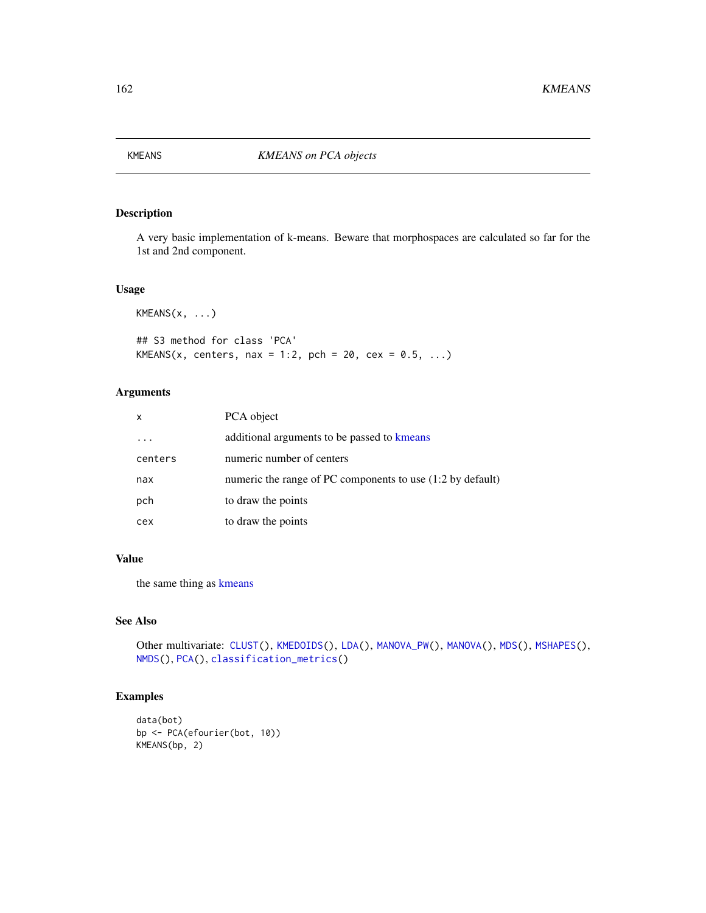KMEANS *KMEANS on PCA objects*

## Description

A very basic implementation of k-means. Beware that morphospaces are calculated so far for the 1st and 2nd component.

## Usage

```
KMEANS(x, ...)

## S3 method for class 'PCA'
KMEANS(x, centers, nax = 1:2, pch = 20, cex = 0.5, ...)
```

## Arguments

| | |
|---|---|
| x | PCA object |
| ... | additional arguments to be passed to kmeans |
| centers | numeric number of centers |
| nax | numeric the range of PC components to use (1:2 by default) |
| pch | to draw the points |
| cex | to draw the points |

## Value

the same thing as kmeans

## See Also

Other multivariate: CLUST(), KMEDOIDS(), LDA(), MANOVA_PW(), MANOVA(), MDS(), MSHAPES(), NMDS(), PCA(), classification_metrics()

## Examples

```
data(bot)
bp <- PCA(efourier(bot, 10))
KMEANS(bp, 2)
```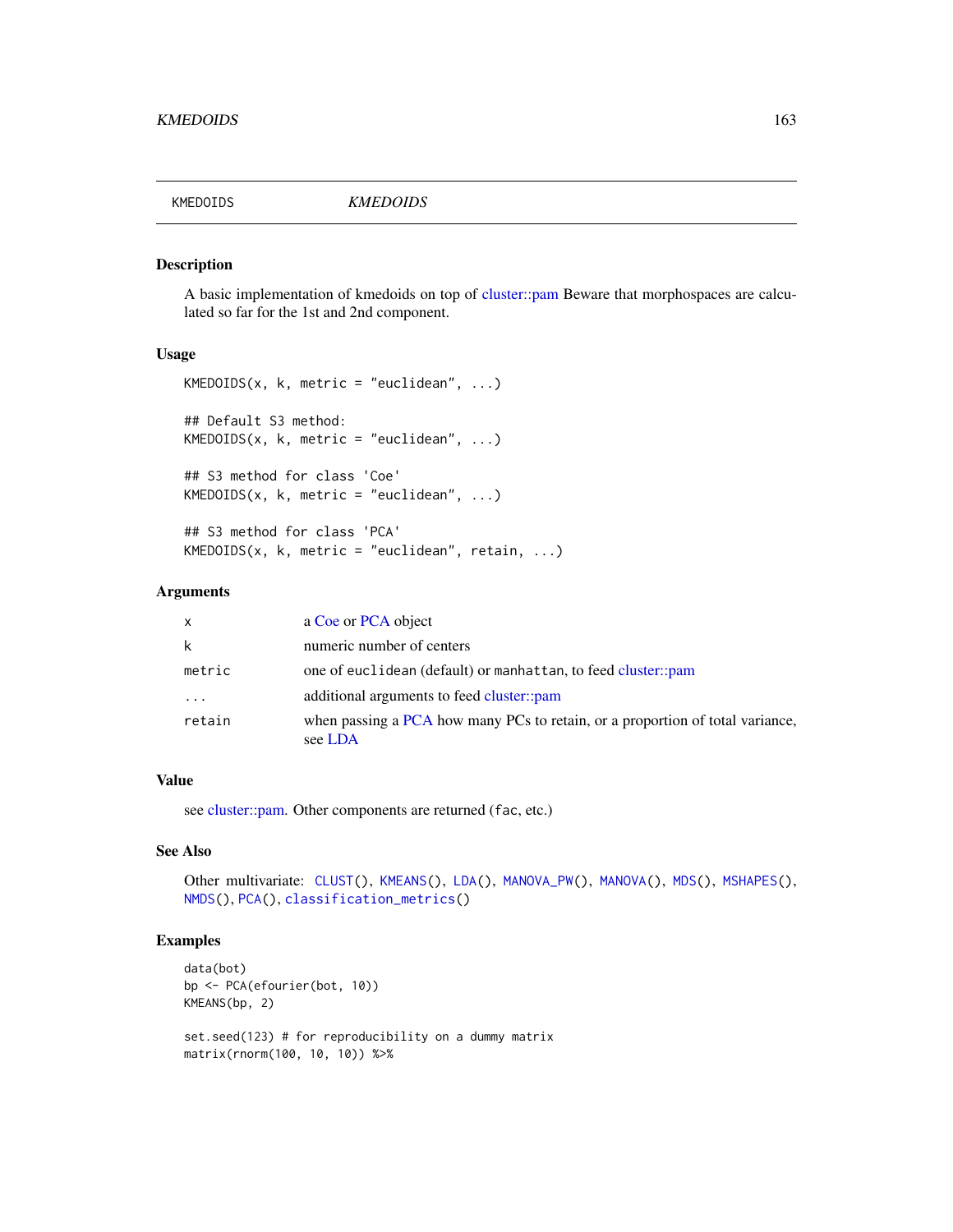## KMEDOIDS *KMEDOIDS*

### Description

A basic implementation of kmedoids on top of cluster::pam Beware that morphospaces are calculated so far for the 1st and 2nd component.

### Usage

```
KMEDOIDS(x, k, metric = "euclidean", ...)

## Default S3 method:
KMEDOIDS(x, k, metric = "euclidean", ...)

## S3 method for class 'Coe'
KMEDOIDS(x, k, metric = "euclidean", ...)

## S3 method for class 'PCA'
KMEDOIDS(x, k, metric = "euclidean", retain, ...)
```

### Arguments

| | |
|---|---|
| `x` | a Coe or PCA object |
| `k` | numeric number of centers |
| `metric` | one of `euclidean` (default) or `manhattan`, to feed cluster::pam |
| `...` | additional arguments to feed cluster::pam |
| `retain` | when passing a PCA how many PCs to retain, or a proportion of total variance, see LDA |

### Value

see cluster::pam. Other components are returned (`fac`, etc.)

### See Also

Other multivariate: `CLUST()`, `KMEANS()`, `LDA()`, `MANOVA_PW()`, `MANOVA()`, `MDS()`, `MSHAPES()`, `NMDS()`, `PCA()`, `classification_metrics()`

### Examples

```
data(bot)
bp <- PCA(efourier(bot, 10))
KMEANS(bp, 2)

set.seed(123) # for reproducibility on a dummy matrix
matrix(rnorm(100, 10, 10)) %>%
```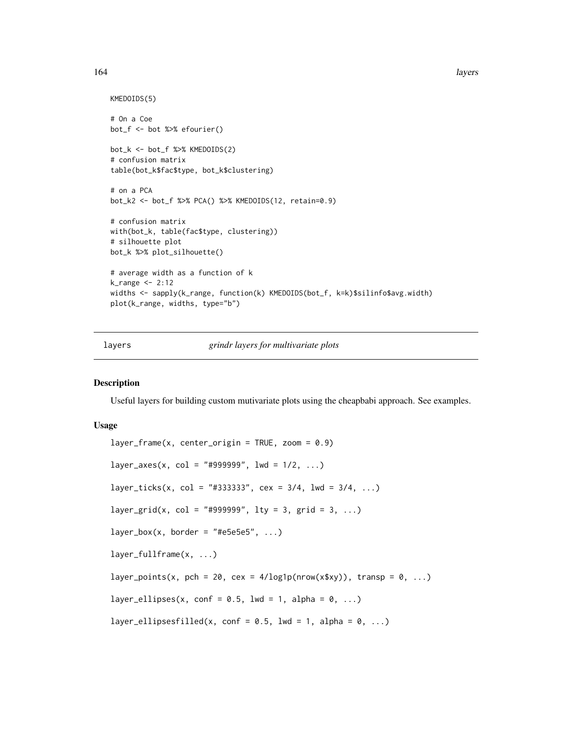```
KMEDOIDS(5)

# On a Coe
bot_f <- bot %>% efourier()

bot_k <- bot_f %>% KMEDOIDS(2)
# confusion matrix
table(bot_k$fac$type, bot_k$clustering)

# on a PCA
bot_k2 <- bot_f %>% PCA() %>% KMEDOIDS(12, retain=0.9)

# confusion matrix
with(bot_k, table(fac$type, clustering))
# silhouette plot
bot_k %>% plot_silhouette()

# average width as a function of k
k_range <- 2:12
widths <- sapply(k_range, function(k) KMEDOIDS(bot_f, k=k)$silinfo$avg.width)
plot(k_range, widths, type="b")
```

## layers *grindr layers for multivariate plots*

### Description

Useful layers for building custom mutivariate plots using the cheapbabi approach. See examples.

### Usage

```
layer_frame(x, center_origin = TRUE, zoom = 0.9)

layer_axes(x, col = "#999999", lwd = 1/2, ...)

layer_ticks(x, col = "#333333", cex = 3/4, lwd = 3/4, ...)

layer_grid(x, col = "#999999", lty = 3, grid = 3, ...)

layer_box(x, border = "#e5e5e5", ...)

layer_fullframe(x, ...)

layer_points(x, pch = 20, cex = 4/log1p(nrow(x$xy)), transp = 0, ...)

layer_ellipses(x, conf = 0.5, lwd = 1, alpha = 0, ...)

layer_ellipsesfilled(x, conf = 0.5, lwd = 1, alpha = 0, ...)
```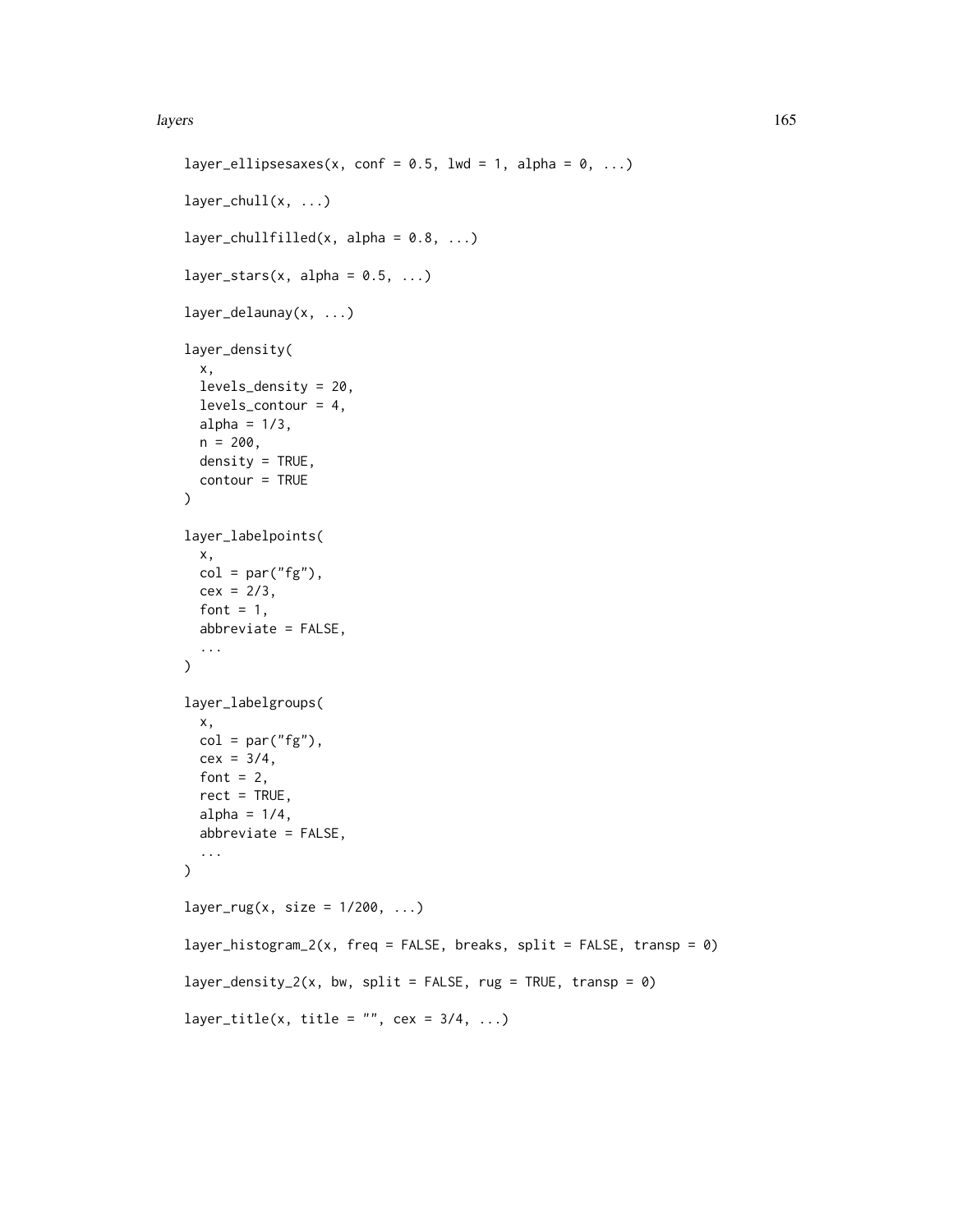```
layer_ellipsesaxes(x, conf = 0.5, lwd = 1, alpha = 0, ...)

layer_chull(x, ...)

layer_chullfilled(x, alpha = 0.8, ...)

layer_stars(x, alpha = 0.5, ...)

layer_delaunay(x, ...)

layer_density(
  x,
  levels_density = 20,
  levels_contour = 4,
  alpha = 1/3,
  n = 200,
  density = TRUE,
  contour = TRUE
)

layer_labelpoints(
  x,
  col = par("fg"),
  cex = 2/3,
  font = 1,
  abbreviate = FALSE,
  ...
)

layer_labelgroups(
  x,
  col = par("fg"),
  cex = 3/4,
  font = 2,
  rect = TRUE,
  alpha = 1/4,
  abbreviate = FALSE,
  ...
)

layer_rug(x, size = 1/200, ...)

layer_histogram_2(x, freq = FALSE, breaks, split = FALSE, transp = 0)

layer_density_2(x, bw, split = FALSE, rug = TRUE, transp = 0)

layer_title(x, title = "", cex = 3/4, ...)
```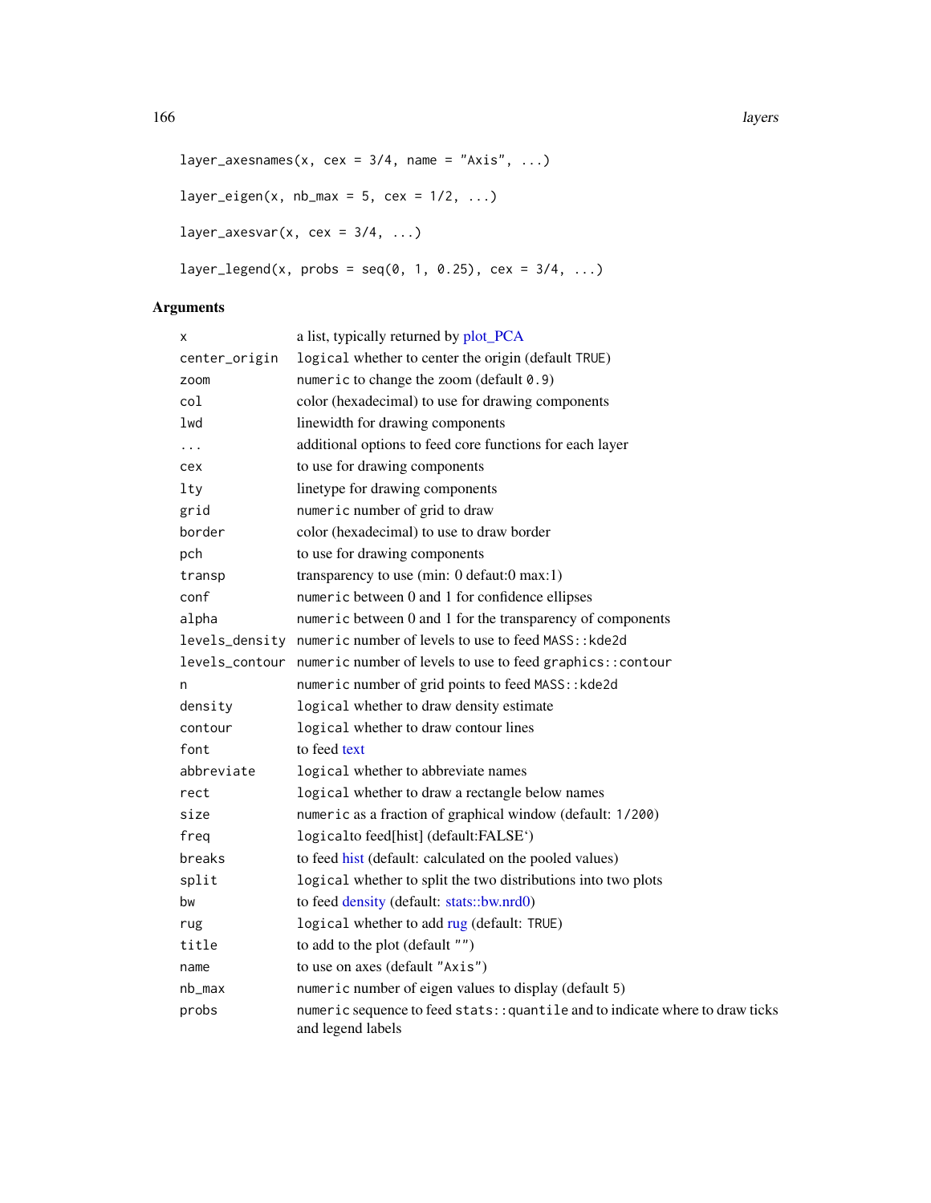```
layer_axesnames(x, cex = 3/4, name = "Axis", ...)

layer_eigen(x, nb_max = 5, cex = 1/2, ...)

layer_axesvar(x, cex = 3/4, ...)

layer_legend(x, probs = seq(0, 1, 0.25), cex = 3/4, ...)
```

## Arguments

| | |
|---|---|
| x | a list, typically returned by plot_PCA |
| center_origin | `logical` whether to center the origin (default `TRUE`) |
| zoom | `numeric` to change the zoom (default `0.9`) |
| col | color (hexadecimal) to use for drawing components |
| lwd | linewidth for drawing components |
| ... | additional options to feed core functions for each layer |
| cex | to use for drawing components |
| lty | linetype for drawing components |
| grid | `numeric` number of grid to draw |
| border | color (hexadecimal) to use to draw border |
| pch | to use for drawing components |
| transp | transparency to use (min: 0 defaut:0 max:1) |
| conf | `numeric` between 0 and 1 for confidence ellipses |
| alpha | `numeric` between 0 and 1 for the transparency of components |
| levels_density | `numeric` number of levels to use to feed `MASS::kde2d` |
| levels_contour | `numeric` number of levels to use to feed `graphics::contour` |
| n | `numeric` number of grid points to feed `MASS::kde2d` |
| density | `logical` whether to draw density estimate |
| contour | `logical` whether to draw contour lines |
| font | to feed text |
| abbreviate | `logical` whether to abbreviate names |
| rect | `logical` whether to draw a rectangle below names |
| size | `numeric` as a fraction of graphical window (default: `1/200`) |
| freq | `logical`to feed[hist] (default:FALSE‘) |
| breaks | to feed hist (default: calculated on the pooled values) |
| split | `logical` whether to split the two distributions into two plots |
| bw | to feed density (default: stats::bw.nrd0) |
| rug | `logical` whether to add rug (default: `TRUE`) |
| title | to add to the plot (default `""`) |
| name | to use on axes (default `"Axis"`) |
| nb_max | `numeric` number of eigen values to display (default `5`) |
| probs | `numeric` sequence to feed `stats::quantile` and to indicate where to draw ticks and legend labels |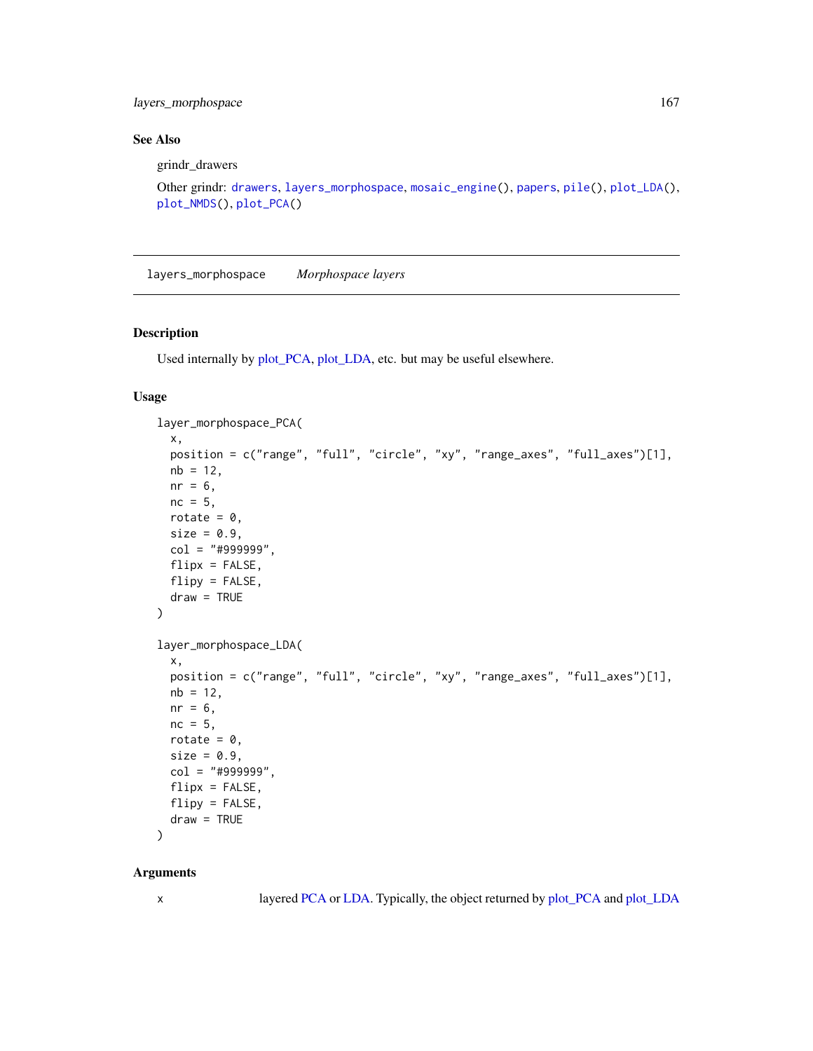### See Also

grindr_drawers

Other grindr: drawers, layers_morphospace, mosaic_engine(), papers, pile(), plot_LDA(), plot_NMDS(), plot_PCA()

---

## layers_morphospace &nbsp;&nbsp;&nbsp; *Morphospace layers*

---

### Description

Used internally by plot_PCA, plot_LDA, etc. but may be useful elsewhere.

### Usage

```
layer_morphospace_PCA(
  x,
  position = c("range", "full", "circle", "xy", "range_axes", "full_axes")[1],
  nb = 12,
  nr = 6,
  nc = 5,
  rotate = 0,
  size = 0.9,
  col = "#999999",
  flipx = FALSE,
  flipy = FALSE,
  draw = TRUE
)

layer_morphospace_LDA(
  x,
  position = c("range", "full", "circle", "xy", "range_axes", "full_axes")[1],
  nb = 12,
  nr = 6,
  nc = 5,
  rotate = 0,
  size = 0.9,
  col = "#999999",
  flipx = FALSE,
  flipy = FALSE,
  draw = TRUE
)
```

### Arguments

| | |
|---|---|
| x | layered PCA or LDA. Typically, the object returned by plot_PCA and plot_LDA |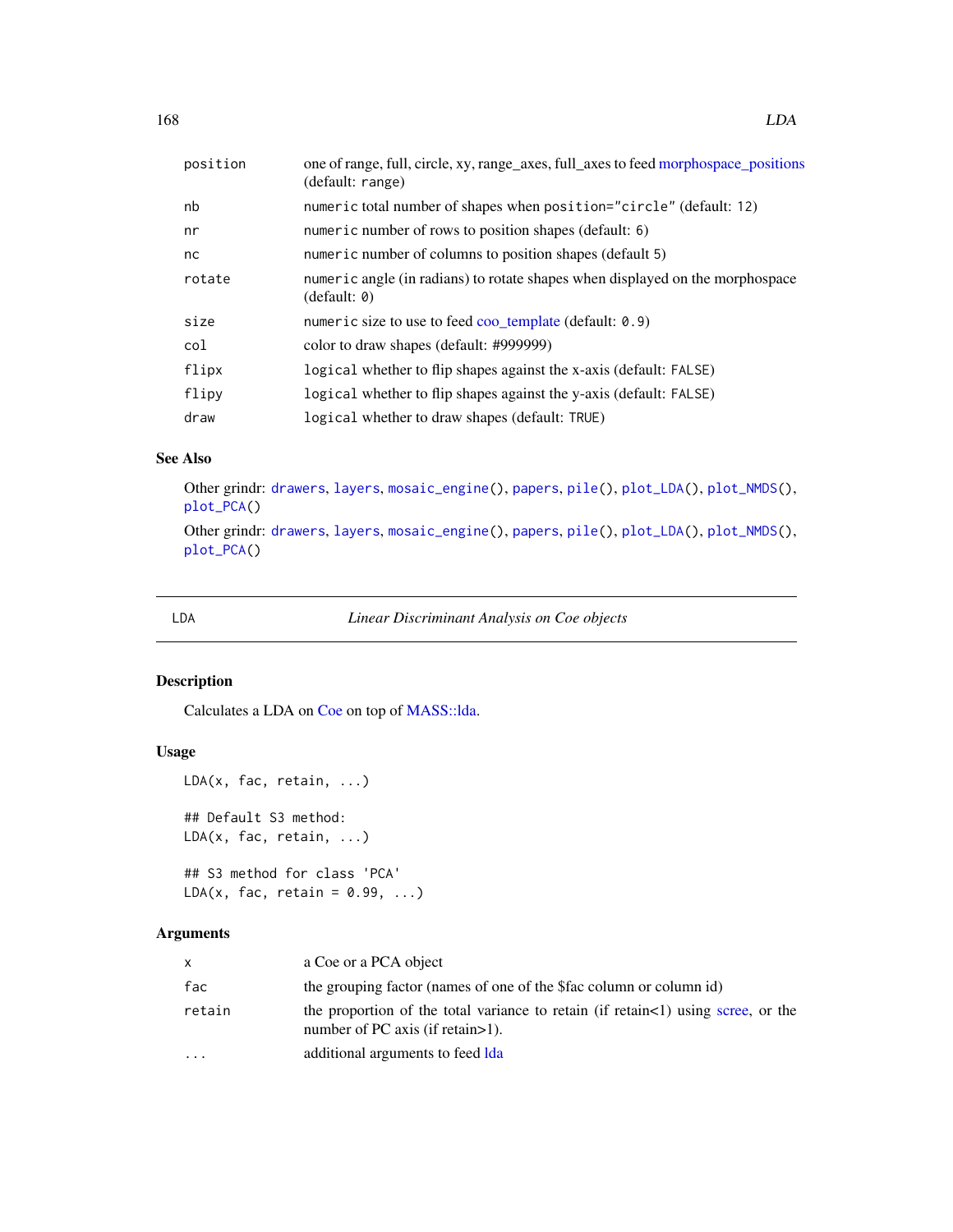| | |
|---|---|
| position | one of range, full, circle, xy, range_axes, full_axes to feed morphospace_positions (default: range) |
| nb | numeric total number of shapes when position="circle" (default: 12) |
| nr | numeric number of rows to position shapes (default: 6) |
| nc | numeric number of columns to position shapes (default 5) |
| rotate | numeric angle (in radians) to rotate shapes when displayed on the morphospace (default: 0) |
| size | numeric size to use to feed coo_template (default: 0.9) |
| col | color to draw shapes (default: #999999) |
| flipx | logical whether to flip shapes against the x-axis (default: FALSE) |
| flipy | logical whether to flip shapes against the y-axis (default: FALSE) |
| draw | logical whether to draw shapes (default: TRUE) |

### See Also

Other grindr: drawers, layers, mosaic_engine(), papers, pile(), plot_LDA(), plot_NMDS(), plot_PCA()

Other grindr: drawers, layers, mosaic_engine(), papers, pile(), plot_LDA(), plot_NMDS(), plot_PCA()

---

## LDA — *Linear Discriminant Analysis on Coe objects*

### Description

Calculates a LDA on Coe on top of MASS::lda.

### Usage

```
LDA(x, fac, retain, ...)

## Default S3 method:
LDA(x, fac, retain, ...)

## S3 method for class 'PCA'
LDA(x, fac, retain = 0.99, ...)
```

### Arguments

| | |
|---|---|
| x | a Coe or a PCA object |
| fac | the grouping factor (names of one of the $fac column or column id) |
| retain | the proportion of the total variance to retain (if retain<1) using scree, or the number of PC axis (if retain>1). |
| ... | additional arguments to feed lda |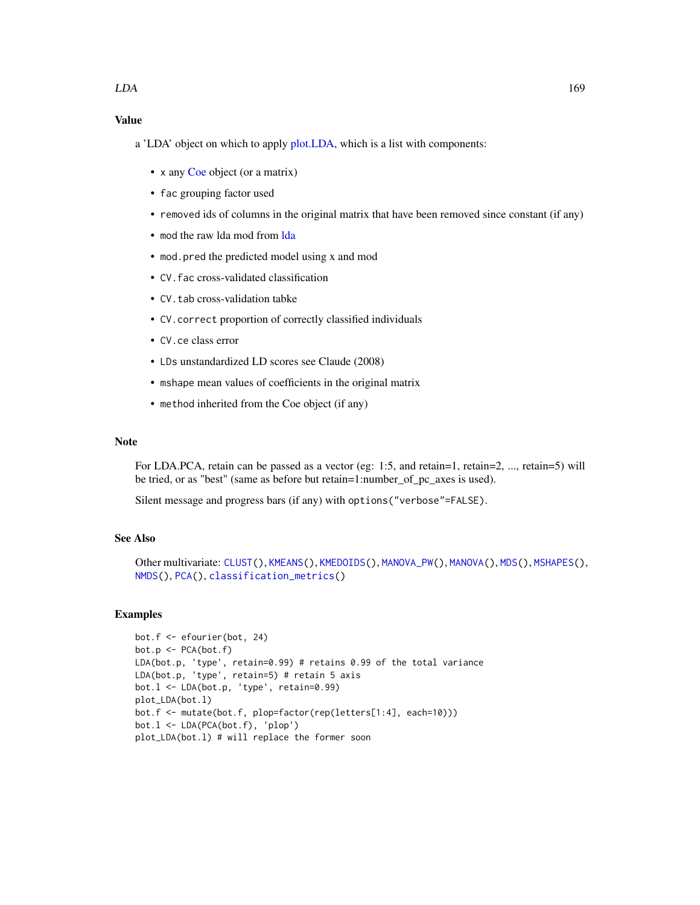## Value

a 'LDA' object on which to apply plot.LDA, which is a list with components:

- `x` any Coe object (or a matrix)
- `fac` grouping factor used
- `removed` ids of columns in the original matrix that have been removed since constant (if any)
- `mod` the raw lda mod from lda
- `mod.pred` the predicted model using x and mod
- `CV.fac` cross-validated classification
- `CV.tab` cross-validation tabke
- `CV.correct` proportion of correctly classified individuals
- `CV.ce` class error
- `LDs` unstandardized LD scores see Claude (2008)
- `mshape` mean values of coefficients in the original matrix
- `method` inherited from the Coe object (if any)

## Note

For LDA.PCA, retain can be passed as a vector (eg: 1:5, and retain=1, retain=2, ..., retain=5) will be tried, or as "best" (same as before but retain=1:number_of_pc_axes is used).

Silent message and progress bars (if any) with `options("verbose"=FALSE)`.

## See Also

Other multivariate: `CLUST()`, `KMEANS()`, `KMEDOIDS()`, `MANOVA_PW()`, `MANOVA()`, `MDS()`, `MSHAPES()`, `NMDS()`, `PCA()`, `classification_metrics()`

## Examples

```
bot.f <- efourier(bot, 24)
bot.p <- PCA(bot.f)
LDA(bot.p, 'type', retain=0.99) # retains 0.99 of the total variance
LDA(bot.p, 'type', retain=5) # retain 5 axis
bot.l <- LDA(bot.p, 'type', retain=0.99)
plot_LDA(bot.l)
bot.f <- mutate(bot.f, plop=factor(rep(letters[1:4], each=10)))
bot.l <- LDA(PCA(bot.f), 'plop')
plot_LDA(bot.l) # will replace the former soon
```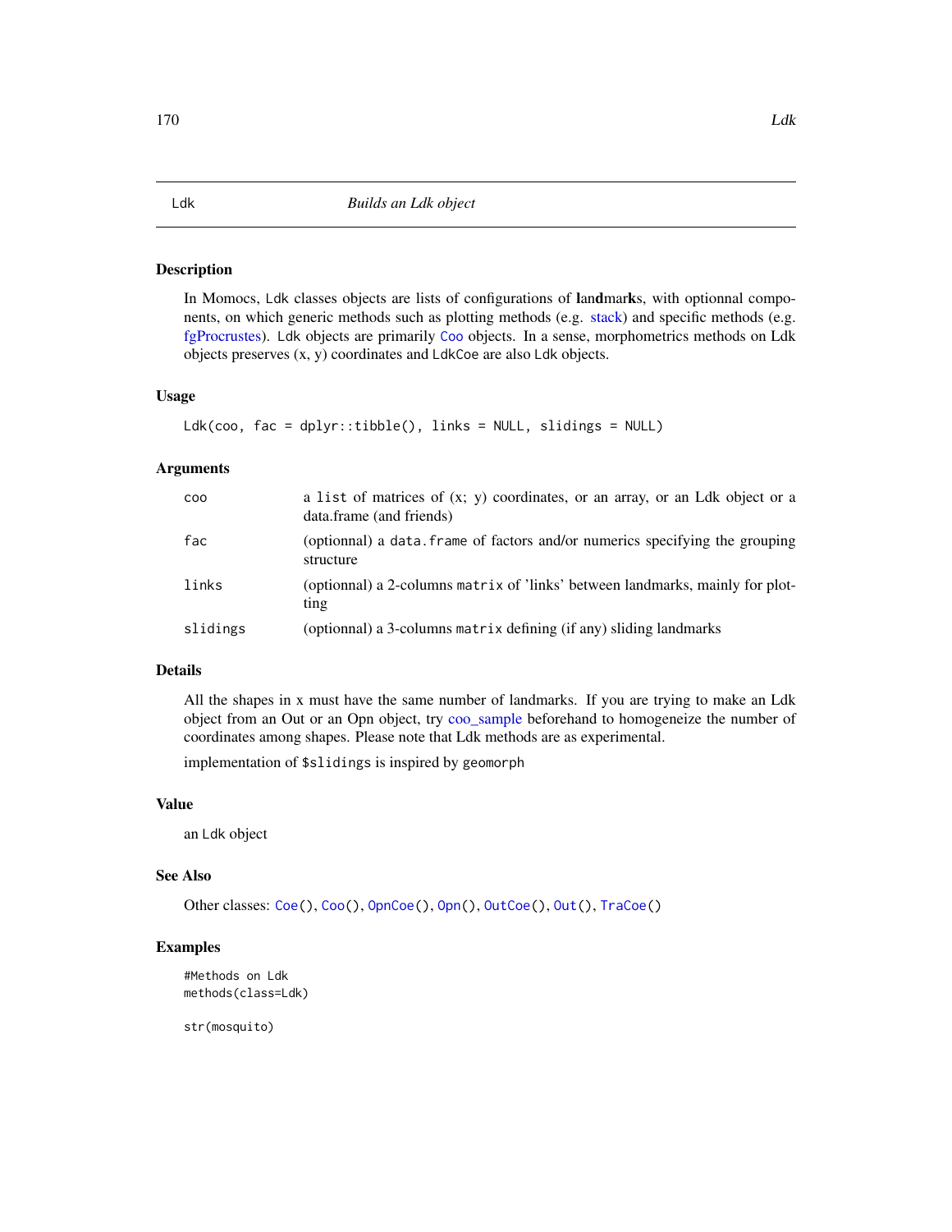# Ldk — *Builds an Ldk object*

## Description

In Momocs, Ldk classes objects are lists of configurations of **l**an**d**mar**k**s, with optionnal components, on which generic methods such as plotting methods (e.g. stack) and specific methods (e.g. fgProcrustes). Ldk objects are primarily Coo objects. In a sense, morphometrics methods on Ldk objects preserves (x, y) coordinates and LdkCoe are also Ldk objects.

## Usage

```
Ldk(coo, fac = dplyr::tibble(), links = NULL, slidings = NULL)
```

## Arguments

| | |
|---|---|
| coo | a list of matrices of (x; y) coordinates, or an array, or an Ldk object or a data.frame (and friends) |
| fac | (optionnal) a data.frame of factors and/or numerics specifying the grouping structure |
| links | (optionnal) a 2-columns matrix of 'links' between landmarks, mainly for plotting |
| slidings | (optionnal) a 3-columns matrix defining (if any) sliding landmarks |

## Details

All the shapes in x must have the same number of landmarks. If you are trying to make an Ldk object from an Out or an Opn object, try coo_sample beforehand to homogeneize the number of coordinates among shapes. Please note that Ldk methods are as experimental.

implementation of $slidings is inspired by geomorph

## Value

an Ldk object

## See Also

Other classes: Coe(), Coo(), OpnCoe(), Opn(), OutCoe(), Out(), TraCoe()

## Examples

```
#Methods on Ldk
methods(class=Ldk)

str(mosquito)
```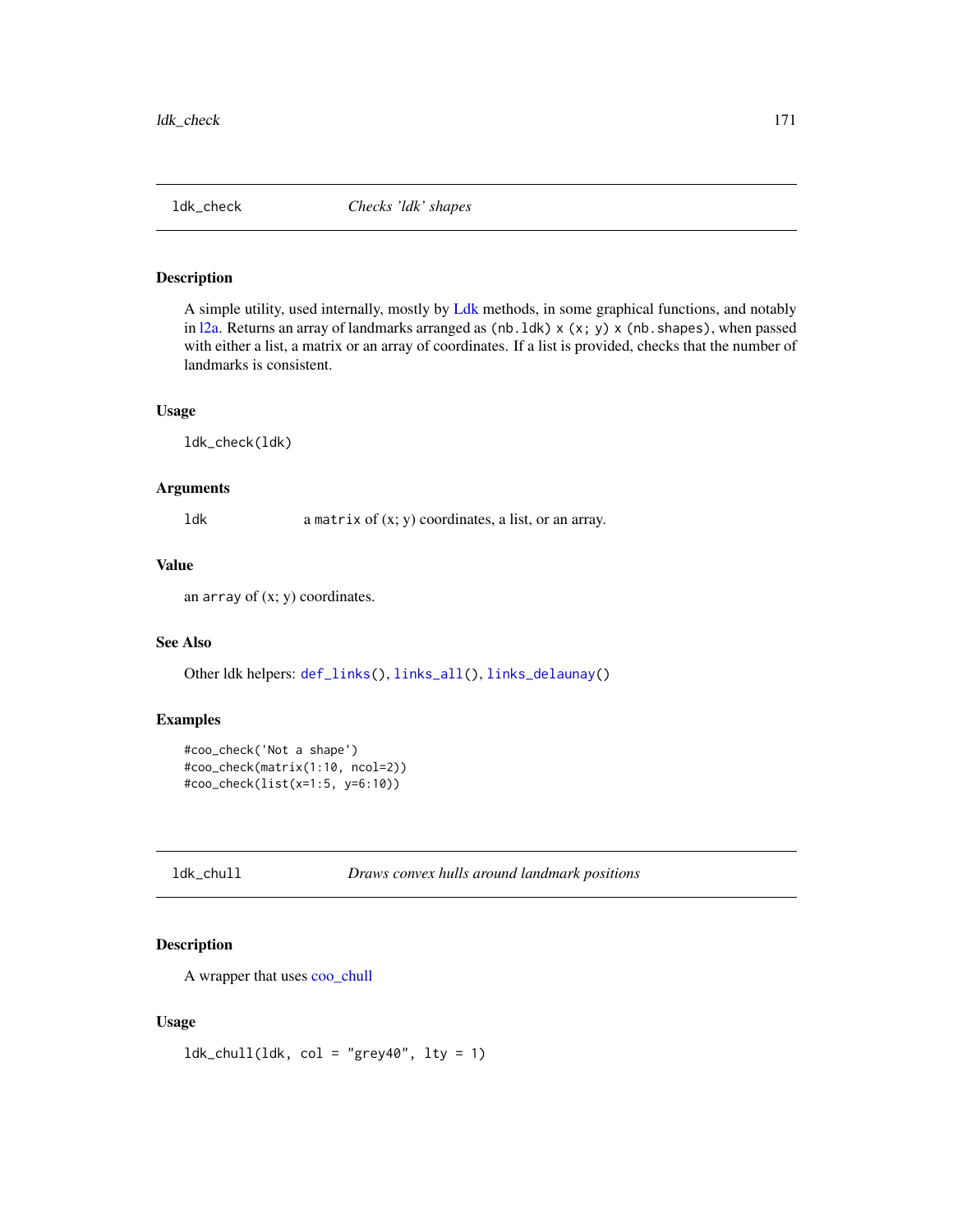## ldk_check *Checks 'ldk' shapes*

### Description

A simple utility, used internally, mostly by Ldk methods, in some graphical functions, and notably in l2a. Returns an array of landmarks arranged as `(nb.ldk) x (x; y) x (nb.shapes)`, when passed with either a list, a matrix or an array of coordinates. If a list is provided, checks that the number of landmarks is consistent.

### Usage

```
ldk_check(ldk)
```

### Arguments

| | |
|---|---|
| ldk | a `matrix` of (x; y) coordinates, a list, or an array. |

### Value

an `array` of (x; y) coordinates.

### See Also

Other ldk helpers: `def_links()`, `links_all()`, `links_delaunay()`

### Examples

```
#coo_check('Not a shape')
#coo_check(matrix(1:10, ncol=2))
#coo_check(list(x=1:5, y=6:10))
```

## ldk_chull *Draws convex hulls around landmark positions*

### Description

A wrapper that uses coo_chull

### Usage

```
ldk_chull(ldk, col = "grey40", lty = 1)
```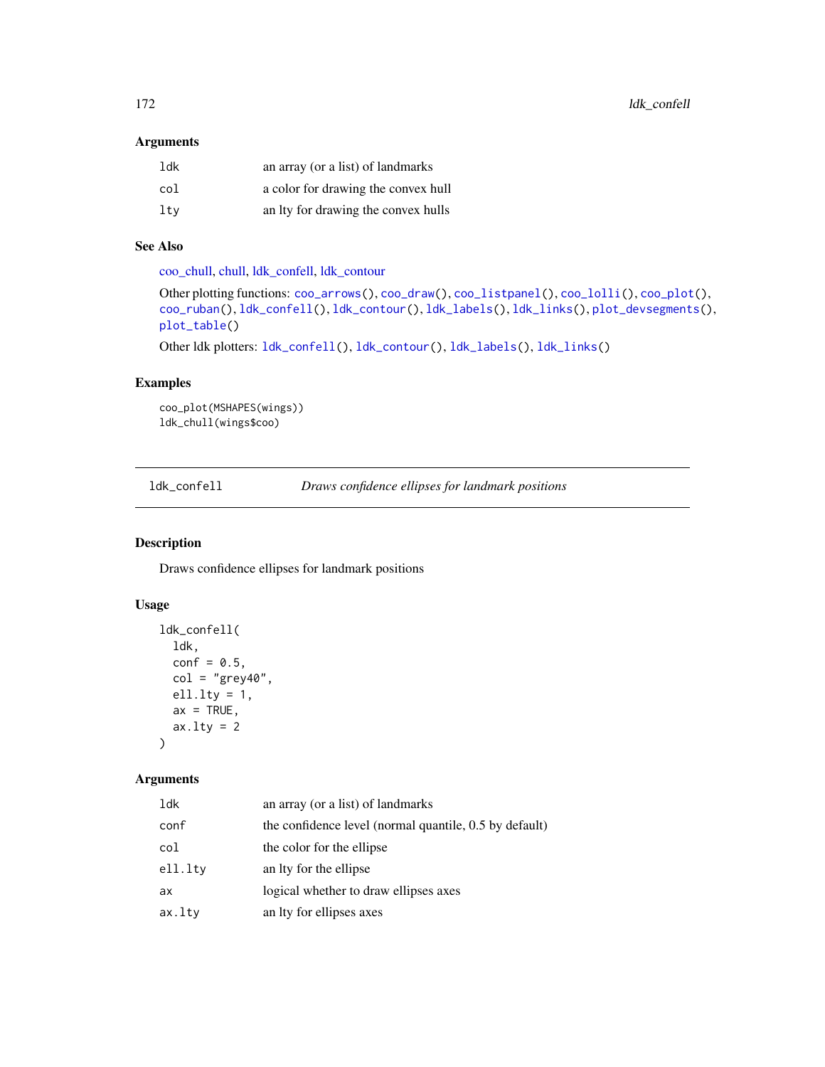### Arguments

| | |
|---|---|
| ldk | an array (or a list) of landmarks |
| col | a color for drawing the convex hull |
| lty | an lty for drawing the convex hulls |

### See Also

coo_chull, chull, ldk_confell, ldk_contour

Other plotting functions: `coo_arrows()`, `coo_draw()`, `coo_listpanel()`, `coo_lolli()`, `coo_plot()`, `coo_ruban()`, `ldk_confell()`, `ldk_contour()`, `ldk_labels()`, `ldk_links()`, `plot_devsegments()`, `plot_table()`

Other ldk plotters: `ldk_confell()`, `ldk_contour()`, `ldk_labels()`, `ldk_links()`

### Examples

```
coo_plot(MSHAPES(wings))
ldk_chull(wings$coo)
```

---

## ldk_confell — *Draws confidence ellipses for landmark positions*

---

### Description

Draws confidence ellipses for landmark positions

### Usage

```
ldk_confell(
  ldk,
  conf = 0.5,
  col = "grey40",
  ell.lty = 1,
  ax = TRUE,
  ax.lty = 2
)
```

### Arguments

| | |
|---|---|
| ldk | an array (or a list) of landmarks |
| conf | the confidence level (normal quantile, 0.5 by default) |
| col | the color for the ellipse |
| ell.lty | an lty for the ellipse |
| ax | logical whether to draw ellipses axes |
| ax.lty | an lty for ellipses axes |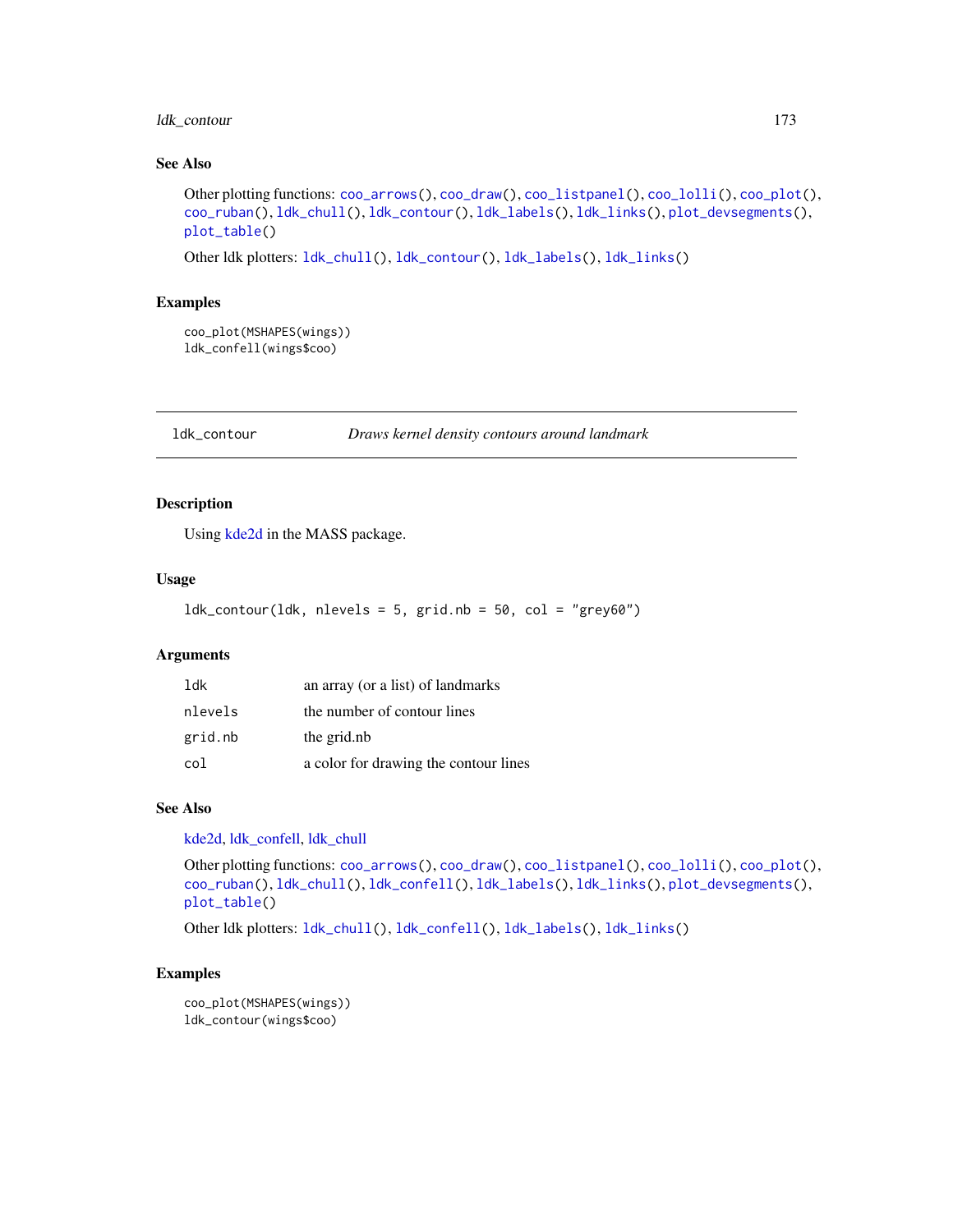### See Also

Other plotting functions: coo_arrows(), coo_draw(), coo_listpanel(), coo_lolli(), coo_plot(), coo_ruban(), ldk_chull(), ldk_contour(), ldk_labels(), ldk_links(), plot_devsegments(), plot_table()

Other ldk plotters: ldk_chull(), ldk_contour(), ldk_labels(), ldk_links()

### Examples

```
coo_plot(MSHAPES(wings))
ldk_confell(wings$coo)
```

---

## ldk_contour *Draws kernel density contours around landmark*

### Description

Using kde2d in the MASS package.

### Usage

```
ldk_contour(ldk, nlevels = 5, grid.nb = 50, col = "grey60")
```

### Arguments

| | |
|---|---|
| ldk | an array (or a list) of landmarks |
| nlevels | the number of contour lines |
| grid.nb | the grid.nb |
| col | a color for drawing the contour lines |

### See Also

kde2d, ldk_confell, ldk_chull

Other plotting functions: coo_arrows(), coo_draw(), coo_listpanel(), coo_lolli(), coo_plot(), coo_ruban(), ldk_chull(), ldk_confell(), ldk_labels(), ldk_links(), plot_devsegments(), plot_table()

Other ldk plotters: ldk_chull(), ldk_confell(), ldk_labels(), ldk_links()

### Examples

```
coo_plot(MSHAPES(wings))
ldk_contour(wings$coo)
```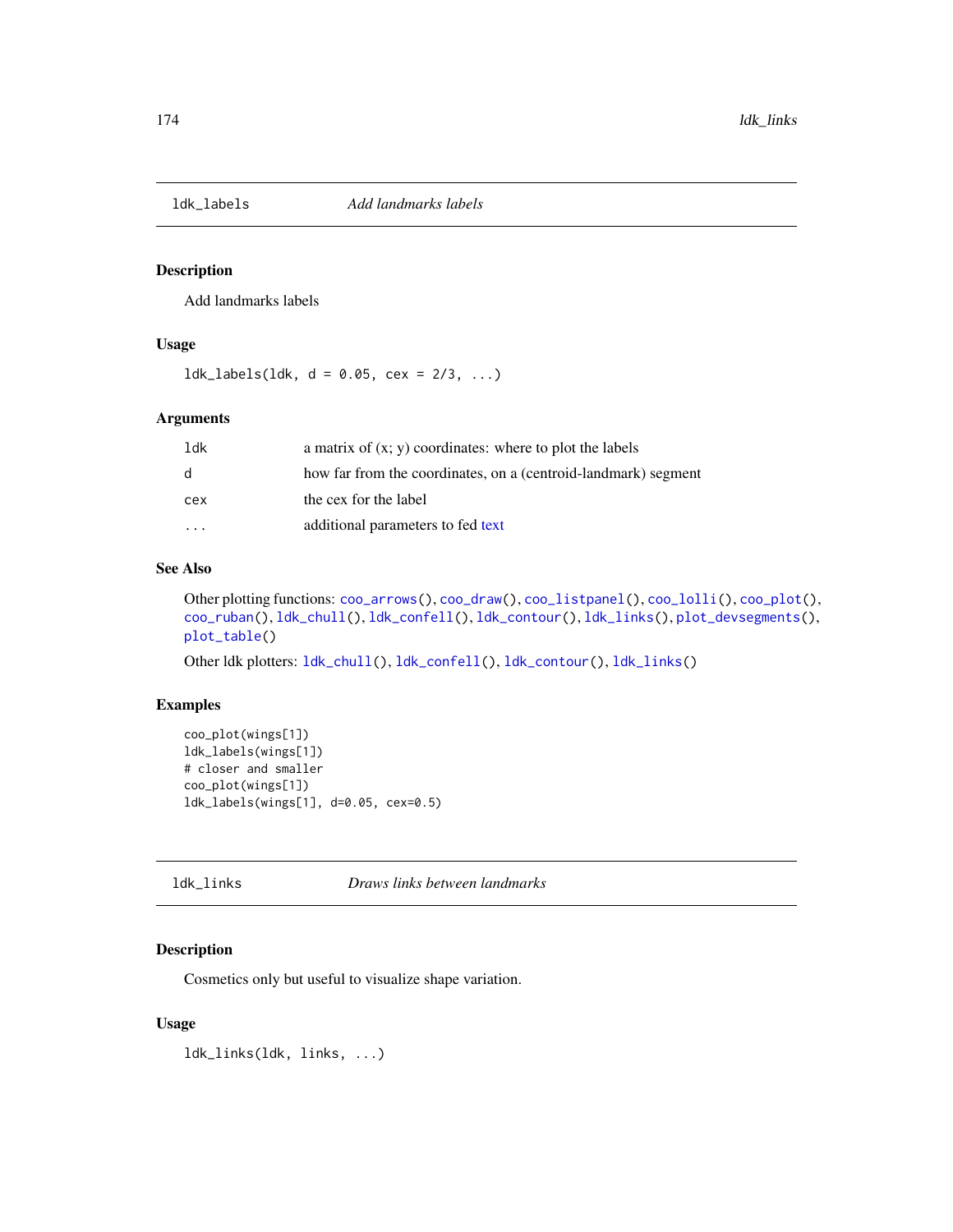## ldk_labels — *Add landmarks labels*

### Description

Add landmarks labels

### Usage

```
ldk_labels(ldk, d = 0.05, cex = 2/3, ...)
```

### Arguments

| | |
|---|---|
| ldk | a matrix of (x; y) coordinates: where to plot the labels |
| d | how far from the coordinates, on a (centroid-landmark) segment |
| cex | the cex for the label |
| ... | additional parameters to fed text |

### See Also

Other plotting functions: coo_arrows(), coo_draw(), coo_listpanel(), coo_lolli(), coo_plot(), coo_ruban(), ldk_chull(), ldk_confell(), ldk_contour(), ldk_links(), plot_devsegments(), plot_table()

Other ldk plotters: ldk_chull(), ldk_confell(), ldk_contour(), ldk_links()

### Examples

```
coo_plot(wings[1])
ldk_labels(wings[1])
# closer and smaller
coo_plot(wings[1])
ldk_labels(wings[1], d=0.05, cex=0.5)
```

## ldk_links — *Draws links between landmarks*

### Description

Cosmetics only but useful to visualize shape variation.

### Usage

```
ldk_links(ldk, links, ...)
```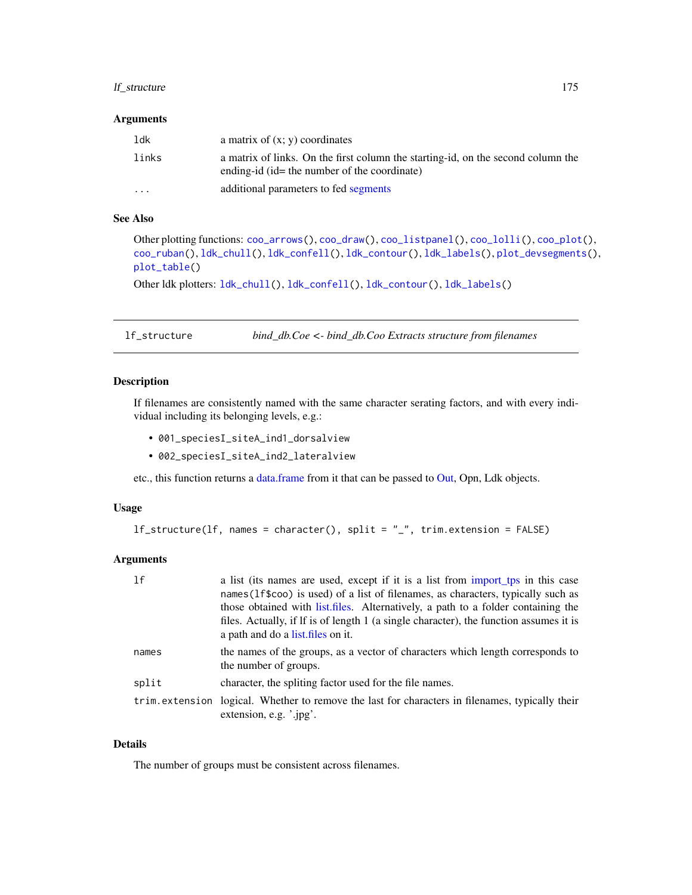### Arguments

| | |
|---|---|
| ldk | a matrix of (x; y) coordinates |
| links | a matrix of links. On the first column the starting-id, on the second column the ending-id (id= the number of the coordinate) |
| ... | additional parameters to fed segments |

### See Also

Other plotting functions: `coo_arrows()`, `coo_draw()`, `coo_listpanel()`, `coo_lolli()`, `coo_plot()`, `coo_ruban()`, `ldk_chull()`, `ldk_confell()`, `ldk_contour()`, `ldk_labels()`, `plot_devsegments()`, `plot_table()`

Other ldk plotters: `ldk_chull()`, `ldk_confell()`, `ldk_contour()`, `ldk_labels()`

---

## lf_structure — *bind_db.Coe <- bind_db.Coo Extracts structure from filenames*

---

### Description

If filenames are consistently named with the same character serating factors, and with every individual including its belonging levels, e.g.:

- `001_speciesI_siteA_ind1_dorsalview`
- `002_speciesI_siteA_ind2_lateralview`

etc., this function returns a data.frame from it that can be passed to Out, Opn, Ldk objects.

### Usage

```
lf_structure(lf, names = character(), split = "_", trim.extension = FALSE)
```

### Arguments

| | |
|---|---|
| lf | a list (its names are used, except if it is a list from import_tps in this case `names(lf$coo)` is used) of a list of filenames, as characters, typically such as those obtained with list.files. Alternatively, a path to a folder containing the files. Actually, if lf is of length 1 (a single character), the function assumes it is a path and do a list.files on it. |
| names | the names of the groups, as a vector of characters which length corresponds to the number of groups. |
| split | character, the spliting factor used for the file names. |
| trim.extension | logical. Whether to remove the last for characters in filenames, typically their extension, e.g. '.jpg'. |

### Details

The number of groups must be consistent across filenames.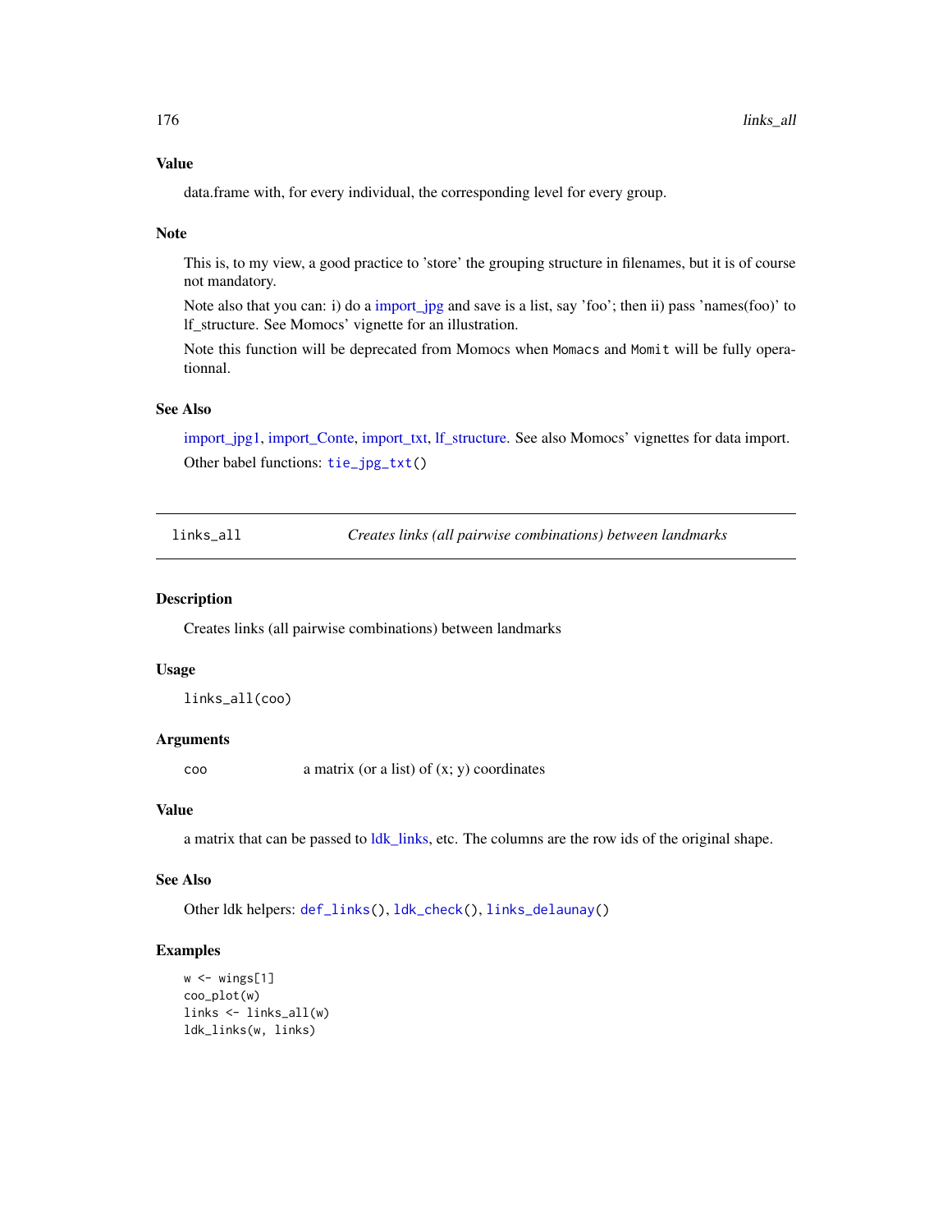### Value

data.frame with, for every individual, the corresponding level for every group.

### Note

This is, to my view, a good practice to 'store' the grouping structure in filenames, but it is of course not mandatory.

Note also that you can: i) do a import_jpg and save is a list, say 'foo'; then ii) pass 'names(foo)' to lf_structure. See Momocs' vignette for an illustration.

Note this function will be deprecated from Momocs when `Momacs` and `Momit` will be fully operationnal.

### See Also

import_jpg1, import_Conte, import_txt, lf_structure. See also Momocs' vignettes for data import.

Other babel functions: `tie_jpg_txt()`

---

## links_all — *Creates links (all pairwise combinations) between landmarks*

### Description

Creates links (all pairwise combinations) between landmarks

### Usage

```
links_all(coo)
```

### Arguments

| | |
|---|---|
| `coo` | a matrix (or a list) of (x; y) coordinates |

### Value

a matrix that can be passed to ldk_links, etc. The columns are the row ids of the original shape.

### See Also

Other ldk helpers: `def_links()`, `ldk_check()`, `links_delaunay()`

### Examples

```
w <- wings[1]
coo_plot(w)
links <- links_all(w)
ldk_links(w, links)
```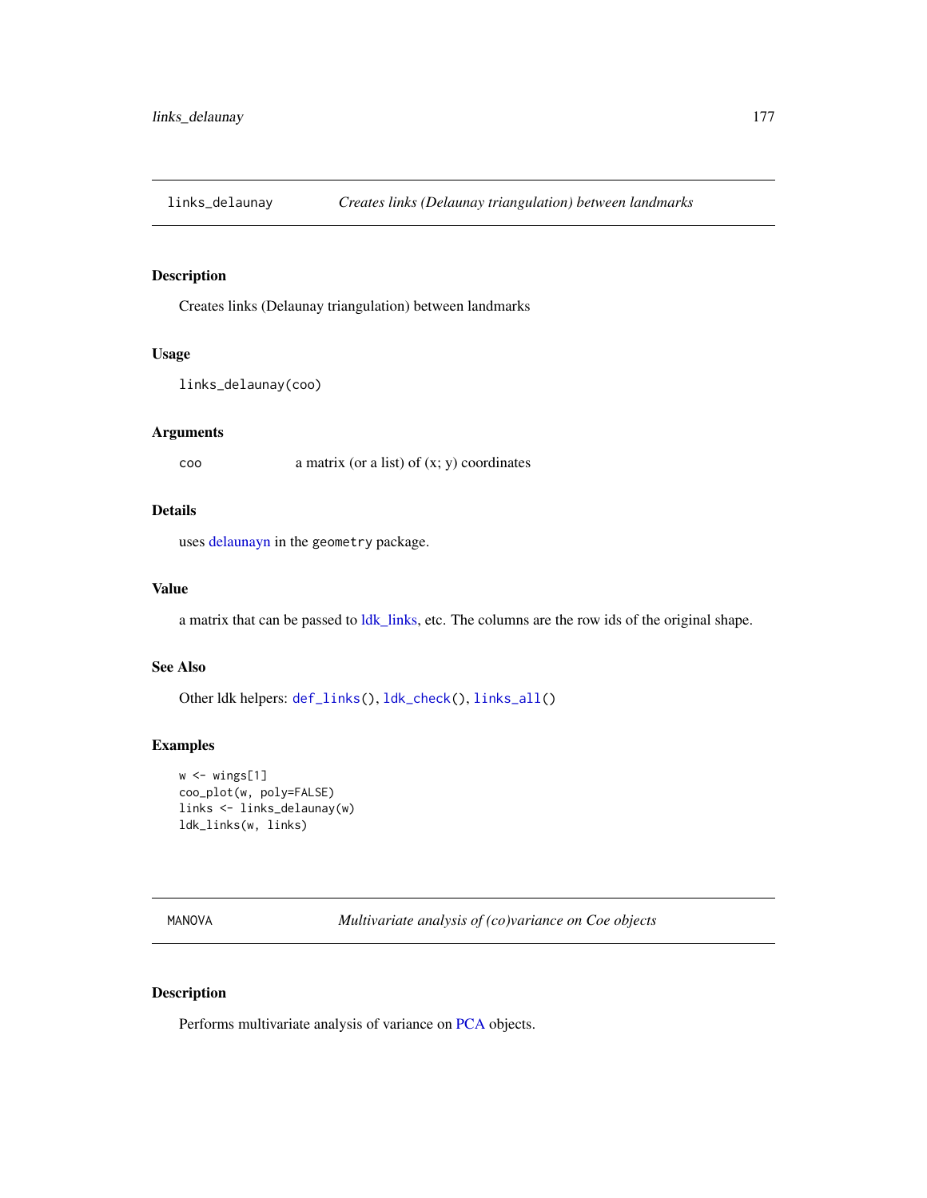## links_delaunay    *Creates links (Delaunay triangulation) between landmarks*

### Description

Creates links (Delaunay triangulation) between landmarks

### Usage

```
links_delaunay(coo)
```

### Arguments

| | |
|---|---|
| coo | a matrix (or a list) of (x; y) coordinates |

### Details

uses delaunayn in the geometry package.

### Value

a matrix that can be passed to ldk_links, etc. The columns are the row ids of the original shape.

### See Also

Other ldk helpers: `def_links()`, `ldk_check()`, `links_all()`

### Examples

```
w <- wings[1]
coo_plot(w, poly=FALSE)
links <- links_delaunay(w)
ldk_links(w, links)
```

## MANOVA    *Multivariate analysis of (co)variance on Coe objects*

### Description

Performs multivariate analysis of variance on PCA objects.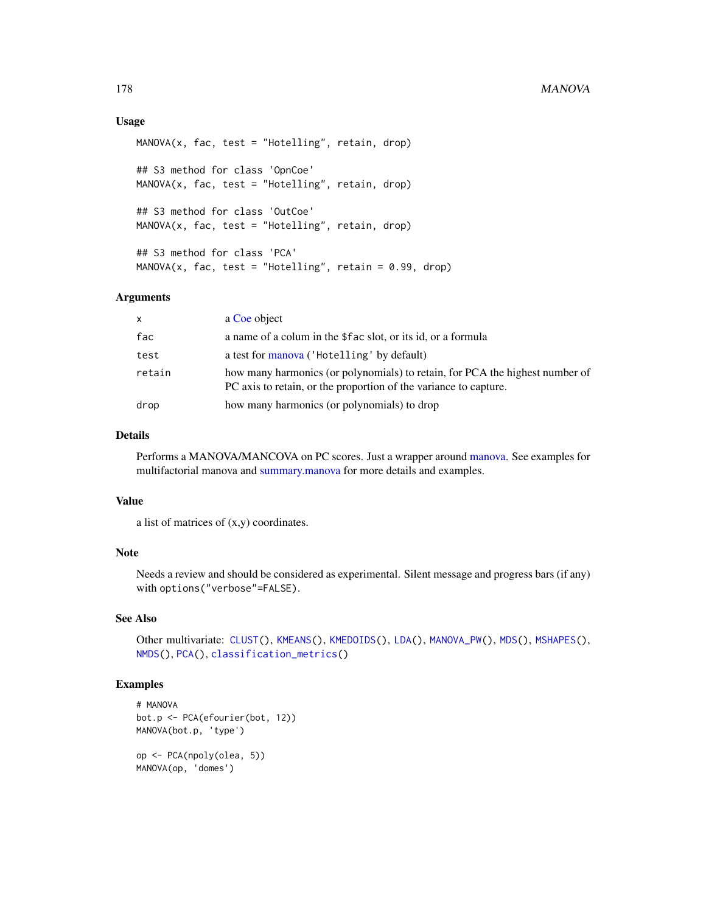## Usage

```
MANOVA(x, fac, test = "Hotelling", retain, drop)

## S3 method for class 'OpnCoe'
MANOVA(x, fac, test = "Hotelling", retain, drop)

## S3 method for class 'OutCoe'
MANOVA(x, fac, test = "Hotelling", retain, drop)

## S3 method for class 'PCA'
MANOVA(x, fac, test = "Hotelling", retain = 0.99, drop)
```

## Arguments

| | |
|---|---|
| x | a Coe object |
| fac | a name of a colum in the `$fac` slot, or its id, or a formula |
| test | a test for manova (`'Hotelling'` by default) |
| retain | how many harmonics (or polynomials) to retain, for PCA the highest number of PC axis to retain, or the proportion of the variance to capture. |
| drop | how many harmonics (or polynomials) to drop |

## Details

Performs a MANOVA/MANCOVA on PC scores. Just a wrapper around manova. See examples for multifactorial manova and summary.manova for more details and examples.

## Value

a list of matrices of (x,y) coordinates.

## Note

Needs a review and should be considered as experimental. Silent message and progress bars (if any) with `options("verbose"=FALSE)`.

## See Also

Other multivariate: `CLUST()`, `KMEANS()`, `KMEDOIDS()`, `LDA()`, `MANOVA_PW()`, `MDS()`, `MSHAPES()`, `NMDS()`, `PCA()`, `classification_metrics()`

## Examples

```
# MANOVA
bot.p <- PCA(efourier(bot, 12))
MANOVA(bot.p, 'type')

op <- PCA(npoly(olea, 5))
MANOVA(op, 'domes')
```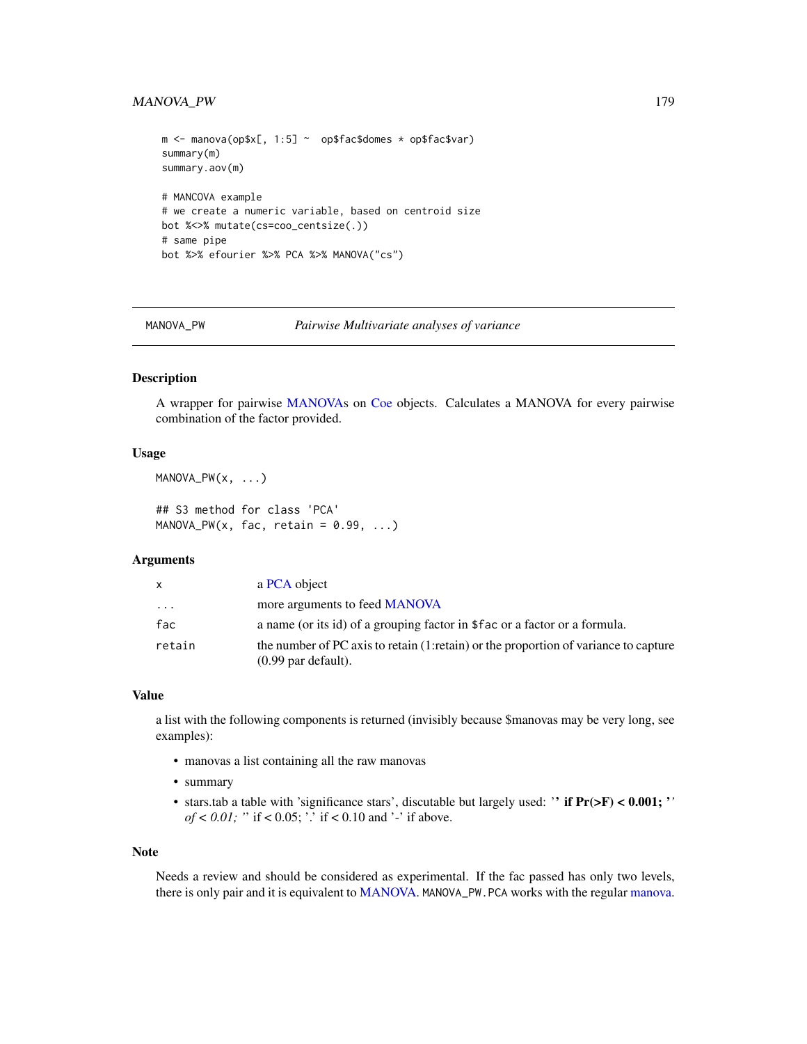```
m <- manova(op$x[, 1:5] ~  op$fac$domes * op$fac$var)
summary(m)
summary.aov(m)

# MANCOVA example
# we create a numeric variable, based on centroid size
bot %<>% mutate(cs=coo_centsize(.))
# same pipe
bot %>% efourier %>% PCA %>% MANOVA("cs")
```

## MANOVA_PW — *Pairwise Multivariate analyses of variance*

### Description

A wrapper for pairwise MANOVAs on Coe objects. Calculates a MANOVA for every pairwise combination of the factor provided.

### Usage

```
MANOVA_PW(x, ...)

## S3 method for class 'PCA'
MANOVA_PW(x, fac, retain = 0.99, ...)
```

### Arguments

| | |
|---|---|
| x | a PCA object |
| ... | more arguments to feed MANOVA |
| fac | a name (or its id) of a grouping factor in `$fac` or a factor or a formula. |
| retain | the number of PC axis to retain (1:retain) or the proportion of variance to capture (0.99 par default). |

### Value

a list with the following components is returned (invisibly because $manovas may be very long, see examples):

- manovas a list containing all the raw manovas
- summary
- stars.tab a table with 'significance stars', discutable but largely used: **'' if Pr(>F) < 0.001; ''** *of < 0.01; ''* if < 0.05; '.' if < 0.10 and '-' if above.

### Note

Needs a review and should be considered as experimental. If the fac passed has only two levels, there is only pair and it is equivalent to MANOVA. `MANOVA_PW.PCA` works with the regular manova.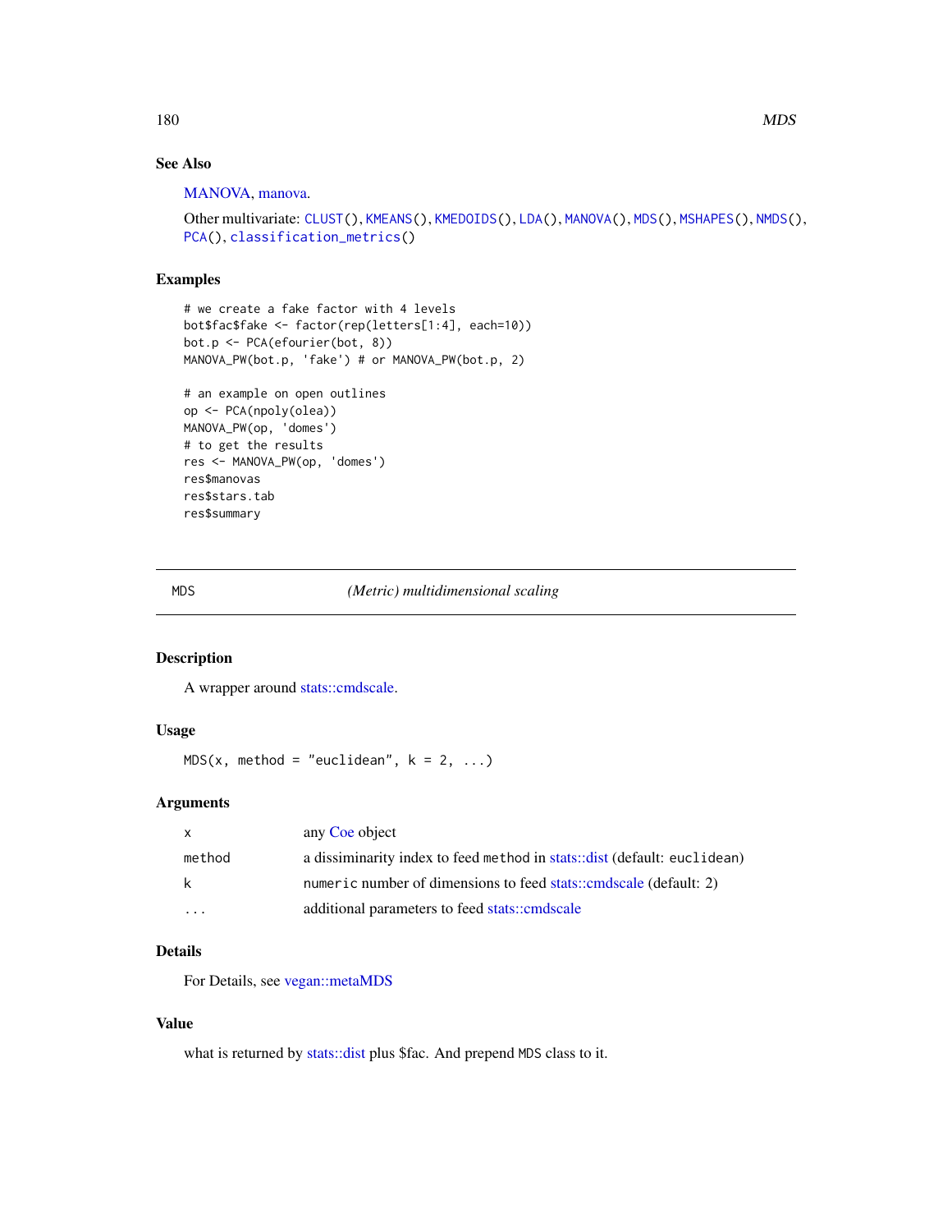## See Also

MANOVA, manova.

Other multivariate: CLUST(), KMEANS(), KMEDOIDS(), LDA(), MANOVA(), MDS(), MSHAPES(), NMDS(), PCA(), classification_metrics()

## Examples

```
# we create a fake factor with 4 levels
bot$fac$fake <- factor(rep(letters[1:4], each=10))
bot.p <- PCA(efourier(bot, 8))
MANOVA_PW(bot.p, 'fake') # or MANOVA_PW(bot.p, 2)

# an example on open outlines
op <- PCA(npoly(olea))
MANOVA_PW(op, 'domes')
# to get the results
res <- MANOVA_PW(op, 'domes')
res$manovas
res$stars.tab
res$summary
```

---

# MDS — *(Metric) multidimensional scaling*

## Description

A wrapper around stats::cmdscale.

## Usage

```
MDS(x, method = "euclidean", k = 2, ...)
```

## Arguments

| | |
|---|---|
| `x` | any Coe object |
| `method` | a dissiminarity index to feed `method` in stats::dist (default: `euclidean`) |
| `k` | `numeric` number of dimensions to feed stats::cmdscale (default: 2) |
| `...` | additional parameters to feed stats::cmdscale |

## Details

For Details, see vegan::metaMDS

## Value

what is returned by stats::dist plus $fac. And prepend `MDS` class to it.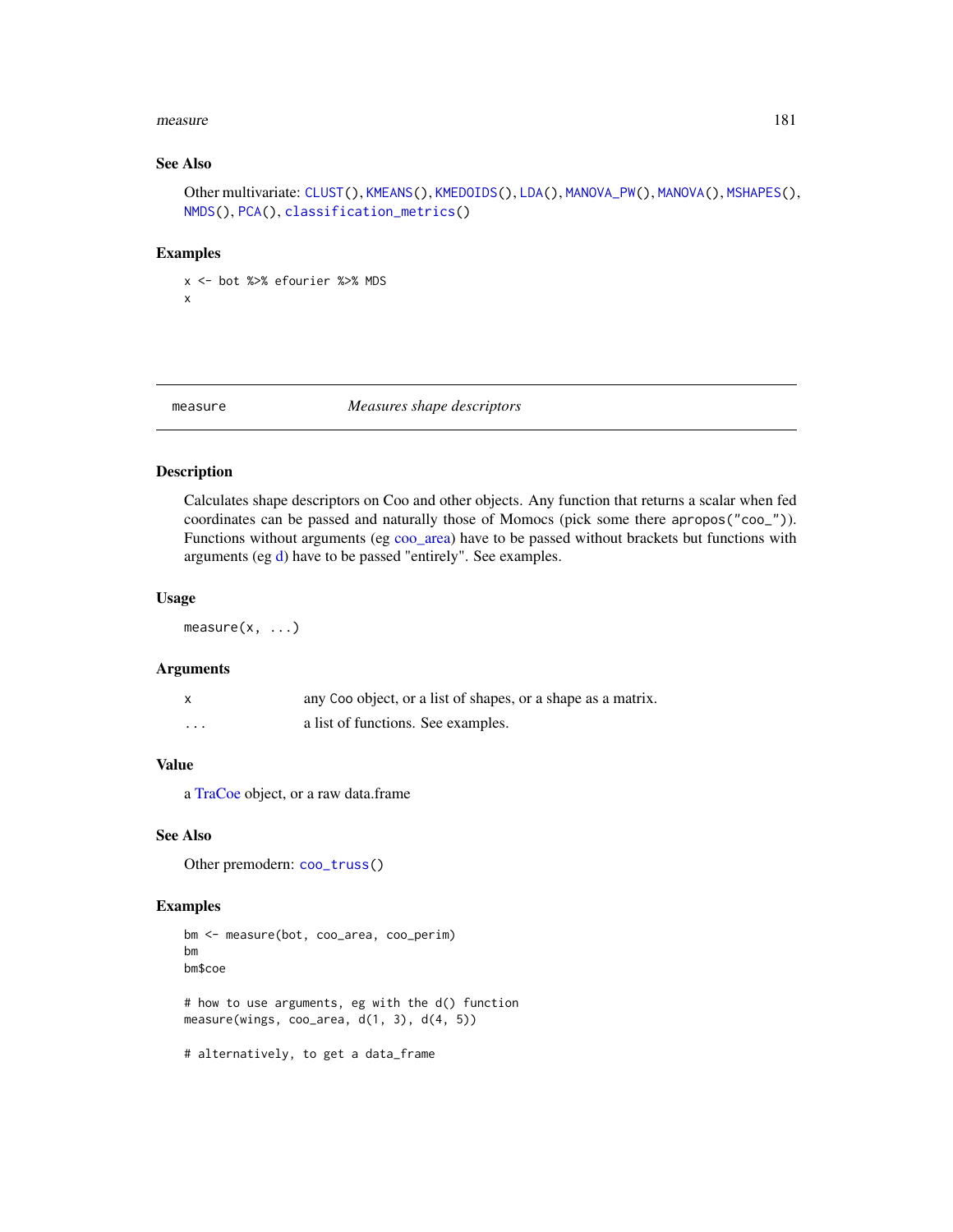### See Also

Other multivariate: CLUST(), KMEANS(), KMEDOIDS(), LDA(), MANOVA_PW(), MANOVA(), MSHAPES(), NMDS(), PCA(), classification_metrics()

### Examples

```
x <- bot %>% efourier %>% MDS
x
```

---

## measure — *Measures shape descriptors*

---

### Description

Calculates shape descriptors on Coo and other objects. Any function that returns a scalar when fed coordinates can be passed and naturally those of Momocs (pick some there apropos("coo_")). Functions without arguments (eg coo_area) have to be passed without brackets but functions with arguments (eg d) have to be passed "entirely". See examples.

### Usage

```
measure(x, ...)
```

### Arguments

| | |
|---|---|
| x | any Coo object, or a list of shapes, or a shape as a matrix. |
| ... | a list of functions. See examples. |

### Value

a TraCoe object, or a raw data.frame

### See Also

Other premodern: coo_truss()

### Examples

```
bm <- measure(bot, coo_area, coo_perim)
bm
bm$coe

# how to use arguments, eg with the d() function
measure(wings, coo_area, d(1, 3), d(4, 5))

# alternatively, to get a data_frame
```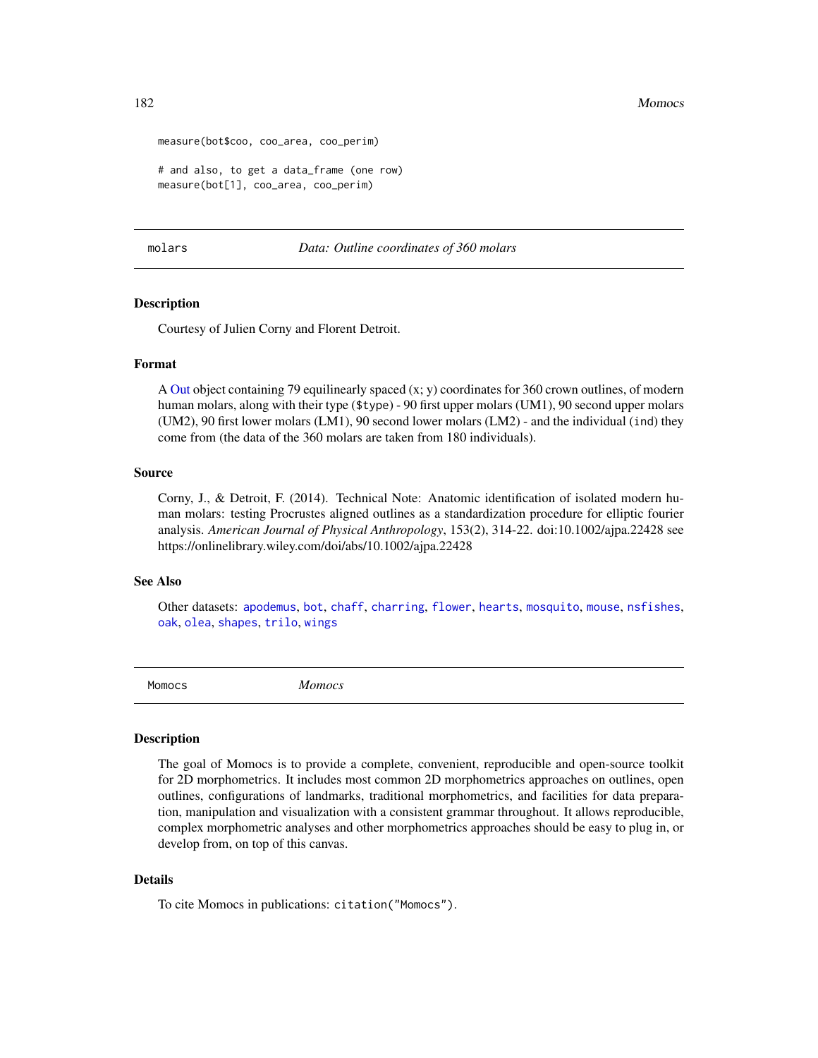```
measure(bot$coo, coo_area, coo_perim)

# and also, to get a data_frame (one row)
measure(bot[1], coo_area, coo_perim)
```

## molars — *Data: Outline coordinates of 360 molars*

### Description

Courtesy of Julien Corny and Florent Detroit.

### Format

A Out object containing 79 equilinearly spaced (x; y) coordinates for 360 crown outlines, of modern human molars, along with their type (`$type`) - 90 first upper molars (UM1), 90 second upper molars (UM2), 90 first lower molars (LM1), 90 second lower molars (LM2) - and the individual (`ind`) they come from (the data of the 360 molars are taken from 180 individuals).

### Source

Corny, J., & Detroit, F. (2014). Technical Note: Anatomic identification of isolated modern human molars: testing Procrustes aligned outlines as a standardization procedure for elliptic fourier analysis. *American Journal of Physical Anthropology*, 153(2), 314-22. doi:10.1002/ajpa.22428 see https://onlinelibrary.wiley.com/doi/abs/10.1002/ajpa.22428

### See Also

Other datasets: `apodemus`, `bot`, `chaff`, `charring`, `flower`, `hearts`, `mosquito`, `mouse`, `nsfishes`, `oak`, `olea`, `shapes`, `trilo`, `wings`

## Momocs — *Momocs*

### Description

The goal of Momocs is to provide a complete, convenient, reproducible and open-source toolkit for 2D morphometrics. It includes most common 2D morphometrics approaches on outlines, open outlines, configurations of landmarks, traditional morphometrics, and facilities for data preparation, manipulation and visualization with a consistent grammar throughout. It allows reproducible, complex morphometric analyses and other morphometrics approaches should be easy to plug in, or develop from, on top of this canvas.

### Details

To cite Momocs in publications: `citation("Momocs")`.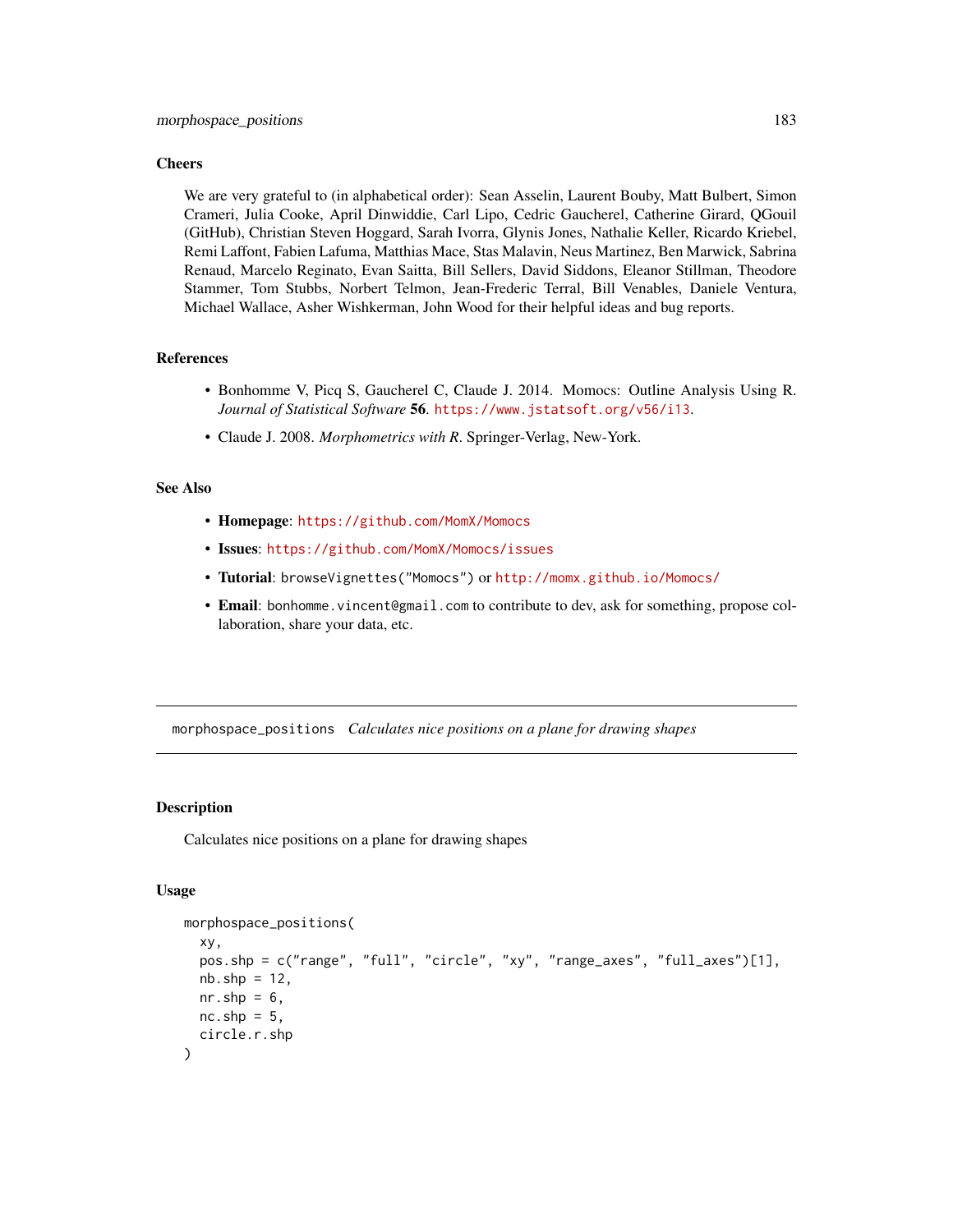### Cheers

We are very grateful to (in alphabetical order): Sean Asselin, Laurent Bouby, Matt Bulbert, Simon Crameri, Julia Cooke, April Dinwiddie, Carl Lipo, Cedric Gaucherel, Catherine Girard, QGouil (GitHub), Christian Steven Hoggard, Sarah Ivorra, Glynis Jones, Nathalie Keller, Ricardo Kriebel, Remi Laffont, Fabien Lafuma, Matthias Mace, Stas Malavin, Neus Martinez, Ben Marwick, Sabrina Renaud, Marcelo Reginato, Evan Saitta, Bill Sellers, David Siddons, Eleanor Stillman, Theodore Stammer, Tom Stubbs, Norbert Telmon, Jean-Frederic Terral, Bill Venables, Daniele Ventura, Michael Wallace, Asher Wishkerman, John Wood for their helpful ideas and bug reports.

### References

- Bonhomme V, Picq S, Gaucherel C, Claude J. 2014. Momocs: Outline Analysis Using R. *Journal of Statistical Software* **56**. https://www.jstatsoft.org/v56/i13.
- Claude J. 2008. *Morphometrics with R*. Springer-Verlag, New-York.

### See Also

- **Homepage**: https://github.com/MomX/Momocs
- **Issues**: https://github.com/MomX/Momocs/issues
- **Tutorial**: `browseVignettes("Momocs")` or http://momx.github.io/Momocs/
- **Email**: `bonhomme.vincent@gmail.com` to contribute to dev, ask for something, propose collaboration, share your data, etc.

---

## morphospace_positions *Calculates nice positions on a plane for drawing shapes*

### Description

Calculates nice positions on a plane for drawing shapes

### Usage

```
morphospace_positions(
  xy,
  pos.shp = c("range", "full", "circle", "xy", "range_axes", "full_axes")[1],
  nb.shp = 12,
  nr.shp = 6,
  nc.shp = 5,
  circle.r.shp
)
```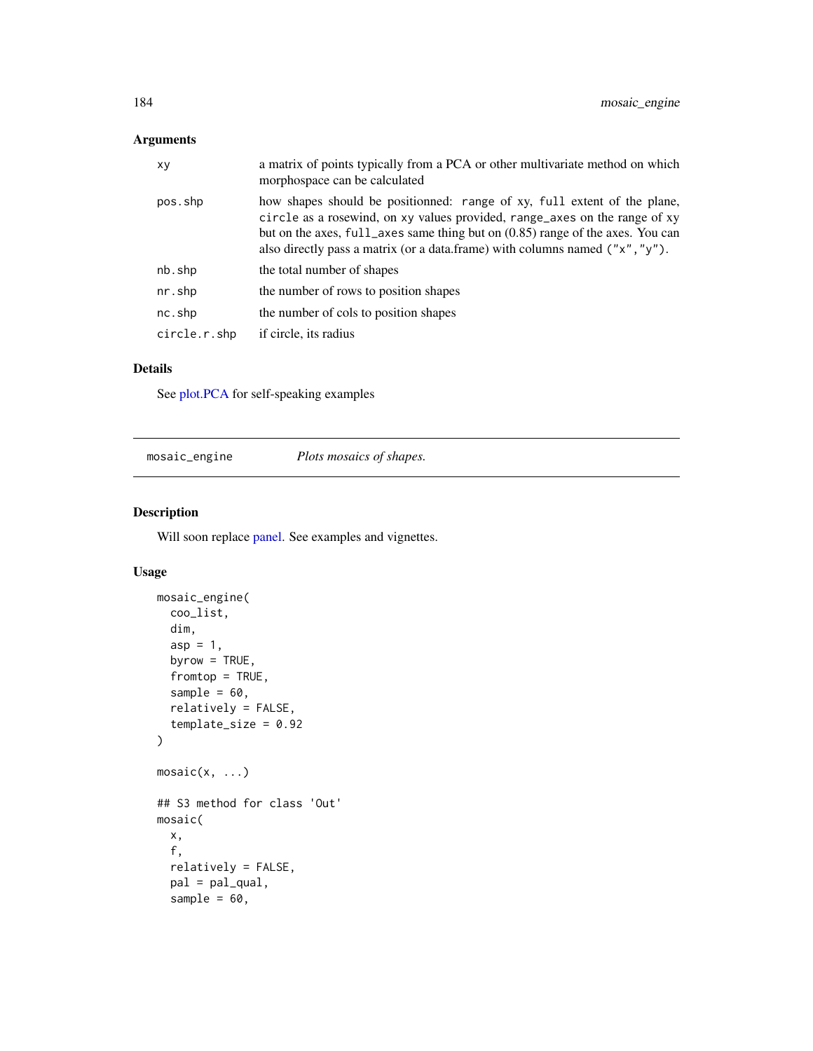## Arguments

| | |
|---|---|
| xy | a matrix of points typically from a PCA or other multivariate method on which morphospace can be calculated |
| pos.shp | how shapes should be positionned: `range` of xy, `full` extent of the plane, `circle` as a rosewind, on `xy` values provided, `range_axes` on the range of xy but on the axes, `full_axes` same thing but on (0.85) range of the axes. You can also directly pass a matrix (or a data.frame) with columns named `("x","y")`. |
| nb.shp | the total number of shapes |
| nr.shp | the number of rows to position shapes |
| nc.shp | the number of cols to position shapes |
| circle.r.shp | if circle, its radius |

## Details

See plot.PCA for self-speaking examples

---

## mosaic_engine — *Plots mosaics of shapes.*

---

### Description

Will soon replace panel. See examples and vignettes.

### Usage

```
mosaic_engine(
  coo_list,
  dim,
  asp = 1,
  byrow = TRUE,
  fromtop = TRUE,
  sample = 60,
  relatively = FALSE,
  template_size = 0.92
)

mosaic(x, ...)

## S3 method for class 'Out'
mosaic(
  x,
  f,
  relatively = FALSE,
  pal = pal_qual,
  sample = 60,
```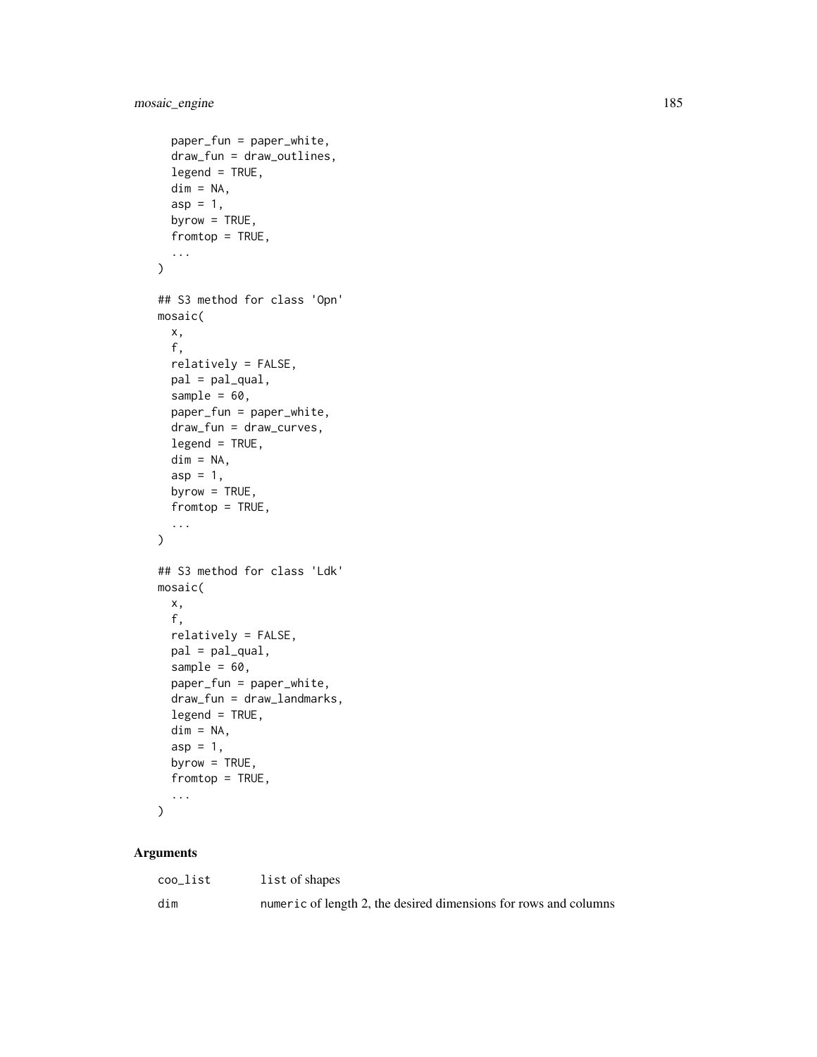```
  paper_fun = paper_white,
  draw_fun = draw_outlines,
  legend = TRUE,
  dim = NA,
  asp = 1,
  byrow = TRUE,
  fromtop = TRUE,
  ...
)

## S3 method for class 'Opn'
mosaic(
  x,
  f,
  relatively = FALSE,
  pal = pal_qual,
  sample = 60,
  paper_fun = paper_white,
  draw_fun = draw_curves,
  legend = TRUE,
  dim = NA,
  asp = 1,
  byrow = TRUE,
  fromtop = TRUE,
  ...
)

## S3 method for class 'Ldk'
mosaic(
  x,
  f,
  relatively = FALSE,
  pal = pal_qual,
  sample = 60,
  paper_fun = paper_white,
  draw_fun = draw_landmarks,
  legend = TRUE,
  dim = NA,
  asp = 1,
  byrow = TRUE,
  fromtop = TRUE,
  ...
)
```

### Arguments

| | |
|---|---|
| coo_list | list of shapes |
| dim | numeric of length 2, the desired dimensions for rows and columns |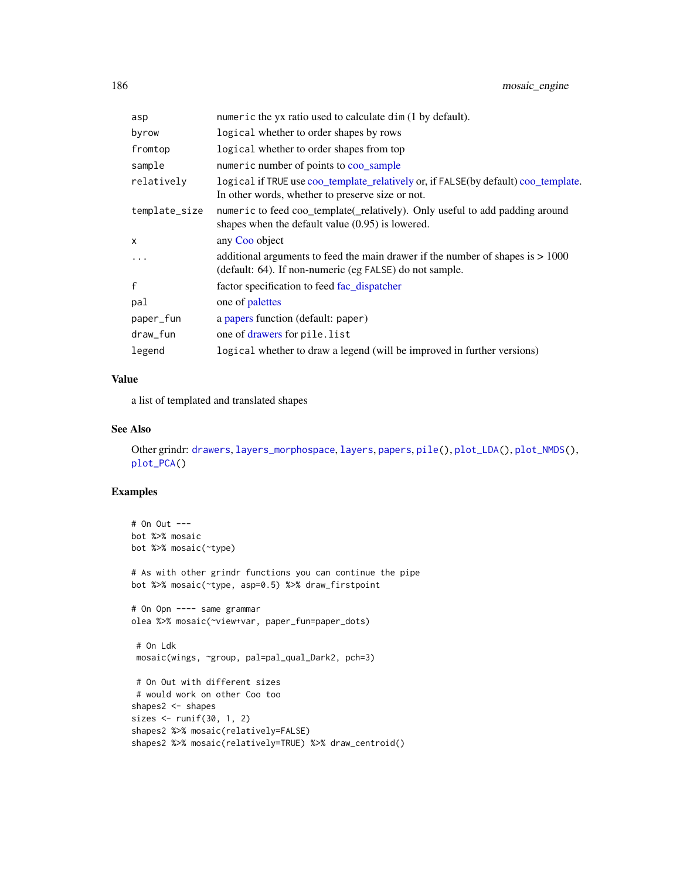| | |
|---|---|
| asp | numeric the yx ratio used to calculate dim (1 by default). |
| byrow | logical whether to order shapes by rows |
| fromtop | logical whether to order shapes from top |
| sample | numeric number of points to coo_sample |
| relatively | logical if TRUE use coo_template_relatively or, if FALSE(by default) coo_template. In other words, whether to preserve size or not. |
| template_size | numeric to feed coo_template(_relatively). Only useful to add padding around shapes when the default value (0.95) is lowered. |
| x | any Coo object |
| ... | additional arguments to feed the main drawer if the number of shapes is > 1000 (default: 64). If non-numeric (eg FALSE) do not sample. |
| f | factor specification to feed fac_dispatcher |
| pal | one of palettes |
| paper_fun | a papers function (default: paper) |
| draw_fun | one of drawers for pile.list |
| legend | logical whether to draw a legend (will be improved in further versions) |

### Value

a list of templated and translated shapes

### See Also

Other grindr: drawers, layers_morphospace, layers, papers, pile(), plot_LDA(), plot_NMDS(), plot_PCA()

### Examples

```
# On Out ---
bot %>% mosaic
bot %>% mosaic(~type)

# As with other grindr functions you can continue the pipe
bot %>% mosaic(~type, asp=0.5) %>% draw_firstpoint

# On Opn ---- same grammar
olea %>% mosaic(~view+var, paper_fun=paper_dots)

 # On Ldk
 mosaic(wings, ~group, pal=pal_qual_Dark2, pch=3)

 # On Out with different sizes
 # would work on other Coo too
shapes2 <- shapes
sizes <- runif(30, 1, 2)
shapes2 %>% mosaic(relatively=FALSE)
shapes2 %>% mosaic(relatively=TRUE) %>% draw_centroid()
```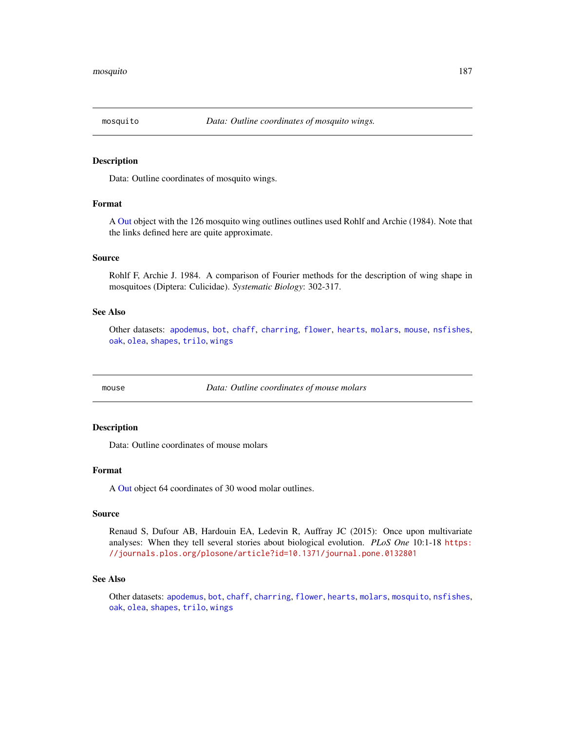## mosquito — *Data: Outline coordinates of mosquito wings.*

### Description

Data: Outline coordinates of mosquito wings.

### Format

A Out object with the 126 mosquito wing outlines outlines used Rohlf and Archie (1984). Note that the links defined here are quite approximate.

### Source

Rohlf F, Archie J. 1984. A comparison of Fourier methods for the description of wing shape in mosquitoes (Diptera: Culicidae). *Systematic Biology*: 302-317.

### See Also

Other datasets: `apodemus`, `bot`, `chaff`, `charring`, `flower`, `hearts`, `molars`, `mouse`, `nsfishes`, `oak`, `olea`, `shapes`, `trilo`, `wings`

---

## mouse — *Data: Outline coordinates of mouse molars*

### Description

Data: Outline coordinates of mouse molars

### Format

A Out object 64 coordinates of 30 wood molar outlines.

### Source

Renaud S, Dufour AB, Hardouin EA, Ledevin R, Auffray JC (2015): Once upon multivariate analyses: When they tell several stories about biological evolution. *PLoS One* 10:1-18 https://journals.plos.org/plosone/article?id=10.1371/journal.pone.0132801

### See Also

Other datasets: `apodemus`, `bot`, `chaff`, `charring`, `flower`, `hearts`, `molars`, `mosquito`, `nsfishes`, `oak`, `olea`, `shapes`, `trilo`, `wings`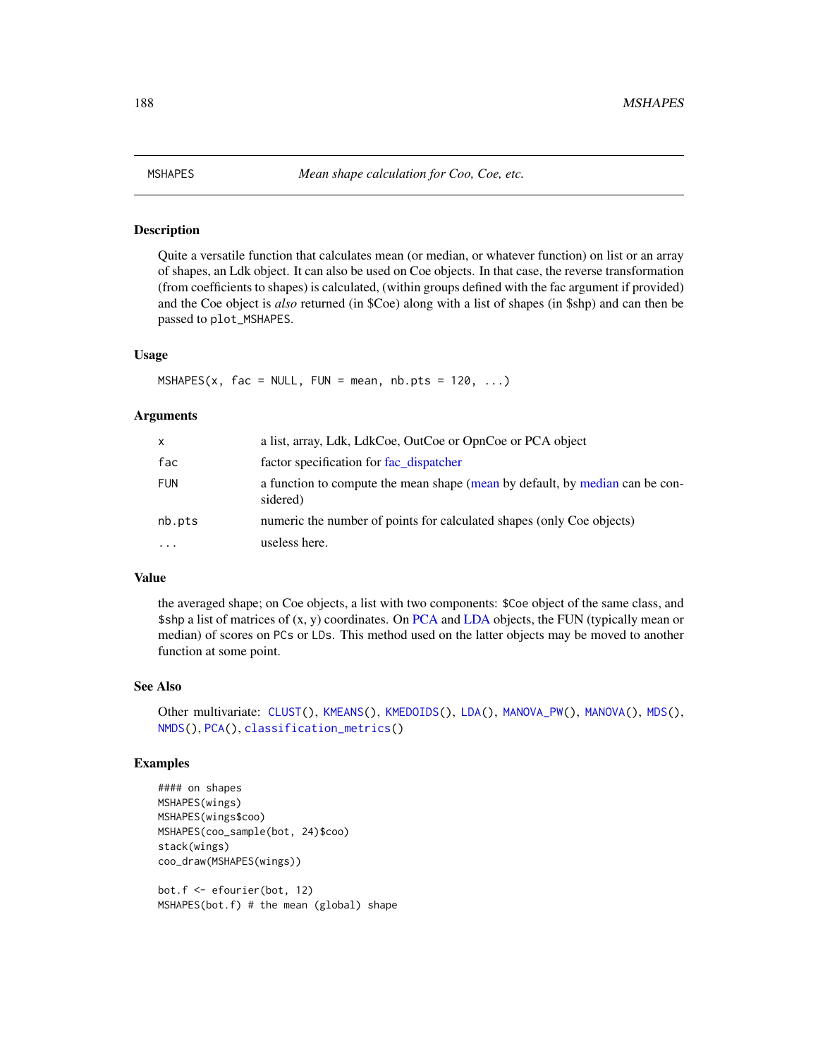## MSHAPES — *Mean shape calculation for Coo, Coe, etc.*

### Description

Quite a versatile function that calculates mean (or median, or whatever function) on list or an array of shapes, an Ldk object. It can also be used on Coe objects. In that case, the reverse transformation (from coefficients to shapes) is calculated, (within groups defined with the fac argument if provided) and the Coe object is *also* returned (in $Coe) along with a list of shapes (in $shp) and can then be passed to `plot_MSHAPES`.

### Usage

```
MSHAPES(x, fac = NULL, FUN = mean, nb.pts = 120, ...)
```

### Arguments

| | |
|---|---|
| x | a list, array, Ldk, LdkCoe, OutCoe or OpnCoe or PCA object |
| fac | factor specification for fac_dispatcher |
| FUN | a function to compute the mean shape (mean by default, by median can be considered) |
| nb.pts | numeric the number of points for calculated shapes (only Coe objects) |
| ... | useless here. |

### Value

the averaged shape; on Coe objects, a list with two components: `$Coe` object of the same class, and `$shp` a list of matrices of (x, y) coordinates. On PCA and LDA objects, the FUN (typically mean or median) of scores on `PCs` or `LDs`. This method used on the latter objects may be moved to another function at some point.

### See Also

Other multivariate: `CLUST()`, `KMEANS()`, `KMEDOIDS()`, `LDA()`, `MANOVA_PW()`, `MANOVA()`, `MDS()`, `NMDS()`, `PCA()`, `classification_metrics()`

### Examples

```
#### on shapes
MSHAPES(wings)
MSHAPES(wings$coo)
MSHAPES(coo_sample(bot, 24)$coo)
stack(wings)
coo_draw(MSHAPES(wings))

bot.f <- efourier(bot, 12)
MSHAPES(bot.f) # the mean (global) shape
```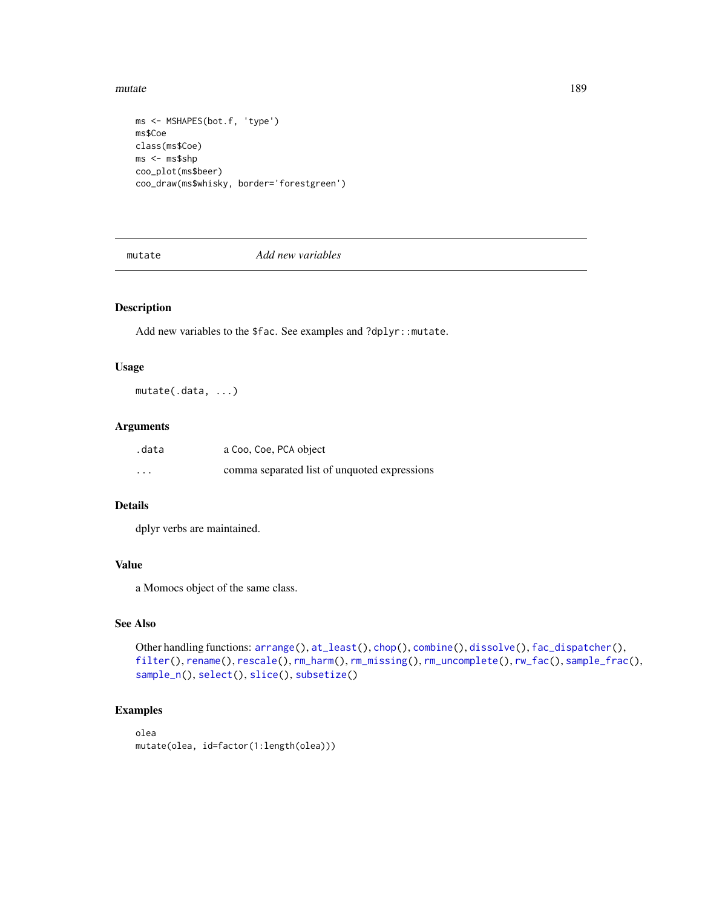```
ms <- MSHAPES(bot.f, 'type')
ms$Coe
class(ms$Coe)
ms <- ms$shp
coo_plot(ms$beer)
coo_draw(ms$whisky, border='forestgreen')
```

---

## mutate    *Add new variables*

---

### Description

Add new variables to the `$fac`. See examples and `?dplyr::mutate`.

### Usage

```
mutate(.data, ...)
```

### Arguments

| | |
|---|---|
| `.data` | a `Coo`, `Coe`, `PCA` object |
| `...` | comma separated list of unquoted expressions |

### Details

dplyr verbs are maintained.

### Value

a Momocs object of the same class.

### See Also

Other handling functions: `arrange()`, `at_least()`, `chop()`, `combine()`, `dissolve()`, `fac_dispatcher()`, `filter()`, `rename()`, `rescale()`, `rm_harm()`, `rm_missing()`, `rm_uncomplete()`, `rw_fac()`, `sample_frac()`, `sample_n()`, `select()`, `slice()`, `subsetize()`

### Examples

```
olea
mutate(olea, id=factor(1:length(olea)))
```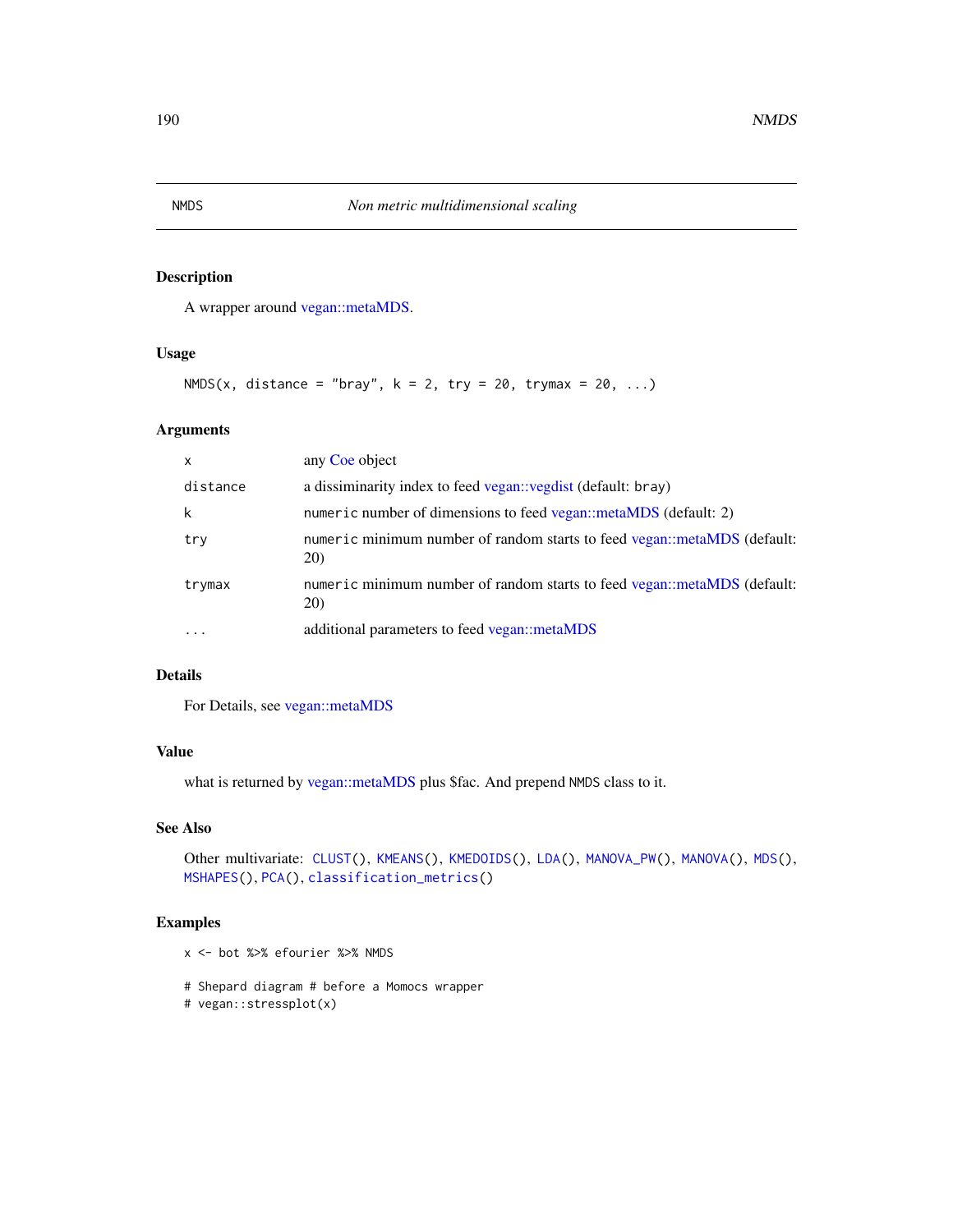# NMDS — *Non metric multidimensional scaling*

## Description

A wrapper around vegan::metaMDS.

## Usage

```
NMDS(x, distance = "bray", k = 2, try = 20, trymax = 20, ...)
```

## Arguments

| | |
|---|---|
| `x` | any Coe object |
| `distance` | a dissiminarity index to feed vegan::vegdist (default: `bray`) |
| `k` | `numeric` number of dimensions to feed vegan::metaMDS (default: 2) |
| `try` | `numeric` minimum number of random starts to feed vegan::metaMDS (default: 20) |
| `trymax` | `numeric` minimum number of random starts to feed vegan::metaMDS (default: 20) |
| `...` | additional parameters to feed vegan::metaMDS |

## Details

For Details, see vegan::metaMDS

## Value

what is returned by vegan::metaMDS plus $fac. And prepend `NMDS` class to it.

## See Also

Other multivariate: `CLUST()`, `KMEANS()`, `KMEDOIDS()`, `LDA()`, `MANOVA_PW()`, `MANOVA()`, `MDS()`, `MSHAPES()`, `PCA()`, `classification_metrics()`

## Examples

```
x <- bot %>% efourier %>% NMDS

# Shepard diagram # before a Momocs wrapper
# vegan::stressplot(x)
```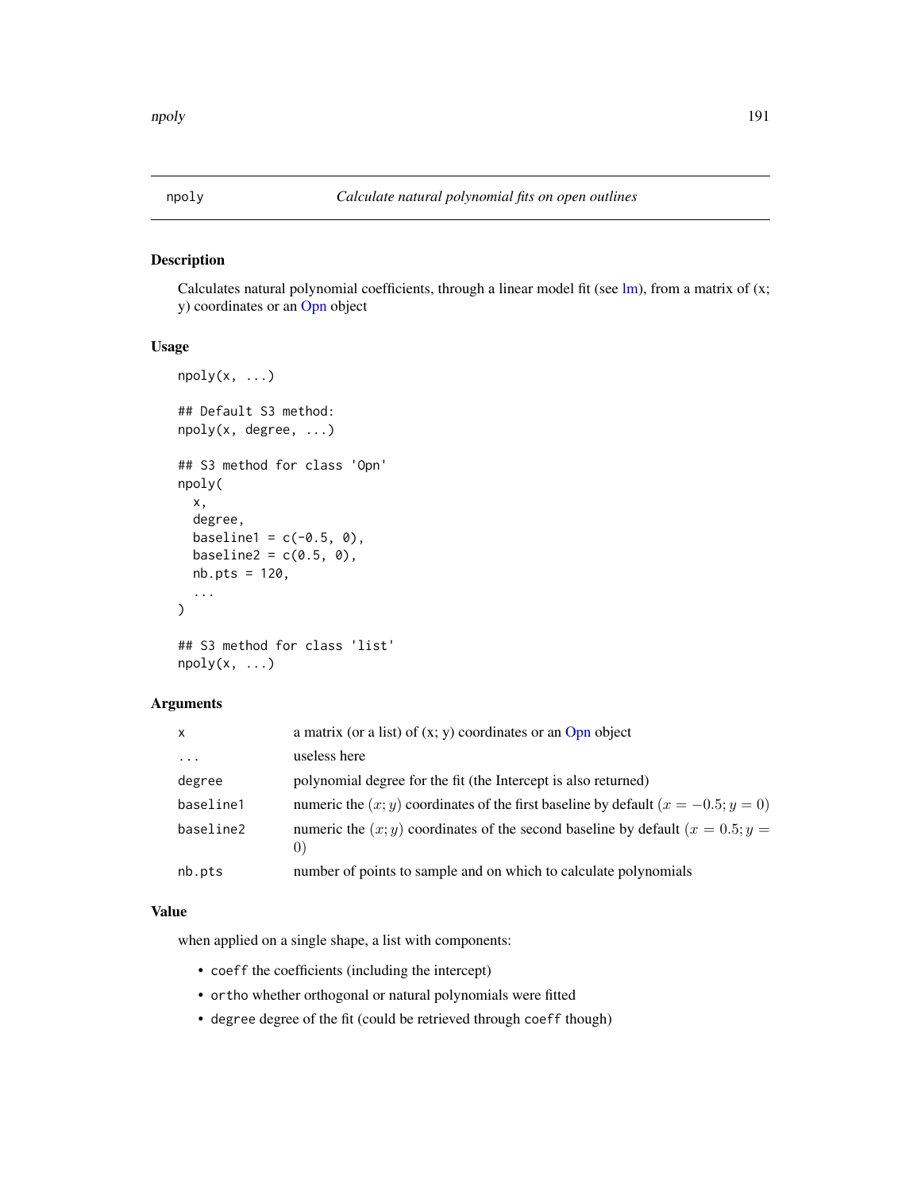# npoly — *Calculate natural polynomial fits on open outlines*

## Description

Calculates natural polynomial coefficients, through a linear model fit (see lm), from a matrix of (x; y) coordinates or an Opn object

## Usage

```
npoly(x, ...)

## Default S3 method:
npoly(x, degree, ...)

## S3 method for class 'Opn'
npoly(
  x,
  degree,
  baseline1 = c(-0.5, 0),
  baseline2 = c(0.5, 0),
  nb.pts = 120,
  ...
)

## S3 method for class 'list'
npoly(x, ...)
```

## Arguments

| | |
|---|---|
| x | a matrix (or a list) of (x; y) coordinates or an Opn object |
| ... | useless here |
| degree | polynomial degree for the fit (the Intercept is also returned) |
| baseline1 | numeric the $(x; y)$ coordinates of the first baseline by default $(x = -0.5; y = 0)$ |
| baseline2 | numeric the $(x; y)$ coordinates of the second baseline by default $(x = 0.5; y = 0)$ |
| nb.pts | number of points to sample and on which to calculate polynomials |

## Value

when applied on a single shape, a list with components:

- `coeff` the coefficients (including the intercept)
- `ortho` whether orthogonal or natural polynomials were fitted
- `degree` degree of the fit (could be retrieved through `coeff` though)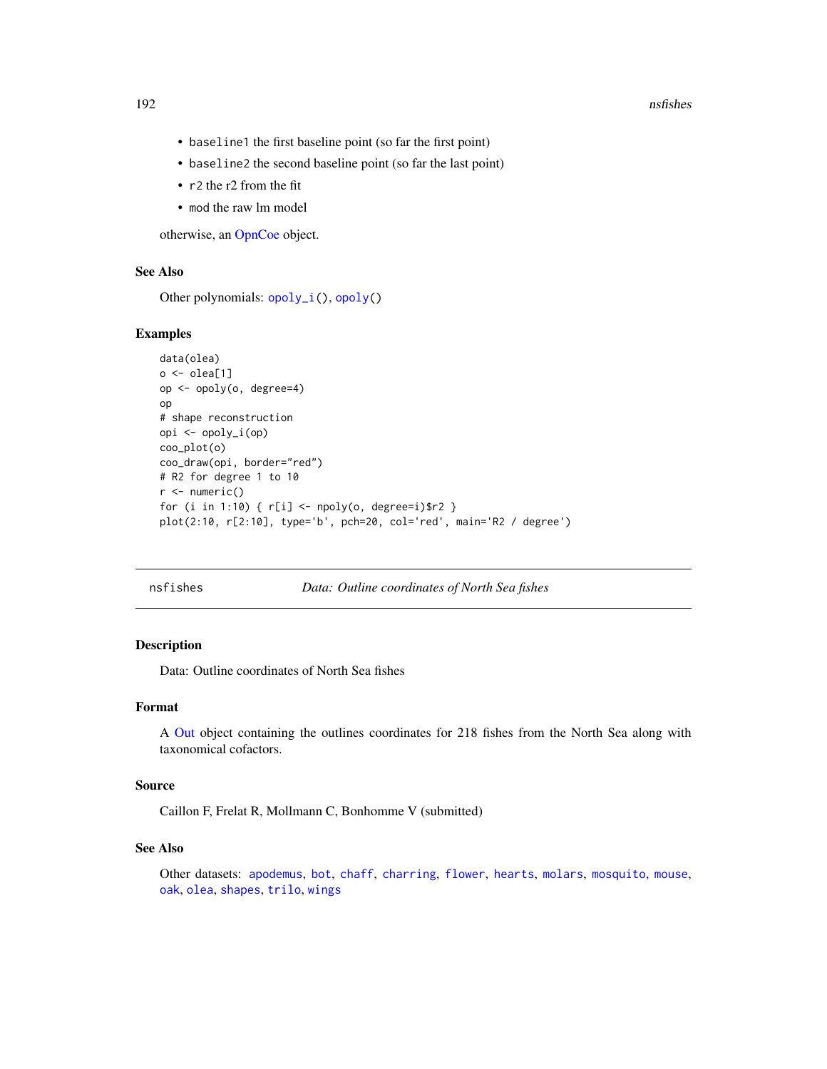- `baseline1` the first baseline point (so far the first point)
- `baseline2` the second baseline point (so far the last point)
- `r2` the r2 from the fit
- `mod` the raw lm model

otherwise, an OpnCoe object.

### See Also

Other polynomials: `opoly_i()`, `opoly()`

### Examples

```
data(olea)
o <- olea[1]
op <- opoly(o, degree=4)
op
# shape reconstruction
opi <- opoly_i(op)
coo_plot(o)
coo_draw(opi, border="red")
# R2 for degree 1 to 10
r <- numeric()
for (i in 1:10) { r[i] <- npoly(o, degree=i)$r2 }
plot(2:10, r[2:10], type='b', pch=20, col='red', main='R2 / degree')
```

---

## nsfishes — *Data: Outline coordinates of North Sea fishes*

### Description

Data: Outline coordinates of North Sea fishes

### Format

A Out object containing the outlines coordinates for 218 fishes from the North Sea along with taxonomical cofactors.

### Source

Caillon F, Frelat R, Mollmann C, Bonhomme V (submitted)

### See Also

Other datasets: `apodemus`, `bot`, `chaff`, `charring`, `flower`, `hearts`, `molars`, `mosquito`, `mouse`, `oak`, `olea`, `shapes`, `trilo`, `wings`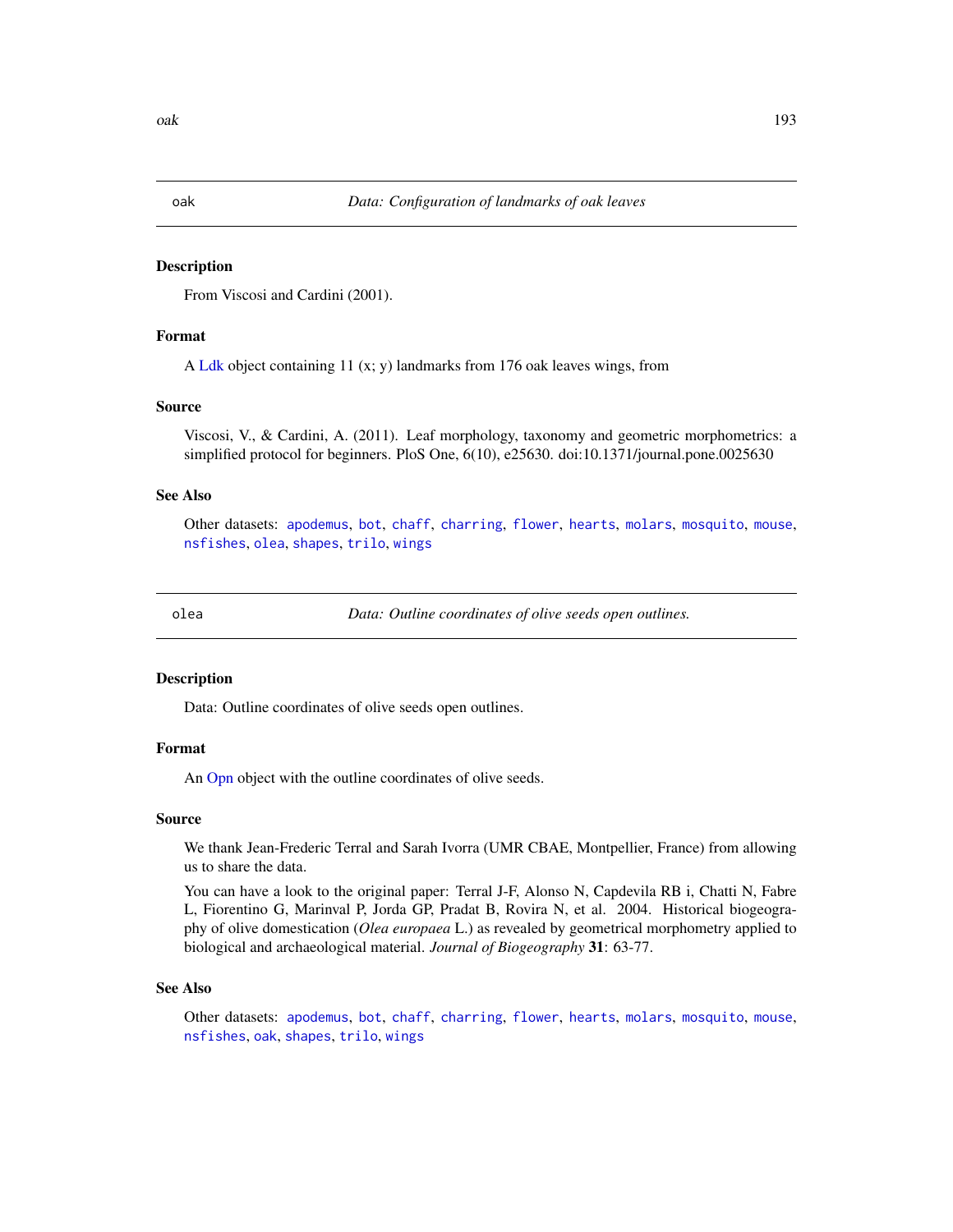## oak — *Data: Configuration of landmarks of oak leaves*

### Description

From Viscosi and Cardini (2001).

### Format

A Ldk object containing 11 (x; y) landmarks from 176 oak leaves wings, from

### Source

Viscosi, V., & Cardini, A. (2011). Leaf morphology, taxonomy and geometric morphometrics: a simplified protocol for beginners. PloS One, 6(10), e25630. doi:10.1371/journal.pone.0025630

### See Also

Other datasets: `apodemus`, `bot`, `chaff`, `charring`, `flower`, `hearts`, `molars`, `mosquito`, `mouse`, `nsfishes`, `olea`, `shapes`, `trilo`, `wings`

## olea — *Data: Outline coordinates of olive seeds open outlines.*

### Description

Data: Outline coordinates of olive seeds open outlines.

### Format

An Opn object with the outline coordinates of olive seeds.

### Source

We thank Jean-Frederic Terral and Sarah Ivorra (UMR CBAE, Montpellier, France) from allowing us to share the data.

You can have a look to the original paper: Terral J-F, Alonso N, Capdevila RB i, Chatti N, Fabre L, Fiorentino G, Marinval P, Jorda GP, Pradat B, Rovira N, et al. 2004. Historical biogeography of olive domestication (*Olea europaea* L.) as revealed by geometrical morphometry applied to biological and archaeological material. *Journal of Biogeography* **31**: 63-77.

### See Also

Other datasets: `apodemus`, `bot`, `chaff`, `charring`, `flower`, `hearts`, `molars`, `mosquito`, `mouse`, `nsfishes`, `oak`, `shapes`, `trilo`, `wings`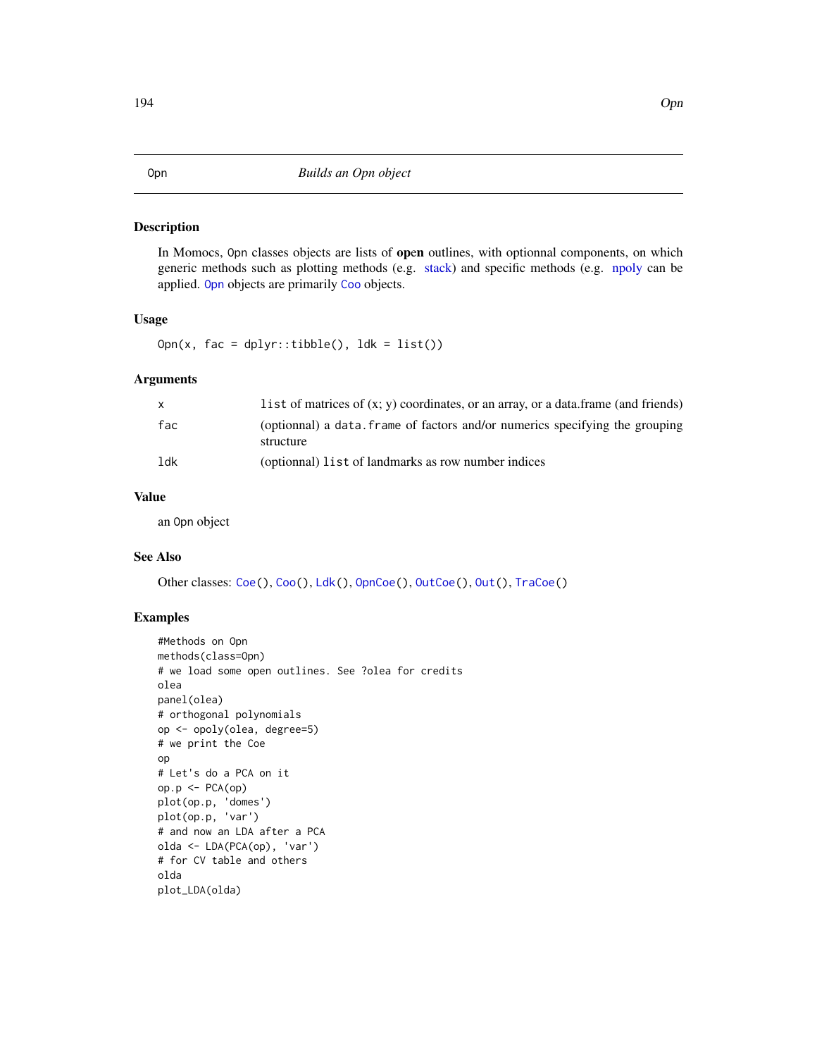## Opn — *Builds an Opn object*

### Description

In Momocs, Opn classes objects are lists of **op**en outlines, with optionnal components, on which generic methods such as plotting methods (e.g. stack) and specific methods (e.g. npoly can be applied. Opn objects are primarily Coo objects.

### Usage

```
Opn(x, fac = dplyr::tibble(), ldk = list())
```

### Arguments

| | |
|---|---|
| x | list of matrices of (x; y) coordinates, or an array, or a data.frame (and friends) |
| fac | (optionnal) a data.frame of factors and/or numerics specifying the grouping structure |
| ldk | (optionnal) list of landmarks as row number indices |

### Value

an Opn object

### See Also

Other classes: Coe(), Coo(), Ldk(), OpnCoe(), OutCoe(), Out(), TraCoe()

### Examples

```
#Methods on Opn
methods(class=Opn)
# we load some open outlines. See ?olea for credits
olea
panel(olea)
# orthogonal polynomials
op <- opoly(olea, degree=5)
# we print the Coe
op
# Let's do a PCA on it
op.p <- PCA(op)
plot(op.p, 'domes')
plot(op.p, 'var')
# and now an LDA after a PCA
olda <- LDA(PCA(op), 'var')
# for CV table and others
olda
plot_LDA(olda)
```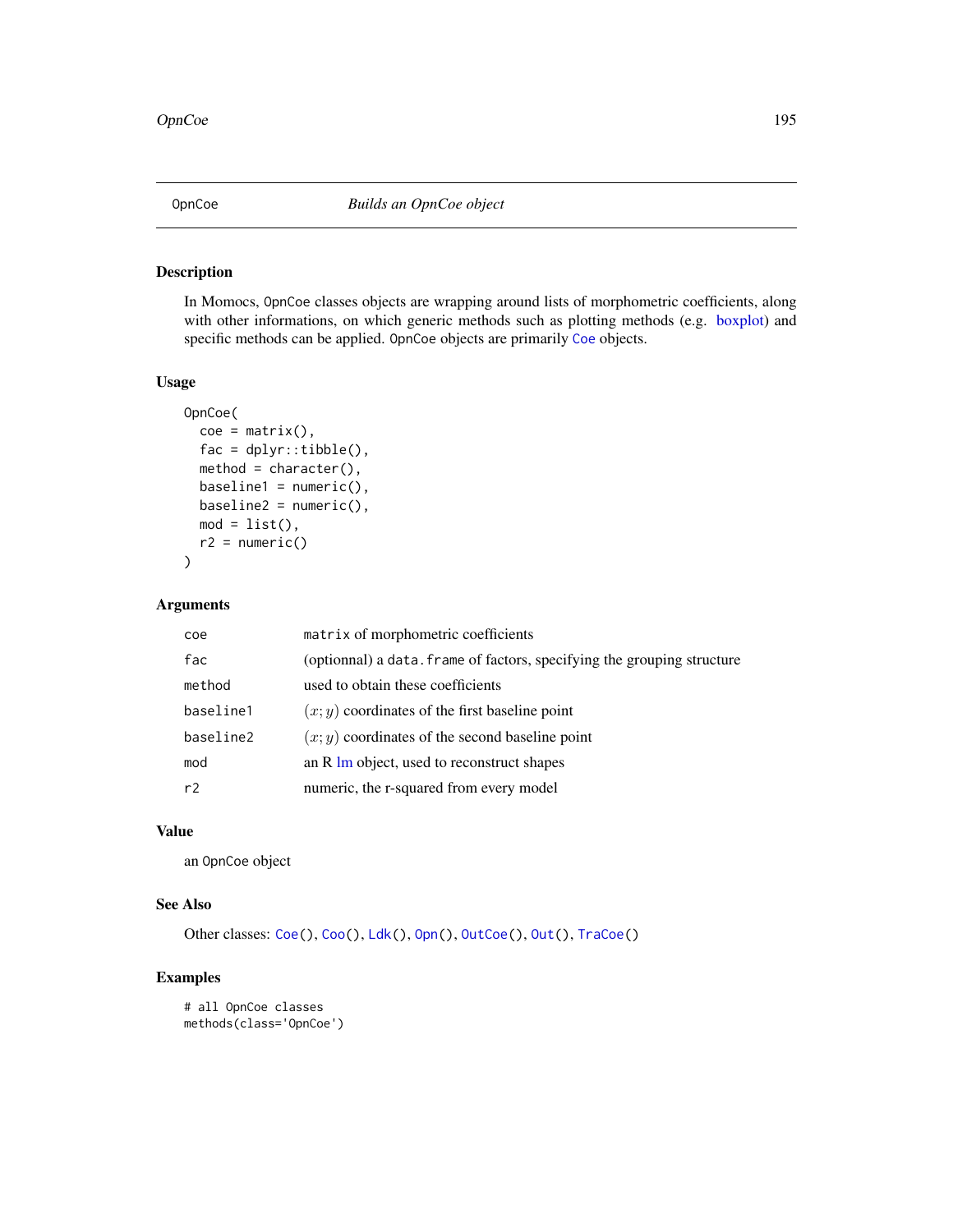## OpnCoe *Builds an OpnCoe object*

### Description

In Momocs, OpnCoe classes objects are wrapping around lists of morphometric coefficients, along with other informations, on which generic methods such as plotting methods (e.g. boxplot) and specific methods can be applied. OpnCoe objects are primarily Coe objects.

### Usage

```
OpnCoe(
  coe = matrix(),
  fac = dplyr::tibble(),
  method = character(),
  baseline1 = numeric(),
  baseline2 = numeric(),
  mod = list(),
  r2 = numeric()
)
```

### Arguments

| | |
|---|---|
| coe | matrix of morphometric coefficients |
| fac | (optionnal) a data.frame of factors, specifying the grouping structure |
| method | used to obtain these coefficients |
| baseline1 | $(x; y)$ coordinates of the first baseline point |
| baseline2 | $(x; y)$ coordinates of the second baseline point |
| mod | an R lm object, used to reconstruct shapes |
| r2 | numeric, the r-squared from every model |

### Value

an OpnCoe object

### See Also

Other classes: Coe(), Coo(), Ldk(), Opn(), OutCoe(), Out(), TraCoe()

### Examples

```
# all OpnCoe classes
methods(class='OpnCoe')
```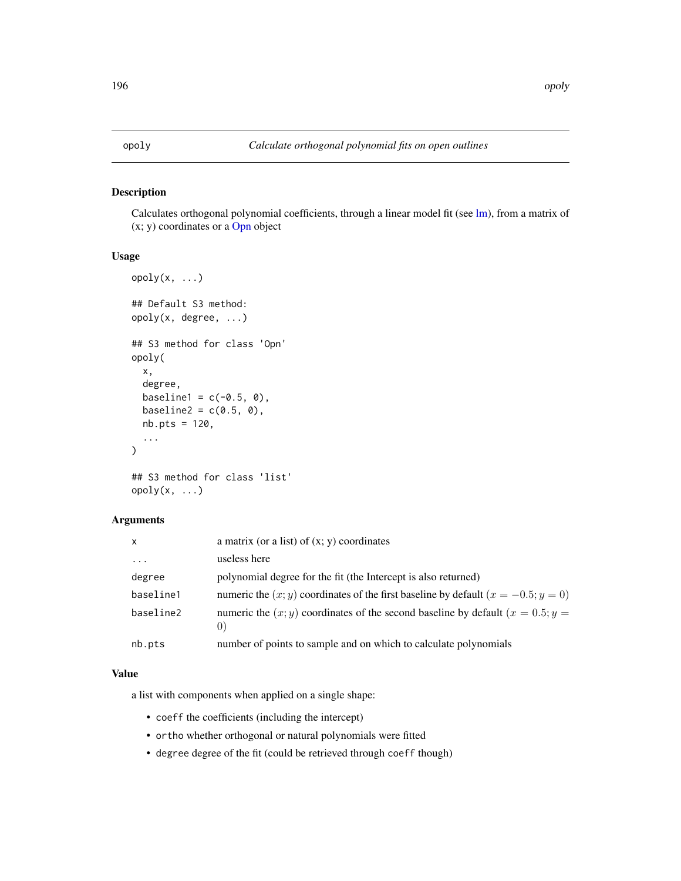opoly *Calculate orthogonal polynomial fits on open outlines*

## Description

Calculates orthogonal polynomial coefficients, through a linear model fit (see lm), from a matrix of (x; y) coordinates or a Opn object

## Usage

```
opoly(x, ...)

## Default S3 method:
opoly(x, degree, ...)

## S3 method for class 'Opn'
opoly(
  x,
  degree,
  baseline1 = c(-0.5, 0),
  baseline2 = c(0.5, 0),
  nb.pts = 120,
  ...
)

## S3 method for class 'list'
opoly(x, ...)
```

## Arguments

| | |
|---|---|
| x | a matrix (or a list) of (x; y) coordinates |
| ... | useless here |
| degree | polynomial degree for the fit (the Intercept is also returned) |
| baseline1 | numeric the $(x; y)$ coordinates of the first baseline by default $(x = -0.5; y = 0)$ |
| baseline2 | numeric the $(x; y)$ coordinates of the second baseline by default $(x = 0.5; y = 0)$ |
| nb.pts | number of points to sample and on which to calculate polynomials |

## Value

a list with components when applied on a single shape:

- `coeff` the coefficients (including the intercept)
- `ortho` whether orthogonal or natural polynomials were fitted
- `degree` degree of the fit (could be retrieved through `coeff` though)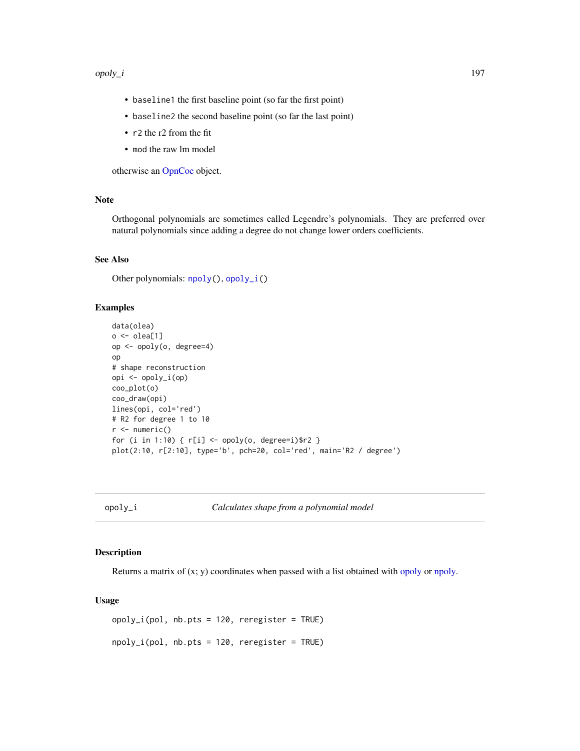- `baseline1` the first baseline point (so far the first point)
- `baseline2` the second baseline point (so far the last point)
- `r2` the r2 from the fit
- `mod` the raw lm model

otherwise an OpnCoe object.

### Note

Orthogonal polynomials are sometimes called Legendre's polynomials. They are preferred over natural polynomials since adding a degree do not change lower orders coefficients.

### See Also

Other polynomials: `npoly()`, `opoly_i()`

### Examples

```
data(olea)
o <- olea[1]
op <- opoly(o, degree=4)
op
# shape reconstruction
opi <- opoly_i(op)
coo_plot(o)
coo_draw(opi)
lines(opi, col='red')
# R2 for degree 1 to 10
r <- numeric()
for (i in 1:10) { r[i] <- opoly(o, degree=i)$r2 }
plot(2:10, r[2:10], type='b', pch=20, col='red', main='R2 / degree')
```

---

## opoly_i — *Calculates shape from a polynomial model*

### Description

Returns a matrix of (x; y) coordinates when passed with a list obtained with opoly or npoly.

### Usage

```
opoly_i(pol, nb.pts = 120, reregister = TRUE)

npoly_i(pol, nb.pts = 120, reregister = TRUE)
```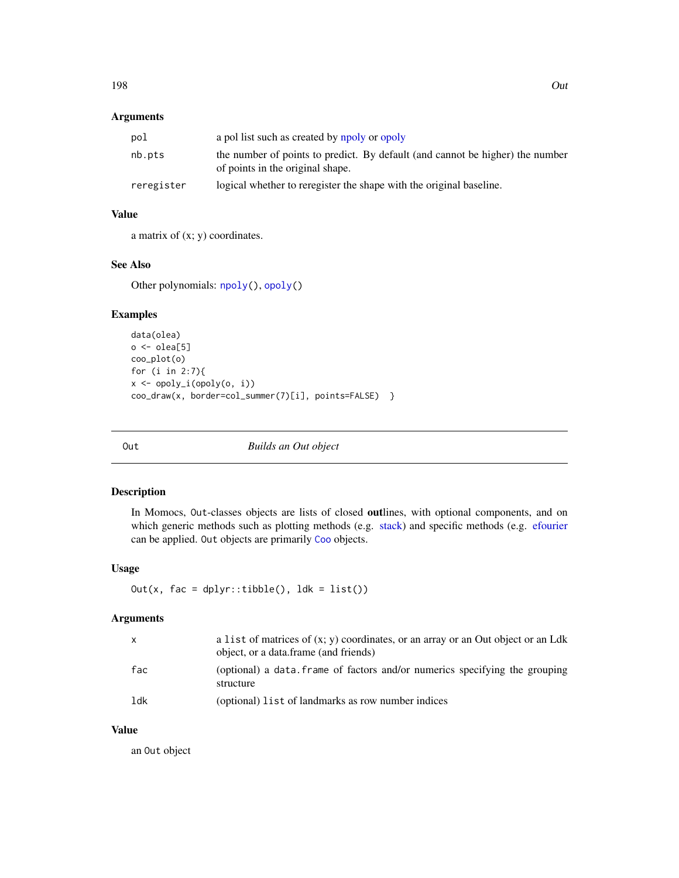### Arguments

| | |
|---|---|
| pol | a pol list such as created by npoly or opoly |
| nb.pts | the number of points to predict. By default (and cannot be higher) the number of points in the original shape. |
| reregister | logical whether to reregister the shape with the original baseline. |

### Value

a matrix of (x; y) coordinates.

### See Also

Other polynomials: `npoly()`, `opoly()`

### Examples

```
data(olea)
o <- olea[5]
coo_plot(o)
for (i in 2:7){
x <- opoly_i(opoly(o, i))
coo_draw(x, border=col_summer(7)[i], points=FALSE)  }
```

---

## Out — *Builds an Out object*

### Description

In Momocs, `Out`-classes objects are lists of closed **out**lines, with optional components, and on which generic methods such as plotting methods (e.g. stack) and specific methods (e.g. efourier can be applied. `Out` objects are primarily `Coo` objects.

### Usage

```
Out(x, fac = dplyr::tibble(), ldk = list())
```

### Arguments

| | |
|---|---|
| x | a `list` of matrices of (x; y) coordinates, or an array or an Out object or an Ldk object, or a data.frame (and friends) |
| fac | (optional) a `data.frame` of factors and/or numerics specifying the grouping structure |
| ldk | (optional) `list` of landmarks as row number indices |

### Value

an `Out` object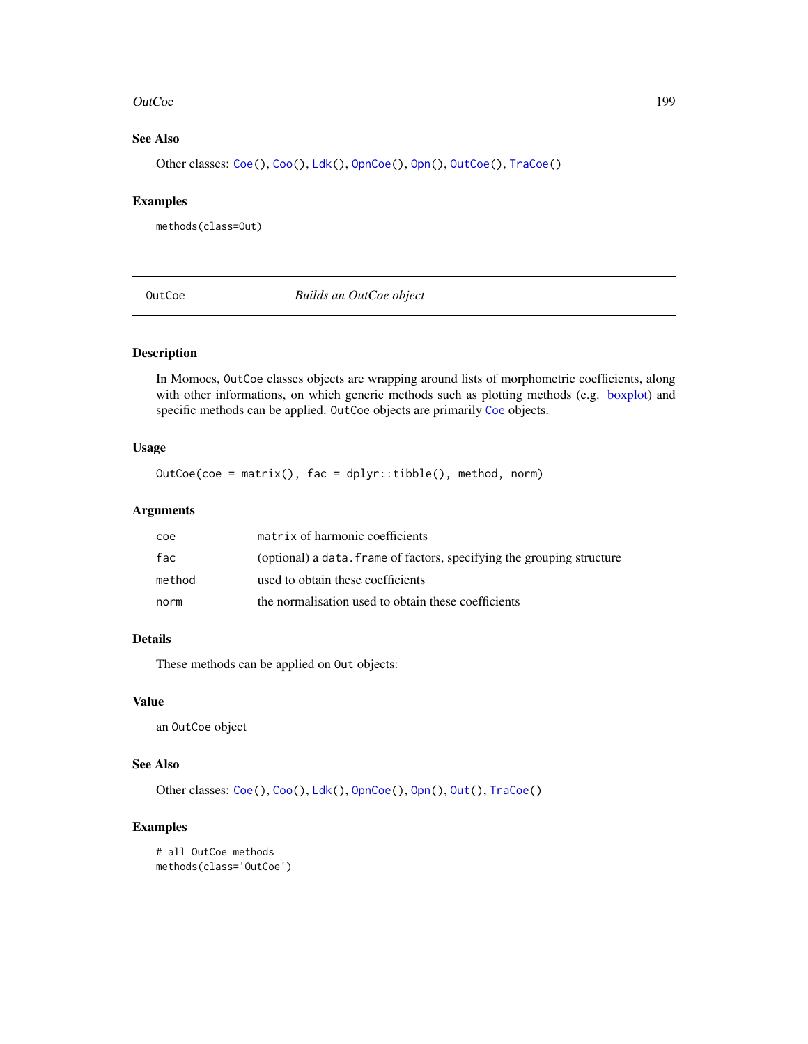## See Also

Other classes: `Coe()`, `Coo()`, `Ldk()`, `OpnCoe()`, `Opn()`, `OutCoe()`, `TraCoe()`

## Examples

```
methods(class=Out)
```

---

# OutCoe — *Builds an OutCoe object*

---

## Description

In Momocs, `OutCoe` classes objects are wrapping around lists of morphometric coefficients, along with other informations, on which generic methods such as plotting methods (e.g. boxplot) and specific methods can be applied. `OutCoe` objects are primarily `Coe` objects.

## Usage

```
OutCoe(coe = matrix(), fac = dplyr::tibble(), method, norm)
```

## Arguments

| | |
|---|---|
| `coe` | `matrix` of harmonic coefficients |
| `fac` | (optional) a `data.frame` of factors, specifying the grouping structure |
| `method` | used to obtain these coefficients |
| `norm` | the normalisation used to obtain these coefficients |

## Details

These methods can be applied on `Out` objects:

## Value

an `OutCoe` object

## See Also

Other classes: `Coe()`, `Coo()`, `Ldk()`, `OpnCoe()`, `Opn()`, `Out()`, `TraCoe()`

## Examples

```
# all OutCoe methods
methods(class='OutCoe')
```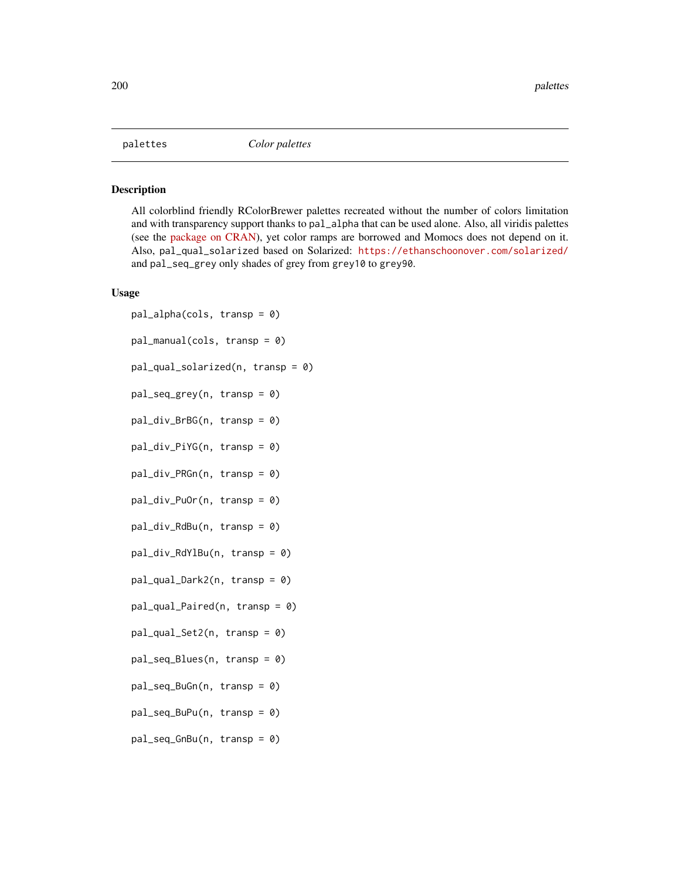palettes *Color palettes*

## Description

All colorblind friendly RColorBrewer palettes recreated without the number of colors limitation and with transparency support thanks to pal_alpha that can be used alone. Also, all viridis palettes (see the package on CRAN), yet color ramps are borrowed and Momocs does not depend on it. Also, pal_qual_solarized based on Solarized: https://ethanschoonover.com/solarized/ and pal_seq_grey only shades of grey from grey10 to grey90.

## Usage

```
pal_alpha(cols, transp = 0)

pal_manual(cols, transp = 0)

pal_qual_solarized(n, transp = 0)

pal_seq_grey(n, transp = 0)

pal_div_BrBG(n, transp = 0)

pal_div_PiYG(n, transp = 0)

pal_div_PRGn(n, transp = 0)

pal_div_PuOr(n, transp = 0)

pal_div_RdBu(n, transp = 0)

pal_div_RdYlBu(n, transp = 0)

pal_qual_Dark2(n, transp = 0)

pal_qual_Paired(n, transp = 0)

pal_qual_Set2(n, transp = 0)

pal_seq_Blues(n, transp = 0)

pal_seq_BuGn(n, transp = 0)

pal_seq_BuPu(n, transp = 0)

pal_seq_GnBu(n, transp = 0)
```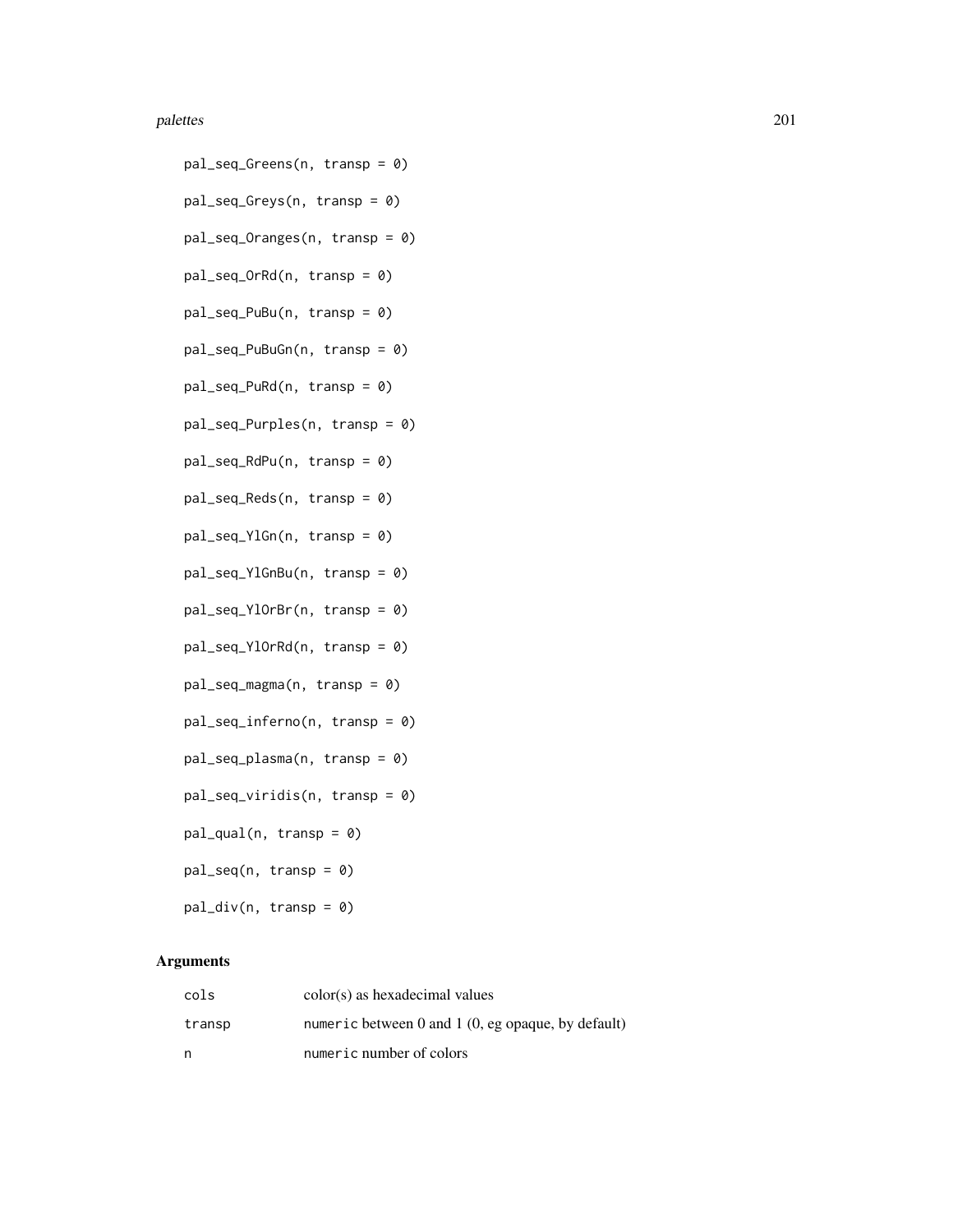```
pal_seq_Greens(n, transp = 0)

pal_seq_Greys(n, transp = 0)

pal_seq_Oranges(n, transp = 0)

pal_seq_OrRd(n, transp = 0)

pal_seq_PuBu(n, transp = 0)

pal_seq_PuBuGn(n, transp = 0)

pal_seq_PuRd(n, transp = 0)

pal_seq_Purples(n, transp = 0)

pal_seq_RdPu(n, transp = 0)

pal_seq_Reds(n, transp = 0)

pal_seq_YlGn(n, transp = 0)

pal_seq_YlGnBu(n, transp = 0)

pal_seq_YlOrBr(n, transp = 0)

pal_seq_YlOrRd(n, transp = 0)

pal_seq_magma(n, transp = 0)

pal_seq_inferno(n, transp = 0)

pal_seq_plasma(n, transp = 0)

pal_seq_viridis(n, transp = 0)

pal_qual(n, transp = 0)

pal_seq(n, transp = 0)

pal_div(n, transp = 0)
```

## Arguments

| | |
|---|---|
| cols | color(s) as hexadecimal values |
| transp | numeric between 0 and 1 (0, eg opaque, by default) |
| n | numeric number of colors |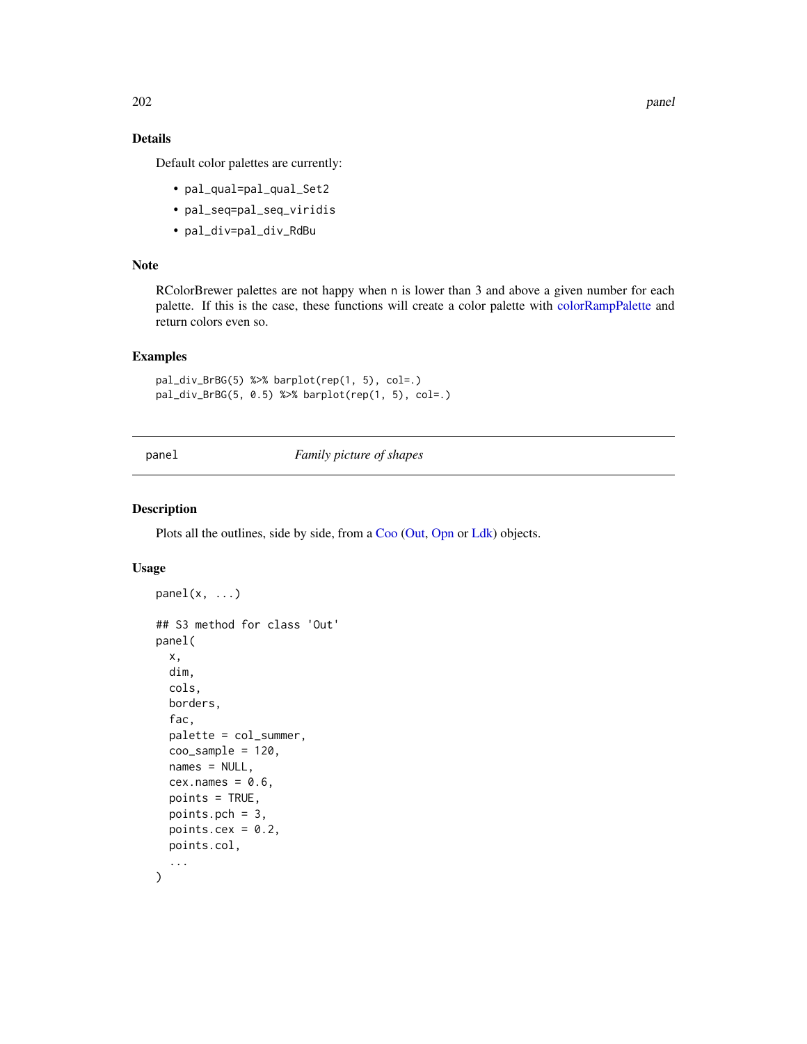## Details

Default color palettes are currently:

- `pal_qual=pal_qual_Set2`
- `pal_seq=pal_seq_viridis`
- `pal_div=pal_div_RdBu`

## Note

RColorBrewer palettes are not happy when `n` is lower than 3 and above a given number for each palette. If this is the case, these functions will create a color palette with colorRampPalette and return colors even so.

## Examples

```
pal_div_BrBG(5) %>% barplot(rep(1, 5), col=.)
pal_div_BrBG(5, 0.5) %>% barplot(rep(1, 5), col=.)
```

---

# panel — *Family picture of shapes*

## Description

Plots all the outlines, side by side, from a Coo (Out, Opn or Ldk) objects.

## Usage

```
panel(x, ...)

## S3 method for class 'Out'
panel(
  x,
  dim,
  cols,
  borders,
  fac,
  palette = col_summer,
  coo_sample = 120,
  names = NULL,
  cex.names = 0.6,
  points = TRUE,
  points.pch = 3,
  points.cex = 0.2,
  points.col,
  ...
)
```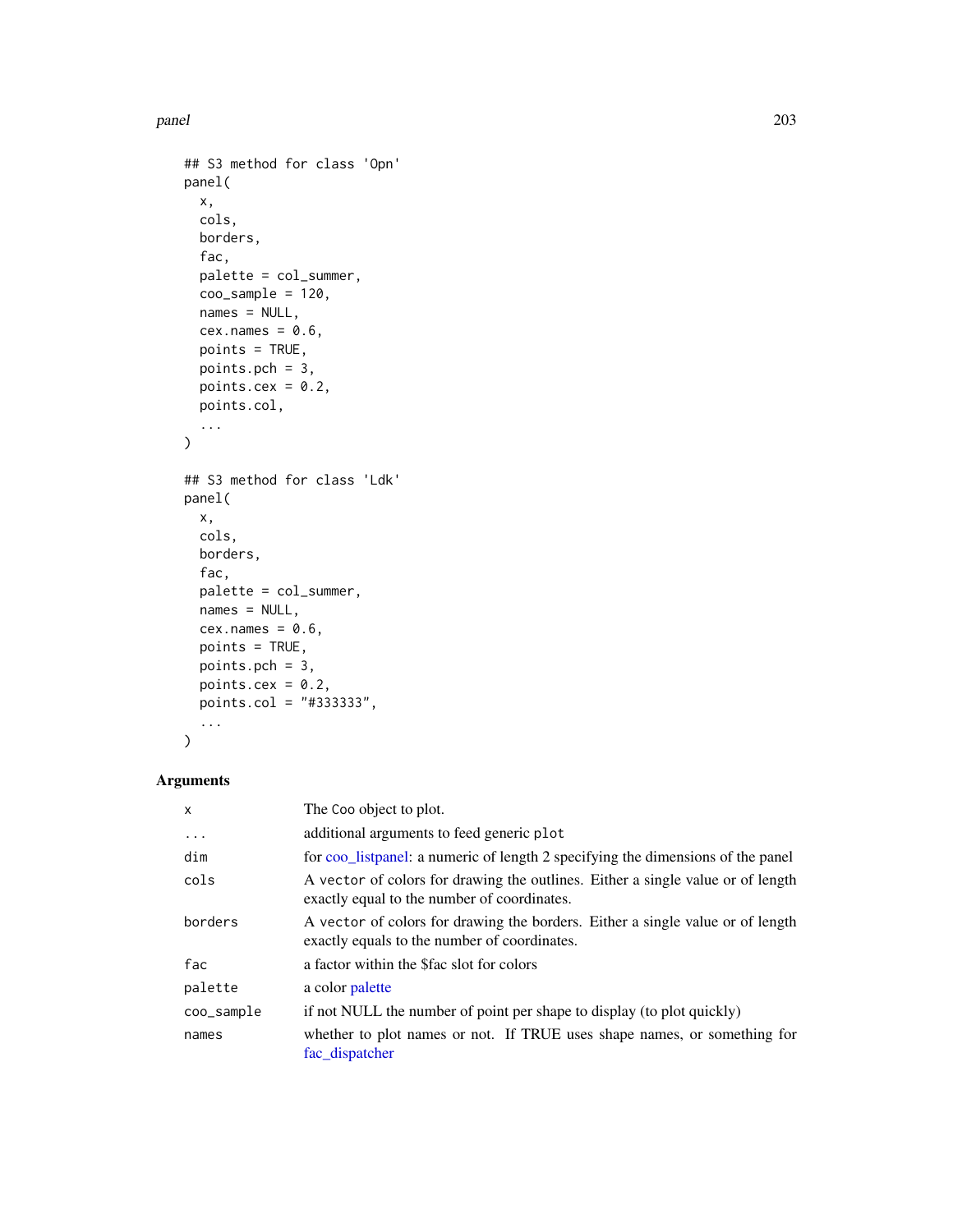```
## S3 method for class 'Opn'
panel(
  x,
  cols,
  borders,
  fac,
  palette = col_summer,
  coo_sample = 120,
  names = NULL,
  cex.names = 0.6,
  points = TRUE,
  points.pch = 3,
  points.cex = 0.2,
  points.col,
  ...
)

## S3 method for class 'Ldk'
panel(
  x,
  cols,
  borders,
  fac,
  palette = col_summer,
  names = NULL,
  cex.names = 0.6,
  points = TRUE,
  points.pch = 3,
  points.cex = 0.2,
  points.col = "#333333",
  ...
)
```

## Arguments

| | |
|---|---|
| `x` | The `Coo` object to plot. |
| `...` | additional arguments to feed generic `plot` |
| `dim` | for coo_listpanel: a numeric of length 2 specifying the dimensions of the panel |
| `cols` | A `vector` of colors for drawing the outlines. Either a single value or of length exactly equal to the number of coordinates. |
| `borders` | A `vector` of colors for drawing the borders. Either a single value or of length exactly equals to the number of coordinates. |
| `fac` | a factor within the $fac slot for colors |
| `palette` | a color palette |
| `coo_sample` | if not NULL the number of point per shape to display (to plot quickly) |
| `names` | whether to plot names or not. If TRUE uses shape names, or something for fac_dispatcher |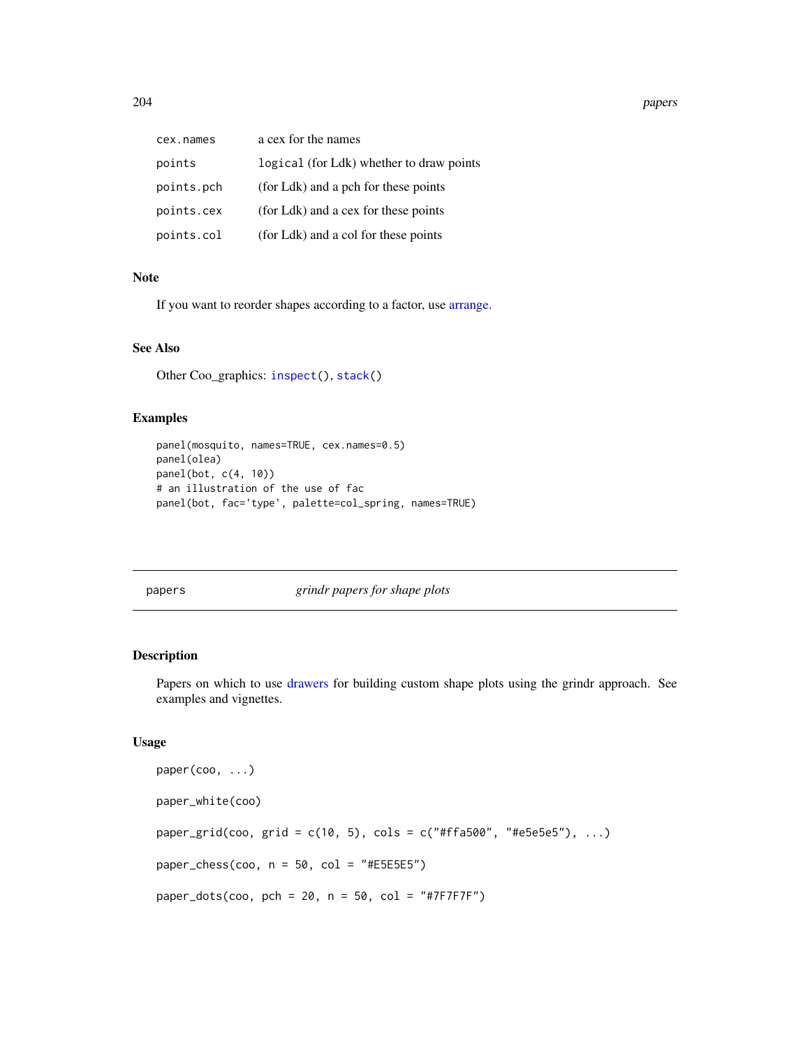| | |
|---|---|
| cex.names | a cex for the names |
| points | logical (for Ldk) whether to draw points |
| points.pch | (for Ldk) and a pch for these points |
| points.cex | (for Ldk) and a cex for these points |
| points.col | (for Ldk) and a col for these points |

### Note

If you want to reorder shapes according to a factor, use arrange.

### See Also

Other Coo_graphics: inspect(), stack()

### Examples

```
panel(mosquito, names=TRUE, cex.names=0.5)
panel(olea)
panel(bot, c(4, 10))
# an illustration of the use of fac
panel(bot, fac='type', palette=col_spring, names=TRUE)
```

---

## papers — *grindr papers for shape plots*

---

### Description

Papers on which to use drawers for building custom shape plots using the grindr approach. See examples and vignettes.

### Usage

```
paper(coo, ...)

paper_white(coo)

paper_grid(coo, grid = c(10, 5), cols = c("#ffa500", "#e5e5e5"), ...)

paper_chess(coo, n = 50, col = "#E5E5E5")

paper_dots(coo, pch = 20, n = 50, col = "#7F7F7F")
```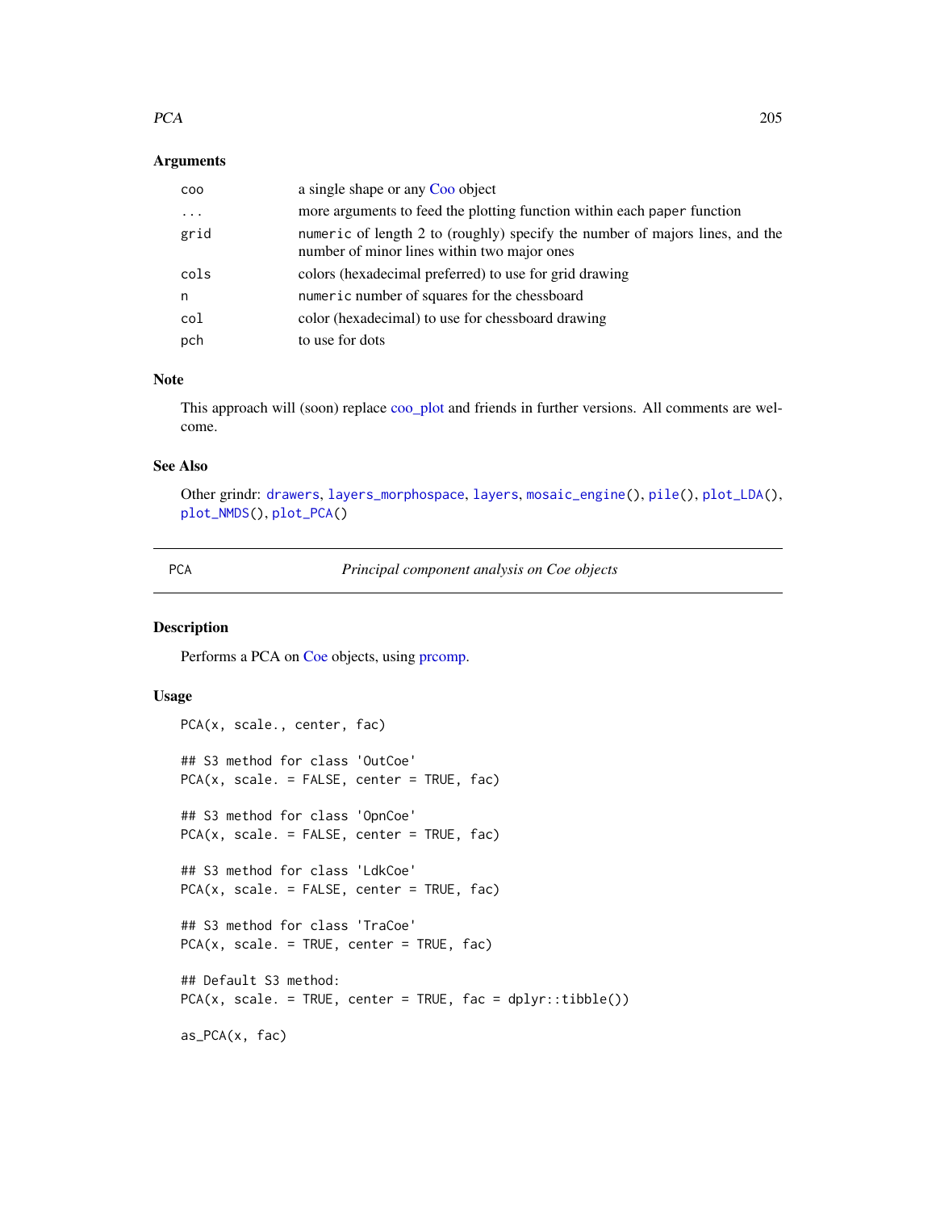### Arguments

| | |
|---|---|
| coo | a single shape or any Coo object |
| ... | more arguments to feed the plotting function within each paper function |
| grid | numeric of length 2 to (roughly) specify the number of majors lines, and the number of minor lines within two major ones |
| cols | colors (hexadecimal preferred) to use for grid drawing |
| n | numeric number of squares for the chessboard |
| col | color (hexadecimal) to use for chessboard drawing |
| pch | to use for dots |

### Note

This approach will (soon) replace coo_plot and friends in further versions. All comments are welcome.

### See Also

Other grindr: drawers, layers_morphospace, layers, mosaic_engine(), pile(), plot_LDA(), plot_NMDS(), plot_PCA()

## PCA — *Principal component analysis on Coe objects*

### Description

Performs a PCA on Coe objects, using prcomp.

### Usage

```
PCA(x, scale., center, fac)

## S3 method for class 'OutCoe'
PCA(x, scale. = FALSE, center = TRUE, fac)

## S3 method for class 'OpnCoe'
PCA(x, scale. = FALSE, center = TRUE, fac)

## S3 method for class 'LdkCoe'
PCA(x, scale. = FALSE, center = TRUE, fac)

## S3 method for class 'TraCoe'
PCA(x, scale. = TRUE, center = TRUE, fac)

## Default S3 method:
PCA(x, scale. = TRUE, center = TRUE, fac = dplyr::tibble())

as_PCA(x, fac)
```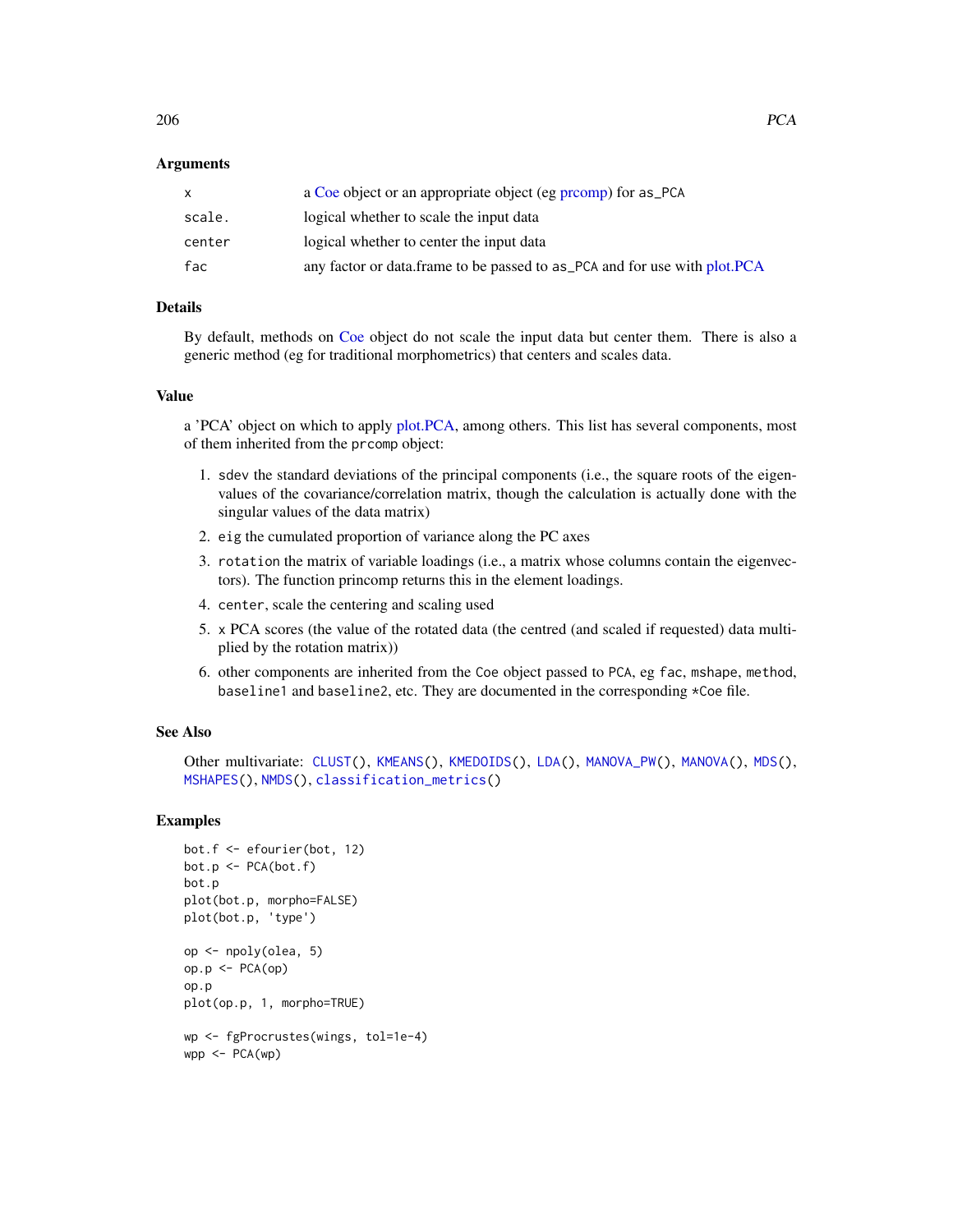### Arguments

| | |
|---|---|
| x | a Coe object or an appropriate object (eg prcomp) for as_PCA |
| scale. | logical whether to scale the input data |
| center | logical whether to center the input data |
| fac | any factor or data.frame to be passed to as_PCA and for use with plot.PCA |

### Details

By default, methods on Coe object do not scale the input data but center them. There is also a generic method (eg for traditional morphometrics) that centers and scales data.

### Value

a 'PCA' object on which to apply plot.PCA, among others. This list has several components, most of them inherited from the prcomp object:

1. sdev the standard deviations of the principal components (i.e., the square roots of the eigenvalues of the covariance/correlation matrix, though the calculation is actually done with the singular values of the data matrix)
2. eig the cumulated proportion of variance along the PC axes
3. rotation the matrix of variable loadings (i.e., a matrix whose columns contain the eigenvectors). The function princomp returns this in the element loadings.
4. center, scale the centering and scaling used
5. x PCA scores (the value of the rotated data (the centred (and scaled if requested) data multiplied by the rotation matrix))
6. other components are inherited from the Coe object passed to PCA, eg fac, mshape, method, baseline1 and baseline2, etc. They are documented in the corresponding *Coe file.

### See Also

Other multivariate: CLUST(), KMEANS(), KMEDOIDS(), LDA(), MANOVA_PW(), MANOVA(), MDS(), MSHAPES(), NMDS(), classification_metrics()

### Examples

```
bot.f <- efourier(bot, 12)
bot.p <- PCA(bot.f)
bot.p
plot(bot.p, morpho=FALSE)
plot(bot.p, 'type')

op <- npoly(olea, 5)
op.p <- PCA(op)
op.p
plot(op.p, 1, morpho=TRUE)

wp <- fgProcrustes(wings, tol=1e-4)
wpp <- PCA(wp)
```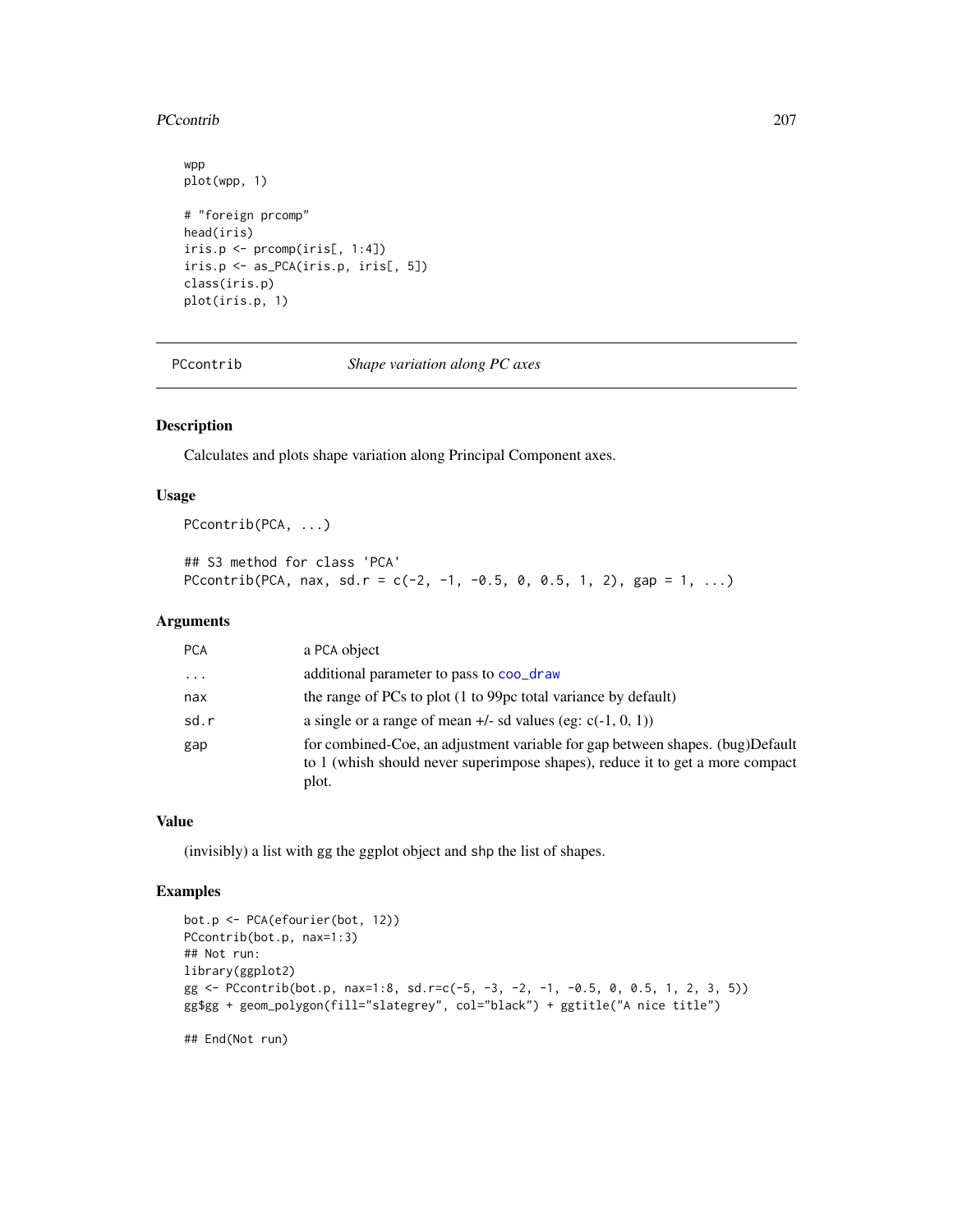```
wpp
plot(wpp, 1)

# "foreign prcomp"
head(iris)
iris.p <- prcomp(iris[, 1:4])
iris.p <- as_PCA(iris.p, iris[, 5])
class(iris.p)
plot(iris.p, 1)
```

---

## PCcontrib — *Shape variation along PC axes*

### Description

Calculates and plots shape variation along Principal Component axes.

### Usage

```
PCcontrib(PCA, ...)

## S3 method for class 'PCA'
PCcontrib(PCA, nax, sd.r = c(-2, -1, -0.5, 0, 0.5, 1, 2), gap = 1, ...)
```

### Arguments

| | |
|---|---|
| PCA | a PCA object |
| ... | additional parameter to pass to coo_draw |
| nax | the range of PCs to plot (1 to 99pc total variance by default) |
| sd.r | a single or a range of mean +/- sd values (eg: c(-1, 0, 1)) |
| gap | for combined-Coe, an adjustment variable for gap between shapes. (bug)Default to 1 (whish should never superimpose shapes), reduce it to get a more compact plot. |

### Value

(invisibly) a list with gg the ggplot object and shp the list of shapes.

### Examples

```
bot.p <- PCA(efourier(bot, 12))
PCcontrib(bot.p, nax=1:3)
## Not run:
library(ggplot2)
gg <- PCcontrib(bot.p, nax=1:8, sd.r=c(-5, -3, -2, -1, -0.5, 0, 0.5, 1, 2, 3, 5))
gg$gg + geom_polygon(fill="slategrey", col="black") + ggtitle("A nice title")

## End(Not run)
```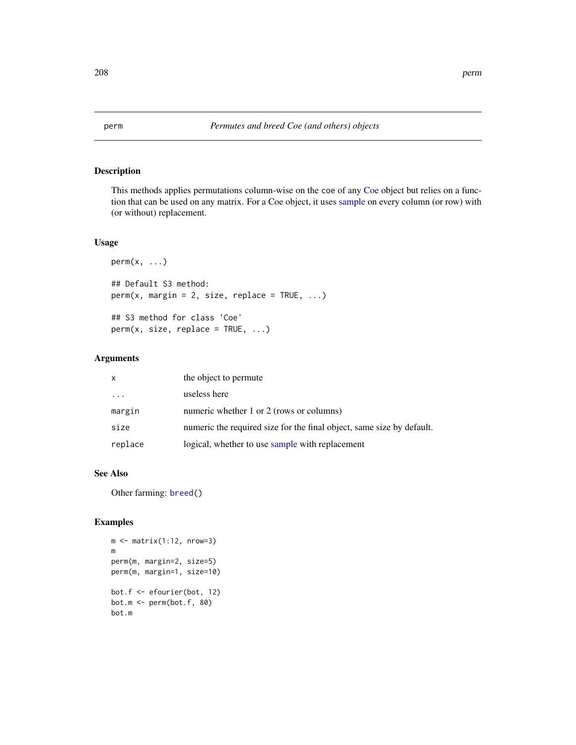## perm — *Permutes and breed Coe (and others) objects*

### Description

This methods applies permutations column-wise on the coe of any Coe object but relies on a function that can be used on any matrix. For a Coe object, it uses sample on every column (or row) with (or without) replacement.

### Usage

```
perm(x, ...)

## Default S3 method:
perm(x, margin = 2, size, replace = TRUE, ...)

## S3 method for class 'Coe'
perm(x, size, replace = TRUE, ...)
```

### Arguments

| | |
|---|---|
| x | the object to permute |
| ... | useless here |
| margin | numeric whether 1 or 2 (rows or columns) |
| size | numeric the required size for the final object, same size by default. |
| replace | logical, whether to use sample with replacement |

### See Also

Other farming: `breed()`

### Examples

```
m <- matrix(1:12, nrow=3)
m
perm(m, margin=2, size=5)
perm(m, margin=1, size=10)

bot.f <- efourier(bot, 12)
bot.m <- perm(bot.f, 80)
bot.m
```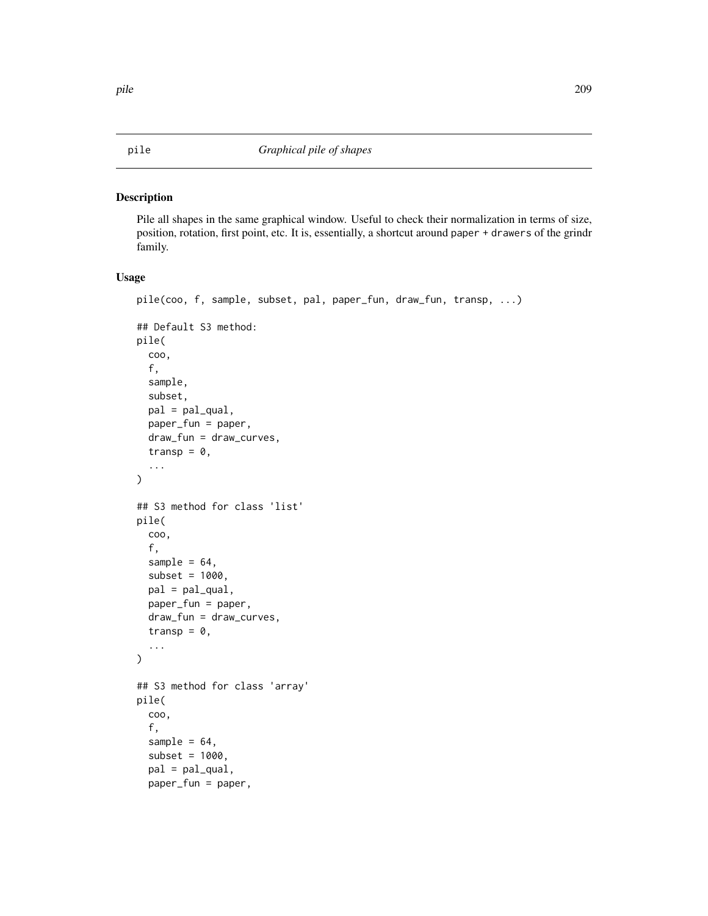pile *Graphical pile of shapes*

## Description

Pile all shapes in the same graphical window. Useful to check their normalization in terms of size, position, rotation, first point, etc. It is, essentially, a shortcut around paper + drawers of the grindr family.

## Usage

```
pile(coo, f, sample, subset, pal, paper_fun, draw_fun, transp, ...)

## Default S3 method:
pile(
  coo,
  f,
  sample,
  subset,
  pal = pal_qual,
  paper_fun = paper,
  draw_fun = draw_curves,
  transp = 0,
  ...
)

## S3 method for class 'list'
pile(
  coo,
  f,
  sample = 64,
  subset = 1000,
  pal = pal_qual,
  paper_fun = paper,
  draw_fun = draw_curves,
  transp = 0,
  ...
)

## S3 method for class 'array'
pile(
  coo,
  f,
  sample = 64,
  subset = 1000,
  pal = pal_qual,
  paper_fun = paper,
```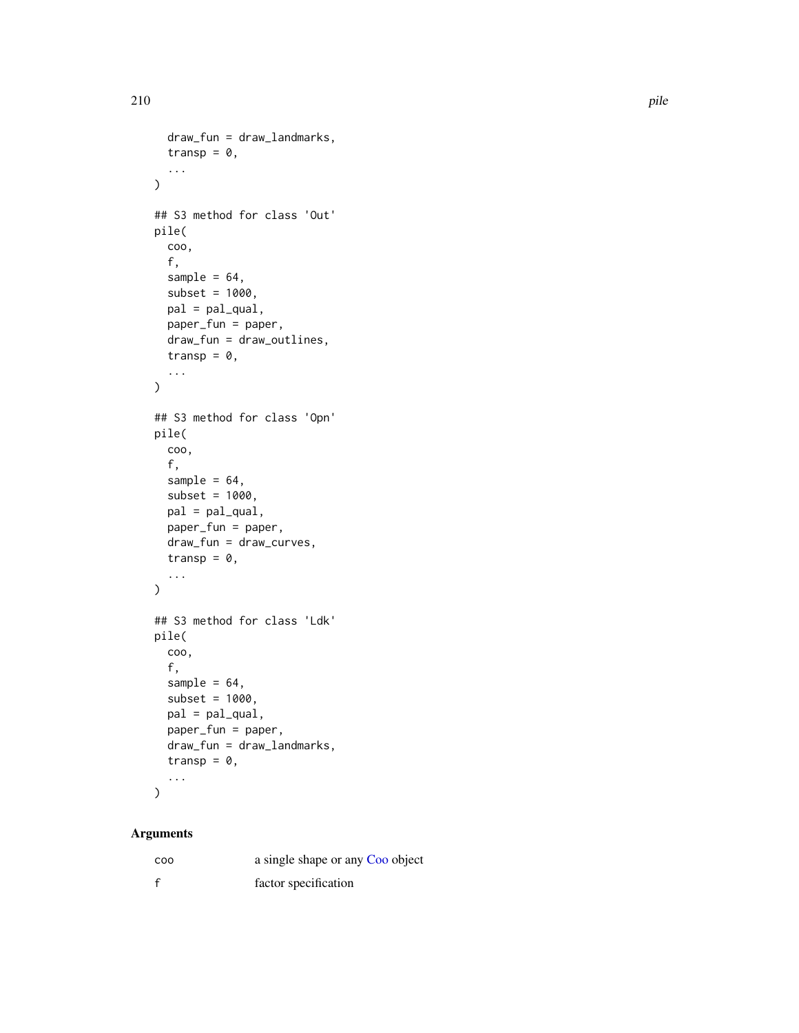```
  draw_fun = draw_landmarks,
  transp = 0,
  ...
)

## S3 method for class 'Out'
pile(
  coo,
  f,
  sample = 64,
  subset = 1000,
  pal = pal_qual,
  paper_fun = paper,
  draw_fun = draw_outlines,
  transp = 0,
  ...
)

## S3 method for class 'Opn'
pile(
  coo,
  f,
  sample = 64,
  subset = 1000,
  pal = pal_qual,
  paper_fun = paper,
  draw_fun = draw_curves,
  transp = 0,
  ...
)

## S3 method for class 'Ldk'
pile(
  coo,
  f,
  sample = 64,
  subset = 1000,
  pal = pal_qual,
  paper_fun = paper,
  draw_fun = draw_landmarks,
  transp = 0,
  ...
)
```

## Arguments

| | |
|---|---|
| coo | a single shape or any Coo object |
| f | factor specification |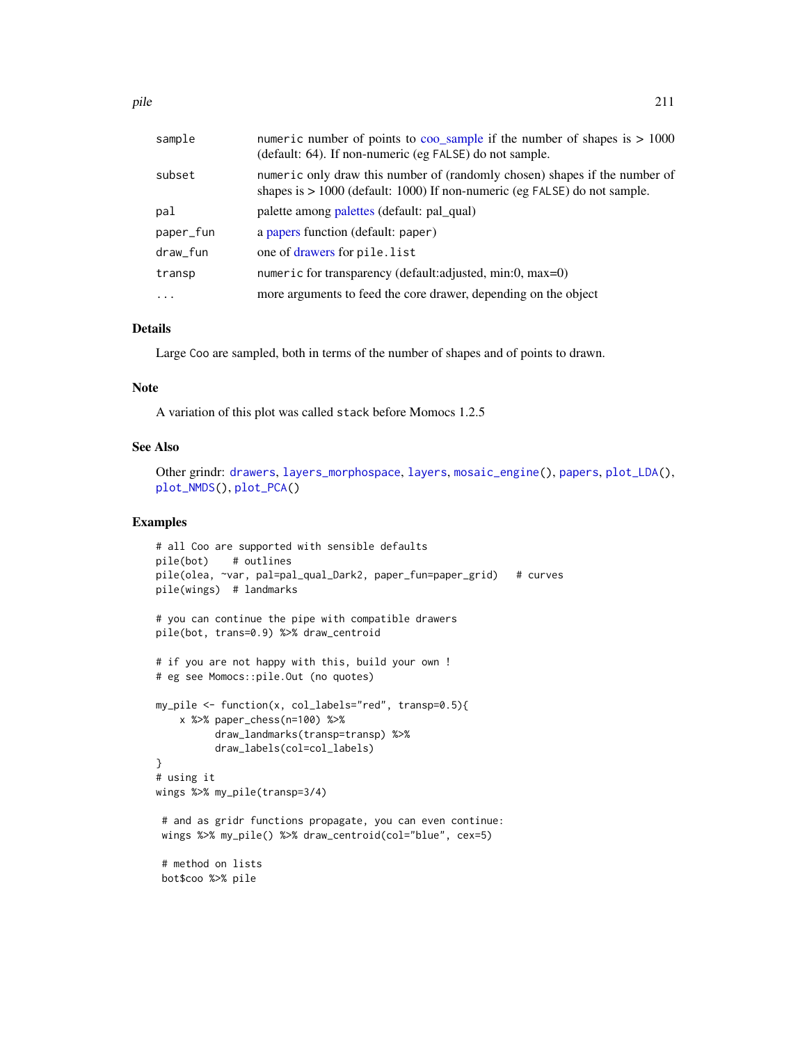| | |
|---|---|
| sample | numeric number of points to coo_sample if the number of shapes is > 1000 (default: 64). If non-numeric (eg FALSE) do not sample. |
| subset | numeric only draw this number of (randomly chosen) shapes if the number of shapes is > 1000 (default: 1000) If non-numeric (eg FALSE) do not sample. |
| pal | palette among palettes (default: pal_qual) |
| paper_fun | a papers function (default: paper) |
| draw_fun | one of drawers for pile.list |
| transp | numeric for transparency (default:adjusted, min:0, max=0) |
| ... | more arguments to feed the core drawer, depending on the object |

### Details

Large Coo are sampled, both in terms of the number of shapes and of points to drawn.

### Note

A variation of this plot was called stack before Momocs 1.2.5

### See Also

Other grindr: drawers, layers_morphospace, layers, mosaic_engine(), papers, plot_LDA(), plot_NMDS(), plot_PCA()

### Examples

```
# all Coo are supported with sensible defaults
pile(bot)    # outlines
pile(olea, ~var, pal=pal_qual_Dark2, paper_fun=paper_grid)   # curves
pile(wings)  # landmarks

# you can continue the pipe with compatible drawers
pile(bot, trans=0.9) %>% draw_centroid

# if you are not happy with this, build your own !
# eg see Momocs::pile.Out (no quotes)

my_pile <- function(x, col_labels="red", transp=0.5){
    x %>% paper_chess(n=100) %>%
          draw_landmarks(transp=transp) %>%
          draw_labels(col=col_labels)
}
# using it
wings %>% my_pile(transp=3/4)

 # and as gridr functions propagate, you can even continue:
 wings %>% my_pile() %>% draw_centroid(col="blue", cex=5)

 # method on lists
 bot$coo %>% pile
```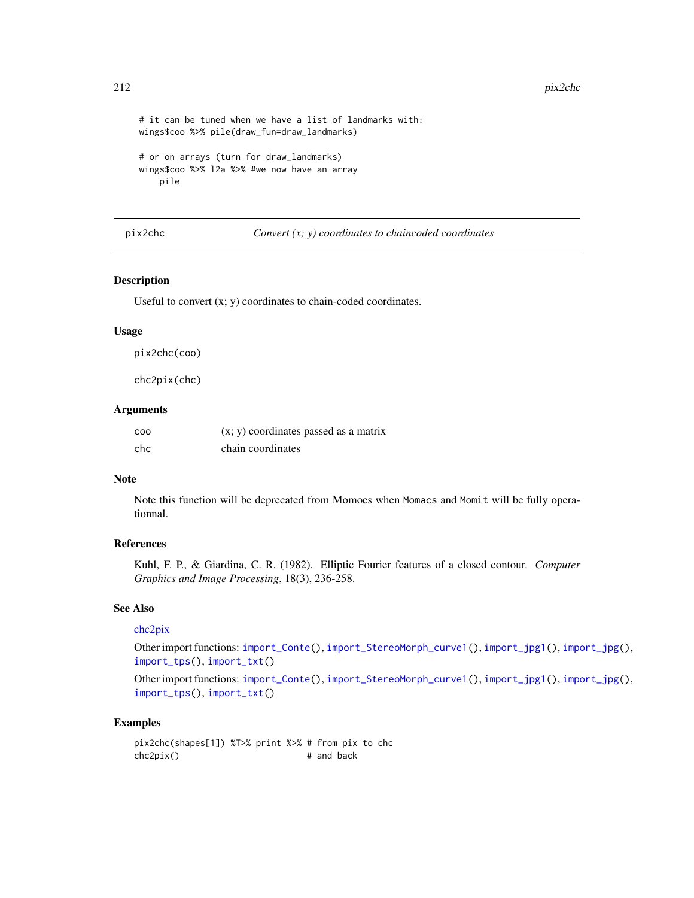```
# it can be tuned when we have a list of landmarks with:
wings$coo %>% pile(draw_fun=draw_landmarks)

# or on arrays (turn for draw_landmarks)
wings$coo %>% l2a %>% #we now have an array
    pile
```

## pix2chc *Convert (x; y) coordinates to chaincoded coordinates*

### Description

Useful to convert (x; y) coordinates to chain-coded coordinates.

### Usage

```
pix2chc(coo)

chc2pix(chc)
```

### Arguments

| | |
|---|---|
| coo | (x; y) coordinates passed as a matrix |
| chc | chain coordinates |

### Note

Note this function will be deprecated from Momocs when Momacs and Momit will be fully operationnal.

### References

Kuhl, F. P., & Giardina, C. R. (1982). Elliptic Fourier features of a closed contour. *Computer Graphics and Image Processing*, 18(3), 236-258.

### See Also

chc2pix

Other import functions: import_Conte(), import_StereoMorph_curve1(), import_jpg1(), import_jpg(), import_tps(), import_txt()

Other import functions: import_Conte(), import_StereoMorph_curve1(), import_jpg1(), import_jpg(), import_tps(), import_txt()

### Examples

```
pix2chc(shapes[1]) %T>% print %>% # from pix to chc
chc2pix()                          # and back
```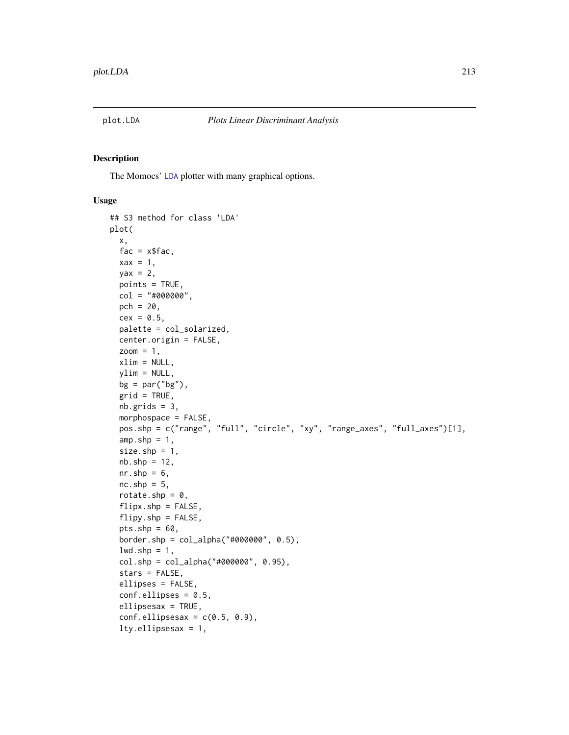plot.LDA *Plots Linear Discriminant Analysis*

## Description

The Momocs' LDA plotter with many graphical options.

## Usage

```
## S3 method for class 'LDA'
plot(
  x,
  fac = x$fac,
  xax = 1,
  yax = 2,
  points = TRUE,
  col = "#000000",
  pch = 20,
  cex = 0.5,
  palette = col_solarized,
  center.origin = FALSE,
  zoom = 1,
  xlim = NULL,
  ylim = NULL,
  bg = par("bg"),
  grid = TRUE,
  nb.grids = 3,
  morphospace = FALSE,
  pos.shp = c("range", "full", "circle", "xy", "range_axes", "full_axes")[1],
  amp.shp = 1,
  size.shp = 1,
  nb.shp = 12,
  nr.shp = 6,
  nc.shp = 5,
  rotate.shp = 0,
  flipx.shp = FALSE,
  flipy.shp = FALSE,
  pts.shp = 60,
  border.shp = col_alpha("#000000", 0.5),
  lwd.shp = 1,
  col.shp = col_alpha("#000000", 0.95),
  stars = FALSE,
  ellipses = FALSE,
  conf.ellipses = 0.5,
  ellipsesax = TRUE,
  conf.ellipsesax = c(0.5, 0.9),
  lty.ellipsesax = 1,
```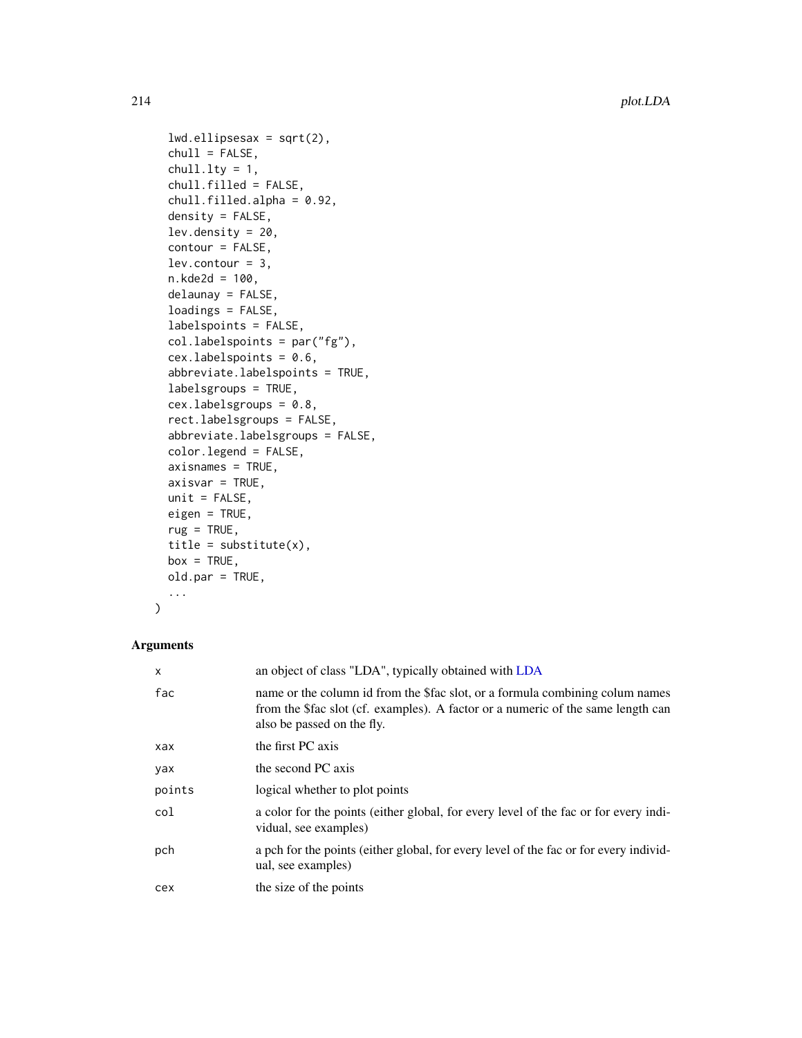```
  lwd.ellipsesax = sqrt(2),
  chull = FALSE,
  chull.lty = 1,
  chull.filled = FALSE,
  chull.filled.alpha = 0.92,
  density = FALSE,
  lev.density = 20,
  contour = FALSE,
  lev.contour = 3,
  n.kde2d = 100,
  delaunay = FALSE,
  loadings = FALSE,
  labelspoints = FALSE,
  col.labelspoints = par("fg"),
  cex.labelspoints = 0.6,
  abbreviate.labelspoints = TRUE,
  labelsgroups = TRUE,
  cex.labelsgroups = 0.8,
  rect.labelsgroups = FALSE,
  abbreviate.labelsgroups = FALSE,
  color.legend = FALSE,
  axisnames = TRUE,
  axisvar = TRUE,
  unit = FALSE,
  eigen = TRUE,
  rug = TRUE,
  title = substitute(x),
  box = TRUE,
  old.par = TRUE,
  ...
)
```

## Arguments

| | |
|---|---|
| `x` | an object of class "LDA", typically obtained with LDA |
| `fac` | name or the column id from the $fac slot, or a formula combining colum names from the $fac slot (cf. examples). A factor or a numeric of the same length can also be passed on the fly. |
| `xax` | the first PC axis |
| `yax` | the second PC axis |
| `points` | logical whether to plot points |
| `col` | a color for the points (either global, for every level of the fac or for every individual, see examples) |
| `pch` | a pch for the points (either global, for every level of the fac or for every individual, see examples) |
| `cex` | the size of the points |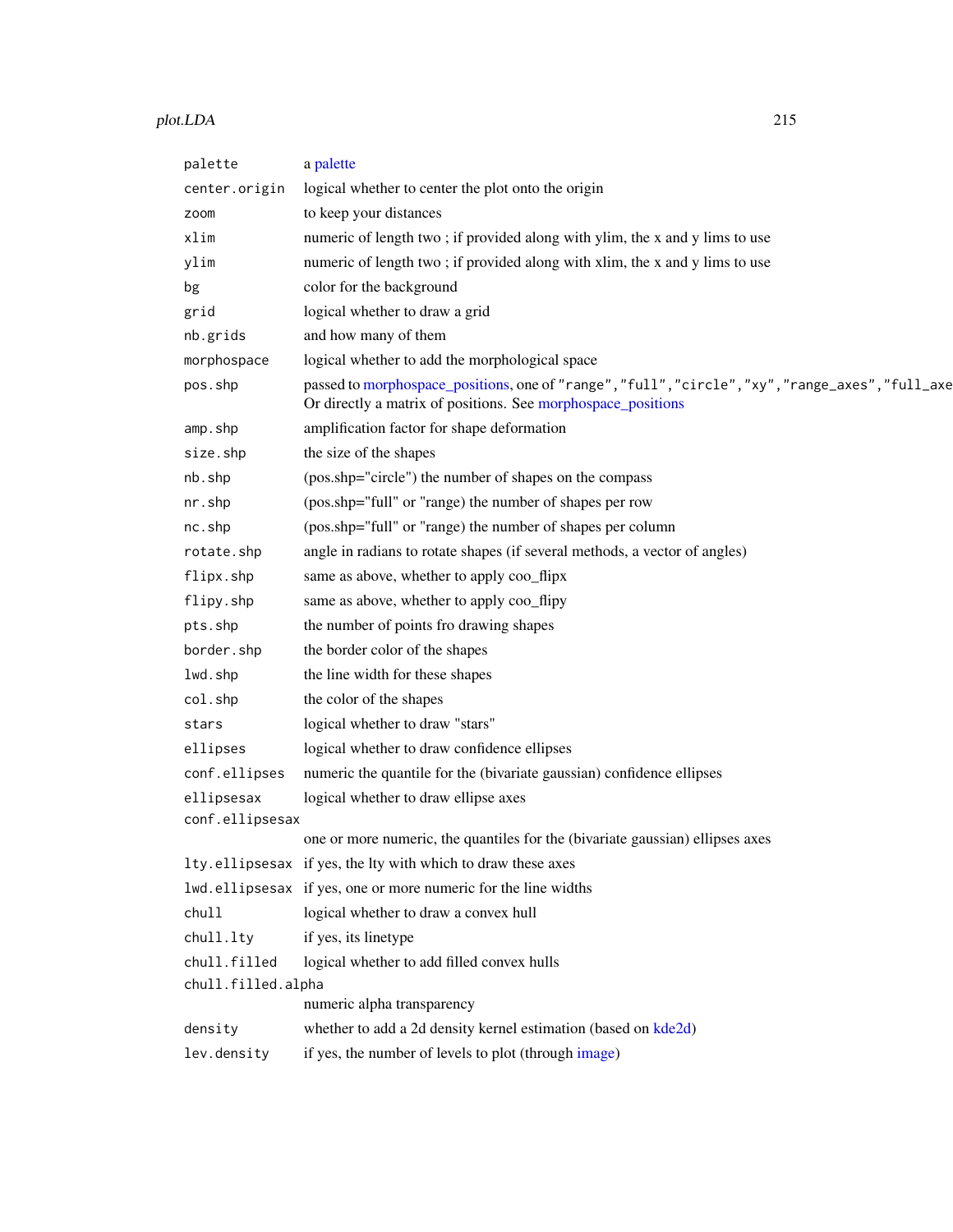| | |
|---|---|
| `palette` | a palette |
| `center.origin` | logical whether to center the plot onto the origin |
| `zoom` | to keep your distances |
| `xlim` | numeric of length two ; if provided along with ylim, the x and y lims to use |
| `ylim` | numeric of length two ; if provided along with xlim, the x and y lims to use |
| `bg` | color for the background |
| `grid` | logical whether to draw a grid |
| `nb.grids` | and how many of them |
| `morphospace` | logical whether to add the morphological space |
| `pos.shp` | passed to morphospace_positions, one of `"range"`, `"full"`, `"circle"`, `"xy"`, `"range_axes"`, `"full_axe` Or directly a matrix of positions. See morphospace_positions |
| `amp.shp` | amplification factor for shape deformation |
| `size.shp` | the size of the shapes |
| `nb.shp` | (pos.shp="circle") the number of shapes on the compass |
| `nr.shp` | (pos.shp="full" or "range) the number of shapes per row |
| `nc.shp` | (pos.shp="full" or "range) the number of shapes per column |
| `rotate.shp` | angle in radians to rotate shapes (if several methods, a vector of angles) |
| `flipx.shp` | same as above, whether to apply coo_flipx |
| `flipy.shp` | same as above, whether to apply coo_flipy |
| `pts.shp` | the number of points fro drawing shapes |
| `border.shp` | the border color of the shapes |
| `lwd.shp` | the line width for these shapes |
| `col.shp` | the color of the shapes |
| `stars` | logical whether to draw "stars" |
| `ellipses` | logical whether to draw confidence ellipses |
| `conf.ellipses` | numeric the quantile for the (bivariate gaussian) confidence ellipses |
| `ellipsesax` | logical whether to draw ellipse axes |
| `conf.ellipsesax` | one or more numeric, the quantiles for the (bivariate gaussian) ellipses axes |
| `lty.ellipsesax` | if yes, the lty with which to draw these axes |
| `lwd.ellipsesax` | if yes, one or more numeric for the line widths |
| `chull` | logical whether to draw a convex hull |
| `chull.lty` | if yes, its linetype |
| `chull.filled` | logical whether to add filled convex hulls |
| `chull.filled.alpha` | numeric alpha transparency |
| `density` | whether to add a 2d density kernel estimation (based on kde2d) |
| `lev.density` | if yes, the number of levels to plot (through image) |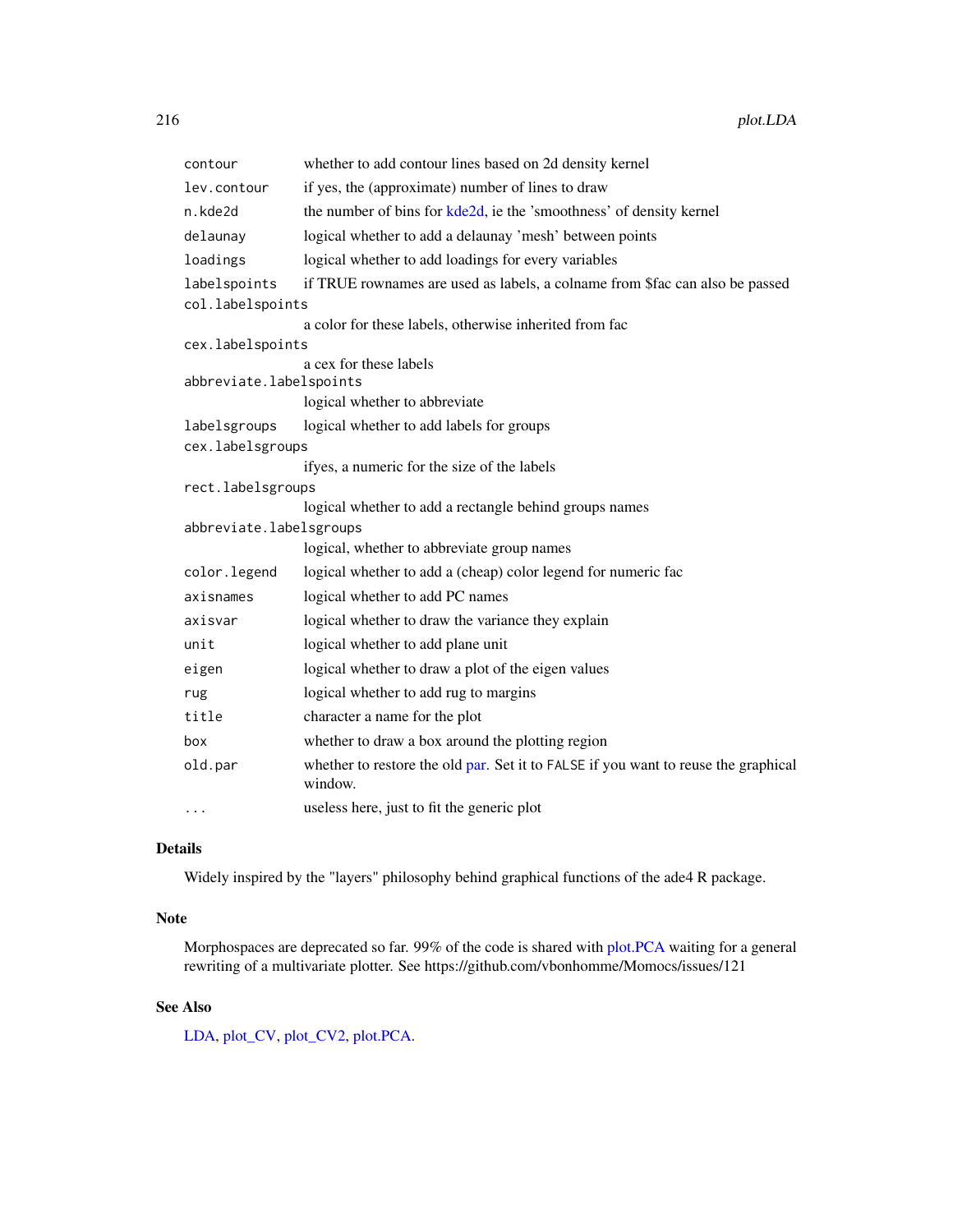| | |
|---|---|
| `contour` | whether to add contour lines based on 2d density kernel |
| `lev.contour` | if yes, the (approximate) number of lines to draw |
| `n.kde2d` | the number of bins for kde2d, ie the 'smoothness' of density kernel |
| `delaunay` | logical whether to add a delaunay 'mesh' between points |
| `loadings` | logical whether to add loadings for every variables |
| `labelspoints` | if TRUE rownames are used as labels, a colname from $fac can also be passed |
| `col.labelspoints` | a color for these labels, otherwise inherited from fac |
| `cex.labelspoints` | a cex for these labels |
| `abbreviate.labelspoints` | logical whether to abbreviate |
| `labelsgroups` | logical whether to add labels for groups |
| `cex.labelsgroups` | ifyes, a numeric for the size of the labels |
| `rect.labelsgroups` | logical whether to add a rectangle behind groups names |
| `abbreviate.labelsgroups` | logical, whether to abbreviate group names |
| `color.legend` | logical whether to add a (cheap) color legend for numeric fac |
| `axisnames` | logical whether to add PC names |
| `axisvar` | logical whether to draw the variance they explain |
| `unit` | logical whether to add plane unit |
| `eigen` | logical whether to draw a plot of the eigen values |
| `rug` | logical whether to add rug to margins |
| `title` | character a name for the plot |
| `box` | whether to draw a box around the plotting region |
| `old.par` | whether to restore the old par. Set it to `FALSE` if you want to reuse the graphical window. |
| `...` | useless here, just to fit the generic plot |

## Details

Widely inspired by the "layers" philosophy behind graphical functions of the ade4 R package.

## Note

Morphospaces are deprecated so far. 99% of the code is shared with plot.PCA waiting for a general rewriting of a multivariate plotter. See https://github.com/vbonhomme/Momocs/issues/121

## See Also

LDA, plot_CV, plot_CV2, plot.PCA.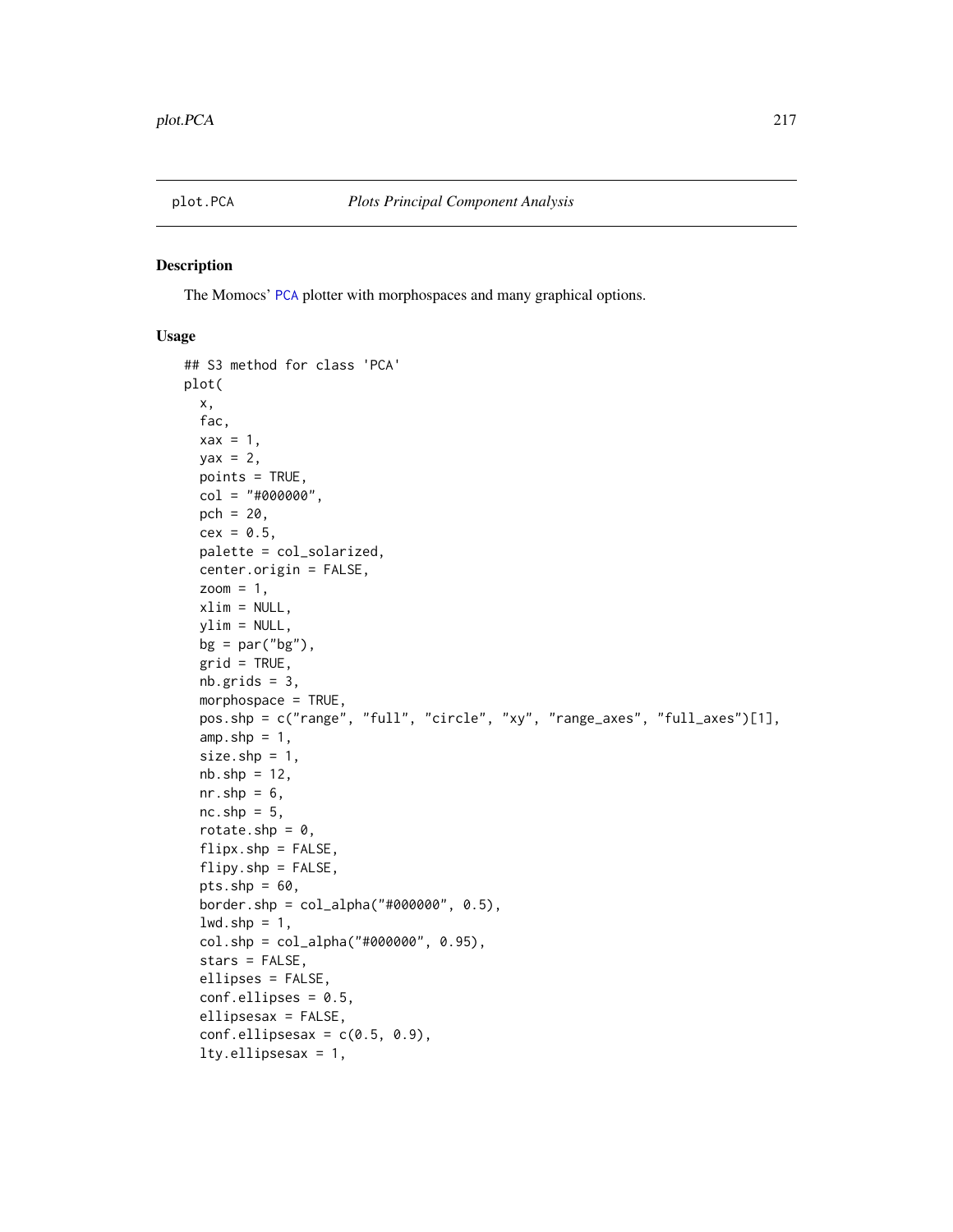# plot.PCA — *Plots Principal Component Analysis*

## Description

The Momocs' PCA plotter with morphospaces and many graphical options.

## Usage

```
## S3 method for class 'PCA'
plot(
  x,
  fac,
  xax = 1,
  yax = 2,
  points = TRUE,
  col = "#000000",
  pch = 20,
  cex = 0.5,
  palette = col_solarized,
  center.origin = FALSE,
  zoom = 1,
  xlim = NULL,
  ylim = NULL,
  bg = par("bg"),
  grid = TRUE,
  nb.grids = 3,
  morphospace = TRUE,
  pos.shp = c("range", "full", "circle", "xy", "range_axes", "full_axes")[1],
  amp.shp = 1,
  size.shp = 1,
  nb.shp = 12,
  nr.shp = 6,
  nc.shp = 5,
  rotate.shp = 0,
  flipx.shp = FALSE,
  flipy.shp = FALSE,
  pts.shp = 60,
  border.shp = col_alpha("#000000", 0.5),
  lwd.shp = 1,
  col.shp = col_alpha("#000000", 0.95),
  stars = FALSE,
  ellipses = FALSE,
  conf.ellipses = 0.5,
  ellipsesax = FALSE,
  conf.ellipsesax = c(0.5, 0.9),
  lty.ellipsesax = 1,
```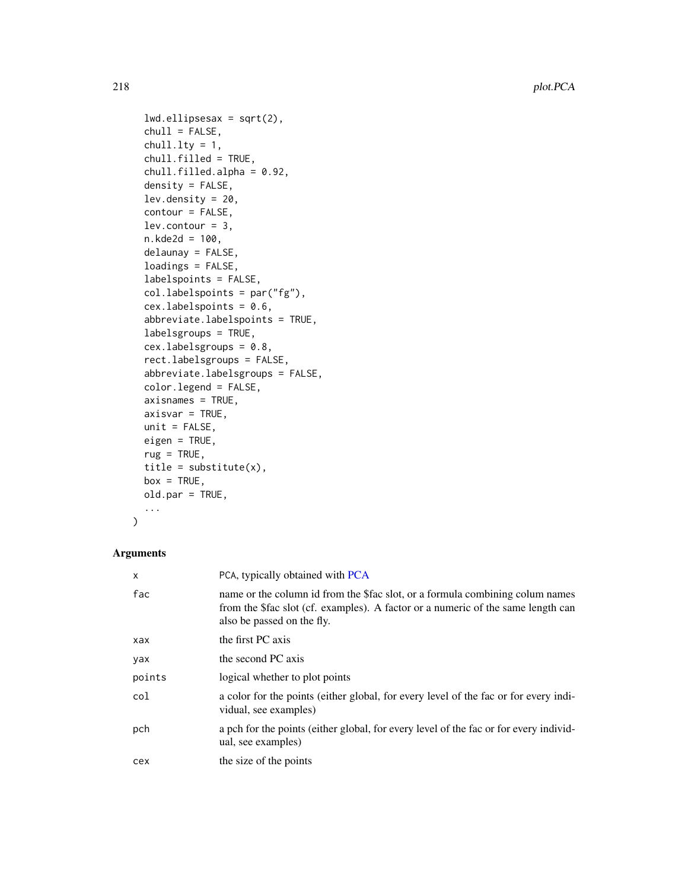```
  lwd.ellipsesax = sqrt(2),
  chull = FALSE,
  chull.lty = 1,
  chull.filled = TRUE,
  chull.filled.alpha = 0.92,
  density = FALSE,
  lev.density = 20,
  contour = FALSE,
  lev.contour = 3,
  n.kde2d = 100,
  delaunay = FALSE,
  loadings = FALSE,
  labelspoints = FALSE,
  col.labelspoints = par("fg"),
  cex.labelspoints = 0.6,
  abbreviate.labelspoints = TRUE,
  labelsgroups = TRUE,
  cex.labelsgroups = 0.8,
  rect.labelsgroups = FALSE,
  abbreviate.labelsgroups = FALSE,
  color.legend = FALSE,
  axisnames = TRUE,
  axisvar = TRUE,
  unit = FALSE,
  eigen = TRUE,
  rug = TRUE,
  title = substitute(x),
  box = TRUE,
  old.par = TRUE,
  ...
)
```

## Arguments

| | |
|---|---|
| x | PCA, typically obtained with PCA |
| fac | name or the column id from the $fac slot, or a formula combining colum names from the $fac slot (cf. examples). A factor or a numeric of the same length can also be passed on the fly. |
| xax | the first PC axis |
| yax | the second PC axis |
| points | logical whether to plot points |
| col | a color for the points (either global, for every level of the fac or for every individual, see examples) |
| pch | a pch for the points (either global, for every level of the fac or for every individual, see examples) |
| cex | the size of the points |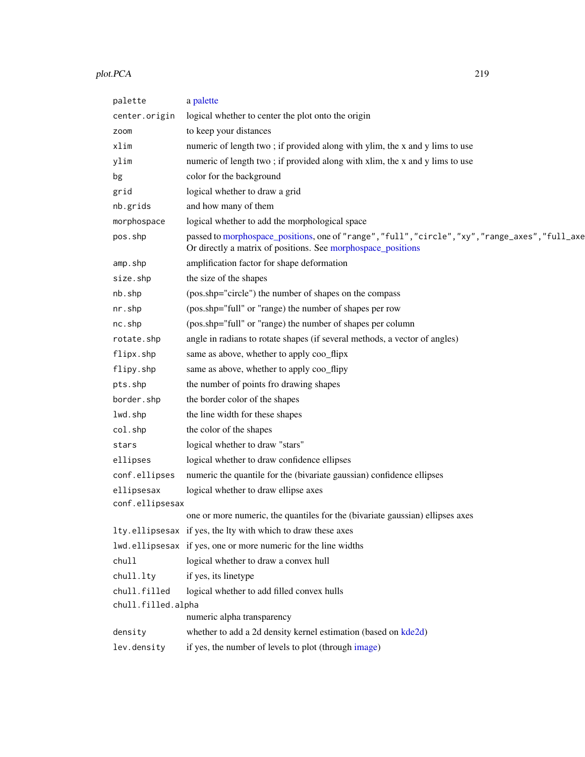| | |
|---|---|
| `palette` | a palette |
| `center.origin` | logical whether to center the plot onto the origin |
| `zoom` | to keep your distances |
| `xlim` | numeric of length two ; if provided along with ylim, the x and y lims to use |
| `ylim` | numeric of length two ; if provided along with xlim, the x and y lims to use |
| `bg` | color for the background |
| `grid` | logical whether to draw a grid |
| `nb.grids` | and how many of them |
| `morphospace` | logical whether to add the morphological space |
| `pos.shp` | passed to morphospace_positions, one of `"range"`, `"full"`, `"circle"`, `"xy"`, `"range_axes"`, `"full_axe` Or directly a matrix of positions. See morphospace_positions |
| `amp.shp` | amplification factor for shape deformation |
| `size.shp` | the size of the shapes |
| `nb.shp` | (pos.shp="circle") the number of shapes on the compass |
| `nr.shp` | (pos.shp="full" or "range) the number of shapes per row |
| `nc.shp` | (pos.shp="full" or "range) the number of shapes per column |
| `rotate.shp` | angle in radians to rotate shapes (if several methods, a vector of angles) |
| `flipx.shp` | same as above, whether to apply coo_flipx |
| `flipy.shp` | same as above, whether to apply coo_flipy |
| `pts.shp` | the number of points fro drawing shapes |
| `border.shp` | the border color of the shapes |
| `lwd.shp` | the line width for these shapes |
| `col.shp` | the color of the shapes |
| `stars` | logical whether to draw "stars" |
| `ellipses` | logical whether to draw confidence ellipses |
| `conf.ellipses` | numeric the quantile for the (bivariate gaussian) confidence ellipses |
| `ellipsesax` | logical whether to draw ellipse axes |
| `conf.ellipsesax` | one or more numeric, the quantiles for the (bivariate gaussian) ellipses axes |
| `lty.ellipsesax` | if yes, the lty with which to draw these axes |
| `lwd.ellipsesax` | if yes, one or more numeric for the line widths |
| `chull` | logical whether to draw a convex hull |
| `chull.lty` | if yes, its linetype |
| `chull.filled` | logical whether to add filled convex hulls |
| `chull.filled.alpha` | numeric alpha transparency |
| `density` | whether to add a 2d density kernel estimation (based on kde2d) |
| `lev.density` | if yes, the number of levels to plot (through image) |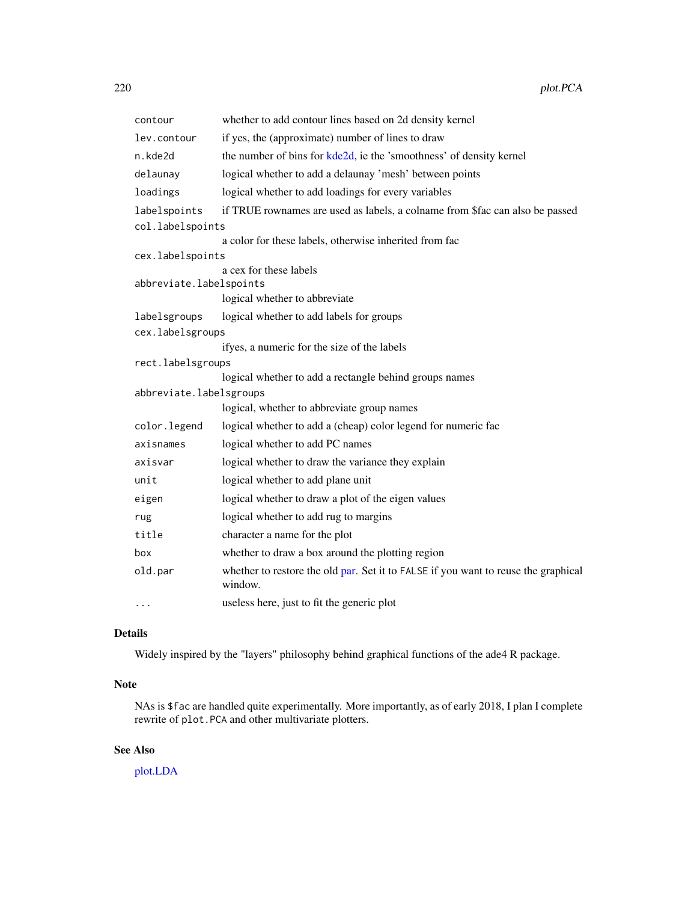| | |
|---|---|
| `contour` | whether to add contour lines based on 2d density kernel |
| `lev.contour` | if yes, the (approximate) number of lines to draw |
| `n.kde2d` | the number of bins for kde2d, ie the 'smoothness' of density kernel |
| `delaunay` | logical whether to add a delaunay 'mesh' between points |
| `loadings` | logical whether to add loadings for every variables |
| `labelspoints` | if TRUE rownames are used as labels, a colname from $fac can also be passed |
| `col.labelspoints` | a color for these labels, otherwise inherited from fac |
| `cex.labelspoints` | a cex for these labels |
| `abbreviate.labelspoints` | logical whether to abbreviate |
| `labelsgroups` | logical whether to add labels for groups |
| `cex.labelsgroups` | ifyes, a numeric for the size of the labels |
| `rect.labelsgroups` | logical whether to add a rectangle behind groups names |
| `abbreviate.labelsgroups` | logical, whether to abbreviate group names |
| `color.legend` | logical whether to add a (cheap) color legend for numeric fac |
| `axisnames` | logical whether to add PC names |
| `axisvar` | logical whether to draw the variance they explain |
| `unit` | logical whether to add plane unit |
| `eigen` | logical whether to draw a plot of the eigen values |
| `rug` | logical whether to add rug to margins |
| `title` | character a name for the plot |
| `box` | whether to draw a box around the plotting region |
| `old.par` | whether to restore the old par. Set it to `FALSE` if you want to reuse the graphical window. |
| `...` | useless here, just to fit the generic plot |

## Details

Widely inspired by the "layers" philosophy behind graphical functions of the ade4 R package.

## Note

NAs is `$fac` are handled quite experimentally. More importantly, as of early 2018, I plan I complete rewrite of `plot.PCA` and other multivariate plotters.

## See Also

plot.LDA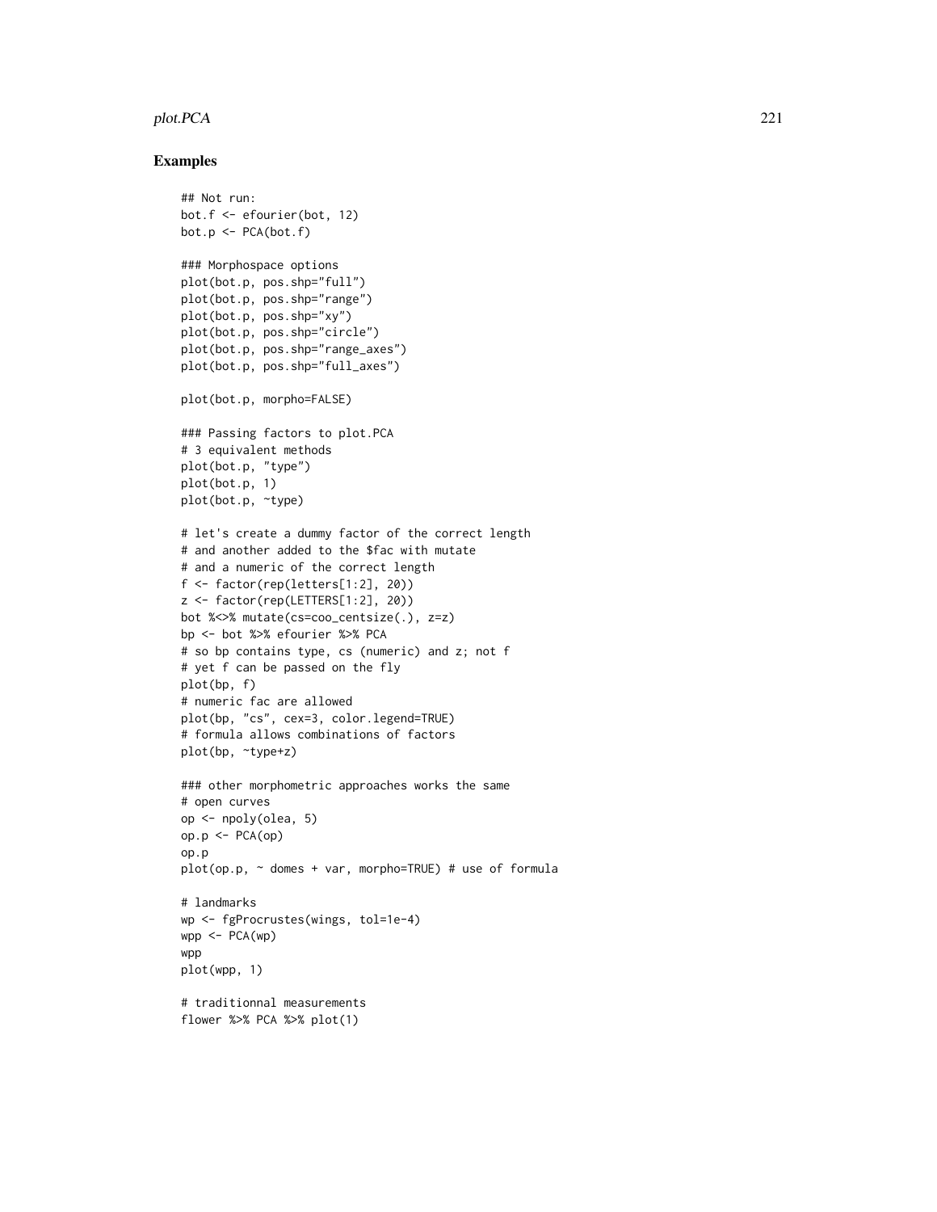## Examples

```
## Not run:
bot.f <- efourier(bot, 12)
bot.p <- PCA(bot.f)

### Morphospace options
plot(bot.p, pos.shp="full")
plot(bot.p, pos.shp="range")
plot(bot.p, pos.shp="xy")
plot(bot.p, pos.shp="circle")
plot(bot.p, pos.shp="range_axes")
plot(bot.p, pos.shp="full_axes")

plot(bot.p, morpho=FALSE)

### Passing factors to plot.PCA
# 3 equivalent methods
plot(bot.p, "type")
plot(bot.p, 1)
plot(bot.p, ~type)

# let's create a dummy factor of the correct length
# and another added to the $fac with mutate
# and a numeric of the correct length
f <- factor(rep(letters[1:2], 20))
z <- factor(rep(LETTERS[1:2], 20))
bot %<>% mutate(cs=coo_centsize(.), z=z)
bp <- bot %>% efourier %>% PCA
# so bp contains type, cs (numeric) and z; not f
# yet f can be passed on the fly
plot(bp, f)
# numeric fac are allowed
plot(bp, "cs", cex=3, color.legend=TRUE)
# formula allows combinations of factors
plot(bp, ~type+z)

### other morphometric approaches works the same
# open curves
op <- npoly(olea, 5)
op.p <- PCA(op)
op.p
plot(op.p, ~ domes + var, morpho=TRUE) # use of formula

# landmarks
wp <- fgProcrustes(wings, tol=1e-4)
wpp <- PCA(wp)
wpp
plot(wpp, 1)

# traditionnal measurements
flower %>% PCA %>% plot(1)
```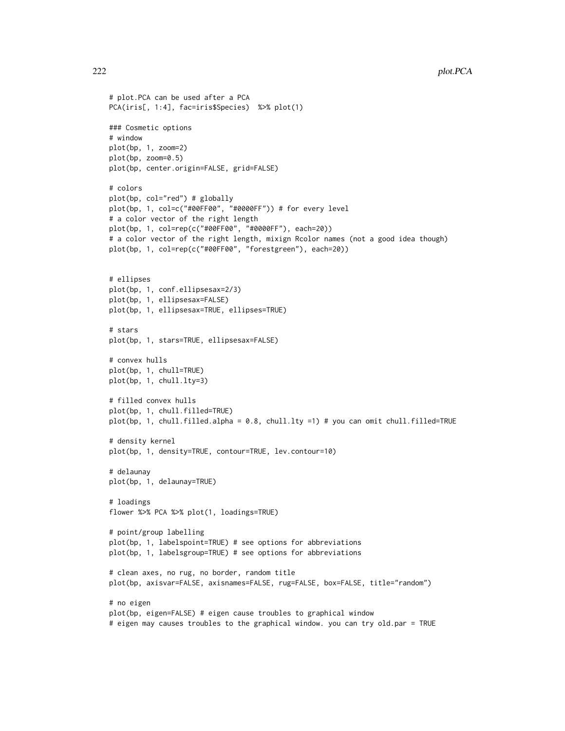```
# plot.PCA can be used after a PCA
PCA(iris[, 1:4], fac=iris$Species)  %>% plot(1)

### Cosmetic options
# window
plot(bp, 1, zoom=2)
plot(bp, zoom=0.5)
plot(bp, center.origin=FALSE, grid=FALSE)

# colors
plot(bp, col="red") # globally
plot(bp, 1, col=c("#00FF00", "#0000FF")) # for every level
# a color vector of the right length
plot(bp, 1, col=rep(c("#00FF00", "#0000FF"), each=20))
# a color vector of the right length, mixign Rcolor names (not a good idea though)
plot(bp, 1, col=rep(c("#00FF00", "forestgreen"), each=20))


# ellipses
plot(bp, 1, conf.ellipsesax=2/3)
plot(bp, 1, ellipsesax=FALSE)
plot(bp, 1, ellipsesax=TRUE, ellipses=TRUE)

# stars
plot(bp, 1, stars=TRUE, ellipsesax=FALSE)

# convex hulls
plot(bp, 1, chull=TRUE)
plot(bp, 1, chull.lty=3)

# filled convex hulls
plot(bp, 1, chull.filled=TRUE)
plot(bp, 1, chull.filled.alpha = 0.8, chull.lty =1) # you can omit chull.filled=TRUE

# density kernel
plot(bp, 1, density=TRUE, contour=TRUE, lev.contour=10)

# delaunay
plot(bp, 1, delaunay=TRUE)

# loadings
flower %>% PCA %>% plot(1, loadings=TRUE)

# point/group labelling
plot(bp, 1, labelspoint=TRUE) # see options for abbreviations
plot(bp, 1, labelsgroup=TRUE) # see options for abbreviations

# clean axes, no rug, no border, random title
plot(bp, axisvar=FALSE, axisnames=FALSE, rug=FALSE, box=FALSE, title="random")

# no eigen
plot(bp, eigen=FALSE) # eigen cause troubles to graphical window
# eigen may causes troubles to the graphical window. you can try old.par = TRUE
```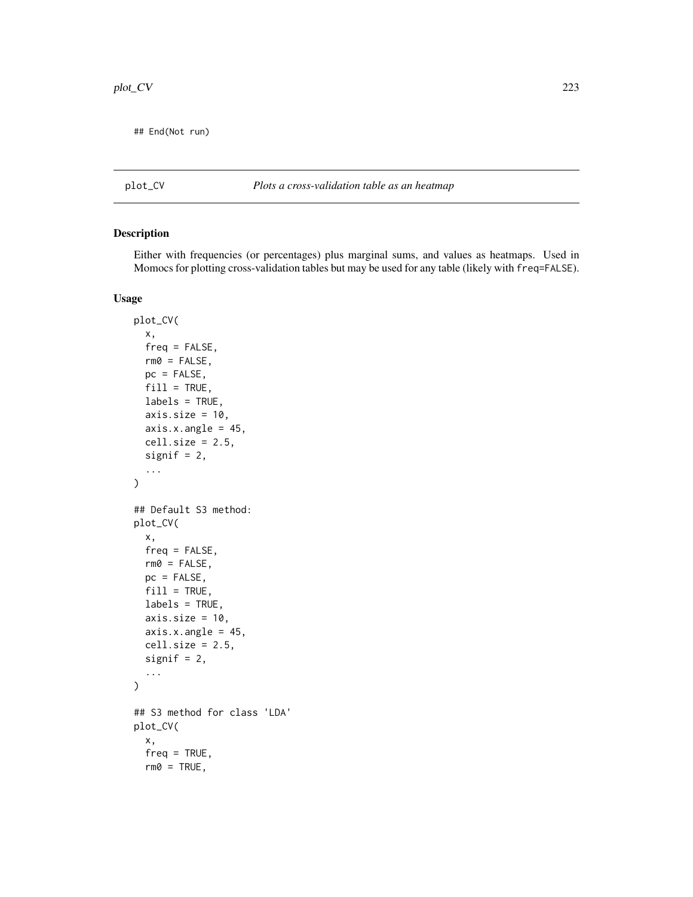```
## End(Not run)
```

---

plot_CV *Plots a cross-validation table as an heatmap*

---

### Description

Either with frequencies (or percentages) plus marginal sums, and values as heatmaps. Used in Momocs for plotting cross-validation tables but may be used for any table (likely with freq=FALSE).

### Usage

```
plot_CV(
  x,
  freq = FALSE,
  rm0 = FALSE,
  pc = FALSE,
  fill = TRUE,
  labels = TRUE,
  axis.size = 10,
  axis.x.angle = 45,
  cell.size = 2.5,
  signif = 2,
  ...
)

## Default S3 method:
plot_CV(
  x,
  freq = FALSE,
  rm0 = FALSE,
  pc = FALSE,
  fill = TRUE,
  labels = TRUE,
  axis.size = 10,
  axis.x.angle = 45,
  cell.size = 2.5,
  signif = 2,
  ...
)

## S3 method for class 'LDA'
plot_CV(
  x,
  freq = TRUE,
  rm0 = TRUE,
```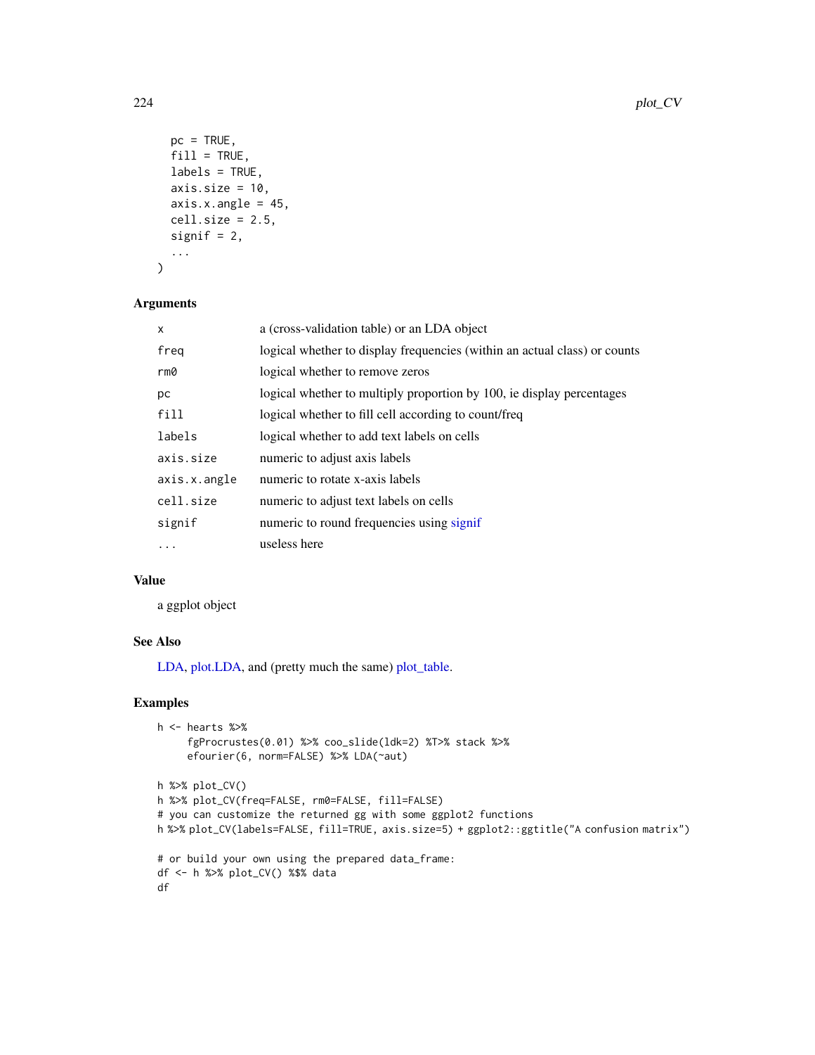```
  pc = TRUE,
  fill = TRUE,
  labels = TRUE,
  axis.size = 10,
  axis.x.angle = 45,
  cell.size = 2.5,
  signif = 2,
  ...
)
```

## Arguments

| | |
|---|---|
| x | a (cross-validation table) or an LDA object |
| freq | logical whether to display frequencies (within an actual class) or counts |
| rm0 | logical whether to remove zeros |
| pc | logical whether to multiply proportion by 100, ie display percentages |
| fill | logical whether to fill cell according to count/freq |
| labels | logical whether to add text labels on cells |
| axis.size | numeric to adjust axis labels |
| axis.x.angle | numeric to rotate x-axis labels |
| cell.size | numeric to adjust text labels on cells |
| signif | numeric to round frequencies using signif |
| ... | useless here |

## Value

a ggplot object

## See Also

LDA, plot.LDA, and (pretty much the same) plot_table.

## Examples

```
h <- hearts %>%
     fgProcrustes(0.01) %>% coo_slide(ldk=2) %T>% stack %>%
     efourier(6, norm=FALSE) %>% LDA(~aut)

h %>% plot_CV()
h %>% plot_CV(freq=FALSE, rm0=FALSE, fill=FALSE)
# you can customize the returned gg with some ggplot2 functions
h %>% plot_CV(labels=FALSE, fill=TRUE, axis.size=5) + ggplot2::ggtitle("A confusion matrix")

# or build your own using the prepared data_frame:
df <- h %>% plot_CV() %$% data
df
```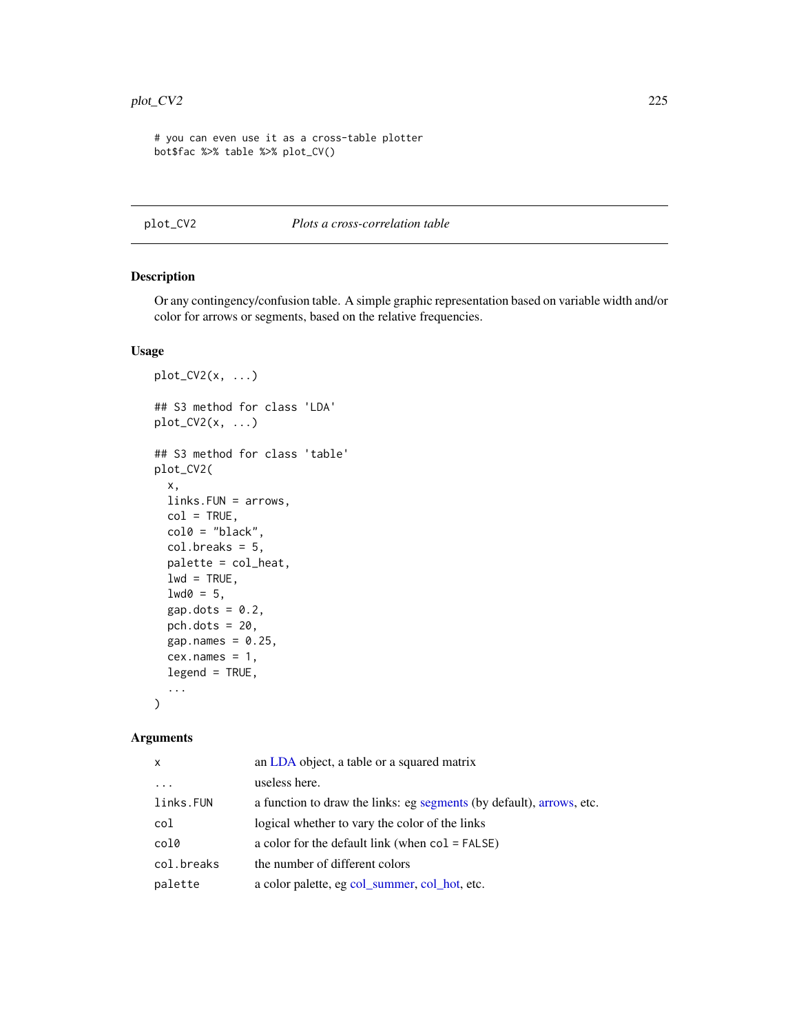```
# you can even use it as a cross-table plotter
bot$fac %>% table %>% plot_CV()
```

## plot_CV2 — *Plots a cross-correlation table*

### Description

Or any contingency/confusion table. A simple graphic representation based on variable width and/or color for arrows or segments, based on the relative frequencies.

### Usage

```
plot_CV2(x, ...)

## S3 method for class 'LDA'
plot_CV2(x, ...)

## S3 method for class 'table'
plot_CV2(
  x,
  links.FUN = arrows,
  col = TRUE,
  col0 = "black",
  col.breaks = 5,
  palette = col_heat,
  lwd = TRUE,
  lwd0 = 5,
  gap.dots = 0.2,
  pch.dots = 20,
  gap.names = 0.25,
  cex.names = 1,
  legend = TRUE,
  ...
)
```

### Arguments

| | |
|---|---|
| `x` | an LDA object, a table or a squared matrix |
| `...` | useless here. |
| `links.FUN` | a function to draw the links: eg segments (by default), arrows, etc. |
| `col` | logical whether to vary the color of the links |
| `col0` | a color for the default link (when `col = FALSE`) |
| `col.breaks` | the number of different colors |
| `palette` | a color palette, eg col_summer, col_hot, etc. |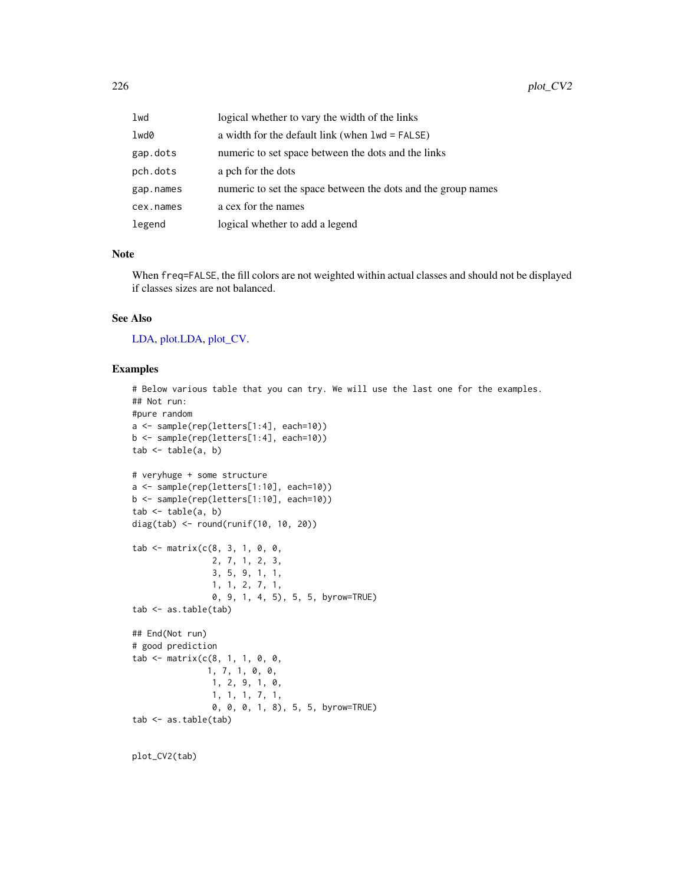| | |
|---|---|
| lwd | logical whether to vary the width of the links |
| lwd0 | a width for the default link (when lwd = FALSE) |
| gap.dots | numeric to set space between the dots and the links |
| pch.dots | a pch for the dots |
| gap.names | numeric to set the space between the dots and the group names |
| cex.names | a cex for the names |
| legend | logical whether to add a legend |

## Note

When freq=FALSE, the fill colors are not weighted within actual classes and should not be displayed if classes sizes are not balanced.

## See Also

LDA, plot.LDA, plot_CV.

## Examples

```
# Below various table that you can try. We will use the last one for the examples.
## Not run:
#pure random
a <- sample(rep(letters[1:4], each=10))
b <- sample(rep(letters[1:4], each=10))
tab <- table(a, b)

# veryhuge + some structure
a <- sample(rep(letters[1:10], each=10))
b <- sample(rep(letters[1:10], each=10))
tab <- table(a, b)
diag(tab) <- round(runif(10, 10, 20))

tab <- matrix(c(8, 3, 1, 0, 0,
                2, 7, 1, 2, 3,
                3, 5, 9, 1, 1,
                1, 1, 2, 7, 1,
                0, 9, 1, 4, 5), 5, 5, byrow=TRUE)
tab <- as.table(tab)

## End(Not run)
# good prediction
tab <- matrix(c(8, 1, 1, 0, 0,
               1, 7, 1, 0, 0,
                1, 2, 9, 1, 0,
                1, 1, 1, 7, 1,
                0, 0, 0, 1, 8), 5, 5, byrow=TRUE)
tab <- as.table(tab)


plot_CV2(tab)
```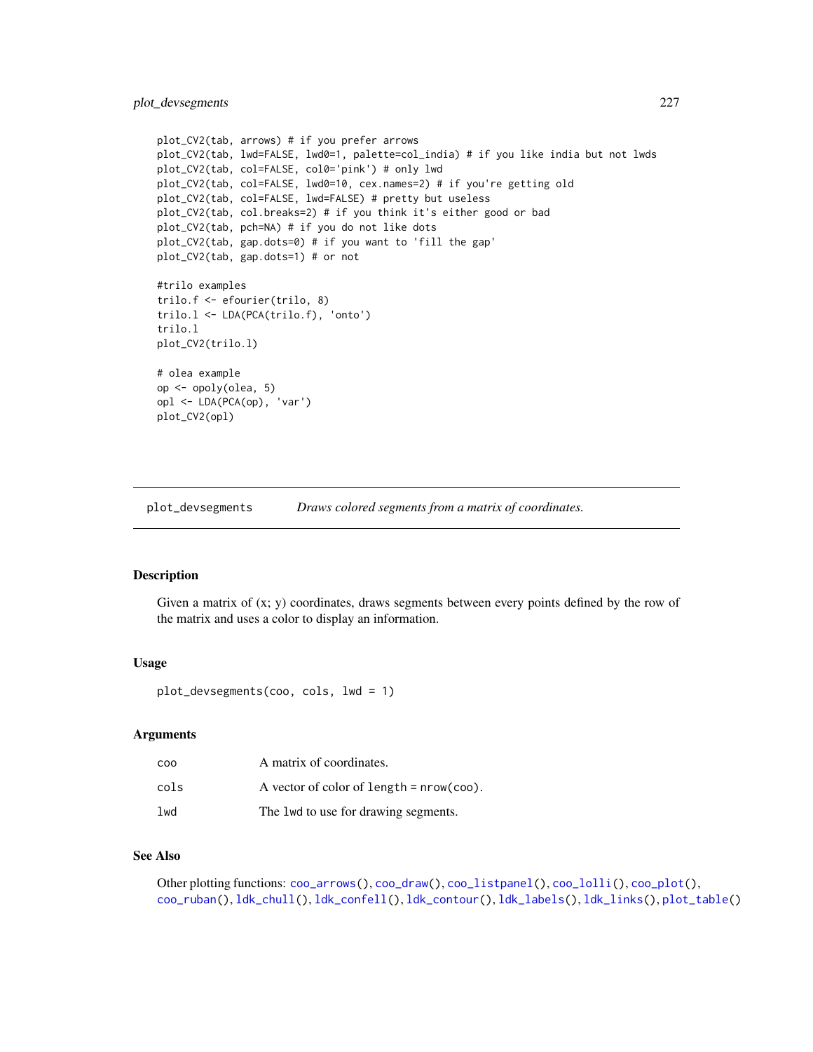```
plot_CV2(tab, arrows) # if you prefer arrows
plot_CV2(tab, lwd=FALSE, lwd0=1, palette=col_india) # if you like india but not lwds
plot_CV2(tab, col=FALSE, col0='pink') # only lwd
plot_CV2(tab, col=FALSE, lwd0=10, cex.names=2) # if you're getting old
plot_CV2(tab, col=FALSE, lwd=FALSE) # pretty but useless
plot_CV2(tab, col.breaks=2) # if you think it's either good or bad
plot_CV2(tab, pch=NA) # if you do not like dots
plot_CV2(tab, gap.dots=0) # if you want to 'fill the gap'
plot_CV2(tab, gap.dots=1) # or not

#trilo examples
trilo.f <- efourier(trilo, 8)
trilo.l <- LDA(PCA(trilo.f), 'onto')
trilo.l
plot_CV2(trilo.l)

# olea example
op <- opoly(olea, 5)
opl <- LDA(PCA(op), 'var')
plot_CV2(opl)
```

---

## plot_devsegments — *Draws colored segments from a matrix of coordinates.*

### Description

Given a matrix of (x; y) coordinates, draws segments between every points defined by the row of the matrix and uses a color to display an information.

### Usage

```
plot_devsegments(coo, cols, lwd = 1)
```

### Arguments

| | |
|---|---|
| coo | A matrix of coordinates. |
| cols | A vector of color of length = nrow(coo). |
| lwd | The lwd to use for drawing segments. |

### See Also

Other plotting functions: coo_arrows(), coo_draw(), coo_listpanel(), coo_lolli(), coo_plot(), coo_ruban(), ldk_chull(), ldk_confell(), ldk_contour(), ldk_labels(), ldk_links(), plot_table()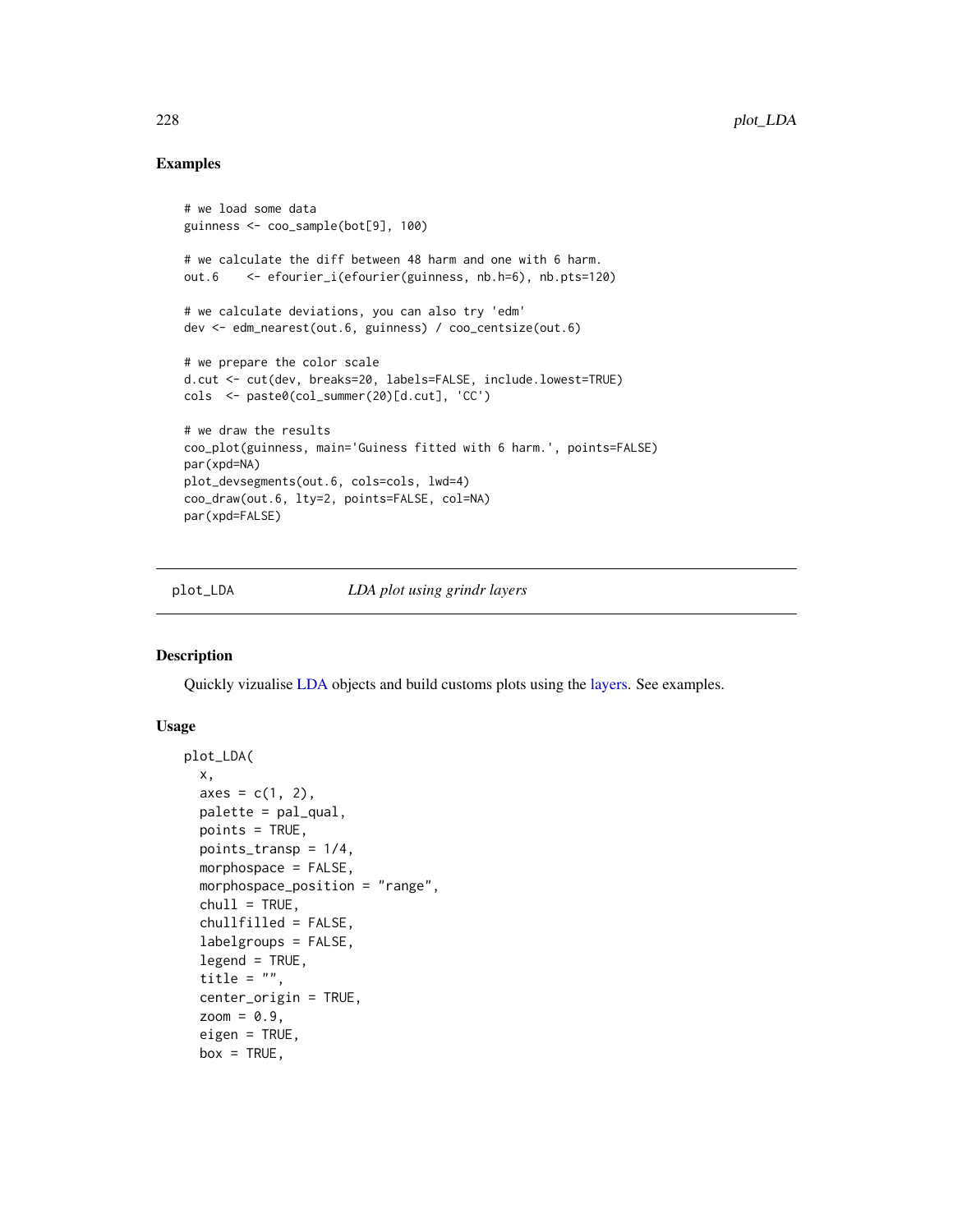## Examples

```
# we load some data
guinness <- coo_sample(bot[9], 100)

# we calculate the diff between 48 harm and one with 6 harm.
out.6    <- efourier_i(efourier(guinness, nb.h=6), nb.pts=120)

# we calculate deviations, you can also try 'edm'
dev <- edm_nearest(out.6, guinness) / coo_centsize(out.6)

# we prepare the color scale
d.cut <- cut(dev, breaks=20, labels=FALSE, include.lowest=TRUE)
cols  <- paste0(col_summer(20)[d.cut], 'CC')

# we draw the results
coo_plot(guinness, main='Guiness fitted with 6 harm.', points=FALSE)
par(xpd=NA)
plot_devsegments(out.6, cols=cols, lwd=4)
coo_draw(out.6, lty=2, points=FALSE, col=NA)
par(xpd=FALSE)
```

---

plot_LDA — *LDA plot using grindr layers*

---

## Description

Quickly vizualise LDA objects and build customs plots using the layers. See examples.

## Usage

```
plot_LDA(
  x,
  axes = c(1, 2),
  palette = pal_qual,
  points = TRUE,
  points_transp = 1/4,
  morphospace = FALSE,
  morphospace_position = "range",
  chull = TRUE,
  chullfilled = FALSE,
  labelgroups = FALSE,
  legend = TRUE,
  title = "",
  center_origin = TRUE,
  zoom = 0.9,
  eigen = TRUE,
  box = TRUE,
```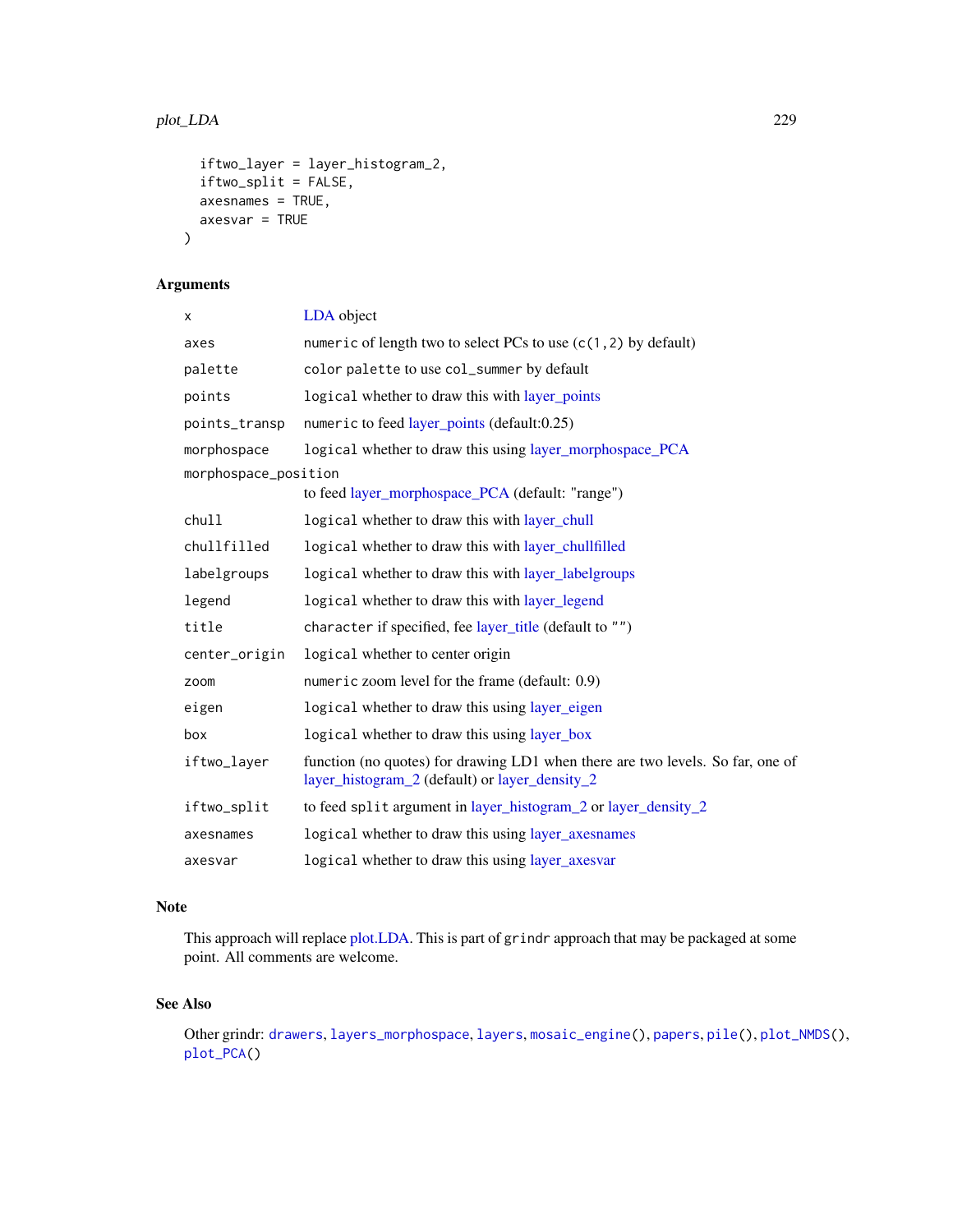```
  iftwo_layer = layer_histogram_2,
  iftwo_split = FALSE,
  axesnames = TRUE,
  axesvar = TRUE
)
```

## Arguments

| | |
|---|---|
| x | LDA object |
| axes | numeric of length two to select PCs to use (c(1,2) by default) |
| palette | color palette to use col_summer by default |
| points | logical whether to draw this with layer_points |
| points_transp | numeric to feed layer_points (default:0.25) |
| morphospace | logical whether to draw this using layer_morphospace_PCA |
| morphospace_position | to feed layer_morphospace_PCA (default: "range") |
| chull | logical whether to draw this with layer_chull |
| chullfilled | logical whether to draw this with layer_chullfilled |
| labelgroups | logical whether to draw this with layer_labelgroups |
| legend | logical whether to draw this with layer_legend |
| title | character if specified, fee layer_title (default to "") |
| center_origin | logical whether to center origin |
| zoom | numeric zoom level for the frame (default: 0.9) |
| eigen | logical whether to draw this using layer_eigen |
| box | logical whether to draw this using layer_box |
| iftwo_layer | function (no quotes) for drawing LD1 when there are two levels. So far, one of layer_histogram_2 (default) or layer_density_2 |
| iftwo_split | to feed split argument in layer_histogram_2 or layer_density_2 |
| axesnames | logical whether to draw this using layer_axesnames |
| axesvar | logical whether to draw this using layer_axesvar |

## Note

This approach will replace plot.LDA. This is part of grindr approach that may be packaged at some point. All comments are welcome.

## See Also

Other grindr: drawers, layers_morphospace, layers, mosaic_engine(), papers, pile(), plot_NMDS(), plot_PCA()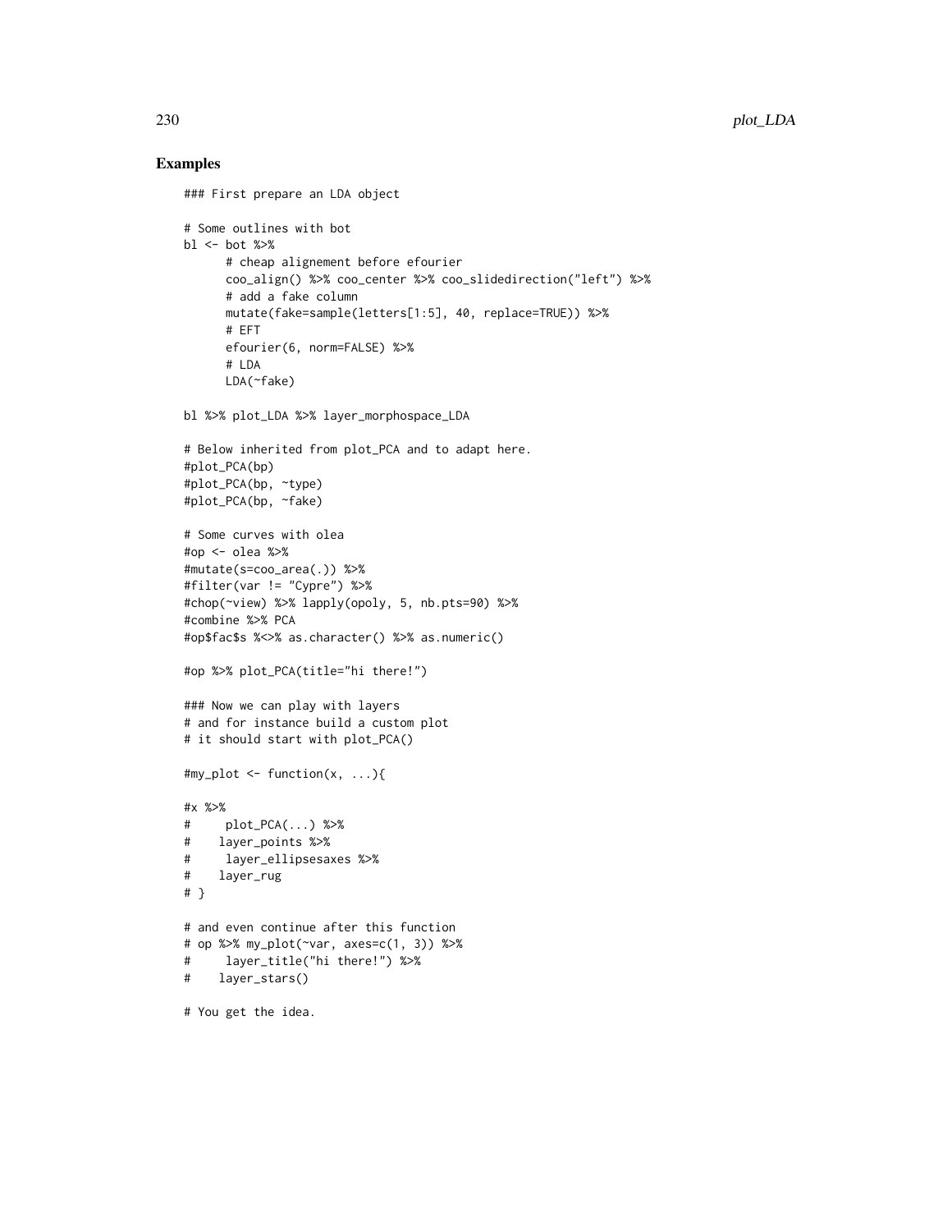# Examples

```
### First prepare an LDA object

# Some outlines with bot
bl <- bot %>%
      # cheap alignement before efourier
      coo_align() %>% coo_center %>% coo_slidedirection("left") %>%
      # add a fake column
      mutate(fake=sample(letters[1:5], 40, replace=TRUE)) %>%
      # EFT
      efourier(6, norm=FALSE) %>%
      # LDA
      LDA(~fake)

bl %>% plot_LDA %>% layer_morphospace_LDA

# Below inherited from plot_PCA and to adapt here.
#plot_PCA(bp)
#plot_PCA(bp, ~type)
#plot_PCA(bp, ~fake)

# Some curves with olea
#op <- olea %>%
#mutate(s=coo_area(.)) %>%
#filter(var != "Cypre") %>%
#chop(~view) %>% lapply(opoly, 5, nb.pts=90) %>%
#combine %>% PCA
#op$fac$s %<>% as.character() %>% as.numeric()

#op %>% plot_PCA(title="hi there!")

### Now we can play with layers
# and for instance build a custom plot
# it should start with plot_PCA()

#my_plot <- function(x, ...){

#x %>%
#     plot_PCA(...) %>%
#    layer_points %>%
#     layer_ellipsesaxes %>%
#    layer_rug
# }

# and even continue after this function
# op %>% my_plot(~var, axes=c(1, 3)) %>%
#     layer_title("hi there!") %>%
#    layer_stars()

# You get the idea.
```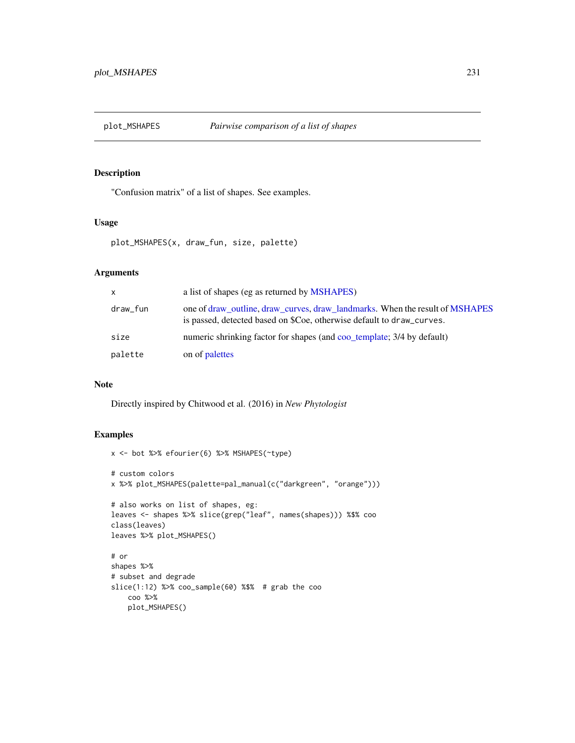# plot_MSHAPES — *Pairwise comparison of a list of shapes*

## Description

"Confusion matrix" of a list of shapes. See examples.

## Usage

```
plot_MSHAPES(x, draw_fun, size, palette)
```

## Arguments

| | |
|---|---|
| x | a list of shapes (eg as returned by MSHAPES) |
| draw_fun | one of draw_outline, draw_curves, draw_landmarks. When the result of MSHAPES is passed, detected based on $Coe, otherwise default to `draw_curves`. |
| size | numeric shrinking factor for shapes (and coo_template; 3/4 by default) |
| palette | on of palettes |

## Note

Directly inspired by Chitwood et al. (2016) in *New Phytologist*

## Examples

```
x <- bot %>% efourier(6) %>% MSHAPES(~type)

# custom colors
x %>% plot_MSHAPES(palette=pal_manual(c("darkgreen", "orange")))

# also works on list of shapes, eg:
leaves <- shapes %>% slice(grep("leaf", names(shapes))) %$% coo
class(leaves)
leaves %>% plot_MSHAPES()

# or
shapes %>%
# subset and degrade
slice(1:12) %>% coo_sample(60) %$%  # grab the coo
    coo %>%
    plot_MSHAPES()
```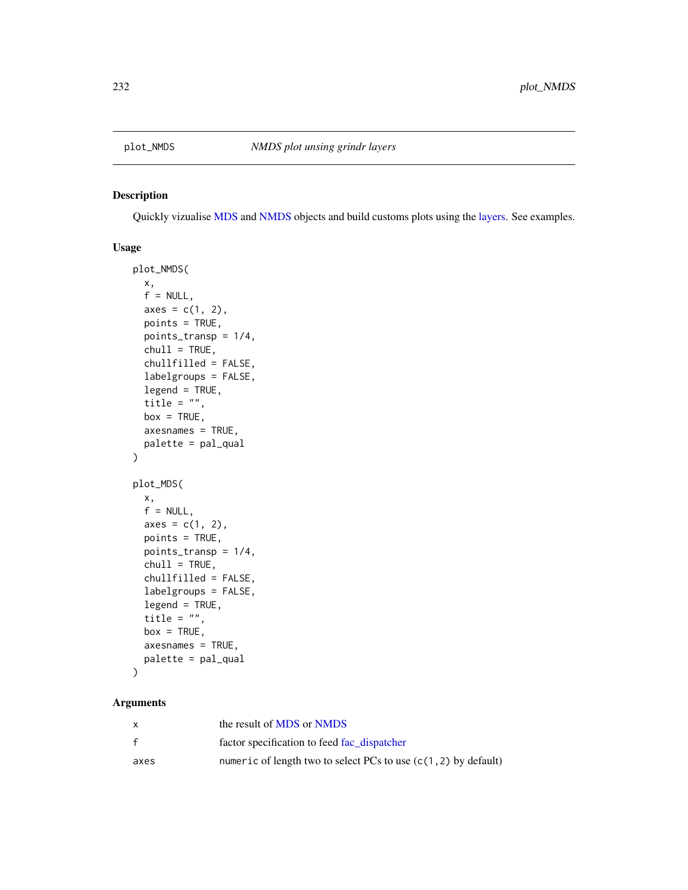## plot_NMDS — *NMDS plot unsing grindr layers*

### Description

Quickly vizualise MDS and NMDS objects and build customs plots using the layers. See examples.

### Usage

```
plot_NMDS(
  x,
  f = NULL,
  axes = c(1, 2),
  points = TRUE,
  points_transp = 1/4,
  chull = TRUE,
  chullfilled = FALSE,
  labelgroups = FALSE,
  legend = TRUE,
  title = "",
  box = TRUE,
  axesnames = TRUE,
  palette = pal_qual
)

plot_MDS(
  x,
  f = NULL,
  axes = c(1, 2),
  points = TRUE,
  points_transp = 1/4,
  chull = TRUE,
  chullfilled = FALSE,
  labelgroups = FALSE,
  legend = TRUE,
  title = "",
  box = TRUE,
  axesnames = TRUE,
  palette = pal_qual
)
```

### Arguments

| | |
|---|---|
| `x` | the result of MDS or NMDS |
| `f` | factor specification to feed fac_dispatcher |
| `axes` | `numeric` of length two to select PCs to use (`c(1,2)` by default) |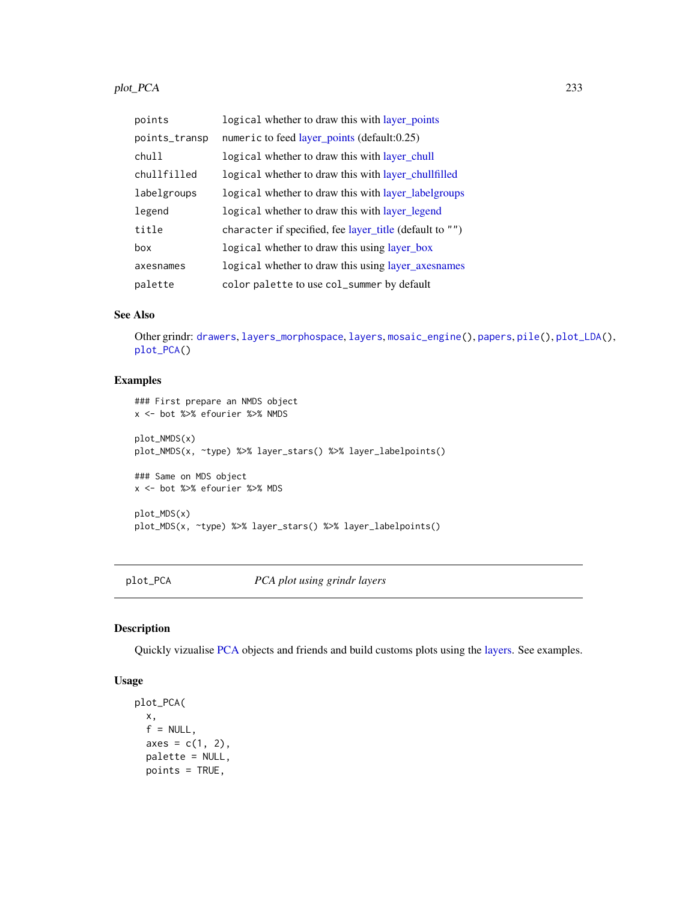| | |
|---|---|
| points | logical whether to draw this with layer_points |
| points_transp | numeric to feed layer_points (default:0.25) |
| chull | logical whether to draw this with layer_chull |
| chullfilled | logical whether to draw this with layer_chullfilled |
| labelgroups | logical whether to draw this with layer_labelgroups |
| legend | logical whether to draw this with layer_legend |
| title | character if specified, fee layer_title (default to "") |
| box | logical whether to draw this using layer_box |
| axesnames | logical whether to draw this using layer_axesnames |
| palette | color palette to use col_summer by default |

## See Also

Other grindr: drawers, layers_morphospace, layers, mosaic_engine(), papers, pile(), plot_LDA(), plot_PCA()

## Examples

```
### First prepare an NMDS object
x <- bot %>% efourier %>% NMDS

plot_NMDS(x)
plot_NMDS(x, ~type) %>% layer_stars() %>% layer_labelpoints()

### Same on MDS object
x <- bot %>% efourier %>% MDS

plot_MDS(x)
plot_MDS(x, ~type) %>% layer_stars() %>% layer_labelpoints()
```

---

# plot_PCA *PCA plot using grindr layers*

## Description

Quickly vizualise PCA objects and friends and build customs plots using the layers. See examples.

## Usage

```
plot_PCA(
  x,
  f = NULL,
  axes = c(1, 2),
  palette = NULL,
  points = TRUE,
```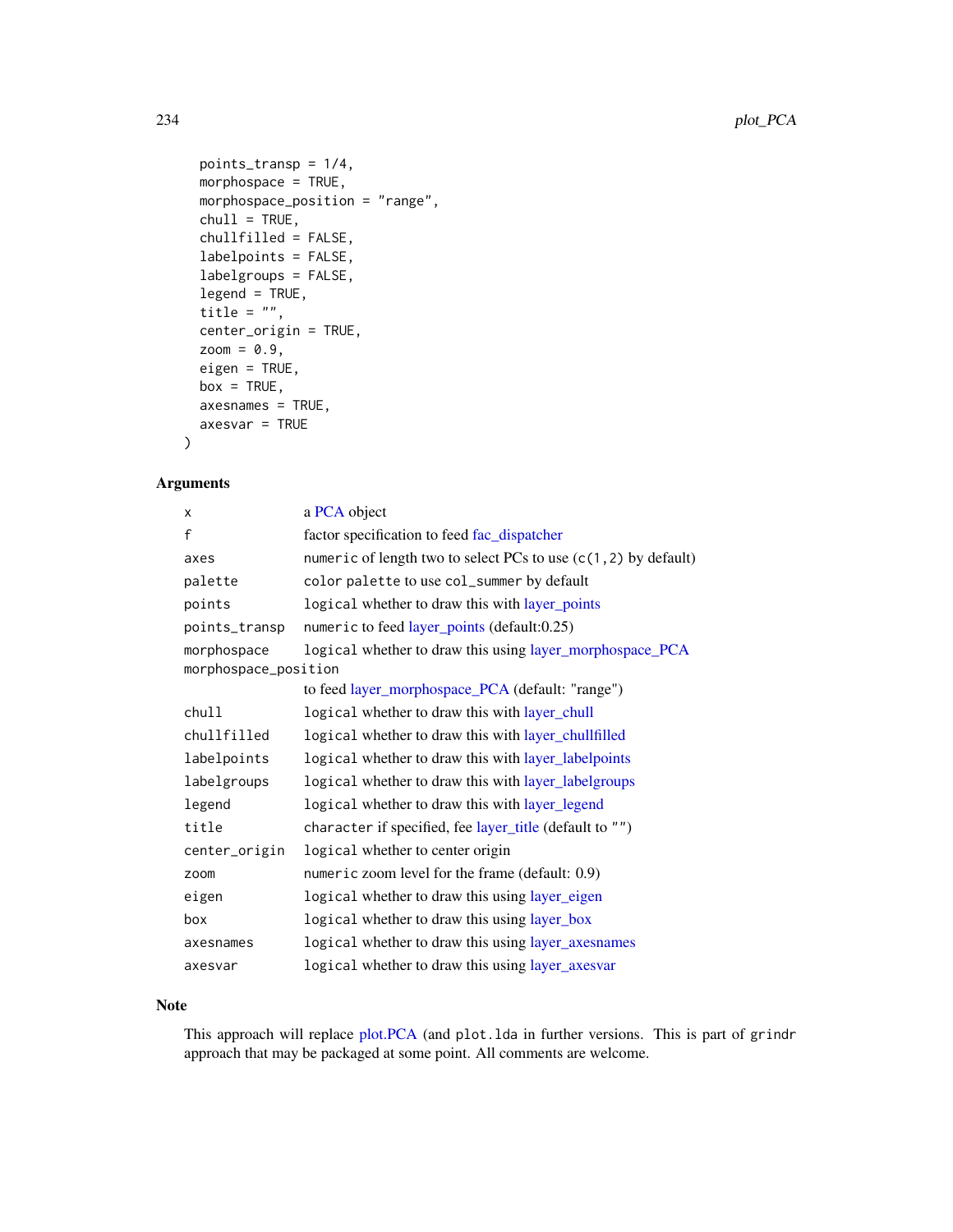```
  points_transp = 1/4,
  morphospace = TRUE,
  morphospace_position = "range",
  chull = TRUE,
  chullfilled = FALSE,
  labelpoints = FALSE,
  labelgroups = FALSE,
  legend = TRUE,
  title = "",
  center_origin = TRUE,
  zoom = 0.9,
  eigen = TRUE,
  box = TRUE,
  axesnames = TRUE,
  axesvar = TRUE
)
```

## Arguments

| | |
|---|---|
| `x` | a PCA object |
| `f` | factor specification to feed fac_dispatcher |
| `axes` | `numeric` of length two to select PCs to use (`c(1,2)` by default) |
| `palette` | `color palette` to use `col_summer` by default |
| `points` | `logical` whether to draw this with layer_points |
| `points_transp` | `numeric` to feed layer_points (default:0.25) |
| `morphospace` | `logical` whether to draw this using layer_morphospace_PCA |
| `morphospace_position` | to feed layer_morphospace_PCA (default: "range") |
| `chull` | `logical` whether to draw this with layer_chull |
| `chullfilled` | `logical` whether to draw this with layer_chullfilled |
| `labelpoints` | `logical` whether to draw this with layer_labelpoints |
| `labelgroups` | `logical` whether to draw this with layer_labelgroups |
| `legend` | `logical` whether to draw this with layer_legend |
| `title` | `character` if specified, fee layer_title (default to `""`) |
| `center_origin` | `logical` whether to center origin |
| `zoom` | `numeric` zoom level for the frame (default: 0.9) |
| `eigen` | `logical` whether to draw this using layer_eigen |
| `box` | `logical` whether to draw this using layer_box |
| `axesnames` | `logical` whether to draw this using layer_axesnames |
| `axesvar` | `logical` whether to draw this using layer_axesvar |

## Note

This approach will replace plot.PCA (and `plot.lda` in further versions. This is part of `grindr` approach that may be packaged at some point. All comments are welcome.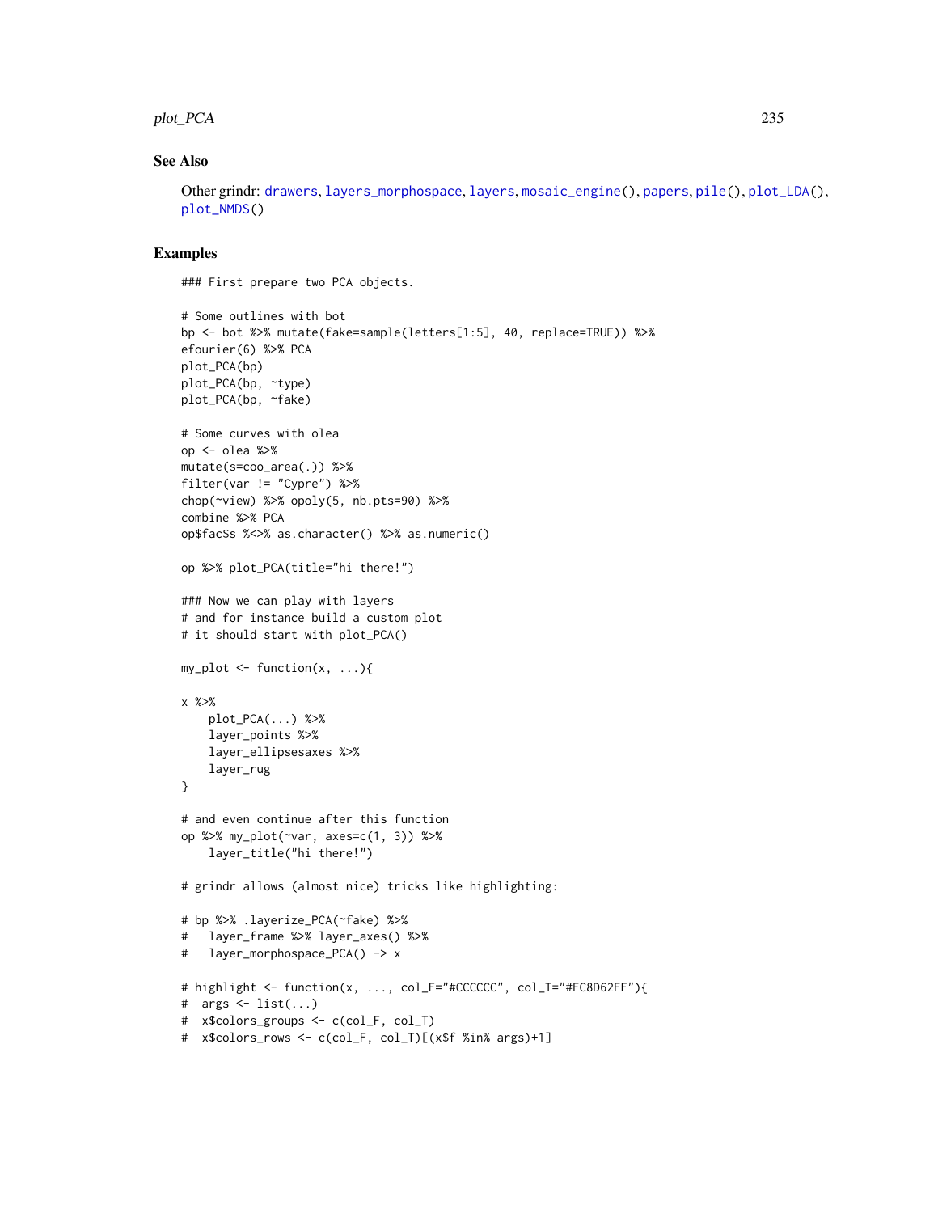## See Also

Other grindr: drawers, layers_morphospace, layers, mosaic_engine(), papers, pile(), plot_LDA(), plot_NMDS()

## Examples

```
### First prepare two PCA objects.

# Some outlines with bot
bp <- bot %>% mutate(fake=sample(letters[1:5], 40, replace=TRUE)) %>%
efourier(6) %>% PCA
plot_PCA(bp)
plot_PCA(bp, ~type)
plot_PCA(bp, ~fake)

# Some curves with olea
op <- olea %>%
mutate(s=coo_area(.)) %>%
filter(var != "Cypre") %>%
chop(~view) %>% opoly(5, nb.pts=90) %>%
combine %>% PCA
op$fac$s %<>% as.character() %>% as.numeric()

op %>% plot_PCA(title="hi there!")

### Now we can play with layers
# and for instance build a custom plot
# it should start with plot_PCA()

my_plot <- function(x, ...){

x %>%
    plot_PCA(...) %>%
    layer_points %>%
    layer_ellipsesaxes %>%
    layer_rug
}

# and even continue after this function
op %>% my_plot(~var, axes=c(1, 3)) %>%
    layer_title("hi there!")

# grindr allows (almost nice) tricks like highlighting:

# bp %>% .layerize_PCA(~fake) %>%
#   layer_frame %>% layer_axes() %>%
#   layer_morphospace_PCA() -> x

# highlight <- function(x, ..., col_F="#CCCCCC", col_T="#FC8D62FF"){
#  args <- list(...)
#  x$colors_groups <- c(col_F, col_T)
#  x$colors_rows <- c(col_F, col_T)[(x$f %in% args)+1]
```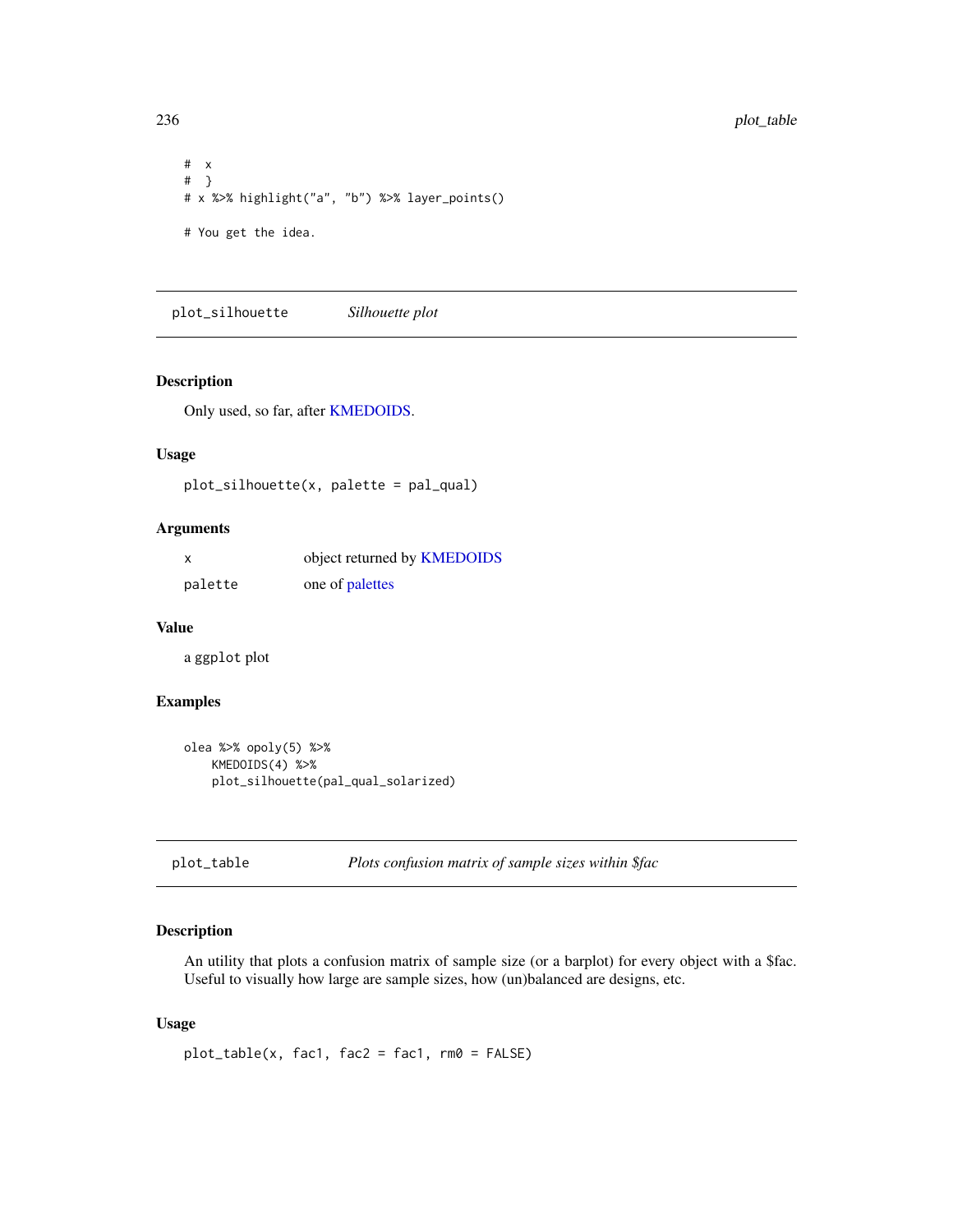```
# x
# }
# x %>% highlight("a", "b") %>% layer_points()

# You get the idea.
```

## plot_silhouette *Silhouette plot*

### Description

Only used, so far, after KMEDOIDS.

### Usage

```
plot_silhouette(x, palette = pal_qual)
```

### Arguments

| | |
|---|---|
| x | object returned by KMEDOIDS |
| palette | one of palettes |

### Value

a ggplot plot

### Examples

```
olea %>% opoly(5) %>%
    KMEDOIDS(4) %>%
    plot_silhouette(pal_qual_solarized)
```

## plot_table *Plots confusion matrix of sample sizes within $fac*

### Description

An utility that plots a confusion matrix of sample size (or a barplot) for every object with a $fac. Useful to visually how large are sample sizes, how (un)balanced are designs, etc.

### Usage

```
plot_table(x, fac1, fac2 = fac1, rm0 = FALSE)
```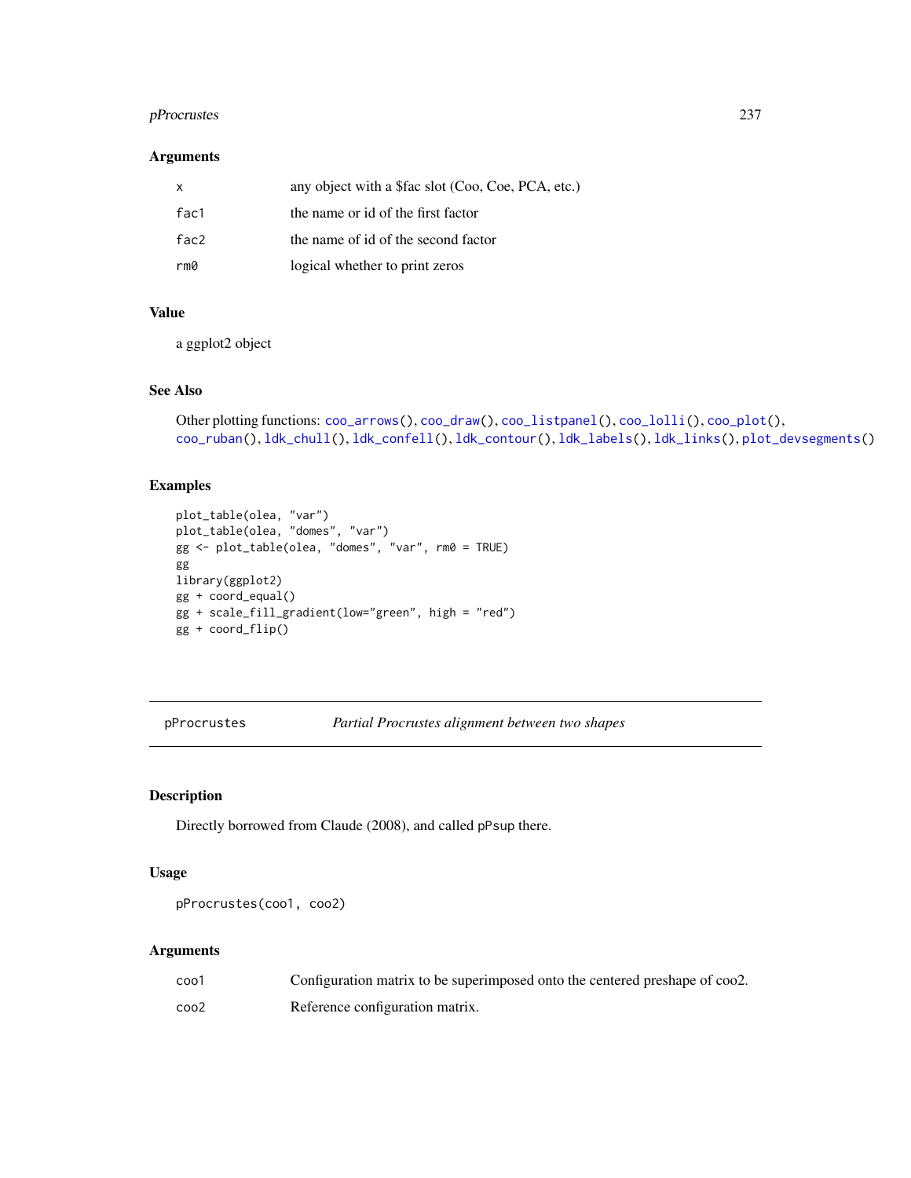## Arguments

| | |
|---|---|
| x | any object with a $fac slot (Coo, Coe, PCA, etc.) |
| fac1 | the name or id of the first factor |
| fac2 | the name of id of the second factor |
| rm0 | logical whether to print zeros |

## Value

a ggplot2 object

## See Also

Other plotting functions: coo_arrows(), coo_draw(), coo_listpanel(), coo_lolli(), coo_plot(), coo_ruban(), ldk_chull(), ldk_confell(), ldk_contour(), ldk_labels(), ldk_links(), plot_devsegments()

## Examples

```
plot_table(olea, "var")
plot_table(olea, "domes", "var")
gg <- plot_table(olea, "domes", "var", rm0 = TRUE)
gg
library(ggplot2)
gg + coord_equal()
gg + scale_fill_gradient(low="green", high = "red")
gg + coord_flip()
```

---

# pProcrustes — *Partial Procrustes alignment between two shapes*

## Description

Directly borrowed from Claude (2008), and called pPsup there.

## Usage

```
pProcrustes(coo1, coo2)
```

## Arguments

| | |
|---|---|
| coo1 | Configuration matrix to be superimposed onto the centered preshape of coo2. |
| coo2 | Reference configuration matrix. |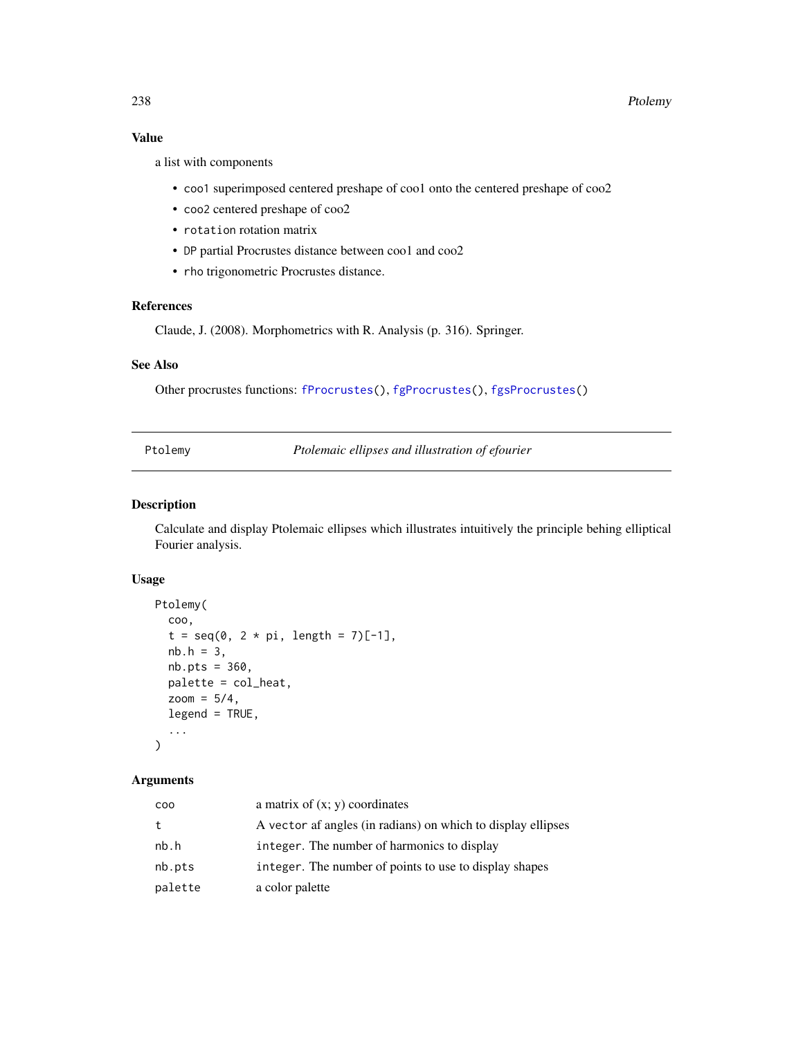### Value

a list with components

- `coo1` superimposed centered preshape of coo1 onto the centered preshape of coo2
- `coo2` centered preshape of coo2
- `rotation` rotation matrix
- `DP` partial Procrustes distance between coo1 and coo2
- `rho` trigonometric Procrustes distance.

### References

Claude, J. (2008). Morphometrics with R. Analysis (p. 316). Springer.

### See Also

Other procrustes functions: `fProcrustes()`, `fgProcrustes()`, `fgsProcrustes()`

---

## Ptolemy — *Ptolemaic ellipses and illustration of efourier*

---

### Description

Calculate and display Ptolemaic ellipses which illustrates intuitively the principle behing elliptical Fourier analysis.

### Usage

```
Ptolemy(
  coo,
  t = seq(0, 2 * pi, length = 7)[-1],
  nb.h = 3,
  nb.pts = 360,
  palette = col_heat,
  zoom = 5/4,
  legend = TRUE,
  ...
)
```

### Arguments

| | |
|---|---|
| `coo` | a matrix of (x; y) coordinates |
| `t` | A `vector` af angles (in radians) on which to display ellipses |
| `nb.h` | `integer`. The number of harmonics to display |
| `nb.pts` | `integer`. The number of points to use to display shapes |
| `palette` | a color palette |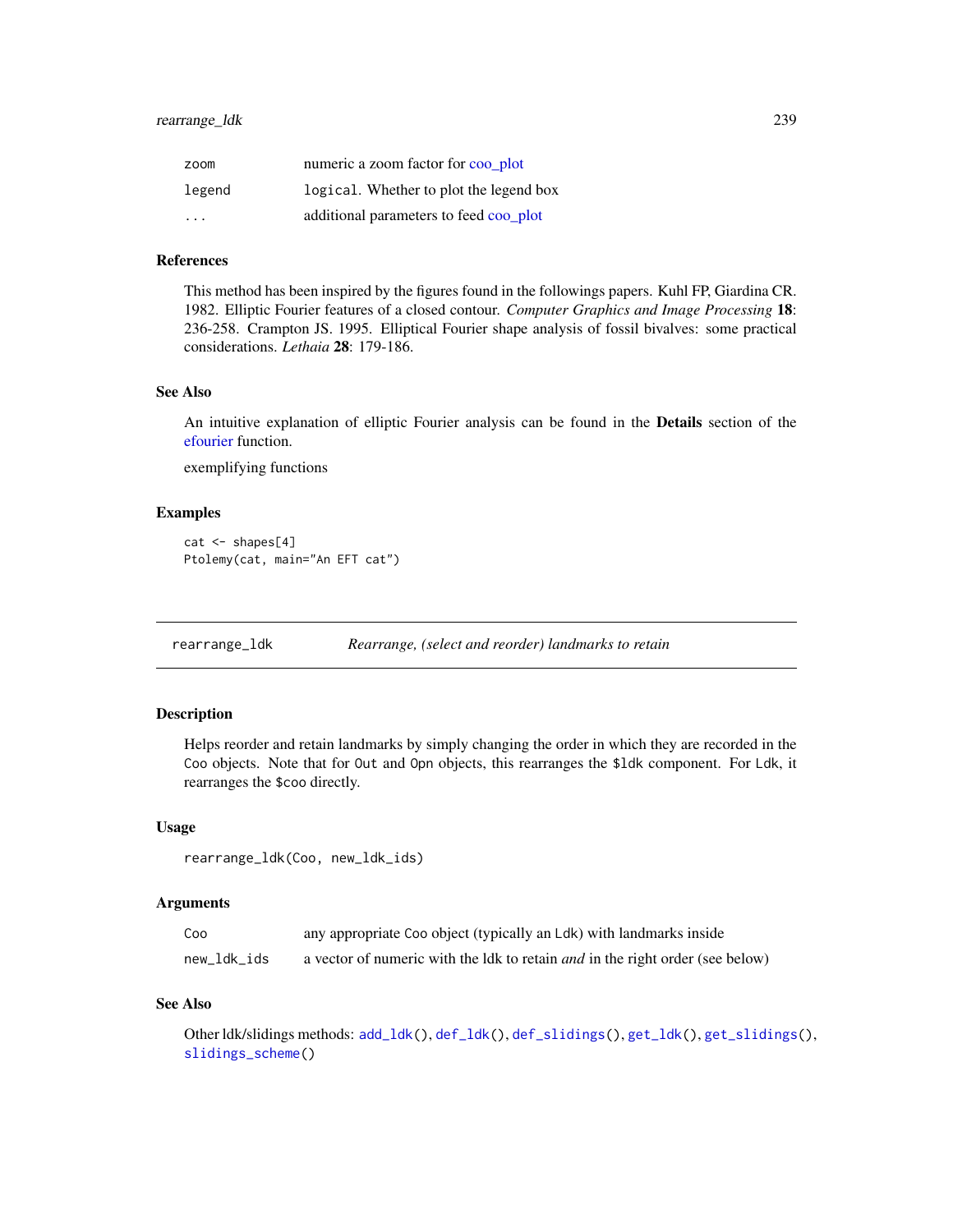| | |
|---|---|
| zoom | numeric a zoom factor for coo_plot |
| legend | logical. Whether to plot the legend box |
| ... | additional parameters to feed coo_plot |

### References

This method has been inspired by the figures found in the followings papers. Kuhl FP, Giardina CR. 1982. Elliptic Fourier features of a closed contour. *Computer Graphics and Image Processing* **18**: 236-258. Crampton JS. 1995. Elliptical Fourier shape analysis of fossil bivalves: some practical considerations. *Lethaia* **28**: 179-186.

### See Also

An intuitive explanation of elliptic Fourier analysis can be found in the **Details** section of the efourier function.

exemplifying functions

### Examples

```
cat <- shapes[4]
Ptolemy(cat, main="An EFT cat")
```

---

## rearrange_ldk — *Rearrange, (select and reorder) landmarks to retain*

### Description

Helps reorder and retain landmarks by simply changing the order in which they are recorded in the Coo objects. Note that for Out and Opn objects, this rearranges the $ldk component. For Ldk, it rearranges the $coo directly.

### Usage

```
rearrange_ldk(Coo, new_ldk_ids)
```

### Arguments

| | |
|---|---|
| Coo | any appropriate Coo object (typically an Ldk) with landmarks inside |
| new_ldk_ids | a vector of numeric with the ldk to retain *and* in the right order (see below) |

### See Also

Other ldk/slidings methods: add_ldk(), def_ldk(), def_slidings(), get_ldk(), get_slidings(), slidings_scheme()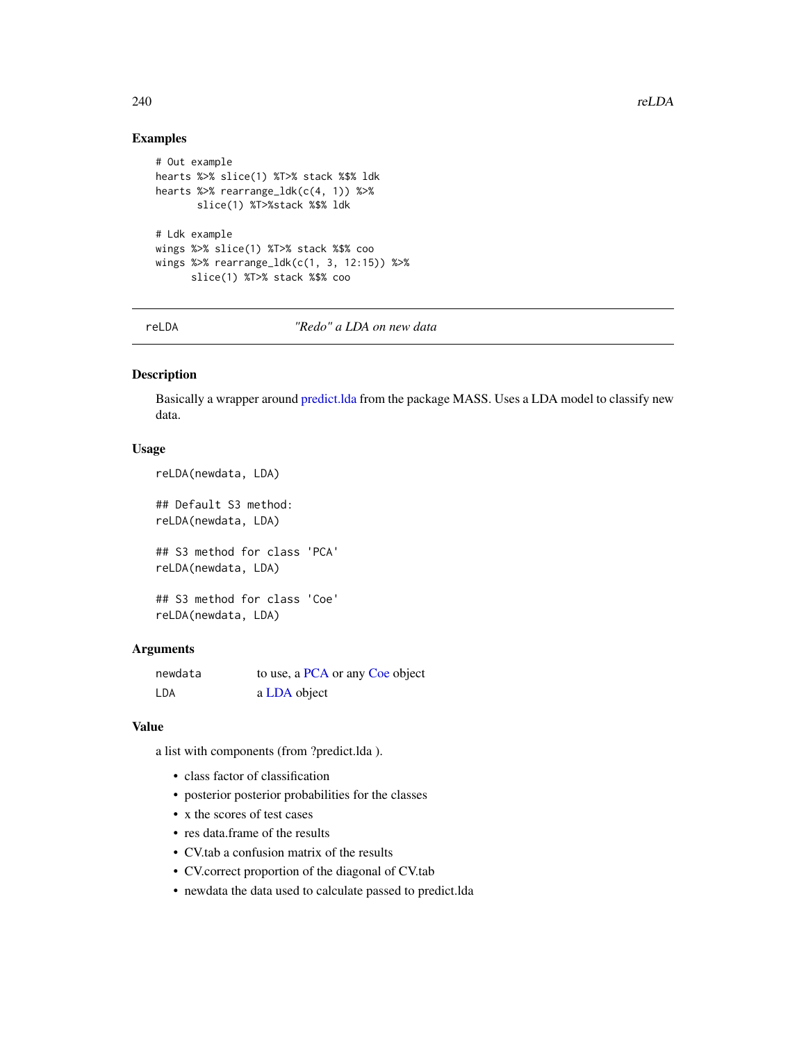## Examples

```
# Out example
hearts %>% slice(1) %T>% stack %$% ldk
hearts %>% rearrange_ldk(c(4, 1)) %>%
       slice(1) %T>%stack %$% ldk

# Ldk example
wings %>% slice(1) %T>% stack %$% coo
wings %>% rearrange_ldk(c(1, 3, 12:15)) %>%
      slice(1) %T>% stack %$% coo
```

---

# reLDA *"Redo" a LDA on new data*

## Description

Basically a wrapper around predict.lda from the package MASS. Uses a LDA model to classify new data.

## Usage

```
reLDA(newdata, LDA)

## Default S3 method:
reLDA(newdata, LDA)

## S3 method for class 'PCA'
reLDA(newdata, LDA)

## S3 method for class 'Coe'
reLDA(newdata, LDA)
```

## Arguments

| | |
|---|---|
| newdata | to use, a PCA or any Coe object |
| LDA | a LDA object |

## Value

a list with components (from ?predict.lda ).

- class factor of classification
- posterior posterior probabilities for the classes
- x the scores of test cases
- res data.frame of the results
- CV.tab a confusion matrix of the results
- CV.correct proportion of the diagonal of CV.tab
- newdata the data used to calculate passed to predict.lda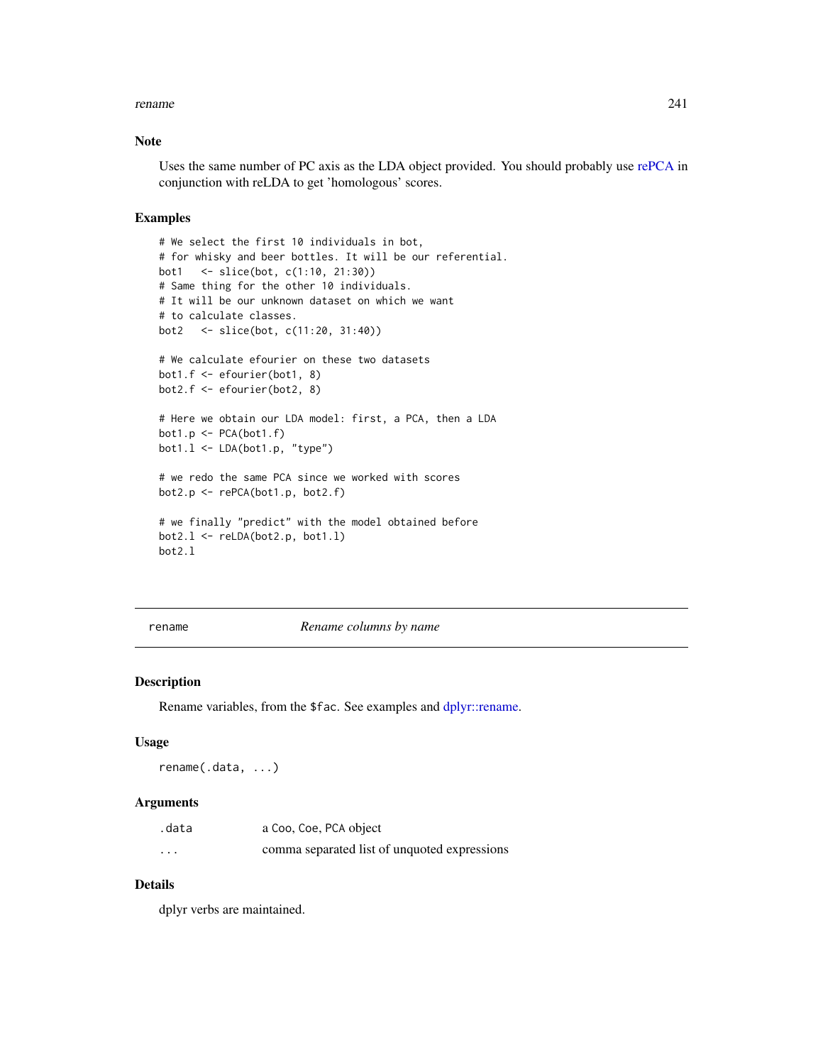## Note

Uses the same number of PC axis as the LDA object provided. You should probably use rePCA in conjunction with reLDA to get 'homologous' scores.

## Examples

```
# We select the first 10 individuals in bot,
# for whisky and beer bottles. It will be our referential.
bot1   <- slice(bot, c(1:10, 21:30))
# Same thing for the other 10 individuals.
# It will be our unknown dataset on which we want
# to calculate classes.
bot2   <- slice(bot, c(11:20, 31:40))

# We calculate efourier on these two datasets
bot1.f <- efourier(bot1, 8)
bot2.f <- efourier(bot2, 8)

# Here we obtain our LDA model: first, a PCA, then a LDA
bot1.p <- PCA(bot1.f)
bot1.l <- LDA(bot1.p, "type")

# we redo the same PCA since we worked with scores
bot2.p <- rePCA(bot1.p, bot2.f)

# we finally "predict" with the model obtained before
bot2.l <- reLDA(bot2.p, bot1.l)
bot2.l
```

---

# rename — *Rename columns by name*

## Description

Rename variables, from the `$fac`. See examples and dplyr::rename.

## Usage

```
rename(.data, ...)
```

## Arguments

| | |
|---|---|
| `.data` | a Coo, Coe, PCA object |
| `...` | comma separated list of unquoted expressions |

## Details

dplyr verbs are maintained.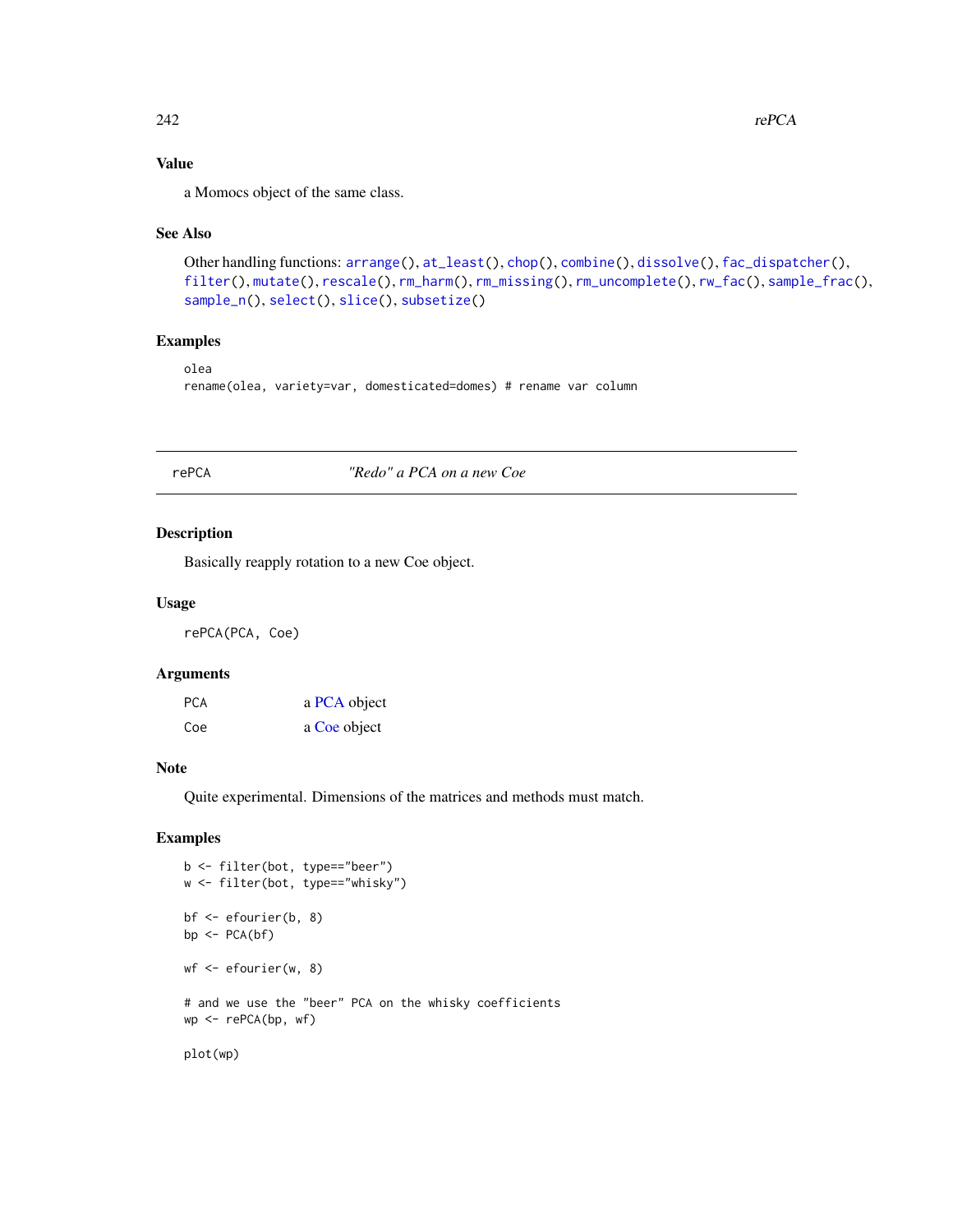### Value

a Momocs object of the same class.

### See Also

Other handling functions: arrange(), at_least(), chop(), combine(), dissolve(), fac_dispatcher(), filter(), mutate(), rescale(), rm_harm(), rm_missing(), rm_uncomplete(), rw_fac(), sample_frac(), sample_n(), select(), slice(), subsetize()

### Examples

```
olea
rename(olea, variety=var, domesticated=domes) # rename var column
```

---

## rePCA — *"Redo" a PCA on a new Coe*

### Description

Basically reapply rotation to a new Coe object.

### Usage

```
rePCA(PCA, Coe)
```

### Arguments

| | |
|---|---|
| PCA | a PCA object |
| Coe | a Coe object |

### Note

Quite experimental. Dimensions of the matrices and methods must match.

### Examples

```
b <- filter(bot, type=="beer")
w <- filter(bot, type=="whisky")

bf <- efourier(b, 8)
bp <- PCA(bf)

wf <- efourier(w, 8)

# and we use the "beer" PCA on the whisky coefficients
wp <- rePCA(bp, wf)

plot(wp)
```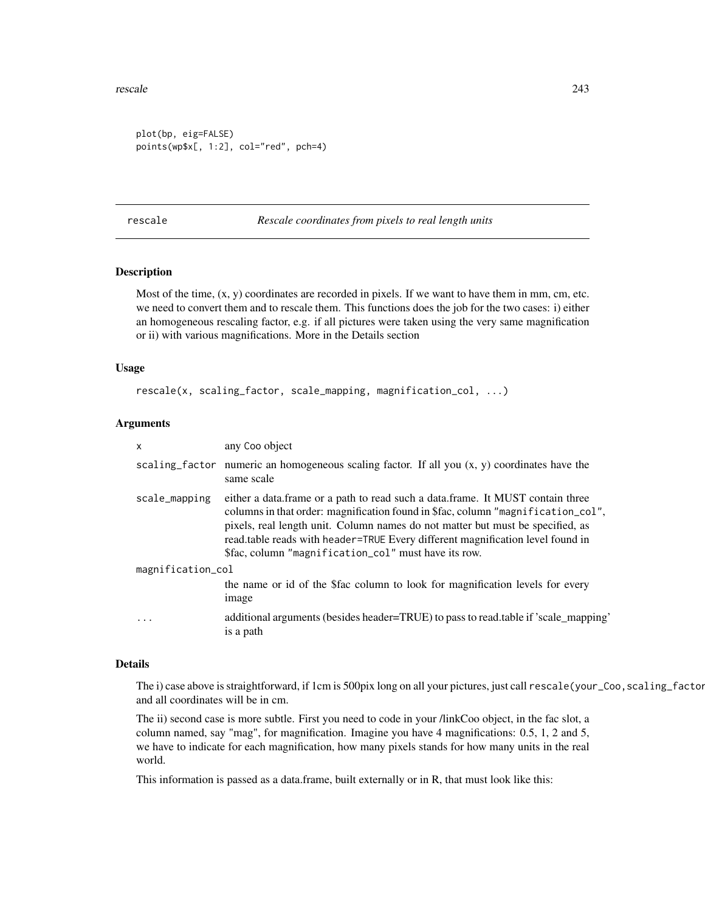```
plot(bp, eig=FALSE)
points(wp$x[, 1:2], col="red", pch=4)
```

## rescale — *Rescale coordinates from pixels to real length units*

### Description

Most of the time, (x, y) coordinates are recorded in pixels. If we want to have them in mm, cm, etc. we need to convert them and to rescale them. This functions does the job for the two cases: i) either an homogeneous rescaling factor, e.g. if all pictures were taken using the very same magnification or ii) with various magnifications. More in the Details section

### Usage

```
rescale(x, scaling_factor, scale_mapping, magnification_col, ...)
```

### Arguments

| Argument | Description |
|---|---|
| `x` | any `Coo` object |
| `scaling_factor` | numeric an homogeneous scaling factor. If all you (x, y) coordinates have the same scale |
| `scale_mapping` | either a data.frame or a path to read such a data.frame. It MUST contain three columns in that order: magnification found in $fac, column `"magnification_col"`, pixels, real length unit. Column names do not matter but must be specified, as read.table reads with `header=TRUE` Every different magnification level found in $fac, column `"magnification_col"` must have its row. |
| `magnification_col` | the name or id of the $fac column to look for magnification levels for every image |
| `...` | additional arguments (besides header=TRUE) to pass to read.table if 'scale_mapping' is a path |

### Details

The i) case above is straightforward, if 1cm is 500pix long on all your pictures, just call `rescale(your_Coo, scaling_factor` and all coordinates will be in cm.

The ii) second case is more subtle. First you need to code in your /linkCoo object, in the fac slot, a column named, say "mag", for magnification. Imagine you have 4 magnifications: 0.5, 1, 2 and 5, we have to indicate for each magnification, how many pixels stands for how many units in the real world.

This information is passed as a data.frame, built externally or in R, that must look like this: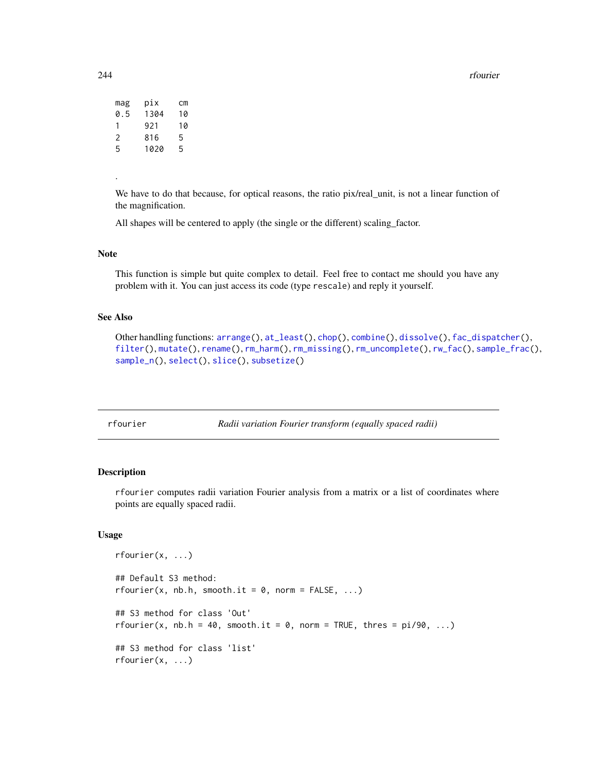```
mag   pix    cm
0.5   1304   10
1     921    10
2     816    5
5     1020   5
```

.

We have to do that because, for optical reasons, the ratio pix/real_unit, is not a linear function of the magnification.

All shapes will be centered to apply (the single or the different) scaling_factor.

### Note

This function is simple but quite complex to detail. Feel free to contact me should you have any problem with it. You can just access its code (type `rescale`) and reply it yourself.

### See Also

Other handling functions: `arrange()`, `at_least()`, `chop()`, `combine()`, `dissolve()`, `fac_dispatcher()`, `filter()`, `mutate()`, `rename()`, `rm_harm()`, `rm_missing()`, `rm_uncomplete()`, `rw_fac()`, `sample_frac()`, `sample_n()`, `select()`, `slice()`, `subsetize()`

---

## rfourier — *Radii variation Fourier transform (equally spaced radii)*

### Description

`rfourier` computes radii variation Fourier analysis from a matrix or a list of coordinates where points are equally spaced radii.

### Usage

```
rfourier(x, ...)

## Default S3 method:
rfourier(x, nb.h, smooth.it = 0, norm = FALSE, ...)

## S3 method for class 'Out'
rfourier(x, nb.h = 40, smooth.it = 0, norm = TRUE, thres = pi/90, ...)

## S3 method for class 'list'
rfourier(x, ...)
```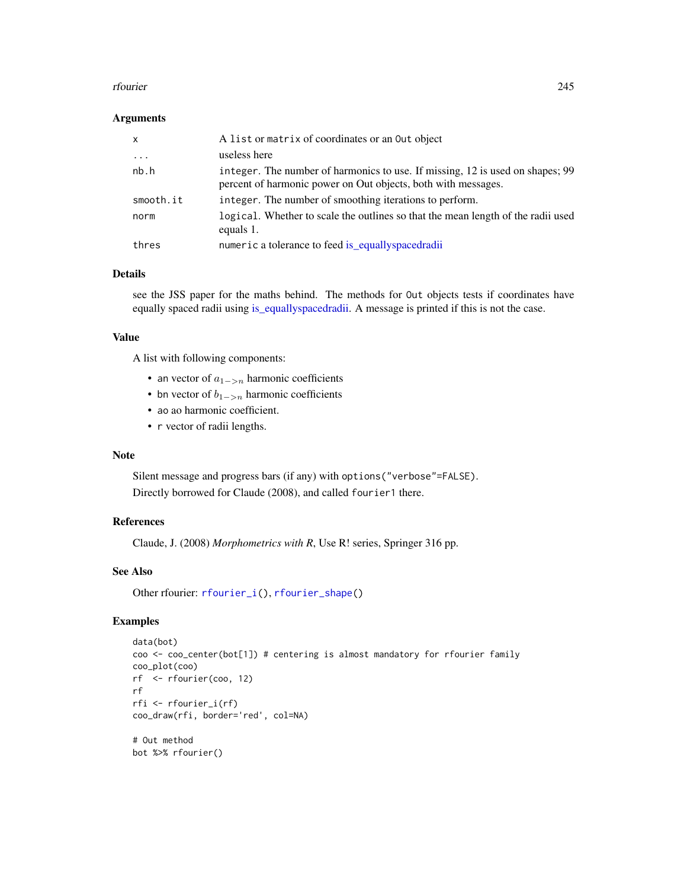## Arguments

| | |
|---|---|
| `x` | A `list` or `matrix` of coordinates or an `Out` object |
| `...` | useless here |
| `nb.h` | `integer`. The number of harmonics to use. If missing, 12 is used on shapes; 99 percent of harmonic power on Out objects, both with messages. |
| `smooth.it` | `integer`. The number of smoothing iterations to perform. |
| `norm` | `logical`. Whether to scale the outlines so that the mean length of the radii used equals 1. |
| `thres` | `numeric` a tolerance to feed is_equallyspacedradii |

## Details

see the JSS paper for the maths behind. The methods for `Out` objects tests if coordinates have equally spaced radii using is_equallyspacedradii. A message is printed if this is not the case.

## Value

A list with following components:

- `an` vector of $a_{1->n}$ harmonic coefficients
- `bn` vector of $b_{1->n}$ harmonic coefficients
- `ao` ao harmonic coefficient.
- `r` vector of radii lengths.

## Note

Silent message and progress bars (if any) with `options("verbose"=FALSE)`.

Directly borrowed for Claude (2008), and called `fourier1` there.

## References

Claude, J. (2008) *Morphometrics with R*, Use R! series, Springer 316 pp.

## See Also

Other rfourier: `rfourier_i()`, `rfourier_shape()`

## Examples

```
data(bot)
coo <- coo_center(bot[1]) # centering is almost mandatory for rfourier family
coo_plot(coo)
rf  <- rfourier(coo, 12)
rf
rfi <- rfourier_i(rf)
coo_draw(rfi, border='red', col=NA)

# Out method
bot %>% rfourier()
```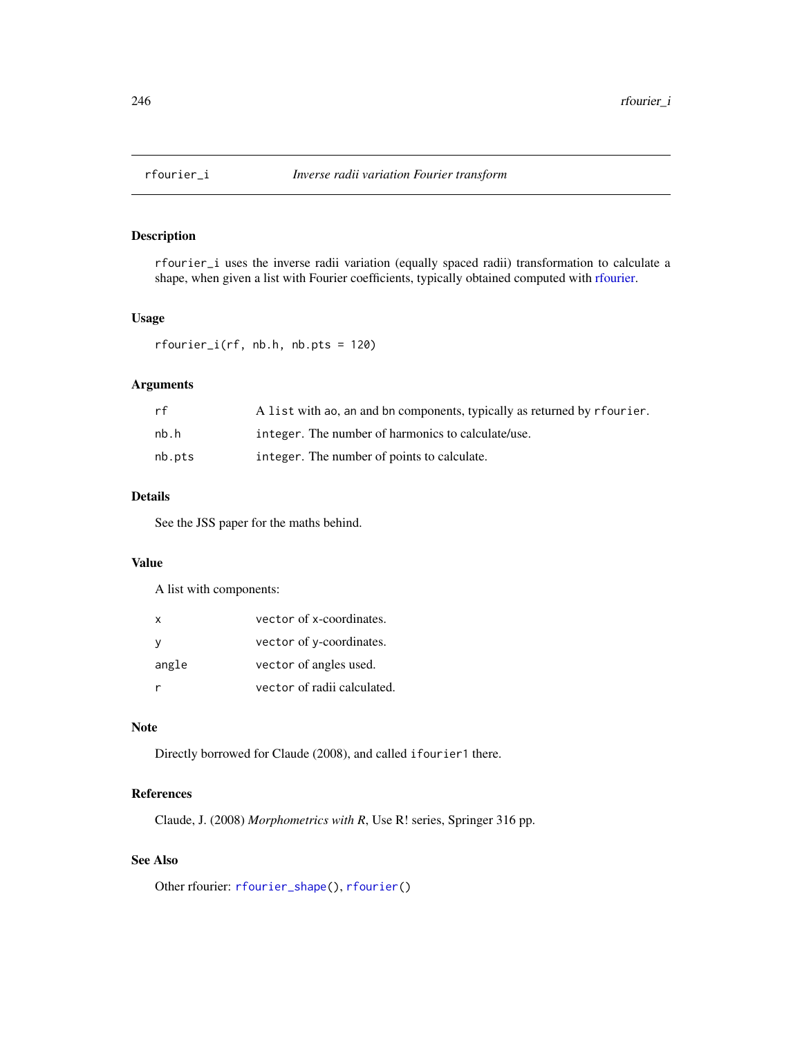## rfourier_i — *Inverse radii variation Fourier transform*

### Description

rfourier_i uses the inverse radii variation (equally spaced radii) transformation to calculate a shape, when given a list with Fourier coefficients, typically obtained computed with rfourier.

### Usage

```
rfourier_i(rf, nb.h, nb.pts = 120)
```

### Arguments

| | |
|---|---|
| rf | A list with ao, an and bn components, typically as returned by rfourier. |
| nb.h | integer. The number of harmonics to calculate/use. |
| nb.pts | integer. The number of points to calculate. |

### Details

See the JSS paper for the maths behind.

### Value

A list with components:

| | |
|---|---|
| x | vector of x-coordinates. |
| y | vector of y-coordinates. |
| angle | vector of angles used. |
| r | vector of radii calculated. |

### Note

Directly borrowed for Claude (2008), and called ifourier1 there.

### References

Claude, J. (2008) *Morphometrics with R*, Use R! series, Springer 316 pp.

### See Also

Other rfourier: rfourier_shape(), rfourier()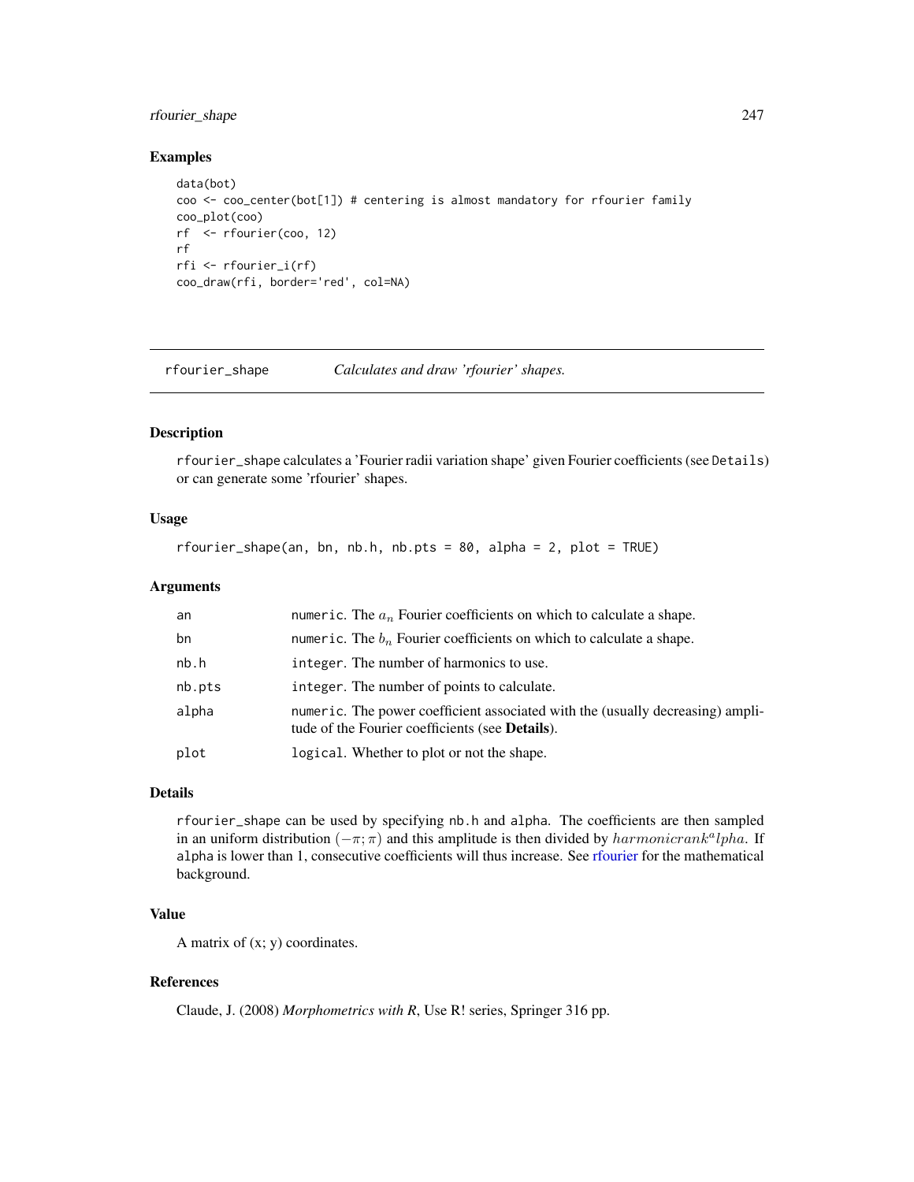## Examples

```
data(bot)
coo <- coo_center(bot[1]) # centering is almost mandatory for rfourier family
coo_plot(coo)
rf  <- rfourier(coo, 12)
rf
rfi <- rfourier_i(rf)
coo_draw(rfi, border='red', col=NA)
```

---

# rfourier_shape *Calculates and draw 'rfourier' shapes.*

---

## Description

rfourier_shape calculates a 'Fourier radii variation shape' given Fourier coefficients (see Details) or can generate some 'rfourier' shapes.

## Usage

```
rfourier_shape(an, bn, nb.h, nb.pts = 80, alpha = 2, plot = TRUE)
```

## Arguments

| | |
|---|---|
| an | numeric. The $a_n$ Fourier coefficients on which to calculate a shape. |
| bn | numeric. The $b_n$ Fourier coefficients on which to calculate a shape. |
| nb.h | integer. The number of harmonics to use. |
| nb.pts | integer. The number of points to calculate. |
| alpha | numeric. The power coefficient associated with the (usually decreasing) amplitude of the Fourier coefficients (see **Details**). |
| plot | logical. Whether to plot or not the shape. |

## Details

rfourier_shape can be used by specifying nb.h and alpha. The coefficients are then sampled in an uniform distribution $(-\pi; \pi)$ and this amplitude is then divided by $harmonicrank^alpha$. If alpha is lower than 1, consecutive coefficients will thus increase. See rfourier for the mathematical background.

## Value

A matrix of (x; y) coordinates.

## References

Claude, J. (2008) *Morphometrics with R*, Use R! series, Springer 316 pp.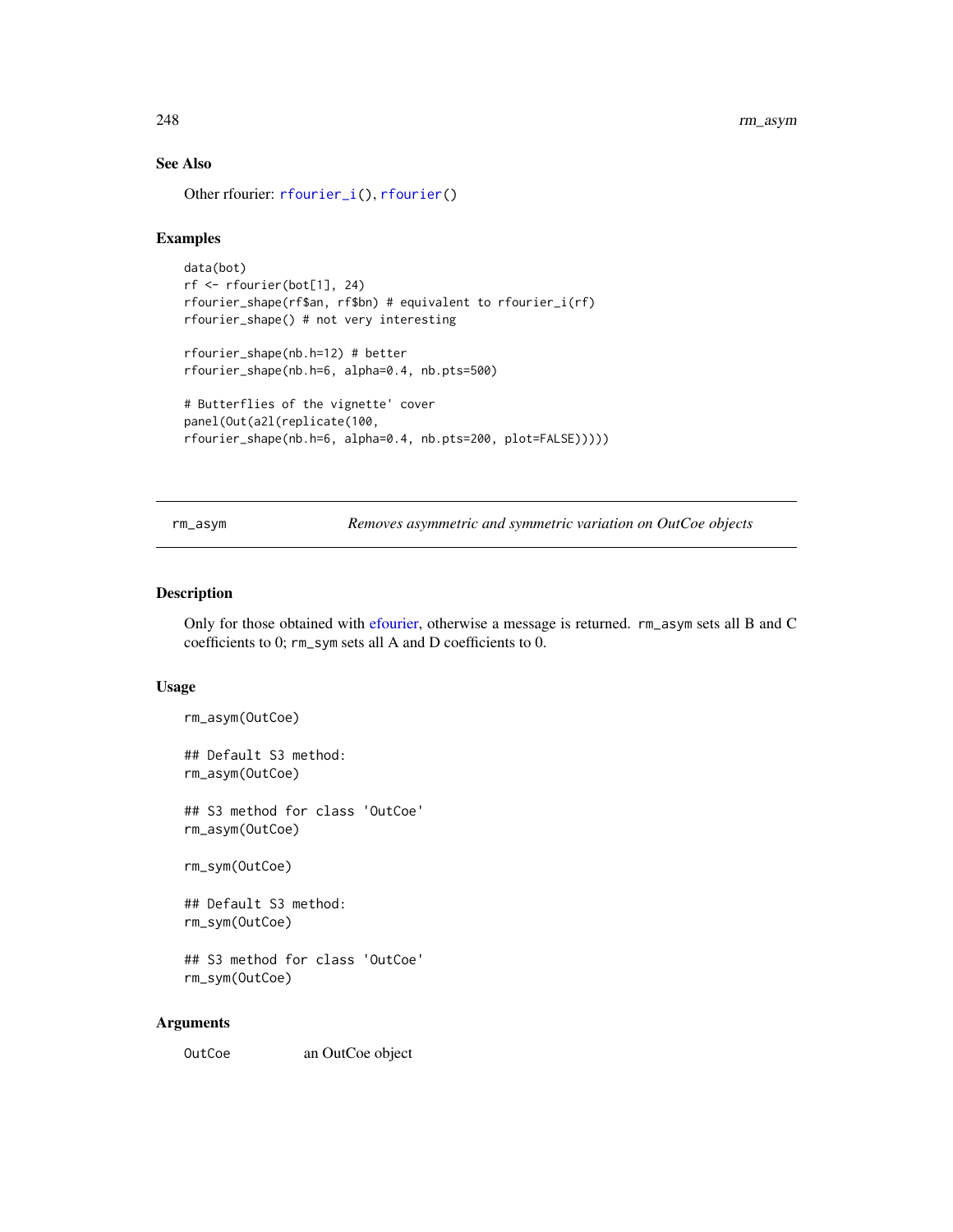### See Also

Other rfourier: `rfourier_i()`, `rfourier()`

### Examples

```
data(bot)
rf <- rfourier(bot[1], 24)
rfourier_shape(rf$an, rf$bn) # equivalent to rfourier_i(rf)
rfourier_shape() # not very interesting

rfourier_shape(nb.h=12) # better
rfourier_shape(nb.h=6, alpha=0.4, nb.pts=500)

# Butterflies of the vignette' cover
panel(Out(a2l(replicate(100,
rfourier_shape(nb.h=6, alpha=0.4, nb.pts=200, plot=FALSE)))))
```

---

## rm_asym — *Removes asymmetric and symmetric variation on OutCoe objects*

### Description

Only for those obtained with efourier, otherwise a message is returned. `rm_asym` sets all B and C coefficients to 0; `rm_sym` sets all A and D coefficients to 0.

### Usage

```
rm_asym(OutCoe)

## Default S3 method:
rm_asym(OutCoe)

## S3 method for class 'OutCoe'
rm_asym(OutCoe)

rm_sym(OutCoe)

## Default S3 method:
rm_sym(OutCoe)

## S3 method for class 'OutCoe'
rm_sym(OutCoe)
```

### Arguments

| | |
|---|---|
| `OutCoe` | an OutCoe object |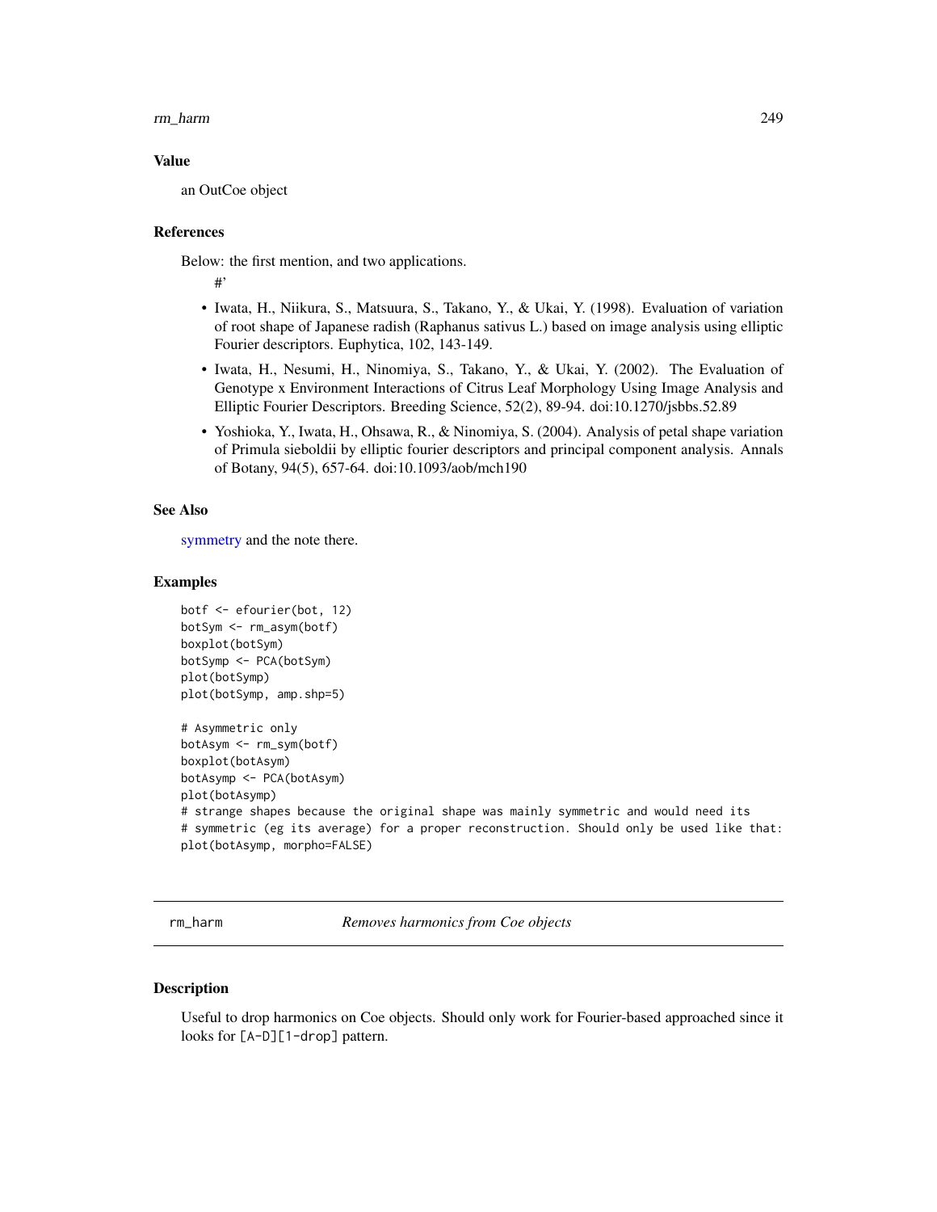### Value

an OutCoe object

### References

Below: the first mention, and two applications.

#'

- Iwata, H., Niikura, S., Matsuura, S., Takano, Y., & Ukai, Y. (1998). Evaluation of variation of root shape of Japanese radish (Raphanus sativus L.) based on image analysis using elliptic Fourier descriptors. Euphytica, 102, 143-149.
- Iwata, H., Nesumi, H., Ninomiya, S., Takano, Y., & Ukai, Y. (2002). The Evaluation of Genotype x Environment Interactions of Citrus Leaf Morphology Using Image Analysis and Elliptic Fourier Descriptors. Breeding Science, 52(2), 89-94. doi:10.1270/jsbbs.52.89
- Yoshioka, Y., Iwata, H., Ohsawa, R., & Ninomiya, S. (2004). Analysis of petal shape variation of Primula sieboldii by elliptic fourier descriptors and principal component analysis. Annals of Botany, 94(5), 657-64. doi:10.1093/aob/mch190

### See Also

symmetry and the note there.

### Examples

```
botf <- efourier(bot, 12)
botSym <- rm_asym(botf)
boxplot(botSym)
botSymp <- PCA(botSym)
plot(botSymp)
plot(botSymp, amp.shp=5)

# Asymmetric only
botAsym <- rm_sym(botf)
boxplot(botAsym)
botAsymp <- PCA(botAsym)
plot(botAsymp)
# strange shapes because the original shape was mainly symmetric and would need its
# symmetric (eg its average) for a proper reconstruction. Should only be used like that:
plot(botAsymp, morpho=FALSE)
```

---

## rm_harm — *Removes harmonics from Coe objects*

### Description

Useful to drop harmonics on Coe objects. Should only work for Fourier-based approached since it looks for [A-D][1-drop] pattern.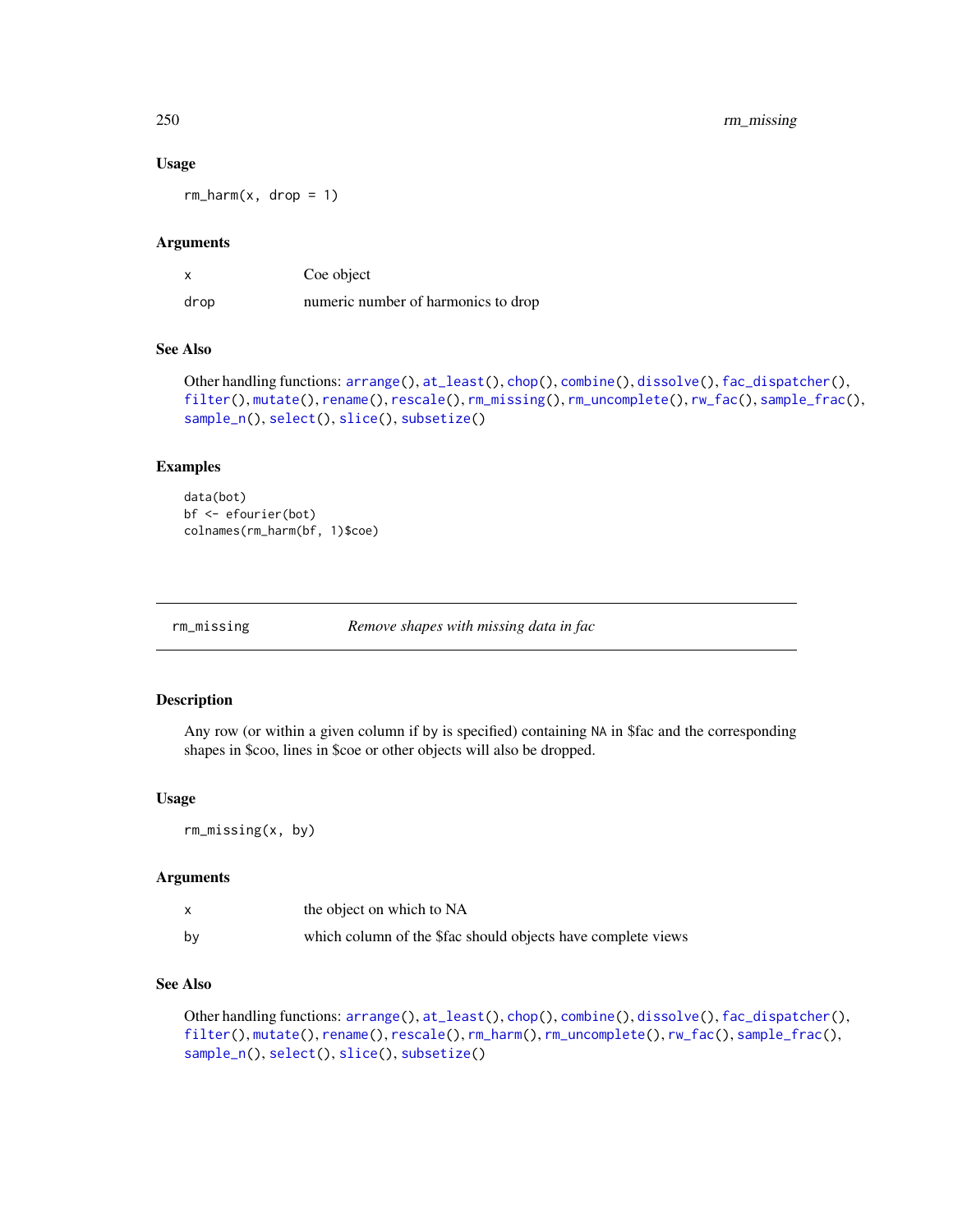### Usage

```
rm_harm(x, drop = 1)
```

### Arguments

| | |
|---|---|
| x | Coe object |
| drop | numeric number of harmonics to drop |

### See Also

Other handling functions: arrange(), at_least(), chop(), combine(), dissolve(), fac_dispatcher(), filter(), mutate(), rename(), rescale(), rm_missing(), rm_uncomplete(), rw_fac(), sample_frac(), sample_n(), select(), slice(), subsetize()

### Examples

```
data(bot)
bf <- efourier(bot)
colnames(rm_harm(bf, 1)$coe)
```

---

## rm_missing — *Remove shapes with missing data in fac*

### Description

Any row (or within a given column if by is specified) containing NA in $fac and the corresponding shapes in $coo, lines in $coe or other objects will also be dropped.

### Usage

```
rm_missing(x, by)
```

### Arguments

| | |
|---|---|
| x | the object on which to NA |
| by | which column of the $fac should objects have complete views |

### See Also

Other handling functions: arrange(), at_least(), chop(), combine(), dissolve(), fac_dispatcher(), filter(), mutate(), rename(), rescale(), rm_harm(), rm_uncomplete(), rw_fac(), sample_frac(), sample_n(), select(), slice(), subsetize()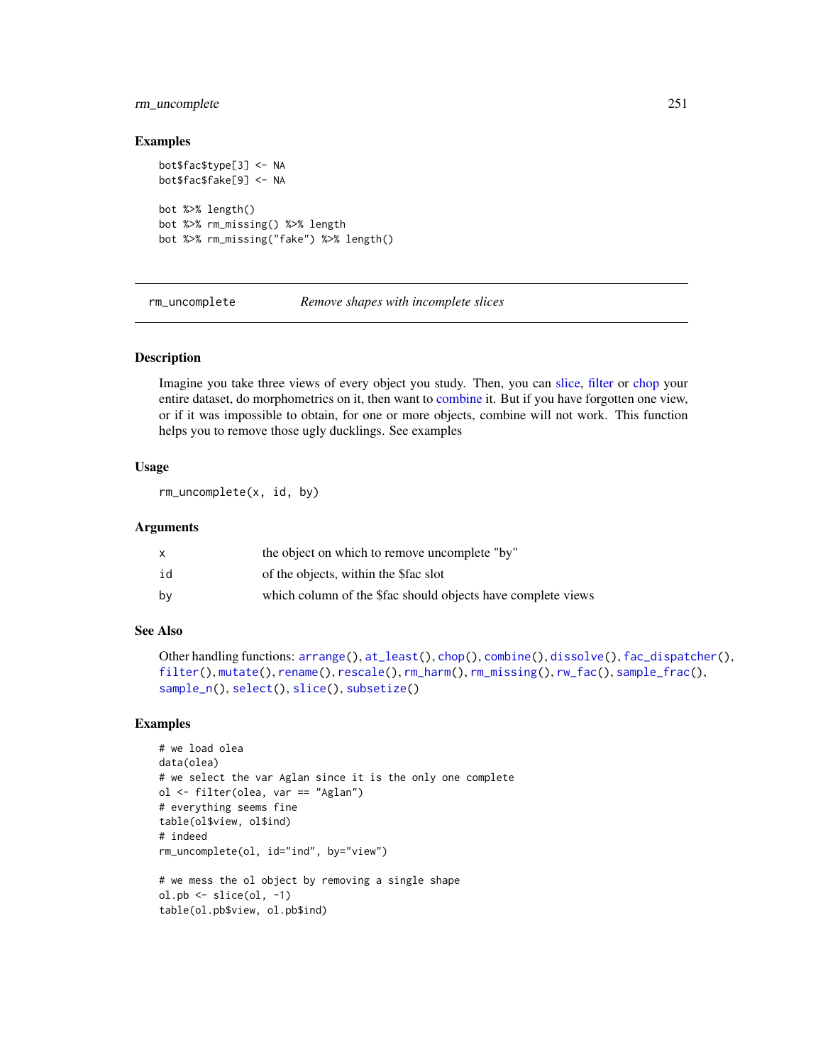### Examples

```
bot$fac$type[3] <- NA
bot$fac$fake[9] <- NA

bot %>% length()
bot %>% rm_missing() %>% length
bot %>% rm_missing("fake") %>% length()
```

## rm_uncomplete    *Remove shapes with incomplete slices*

### Description

Imagine you take three views of every object you study. Then, you can slice, filter or chop your entire dataset, do morphometrics on it, then want to combine it. But if you have forgotten one view, or if it was impossible to obtain, for one or more objects, combine will not work. This function helps you to remove those ugly ducklings. See examples

### Usage

```
rm_uncomplete(x, id, by)
```

### Arguments

| | |
|---|---|
| x | the object on which to remove uncomplete "by" |
| id | of the objects, within the $fac slot |
| by | which column of the $fac should objects have complete views |

### See Also

Other handling functions: `arrange()`, `at_least()`, `chop()`, `combine()`, `dissolve()`, `fac_dispatcher()`, `filter()`, `mutate()`, `rename()`, `rescale()`, `rm_harm()`, `rm_missing()`, `rw_fac()`, `sample_frac()`, `sample_n()`, `select()`, `slice()`, `subsetize()`

### Examples

```
# we load olea
data(olea)
# we select the var Aglan since it is the only one complete
ol <- filter(olea, var == "Aglan")
# everything seems fine
table(ol$view, ol$ind)
# indeed
rm_uncomplete(ol, id="ind", by="view")

# we mess the ol object by removing a single shape
ol.pb <- slice(ol, -1)
table(ol.pb$view, ol.pb$ind)
```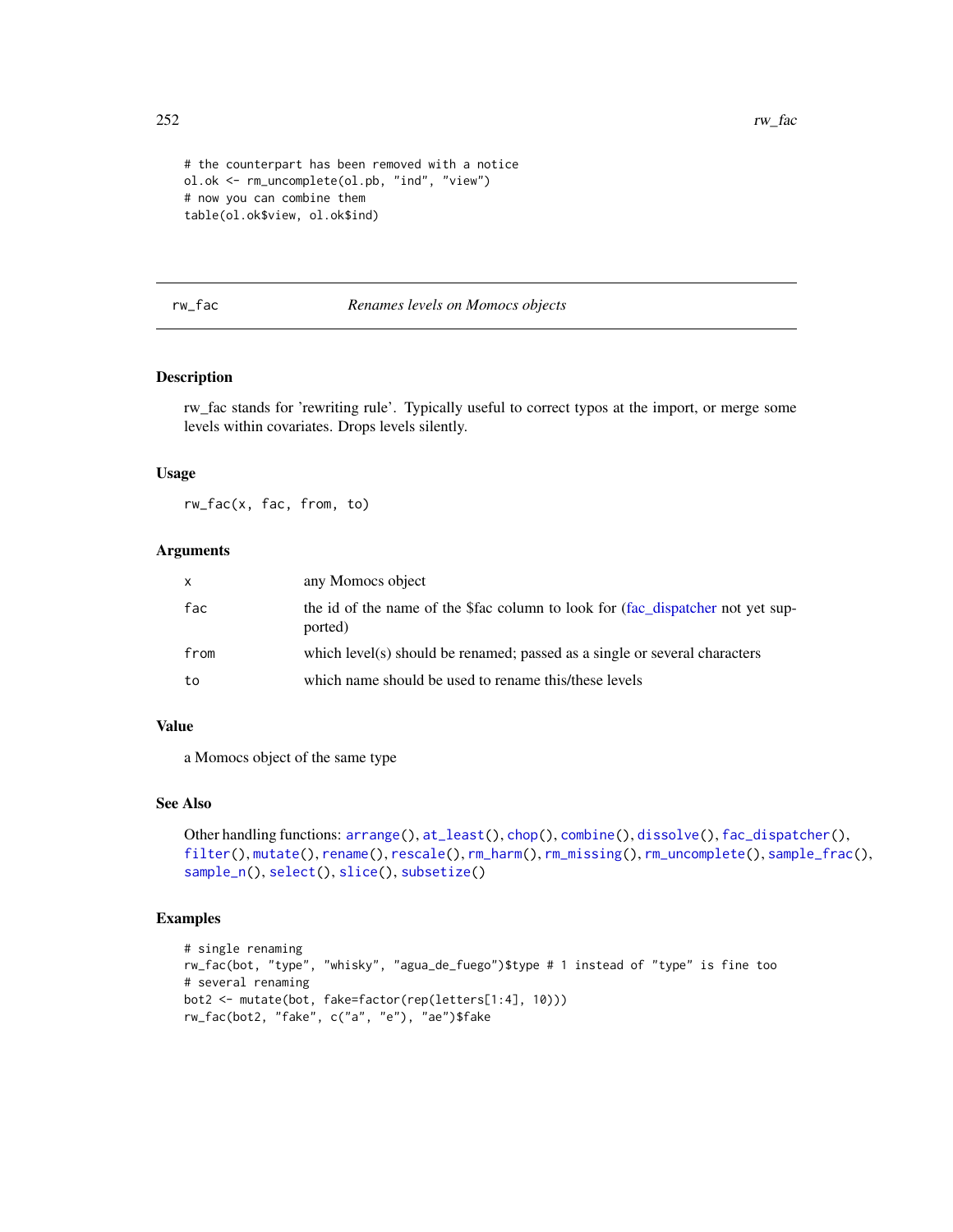```
# the counterpart has been removed with a notice
ol.ok <- rm_uncomplete(ol.pb, "ind", "view")
# now you can combine them
table(ol.ok$view, ol.ok$ind)
```

## rw_fac — *Renames levels on Momocs objects*

### Description

rw_fac stands for 'rewriting rule'. Typically useful to correct typos at the import, or merge some levels within covariates. Drops levels silently.

### Usage

```
rw_fac(x, fac, from, to)
```

### Arguments

| | |
|---|---|
| x | any Momocs object |
| fac | the id of the name of the $fac column to look for (fac_dispatcher not yet supported) |
| from | which level(s) should be renamed; passed as a single or several characters |
| to | which name should be used to rename this/these levels |

### Value

a Momocs object of the same type

### See Also

Other handling functions: arrange(), at_least(), chop(), combine(), dissolve(), fac_dispatcher(), filter(), mutate(), rename(), rescale(), rm_harm(), rm_missing(), rm_uncomplete(), sample_frac(), sample_n(), select(), slice(), subsetize()

### Examples

```
# single renaming
rw_fac(bot, "type", "whisky", "agua_de_fuego")$type # 1 instead of "type" is fine too
# several renaming
bot2 <- mutate(bot, fake=factor(rep(letters[1:4], 10)))
rw_fac(bot2, "fake", c("a", "e"), "ae")$fake
```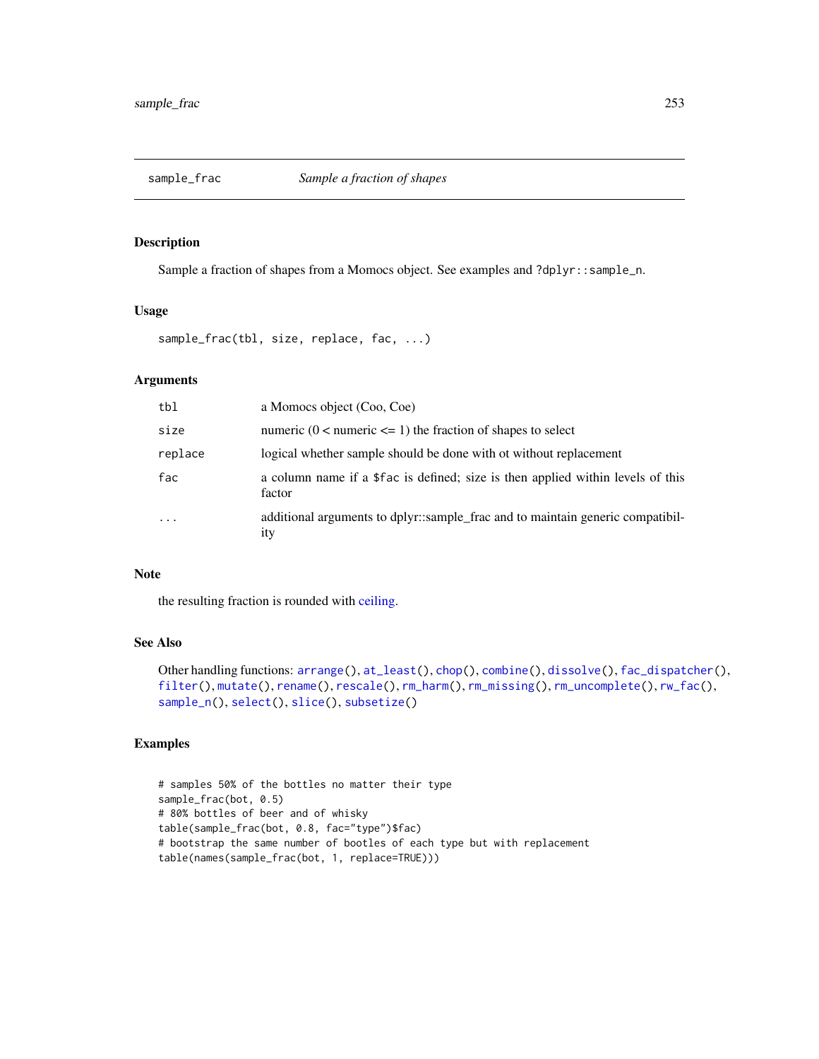# sample_frac — *Sample a fraction of shapes*

## Description

Sample a fraction of shapes from a Momocs object. See examples and `?dplyr::sample_n`.

## Usage

```
sample_frac(tbl, size, replace, fac, ...)
```

## Arguments

| | |
|---|---|
| `tbl` | a Momocs object (Coo, Coe) |
| `size` | numeric (0 < numeric <= 1) the fraction of shapes to select |
| `replace` | logical whether sample should be done with ot without replacement |
| `fac` | a column name if a $fac is defined; size is then applied within levels of this factor |
| `...` | additional arguments to dplyr::sample_frac and to maintain generic compatibility |

## Note

the resulting fraction is rounded with ceiling.

## See Also

Other handling functions: `arrange()`, `at_least()`, `chop()`, `combine()`, `dissolve()`, `fac_dispatcher()`, `filter()`, `mutate()`, `rename()`, `rescale()`, `rm_harm()`, `rm_missing()`, `rm_uncomplete()`, `rw_fac()`, `sample_n()`, `select()`, `slice()`, `subsetize()`

## Examples

```
# samples 50% of the bottles no matter their type
sample_frac(bot, 0.5)
# 80% bottles of beer and of whisky
table(sample_frac(bot, 0.8, fac="type")$fac)
# bootstrap the same number of bootles of each type but with replacement
table(names(sample_frac(bot, 1, replace=TRUE)))
```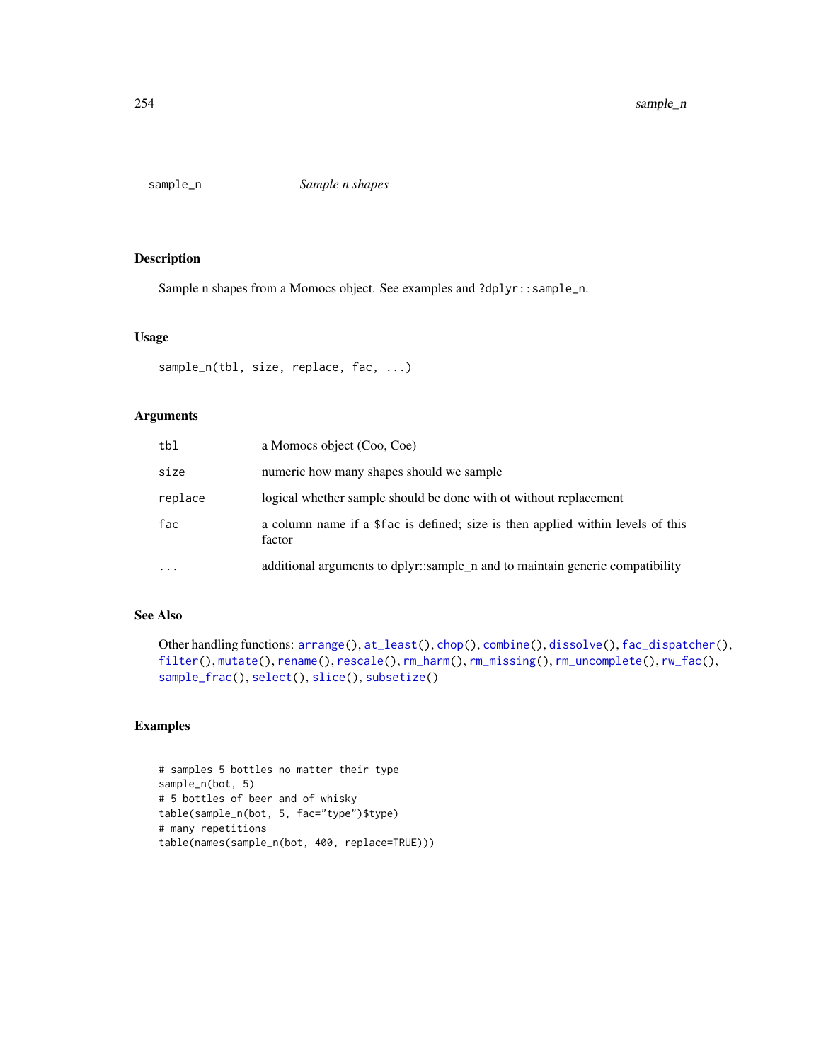# sample_n — *Sample n shapes*

## Description

Sample n shapes from a Momocs object. See examples and `?dplyr::sample_n`.

## Usage

```
sample_n(tbl, size, replace, fac, ...)
```

## Arguments

| | |
|---|---|
| `tbl` | a Momocs object (Coo, Coe) |
| `size` | numeric how many shapes should we sample |
| `replace` | logical whether sample should be done with ot without replacement |
| `fac` | a column name if a `$fac` is defined; size is then applied within levels of this factor |
| `...` | additional arguments to dplyr::sample_n and to maintain generic compatibility |

## See Also

Other handling functions: `arrange()`, `at_least()`, `chop()`, `combine()`, `dissolve()`, `fac_dispatcher()`, `filter()`, `mutate()`, `rename()`, `rescale()`, `rm_harm()`, `rm_missing()`, `rm_uncomplete()`, `rw_fac()`, `sample_frac()`, `select()`, `slice()`, `subsetize()`

## Examples

```
# samples 5 bottles no matter their type
sample_n(bot, 5)
# 5 bottles of beer and of whisky
table(sample_n(bot, 5, fac="type")$type)
# many repetitions
table(names(sample_n(bot, 400, replace=TRUE)))
```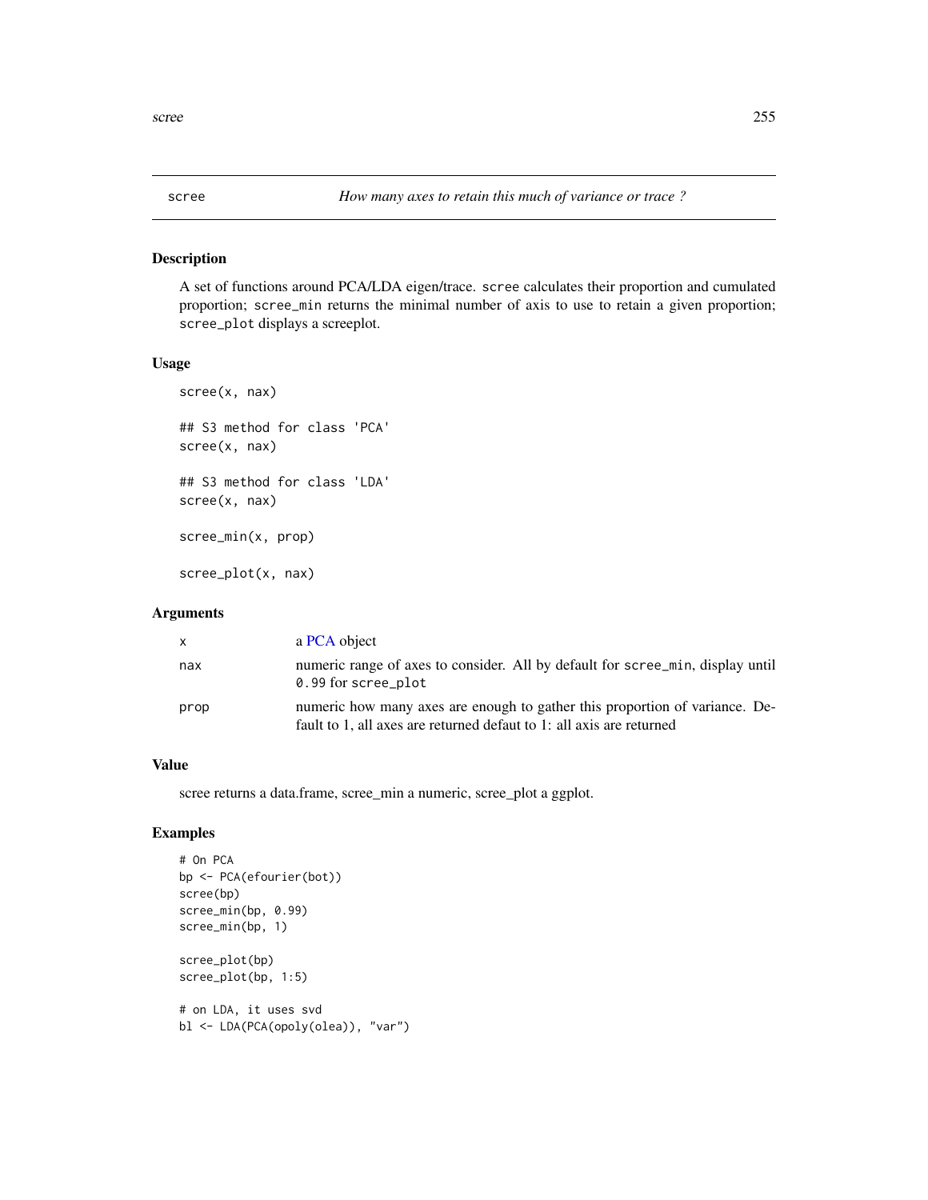# scree

*How many axes to retain this much of variance or trace ?*

## Description

A set of functions around PCA/LDA eigen/trace. `scree` calculates their proportion and cumulated proportion; `scree_min` returns the minimal number of axis to use to retain a given proportion; `scree_plot` displays a screeplot.

## Usage

```
scree(x, nax)

## S3 method for class 'PCA'
scree(x, nax)

## S3 method for class 'LDA'
scree(x, nax)

scree_min(x, prop)

scree_plot(x, nax)
```

## Arguments

| | |
|---|---|
| `x` | a PCA object |
| `nax` | numeric range of axes to consider. All by default for `scree_min`, display until `0.99` for `scree_plot` |
| `prop` | numeric how many axes are enough to gather this proportion of variance. Default to 1, all axes are returned defaut to 1: all axis are returned |

## Value

scree returns a data.frame, scree_min a numeric, scree_plot a ggplot.

## Examples

```
# On PCA
bp <- PCA(efourier(bot))
scree(bp)
scree_min(bp, 0.99)
scree_min(bp, 1)

scree_plot(bp)
scree_plot(bp, 1:5)

# on LDA, it uses svd
bl <- LDA(PCA(opoly(olea)), "var")
```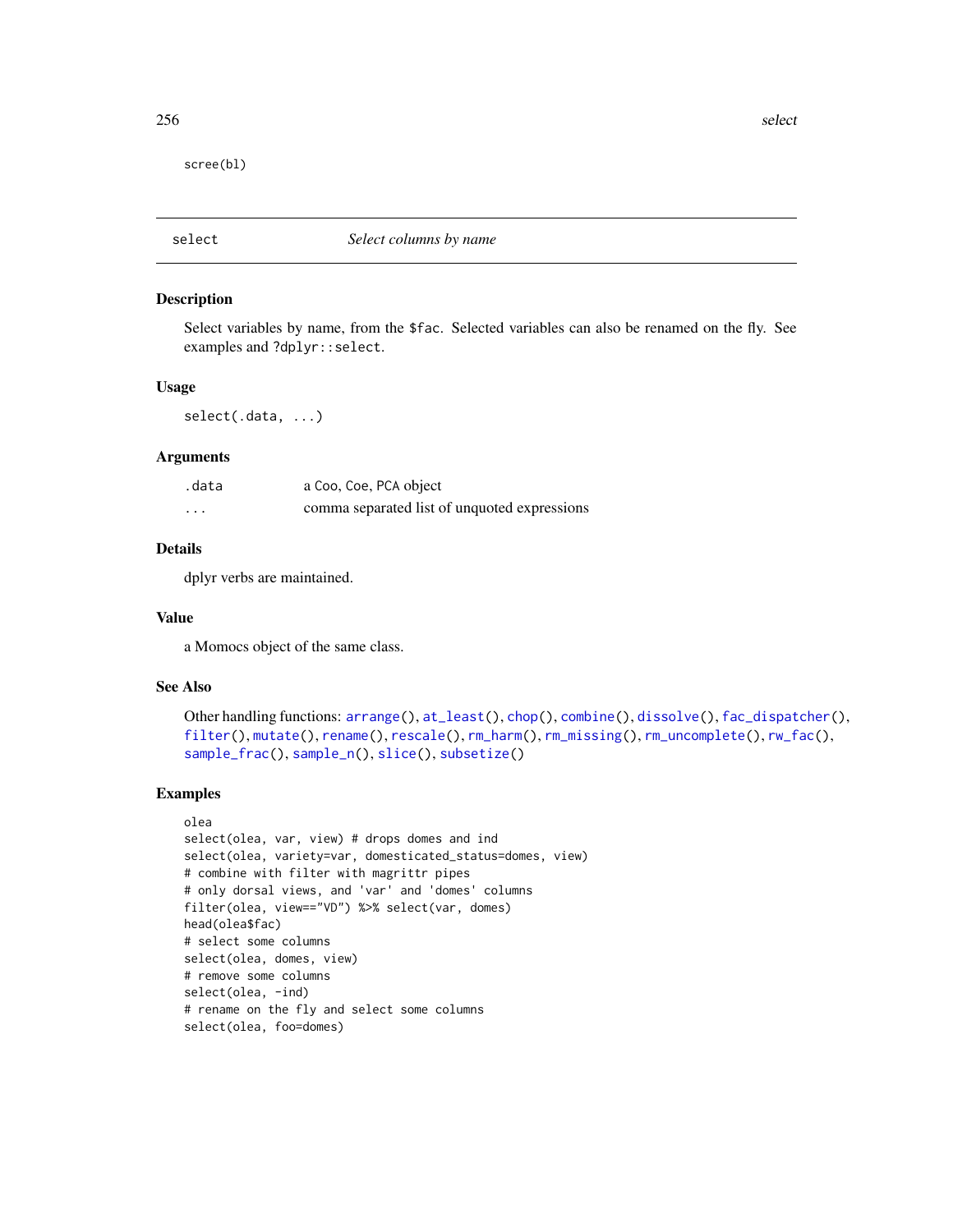```
scree(bl)
```

---

## select — *Select columns by name*

### Description

Select variables by name, from the $fac. Selected variables can also be renamed on the fly. See examples and ?dplyr::select.

### Usage

```
select(.data, ...)
```

### Arguments

| | |
|---|---|
| .data | a Coo, Coe, PCA object |
| ... | comma separated list of unquoted expressions |

### Details

dplyr verbs are maintained.

### Value

a Momocs object of the same class.

### See Also

Other handling functions: arrange(), at_least(), chop(), combine(), dissolve(), fac_dispatcher(), filter(), mutate(), rename(), rescale(), rm_harm(), rm_missing(), rm_uncomplete(), rw_fac(), sample_frac(), sample_n(), slice(), subsetize()

### Examples

```
olea
select(olea, var, view) # drops domes and ind
select(olea, variety=var, domesticated_status=domes, view)
# combine with filter with magrittr pipes
# only dorsal views, and 'var' and 'domes' columns
filter(olea, view=="VD") %>% select(var, domes)
head(olea$fac)
# select some columns
select(olea, domes, view)
# remove some columns
select(olea, -ind)
# rename on the fly and select some columns
select(olea, foo=domes)
```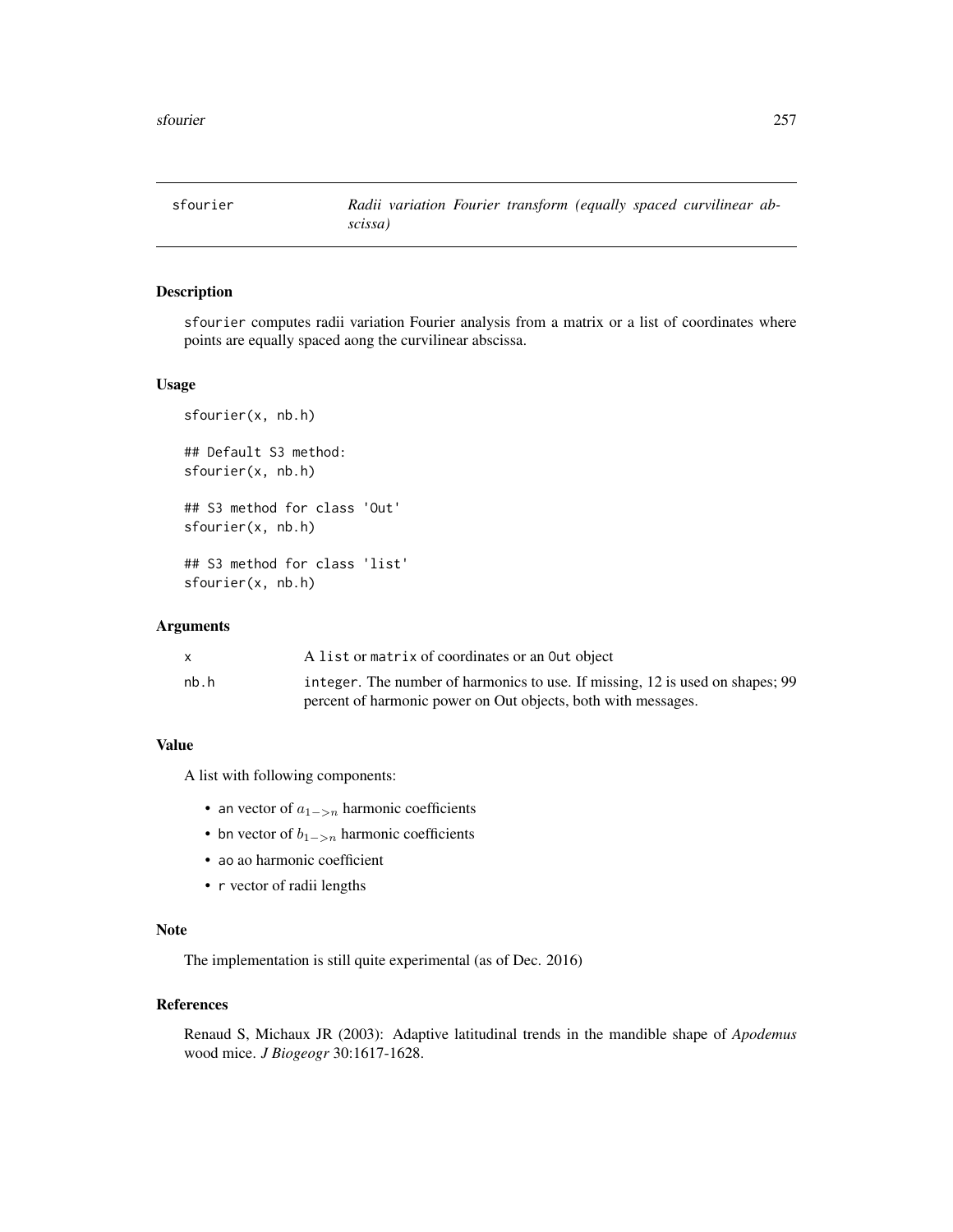# sfourier — *Radii variation Fourier transform (equally spaced curvilinear abscissa)*

## Description

sfourier computes radii variation Fourier analysis from a matrix or a list of coordinates where points are equally spaced aong the curvilinear abscissa.

## Usage

```
sfourier(x, nb.h)

## Default S3 method:
sfourier(x, nb.h)

## S3 method for class 'Out'
sfourier(x, nb.h)

## S3 method for class 'list'
sfourier(x, nb.h)
```

## Arguments

| | |
|---|---|
| x | A list or matrix of coordinates or an Out object |
| nb.h | integer. The number of harmonics to use. If missing, 12 is used on shapes; 99 percent of harmonic power on Out objects, both with messages. |

## Value

A list with following components:

- an vector of $a_{1->n}$ harmonic coefficients
- bn vector of $b_{1->n}$ harmonic coefficients
- ao ao harmonic coefficient
- r vector of radii lengths

## Note

The implementation is still quite experimental (as of Dec. 2016)

## References

Renaud S, Michaux JR (2003): Adaptive latitudinal trends in the mandible shape of *Apodemus* wood mice. *J Biogeogr* 30:1617-1628.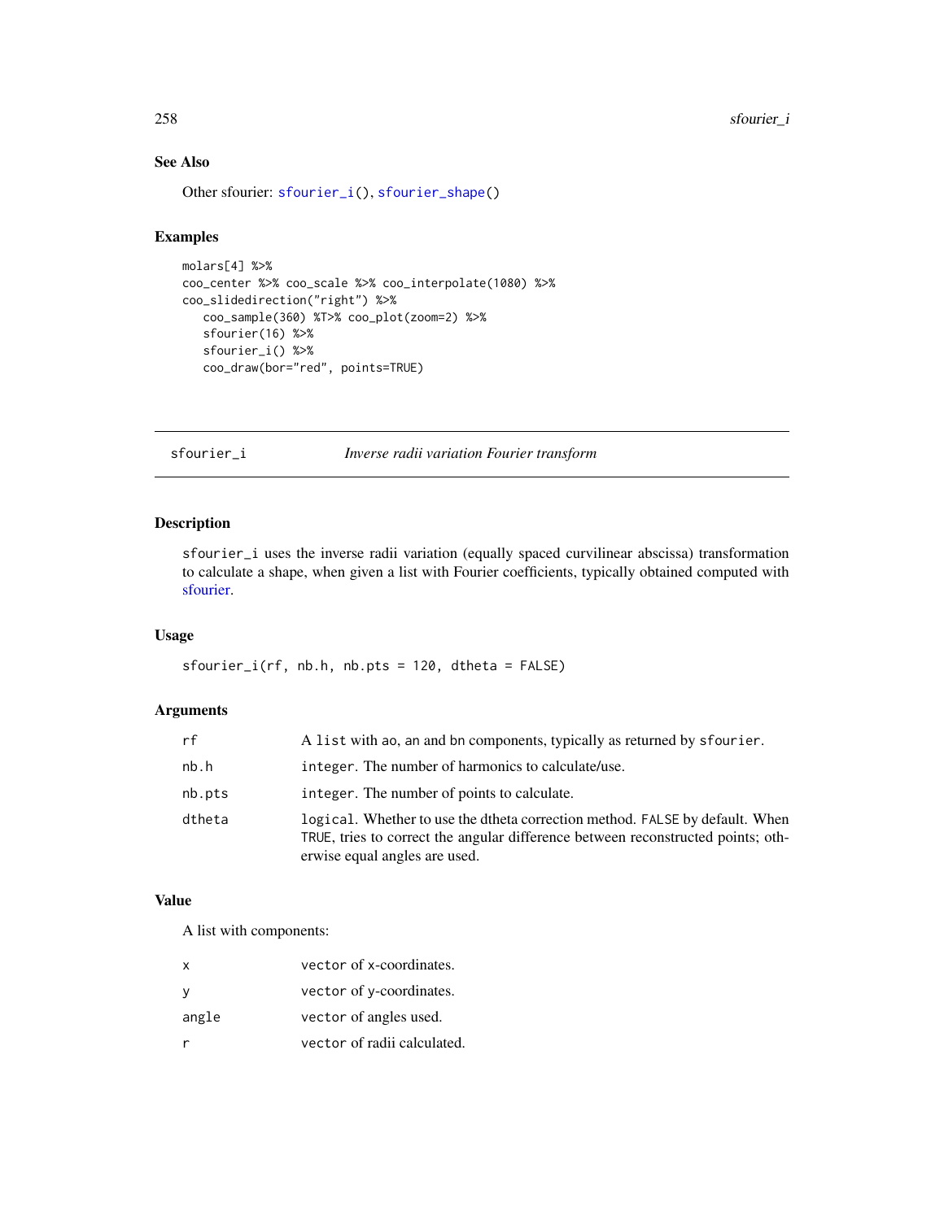### See Also

Other sfourier: `sfourier_i()`, `sfourier_shape()`

### Examples

```
molars[4] %>%
coo_center %>% coo_scale %>% coo_interpolate(1080) %>%
coo_slidedirection("right") %>%
   coo_sample(360) %T>% coo_plot(zoom=2) %>%
   sfourier(16) %>%
   sfourier_i() %>%
   coo_draw(bor="red", points=TRUE)
```

---

## sfourier_i    *Inverse radii variation Fourier transform*

---

### Description

`sfourier_i` uses the inverse radii variation (equally spaced curvilinear abscissa) transformation to calculate a shape, when given a list with Fourier coefficients, typically obtained computed with sfourier.

### Usage

```
sfourier_i(rf, nb.h, nb.pts = 120, dtheta = FALSE)
```

### Arguments

| | |
|---|---|
| `rf` | A `list` with `ao`, `an` and `bn` components, typically as returned by `sfourier`. |
| `nb.h` | `integer`. The number of harmonics to calculate/use. |
| `nb.pts` | `integer`. The number of points to calculate. |
| `dtheta` | `logical`. Whether to use the dtheta correction method. `FALSE` by default. When `TRUE`, tries to correct the angular difference between reconstructed points; otherwise equal angles are used. |

### Value

A list with components:

| | |
|---|---|
| `x` | `vector` of x-coordinates. |
| `y` | `vector` of y-coordinates. |
| `angle` | `vector` of angles used. |
| `r` | `vector` of radii calculated. |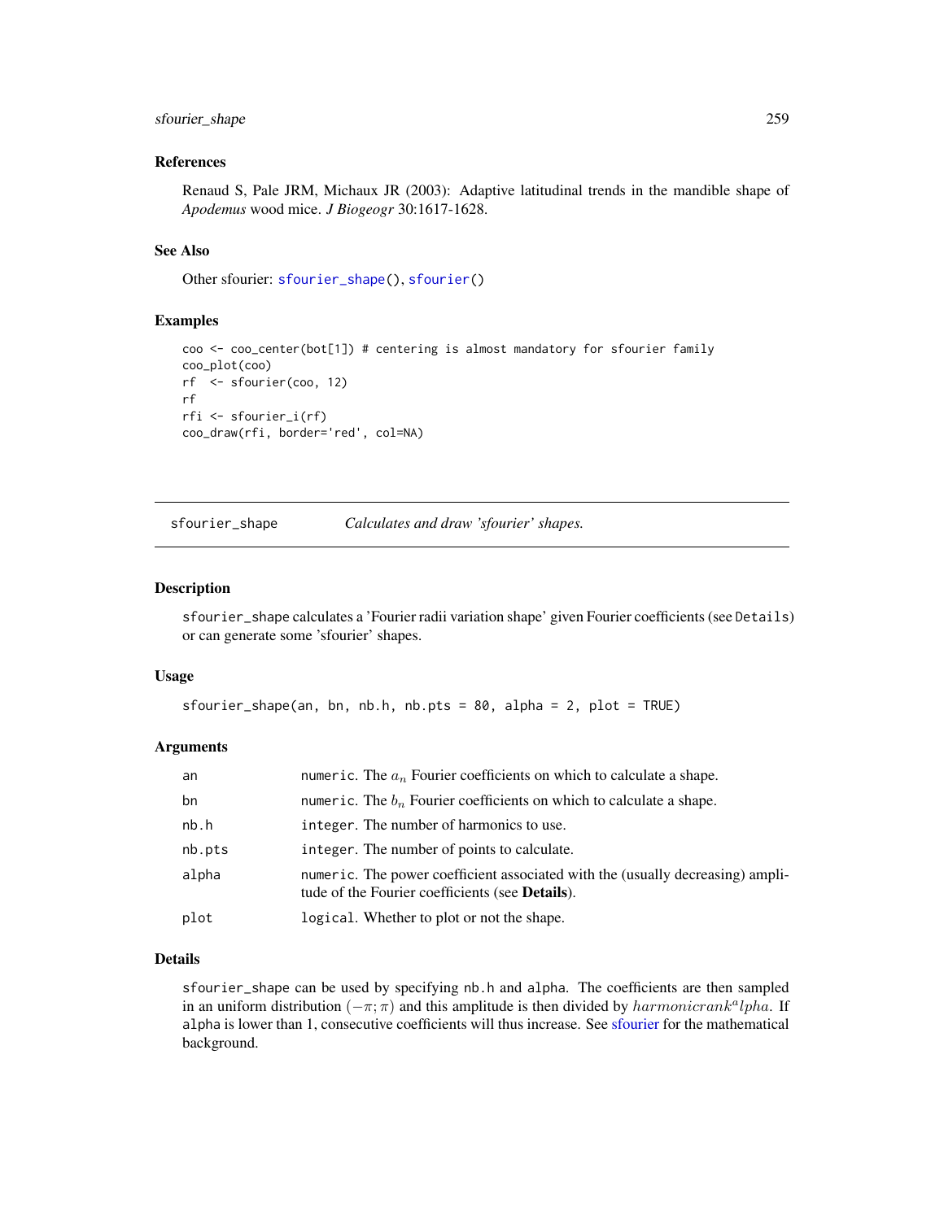### References

Renaud S, Pale JRM, Michaux JR (2003): Adaptive latitudinal trends in the mandible shape of *Apodemus* wood mice. *J Biogeogr* 30:1617-1628.

### See Also

Other sfourier: sfourier_shape(), sfourier()

### Examples

```
coo <- coo_center(bot[1]) # centering is almost mandatory for sfourier family
coo_plot(coo)
rf  <- sfourier(coo, 12)
rf
rfi <- sfourier_i(rf)
coo_draw(rfi, border='red', col=NA)
```

---

## sfourier_shape    *Calculates and draw 'sfourier' shapes.*

---

### Description

sfourier_shape calculates a 'Fourier radii variation shape' given Fourier coefficients (see Details) or can generate some 'sfourier' shapes.

### Usage

```
sfourier_shape(an, bn, nb.h, nb.pts = 80, alpha = 2, plot = TRUE)
```

### Arguments

| | |
|---|---|
| an | numeric. The $a_n$ Fourier coefficients on which to calculate a shape. |
| bn | numeric. The $b_n$ Fourier coefficients on which to calculate a shape. |
| nb.h | integer. The number of harmonics to use. |
| nb.pts | integer. The number of points to calculate. |
| alpha | numeric. The power coefficient associated with the (usually decreasing) amplitude of the Fourier coefficients (see **Details**). |
| plot | logical. Whether to plot or not the shape. |

### Details

sfourier_shape can be used by specifying nb.h and alpha. The coefficients are then sampled in an uniform distribution $(-\pi; \pi)$ and this amplitude is then divided by $harmonicrank^alpha$. If alpha is lower than 1, consecutive coefficients will thus increase. See sfourier for the mathematical background.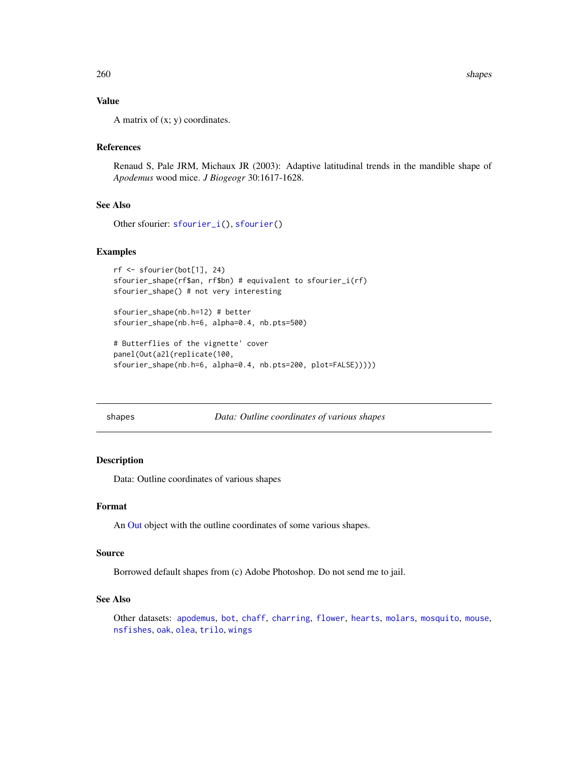### Value

A matrix of (x; y) coordinates.

### References

Renaud S, Pale JRM, Michaux JR (2003): Adaptive latitudinal trends in the mandible shape of *Apodemus* wood mice. *J Biogeogr* 30:1617-1628.

### See Also

Other sfourier: sfourier_i(), sfourier()

### Examples

```
rf <- sfourier(bot[1], 24)
sfourier_shape(rf$an, rf$bn) # equivalent to sfourier_i(rf)
sfourier_shape() # not very interesting

sfourier_shape(nb.h=12) # better
sfourier_shape(nb.h=6, alpha=0.4, nb.pts=500)

# Butterflies of the vignette' cover
panel(Out(a2l(replicate(100,
sfourier_shape(nb.h=6, alpha=0.4, nb.pts=200, plot=FALSE)))))
```

---

## shapes — *Data: Outline coordinates of various shapes*

### Description

Data: Outline coordinates of various shapes

### Format

An Out object with the outline coordinates of some various shapes.

### Source

Borrowed default shapes from (c) Adobe Photoshop. Do not send me to jail.

### See Also

Other datasets: apodemus, bot, chaff, charring, flower, hearts, molars, mosquito, mouse, nsfishes, oak, olea, trilo, wings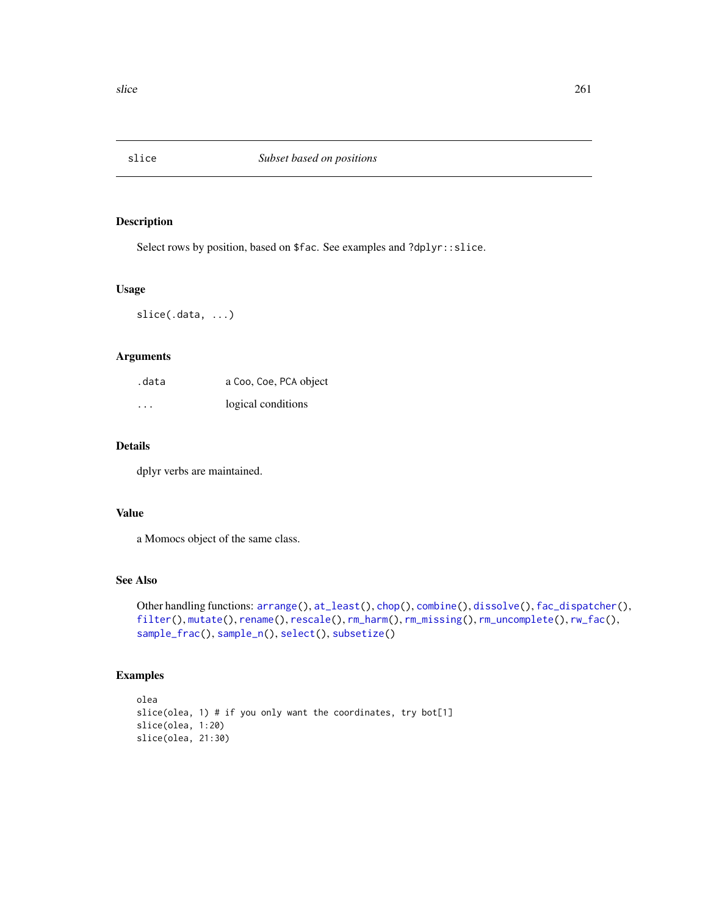# slice — *Subset based on positions*

## Description

Select rows by position, based on `$fac`. See examples and `?dplyr::slice`.

## Usage

```
slice(.data, ...)
```

## Arguments

| | |
|---|---|
| `.data` | a `Coo`, `Coe`, `PCA` object |
| `...` | logical conditions |

## Details

dplyr verbs are maintained.

## Value

a Momocs object of the same class.

## See Also

Other handling functions: `arrange()`, `at_least()`, `chop()`, `combine()`, `dissolve()`, `fac_dispatcher()`, `filter()`, `mutate()`, `rename()`, `rescale()`, `rm_harm()`, `rm_missing()`, `rm_uncomplete()`, `rw_fac()`, `sample_frac()`, `sample_n()`, `select()`, `subsetize()`

## Examples

```
olea
slice(olea, 1) # if you only want the coordinates, try bot[1]
slice(olea, 1:20)
slice(olea, 21:30)
```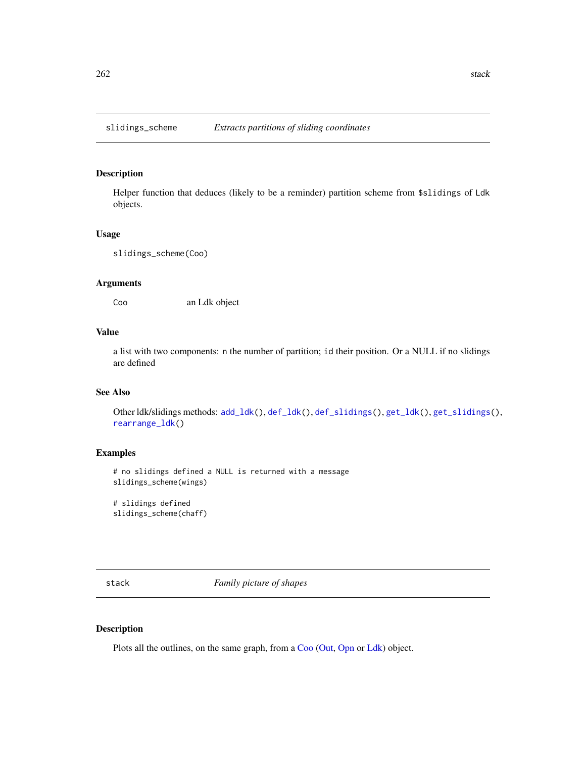## slidings_scheme *Extracts partitions of sliding coordinates*

### Description

Helper function that deduces (likely to be a reminder) partition scheme from `$slidings` of `Ldk` objects.

### Usage

```
slidings_scheme(Coo)
```

### Arguments

| | |
|---|---|
| `Coo` | an Ldk object |

### Value

a list with two components: `n` the number of partition; `id` their position. Or a NULL if no slidings are defined

### See Also

Other ldk/slidings methods: `add_ldk()`, `def_ldk()`, `def_slidings()`, `get_ldk()`, `get_slidings()`, `rearrange_ldk()`

### Examples

```
# no slidings defined a NULL is returned with a message
slidings_scheme(wings)

# slidings defined
slidings_scheme(chaff)
```

## stack *Family picture of shapes*

### Description

Plots all the outlines, on the same graph, from a Coo (Out, Opn or Ldk) object.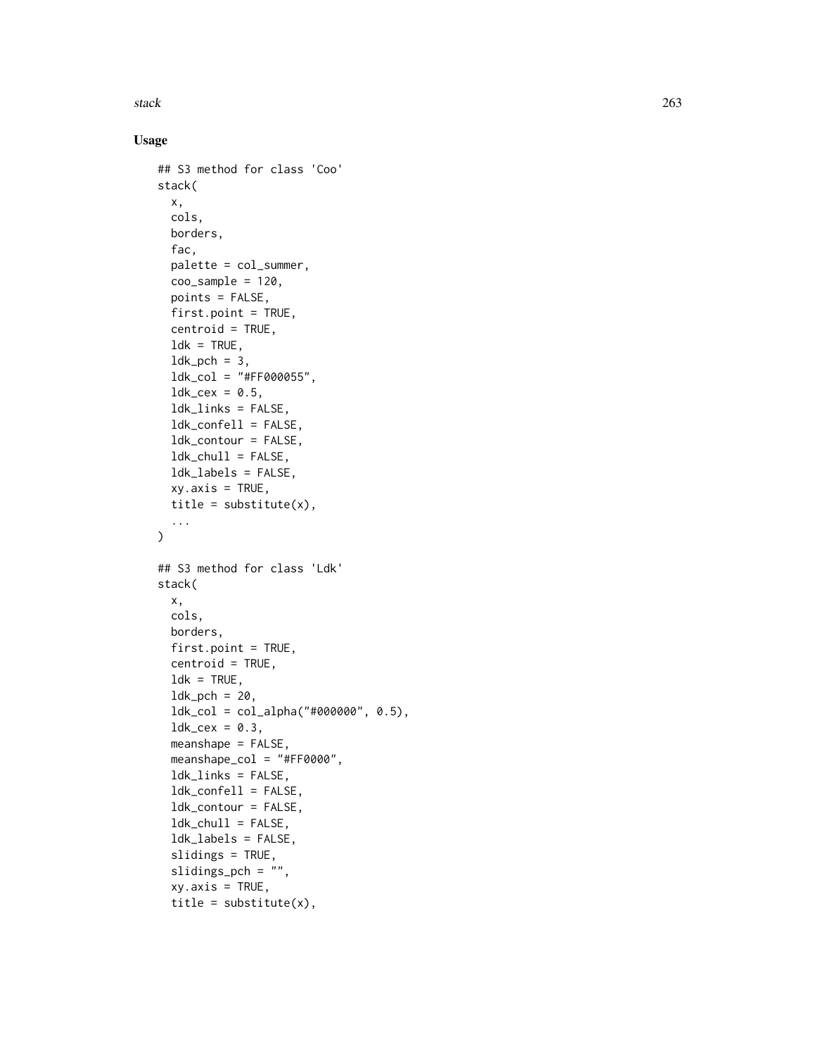## Usage

```
## S3 method for class 'Coo'
stack(
  x,
  cols,
  borders,
  fac,
  palette = col_summer,
  coo_sample = 120,
  points = FALSE,
  first.point = TRUE,
  centroid = TRUE,
  ldk = TRUE,
  ldk_pch = 3,
  ldk_col = "#FF000055",
  ldk_cex = 0.5,
  ldk_links = FALSE,
  ldk_confell = FALSE,
  ldk_contour = FALSE,
  ldk_chull = FALSE,
  ldk_labels = FALSE,
  xy.axis = TRUE,
  title = substitute(x),
  ...
)

## S3 method for class 'Ldk'
stack(
  x,
  cols,
  borders,
  first.point = TRUE,
  centroid = TRUE,
  ldk = TRUE,
  ldk_pch = 20,
  ldk_col = col_alpha("#000000", 0.5),
  ldk_cex = 0.3,
  meanshape = FALSE,
  meanshape_col = "#FF0000",
  ldk_links = FALSE,
  ldk_confell = FALSE,
  ldk_contour = FALSE,
  ldk_chull = FALSE,
  ldk_labels = FALSE,
  slidings = TRUE,
  slidings_pch = "",
  xy.axis = TRUE,
  title = substitute(x),
```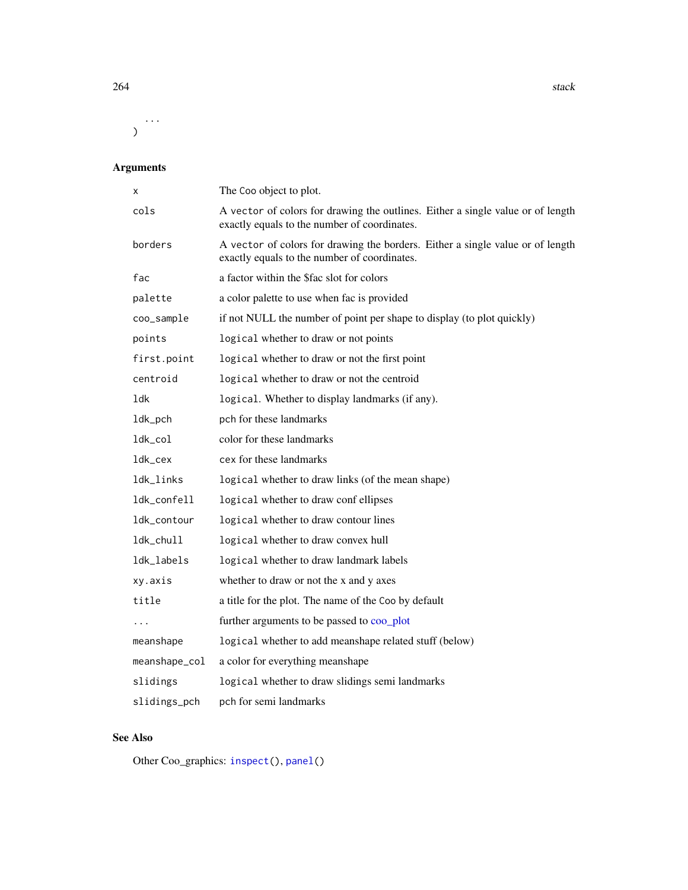```
  ...
)
```

## Arguments

| | |
|---|---|
| x | The Coo object to plot. |
| cols | A vector of colors for drawing the outlines. Either a single value or of length exactly equals to the number of coordinates. |
| borders | A vector of colors for drawing the borders. Either a single value or of length exactly equals to the number of coordinates. |
| fac | a factor within the $fac slot for colors |
| palette | a color palette to use when fac is provided |
| coo_sample | if not NULL the number of point per shape to display (to plot quickly) |
| points | logical whether to draw or not points |
| first.point | logical whether to draw or not the first point |
| centroid | logical whether to draw or not the centroid |
| ldk | logical. Whether to display landmarks (if any). |
| ldk_pch | pch for these landmarks |
| ldk_col | color for these landmarks |
| ldk_cex | cex for these landmarks |
| ldk_links | logical whether to draw links (of the mean shape) |
| ldk_confell | logical whether to draw conf ellipses |
| ldk_contour | logical whether to draw contour lines |
| ldk_chull | logical whether to draw convex hull |
| ldk_labels | logical whether to draw landmark labels |
| xy.axis | whether to draw or not the x and y axes |
| title | a title for the plot. The name of the Coo by default |
| ... | further arguments to be passed to coo_plot |
| meanshape | logical whether to add meanshape related stuff (below) |
| meanshape_col | a color for everything meanshape |
| slidings | logical whether to draw slidings semi landmarks |
| slidings_pch | pch for semi landmarks |

## See Also

Other Coo_graphics: inspect(), panel()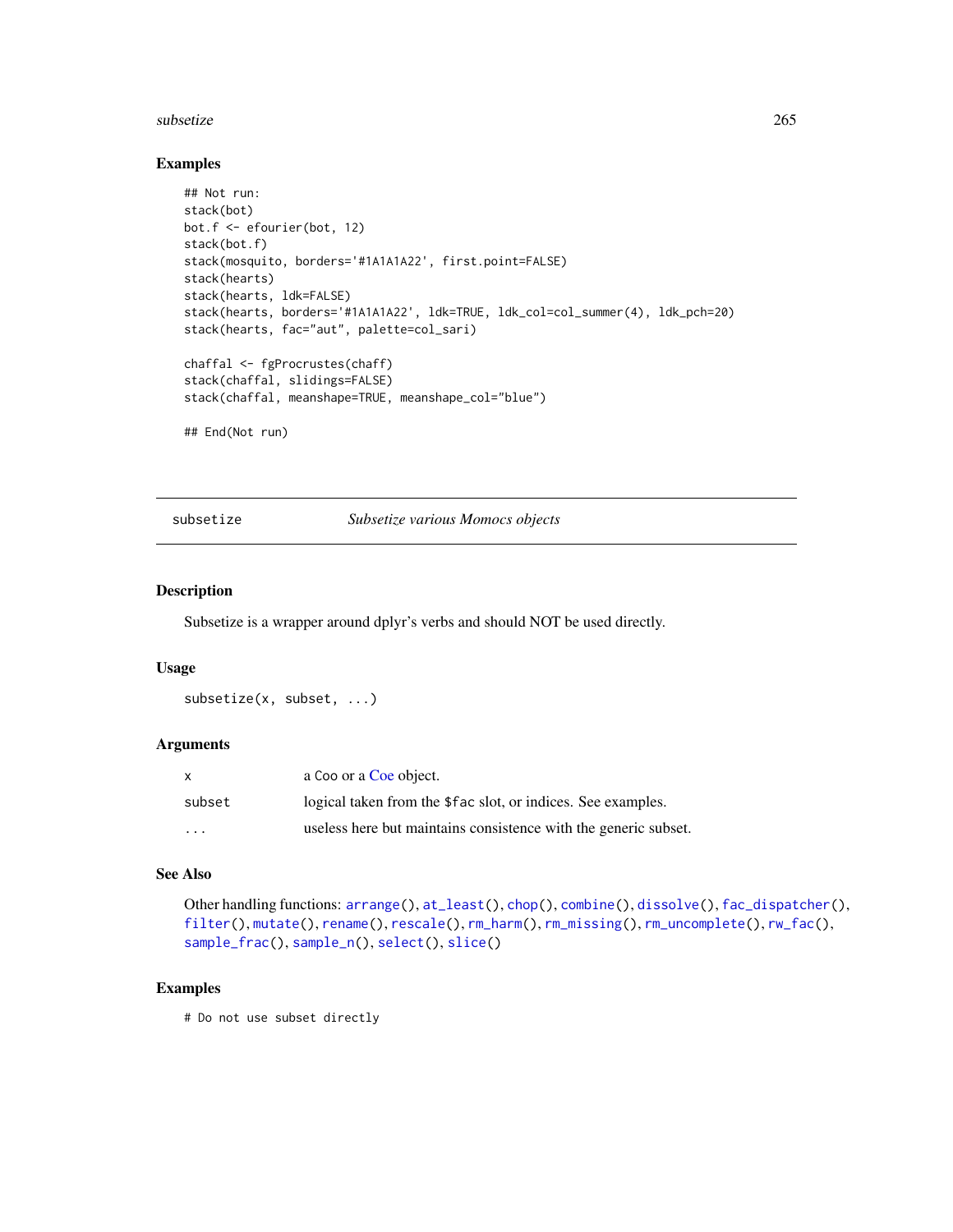### Examples

```
## Not run:
stack(bot)
bot.f <- efourier(bot, 12)
stack(bot.f)
stack(mosquito, borders='#1A1A1A22', first.point=FALSE)
stack(hearts)
stack(hearts, ldk=FALSE)
stack(hearts, borders='#1A1A1A22', ldk=TRUE, ldk_col=col_summer(4), ldk_pch=20)
stack(hearts, fac="aut", palette=col_sari)

chaffal <- fgProcrustes(chaff)
stack(chaffal, slidings=FALSE)
stack(chaffal, meanshape=TRUE, meanshape_col="blue")

## End(Not run)
```

---

## subsetize — *Subsetize various Momocs objects*

---

### Description

Subsetize is a wrapper around dplyr's verbs and should NOT be used directly.

### Usage

```
subsetize(x, subset, ...)
```

### Arguments

| | |
|---|---|
| x | a Coo or a Coe object. |
| subset | logical taken from the `$fac` slot, or indices. See examples. |
| ... | useless here but maintains consistence with the generic subset. |

### See Also

Other handling functions: `arrange()`, `at_least()`, `chop()`, `combine()`, `dissolve()`, `fac_dispatcher()`, `filter()`, `mutate()`, `rename()`, `rescale()`, `rm_harm()`, `rm_missing()`, `rm_uncomplete()`, `rw_fac()`, `sample_frac()`, `sample_n()`, `select()`, `slice()`

### Examples

```
# Do not use subset directly
```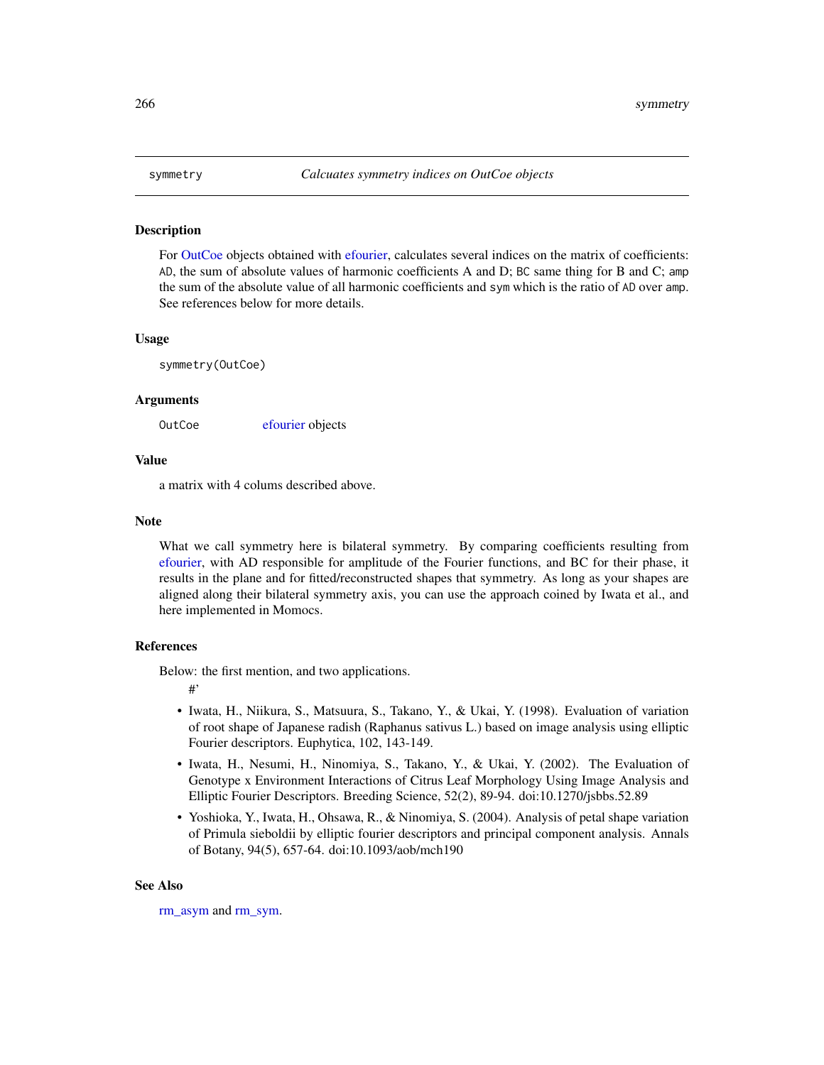## symmetry — *Calcuates symmetry indices on OutCoe objects*

### Description

For OutCoe objects obtained with efourier, calculates several indices on the matrix of coefficients: `AD`, the sum of absolute values of harmonic coefficients A and D; `BC` same thing for B and C; `amp` the sum of the absolute value of all harmonic coefficients and `sym` which is the ratio of `AD` over `amp`. See references below for more details.

### Usage

```
symmetry(OutCoe)
```

### Arguments

| | |
|---|---|
| `OutCoe` | efourier objects |

### Value

a matrix with 4 colums described above.

### Note

What we call symmetry here is bilateral symmetry. By comparing coefficients resulting from efourier, with AD responsible for amplitude of the Fourier functions, and BC for their phase, it results in the plane and for fitted/reconstructed shapes that symmetry. As long as your shapes are aligned along their bilateral symmetry axis, you can use the approach coined by Iwata et al., and here implemented in Momocs.

### References

Below: the first mention, and two applications.

#'

- Iwata, H., Niikura, S., Matsuura, S., Takano, Y., & Ukai, Y. (1998). Evaluation of variation of root shape of Japanese radish (Raphanus sativus L.) based on image analysis using elliptic Fourier descriptors. Euphytica, 102, 143-149.
- Iwata, H., Nesumi, H., Ninomiya, S., Takano, Y., & Ukai, Y. (2002). The Evaluation of Genotype x Environment Interactions of Citrus Leaf Morphology Using Image Analysis and Elliptic Fourier Descriptors. Breeding Science, 52(2), 89-94. doi:10.1270/jsbbs.52.89
- Yoshioka, Y., Iwata, H., Ohsawa, R., & Ninomiya, S. (2004). Analysis of petal shape variation of Primula sieboldii by elliptic fourier descriptors and principal component analysis. Annals of Botany, 94(5), 657-64. doi:10.1093/aob/mch190

### See Also

rm_asym and rm_sym.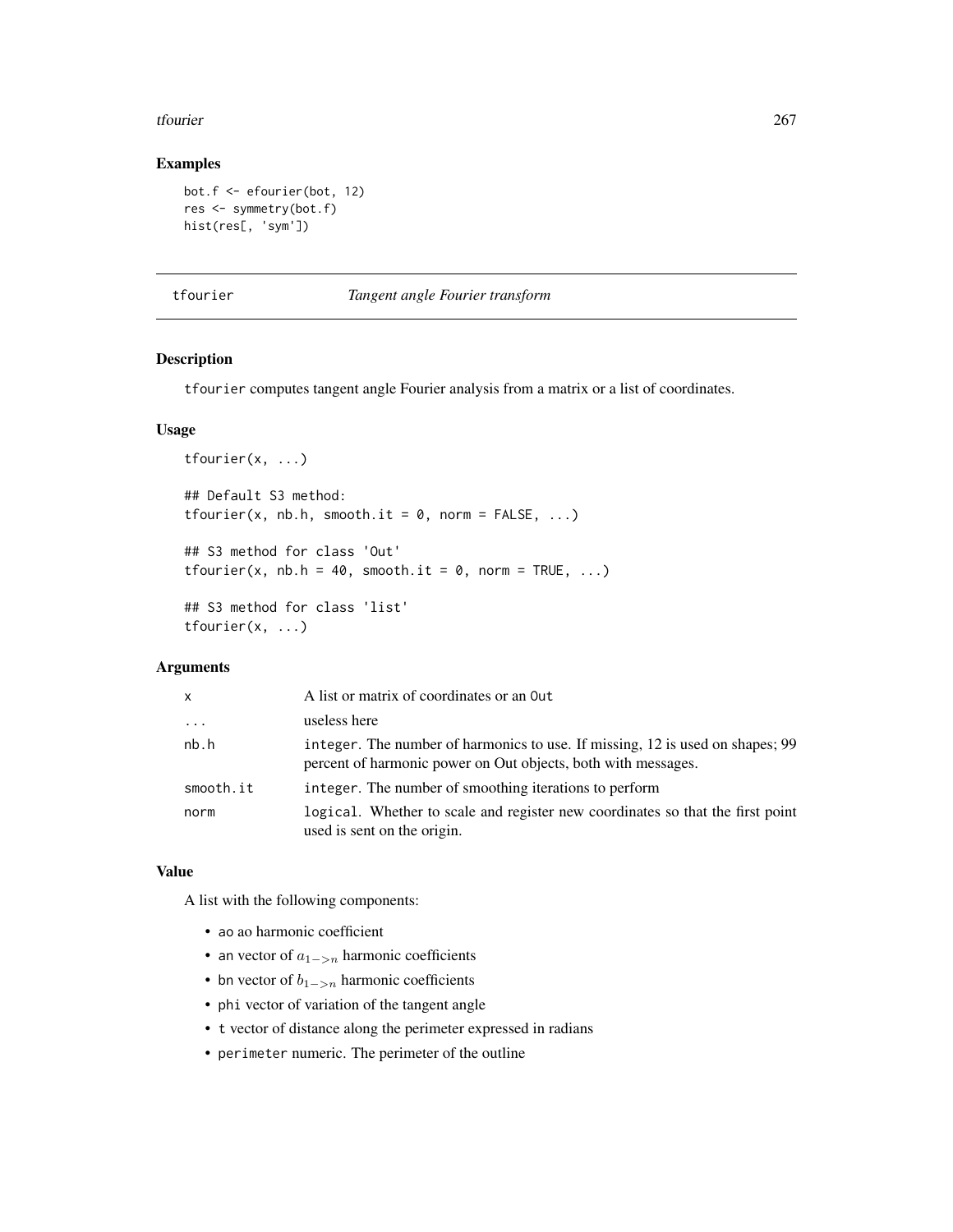## Examples

```
bot.f <- efourier(bot, 12)
res <- symmetry(bot.f)
hist(res[, 'sym'])
```

---

# tfourier — *Tangent angle Fourier transform*

## Description

`tfourier` computes tangent angle Fourier analysis from a matrix or a list of coordinates.

## Usage

```
tfourier(x, ...)

## Default S3 method:
tfourier(x, nb.h, smooth.it = 0, norm = FALSE, ...)

## S3 method for class 'Out'
tfourier(x, nb.h = 40, smooth.it = 0, norm = TRUE, ...)

## S3 method for class 'list'
tfourier(x, ...)
```

## Arguments

| | |
|---|---|
| `x` | A list or matrix of coordinates or an `Out` |
| `...` | useless here |
| `nb.h` | `integer`. The number of harmonics to use. If missing, 12 is used on shapes; 99 percent of harmonic power on Out objects, both with messages. |
| `smooth.it` | `integer`. The number of smoothing iterations to perform |
| `norm` | `logical`. Whether to scale and register new coordinates so that the first point used is sent on the origin. |

## Value

A list with the following components:

- `ao` ao harmonic coefficient
- `an` vector of $a_{1->n}$ harmonic coefficients
- `bn` vector of $b_{1->n}$ harmonic coefficients
- `phi` vector of variation of the tangent angle
- `t` vector of distance along the perimeter expressed in radians
- `perimeter` numeric. The perimeter of the outline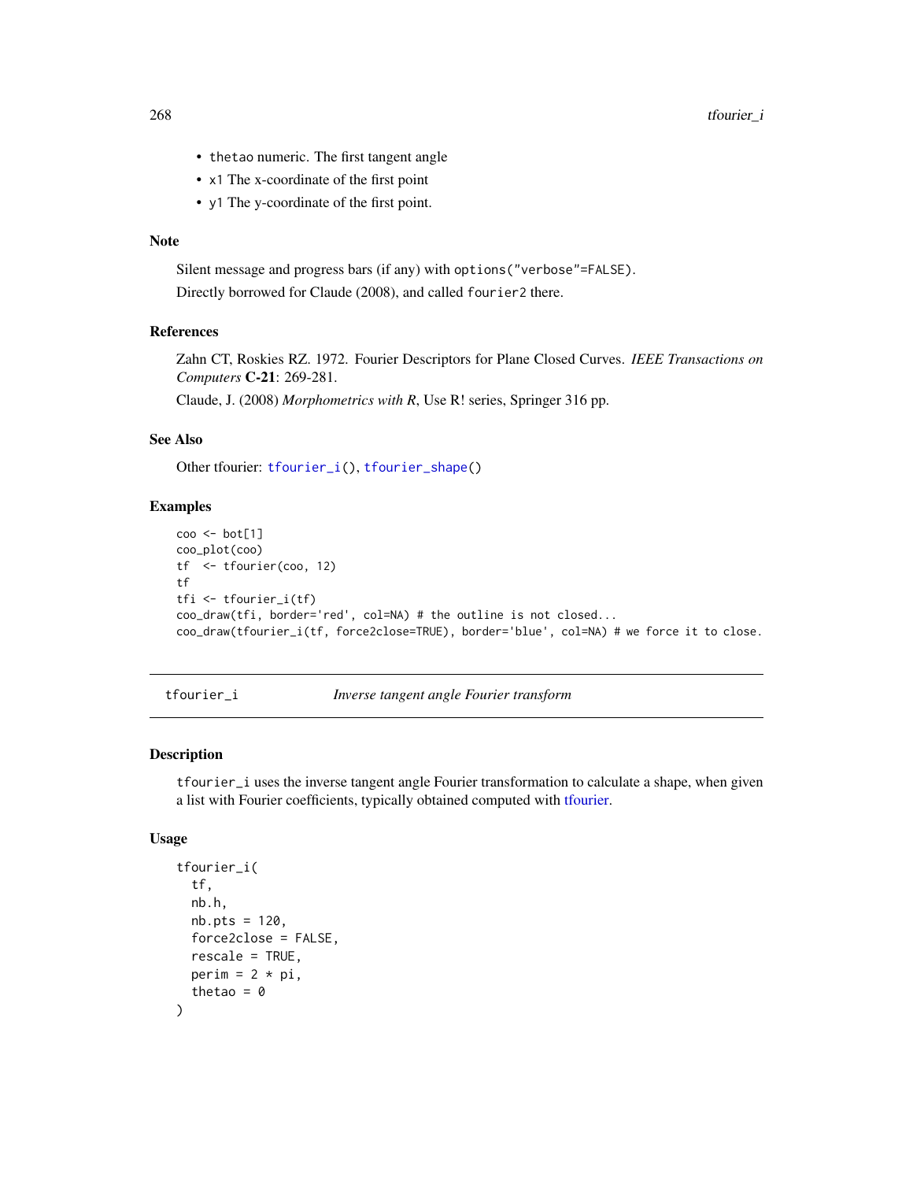- `thetao` numeric. The first tangent angle
- `x1` The x-coordinate of the first point
- `y1` The y-coordinate of the first point.

### Note

Silent message and progress bars (if any) with `options("verbose"=FALSE)`.

Directly borrowed for Claude (2008), and called `fourier2` there.

### References

Zahn CT, Roskies RZ. 1972. Fourier Descriptors for Plane Closed Curves. *IEEE Transactions on Computers* **C-21**: 269-281.

Claude, J. (2008) *Morphometrics with R*, Use R! series, Springer 316 pp.

### See Also

Other tfourier: `tfourier_i()`, `tfourier_shape()`

### Examples

```
coo <- bot[1]
coo_plot(coo)
tf  <- tfourier(coo, 12)
tf
tfi <- tfourier_i(tf)
coo_draw(tfi, border='red', col=NA) # the outline is not closed...
coo_draw(tfourier_i(tf, force2close=TRUE), border='blue', col=NA) # we force it to close.
```

---

## tfourier_i — *Inverse tangent angle Fourier transform*

### Description

`tfourier_i` uses the inverse tangent angle Fourier transformation to calculate a shape, when given a list with Fourier coefficients, typically obtained computed with tfourier.

### Usage

```
tfourier_i(
  tf,
  nb.h,
  nb.pts = 120,
  force2close = FALSE,
  rescale = TRUE,
  perim = 2 * pi,
  thetao = 0
)
```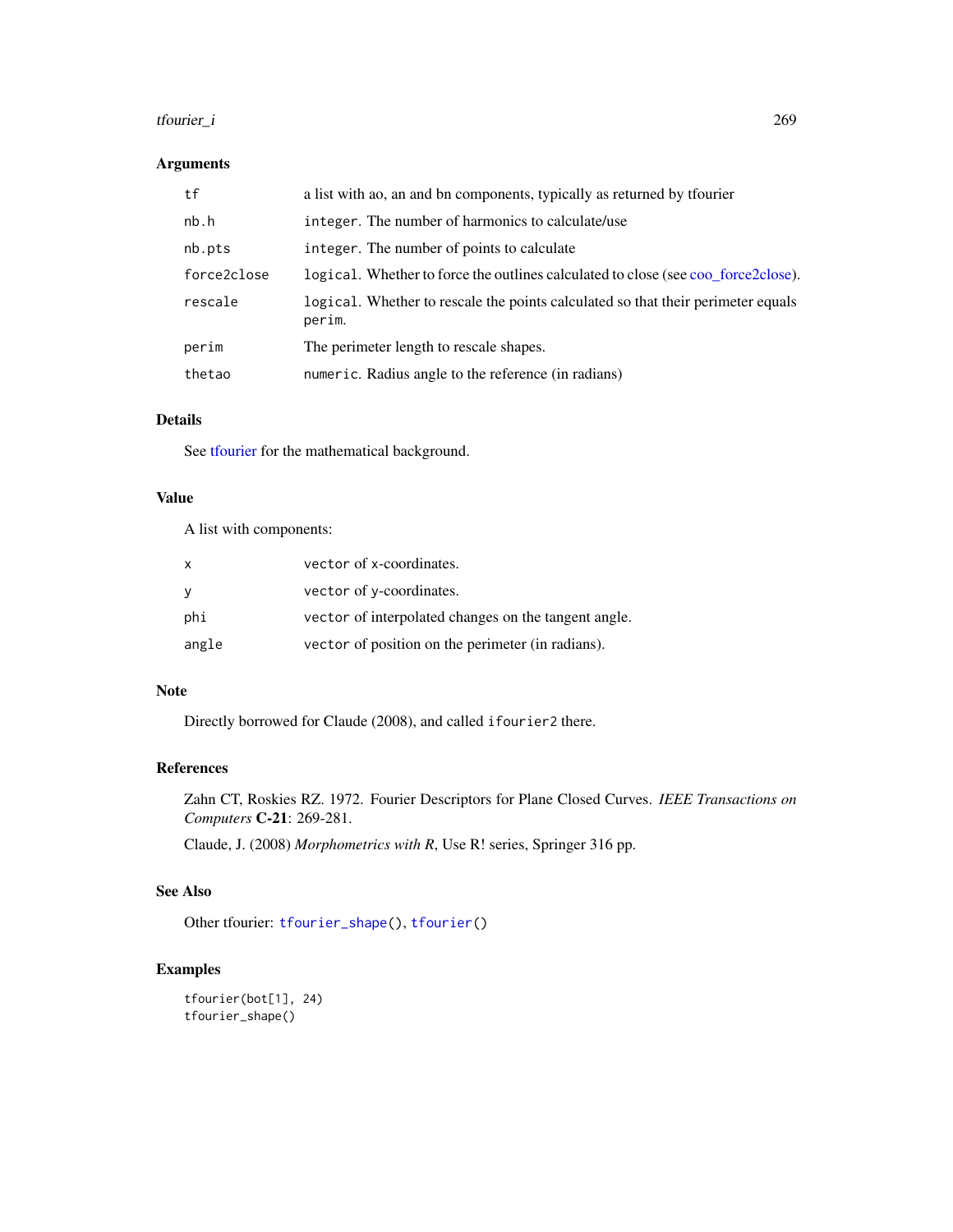## Arguments

| | |
|---|---|
| tf | a list with ao, an and bn components, typically as returned by tfourier |
| nb.h | integer. The number of harmonics to calculate/use |
| nb.pts | integer. The number of points to calculate |
| force2close | logical. Whether to force the outlines calculated to close (see coo_force2close). |
| rescale | logical. Whether to rescale the points calculated so that their perimeter equals perim. |
| perim | The perimeter length to rescale shapes. |
| thetao | numeric. Radius angle to the reference (in radians) |

## Details

See tfourier for the mathematical background.

## Value

A list with components:

| | |
|---|---|
| x | vector of x-coordinates. |
| y | vector of y-coordinates. |
| phi | vector of interpolated changes on the tangent angle. |
| angle | vector of position on the perimeter (in radians). |

## Note

Directly borrowed for Claude (2008), and called ifourier2 there.

## References

Zahn CT, Roskies RZ. 1972. Fourier Descriptors for Plane Closed Curves. *IEEE Transactions on Computers* **C-21**: 269-281.

Claude, J. (2008) *Morphometrics with R*, Use R! series, Springer 316 pp.

## See Also

Other tfourier: tfourier_shape(), tfourier()

## Examples

```
tfourier(bot[1], 24)
tfourier_shape()
```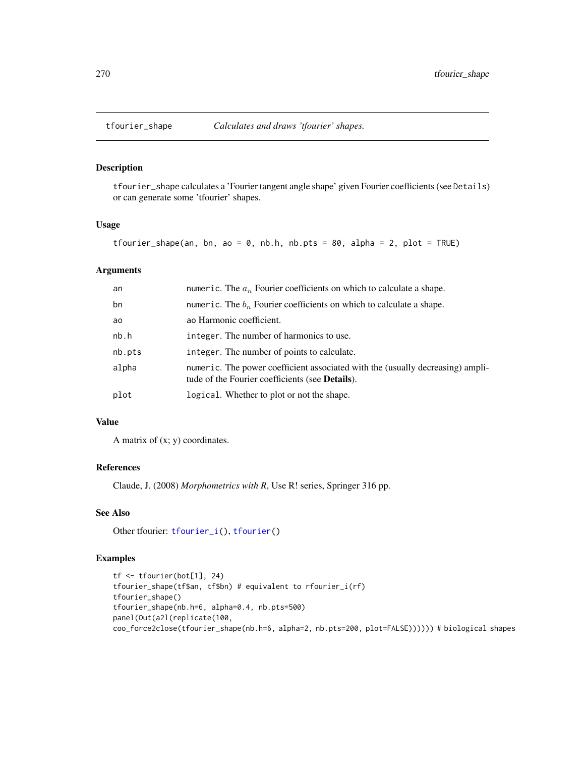# tfourier_shape — *Calculates and draws 'tfourier' shapes.*

## Description

tfourier_shape calculates a 'Fourier tangent angle shape' given Fourier coefficients (see Details) or can generate some 'tfourier' shapes.

## Usage

```
tfourier_shape(an, bn, ao = 0, nb.h, nb.pts = 80, alpha = 2, plot = TRUE)
```

## Arguments

| | |
|---|---|
| an | numeric. The $a_n$ Fourier coefficients on which to calculate a shape. |
| bn | numeric. The $b_n$ Fourier coefficients on which to calculate a shape. |
| ao | ao Harmonic coefficient. |
| nb.h | integer. The number of harmonics to use. |
| nb.pts | integer. The number of points to calculate. |
| alpha | numeric. The power coefficient associated with the (usually decreasing) amplitude of the Fourier coefficients (see **Details**). |
| plot | logical. Whether to plot or not the shape. |

## Value

A matrix of (x; y) coordinates.

## References

Claude, J. (2008) *Morphometrics with R*, Use R! series, Springer 316 pp.

## See Also

Other tfourier: tfourier_i(), tfourier()

## Examples

```
tf <- tfourier(bot[1], 24)
tfourier_shape(tf$an, tf$bn) # equivalent to rfourier_i(rf)
tfourier_shape()
tfourier_shape(nb.h=6, alpha=0.4, nb.pts=500)
panel(Out(a2l(replicate(100,
coo_force2close(tfourier_shape(nb.h=6, alpha=2, nb.pts=200, plot=FALSE)))))) # biological shapes
```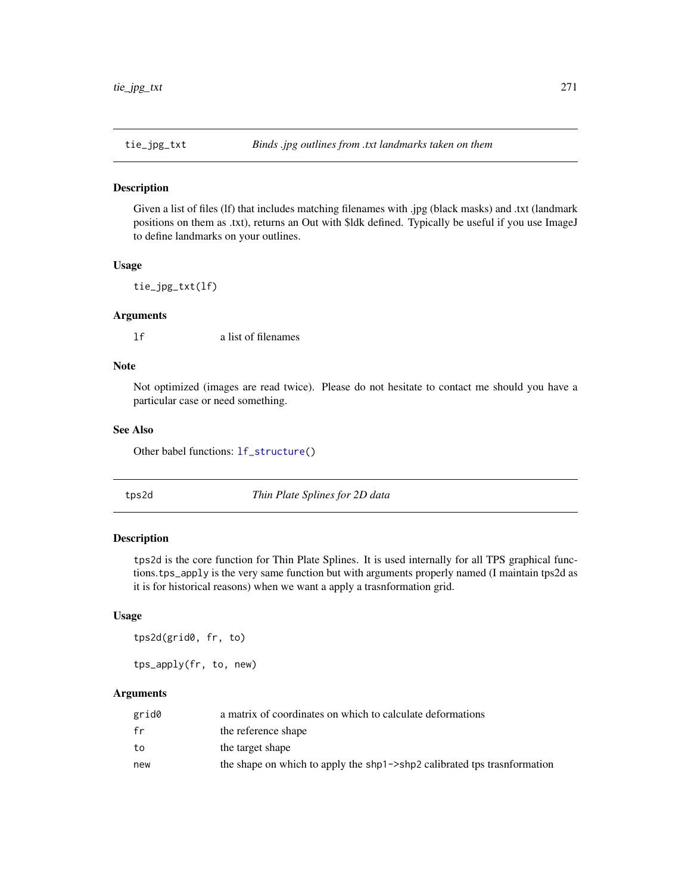## tie_jpg_txt — *Binds .jpg outlines from .txt landmarks taken on them*

### Description

Given a list of files (lf) that includes matching filenames with .jpg (black masks) and .txt (landmark positions on them as .txt), returns an Out with $ldk defined. Typically be useful if you use ImageJ to define landmarks on your outlines.

### Usage

```
tie_jpg_txt(lf)
```

### Arguments

| | |
|---|---|
| `lf` | a list of filenames |

### Note

Not optimized (images are read twice). Please do not hesitate to contact me should you have a particular case or need something.

### See Also

Other babel functions: `lf_structure()`

## tps2d — *Thin Plate Splines for 2D data*

### Description

`tps2d` is the core function for Thin Plate Splines. It is used internally for all TPS graphical functions.`tps_apply` is the very same function but with arguments properly named (I maintain tps2d as it is for historical reasons) when we want a apply a trasnformation grid.

### Usage

```
tps2d(grid0, fr, to)

tps_apply(fr, to, new)
```

### Arguments

| | |
|---|---|
| `grid0` | a matrix of coordinates on which to calculate deformations |
| `fr` | the reference shape |
| `to` | the target shape |
| `new` | the shape on which to apply the `shp1->shp2` calibrated tps trasnformation |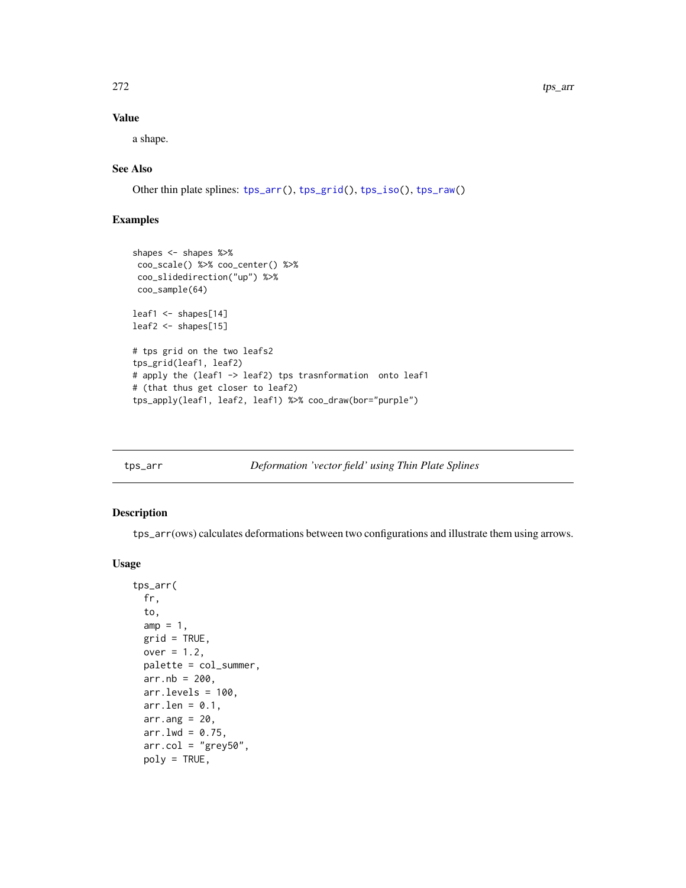### Value

a shape.

### See Also

Other thin plate splines: tps_arr(), tps_grid(), tps_iso(), tps_raw()

### Examples

```
shapes <- shapes %>%
 coo_scale() %>% coo_center() %>%
 coo_slidedirection("up") %>%
 coo_sample(64)

leaf1 <- shapes[14]
leaf2 <- shapes[15]

# tps grid on the two leafs2
tps_grid(leaf1, leaf2)
# apply the (leaf1 -> leaf2) tps trasnformation  onto leaf1
# (that thus get closer to leaf2)
tps_apply(leaf1, leaf2, leaf1) %>% coo_draw(bor="purple")
```

---

## tps_arr — *Deformation 'vector field' using Thin Plate Splines*

### Description

tps_arr(ows) calculates deformations between two configurations and illustrate them using arrows.

### Usage

```
tps_arr(
  fr,
  to,
  amp = 1,
  grid = TRUE,
  over = 1.2,
  palette = col_summer,
  arr.nb = 200,
  arr.levels = 100,
  arr.len = 0.1,
  arr.ang = 20,
  arr.lwd = 0.75,
  arr.col = "grey50",
  poly = TRUE,
```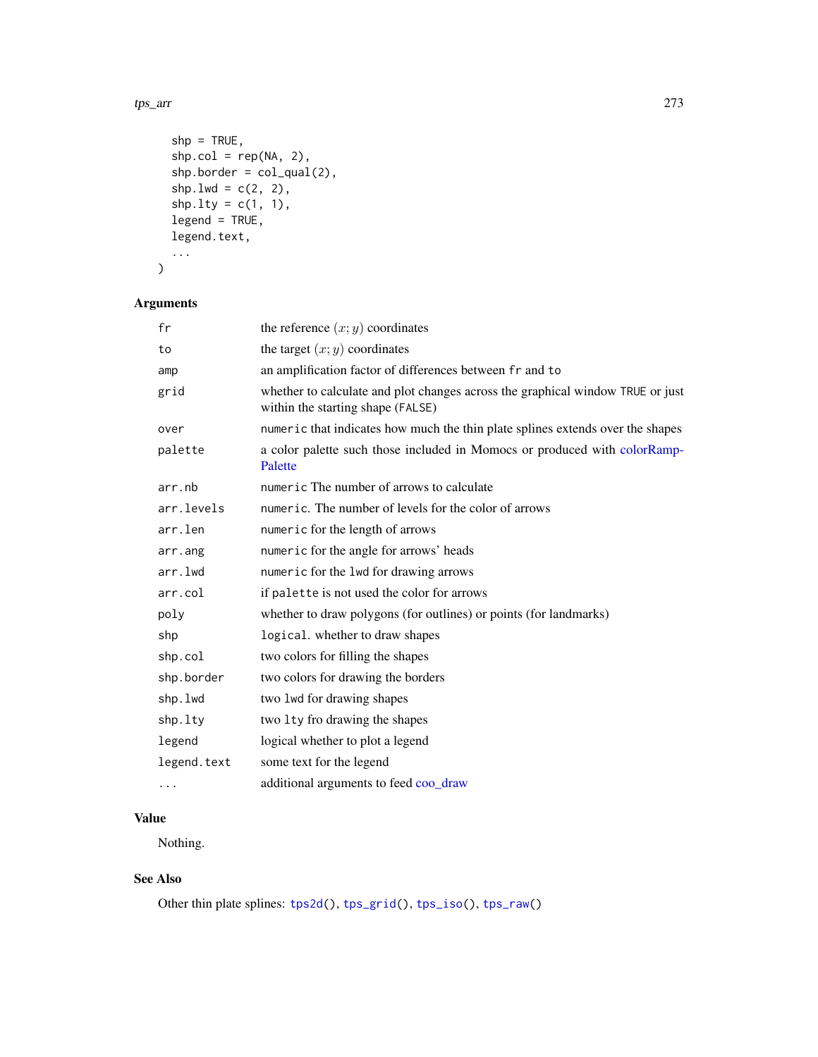```
  shp = TRUE,
  shp.col = rep(NA, 2),
  shp.border = col_qual(2),
  shp.lwd = c(2, 2),
  shp.lty = c(1, 1),
  legend = TRUE,
  legend.text,
  ...
)
```

## Arguments

| | |
|---|---|
| fr | the reference $(x; y)$ coordinates |
| to | the target $(x; y)$ coordinates |
| amp | an amplification factor of differences between fr and to |
| grid | whether to calculate and plot changes across the graphical window TRUE or just within the starting shape (FALSE) |
| over | numeric that indicates how much the thin plate splines extends over the shapes |
| palette | a color palette such those included in Momocs or produced with colorRampPalette |
| arr.nb | numeric The number of arrows to calculate |
| arr.levels | numeric. The number of levels for the color of arrows |
| arr.len | numeric for the length of arrows |
| arr.ang | numeric for the angle for arrows' heads |
| arr.lwd | numeric for the lwd for drawing arrows |
| arr.col | if palette is not used the color for arrows |
| poly | whether to draw polygons (for outlines) or points (for landmarks) |
| shp | logical. whether to draw shapes |
| shp.col | two colors for filling the shapes |
| shp.border | two colors for drawing the borders |
| shp.lwd | two lwd for drawing shapes |
| shp.lty | two lty fro drawing the shapes |
| legend | logical whether to plot a legend |
| legend.text | some text for the legend |
| ... | additional arguments to feed coo_draw |

## Value

Nothing.

## See Also

Other thin plate splines: tps2d(), tps_grid(), tps_iso(), tps_raw()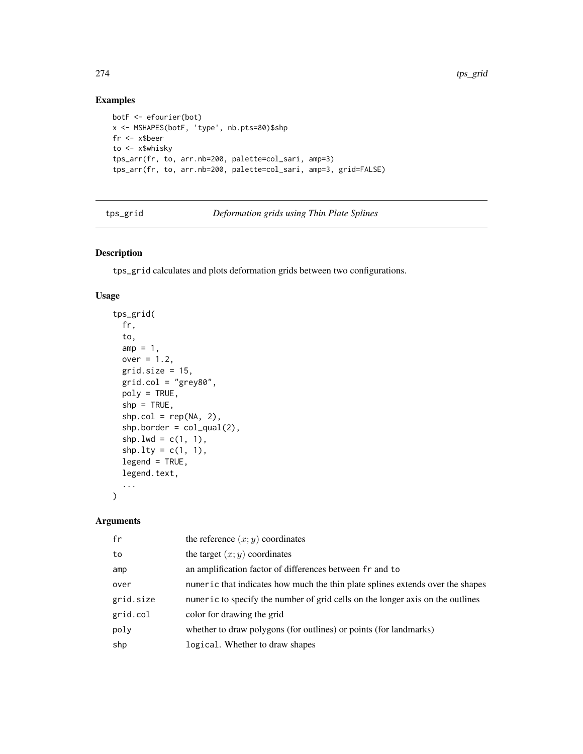## Examples

```
botF <- efourier(bot)
x <- MSHAPES(botF, 'type', nb.pts=80)$shp
fr <- x$beer
to <- x$whisky
tps_arr(fr, to, arr.nb=200, palette=col_sari, amp=3)
tps_arr(fr, to, arr.nb=200, palette=col_sari, amp=3, grid=FALSE)
```

---

# tps_grid — *Deformation grids using Thin Plate Splines*

---

## Description

tps_grid calculates and plots deformation grids between two configurations.

## Usage

```
tps_grid(
  fr,
  to,
  amp = 1,
  over = 1.2,
  grid.size = 15,
  grid.col = "grey80",
  poly = TRUE,
  shp = TRUE,
  shp.col = rep(NA, 2),
  shp.border = col_qual(2),
  shp.lwd = c(1, 1),
  shp.lty = c(1, 1),
  legend = TRUE,
  legend.text,
  ...
)
```

## Arguments

| | |
|---|---|
| fr | the reference $(x; y)$ coordinates |
| to | the target $(x; y)$ coordinates |
| amp | an amplification factor of differences between fr and to |
| over | numeric that indicates how much the thin plate splines extends over the shapes |
| grid.size | numeric to specify the number of grid cells on the longer axis on the outlines |
| grid.col | color for drawing the grid |
| poly | whether to draw polygons (for outlines) or points (for landmarks) |
| shp | logical. Whether to draw shapes |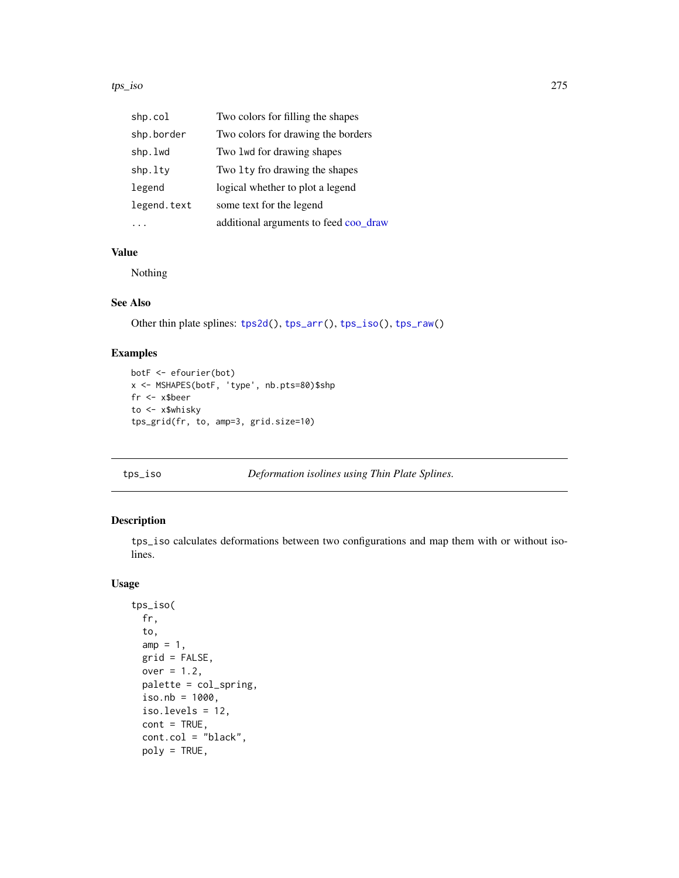| | |
|---|---|
| shp.col | Two colors for filling the shapes |
| shp.border | Two colors for drawing the borders |
| shp.lwd | Two lwd for drawing shapes |
| shp.lty | Two lty fro drawing the shapes |
| legend | logical whether to plot a legend |
| legend.text | some text for the legend |
| ... | additional arguments to feed coo_draw |

### Value

Nothing

### See Also

Other thin plate splines: tps2d(), tps_arr(), tps_iso(), tps_raw()

### Examples

```
botF <- efourier(bot)
x <- MSHAPES(botF, 'type', nb.pts=80)$shp
fr <- x$beer
to <- x$whisky
tps_grid(fr, to, amp=3, grid.size=10)
```

---

## tps_iso — *Deformation isolines using Thin Plate Splines.*

### Description

tps_iso calculates deformations between two configurations and map them with or without isolines.

### Usage

```
tps_iso(
  fr,
  to,
  amp = 1,
  grid = FALSE,
  over = 1.2,
  palette = col_spring,
  iso.nb = 1000,
  iso.levels = 12,
  cont = TRUE,
  cont.col = "black",
  poly = TRUE,
```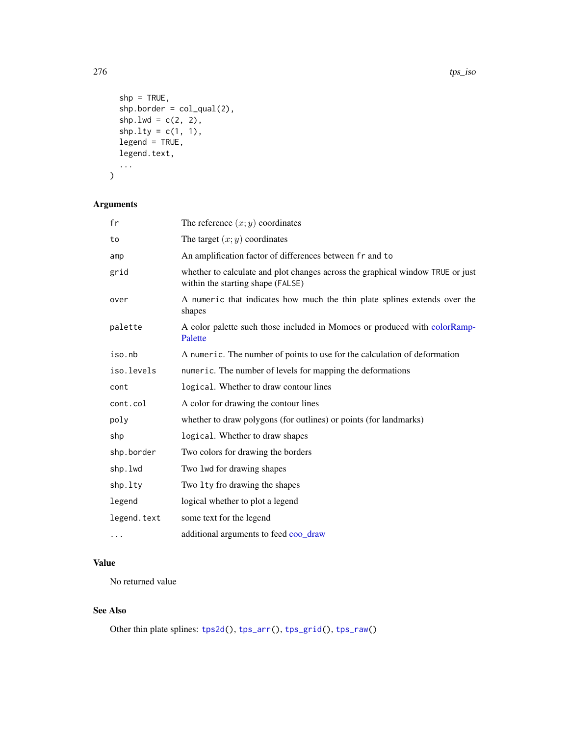```
  shp = TRUE,
  shp.border = col_qual(2),
  shp.lwd = c(2, 2),
  shp.lty = c(1, 1),
  legend = TRUE,
  legend.text,
  ...
)
```

## Arguments

| | |
|---|---|
| fr | The reference $(x; y)$ coordinates |
| to | The target $(x; y)$ coordinates |
| amp | An amplification factor of differences between fr and to |
| grid | whether to calculate and plot changes across the graphical window TRUE or just within the starting shape (FALSE) |
| over | A numeric that indicates how much the thin plate splines extends over the shapes |
| palette | A color palette such those included in Momocs or produced with colorRampPalette |
| iso.nb | A numeric. The number of points to use for the calculation of deformation |
| iso.levels | numeric. The number of levels for mapping the deformations |
| cont | logical. Whether to draw contour lines |
| cont.col | A color for drawing the contour lines |
| poly | whether to draw polygons (for outlines) or points (for landmarks) |
| shp | logical. Whether to draw shapes |
| shp.border | Two colors for drawing the borders |
| shp.lwd | Two lwd for drawing shapes |
| shp.lty | Two lty fro drawing the shapes |
| legend | logical whether to plot a legend |
| legend.text | some text for the legend |
| ... | additional arguments to feed coo_draw |

## Value

No returned value

## See Also

Other thin plate splines: tps2d(), tps_arr(), tps_grid(), tps_raw()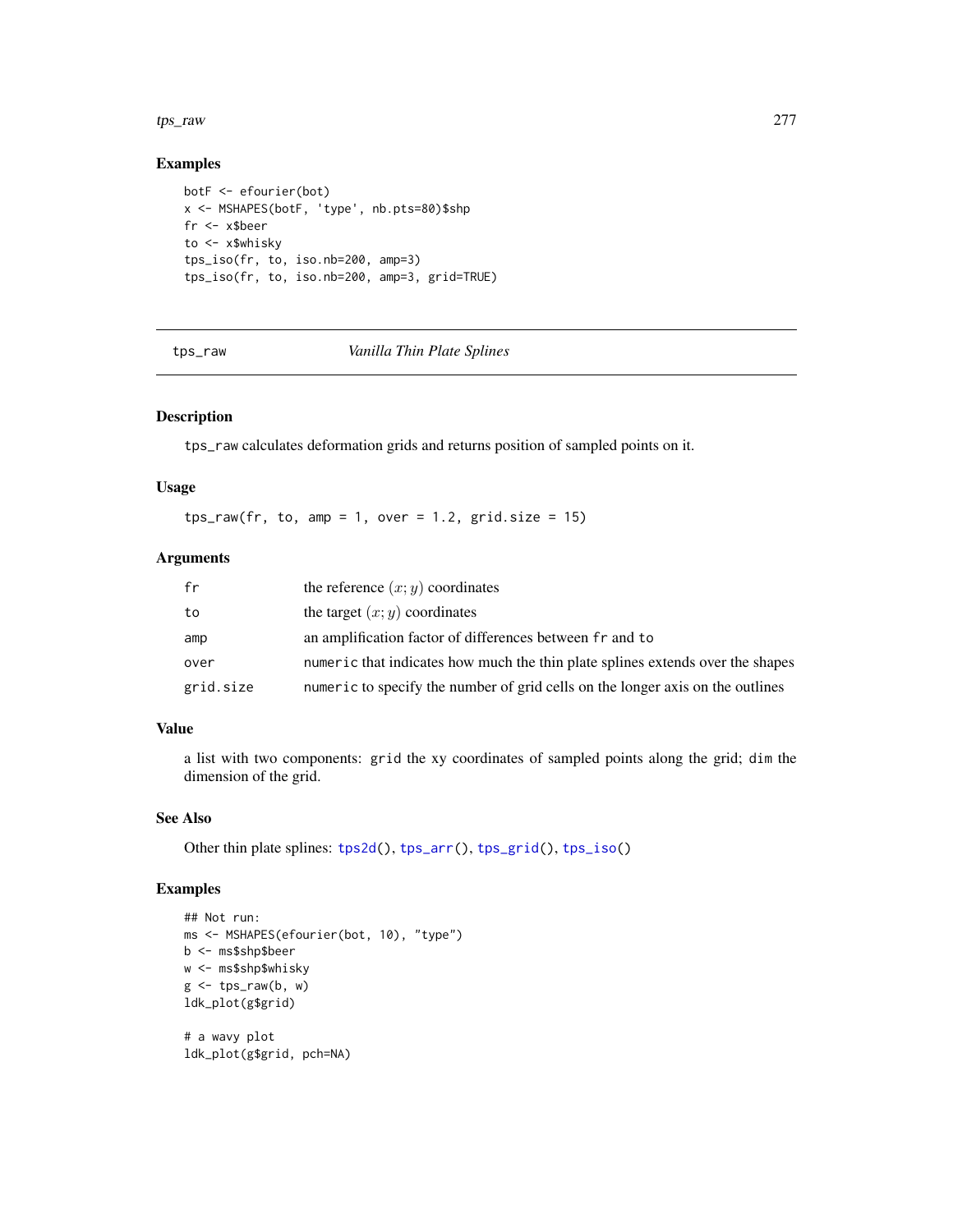## Examples

```
botF <- efourier(bot)
x <- MSHAPES(botF, 'type', nb.pts=80)$shp
fr <- x$beer
to <- x$whisky
tps_iso(fr, to, iso.nb=200, amp=3)
tps_iso(fr, to, iso.nb=200, amp=3, grid=TRUE)
```

---

# tps_raw — *Vanilla Thin Plate Splines*

## Description

`tps_raw` calculates deformation grids and returns position of sampled points on it.

## Usage

```
tps_raw(fr, to, amp = 1, over = 1.2, grid.size = 15)
```

## Arguments

| | |
|---|---|
| `fr` | the reference $(x; y)$ coordinates |
| `to` | the target $(x; y)$ coordinates |
| `amp` | an amplification factor of differences between `fr` and `to` |
| `over` | `numeric` that indicates how much the thin plate splines extends over the shapes |
| `grid.size` | `numeric` to specify the number of grid cells on the longer axis on the outlines |

## Value

a list with two components: `grid` the xy coordinates of sampled points along the grid; `dim` the dimension of the grid.

## See Also

Other thin plate splines: `tps2d()`, `tps_arr()`, `tps_grid()`, `tps_iso()`

## Examples

```
## Not run:
ms <- MSHAPES(efourier(bot, 10), "type")
b <- ms$shp$beer
w <- ms$shp$whisky
g <- tps_raw(b, w)
ldk_plot(g$grid)

# a wavy plot
ldk_plot(g$grid, pch=NA)
```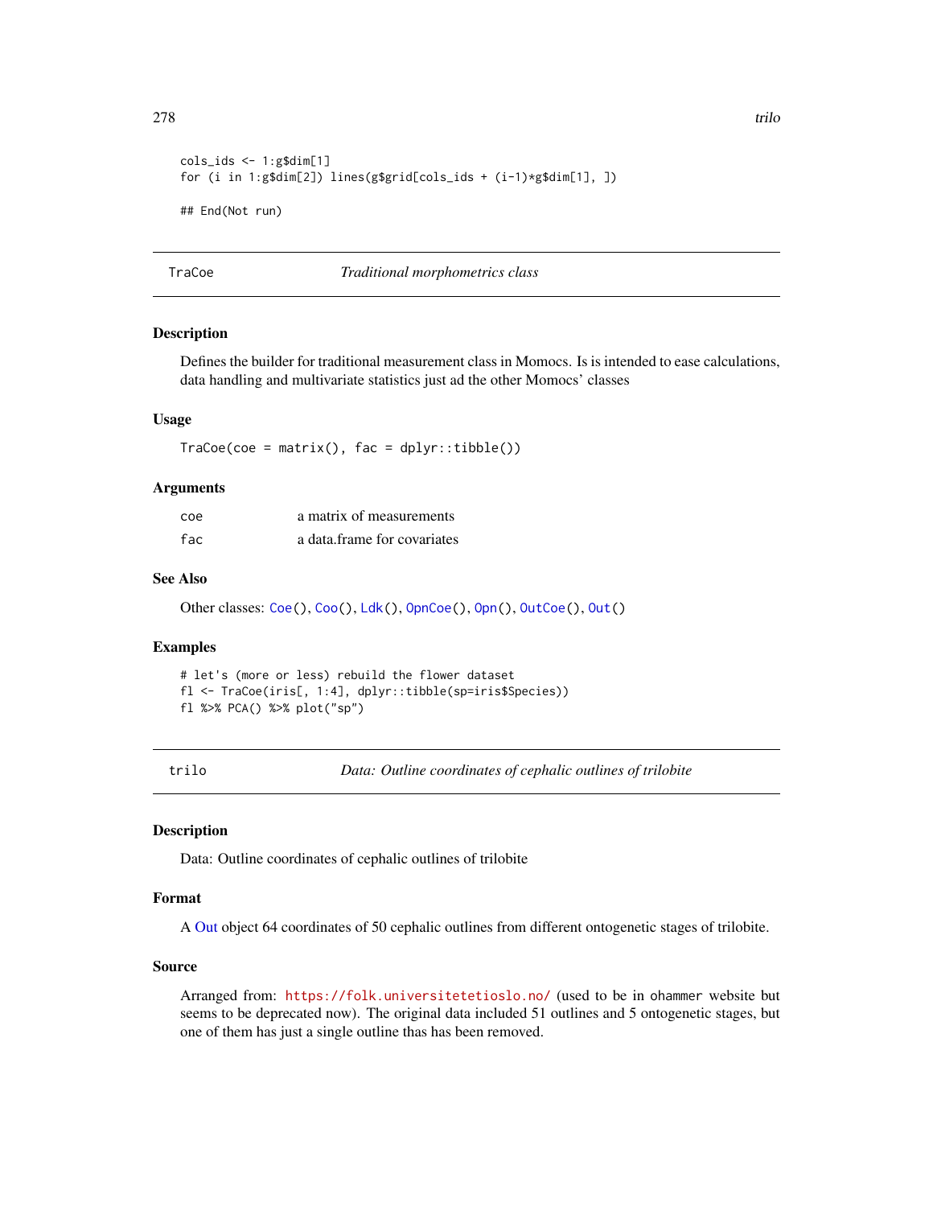```
cols_ids <- 1:g$dim[1]
for (i in 1:g$dim[2]) lines(g$grid[cols_ids + (i-1)*g$dim[1], ])

## End(Not run)
```

## TraCoe — *Traditional morphometrics class*

### Description

Defines the builder for traditional measurement class in Momocs. Is is intended to ease calculations, data handling and multivariate statistics just ad the other Momocs' classes

### Usage

```
TraCoe(coe = matrix(), fac = dplyr::tibble())
```

### Arguments

| | |
|---|---|
| coe | a matrix of measurements |
| fac | a data.frame for covariates |

### See Also

Other classes: Coe(), Coo(), Ldk(), OpnCoe(), Opn(), OutCoe(), Out()

### Examples

```
# let's (more or less) rebuild the flower dataset
fl <- TraCoe(iris[, 1:4], dplyr::tibble(sp=iris$Species))
fl %>% PCA() %>% plot("sp")
```

## trilo — *Data: Outline coordinates of cephalic outlines of trilobite*

### Description

Data: Outline coordinates of cephalic outlines of trilobite

### Format

A Out object 64 coordinates of 50 cephalic outlines from different ontogenetic stages of trilobite.

### Source

Arranged from: https://folk.universitetetioslo.no/ (used to be in ohammer website but seems to be deprecated now). The original data included 51 outlines and 5 ontogenetic stages, but one of them has just a single outline thas has been removed.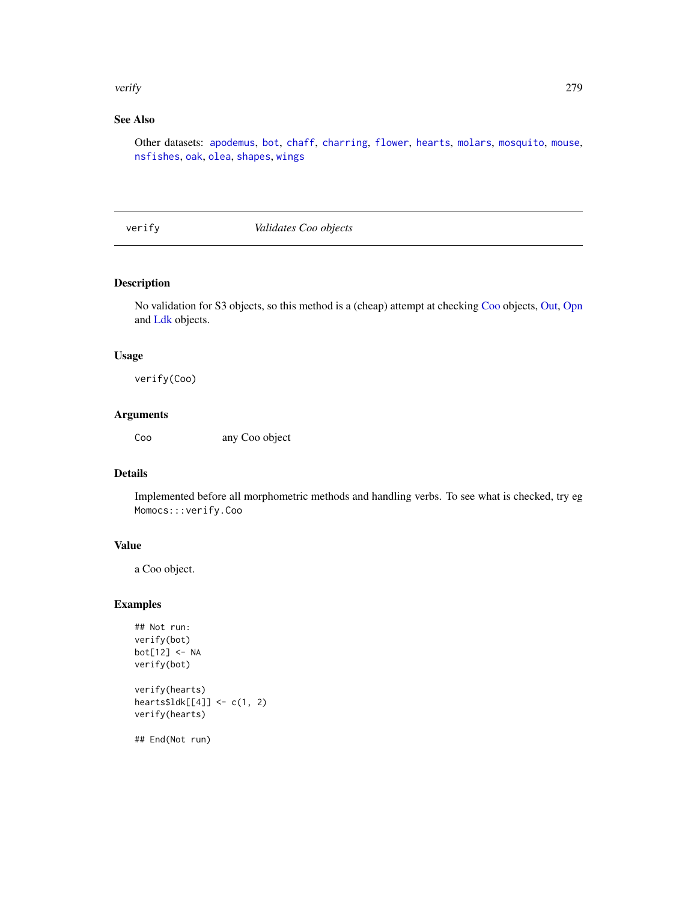## See Also

Other datasets: `apodemus`, `bot`, `chaff`, `charring`, `flower`, `hearts`, `molars`, `mosquito`, `mouse`, `nsfishes`, `oak`, `olea`, `shapes`, `wings`

---

# verify — *Validates Coo objects*

## Description

No validation for S3 objects, so this method is a (cheap) attempt at checking Coo objects, Out, Opn and Ldk objects.

## Usage

```
verify(Coo)
```

## Arguments

| | |
|---|---|
| `Coo` | any Coo object |

## Details

Implemented before all morphometric methods and handling verbs. To see what is checked, try eg `Momocs:::verify.Coo`

## Value

a Coo object.

## Examples

```
## Not run:
verify(bot)
bot[12] <- NA
verify(bot)

verify(hearts)
hearts$ldk[[4]] <- c(1, 2)
verify(hearts)

## End(Not run)
```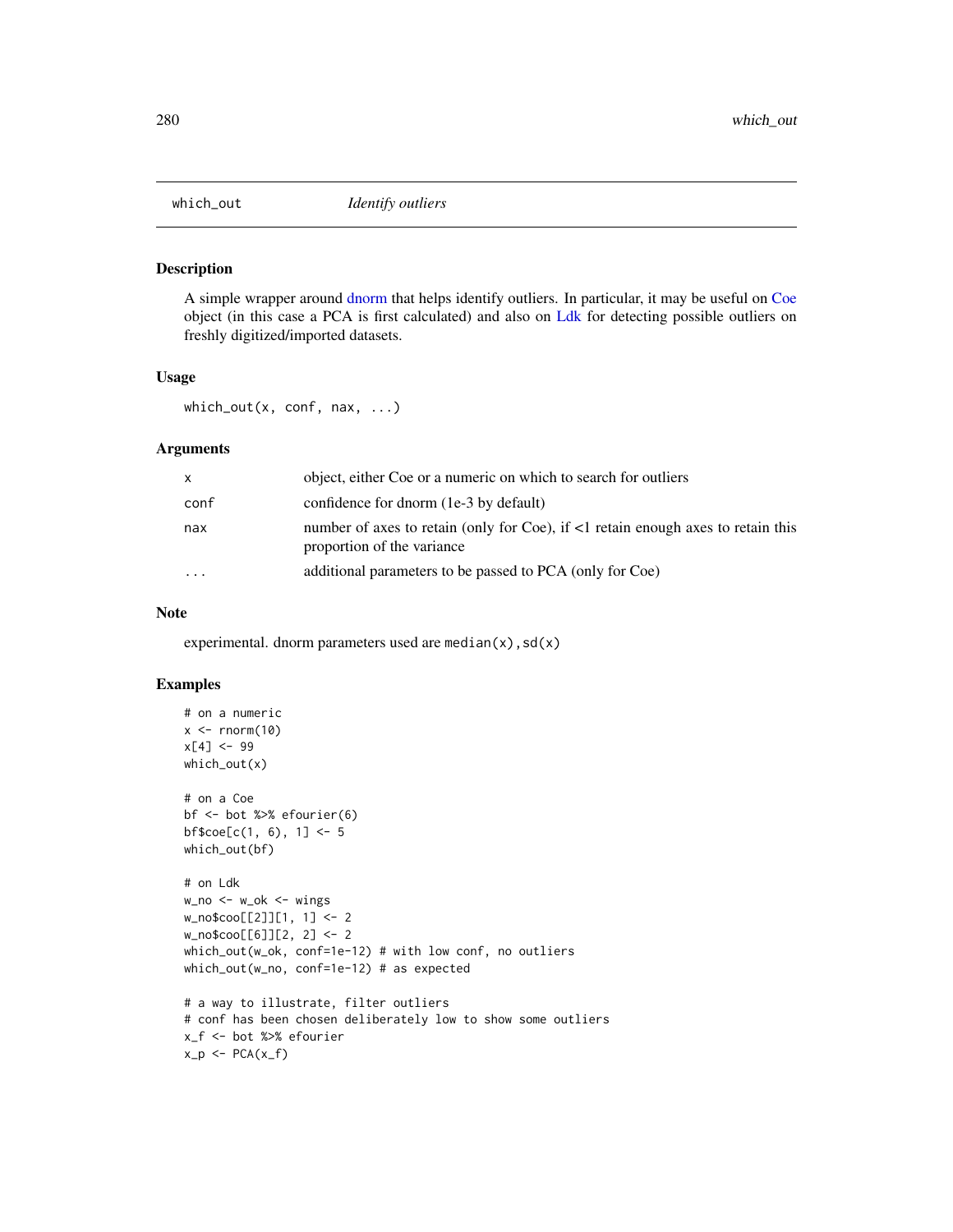## which_out — *Identify outliers*

### Description

A simple wrapper around dnorm that helps identify outliers. In particular, it may be useful on Coe object (in this case a PCA is first calculated) and also on Ldk for detecting possible outliers on freshly digitized/imported datasets.

### Usage

```
which_out(x, conf, nax, ...)
```

### Arguments

| | |
|---|---|
| x | object, either Coe or a numeric on which to search for outliers |
| conf | confidence for dnorm (1e-3 by default) |
| nax | number of axes to retain (only for Coe), if <1 retain enough axes to retain this proportion of the variance |
| ... | additional parameters to be passed to PCA (only for Coe) |

### Note

experimental. dnorm parameters used are `median(x),sd(x)`

### Examples

```
# on a numeric
x <- rnorm(10)
x[4] <- 99
which_out(x)

# on a Coe
bf <- bot %>% efourier(6)
bf$coe[c(1, 6), 1] <- 5
which_out(bf)

# on Ldk
w_no <- w_ok <- wings
w_no$coo[[2]][1, 1] <- 2
w_no$coo[[6]][2, 2] <- 2
which_out(w_ok, conf=1e-12) # with low conf, no outliers
which_out(w_no, conf=1e-12) # as expected

# a way to illustrate, filter outliers
# conf has been chosen deliberately low to show some outliers
x_f <- bot %>% efourier
x_p <- PCA(x_f)
```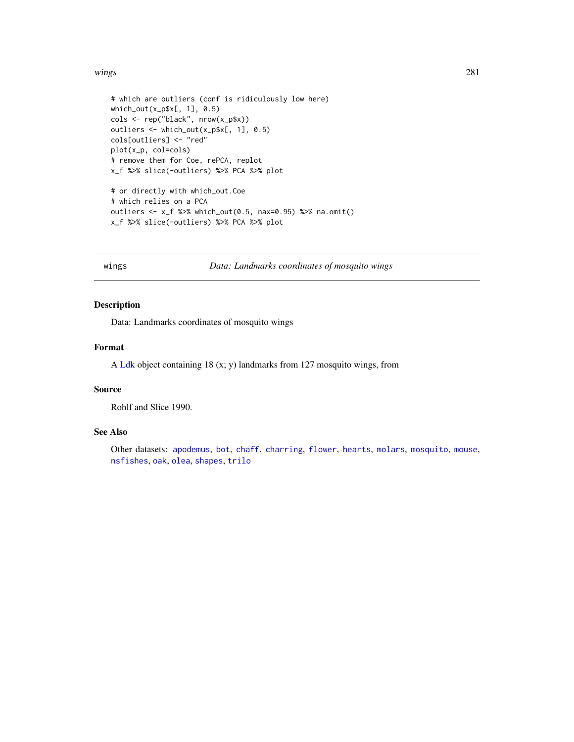```
# which are outliers (conf is ridiculously low here)
which_out(x_p$x[, 1], 0.5)
cols <- rep("black", nrow(x_p$x))
outliers <- which_out(x_p$x[, 1], 0.5)
cols[outliers] <- "red"
plot(x_p, col=cols)
# remove them for Coe, rePCA, replot
x_f %>% slice(-outliers) %>% PCA %>% plot

# or directly with which_out.Coe
# which relies on a PCA
outliers <- x_f %>% which_out(0.5, nax=0.95) %>% na.omit()
x_f %>% slice(-outliers) %>% PCA %>% plot
```

---

## wings — *Data: Landmarks coordinates of mosquito wings*

### Description

Data: Landmarks coordinates of mosquito wings

### Format

A Ldk object containing 18 (x; y) landmarks from 127 mosquito wings, from

### Source

Rohlf and Slice 1990.

### See Also

Other datasets: `apodemus`, `bot`, `chaff`, `charring`, `flower`, `hearts`, `molars`, `mosquito`, `mouse`, `nsfishes`, `oak`, `olea`, `shapes`, `trilo`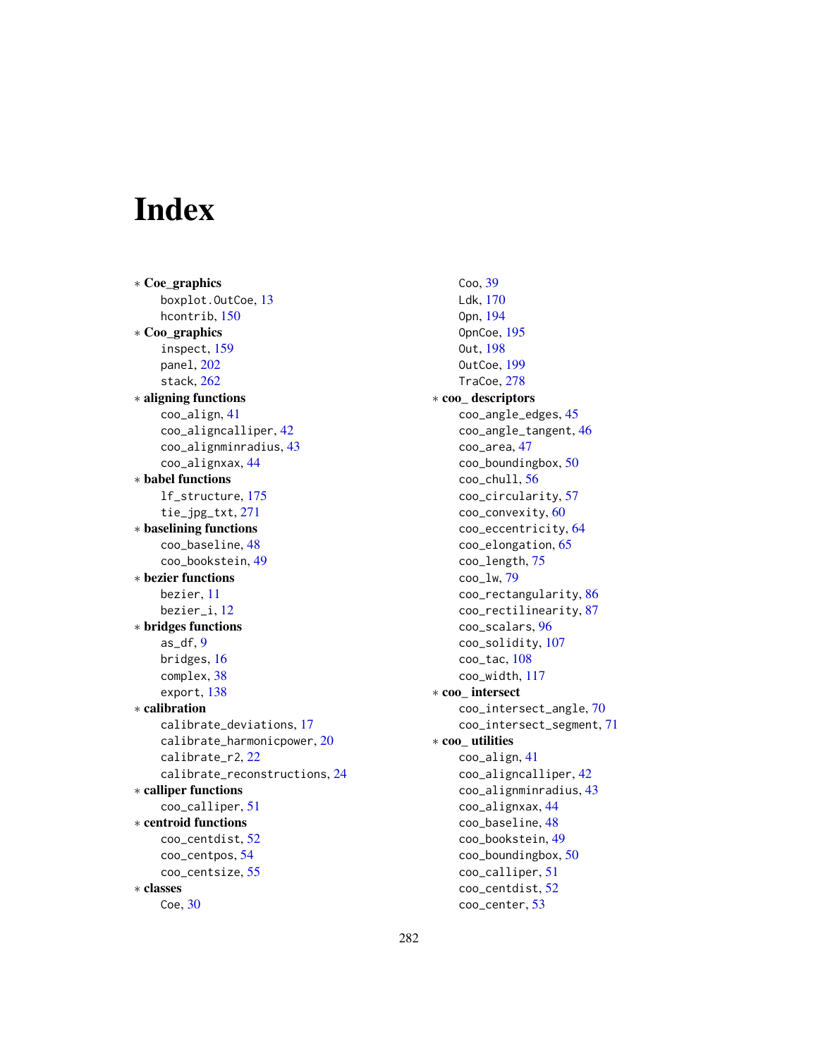# Index

* **Coe_graphics**
    - boxplot.OutCoe, 13
    - hcontrib, 150
* **Coo_graphics**
    - inspect, 159
    - panel, 202
    - stack, 262
* **aligning functions**
    - coo_align, 41
    - coo_aligncalliper, 42
    - coo_alignminradius, 43
    - coo_alignxax, 44
* **babel functions**
    - lf_structure, 175
    - tie_jpg_txt, 271
* **baselining functions**
    - coo_baseline, 48
    - coo_bookstein, 49
* **bezier functions**
    - bezier, 11
    - bezier_i, 12
* **bridges functions**
    - as_df, 9
    - bridges, 16
    - complex, 38
    - export, 138
* **calibration**
    - calibrate_deviations, 17
    - calibrate_harmonicpower, 20
    - calibrate_r2, 22
    - calibrate_reconstructions, 24
* **calliper functions**
    - coo_calliper, 51
* **centroid functions**
    - coo_centdist, 52
    - coo_centpos, 54
    - coo_centsize, 55
* **classes**
    - Coe, 30
    - Coo, 39
    - Ldk, 170
    - Opn, 194
    - OpnCoe, 195
    - Out, 198
    - OutCoe, 199
    - TraCoe, 278
* **coo_ descriptors**
    - coo_angle_edges, 45
    - coo_angle_tangent, 46
    - coo_area, 47
    - coo_boundingbox, 50
    - coo_chull, 56
    - coo_circularity, 57
    - coo_convexity, 60
    - coo_eccentricity, 64
    - coo_elongation, 65
    - coo_length, 75
    - coo_lw, 79
    - coo_rectangularity, 86
    - coo_rectilinearity, 87
    - coo_scalars, 96
    - coo_solidity, 107
    - coo_tac, 108
    - coo_width, 117
* **coo_ intersect**
    - coo_intersect_angle, 70
    - coo_intersect_segment, 71
* **coo_ utilities**
    - coo_align, 41
    - coo_aligncalliper, 42
    - coo_alignminradius, 43
    - coo_alignxax, 44
    - coo_baseline, 48
    - coo_bookstein, 49
    - coo_boundingbox, 50
    - coo_calliper, 51
    - coo_centdist, 52
    - coo_center, 53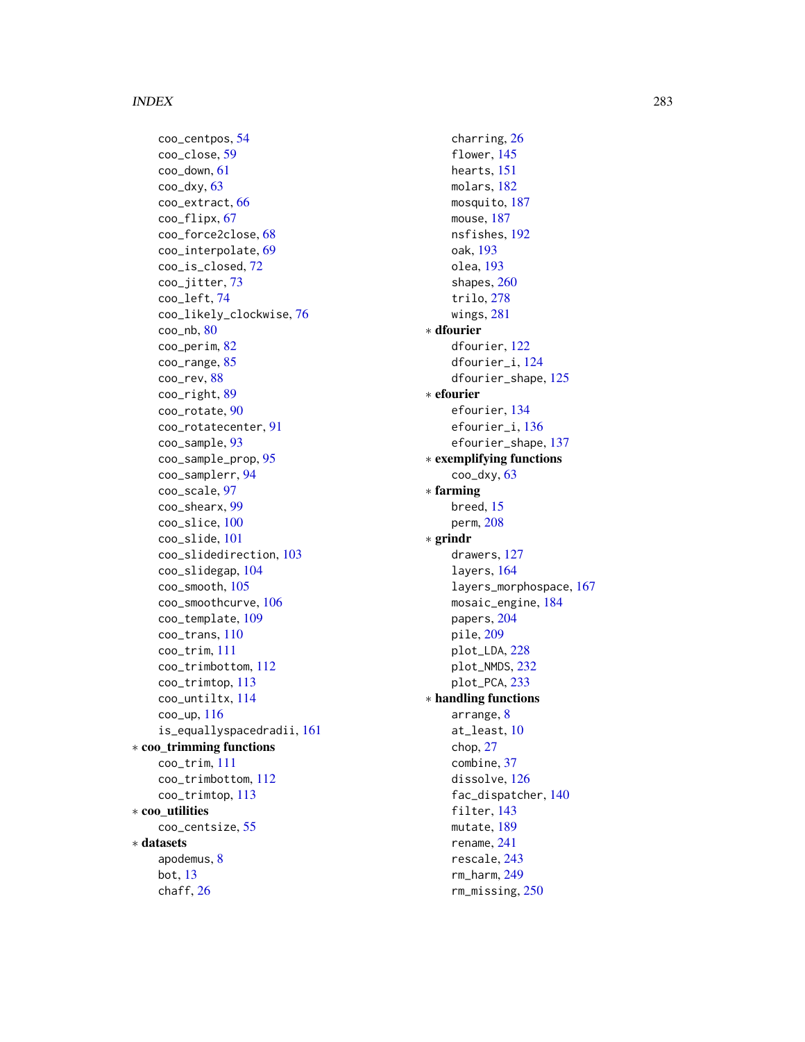coo_centpos, 54
coo_close, 59
coo_down, 61
coo_dxy, 63
coo_extract, 66
coo_flipx, 67
coo_force2close, 68
coo_interpolate, 69
coo_is_closed, 72
coo_jitter, 73
coo_left, 74
coo_likely_clockwise, 76
coo_nb, 80
coo_perim, 82
coo_range, 85
coo_rev, 88
coo_right, 89
coo_rotate, 90
coo_rotatecenter, 91
coo_sample, 93
coo_sample_prop, 95
coo_samplerr, 94
coo_scale, 97
coo_shearx, 99
coo_slice, 100
coo_slide, 101
coo_slidedirection, 103
coo_slidegap, 104
coo_smooth, 105
coo_smoothcurve, 106
coo_template, 109
coo_trans, 110
coo_trim, 111
coo_trimbottom, 112
coo_trimtop, 113
coo_untiltx, 114
coo_up, 116
is_equallyspacedradii, 161

∗ **coo_trimming functions**
coo_trim, 111
coo_trimbottom, 112
coo_trimtop, 113

∗ **coo_utilities**
coo_centsize, 55

∗ **datasets**
apodemus, 8
bot, 13
chaff, 26
charring, 26
flower, 145
hearts, 151
molars, 182
mosquito, 187
mouse, 187
nsfishes, 192
oak, 193
olea, 193
shapes, 260
trilo, 278
wings, 281

∗ **dfourier**
dfourier, 122
dfourier_i, 124
dfourier_shape, 125

∗ **efourier**
efourier, 134
efourier_i, 136
efourier_shape, 137

∗ **exemplifying functions**
coo_dxy, 63

∗ **farming**
breed, 15
perm, 208

∗ **grindr**
drawers, 127
layers, 164
layers_morphospace, 167
mosaic_engine, 184
papers, 204
pile, 209
plot_LDA, 228
plot_NMDS, 232
plot_PCA, 233

∗ **handling functions**
arrange, 8
at_least, 10
chop, 27
combine, 37
dissolve, 126
fac_dispatcher, 140
filter, 143
mutate, 189
rename, 241
rescale, 243
rm_harm, 249
rm_missing, 250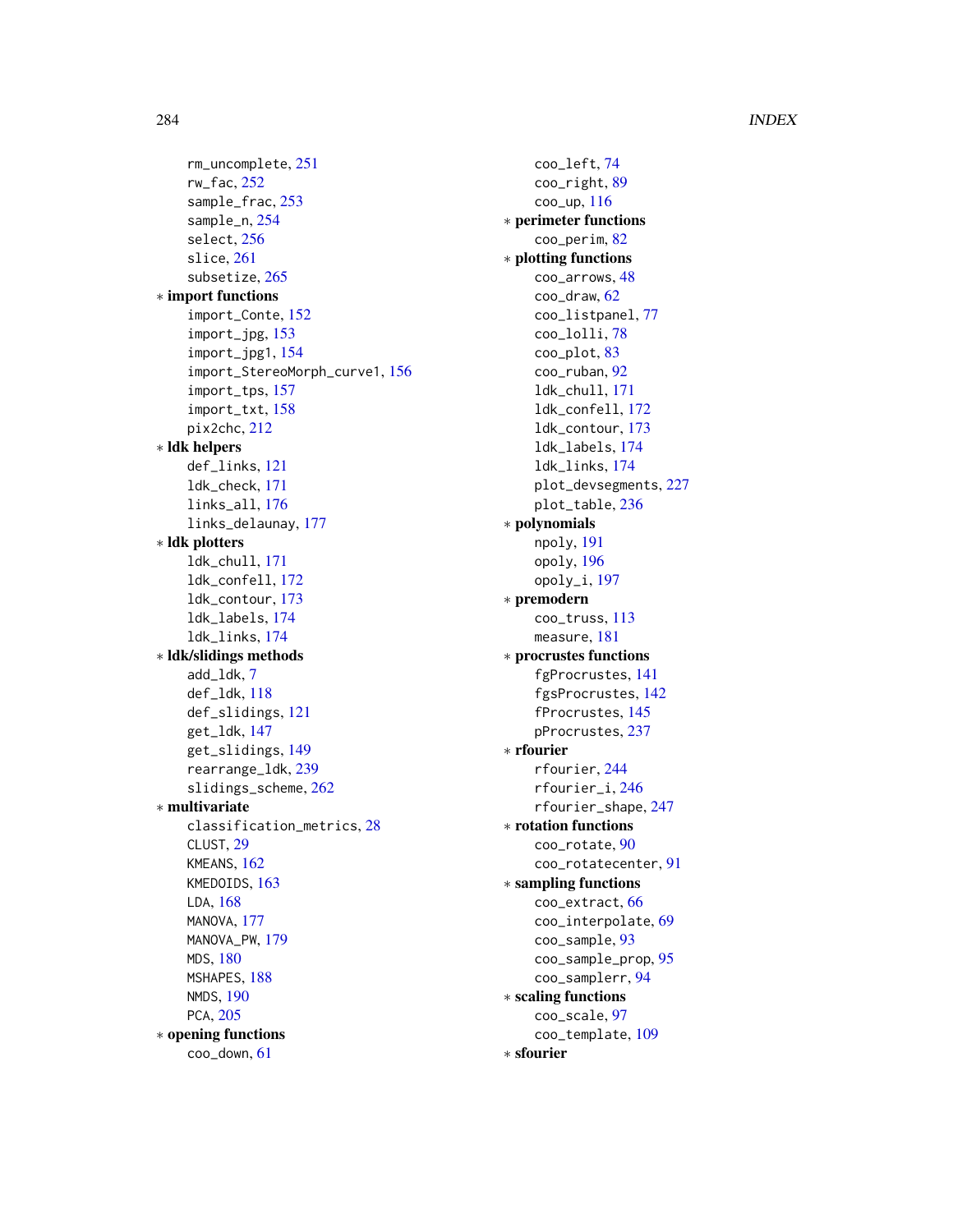rm_uncomplete, 251
rw_fac, 252
sample_frac, 253
sample_n, 254
select, 256
slice, 261
subsetize, 265

* **import functions**
  - import_Conte, 152
  - import_jpg, 153
  - import_jpg1, 154
  - import_StereoMorph_curve1, 156
  - import_tps, 157
  - import_txt, 158
  - pix2chc, 212
* **ldk helpers**
  - def_links, 121
  - ldk_check, 171
  - links_all, 176
  - links_delaunay, 177
* **ldk plotters**
  - ldk_chull, 171
  - ldk_confell, 172
  - ldk_contour, 173
  - ldk_labels, 174
  - ldk_links, 174
* **ldk/slidings methods**
  - add_ldk, 7
  - def_ldk, 118
  - def_slidings, 121
  - get_ldk, 147
  - get_slidings, 149
  - rearrange_ldk, 239
  - slidings_scheme, 262
* **multivariate**
  - classification_metrics, 28
  - CLUST, 29
  - KMEANS, 162
  - KMEDOIDS, 163
  - LDA, 168
  - MANOVA, 177
  - MANOVA_PW, 179
  - MDS, 180
  - MSHAPES, 188
  - NMDS, 190
  - PCA, 205
* **opening functions**
  - coo_down, 61
  - coo_left, 74
  - coo_right, 89
  - coo_up, 116
* **perimeter functions**
  - coo_perim, 82
* **plotting functions**
  - coo_arrows, 48
  - coo_draw, 62
  - coo_listpanel, 77
  - coo_lolli, 78
  - coo_plot, 83
  - coo_ruban, 92
  - ldk_chull, 171
  - ldk_confell, 172
  - ldk_contour, 173
  - ldk_labels, 174
  - ldk_links, 174
  - plot_devsegments, 227
  - plot_table, 236
* **polynomials**
  - npoly, 191
  - opoly, 196
  - opoly_i, 197
* **premodern**
  - coo_truss, 113
  - measure, 181
* **procrustes functions**
  - fgProcrustes, 141
  - fgsProcrustes, 142
  - fProcrustes, 145
  - pProcrustes, 237
* **rfourier**
  - rfourier, 244
  - rfourier_i, 246
  - rfourier_shape, 247
* **rotation functions**
  - coo_rotate, 90
  - coo_rotatecenter, 91
* **sampling functions**
  - coo_extract, 66
  - coo_interpolate, 69
  - coo_sample, 93
  - coo_sample_prop, 95
  - coo_samplerr, 94
* **scaling functions**
  - coo_scale, 97
  - coo_template, 109
* **sfourier**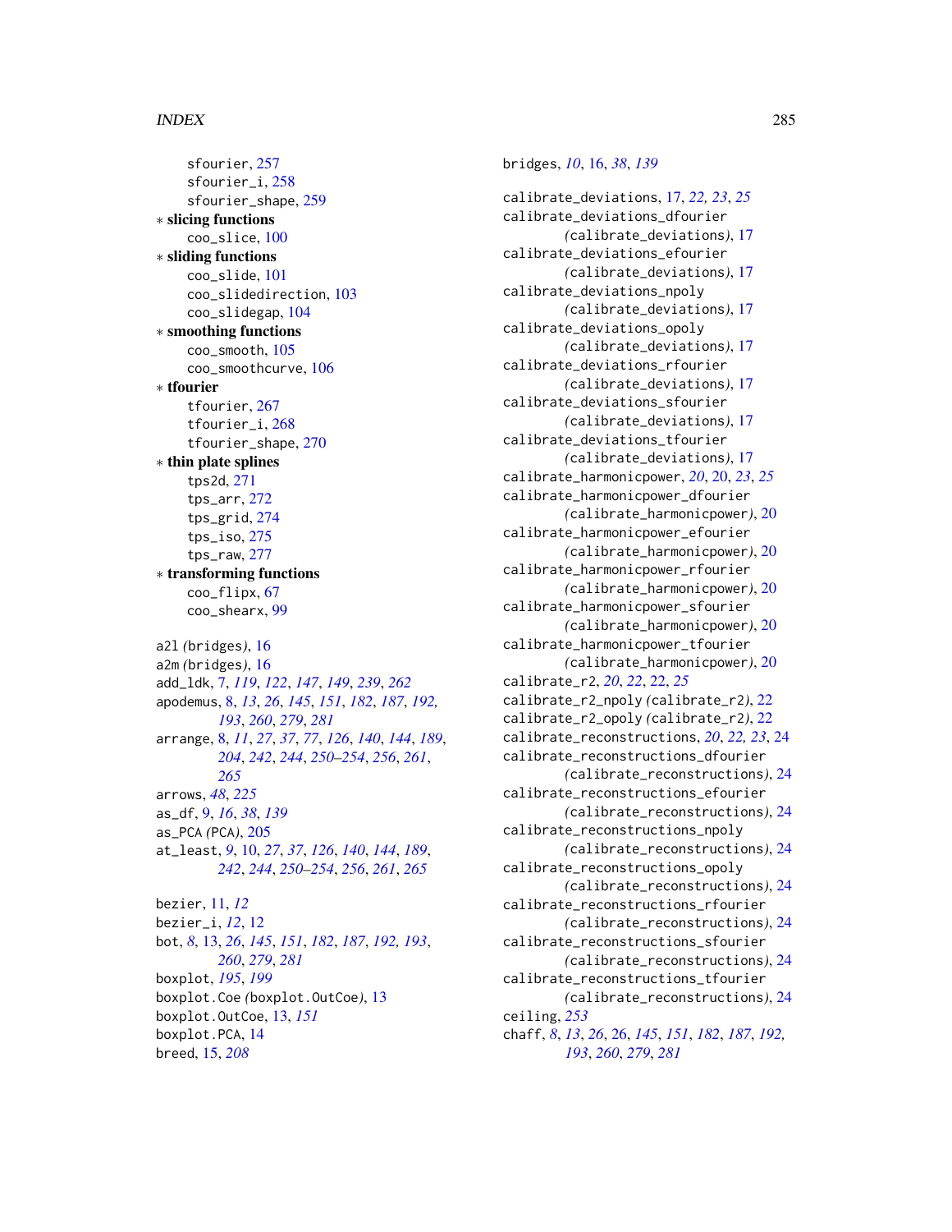sfourier, 257
sfourier_i, 258
sfourier_shape, 259

* **slicing functions**
  coo_slice, 100
* **sliding functions**
  coo_slide, 101
  coo_slidedirection, 103
  coo_slidegap, 104
* **smoothing functions**
  coo_smooth, 105
  coo_smoothcurve, 106
* **tfourier**
  tfourier, 267
  tfourier_i, 268
  tfourier_shape, 270
* **thin plate splines**
  tps2d, 271
  tps_arr, 272
  tps_grid, 274
  tps_iso, 275
  tps_raw, 277
* **transforming functions**
  coo_flipx, 67
  coo_shearx, 99

a2l *(*bridges*)*, 16
a2m *(*bridges*)*, 16
add_ldk, 7, *119*, *122*, *147*, *149*, *239*, *262*
apodemus, 8, *13*, *26*, *145*, *151*, *182*, *187*, *192*, *193*, *260*, *279*, *281*
arrange, 8, *11*, *27*, *37*, *77*, *126*, *140*, *144*, *189*, *204*, *242*, *244*, *250–254*, *256*, *261*, *265*
arrows, *48*, *225*
as_df, 9, *16*, *38*, *139*
as_PCA *(*PCA*)*, 205
at_least, *9*, 10, *27*, *37*, *126*, *140*, *144*, *189*, *242*, *244*, *250–254*, *256*, *261*, *265*

bezier, 11, *12*
bezier_i, *12*, 12
bot, *8*, 13, *26*, *145*, *151*, *182*, *187*, *192*, *193*, *260*, *279*, *281*
boxplot, *195*, *199*
boxplot.Coe *(*boxplot.OutCoe*)*, 13
boxplot.OutCoe, 13, *151*
boxplot.PCA, 14
breed, 15, *208*
bridges, *10*, 16, *38*, *139*

calibrate_deviations, 17, *22*, *23*, *25*
calibrate_deviations_dfourier *(*calibrate_deviations*)*, 17
calibrate_deviations_efourier *(*calibrate_deviations*)*, 17
calibrate_deviations_npoly *(*calibrate_deviations*)*, 17
calibrate_deviations_opoly *(*calibrate_deviations*)*, 17
calibrate_deviations_rfourier *(*calibrate_deviations*)*, 17
calibrate_deviations_sfourier *(*calibrate_deviations*)*, 17
calibrate_deviations_tfourier *(*calibrate_deviations*)*, 17
calibrate_harmonicpower, *20*, 20, *23*, *25*
calibrate_harmonicpower_dfourier *(*calibrate_harmonicpower*)*, 20
calibrate_harmonicpower_efourier *(*calibrate_harmonicpower*)*, 20
calibrate_harmonicpower_rfourier *(*calibrate_harmonicpower*)*, 20
calibrate_harmonicpower_sfourier *(*calibrate_harmonicpower*)*, 20
calibrate_harmonicpower_tfourier *(*calibrate_harmonicpower*)*, 20
calibrate_r2, *20*, *22*, 22, *25*
calibrate_r2_npoly *(*calibrate_r2*)*, 22
calibrate_r2_opoly *(*calibrate_r2*)*, 22
calibrate_reconstructions, *20*, *22*, *23*, 24
calibrate_reconstructions_dfourier *(*calibrate_reconstructions*)*, 24
calibrate_reconstructions_efourier *(*calibrate_reconstructions*)*, 24
calibrate_reconstructions_npoly *(*calibrate_reconstructions*)*, 24
calibrate_reconstructions_opoly *(*calibrate_reconstructions*)*, 24
calibrate_reconstructions_rfourier *(*calibrate_reconstructions*)*, 24
calibrate_reconstructions_sfourier *(*calibrate_reconstructions*)*, 24
calibrate_reconstructions_tfourier *(*calibrate_reconstructions*)*, 24
ceiling, *253*
chaff, *8*, *13*, *26*, 26, *145*, *151*, *182*, *187*, *192*, *193*, *260*, *279*, *281*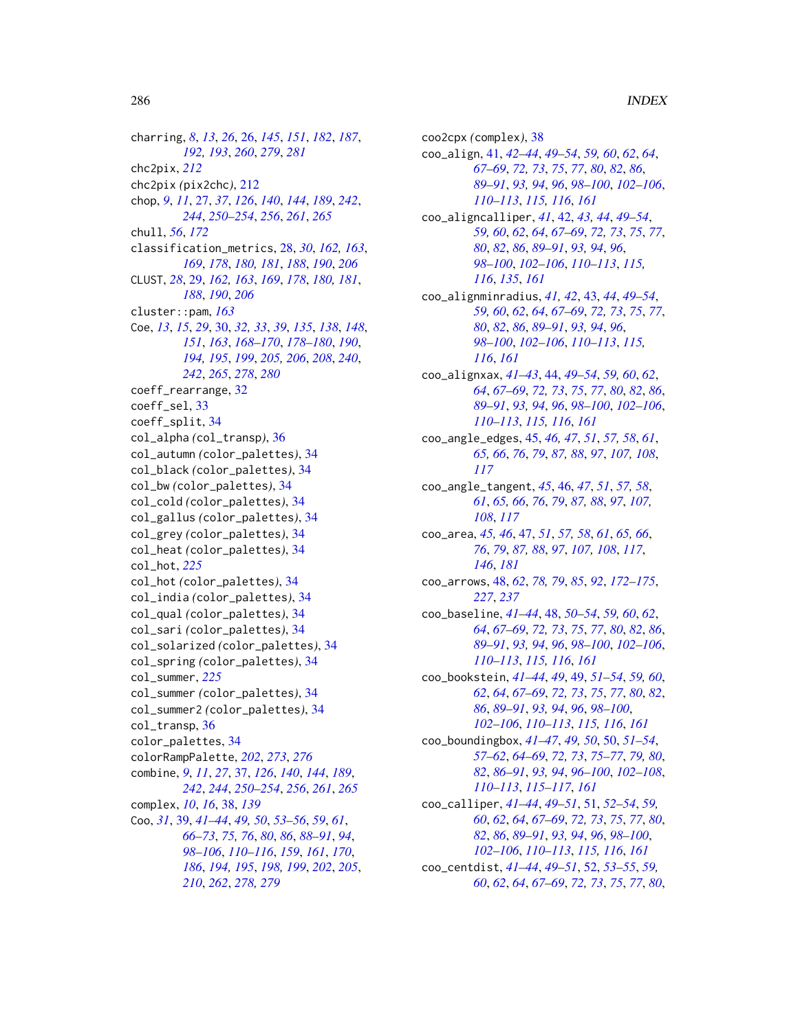charring, *8*, *13*, *26*, 26, *145*, *151*, *182*, *187*, *192, 193*, *260*, *279*, *281*
chc2pix, *212*
chc2pix (pix2chc), 212
chop, *9*, *11*, 27, *37*, *126*, *140*, *144*, *189*, *242*, *244*, *250–254*, *256*, *261*, *265*
chull, *56*, *172*
classification_metrics, 28, *30*, *162, 163*, *169*, *178*, *180, 181*, *188*, *190*, *206*
CLUST, *28*, 29, *162, 163*, *169*, *178*, *180, 181*, *188*, *190*, *206*
cluster::pam, *163*
Coe, *13*, *15*, *29*, 30, *32, 33*, *39*, *135*, *138*, *148*, *151*, *163*, *168–170*, *178–180*, *190*, *194, 195*, *199*, *205, 206*, *208*, *240*, *242*, *265*, *278*, *280*
coeff_rearrange, 32
coeff_sel, 33
coeff_split, 34
col_alpha (col_transp), 36
col_autumn (color_palettes), 34
col_black (color_palettes), 34
col_bw (color_palettes), 34
col_cold (color_palettes), 34
col_gallus (color_palettes), 34
col_grey (color_palettes), 34
col_heat (color_palettes), 34
col_hot, *225*
col_hot (color_palettes), 34
col_india (color_palettes), 34
col_qual (color_palettes), 34
col_sari (color_palettes), 34
col_solarized (color_palettes), 34
col_spring (color_palettes), 34
col_summer, *225*
col_summer (color_palettes), 34
col_summer2 (color_palettes), 34
col_transp, 36
color_palettes, 34
colorRampPalette, *202*, *273*, *276*
combine, *9*, *11*, *27*, 37, *126*, *140*, *144*, *189*, *242*, *244*, *250–254*, *256*, *261*, *265*
complex, *10*, *16*, 38, *139*
Coo, *31*, 39, *41–44*, *49, 50*, *53–56*, *59*, *61*, *66–73*, *75, 76*, *80*, *86*, *88–91*, *94*, *98–106*, *110–116*, *159*, *161*, *170*, *186*, *194, 195*, *198, 199*, *202*, *205*, *210*, *262*, *278, 279*
coo2cpx (complex), 38
coo_align, 41, *42–44*, *49–54*, *59, 60*, *62*, *64*, *67–69*, *72, 73*, *75*, *77*, *80*, *82*, *86*, *89–91*, *93, 94*, *96*, *98–100*, *102–106*, *110–113*, *115, 116*, *161*
coo_aligncalliper, *41*, 42, *43, 44*, *49–54*, *59, 60*, *62*, *64*, *67–69*, *72, 73*, *75*, *77*, *80*, *82*, *86*, *89–91*, *93, 94*, *96*, *98–100*, *102–106*, *110–113*, *115, 116*, *135*, *161*
coo_alignminradius, *41, 42*, 43, *44*, *49–54*, *59, 60*, *62*, *64*, *67–69*, *72, 73*, *75*, *77*, *80*, *82*, *86*, *89–91*, *93, 94*, *96*, *98–100*, *102–106*, *110–113*, *115, 116*, *161*
coo_alignxax, *41–43*, 44, *49–54*, *59, 60*, *62*, *64*, *67–69*, *72, 73*, *75*, *77*, *80*, *82*, *86*, *89–91*, *93, 94*, *96*, *98–100*, *102–106*, *110–113*, *115, 116*, *161*
coo_angle_edges, 45, *46, 47*, *51*, *57, 58*, *61*, *65, 66*, *76*, *79*, *87, 88*, *97*, *107, 108*, *117*
coo_angle_tangent, *45*, 46, *47*, *51*, *57, 58*, *61*, *65, 66*, *76*, *79*, *87, 88*, *97*, *107, 108*, *117*
coo_area, *45, 46*, 47, *51*, *57, 58*, *61*, *65, 66*, *76*, *79*, *87, 88*, *97*, *107, 108*, *117*, *146*, *181*
coo_arrows, 48, *62*, *78, 79*, *85*, *92*, *172–175*, *227*, *237*
coo_baseline, *41–44*, 48, *50–54*, *59, 60*, *62*, *64*, *67–69*, *72, 73*, *75*, *77*, *80*, *82*, *86*, *89–91*, *93, 94*, *96*, *98–100*, *102–106*, *110–113*, *115, 116*, *161*
coo_bookstein, *41–44*, *49*, 49, *51–54*, *59, 60*, *62*, *64*, *67–69*, *72, 73*, *75*, *77*, *80*, *82*, *86*, *89–91*, *93, 94*, *96*, *98–100*, *102–106*, *110–113*, *115, 116*, *161*
coo_boundingbox, *41–47*, *49, 50*, 50, *51–54*, *57–62*, *64–69*, *72, 73*, *75–77*, *79, 80*, *82*, *86–91*, *93, 94*, *96–100*, *102–108*, *110–113*, *115–117*, *161*
coo_calliper, *41–44*, *49–51*, 51, *52–54*, *59*, *60*, *62*, *64*, *67–69*, *72, 73*, *75*, *77*, *80*, *82*, *86*, *89–91*, *93, 94*, *96*, *98–100*, *102–106*, *110–113*, *115, 116*, *161*
coo_centdist, *41–44*, *49–51*, 52, *53–55*, *59*, *60*, *62*, *64*, *67–69*, *72, 73*, *75*, *77*, *80*,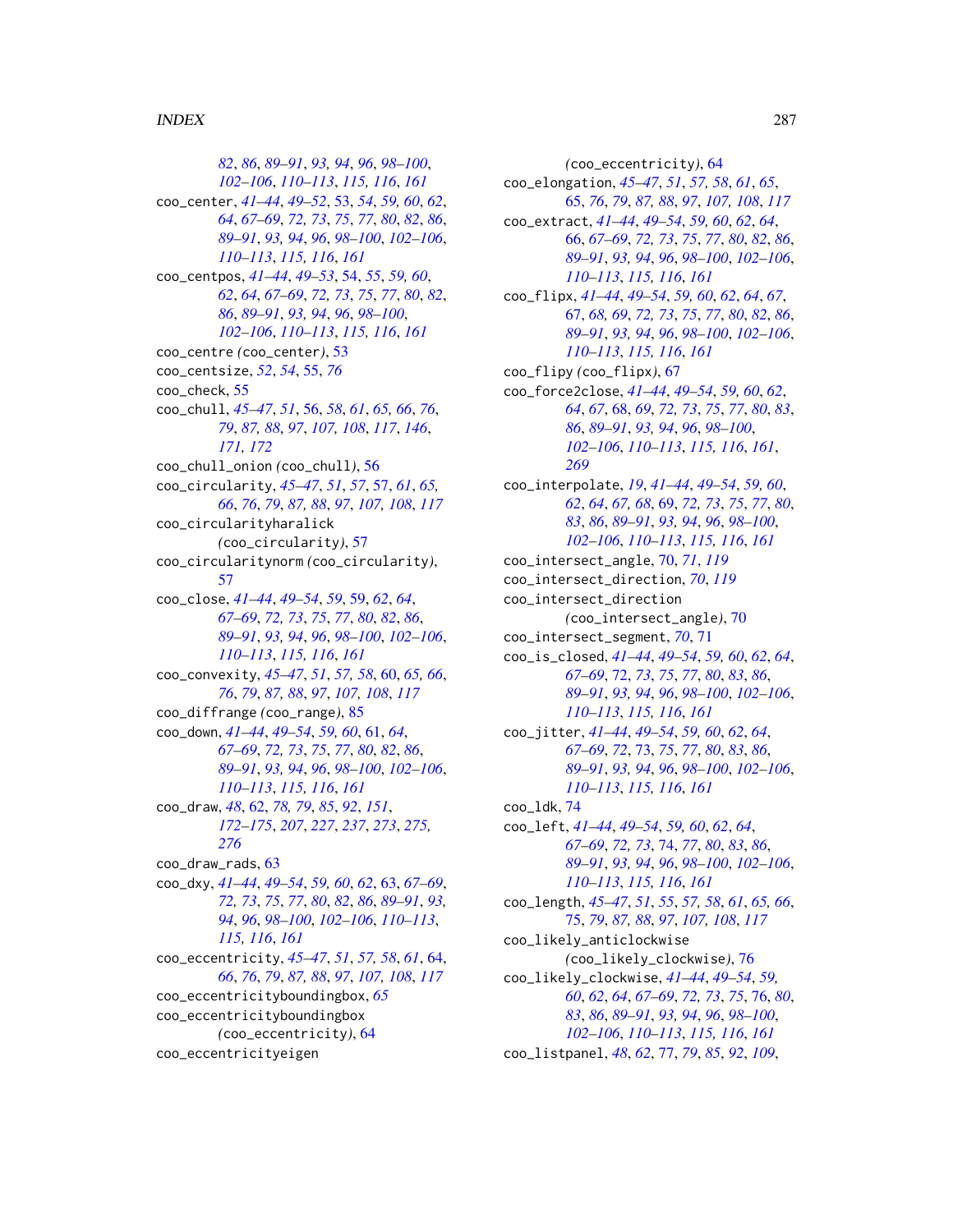82, 86, 89–91, 93, 94, 96, 98–100, 102–106, 110–113, 115, 116, 161

coo_center, 41–44, 49–52, 53, 54, 59, 60, 62, 64, 67–69, 72, 73, 75, 77, 80, 82, 86, 89–91, 93, 94, 96, 98–100, 102–106, 110–113, 115, 116, 161

coo_centpos, 41–44, 49–53, 54, 55, 59, 60, 62, 64, 67–69, 72, 73, 75, 77, 80, 82, 86, 89–91, 93, 94, 96, 98–100, 102–106, 110–113, 115, 116, 161

coo_centre (coo_center), 53

coo_centsize, 52, 54, 55, 76

coo_check, 55

coo_chull, 45–47, 51, 56, 58, 61, 65, 66, 76, 79, 87, 88, 97, 107, 108, 117, 146, 171, 172

coo_chull_onion (coo_chull), 56

coo_circularity, 45–47, 51, 57, 57, 61, 65, 66, 76, 79, 87, 88, 97, 107, 108, 117

coo_circularityharalick (coo_circularity), 57

coo_circularitynorm (coo_circularity), 57

coo_close, 41–44, 49–54, 59, 59, 62, 64, 67–69, 72, 73, 75, 77, 80, 82, 86, 89–91, 93, 94, 96, 98–100, 102–106, 110–113, 115, 116, 161

coo_convexity, 45–47, 51, 57, 58, 60, 65, 66, 76, 79, 87, 88, 97, 107, 108, 117

coo_diffrange (coo_range), 85

coo_down, 41–44, 49–54, 59, 60, 61, 64, 67–69, 72, 73, 75, 77, 80, 82, 86, 89–91, 93, 94, 96, 98–100, 102–106, 110–113, 115, 116, 161

coo_draw, 48, 62, 78, 79, 85, 92, 151, 172–175, 207, 227, 237, 273, 275, 276

coo_draw_rads, 63

coo_dxy, 41–44, 49–54, 59, 60, 62, 63, 67–69, 72, 73, 75, 77, 80, 82, 86, 89–91, 93, 94, 96, 98–100, 102–106, 110–113, 115, 116, 161

coo_eccentricity, 45–47, 51, 57, 58, 61, 64, 66, 76, 79, 87, 88, 97, 107, 108, 117

coo_eccentricityboundingbox, 65

coo_eccentricityboundingbox (coo_eccentricity), 64

coo_eccentricityeigen (coo_eccentricity), 64

coo_elongation, 45–47, 51, 57, 58, 61, 65, 65, 76, 79, 87, 88, 97, 107, 108, 117

coo_extract, 41–44, 49–54, 59, 60, 62, 64, 66, 67–69, 72, 73, 75, 77, 80, 82, 86, 89–91, 93, 94, 96, 98–100, 102–106, 110–113, 115, 116, 161

coo_flipx, 41–44, 49–54, 59, 60, 62, 64, 67, 67, 68, 69, 72, 73, 75, 77, 80, 82, 86, 89–91, 93, 94, 96, 98–100, 102–106, 110–113, 115, 116, 161

coo_flipy (coo_flipx), 67

coo_force2close, 41–44, 49–54, 59, 60, 62, 64, 67, 68, 69, 72, 73, 75, 77, 80, 83, 86, 89–91, 93, 94, 96, 98–100, 102–106, 110–113, 115, 116, 161, 269

coo_interpolate, 19, 41–44, 49–54, 59, 60, 62, 64, 67, 68, 69, 72, 73, 75, 77, 80, 83, 86, 89–91, 93, 94, 96, 98–100, 102–106, 110–113, 115, 116, 161

coo_intersect_angle, 70, 71, 119

coo_intersect_direction, 70, 119

coo_intersect_direction (coo_intersect_angle), 70

coo_intersect_segment, 70, 71

coo_is_closed, 41–44, 49–54, 59, 60, 62, 64, 67–69, 72, 73, 75, 77, 80, 83, 86, 89–91, 93, 94, 96, 98–100, 102–106, 110–113, 115, 116, 161

coo_jitter, 41–44, 49–54, 59, 60, 62, 64, 67–69, 72, 73, 75, 77, 80, 83, 86, 89–91, 93, 94, 96, 98–100, 102–106, 110–113, 115, 116, 161

coo_ldk, 74

coo_left, 41–44, 49–54, 59, 60, 62, 64, 67–69, 72, 73, 74, 77, 80, 83, 86, 89–91, 93, 94, 96, 98–100, 102–106, 110–113, 115, 116, 161

coo_length, 45–47, 51, 55, 57, 58, 61, 65, 66, 75, 79, 87, 88, 97, 107, 108, 117

coo_likely_anticlockwise (coo_likely_clockwise), 76

coo_likely_clockwise, 41–44, 49–54, 59, 60, 62, 64, 67–69, 72, 73, 75, 76, 80, 83, 86, 89–91, 93, 94, 96, 98–100, 102–106, 110–113, 115, 116, 161

coo_listpanel, 48, 62, 77, 79, 85, 92, 109,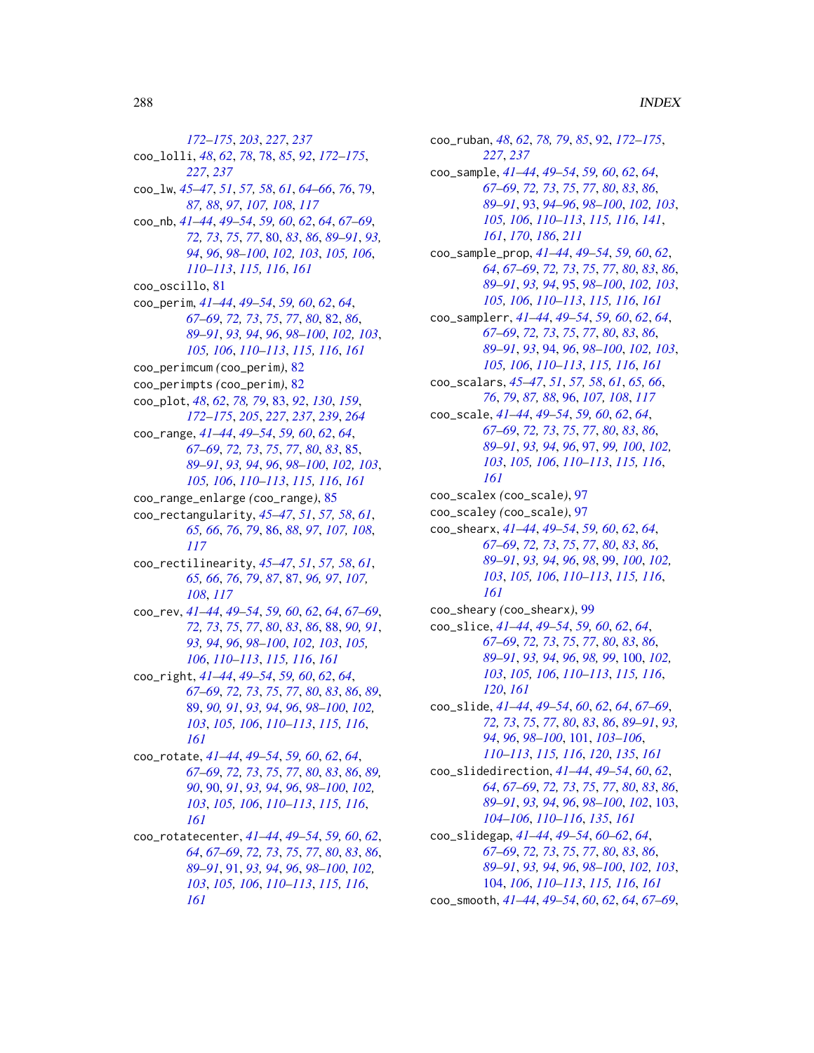172–175, 203, 227, 237
coo_lolli, 48, 62, 78, 78, 85, 92, 172–175, 227, 237
coo_lw, 45–47, 51, 57, 58, 61, 64–66, 76, 79, 87, 88, 97, 107, 108, 117
coo_nb, 41–44, 49–54, 59, 60, 62, 64, 67–69, 72, 73, 75, 77, 80, 83, 86, 89–91, 93, 94, 96, 98–100, 102, 103, 105, 106, 110–113, 115, 116, 161
coo_oscillo, 81
coo_perim, 41–44, 49–54, 59, 60, 62, 64, 67–69, 72, 73, 75, 77, 80, 82, 86, 89–91, 93, 94, 96, 98–100, 102, 103, 105, 106, 110–113, 115, 116, 161
coo_perimcum (coo_perim), 82
coo_perimpts (coo_perim), 82
coo_plot, 48, 62, 78, 79, 83, 92, 130, 159, 172–175, 205, 227, 237, 239, 264
coo_range, 41–44, 49–54, 59, 60, 62, 64, 67–69, 72, 73, 75, 77, 80, 83, 85, 89–91, 93, 94, 96, 98–100, 102, 103, 105, 106, 110–113, 115, 116, 161
coo_range_enlarge (coo_range), 85
coo_rectangularity, 45–47, 51, 57, 58, 61, 65, 66, 76, 79, 86, 88, 97, 107, 108, 117
coo_rectilinearity, 45–47, 51, 57, 58, 61, 65, 66, 76, 79, 87, 87, 96, 97, 107, 108, 117
coo_rev, 41–44, 49–54, 59, 60, 62, 64, 67–69, 72, 73, 75, 77, 80, 83, 86, 88, 90, 91, 93, 94, 96, 98–100, 102, 103, 105, 106, 110–113, 115, 116, 161
coo_right, 41–44, 49–54, 59, 60, 62, 64, 67–69, 72, 73, 75, 77, 80, 83, 86, 89, 89, 90, 91, 93, 94, 96, 98–100, 102, 103, 105, 106, 110–113, 115, 116, 161
coo_rotate, 41–44, 49–54, 59, 60, 62, 64, 67–69, 72, 73, 75, 77, 80, 83, 86, 89, 90, 90, 91, 93, 94, 96, 98–100, 102, 103, 105, 106, 110–113, 115, 116, 161
coo_rotatecenter, 41–44, 49–54, 59, 60, 62, 64, 67–69, 72, 73, 75, 77, 80, 83, 86, 89–91, 91, 93, 94, 96, 98–100, 102, 103, 105, 106, 110–113, 115, 116, 161
coo_ruban, 48, 62, 78, 79, 85, 92, 172–175, 227, 237
coo_sample, 41–44, 49–54, 59, 60, 62, 64, 67–69, 72, 73, 75, 77, 80, 83, 86, 89–91, 93, 94–96, 98–100, 102, 103, 105, 106, 110–113, 115, 116, 141, 161, 170, 186, 211
coo_sample_prop, 41–44, 49–54, 59, 60, 62, 64, 67–69, 72, 73, 75, 77, 80, 83, 86, 89–91, 93, 94, 95, 98–100, 102, 103, 105, 106, 110–113, 115, 116, 161
coo_samplerr, 41–44, 49–54, 59, 60, 62, 64, 67–69, 72, 73, 75, 77, 80, 83, 86, 89–91, 93, 94, 96, 98–100, 102, 103, 105, 106, 110–113, 115, 116, 161
coo_scalars, 45–47, 51, 57, 58, 61, 65, 66, 76, 79, 87, 88, 96, 107, 108, 117
coo_scale, 41–44, 49–54, 59, 60, 62, 64, 67–69, 72, 73, 75, 77, 80, 83, 86, 89–91, 93, 94, 96, 97, 99, 100, 102, 103, 105, 106, 110–113, 115, 116, 161
coo_scalex (coo_scale), 97
coo_scaley (coo_scale), 97
coo_shearx, 41–44, 49–54, 59, 60, 62, 64, 67–69, 72, 73, 75, 77, 80, 83, 86, 89–91, 93, 94, 96, 98, 99, 100, 102, 103, 105, 106, 110–113, 115, 116, 161
coo_sheary (coo_shearx), 99
coo_slice, 41–44, 49–54, 59, 60, 62, 64, 67–69, 72, 73, 75, 77, 80, 83, 86, 89–91, 93, 94, 96, 98, 99, 100, 102, 103, 105, 106, 110–113, 115, 116, 120, 161
coo_slide, 41–44, 49–54, 60, 62, 64, 67–69, 72, 73, 75, 77, 80, 83, 86, 89–91, 93, 94, 96, 98–100, 101, 103–106, 110–113, 115, 116, 120, 135, 161
coo_slidedirection, 41–44, 49–54, 60, 62, 64, 67–69, 72, 73, 75, 77, 80, 83, 86, 89–91, 93, 94, 96, 98–100, 102, 103, 104–106, 110–116, 135, 161
coo_slidegap, 41–44, 49–54, 60–62, 64, 67–69, 72, 73, 75, 77, 80, 83, 86, 89–91, 93, 94, 96, 98–100, 102, 103, 104, 106, 110–113, 115, 116, 161
coo_smooth, 41–44, 49–54, 60, 62, 64, 67–69,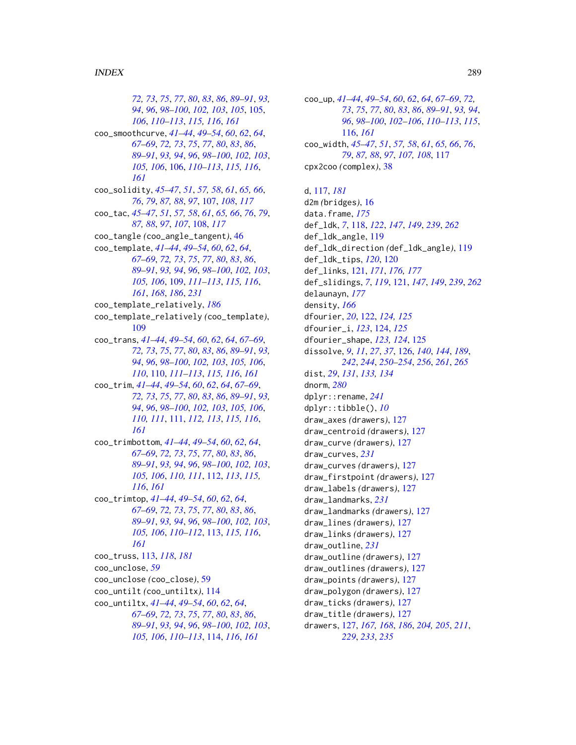72, 73, 75, 77, 80, 83, 86, 89–91, 93, 94, 96, 98–100, 102, 103, 105, 105, 106, 110–113, 115, 116, 161

coo_smoothcurve, 41–44, 49–54, 60, 62, 64, 67–69, 72, 73, 75, 77, 80, 83, 86, 89–91, 93, 94, 96, 98–100, 102, 103, 105, 106, 106, 110–113, 115, 116, 161

coo_solidity, 45–47, 51, 57, 58, 61, 65, 66, 76, 79, 87, 88, 97, 107, 108, 117

coo_tac, 45–47, 51, 57, 58, 61, 65, 66, 76, 79, 87, 88, 97, 107, 108, 117

coo_tangle (coo_angle_tangent), 46

coo_template, 41–44, 49–54, 60, 62, 64, 67–69, 72, 73, 75, 77, 80, 83, 86, 89–91, 93, 94, 96, 98–100, 102, 103, 105, 106, 109, 111–113, 115, 116, 161, 168, 186, 231

coo_template_relatively, 186

coo_template_relatively (coo_template), 109

coo_trans, 41–44, 49–54, 60, 62, 64, 67–69, 72, 73, 75, 77, 80, 83, 86, 89–91, 93, 94, 96, 98–100, 102, 103, 105, 106, 110, 110, 111–113, 115, 116, 161

coo_trim, 41–44, 49–54, 60, 62, 64, 67–69, 72, 73, 75, 77, 80, 83, 86, 89–91, 93, 94, 96, 98–100, 102, 103, 105, 106, 110, 111, 111, 112, 113, 115, 116, 161

coo_trimbottom, 41–44, 49–54, 60, 62, 64, 67–69, 72, 73, 75, 77, 80, 83, 86, 89–91, 93, 94, 96, 98–100, 102, 103, 105, 106, 110, 111, 112, 113, 115, 116, 161

coo_trimtop, 41–44, 49–54, 60, 62, 64, 67–69, 72, 73, 75, 77, 80, 83, 86, 89–91, 93, 94, 96, 98–100, 102, 103, 105, 106, 110–112, 113, 115, 116, 161

coo_truss, 113, 118, 181

coo_unclose, 59

coo_unclose (coo_close), 59

coo_untilt (coo_untiltx), 114

coo_untiltx, 41–44, 49–54, 60, 62, 64, 67–69, 72, 73, 75, 77, 80, 83, 86, 89–91, 93, 94, 96, 98–100, 102, 103, 105, 106, 110–113, 114, 116, 161

coo_up, 41–44, 49–54, 60, 62, 64, 67–69, 72, 73, 75, 77, 80, 83, 86, 89–91, 93, 94, 96, 98–100, 102–106, 110–113, 115, 116, 161

coo_width, 45–47, 51, 57, 58, 61, 65, 66, 76, 79, 87, 88, 97, 107, 108, 117

cpx2coo (complex), 38

d, 117, 181

d2m (bridges), 16

data.frame, 175

def_ldk, 7, 118, 122, 147, 149, 239, 262

def_ldk_angle, 119

def_ldk_direction (def_ldk_angle), 119

def_ldk_tips, 120, 120

def_links, 121, 171, 176, 177

def_slidings, 7, 119, 121, 147, 149, 239, 262

delaunayn, 177

density, 166

dfourier, 20, 122, 124, 125

dfourier_i, 123, 124, 125

dfourier_shape, 123, 124, 125

dissolve, 9, 11, 27, 37, 126, 140, 144, 189, 242, 244, 250–254, 256, 261, 265

dist, 29, 131, 133, 134

dnorm, 280

dplyr::rename, 241

dplyr::tibble(), 10

draw_axes (drawers), 127

draw_centroid (drawers), 127

draw_curve (drawers), 127

draw_curves, 231

draw_curves (drawers), 127

draw_firstpoint (drawers), 127

draw_labels (drawers), 127

draw_landmarks, 231

draw_landmarks (drawers), 127

draw_lines (drawers), 127

draw_links (drawers), 127

draw_outline, 231

draw_outline (drawers), 127

draw_outlines (drawers), 127

draw_points (drawers), 127

draw_polygon (drawers), 127

draw_ticks (drawers), 127

draw_title (drawers), 127

drawers, 127, 167, 168, 186, 204, 205, 211, 229, 233, 235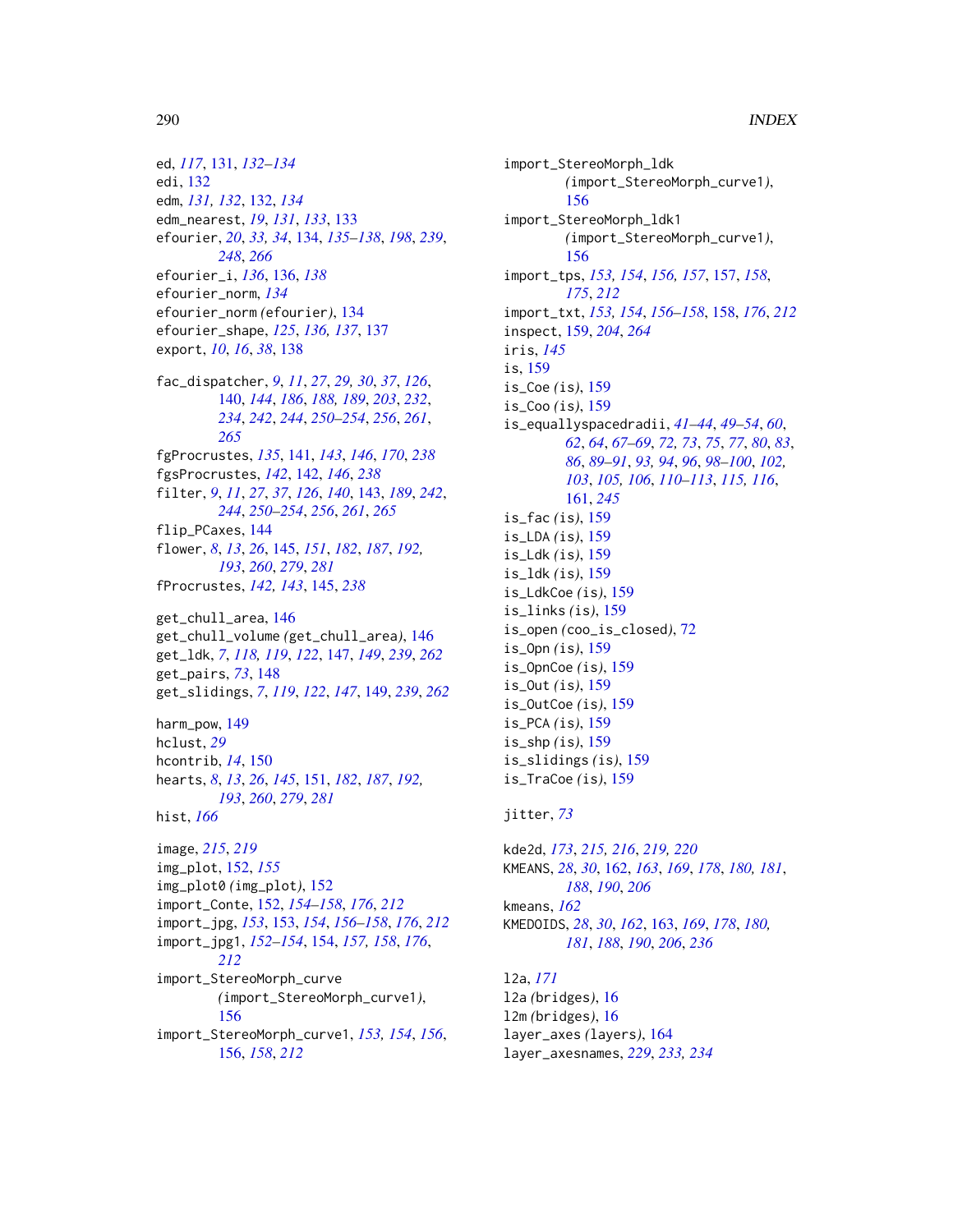ed, *117*, 131, *132–134*
edi, 132
edm, *131, 132*, 132, *134*
edm_nearest, *19*, *131*, *133*, 133
efourier, *20*, *33, 34*, 134, *135–138*, *198*, *239*, *248*, *266*
efourier_i, *136*, 136, *138*
efourier_norm, *134*
efourier_norm *(*efourier*)*, 134
efourier_shape, *125*, *136, 137*, 137
export, *10*, *16*, *38*, 138

fac_dispatcher, *9*, *11*, *27*, *29, 30*, *37*, *126*, 140, *144*, *186*, *188, 189*, *203*, *232*, *234*, *242*, *244*, *250–254*, *256*, *261*, *265*
fgProcrustes, *135*, 141, *143*, *146*, *170*, *238*
fgsProcrustes, *142*, 142, *146*, *238*
filter, *9*, *11*, *27*, *37*, *126*, *140*, 143, *189*, *242*, *244*, *250–254*, *256*, *261*, *265*
flip_PCaxes, 144
flower, *8*, *13*, *26*, 145, *151*, *182*, *187*, *192, 193*, *260*, *279*, *281*
fProcrustes, *142, 143*, 145, *238*

get_chull_area, 146
get_chull_volume *(*get_chull_area*)*, 146
get_ldk, *7*, *118, 119*, *122*, 147, *149*, *239*, *262*
get_pairs, *73*, 148
get_slidings, *7*, *119*, *122*, *147*, 149, *239*, *262*

harm_pow, 149
hclust, *29*
hcontrib, *14*, 150
hearts, *8*, *13*, *26*, *145*, 151, *182*, *187*, *192, 193*, *260*, *279*, *281*
hist, *166*

image, *215*, *219*
img_plot, 152, *155*
img_plot0 *(*img_plot*)*, 152
import_Conte, 152, *154–158*, *176*, *212*
import_jpg, *153*, 153, *154*, *156–158*, *176*, *212*
import_jpg1, *152–154*, 154, *157, 158*, *176*, *212*
import_StereoMorph_curve *(*import_StereoMorph_curve1*)*, 156
import_StereoMorph_curve1, *153, 154*, *156*, 156, *158*, *212*
import_StereoMorph_ldk *(*import_StereoMorph_curve1*)*, 156
import_StereoMorph_ldk1 *(*import_StereoMorph_curve1*)*, 156
import_tps, *153, 154*, *156, 157*, 157, *158*, *175*, *212*
import_txt, *153, 154*, *156–158*, 158, *176*, *212*
inspect, 159, *204*, *264*
iris, *145*
is, 159
is_Coe *(*is*)*, 159
is_Coo *(*is*)*, 159
is_equallyspacedradii, *41–44*, *49–54*, *60*, *62*, *64*, *67–69*, *72, 73*, *75*, *77*, *80*, *83*, *86*, *89–91*, *93, 94*, *96*, *98–100*, *102, 103*, *105, 106*, *110–113*, *115, 116*, 161, *245*
is_fac *(*is*)*, 159
is_LDA *(*is*)*, 159
is_Ldk *(*is*)*, 159
is_ldk *(*is*)*, 159
is_LdkCoe *(*is*)*, 159
is_links *(*is*)*, 159
is_open *(*coo_is_closed*)*, 72
is_Opn *(*is*)*, 159
is_OpnCoe *(*is*)*, 159
is_Out *(*is*)*, 159
is_OutCoe *(*is*)*, 159
is_PCA *(*is*)*, 159
is_shp *(*is*)*, 159
is_slidings *(*is*)*, 159
is_TraCoe *(*is*)*, 159

jitter, *73*

kde2d, *173*, *215, 216*, *219, 220*
KMEANS, *28*, *30*, 162, *163*, *169*, *178*, *180, 181*, *188*, *190*, *206*
kmeans, *162*
KMEDOIDS, *28*, *30*, *162*, 163, *169*, *178*, *180, 181*, *188*, *190*, *206*, *236*

l2a, *171*
l2a *(*bridges*)*, 16
l2m *(*bridges*)*, 16
layer_axes *(*layers*)*, 164
layer_axesnames, *229*, *233, 234*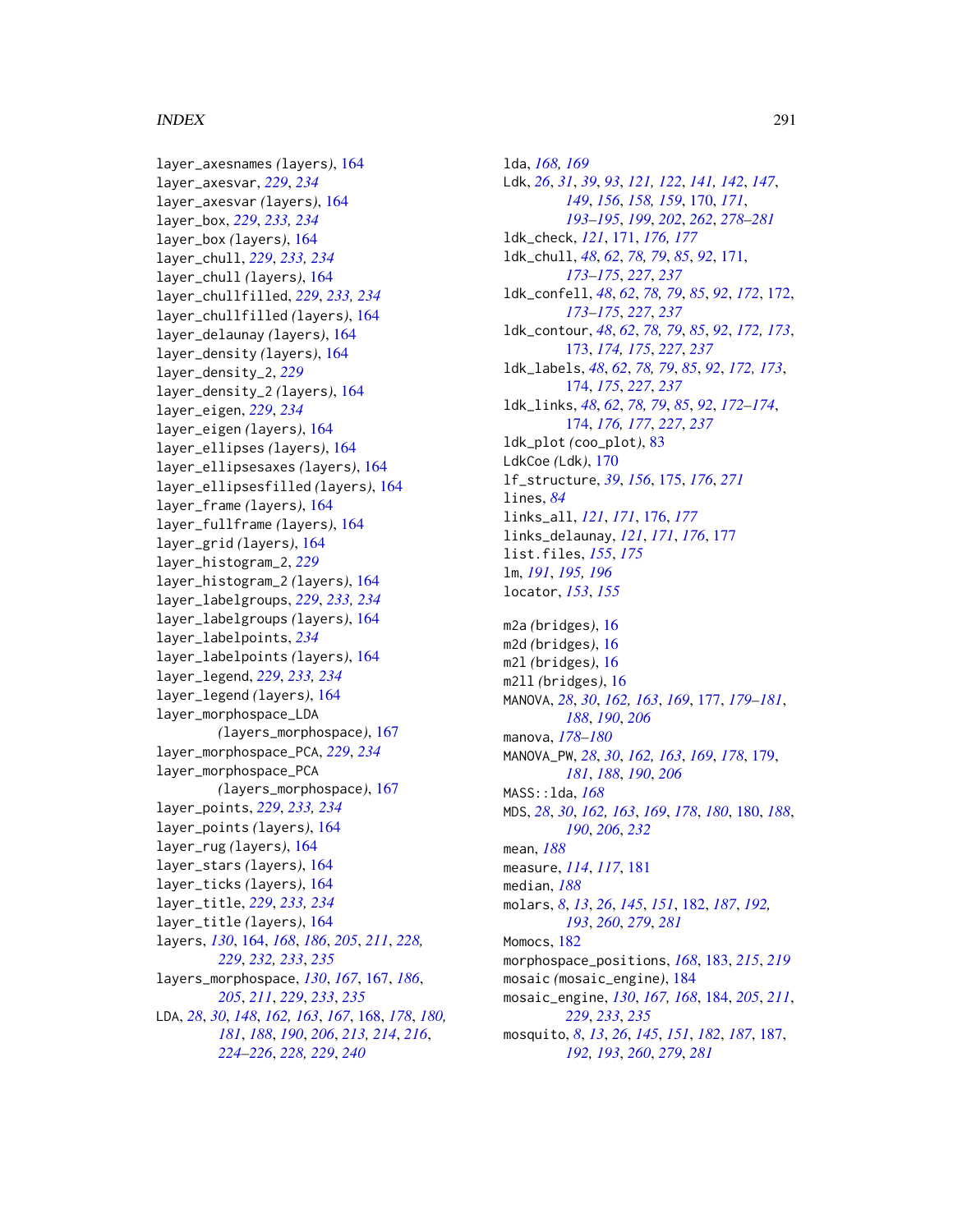layer_axesnames *(layers)*, 164
layer_axesvar, *229*, *234*
layer_axesvar *(layers)*, 164
layer_box, *229*, *233, 234*
layer_box *(layers)*, 164
layer_chull, *229*, *233, 234*
layer_chull *(layers)*, 164
layer_chullfilled, *229*, *233, 234*
layer_chullfilled *(layers)*, 164
layer_delaunay *(layers)*, 164
layer_density *(layers)*, 164
layer_density_2, *229*
layer_density_2 *(layers)*, 164
layer_eigen, *229*, *234*
layer_eigen *(layers)*, 164
layer_ellipses *(layers)*, 164
layer_ellipsesaxes *(layers)*, 164
layer_ellipsesfilled *(layers)*, 164
layer_frame *(layers)*, 164
layer_fullframe *(layers)*, 164
layer_grid *(layers)*, 164
layer_histogram_2, *229*
layer_histogram_2 *(layers)*, 164
layer_labelgroups, *229*, *233, 234*
layer_labelgroups *(layers)*, 164
layer_labelpoints, *234*
layer_labelpoints *(layers)*, 164
layer_legend, *229*, *233, 234*
layer_legend *(layers)*, 164
layer_morphospace_LDA *(layers_morphospace)*, 167
layer_morphospace_PCA, *229*, *234*
layer_morphospace_PCA *(layers_morphospace)*, 167
layer_points, *229*, *233, 234*
layer_points *(layers)*, 164
layer_rug *(layers)*, 164
layer_stars *(layers)*, 164
layer_ticks *(layers)*, 164
layer_title, *229*, *233, 234*
layer_title *(layers)*, 164
layers, *130*, 164, *168*, *186*, *205*, *211*, *228, 229*, *232, 233*, *235*
layers_morphospace, *130*, *167*, 167, *186*, *205*, *211*, *229*, *233*, *235*
LDA, *28*, *30*, *148*, *162, 163*, *167*, 168, *178*, *180, 181*, *188*, *190*, *206*, *213, 214*, *216*, *224–226*, *228, 229*, *240*
lda, *168, 169*
Ldk, *26*, *31*, *39*, *93*, *121, 122*, *141, 142*, *147*, *149*, *156*, *158, 159*, 170, *171*, *193–195*, *199*, *202*, *262*, *278–281*
ldk_check, *121*, 171, *176, 177*
ldk_chull, *48*, *62*, *78, 79*, *85*, *92*, 171, *173–175*, *227*, *237*
ldk_confell, *48*, *62*, *78, 79*, *85*, *92*, *172*, 172, *173–175*, *227*, *237*
ldk_contour, *48*, *62*, *78, 79*, *85*, *92*, *172, 173*, 173, *174, 175*, *227*, *237*
ldk_labels, *48*, *62*, *78, 79*, *85*, *92*, *172, 173*, 174, *175*, *227*, *237*
ldk_links, *48*, *62*, *78, 79*, *85*, *92*, *172–174*, 174, *176, 177*, *227*, *237*
ldk_plot *(coo_plot)*, 83
LdkCoe *(Ldk)*, 170
lf_structure, *39*, *156*, 175, *176*, *271*
lines, *84*
links_all, *121*, *171*, 176, *177*
links_delaunay, *121*, *171*, *176*, 177
list.files, *155*, *175*
lm, *191*, *195, 196*
locator, *153*, *155*

m2a *(bridges)*, 16
m2d *(bridges)*, 16
m2l *(bridges)*, 16
m2ll *(bridges)*, 16
MANOVA, *28*, *30*, *162, 163*, *169*, 177, *179–181*, *188*, *190*, *206*
manova, *178–180*
MANOVA_PW, *28*, *30*, *162, 163*, *169*, *178*, 179, *181*, *188*, *190*, *206*
MASS::lda, *168*
MDS, *28*, *30*, *162, 163*, *169*, *178*, *180*, 180, *188*, *190*, *206*, *232*
mean, *188*
measure, *114*, *117*, 181
median, *188*
molars, *8*, *13*, *26*, *145*, *151*, 182, *187*, *192, 193*, *260*, *279*, *281*
Momocs, 182
morphospace_positions, *168*, 183, *215*, *219*
mosaic *(mosaic_engine)*, 184
mosaic_engine, *130*, *167, 168*, 184, *205*, *211*, *229*, *233*, *235*
mosquito, *8*, *13*, *26*, *145*, *151*, *182*, *187*, 187, *192, 193*, *260*, *279*, *281*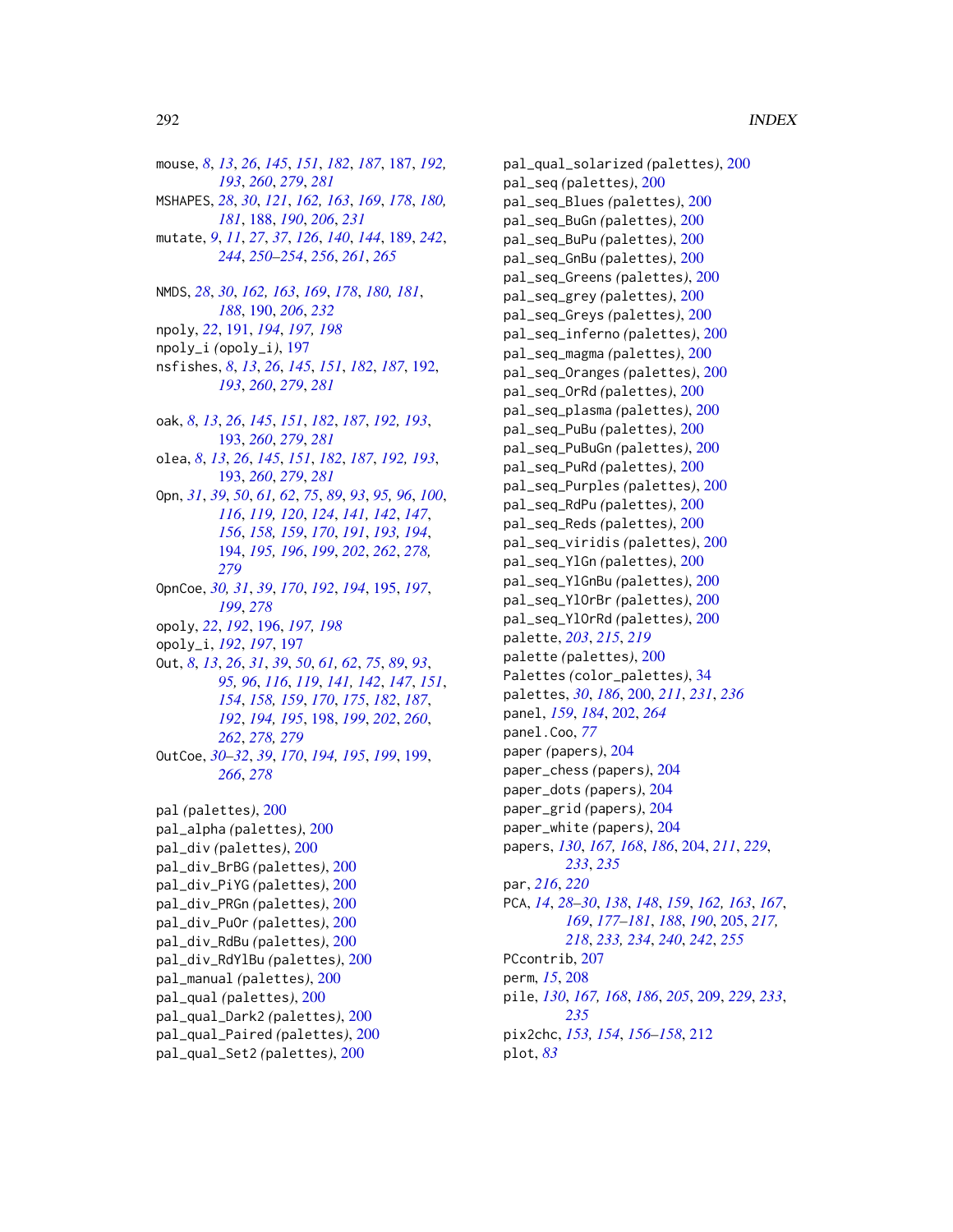mouse, *8*, *13*, *26*, *145*, *151*, *182*, *187*, 187, *192, 193*, *260*, *279*, *281*
MSHAPES, *28*, *30*, *121*, *162, 163*, *169*, *178*, *180, 181*, 188, *190*, *206*, *231*
mutate, *9*, *11*, *27*, *37*, *126*, *140*, *144*, 189, *242*, *244*, *250–254*, *256*, *261*, *265*

NMDS, *28*, *30*, *162, 163*, *169*, *178*, *180, 181*, *188*, 190, *206*, *232*
npoly, *22*, 191, *194*, *197, 198*
npoly_i *(opoly_i)*, 197
nsfishes, *8*, *13*, *26*, *145*, *151*, *182*, *187*, 192, *193*, *260*, *279*, *281*

oak, *8*, *13*, *26*, *145*, *151*, *182*, *187*, *192, 193*, 193, *260*, *279*, *281*
olea, *8*, *13*, *26*, *145*, *151*, *182*, *187*, *192, 193*, 193, *260*, *279*, *281*
Opn, *31*, *39*, *50*, *61, 62*, *75*, *89*, *93*, *95, 96*, *100*, *116*, *119, 120*, *124*, *141, 142*, *147*, *156*, *158, 159*, *170*, *191*, *193, 194*, 194, *195, 196*, *199*, *202*, *262*, *278, 279*
OpnCoe, *30, 31*, *39*, *170*, *192*, *194*, 195, *197*, *199*, *278*
opoly, *22*, *192*, 196, *197, 198*
opoly_i, *192*, *197*, 197
Out, *8*, *13*, *26*, *31*, *39*, *50*, *61, 62*, *75*, *89*, *93*, *95, 96*, *116*, *119*, *141, 142*, *147*, *151*, *154*, *158, 159*, *170*, *175*, *182*, *187*, *192*, *194, 195*, 198, *199*, *202*, *260*, *262*, *278, 279*
OutCoe, *30–32*, *39*, *170*, *194, 195*, *199*, 199, *266*, *278*

pal *(palettes)*, 200
pal_alpha *(palettes)*, 200
pal_div *(palettes)*, 200
pal_div_BrBG *(palettes)*, 200
pal_div_PiYG *(palettes)*, 200
pal_div_PRGn *(palettes)*, 200
pal_div_PuOr *(palettes)*, 200
pal_div_RdBu *(palettes)*, 200
pal_div_RdYlBu *(palettes)*, 200
pal_manual *(palettes)*, 200
pal_qual *(palettes)*, 200
pal_qual_Dark2 *(palettes)*, 200
pal_qual_Paired *(palettes)*, 200
pal_qual_Set2 *(palettes)*, 200
pal_qual_solarized *(palettes)*, 200
pal_seq *(palettes)*, 200
pal_seq_Blues *(palettes)*, 200
pal_seq_BuGn *(palettes)*, 200
pal_seq_BuPu *(palettes)*, 200
pal_seq_GnBu *(palettes)*, 200
pal_seq_Greens *(palettes)*, 200
pal_seq_grey *(palettes)*, 200
pal_seq_Greys *(palettes)*, 200
pal_seq_inferno *(palettes)*, 200
pal_seq_magma *(palettes)*, 200
pal_seq_Oranges *(palettes)*, 200
pal_seq_OrRd *(palettes)*, 200
pal_seq_plasma *(palettes)*, 200
pal_seq_PuBu *(palettes)*, 200
pal_seq_PuBuGn *(palettes)*, 200
pal_seq_PuRd *(palettes)*, 200
pal_seq_Purples *(palettes)*, 200
pal_seq_RdPu *(palettes)*, 200
pal_seq_Reds *(palettes)*, 200
pal_seq_viridis *(palettes)*, 200
pal_seq_YlGn *(palettes)*, 200
pal_seq_YlGnBu *(palettes)*, 200
pal_seq_YlOrBr *(palettes)*, 200
pal_seq_YlOrRd *(palettes)*, 200
palette, *203*, *215*, *219*
palette *(palettes)*, 200
Palettes *(color_palettes)*, 34
palettes, *30*, *186*, 200, *211*, *231*, *236*
panel, *159*, *184*, 202, *264*
panel.Coo, *77*
paper *(papers)*, 204
paper_chess *(papers)*, 204
paper_dots *(papers)*, 204
paper_grid *(papers)*, 204
paper_white *(papers)*, 204
papers, *130*, *167, 168*, *186*, 204, *211*, *229*, *233*, *235*
par, *216*, *220*
PCA, *14*, *28–30*, *138*, *148*, *159*, *162, 163*, *167*, *169*, *177–181*, *188*, *190*, 205, *217, 218*, *233, 234*, *240*, *242*, *255*
PCcontrib, 207
perm, *15*, 208
pile, *130*, *167, 168*, *186*, *205*, 209, *229*, *233*, *235*
pix2chc, *153, 154*, *156–158*, 212
plot, *83*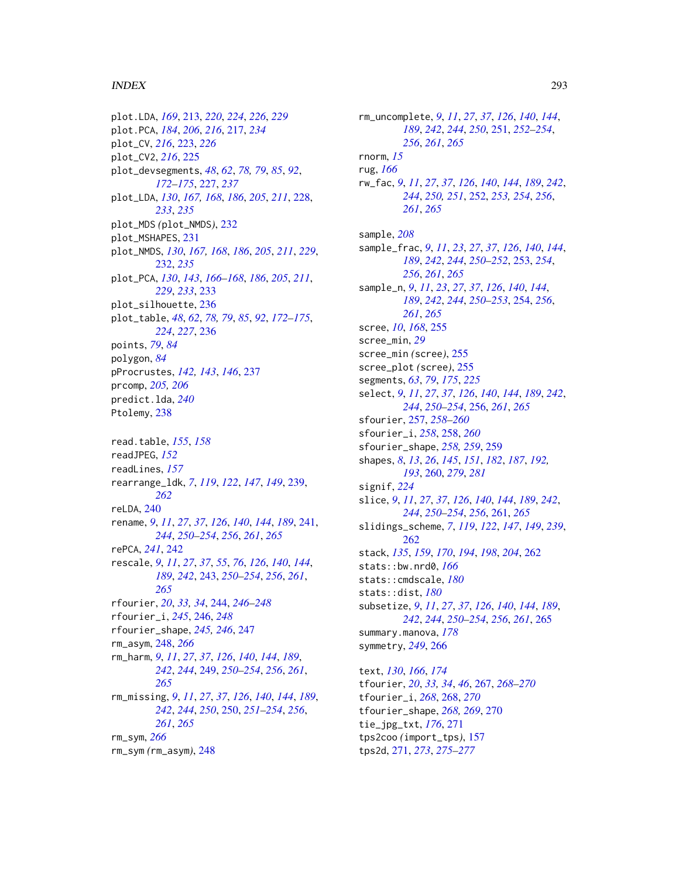plot.LDA, *169*, 213, *220*, *224*, *226*, *229*
plot.PCA, *184*, *206*, *216*, 217, *234*
plot_CV, *216*, 223, *226*
plot_CV2, *216*, 225
plot_devsegments, *48*, *62*, *78, 79*, *85*, *92*, *172–175*, 227, *237*
plot_LDA, *130*, *167, 168*, *186*, *205*, *211*, 228, *233*, *235*
plot_MDS *(plot_NMDS)*, 232
plot_MSHAPES, 231
plot_NMDS, *130*, *167, 168*, *186*, *205*, *211*, *229*, 232, *235*
plot_PCA, *130*, *143*, *166–168*, *186*, *205*, *211*, *229*, *233*, 233
plot_silhouette, 236
plot_table, *48*, *62*, *78, 79*, *85*, *92*, *172–175*, *224*, *227*, 236
points, *79*, *84*
polygon, *84*
pProcrustes, *142, 143*, *146*, 237
prcomp, *205, 206*
predict.lda, *240*
Ptolemy, 238

read.table, *155*, *158*
readJPEG, *152*
readLines, *157*
rearrange_ldk, *7*, *119*, *122*, *147*, *149*, 239, *262*
reLDA, 240
rename, *9*, *11*, *27*, *37*, *126*, *140*, *144*, *189*, 241, *244*, *250–254*, *256*, *261*, *265*
rePCA, *241*, 242
rescale, *9*, *11*, *27*, *37*, *55*, *76*, *126*, *140*, *144*, *189*, *242*, 243, *250–254*, *256*, *261*, *265*
rfourier, *20*, *33, 34*, 244, *246–248*
rfourier_i, *245*, 246, *248*
rfourier_shape, *245, 246*, 247
rm_asym, 248, *266*
rm_harm, *9*, *11*, *27*, *37*, *126*, *140*, *144*, *189*, *242*, *244*, 249, *250–254*, *256*, *261*, *265*
rm_missing, *9*, *11*, *27*, *37*, *126*, *140*, *144*, *189*, *242*, *244*, *250*, 250, *251–254*, *256*, *261*, *265*
rm_sym, *266*
rm_sym *(rm_asym)*, 248
rm_uncomplete, *9*, *11*, *27*, *37*, *126*, *140*, *144*, *189*, *242*, *244*, *250*, 251, *252–254*, *256*, *261*, *265*
rnorm, *15*
rug, *166*
rw_fac, *9*, *11*, *27*, *37*, *126*, *140*, *144*, *189*, *242*, *244*, *250, 251*, 252, *253, 254*, *256*, *261*, *265*

sample, *208*
sample_frac, *9*, *11*, *23*, *27*, *37*, *126*, *140*, *144*, *189*, *242*, *244*, *250–252*, 253, *254*, *256*, *261*, *265*
sample_n, *9*, *11*, *23*, *27*, *37*, *126*, *140*, *144*, *189*, *242*, *244*, *250–253*, 254, *256*, *261*, *265*
scree, *10*, *168*, 255
scree_min, *29*
scree_min *(scree)*, 255
scree_plot *(scree)*, 255
segments, *63*, *79*, *175*, *225*
select, *9*, *11*, *27*, *37*, *126*, *140*, *144*, *189*, *242*, *244*, *250–254*, 256, *261*, *265*
sfourier, 257, *258–260*
sfourier_i, *258*, 258, *260*
sfourier_shape, *258, 259*, 259
shapes, *8*, *13*, *26*, *145*, *151*, *182*, *187*, *192, 193*, 260, *279*, *281*
signif, *224*
slice, *9*, *11*, *27*, *37*, *126*, *140*, *144*, *189*, *242*, *244*, *250–254*, *256*, 261, *265*
slidings_scheme, *7*, *119*, *122*, *147*, *149*, *239*, 262
stack, *135*, *159*, *170*, *194*, *198*, *204*, 262
stats::bw.nrd0, *166*
stats::cmdscale, *180*
stats::dist, *180*
subsetize, *9*, *11*, *27*, *37*, *126*, *140*, *144*, *189*, *242*, *244*, *250–254*, *256*, *261*, 265
summary.manova, *178*
symmetry, *249*, 266

text, *130*, *166*, *174*
tfourier, *20*, *33, 34*, *46*, 267, *268–270*
tfourier_i, *268*, 268, *270*
tfourier_shape, *268, 269*, 270
tie_jpg_txt, *176*, 271
tps2coo *(import_tps)*, 157
tps2d, 271, *273*, *275–277*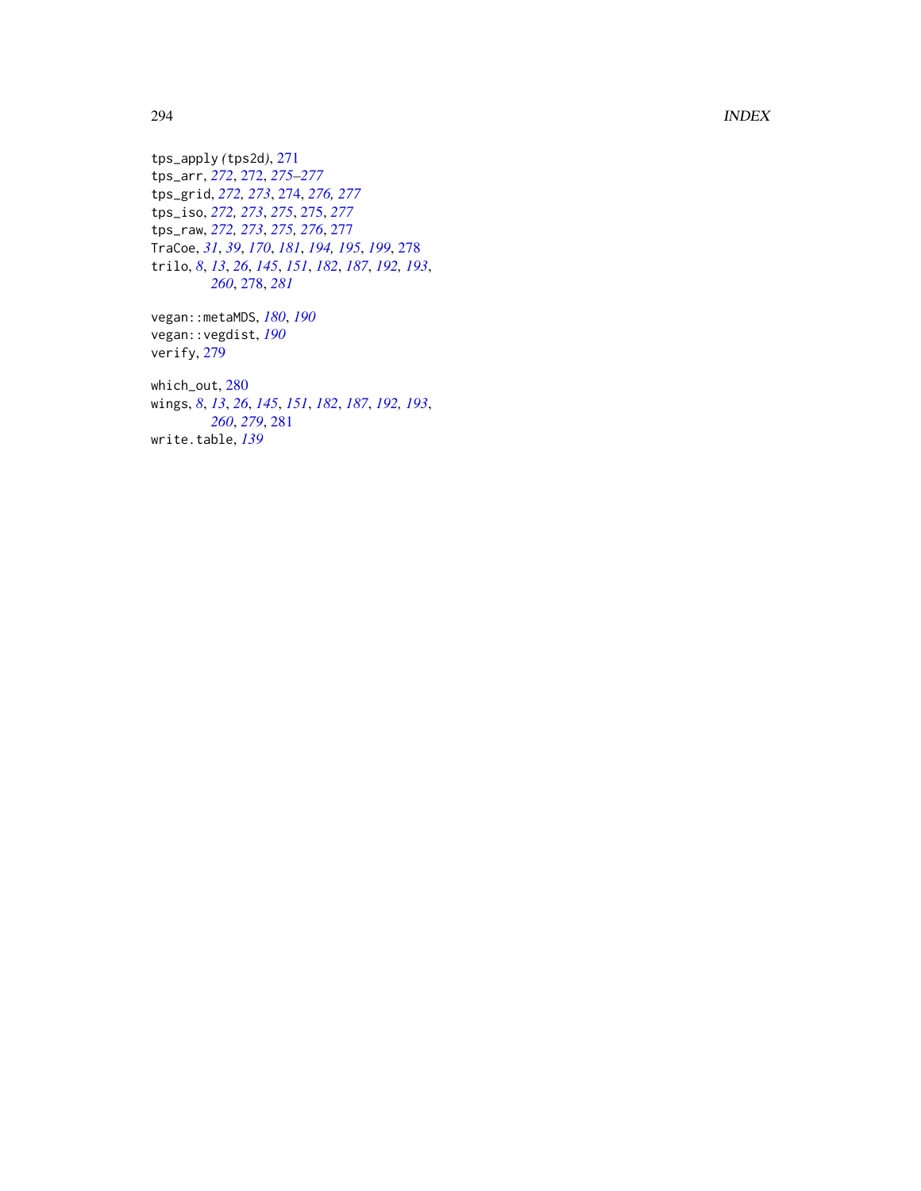tps_apply *(*tps2d*)*, 271
tps_arr, *272*, 272, *275–277*
tps_grid, *272, 273*, 274, *276, 277*
tps_iso, *272, 273*, *275*, 275, *277*
tps_raw, *272, 273*, *275, 276*, 277
TraCoe, *31*, *39*, *170*, *181*, *194, 195*, *199*, 278
trilo, *8*, *13*, *26*, *145*, *151*, *182*, *187*, *192, 193*, *260*, 278, *281*

vegan::metaMDS, *180*, *190*
vegan::vegdist, *190*
verify, 279

which_out, 280
wings, *8*, *13*, *26*, *145*, *151*, *182*, *187*, *192, 193*, *260*, *279*, 281
write.table, *139*